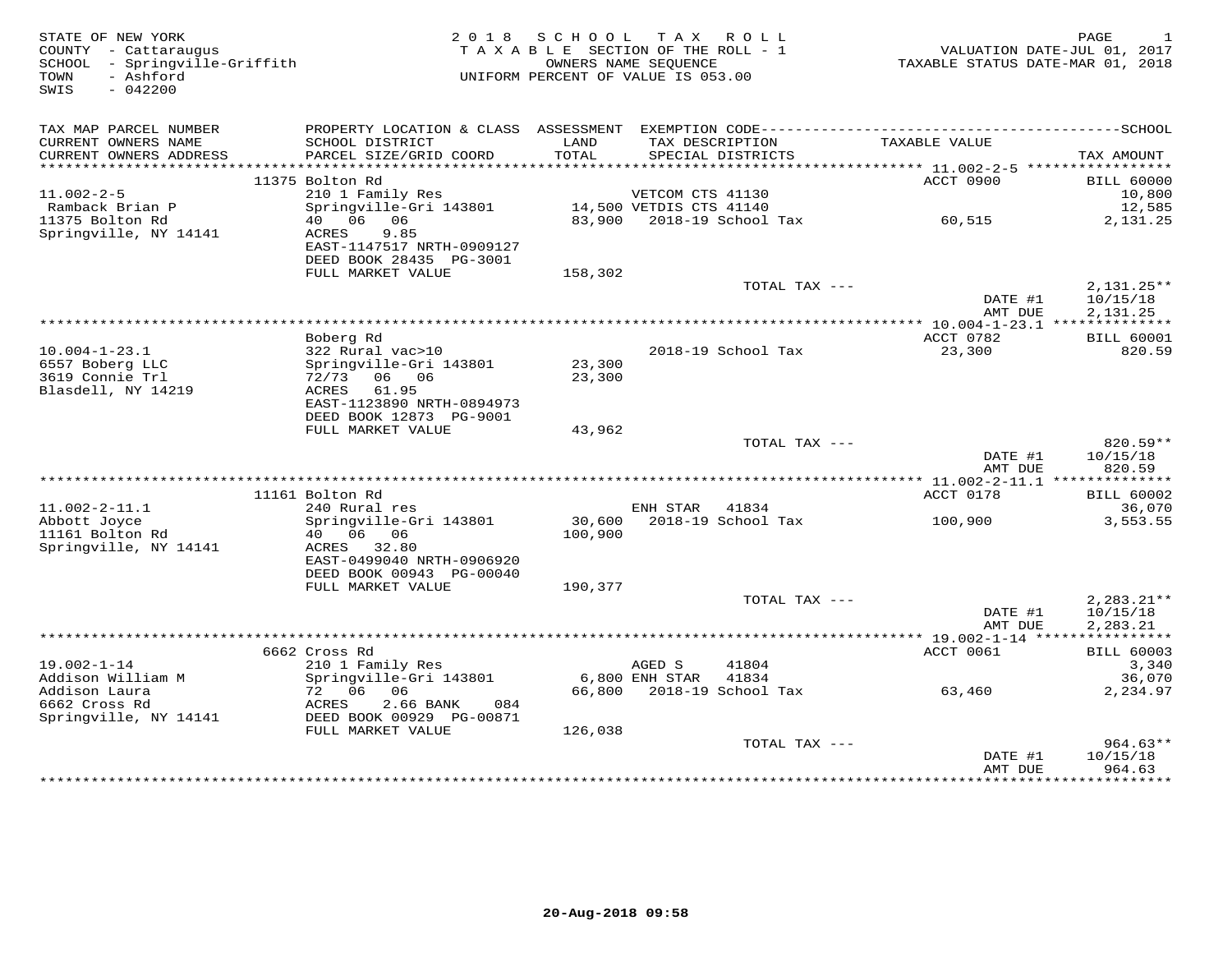STATE OF NEW YORK
COUNTY - Cattaraugus
SCHOOL - Springville-Griffith
TOWN - Ashford
SWIS - 042200

2 0 1 8 S C H O O L T A X R O L L
T A X A B L E SECTION OF THE ROLL - 1
OWNERS NAME SEQUENCE
UNIFORM PERCENT OF VALUE IS 053.00

VALUATION DATE-JUL 01, 2017
TAXABLE STATUS DATE-MAR 01, 2018

| TAX MAP PARCEL NUMBER / CURRENT OWNERS NAME / CURRENT OWNERS ADDRESS | PROPERTY LOCATION & CLASS / SCHOOL DISTRICT / PARCEL SIZE/GRID COORD | ASSESSMENT LAND / TOTAL | EXEMPTION CODE / TAX DESCRIPTION / SPECIAL DISTRICTS | TAXABLE VALUE | SCHOOL TAX AMOUNT |
|---|---|---|---|---|---|
| | 11375 Bolton Rd | | | ACCT 0900 | BILL 60000 |
| 11.002-2-5 | 210 1 Family Res | | VETCOM CTS 41130 | | 10,800 |
| Ramback Brian P | Springville-Gri 143801 | 14,500 | VETDIS CTS 41140 | | 12,585 |
| 11375 Bolton Rd | 40 06 06 | 83,900 | 2018-19 School Tax | 60,515 | 2,131.25 |
| Springville, NY 14141 | ACRES 9.85 | | | | |
| | EAST-1147517 NRTH-0909127 | | | | |
| | DEED BOOK 28435 PG-3001 | | | | |
| | FULL MARKET VALUE | 158,302 | | | |
| | | | TOTAL TAX --- | | 2,131.25** |
| | | | | DATE #1 | 10/15/18 |
| | | | | AMT DUE | 2,131.25 |
| | Boberg Rd | | | ACCT 0782 | BILL 60001 |
| 10.004-1-23.1 | 322 Rural vac>10 | | 2018-19 School Tax | 23,300 | 820.59 |
| 6557 Boberg LLC | Springville-Gri 143801 | 23,300 | | | |
| 3619 Connie Trl | 72/73 06 06 | 23,300 | | | |
| Blasdell, NY 14219 | ACRES 61.95 | | | | |
| | EAST-1123890 NRTH-0894973 | | | | |
| | DEED BOOK 12873 PG-9001 | | | | |
| | FULL MARKET VALUE | 43,962 | | | |
| | | | TOTAL TAX --- | | 820.59** |
| | | | | DATE #1 | 10/15/18 |
| | | | | AMT DUE | 820.59 |
| | 11161 Bolton Rd | | | ACCT 0178 | BILL 60002 |
| 11.002-2-11.1 | 240 Rural res | | ENH STAR 41834 | | 36,070 |
| Abbott Joyce | Springville-Gri 143801 | 30,600 | 2018-19 School Tax | 100,900 | 3,553.55 |
| 11161 Bolton Rd | 40 06 06 | 100,900 | | | |
| Springville, NY 14141 | ACRES 32.80 | | | | |
| | EAST-0499040 NRTH-0906920 | | | | |
| | DEED BOOK 00943 PG-00040 | | | | |
| | FULL MARKET VALUE | 190,377 | | | |
| | | | TOTAL TAX --- | | 2,283.21** |
| | | | | DATE #1 | 10/15/18 |
| | | | | AMT DUE | 2,283.21 |
| | 6662 Cross Rd | | | ACCT 0061 | BILL 60003 |
| 19.002-1-14 | 210 1 Family Res | | AGED S 41804 | | 3,340 |
| Addison William M | Springville-Gri 143801 | 6,800 | ENH STAR 41834 | | 36,070 |
| Addison Laura | 72 06 06 | 66,800 | 2018-19 School Tax | 63,460 | 2,234.97 |
| 6662 Cross Rd | ACRES 2.66 BANK 084 | | | | |
| Springville, NY 14141 | DEED BOOK 00929 PG-00871 | | | | |
| | FULL MARKET VALUE | 126,038 | | | |
| | | | TOTAL TAX --- | | 964.63** |
| | | | | DATE #1 | 10/15/18 |
| | | | | AMT DUE | 964.63 |

20-Aug-2018 09:58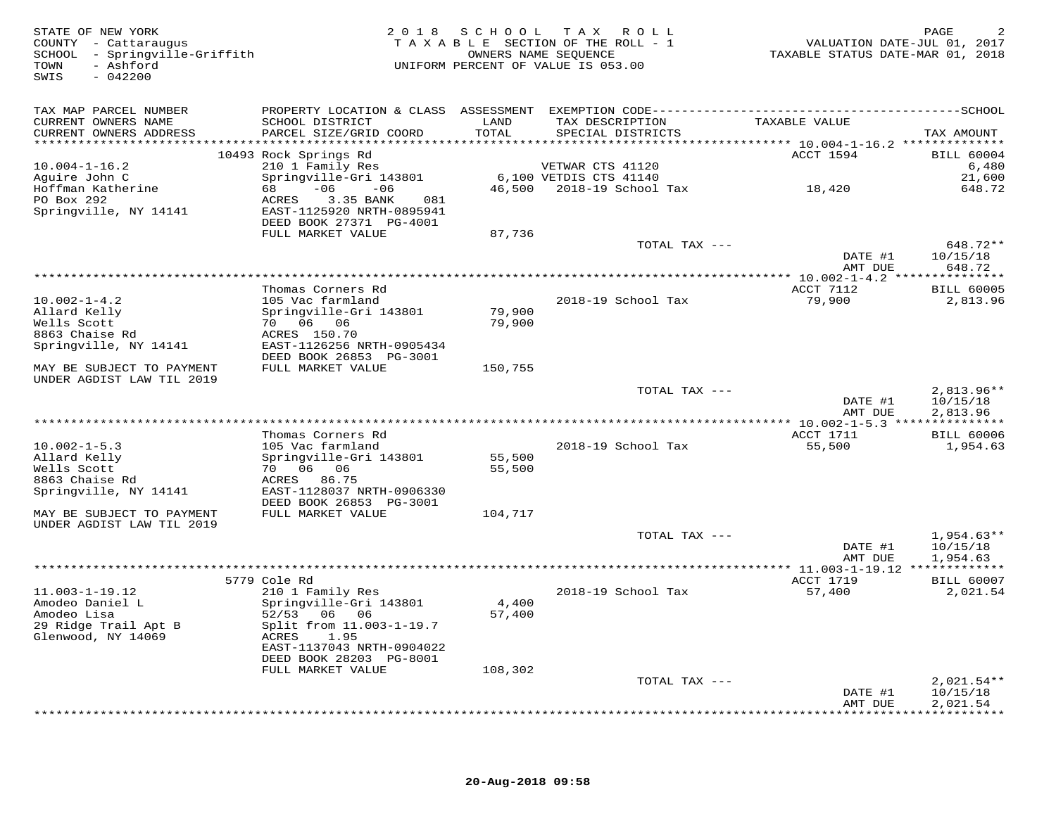STATE OF NEW YORK
COUNTY - Cattaraugus
SCHOOL - Springville-Griffith
TOWN - Ashford
SWIS - 042200

# 2018 SCHOOL TAX ROLL

TAXABLE SECTION OF THE ROLL - 1
OWNERS NAME SEQUENCE
UNIFORM PERCENT OF VALUE IS 053.00

VALUATION DATE-JUL 01, 2017
TAXABLE STATUS DATE-MAR 01, 2018

| TAX MAP PARCEL NUMBER / CURRENT OWNERS NAME / CURRENT OWNERS ADDRESS | PROPERTY LOCATION & CLASS / SCHOOL DISTRICT / PARCEL SIZE/GRID COORD | ASSESSMENT LAND / TOTAL | EXEMPTION CODE / TAX DESCRIPTION / SPECIAL DISTRICTS | TAXABLE VALUE | TAX AMOUNT |
|---|---|---|---|---|---|
| **10.004-1-16.2** | 10493 Rock Springs Rd | | | ACCT 1594 | BILL 60004 |
| Aguire John C | 210 1 Family Res | | VETWAR CTS 41120 | | 6,480 |
| Hoffman Katherine | Springville-Gri 143801 | 6,100 | VETDIS CTS 41140 | | 21,600 |
| PO Box 292 | 68 -06 -06 | 46,500 | 2018-19 School Tax | 18,420 | 648.72 |
| Springville, NY 14141 | ACRES 3.35 BANK 081 | | | | |
| | EAST-1125920 NRTH-0895941 | | | | |
| | DEED BOOK 27371 PG-4001 | | | | |
| | FULL MARKET VALUE | 87,736 | | | |
| | | | TOTAL TAX --- | | 648.72** |
| | | | | DATE #1 | 10/15/18 |
| | | | | AMT DUE | 648.72 |
| **10.002-1-4.2** | Thomas Corners Rd | | | ACCT 7112 | BILL 60005 |
| Allard Kelly | 105 Vac farmland | | 2018-19 School Tax | 79,900 | 2,813.96 |
| Wells Scott | Springville-Gri 143801 | 79,900 | | | |
| 8863 Chaise Rd | 70 06 06 | 79,900 | | | |
| Springville, NY 14141 | ACRES 150.70 | | | | |
| | EAST-1126256 NRTH-0905434 | | | | |
| | DEED BOOK 26853 PG-3001 | | | | |
| MAY BE SUBJECT TO PAYMENT UNDER AGDIST LAW TIL 2019 | FULL MARKET VALUE | 150,755 | | | |
| | | | TOTAL TAX --- | | 2,813.96** |
| | | | | DATE #1 | 10/15/18 |
| | | | | AMT DUE | 2,813.96 |
| **10.002-1-5.3** | Thomas Corners Rd | | | ACCT 1711 | BILL 60006 |
| Allard Kelly | 105 Vac farmland | | 2018-19 School Tax | 55,500 | 1,954.63 |
| Wells Scott | Springville-Gri 143801 | 55,500 | | | |
| 8863 Chaise Rd | 70 06 06 | 55,500 | | | |
| Springville, NY 14141 | ACRES 86.75 | | | | |
| | EAST-1128037 NRTH-0906330 | | | | |
| | DEED BOOK 26853 PG-3001 | | | | |
| MAY BE SUBJECT TO PAYMENT UNDER AGDIST LAW TIL 2019 | FULL MARKET VALUE | 104,717 | | | |
| | | | TOTAL TAX --- | | 1,954.63** |
| | | | | DATE #1 | 10/15/18 |
| | | | | AMT DUE | 1,954.63 |
| **11.003-1-19.12** | 5779 Cole Rd | | | ACCT 1719 | BILL 60007 |
| Amodeo Daniel L | 210 1 Family Res | | 2018-19 School Tax | 57,400 | 2,021.54 |
| Amodeo Lisa | Springville-Gri 143801 | 4,400 | | | |
| 29 Ridge Trail Apt B | 52/53 06 06 | 57,400 | | | |
| Glenwood, NY 14069 | Split from 11.003-1-19.7 | | | | |
| | ACRES 1.95 | | | | |
| | EAST-1137043 NRTH-0904022 | | | | |
| | DEED BOOK 28203 PG-8001 | | | | |
| | FULL MARKET VALUE | 108,302 | | | |
| | | | TOTAL TAX --- | | 2,021.54** |
| | | | | DATE #1 | 10/15/18 |
| | | | | AMT DUE | 2,021.54 |

20-Aug-2018 09:58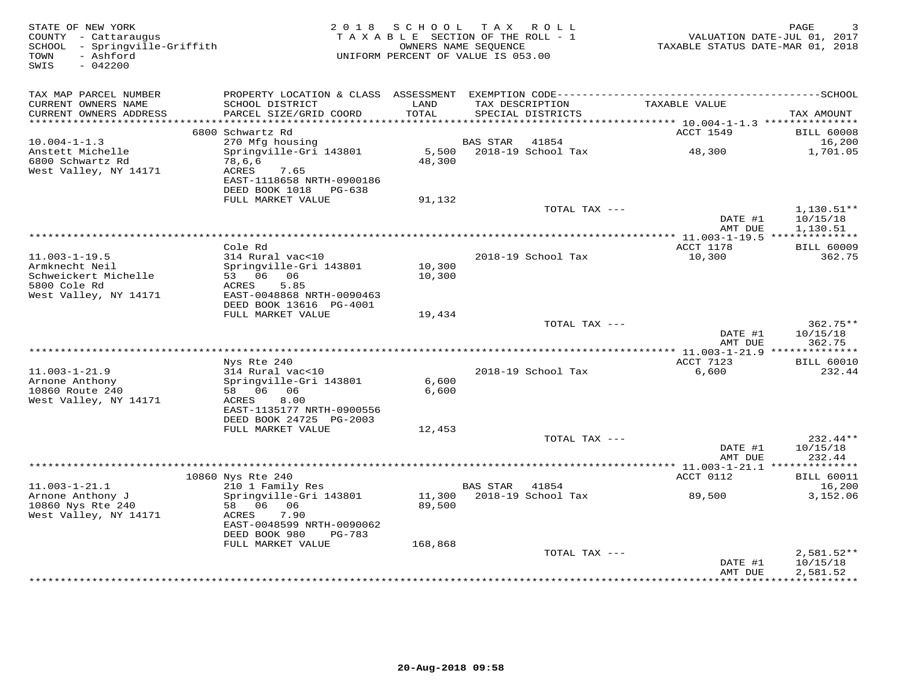STATE OF NEW YORK
COUNTY - Cattaraugus
SCHOOL - Springville-Griffith
TOWN - Ashford
SWIS - 042200

2 0 1 8 S C H O O L T A X R O L L
T A X A B L E SECTION OF THE ROLL - 1
OWNERS NAME SEQUENCE
UNIFORM PERCENT OF VALUE IS 053.00

VALUATION DATE-JUL 01, 2017
TAXABLE STATUS DATE-MAR 01, 2018

| TAX MAP PARCEL NUMBER / CURRENT OWNERS NAME / CURRENT OWNERS ADDRESS | PROPERTY LOCATION & CLASS / SCHOOL DISTRICT / PARCEL SIZE/GRID COORD | ASSESSMENT LAND / TOTAL | EXEMPTION CODE / TAX DESCRIPTION / SPECIAL DISTRICTS | TAXABLE VALUE | TAX AMOUNT (SCHOOL) |
|---|---|---|---|---|---|
| | 6800 Schwartz Rd | | | ACCT 1549 | BILL 60008 |
| 10.004-1-1.3 | 270 Mfg housing | | BAS STAR 41854 | | 16,200 |
| Anstett Michelle | Springville-Gri 143801 | 5,500 | 2018-19 School Tax | 48,300 | 1,701.05 |
| 6800 Schwartz Rd | 78,6,6 | 48,300 | | | |
| West Valley, NY 14171 | ACRES 7.65 | | | | |
| | EAST-1118658 NRTH-0900186 | | | | |
| | DEED BOOK 1018 PG-638 | | | | |
| | FULL MARKET VALUE | 91,132 | | | |
| | | | TOTAL TAX --- | | 1,130.51** |
| | | | | DATE #1 | 10/15/18 |
| | | | | AMT DUE | 1,130.51 |
| | Cole Rd | | | ACCT 1178 | BILL 60009 |
| 11.003-1-19.5 | 314 Rural vac<10 | | 2018-19 School Tax | 10,300 | 362.75 |
| Armknecht Neil | Springville-Gri 143801 | 10,300 | | | |
| Schweickert Michelle | 53 06 06 | 10,300 | | | |
| 5800 Cole Rd | ACRES 5.85 | | | | |
| West Valley, NY 14171 | EAST-0048868 NRTH-0090463 | | | | |
| | DEED BOOK 13616 PG-4001 | | | | |
| | FULL MARKET VALUE | 19,434 | | | |
| | | | TOTAL TAX --- | | 362.75** |
| | | | | DATE #1 | 10/15/18 |
| | | | | AMT DUE | 362.75 |
| | Nys Rte 240 | | | ACCT 7123 | BILL 60010 |
| 11.003-1-21.9 | 314 Rural vac<10 | | 2018-19 School Tax | 6,600 | 232.44 |
| Arnone Anthony | Springville-Gri 143801 | 6,600 | | | |
| 10860 Route 240 | 58 06 06 | 6,600 | | | |
| West Valley, NY 14171 | ACRES 8.00 | | | | |
| | EAST-1135177 NRTH-0900556 | | | | |
| | DEED BOOK 24725 PG-2003 | | | | |
| | FULL MARKET VALUE | 12,453 | | | |
| | | | TOTAL TAX --- | | 232.44** |
| | | | | DATE #1 | 10/15/18 |
| | | | | AMT DUE | 232.44 |
| | 10860 Nys Rte 240 | | | ACCT 0112 | BILL 60011 |
| 11.003-1-21.1 | 210 1 Family Res | | BAS STAR 41854 | | 16,200 |
| Arnone Anthony J | Springville-Gri 143801 | 11,300 | 2018-19 School Tax | 89,500 | 3,152.06 |
| 10860 Nys Rte 240 | 58 06 06 | 89,500 | | | |
| West Valley, NY 14171 | ACRES 7.90 | | | | |
| | EAST-0048599 NRTH-0090062 | | | | |
| | DEED BOOK 980 PG-783 | | | | |
| | FULL MARKET VALUE | 168,868 | | | |
| | | | TOTAL TAX --- | | 2,581.52** |
| | | | | DATE #1 | 10/15/18 |
| | | | | AMT DUE | 2,581.52 |

20-Aug-2018 09:58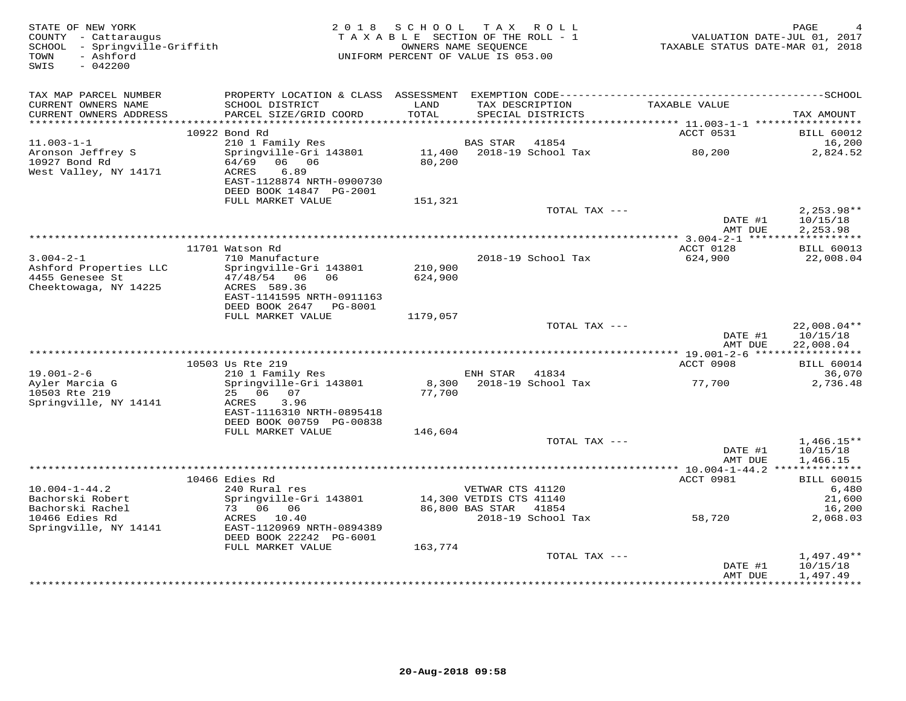STATE OF NEW YORK
COUNTY - Cattaraugus
SCHOOL - Springville-Griffith
TOWN - Ashford
SWIS - 042200

2 0 1 8 S C H O O L T A X R O L L
T A X A B L E SECTION OF THE ROLL - 1
OWNERS NAME SEQUENCE
UNIFORM PERCENT OF VALUE IS 053.00

VALUATION DATE-JUL 01, 2017
TAXABLE STATUS DATE-MAR 01, 2018

| TAX MAP PARCEL NUMBER / CURRENT OWNERS NAME / CURRENT OWNERS ADDRESS | PROPERTY LOCATION & CLASS / SCHOOL DISTRICT / PARCEL SIZE/GRID COORD | ASSESSMENT LAND / TOTAL | EXEMPTION CODE / TAX DESCRIPTION / SPECIAL DISTRICTS | TAXABLE VALUE | SCHOOL TAX AMOUNT |
|---|---|---|---|---|---|
| | 10922 Bond Rd | | | ACCT 0531 | BILL 60012 |
| 11.003-1-1 | 210 1 Family Res | | BAS STAR 41854 | | 16,200 |
| Aronson Jeffrey S | Springville-Gri 143801 | 11,400 | 2018-19 School Tax | 80,200 | 2,824.52 |
| 10927 Bond Rd | 64/69 06 06 | 80,200 | | | |
| West Valley, NY 14171 | ACRES 6.89 | | | | |
| | EAST-1128874 NRTH-0900730 | | | | |
| | DEED BOOK 14847 PG-2001 | | | | |
| | FULL MARKET VALUE | 151,321 | | | |
| | | | TOTAL TAX --- | | 2,253.98** |
| | | | | DATE #1 | 10/15/18 |
| | | | | AMT DUE | 2,253.98 |
| | 11701 Watson Rd | | | ACCT 0128 | BILL 60013 |
| 3.004-2-1 | 710 Manufacture | | 2018-19 School Tax | 624,900 | 22,008.04 |
| Ashford Properties LLC | Springville-Gri 143801 | 210,900 | | | |
| 4455 Genesee St | 47/48/54 06 06 | 624,900 | | | |
| Cheektowaga, NY 14225 | ACRES 589.36 | | | | |
| | EAST-1141595 NRTH-0911163 | | | | |
| | DEED BOOK 2647 PG-8001 | | | | |
| | FULL MARKET VALUE | 1179,057 | | | |
| | | | TOTAL TAX --- | | 22,008.04** |
| | | | | DATE #1 | 10/15/18 |
| | | | | AMT DUE | 22,008.04 |
| | 10503 Us Rte 219 | | | ACCT 0908 | BILL 60014 |
| 19.001-2-6 | 210 1 Family Res | | ENH STAR 41834 | | 36,070 |
| Ayler Marcia G | Springville-Gri 143801 | 8,300 | 2018-19 School Tax | 77,700 | 2,736.48 |
| 10503 Rte 219 | 25 06 07 | 77,700 | | | |
| Springville, NY 14141 | ACRES 3.96 | | | | |
| | EAST-1116310 NRTH-0895418 | | | | |
| | DEED BOOK 00759 PG-00838 | | | | |
| | FULL MARKET VALUE | 146,604 | | | |
| | | | TOTAL TAX --- | | 1,466.15** |
| | | | | DATE #1 | 10/15/18 |
| | | | | AMT DUE | 1,466.15 |
| | 10466 Edies Rd | | | ACCT 0981 | BILL 60015 |
| 10.004-1-44.2 | 240 Rural res | | VETWAR CTS 41120 | | 6,480 |
| Bachorski Robert | Springville-Gri 143801 | 14,300 | VETDIS CTS 41140 | | 21,600 |
| Bachorski Rachel | 73 06 06 | 86,800 | BAS STAR 41854 | | 16,200 |
| 10466 Edies Rd | ACRES 10.40 | | 2018-19 School Tax | 58,720 | 2,068.03 |
| Springville, NY 14141 | EAST-1120969 NRTH-0894389 | | | | |
| | DEED BOOK 22242 PG-6001 | | | | |
| | FULL MARKET VALUE | 163,774 | | | |
| | | | TOTAL TAX --- | | 1,497.49** |
| | | | | DATE #1 | 10/15/18 |
| | | | | AMT DUE | 1,497.49 |

20-Aug-2018 09:58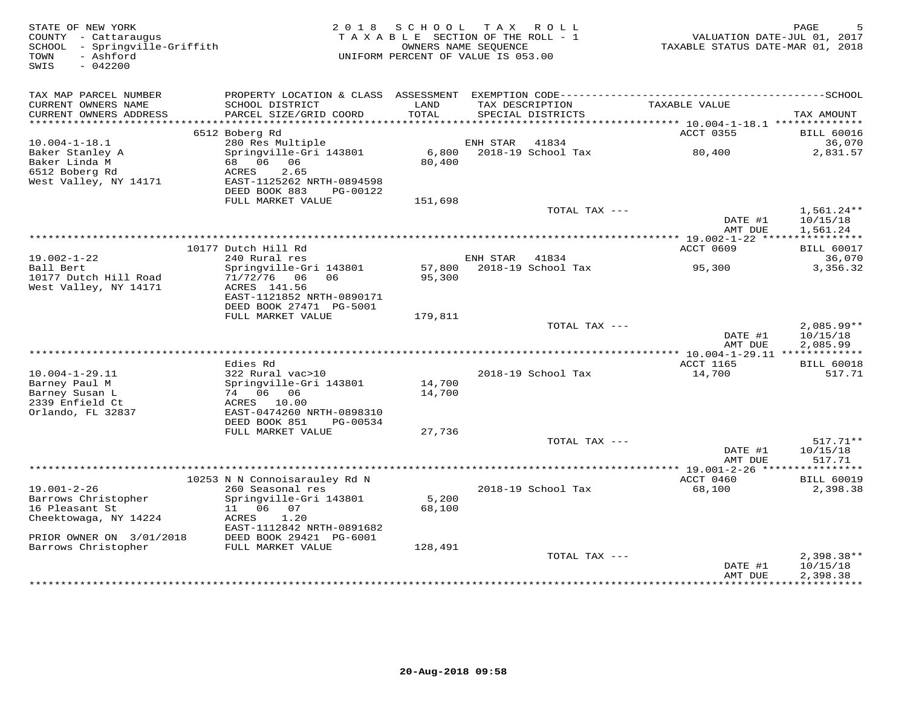STATE OF NEW YORK
COUNTY - Cattaraugus
SCHOOL - Springville-Griffith
TOWN - Ashford
SWIS - 042200

2 0 1 8 S C H O O L T A X R O L L
T A X A B L E SECTION OF THE ROLL - 1
OWNERS NAME SEQUENCE
UNIFORM PERCENT OF VALUE IS 053.00

VALUATION DATE-JUL 01, 2017
TAXABLE STATUS DATE-MAR 01, 2018

| TAX MAP PARCEL NUMBER / CURRENT OWNERS NAME / CURRENT OWNERS ADDRESS | PROPERTY LOCATION & CLASS / SCHOOL DISTRICT / PARCEL SIZE/GRID COORD | ASSESSMENT LAND / TOTAL | EXEMPTION CODE / TAX DESCRIPTION / SPECIAL DISTRICTS | TAXABLE VALUE | TAX AMOUNT (SCHOOL) |
|---|---|---|---|---|---|
| | 6512 Boberg Rd | | | ACCT 0355 | BILL 60016 |
| 10.004-1-18.1 | 280 Res Multiple | | ENH STAR 41834 | | 36,070 |
| Baker Stanley A | Springville-Gri 143801 | 6,800 | 2018-19 School Tax | 80,400 | 2,831.57 |
| Baker Linda M | 68 06 06 | 80,400 | | | |
| 6512 Boberg Rd | ACRES 2.65 | | | | |
| West Valley, NY 14171 | EAST-1125262 NRTH-0894598 | | | | |
| | DEED BOOK 883 PG-00122 | | | | |
| | FULL MARKET VALUE | 151,698 | | | |
| | | | TOTAL TAX --- | | 1,561.24** |
| | | | | DATE #1 | 10/15/18 |
| | | | | AMT DUE | 1,561.24 |
| | 10177 Dutch Hill Rd | | | ACCT 0609 | BILL 60017 |
| 19.002-1-22 | 240 Rural res | | ENH STAR 41834 | | 36,070 |
| Ball Bert | Springville-Gri 143801 | 57,800 | 2018-19 School Tax | 95,300 | 3,356.32 |
| 10177 Dutch Hill Road | 71/72/76 06 06 | 95,300 | | | |
| West Valley, NY 14171 | ACRES 141.56 | | | | |
| | EAST-1121852 NRTH-0890171 | | | | |
| | DEED BOOK 27471 PG-5001 | | | | |
| | FULL MARKET VALUE | 179,811 | | | |
| | | | TOTAL TAX --- | | 2,085.99** |
| | | | | DATE #1 | 10/15/18 |
| | | | | AMT DUE | 2,085.99 |
| | Edies Rd | | | ACCT 1165 | BILL 60018 |
| 10.004-1-29.11 | 322 Rural vac>10 | | 2018-19 School Tax | 14,700 | 517.71 |
| Barney Paul M | Springville-Gri 143801 | 14,700 | | | |
| Barney Susan L | 74 06 06 | 14,700 | | | |
| 2339 Enfield Ct | ACRES 10.00 | | | | |
| Orlando, FL 32837 | EAST-0474260 NRTH-0898310 | | | | |
| | DEED BOOK 851 PG-00534 | | | | |
| | FULL MARKET VALUE | 27,736 | | | |
| | | | TOTAL TAX --- | | 517.71** |
| | | | | DATE #1 | 10/15/18 |
| | | | | AMT DUE | 517.71 |
| | 10253 N N Connoisarauley Rd N | | | ACCT 0460 | BILL 60019 |
| 19.001-2-26 | 260 Seasonal res | | 2018-19 School Tax | 68,100 | 2,398.38 |
| Barrows Christopher | Springville-Gri 143801 | 5,200 | | | |
| 16 Pleasant St | 11 06 07 | 68,100 | | | |
| Cheektowaga, NY 14224 | ACRES 1.20 | | | | |
| | EAST-1112842 NRTH-0891682 | | | | |
| PRIOR OWNER ON 3/01/2018 | DEED BOOK 29421 PG-6001 | | | | |
| Barrows Christopher | FULL MARKET VALUE | 128,491 | | | |
| | | | TOTAL TAX --- | | 2,398.38** |
| | | | | DATE #1 | 10/15/18 |
| | | | | AMT DUE | 2,398.38 |

20-Aug-2018 09:58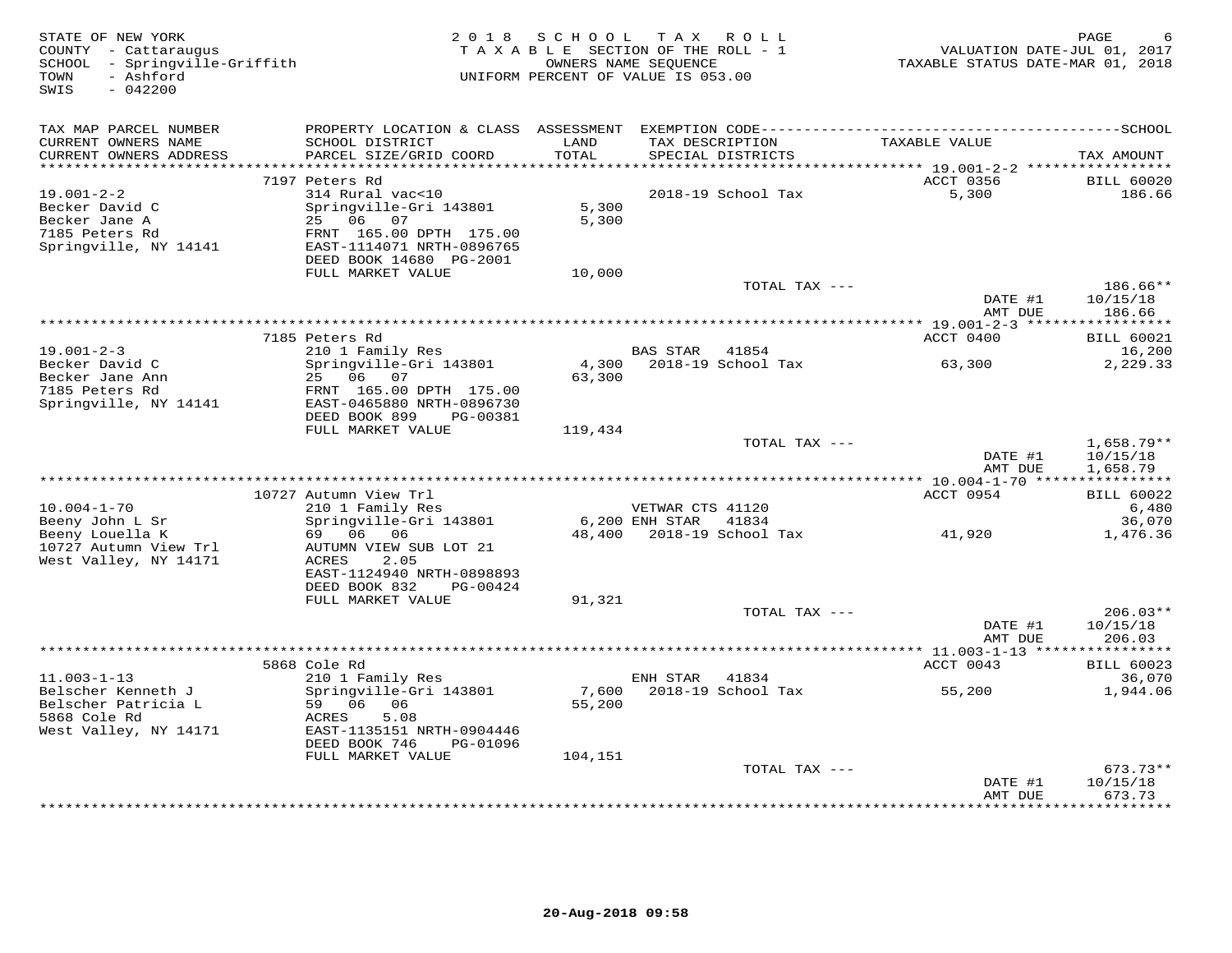STATE OF NEW YORK
COUNTY - Cattaraugus
SCHOOL - Springville-Griffith
TOWN - Ashford
SWIS - 042200

2 0 1 8 S C H O O L T A X R O L L
T A X A B L E SECTION OF THE ROLL - 1
OWNERS NAME SEQUENCE
UNIFORM PERCENT OF VALUE IS 053.00

VALUATION DATE-JUL 01, 2017
TAXABLE STATUS DATE-MAR 01, 2018

| TAX MAP PARCEL NUMBER / CURRENT OWNERS NAME / CURRENT OWNERS ADDRESS | PROPERTY LOCATION & CLASS / SCHOOL DISTRICT / PARCEL SIZE/GRID COORD | ASSESSMENT LAND / TOTAL | EXEMPTION CODE / TAX DESCRIPTION / SPECIAL DISTRICTS | TAXABLE VALUE | TAX AMOUNT |
|---|---|---|---|---|---|
| 19.001-2-2 | 7197 Peters Rd | | | ACCT 0356 | BILL 60020 |
| Becker David C | 314 Rural vac<10 | | 2018-19 School Tax | 5,300 | 186.66 |
| Becker Jane A | Springville-Gri 143801 | 5,300 | | | |
| 7185 Peters Rd | 25 06 07 | 5,300 | | | |
| Springville, NY 14141 | FRNT 165.00 DPTH 175.00 | | | | |
| | EAST-1114071 NRTH-0896765 | | | | |
| | DEED BOOK 14680 PG-2001 | | | | |
| | FULL MARKET VALUE | 10,000 | | | |
| | | | TOTAL TAX --- | | 186.66** |
| | | | | DATE #1 | 10/15/18 |
| | | | | AMT DUE | 186.66 |
| 19.001-2-3 | 7185 Peters Rd | | | ACCT 0400 | BILL 60021 |
| Becker David C | 210 1 Family Res | | BAS STAR 41854 | | 16,200 |
| Becker Jane Ann | Springville-Gri 143801 | 4,300 | 2018-19 School Tax | 63,300 | 2,229.33 |
| 7185 Peters Rd | 25 06 07 | 63,300 | | | |
| Springville, NY 14141 | FRNT 165.00 DPTH 175.00 | | | | |
| | EAST-0465880 NRTH-0896730 | | | | |
| | DEED BOOK 899 PG-00381 | | | | |
| | FULL MARKET VALUE | 119,434 | | | |
| | | | TOTAL TAX --- | | 1,658.79** |
| | | | | DATE #1 | 10/15/18 |
| | | | | AMT DUE | 1,658.79 |
| 10.004-1-70 | 10727 Autumn View Trl | | | ACCT 0954 | BILL 60022 |
| Beeny John L Sr | 210 1 Family Res | | VETWAR CTS 41120 | | 6,480 |
| Beeny Louella K | Springville-Gri 143801 | 6,200 | ENH STAR 41834 | | 36,070 |
| 10727 Autumn View Trl | 69 06 06 | 48,400 | 2018-19 School Tax | 41,920 | 1,476.36 |
| West Valley, NY 14171 | AUTUMN VIEW SUB LOT 21 | | | | |
| | ACRES 2.05 | | | | |
| | EAST-1124940 NRTH-0898893 | | | | |
| | DEED BOOK 832 PG-00424 | | | | |
| | FULL MARKET VALUE | 91,321 | | | |
| | | | TOTAL TAX --- | | 206.03** |
| | | | | DATE #1 | 10/15/18 |
| | | | | AMT DUE | 206.03 |
| 11.003-1-13 | 5868 Cole Rd | | | ACCT 0043 | BILL 60023 |
| Belscher Kenneth J | 210 1 Family Res | | ENH STAR 41834 | | 36,070 |
| Belscher Patricia L | Springville-Gri 143801 | 7,600 | 2018-19 School Tax | 55,200 | 1,944.06 |
| 5868 Cole Rd | 59 06 06 | 55,200 | | | |
| West Valley, NY 14171 | ACRES 5.08 | | | | |
| | EAST-1135151 NRTH-0904446 | | | | |
| | DEED BOOK 746 PG-01096 | | | | |
| | FULL MARKET VALUE | 104,151 | | | |
| | | | TOTAL TAX --- | | 673.73** |
| | | | | DATE #1 | 10/15/18 |
| | | | | AMT DUE | 673.73 |

20-Aug-2018 09:58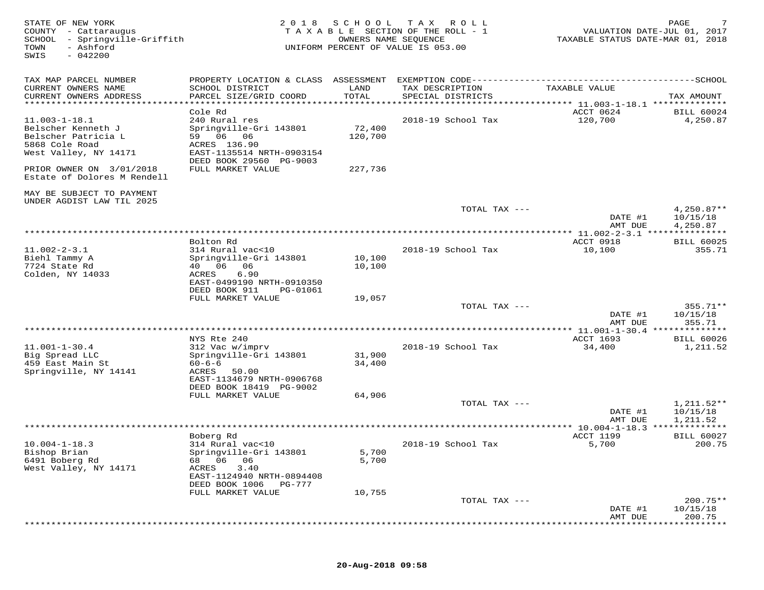STATE OF NEW YORK
COUNTY - Cattaraugus
SCHOOL - Springville-Griffith
TOWN - Ashford
SWIS - 042200

2018 SCHOOL TAX ROLL
TAXABLE SECTION OF THE ROLL - 1
OWNERS NAME SEQUENCE
UNIFORM PERCENT OF VALUE IS 053.00

VALUATION DATE-JUL 01, 2017
TAXABLE STATUS DATE-MAR 01, 2018

| TAX MAP PARCEL NUMBER / CURRENT OWNERS NAME / CURRENT OWNERS ADDRESS | PROPERTY LOCATION & CLASS / SCHOOL DISTRICT / PARCEL SIZE/GRID COORD | ASSESSMENT LAND / TOTAL | EXEMPTION CODE / TAX DESCRIPTION / SPECIAL DISTRICTS | TAXABLE VALUE | TAX AMOUNT |
|---|---|---|---|---|---|
| **11.003-1-18.1** | Cole Rd | | | ACCT 0624 | BILL 60024 |
| 11.003-1-18.1 | 240 Rural res | | 2018-19 School Tax | 120,700 | 4,250.87 |
| Belscher Kenneth J | Springville-Gri 143801 | 72,400 | | | |
| Belscher Patricia L | 59 06 06 | 120,700 | | | |
| 5868 Cole Road | ACRES 136.90 | | | | |
| West Valley, NY 14171 | EAST-1135514 NRTH-0903154 | | | | |
| | DEED BOOK 29560 PG-9003 | | | | |
| PRIOR OWNER ON 3/01/2018 | FULL MARKET VALUE | 227,736 | | | |
| Estate of Dolores M Rendell | | | | | |
| MAY BE SUBJECT TO PAYMENT | | | | | |
| UNDER AGDIST LAW TIL 2025 | | | | | |
| | | | TOTAL TAX --- | | 4,250.87** |
| | | | | DATE #1 | 10/15/18 |
| | | | | AMT DUE | 4,250.87 |
| **11.002-2-3.1** | Bolton Rd | | | ACCT 0918 | BILL 60025 |
| 11.002-2-3.1 | 314 Rural vac<10 | | 2018-19 School Tax | 10,100 | 355.71 |
| Biehl Tammy A | Springville-Gri 143801 | 10,100 | | | |
| 7724 State Rd | 40 06 06 | 10,100 | | | |
| Colden, NY 14033 | ACRES 6.90 | | | | |
| | EAST-0499190 NRTH-0910350 | | | | |
| | DEED BOOK 911 PG-01061 | | | | |
| | FULL MARKET VALUE | 19,057 | | | |
| | | | TOTAL TAX --- | | 355.71** |
| | | | | DATE #1 | 10/15/18 |
| | | | | AMT DUE | 355.71 |
| **11.001-1-30.4** | NYS Rte 240 | | | ACCT 1693 | BILL 60026 |
| 11.001-1-30.4 | 312 Vac w/imprv | | 2018-19 School Tax | 34,400 | 1,211.52 |
| Big Spread LLC | Springville-Gri 143801 | 31,900 | | | |
| 459 East Main St | 60-6-6 | 34,400 | | | |
| Springville, NY 14141 | ACRES 50.00 | | | | |
| | EAST-1134679 NRTH-0906768 | | | | |
| | DEED BOOK 18419 PG-9002 | | | | |
| | FULL MARKET VALUE | 64,906 | | | |
| | | | TOTAL TAX --- | | 1,211.52** |
| | | | | DATE #1 | 10/15/18 |
| | | | | AMT DUE | 1,211.52 |
| **10.004-1-18.3** | Boberg Rd | | | ACCT 1199 | BILL 60027 |
| 10.004-1-18.3 | 314 Rural vac<10 | | 2018-19 School Tax | 5,700 | 200.75 |
| Bishop Brian | Springville-Gri 143801 | 5,700 | | | |
| 6491 Boberg Rd | 68 06 06 | 5,700 | | | |
| West Valley, NY 14171 | ACRES 3.40 | | | | |
| | EAST-1124940 NRTH-0894408 | | | | |
| | DEED BOOK 1006 PG-777 | | | | |
| | FULL MARKET VALUE | 10,755 | | | |
| | | | TOTAL TAX --- | | 200.75** |
| | | | | DATE #1 | 10/15/18 |
| | | | | AMT DUE | 200.75 |

20-Aug-2018 09:58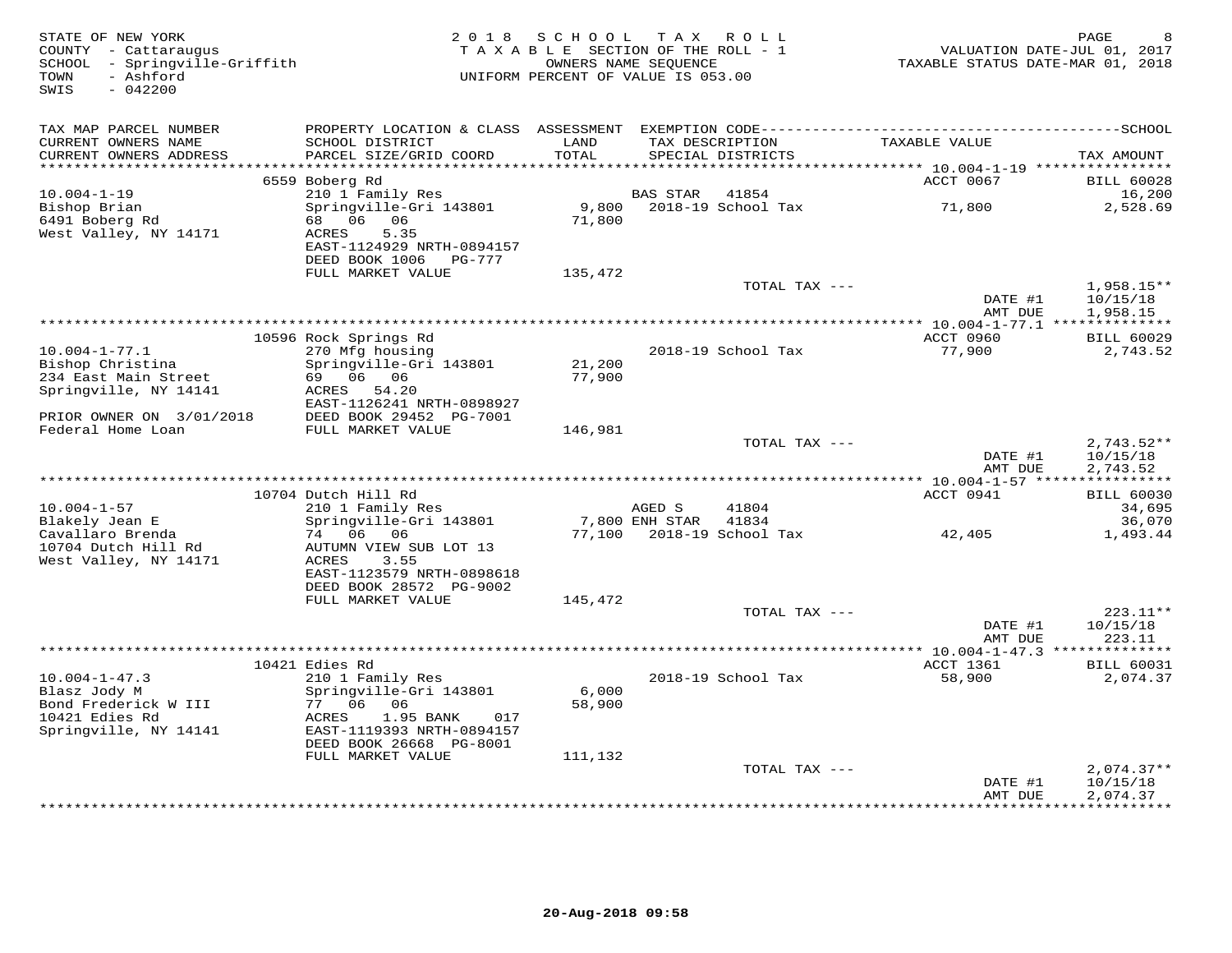STATE OF NEW YORK
COUNTY - Cattaraugus
SCHOOL - Springville-Griffith
TOWN - Ashford
SWIS - 042200

2 0 1 8 S C H O O L T A X R O L L
T A X A B L E SECTION OF THE ROLL - 1
OWNERS NAME SEQUENCE
UNIFORM PERCENT OF VALUE IS 053.00

VALUATION DATE-JUL 01, 2017
TAXABLE STATUS DATE-MAR 01, 2018

| TAX MAP PARCEL NUMBER / CURRENT OWNERS NAME / CURRENT OWNERS ADDRESS | PROPERTY LOCATION & CLASS / SCHOOL DISTRICT / PARCEL SIZE/GRID COORD | ASSESSMENT LAND / TOTAL | EXEMPTION CODE / TAX DESCRIPTION / SPECIAL DISTRICTS | TAXABLE VALUE | TAX AMOUNT |
|---|---|---|---|---|---|
| | 6559 Boberg Rd | | | ACCT 0067 | BILL 60028 |
| 10.004-1-19 | 210 1 Family Res | | BAS STAR 41854 | | 16,200 |
| Bishop Brian | Springville-Gri 143801 | 9,800 | 2018-19 School Tax | 71,800 | 2,528.69 |
| 6491 Boberg Rd | 68 06 06 | 71,800 | | | |
| West Valley, NY 14171 | ACRES 5.35 | | | | |
| | EAST-1124929 NRTH-0894157 | | | | |
| | DEED BOOK 1006 PG-777 | | | | |
| | FULL MARKET VALUE | 135,472 | | | |
| | | | TOTAL TAX --- | | 1,958.15** |
| | | | | DATE #1 | 10/15/18 |
| | | | | AMT DUE | 1,958.15 |
| | 10596 Rock Springs Rd | | | ACCT 0960 | BILL 60029 |
| 10.004-1-77.1 | 270 Mfg housing | | 2018-19 School Tax | 77,900 | 2,743.52 |
| Bishop Christina | Springville-Gri 143801 | 21,200 | | | |
| 234 East Main Street | 69 06 06 | 77,900 | | | |
| Springville, NY 14141 | ACRES 54.20 | | | | |
| | EAST-1126241 NRTH-0898927 | | | | |
| PRIOR OWNER ON 3/01/2018 | DEED BOOK 29452 PG-7001 | | | | |
| Federal Home Loan | FULL MARKET VALUE | 146,981 | | | |
| | | | TOTAL TAX --- | | 2,743.52** |
| | | | | DATE #1 | 10/15/18 |
| | | | | AMT DUE | 2,743.52 |
| | 10704 Dutch Hill Rd | | | ACCT 0941 | BILL 60030 |
| 10.004-1-57 | 210 1 Family Res | | AGED S 41804 | | 34,695 |
| Blakely Jean E | Springville-Gri 143801 | 7,800 | ENH STAR 41834 | | 36,070 |
| Cavallaro Brenda | 74 06 06 | 77,100 | 2018-19 School Tax | 42,405 | 1,493.44 |
| 10704 Dutch Hill Rd | AUTUMN VIEW SUB LOT 13 | | | | |
| West Valley, NY 14171 | ACRES 3.55 | | | | |
| | EAST-1123579 NRTH-0898618 | | | | |
| | DEED BOOK 28572 PG-9002 | | | | |
| | FULL MARKET VALUE | 145,472 | | | |
| | | | TOTAL TAX --- | | 223.11** |
| | | | | DATE #1 | 10/15/18 |
| | | | | AMT DUE | 223.11 |
| | 10421 Edies Rd | | | ACCT 1361 | BILL 60031 |
| 10.004-1-47.3 | 210 1 Family Res | | 2018-19 School Tax | 58,900 | 2,074.37 |
| Blasz Jody M | Springville-Gri 143801 | 6,000 | | | |
| Bond Frederick W III | 77 06 06 | 58,900 | | | |
| 10421 Edies Rd | ACRES 1.95 BANK 017 | | | | |
| Springville, NY 14141 | EAST-1119393 NRTH-0894157 | | | | |
| | DEED BOOK 26668 PG-8001 | | | | |
| | FULL MARKET VALUE | 111,132 | | | |
| | | | TOTAL TAX --- | | 2,074.37** |
| | | | | DATE #1 | 10/15/18 |
| | | | | AMT DUE | 2,074.37 |

20-Aug-2018 09:58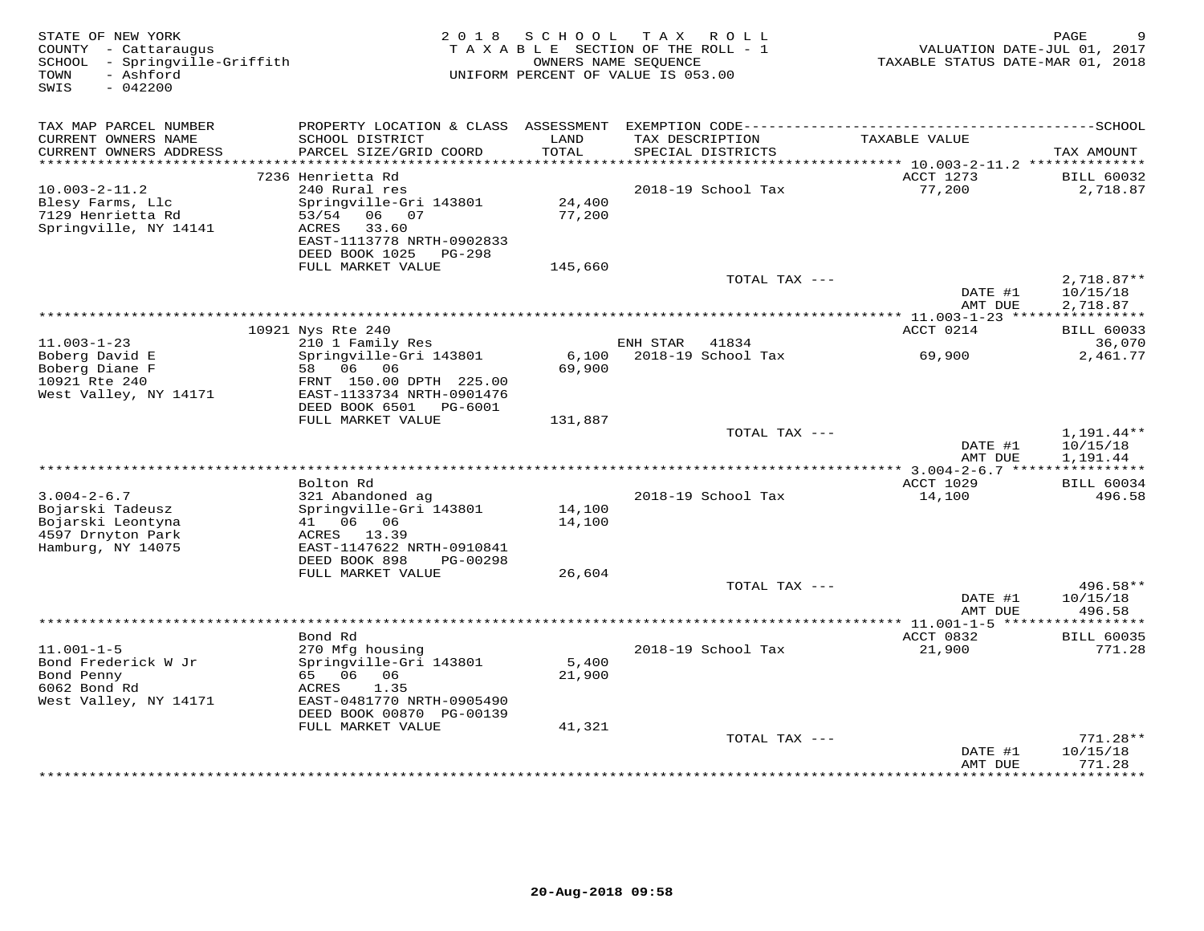STATE OF NEW YORK
COUNTY - Cattaraugus
SCHOOL - Springville-Griffith
TOWN - Ashford
SWIS - 042200

2018 SCHOOL TAX ROLL
TAXABLE SECTION OF THE ROLL - 1
OWNERS NAME SEQUENCE
UNIFORM PERCENT OF VALUE IS 053.00

VALUATION DATE-JUL 01, 2017
TAXABLE STATUS DATE-MAR 01, 2018

| TAX MAP PARCEL NUMBER / CURRENT OWNERS NAME / CURRENT OWNERS ADDRESS | PROPERTY LOCATION & CLASS / SCHOOL DISTRICT / PARCEL SIZE/GRID COORD | ASSESSMENT LAND / TOTAL | EXEMPTION CODE / TAX DESCRIPTION / SPECIAL DISTRICTS | TAXABLE VALUE | TAX AMOUNT |
|---|---|---|---|---|---|
| | 7236 Henrietta Rd | | | ACCT 1273 | BILL 60032 |
| 10.003-2-11.2 | 240 Rural res | | 2018-19 School Tax | 77,200 | 2,718.87 |
| Blesy Farms, Llc | Springville-Gri 143801 | 24,400 | | | |
| 7129 Henrietta Rd | 53/54 06 07 | 77,200 | | | |
| Springville, NY 14141 | ACRES 33.60 | | | | |
| | EAST-1113778 NRTH-0902833 | | | | |
| | DEED BOOK 1025 PG-298 | | | | |
| | FULL MARKET VALUE | 145,660 | | | |
| | | | TOTAL TAX --- | | 2,718.87** |
| | | | | DATE #1 | 10/15/18 |
| | | | | AMT DUE | 2,718.87 |
| | 10921 Nys Rte 240 | | | ACCT 0214 | BILL 60033 |
| 11.003-1-23 | 210 1 Family Res | | ENH STAR 41834 | | 36,070 |
| Boberg David E | Springville-Gri 143801 | 6,100 | 2018-19 School Tax | 69,900 | 2,461.77 |
| Boberg Diane F | 58 06 06 | 69,900 | | | |
| 10921 Rte 240 | FRNT 150.00 DPTH 225.00 | | | | |
| West Valley, NY 14171 | EAST-1133734 NRTH-0901476 | | | | |
| | DEED BOOK 6501 PG-6001 | | | | |
| | FULL MARKET VALUE | 131,887 | | | |
| | | | TOTAL TAX --- | | 1,191.44** |
| | | | | DATE #1 | 10/15/18 |
| | | | | AMT DUE | 1,191.44 |
| | Bolton Rd | | | ACCT 1029 | BILL 60034 |
| 3.004-2-6.7 | 321 Abandoned ag | | 2018-19 School Tax | 14,100 | 496.58 |
| Bojarski Tadeusz | Springville-Gri 143801 | 14,100 | | | |
| Bojarski Leontyna | 41 06 06 | 14,100 | | | |
| 4597 Drnyton Park | ACRES 13.39 | | | | |
| Hamburg, NY 14075 | EAST-1147622 NRTH-0910841 | | | | |
| | DEED BOOK 898 PG-00298 | | | | |
| | FULL MARKET VALUE | 26,604 | | | |
| | | | TOTAL TAX --- | | 496.58** |
| | | | | DATE #1 | 10/15/18 |
| | | | | AMT DUE | 496.58 |
| | Bond Rd | | | ACCT 0832 | BILL 60035 |
| 11.001-1-5 | 270 Mfg housing | | 2018-19 School Tax | 21,900 | 771.28 |
| Bond Frederick W Jr | Springville-Gri 143801 | 5,400 | | | |
| Bond Penny | 65 06 06 | 21,900 | | | |
| 6062 Bond Rd | ACRES 1.35 | | | | |
| West Valley, NY 14171 | EAST-0481770 NRTH-0905490 | | | | |
| | DEED BOOK 00870 PG-00139 | | | | |
| | FULL MARKET VALUE | 41,321 | | | |
| | | | TOTAL TAX --- | | 771.28** |
| | | | | DATE #1 | 10/15/18 |
| | | | | AMT DUE | 771.28 |

20-Aug-2018 09:58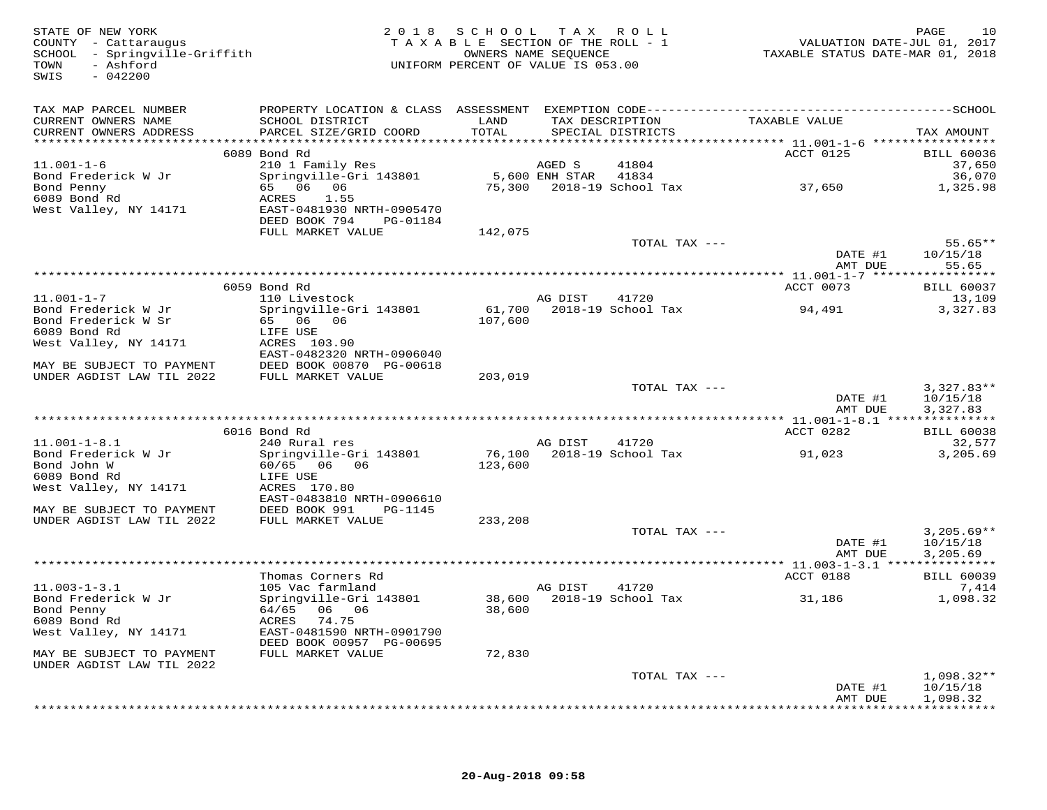STATE OF NEW YORK
COUNTY - Cattaraugus
SCHOOL - Springville-Griffith
TOWN - Ashford
SWIS - 042200

2018 SCHOOL TAX ROLL
TAXABLE SECTION OF THE ROLL - 1
OWNERS NAME SEQUENCE
UNIFORM PERCENT OF VALUE IS 053.00

VALUATION DATE-JUL 01, 2017
TAXABLE STATUS DATE-MAR 01, 2018

| TAX MAP PARCEL NUMBER / CURRENT OWNERS NAME / CURRENT OWNERS ADDRESS | PROPERTY LOCATION & CLASS / SCHOOL DISTRICT / PARCEL SIZE/GRID COORD | ASSESSMENT LAND / TOTAL | EXEMPTION CODE / TAX DESCRIPTION / SPECIAL DISTRICTS | TAXABLE VALUE | TAX AMOUNT |
|---|---|---|---|---|---|
| | 6089 Bond Rd | | | ACCT 0125 | BILL 60036 |
| 11.001-1-6 | 210 1 Family Res | | AGED S 41804 | | 37,650 |
| Bond Frederick W Jr | Springville-Gri 143801 | 5,600 | ENH STAR 41834 | | 36,070 |
| Bond Penny | 65 06 06 | 75,300 | 2018-19 School Tax | 37,650 | 1,325.98 |
| 6089 Bond Rd | ACRES 1.55 | | | | |
| West Valley, NY 14171 | EAST-0481930 NRTH-0905470 | | | | |
| | DEED BOOK 794 PG-01184 | | | | |
| | FULL MARKET VALUE | 142,075 | | | |
| | | | TOTAL TAX --- | | 55.65** |
| | | | | DATE #1 | 10/15/18 |
| | | | | AMT DUE | 55.65 |
| | 6059 Bond Rd | | | ACCT 0073 | BILL 60037 |
| 11.001-1-7 | 110 Livestock | | AG DIST 41720 | | 13,109 |
| Bond Frederick W Jr | Springville-Gri 143801 | 61,700 | 2018-19 School Tax | 94,491 | 3,327.83 |
| Bond Frederick W Sr | 65 06 06 | 107,600 | | | |
| 6089 Bond Rd | LIFE USE | | | | |
| West Valley, NY 14171 | ACRES 103.90 | | | | |
| | EAST-0482320 NRTH-0906040 | | | | |
| MAY BE SUBJECT TO PAYMENT | DEED BOOK 00870 PG-00618 | | | | |
| UNDER AGDIST LAW TIL 2022 | FULL MARKET VALUE | 203,019 | | | |
| | | | TOTAL TAX --- | | 3,327.83** |
| | | | | DATE #1 | 10/15/18 |
| | | | | AMT DUE | 3,327.83 |
| | 6016 Bond Rd | | | ACCT 0282 | BILL 60038 |
| 11.001-1-8.1 | 240 Rural res | | AG DIST 41720 | | 32,577 |
| Bond Frederick W Jr | Springville-Gri 143801 | 76,100 | 2018-19 School Tax | 91,023 | 3,205.69 |
| Bond John W | 60/65 06 06 | 123,600 | | | |
| 6089 Bond Rd | LIFE USE | | | | |
| West Valley, NY 14171 | ACRES 170.80 | | | | |
| | EAST-0483810 NRTH-0906610 | | | | |
| MAY BE SUBJECT TO PAYMENT | DEED BOOK 991 PG-1145 | | | | |
| UNDER AGDIST LAW TIL 2022 | FULL MARKET VALUE | 233,208 | | | |
| | | | TOTAL TAX --- | | 3,205.69** |
| | | | | DATE #1 | 10/15/18 |
| | | | | AMT DUE | 3,205.69 |
| | Thomas Corners Rd | | | ACCT 0188 | BILL 60039 |
| 11.003-1-3.1 | 105 Vac farmland | | AG DIST 41720 | | 7,414 |
| Bond Frederick W Jr | Springville-Gri 143801 | 38,600 | 2018-19 School Tax | 31,186 | 1,098.32 |
| Bond Penny | 64/65 06 06 | 38,600 | | | |
| 6089 Bond Rd | ACRES 74.75 | | | | |
| West Valley, NY 14171 | EAST-0481590 NRTH-0901790 | | | | |
| | DEED BOOK 00957 PG-00695 | | | | |
| MAY BE SUBJECT TO PAYMENT | FULL MARKET VALUE | 72,830 | | | |
| UNDER AGDIST LAW TIL 2022 | | | | | |
| | | | TOTAL TAX --- | | 1,098.32** |
| | | | | DATE #1 | 10/15/18 |
| | | | | AMT DUE | 1,098.32 |

20-Aug-2018 09:58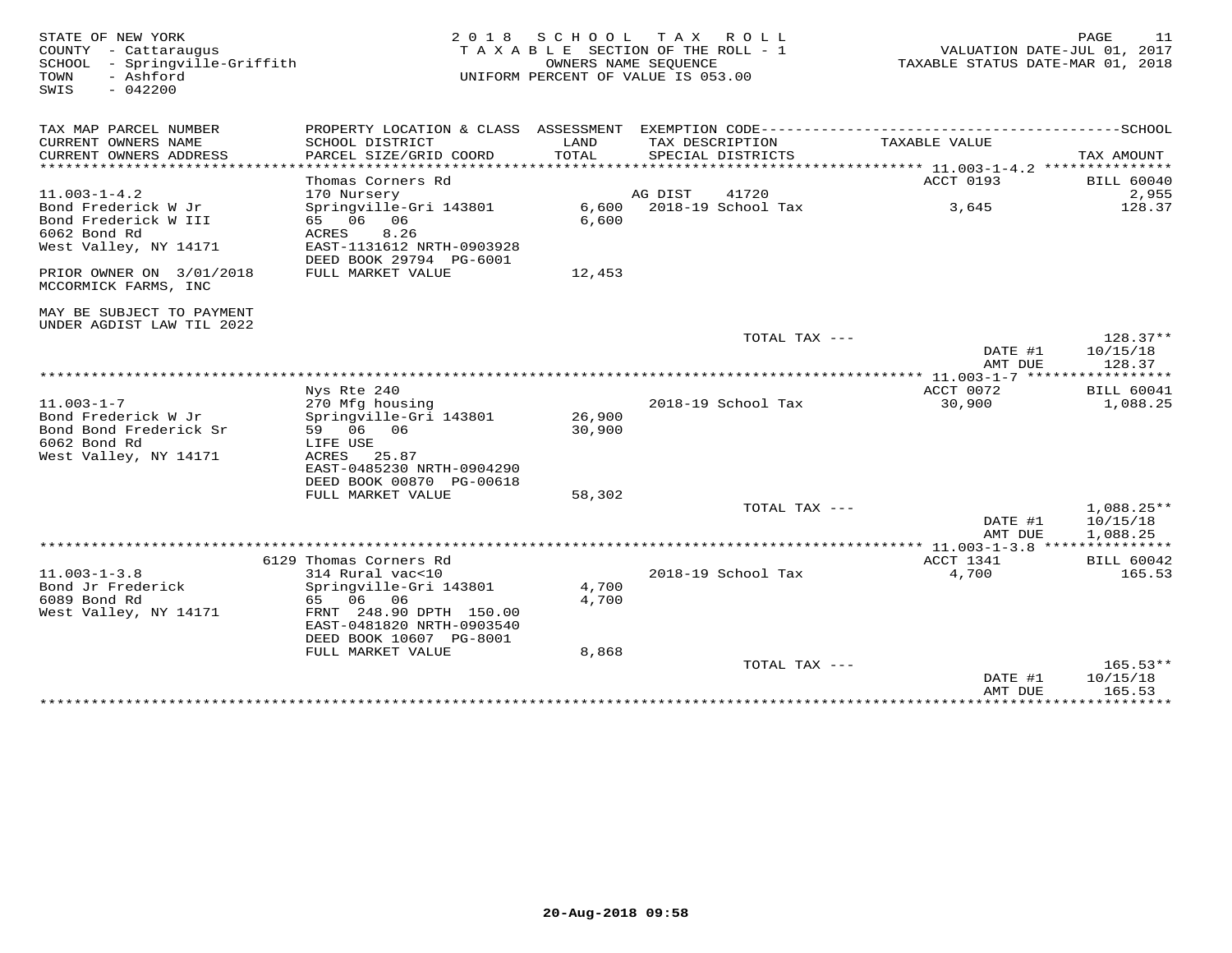STATE OF NEW YORK
COUNTY - Cattaraugus
SCHOOL - Springville-Griffith
TOWN - Ashford
SWIS - 042200

2018 SCHOOL TAX ROLL
TAXABLE SECTION OF THE ROLL - 1
OWNERS NAME SEQUENCE
UNIFORM PERCENT OF VALUE IS 053.00

VALUATION DATE-JUL 01, 2017
TAXABLE STATUS DATE-MAR 01, 2018

| TAX MAP PARCEL NUMBER / CURRENT OWNERS NAME / CURRENT OWNERS ADDRESS | PROPERTY LOCATION & CLASS / SCHOOL DISTRICT / PARCEL SIZE/GRID COORD | ASSESSMENT LAND / TOTAL | EXEMPTION CODE / TAX DESCRIPTION / SPECIAL DISTRICTS | TAXABLE VALUE | TAX AMOUNT |
|---|---|---|---|---|---|
| **11.003-1-4.2** | Thomas Corners Rd | | | ACCT 0193 | BILL 60040 |
| 11.003-1-4.2 | 170 Nursery | | AG DIST 41720 | | 2,955 |
| Bond Frederick W Jr | Springville-Gri 143801 | 6,600 | 2018-19 School Tax | 3,645 | 128.37 |
| Bond Frederick W III | 65 06 06 | 6,600 | | | |
| 6062 Bond Rd | ACRES 8.26 | | | | |
| West Valley, NY 14171 | EAST-1131612 NRTH-0903928 | | | | |
| | DEED BOOK 29794 PG-6001 | | | | |
| PRIOR OWNER ON 3/01/2018 | FULL MARKET VALUE | 12,453 | | | |
| MCCORMICK FARMS, INC | | | | | |
| MAY BE SUBJECT TO PAYMENT | | | | | |
| UNDER AGDIST LAW TIL 2022 | | | | | |
| | | | TOTAL TAX --- | | 128.37** |
| | | | | DATE #1 | 10/15/18 |
| | | | | AMT DUE | 128.37 |
| **11.003-1-7** | Nys Rte 240 | | | ACCT 0072 | BILL 60041 |
| 11.003-1-7 | 270 Mfg housing | | 2018-19 School Tax | 30,900 | 1,088.25 |
| Bond Frederick W Jr | Springville-Gri 143801 | 26,900 | | | |
| Bond Bond Frederick Sr | 59 06 06 | 30,900 | | | |
| 6062 Bond Rd | LIFE USE | | | | |
| West Valley, NY 14171 | ACRES 25.87 | | | | |
| | EAST-0485230 NRTH-0904290 | | | | |
| | DEED BOOK 00870 PG-00618 | | | | |
| | FULL MARKET VALUE | 58,302 | | | |
| | | | TOTAL TAX --- | | 1,088.25** |
| | | | | DATE #1 | 10/15/18 |
| | | | | AMT DUE | 1,088.25 |
| **11.003-1-3.8** | 6129 Thomas Corners Rd | | | ACCT 1341 | BILL 60042 |
| 11.003-1-3.8 | 314 Rural vac<10 | | 2018-19 School Tax | 4,700 | 165.53 |
| Bond Jr Frederick | Springville-Gri 143801 | 4,700 | | | |
| 6089 Bond Rd | 65 06 06 | 4,700 | | | |
| West Valley, NY 14171 | FRNT 248.90 DPTH 150.00 | | | | |
| | EAST-0481820 NRTH-0903540 | | | | |
| | DEED BOOK 10607 PG-8001 | | | | |
| | FULL MARKET VALUE | 8,868 | | | |
| | | | TOTAL TAX --- | | 165.53** |
| | | | | DATE #1 | 10/15/18 |
| | | | | AMT DUE | 165.53 |

20-Aug-2018 09:58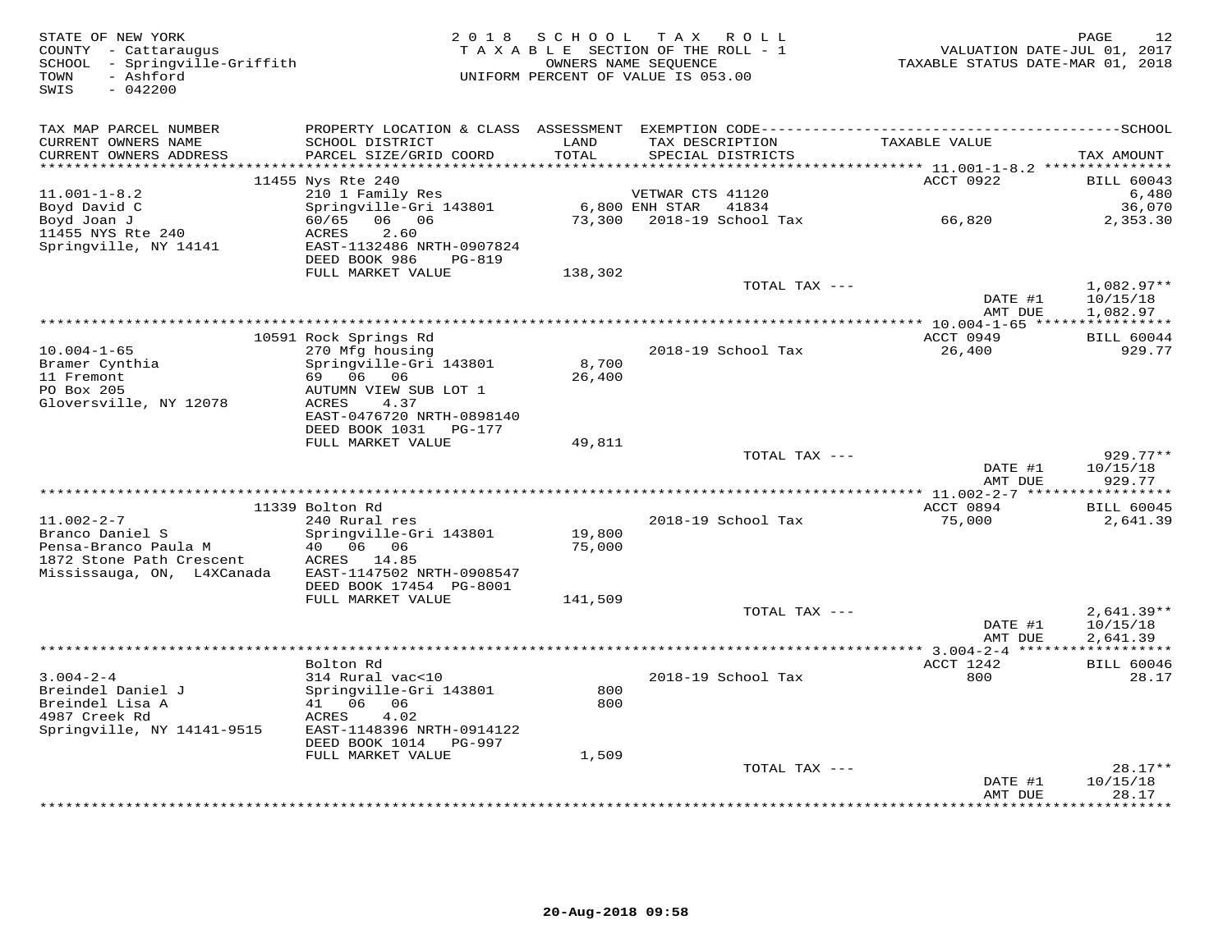STATE OF NEW YORK
COUNTY - Cattaraugus
SCHOOL - Springville-Griffith
TOWN - Ashford
SWIS - 042200

2 0 1 8 S C H O O L T A X R O L L
T A X A B L E SECTION OF THE ROLL - 1
OWNERS NAME SEQUENCE
UNIFORM PERCENT OF VALUE IS 053.00

VALUATION DATE-JUL 01, 2017
TAXABLE STATUS DATE-MAR 01, 2018

| TAX MAP PARCEL NUMBER / CURRENT OWNERS NAME / CURRENT OWNERS ADDRESS | PROPERTY LOCATION & CLASS / SCHOOL DISTRICT / PARCEL SIZE/GRID COORD | ASSESSMENT LAND / TOTAL | EXEMPTION CODE / TAX DESCRIPTION / SPECIAL DISTRICTS | TAXABLE VALUE | SCHOOL TAX AMOUNT |
|---|---|---|---|---|---|
| 11.001-1-8.2 | 11455 Nys Rte 240 | | | ACCT 0922 | BILL 60043 |
| Boyd David C | 210 1 Family Res | | VETWAR CTS 41120 | | 6,480 |
| Boyd Joan J | Springville-Gri 143801 | 6,800 | ENH STAR 41834 | | 36,070 |
| 11455 NYS Rte 240 | 60/65 06 06 | 73,300 | 2018-19 School Tax | 66,820 | 2,353.30 |
| Springville, NY 14141 | ACRES 2.60 | | | | |
| | EAST-1132486 NRTH-0907824 | | | | |
| | DEED BOOK 986 PG-819 | | | | |
| | FULL MARKET VALUE | 138,302 | | | |
| | | | TOTAL TAX --- | | 1,082.97** |
| | | | | DATE #1 | 10/15/18 |
| | | | | AMT DUE | 1,082.97 |
| 10.004-1-65 | 10591 Rock Springs Rd | | | ACCT 0949 | BILL 60044 |
| Bramer Cynthia | 270 Mfg housing | | 2018-19 School Tax | 26,400 | 929.77 |
| 11 Fremont | Springville-Gri 143801 | 8,700 | | | |
| PO Box 205 | 69 06 06 | 26,400 | | | |
| Gloversville, NY 12078 | AUTUMN VIEW SUB LOT 1 | | | | |
| | ACRES 4.37 | | | | |
| | EAST-0476720 NRTH-0898140 | | | | |
| | DEED BOOK 1031 PG-177 | | | | |
| | FULL MARKET VALUE | 49,811 | | | |
| | | | TOTAL TAX --- | | 929.77** |
| | | | | DATE #1 | 10/15/18 |
| | | | | AMT DUE | 929.77 |
| 11.002-2-7 | 11339 Bolton Rd | | | ACCT 0894 | BILL 60045 |
| Branco Daniel S | 240 Rural res | | 2018-19 School Tax | 75,000 | 2,641.39 |
| Pensa-Branco Paula M | Springville-Gri 143801 | 19,800 | | | |
| 1872 Stone Path Crescent | 40 06 06 | 75,000 | | | |
| Mississauga, ON, L4XCanada | ACRES 14.85 | | | | |
| | EAST-1147502 NRTH-0908547 | | | | |
| | DEED BOOK 17454 PG-8001 | | | | |
| | FULL MARKET VALUE | 141,509 | | | |
| | | | TOTAL TAX --- | | 2,641.39** |
| | | | | DATE #1 | 10/15/18 |
| | | | | AMT DUE | 2,641.39 |
| 3.004-2-4 | Bolton Rd | | | ACCT 1242 | BILL 60046 |
| Breindel Daniel J | 314 Rural vac<10 | | 2018-19 School Tax | 800 | 28.17 |
| Breindel Lisa A | Springville-Gri 143801 | 800 | | | |
| 4987 Creek Rd | 41 06 06 | 800 | | | |
| Springville, NY 14141-9515 | ACRES 4.02 | | | | |
| | EAST-1148396 NRTH-0914122 | | | | |
| | DEED BOOK 1014 PG-997 | | | | |
| | FULL MARKET VALUE | 1,509 | | | |
| | | | TOTAL TAX --- | | 28.17** |
| | | | | DATE #1 | 10/15/18 |
| | | | | AMT DUE | 28.17 |

20-Aug-2018 09:58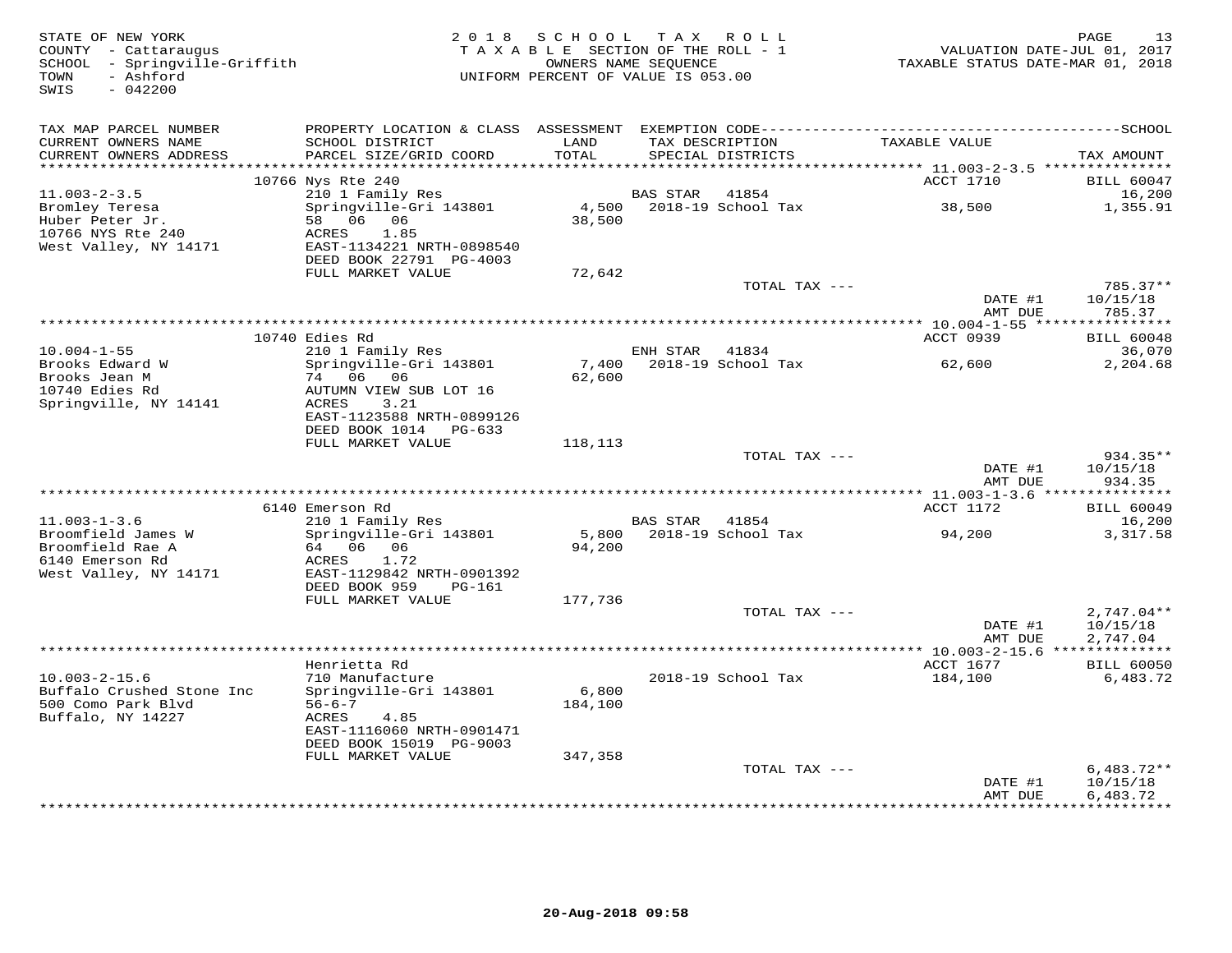STATE OF NEW YORK
COUNTY - Cattaraugus
SCHOOL - Springville-Griffith
TOWN - Ashford
SWIS - 042200

2018 SCHOOL TAX ROLL
TAXABLE SECTION OF THE ROLL - 1
OWNERS NAME SEQUENCE
UNIFORM PERCENT OF VALUE IS 053.00

VALUATION DATE-JUL 01, 2017
TAXABLE STATUS DATE-MAR 01, 2018

| TAX MAP PARCEL NUMBER / CURRENT OWNERS NAME / CURRENT OWNERS ADDRESS | PROPERTY LOCATION & CLASS / SCHOOL DISTRICT / PARCEL SIZE/GRID COORD | ASSESSMENT LAND / TOTAL | EXEMPTION CODE / TAX DESCRIPTION / SPECIAL DISTRICTS | TAXABLE VALUE | SCHOOL TAX AMOUNT |
|---|---|---|---|---|---|
| **11.003-2-3.5** | 10766 Nys Rte 240 | | | ACCT 1710 | BILL 60047 |
| | 210 1 Family Res | | BAS STAR 41854 | | 16,200 |
| Bromley Teresa | Springville-Gri 143801 | 4,500 | 2018-19 School Tax | 38,500 | 1,355.91 |
| Huber Peter Jr. | 58 06 06 | 38,500 | | | |
| 10766 NYS Rte 240 | ACRES 1.85 | | | | |
| West Valley, NY 14171 | EAST-1134221 NRTH-0898540 | | | | |
| | DEED BOOK 22791 PG-4003 | | | | |
| | FULL MARKET VALUE | 72,642 | | | |
| | | | TOTAL TAX --- | | 785.37** |
| | | | | DATE #1 | 10/15/18 |
| | | | | AMT DUE | 785.37 |
| **10.004-1-55** | 10740 Edies Rd | | | ACCT 0939 | BILL 60048 |
| | 210 1 Family Res | | ENH STAR 41834 | | 36,070 |
| Brooks Edward W | Springville-Gri 143801 | 7,400 | 2018-19 School Tax | 62,600 | 2,204.68 |
| Brooks Jean M | 74 06 06 | 62,600 | | | |
| 10740 Edies Rd | AUTUMN VIEW SUB LOT 16 | | | | |
| Springville, NY 14141 | ACRES 3.21 | | | | |
| | EAST-1123588 NRTH-0899126 | | | | |
| | DEED BOOK 1014 PG-633 | | | | |
| | FULL MARKET VALUE | 118,113 | | | |
| | | | TOTAL TAX --- | | 934.35** |
| | | | | DATE #1 | 10/15/18 |
| | | | | AMT DUE | 934.35 |
| **11.003-1-3.6** | 6140 Emerson Rd | | | ACCT 1172 | BILL 60049 |
| | 210 1 Family Res | | BAS STAR 41854 | | 16,200 |
| Broomfield James W | Springville-Gri 143801 | 5,800 | 2018-19 School Tax | 94,200 | 3,317.58 |
| Broomfield Rae A | 64 06 06 | 94,200 | | | |
| 6140 Emerson Rd | ACRES 1.72 | | | | |
| West Valley, NY 14171 | EAST-1129842 NRTH-0901392 | | | | |
| | DEED BOOK 959 PG-161 | | | | |
| | FULL MARKET VALUE | 177,736 | | | |
| | | | TOTAL TAX --- | | 2,747.04** |
| | | | | DATE #1 | 10/15/18 |
| | | | | AMT DUE | 2,747.04 |
| **10.003-2-15.6** | Henrietta Rd | | | ACCT 1677 | BILL 60050 |
| | 710 Manufacture | | | | |
| Buffalo Crushed Stone Inc | Springville-Gri 143801 | 6,800 | 2018-19 School Tax | 184,100 | 6,483.72 |
| 500 Como Park Blvd | 56-6-7 | 184,100 | | | |
| Buffalo, NY 14227 | ACRES 4.85 | | | | |
| | EAST-1116060 NRTH-0901471 | | | | |
| | DEED BOOK 15019 PG-9003 | | | | |
| | FULL MARKET VALUE | 347,358 | | | |
| | | | TOTAL TAX --- | | 6,483.72** |
| | | | | DATE #1 | 10/15/18 |
| | | | | AMT DUE | 6,483.72 |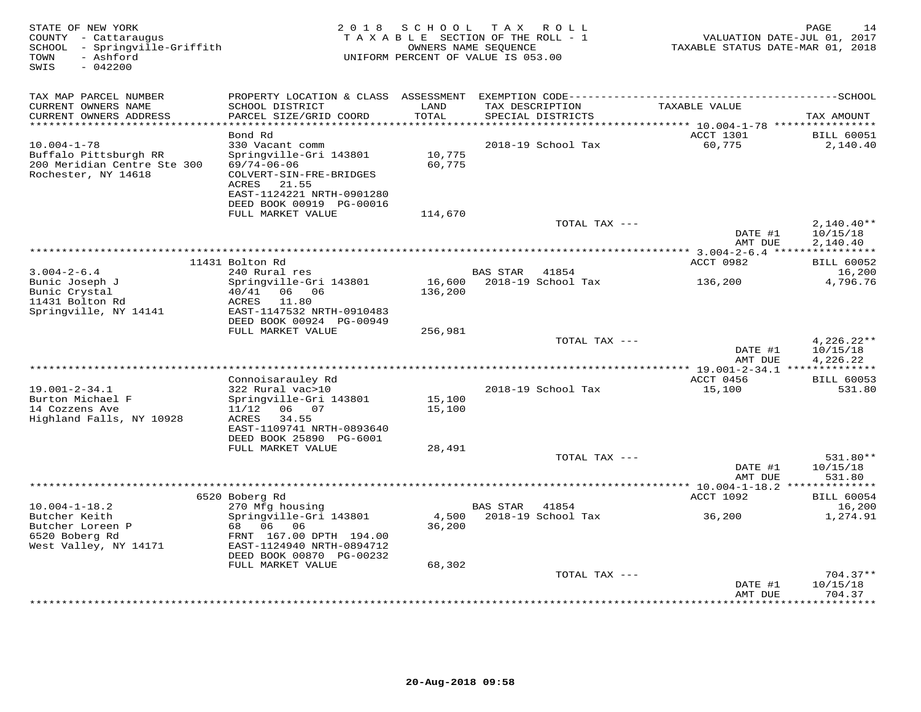STATE OF NEW YORK
COUNTY - Cattaraugus
SCHOOL - Springville-Griffith
TOWN - Ashford
SWIS - 042200

2018 SCHOOL TAX ROLL
TAXABLE SECTION OF THE ROLL - 1
OWNERS NAME SEQUENCE
UNIFORM PERCENT OF VALUE IS 053.00

VALUATION DATE-JUL 01, 2017
TAXABLE STATUS DATE-MAR 01, 2018

| TAX MAP PARCEL NUMBER / CURRENT OWNERS NAME / CURRENT OWNERS ADDRESS | PROPERTY LOCATION & CLASS / SCHOOL DISTRICT / PARCEL SIZE/GRID COORD | ASSESSMENT LAND / TOTAL | EXEMPTION CODE / TAX DESCRIPTION / SPECIAL DISTRICTS | TAXABLE VALUE | SCHOOL TAX AMOUNT |
|---|---|---|---|---|---|
| 10.004-1-78 | Bond Rd | | | ACCT 1301 | BILL 60051 |
| Buffalo Pittsburgh RR | 330 Vacant comm | | | | |
| 200 Meridian Centre Ste 300 | Springville-Gri 143801 | 10,775 | 2018-19 School Tax | 60,775 | 2,140.40 |
| Rochester, NY 14618 | 69/74-06-06 | 60,775 | | | |
| | COLVERT-SIN-FRE-BRIDGES | | | | |
| | ACRES 21.55 | | | | |
| | EAST-1124221 NRTH-0901280 | | | | |
| | DEED BOOK 00919 PG-00016 | | | | |
| | FULL MARKET VALUE | 114,670 | | | |
| | | | TOTAL TAX --- | | 2,140.40** |
| | | | | DATE #1 | 10/15/18 |
| | | | | AMT DUE | 2,140.40 |
| 3.004-2-6.4 | 11431 Bolton Rd | | | ACCT 0982 | BILL 60052 |
| Bunic Joseph J | 240 Rural res | | BAS STAR 41854 | | 16,200 |
| Bunic Crystal | Springville-Gri 143801 | 16,600 | 2018-19 School Tax | 136,200 | 4,796.76 |
| 11431 Bolton Rd | 40/41 06 06 | 136,200 | | | |
| Springville, NY 14141 | ACRES 11.80 | | | | |
| | EAST-1147532 NRTH-0910483 | | | | |
| | DEED BOOK 00924 PG-00949 | | | | |
| | FULL MARKET VALUE | 256,981 | | | |
| | | | TOTAL TAX --- | | 4,226.22** |
| | | | | DATE #1 | 10/15/18 |
| | | | | AMT DUE | 4,226.22 |
| 19.001-2-34.1 | Connoisarauley Rd | | | ACCT 0456 | BILL 60053 |
| Burton Michael F | 322 Rural vac>10 | | 2018-19 School Tax | 15,100 | 531.80 |
| 14 Cozzens Ave | Springville-Gri 143801 | 15,100 | | | |
| Highland Falls, NY 10928 | 11/12 06 07 | 15,100 | | | |
| | ACRES 34.55 | | | | |
| | EAST-1109741 NRTH-0893640 | | | | |
| | DEED BOOK 25890 PG-6001 | | | | |
| | FULL MARKET VALUE | 28,491 | | | |
| | | | TOTAL TAX --- | | 531.80** |
| | | | | DATE #1 | 10/15/18 |
| | | | | AMT DUE | 531.80 |
| 10.004-1-18.2 | 6520 Boberg Rd | | | ACCT 1092 | BILL 60054 |
| Butcher Keith | 270 Mfg housing | | BAS STAR 41854 | | 16,200 |
| Butcher Loreen P | Springville-Gri 143801 | 4,500 | 2018-19 School Tax | 36,200 | 1,274.91 |
| 6520 Boberg Rd | 68 06 06 | 36,200 | | | |
| West Valley, NY 14171 | FRNT 167.00 DPTH 194.00 | | | | |
| | EAST-1124940 NRTH-0894712 | | | | |
| | DEED BOOK 00870 PG-00232 | | | | |
| | FULL MARKET VALUE | 68,302 | | | |
| | | | TOTAL TAX --- | | 704.37** |
| | | | | DATE #1 | 10/15/18 |
| | | | | AMT DUE | 704.37 |

20-Aug-2018 09:58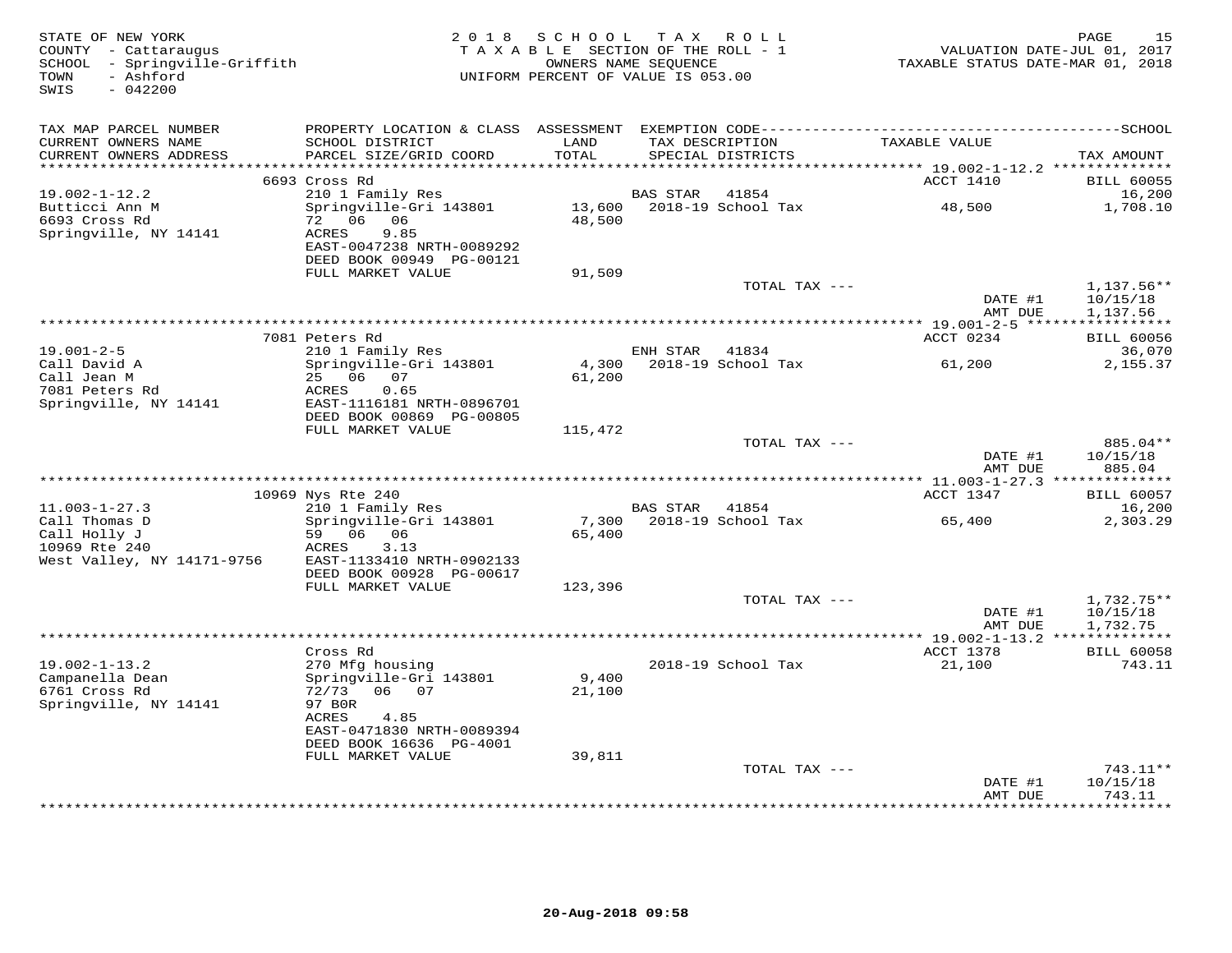STATE OF NEW YORK
COUNTY - Cattaraugus
SCHOOL - Springville-Griffith
TOWN - Ashford
SWIS - 042200

2018 SCHOOL TAX ROLL
TAXABLE SECTION OF THE ROLL - 1
OWNERS NAME SEQUENCE
UNIFORM PERCENT OF VALUE IS 053.00

VALUATION DATE-JUL 01, 2017
TAXABLE STATUS DATE-MAR 01, 2018

| TAX MAP PARCEL NUMBER / CURRENT OWNERS NAME / CURRENT OWNERS ADDRESS | PROPERTY LOCATION & CLASS / SCHOOL DISTRICT / PARCEL SIZE/GRID COORD | ASSESSMENT LAND / TOTAL | EXEMPTION CODE / TAX DESCRIPTION / SPECIAL DISTRICTS | TAXABLE VALUE | TAX AMOUNT |
|---|---|---|---|---|---|
| | 6693 Cross Rd | | | ACCT 1410 | BILL 60055 |
| 19.002-1-12.2 | 210 1 Family Res | | BAS STAR 41854 | | 16,200 |
| Butticci Ann M | Springville-Gri 143801 | 13,600 | 2018-19 School Tax | 48,500 | 1,708.10 |
| 6693 Cross Rd | 72 06 06 | 48,500 | | | |
| Springville, NY 14141 | ACRES 9.85 | | | | |
| | EAST-0047238 NRTH-0089292 | | | | |
| | DEED BOOK 00949 PG-00121 | | | | |
| | FULL MARKET VALUE | 91,509 | | | |
| | | | TOTAL TAX --- | | 1,137.56** |
| | | | | DATE #1 | 10/15/18 |
| | | | | AMT DUE | 1,137.56 |
| | 7081 Peters Rd | | | ACCT 0234 | BILL 60056 |
| 19.001-2-5 | 210 1 Family Res | | ENH STAR 41834 | | 36,070 |
| Call David A | Springville-Gri 143801 | 4,300 | 2018-19 School Tax | 61,200 | 2,155.37 |
| Call Jean M | 25 06 07 | 61,200 | | | |
| 7081 Peters Rd | ACRES 0.65 | | | | |
| Springville, NY 14141 | EAST-1116181 NRTH-0896701 | | | | |
| | DEED BOOK 00869 PG-00805 | | | | |
| | FULL MARKET VALUE | 115,472 | | | |
| | | | TOTAL TAX --- | | 885.04** |
| | | | | DATE #1 | 10/15/18 |
| | | | | AMT DUE | 885.04 |
| | 10969 Nys Rte 240 | | | ACCT 1347 | BILL 60057 |
| 11.003-1-27.3 | 210 1 Family Res | | BAS STAR 41854 | | 16,200 |
| Call Thomas D | Springville-Gri 143801 | 7,300 | 2018-19 School Tax | 65,400 | 2,303.29 |
| Call Holly J | 59 06 06 | 65,400 | | | |
| 10969 Rte 240 | ACRES 3.13 | | | | |
| West Valley, NY 14171-9756 | EAST-1133410 NRTH-0902133 | | | | |
| | DEED BOOK 00928 PG-00617 | | | | |
| | FULL MARKET VALUE | 123,396 | | | |
| | | | TOTAL TAX --- | | 1,732.75** |
| | | | | DATE #1 | 10/15/18 |
| | | | | AMT DUE | 1,732.75 |
| | Cross Rd | | | ACCT 1378 | BILL 60058 |
| 19.002-1-13.2 | 270 Mfg housing | | 2018-19 School Tax | 21,100 | 743.11 |
| Campanella Dean | Springville-Gri 143801 | 9,400 | | | |
| 6761 Cross Rd | 72/73 06 07 | 21,100 | | | |
| Springville, NY 14141 | 97 B0R | | | | |
| | ACRES 4.85 | | | | |
| | EAST-0471830 NRTH-0089394 | | | | |
| | DEED BOOK 16636 PG-4001 | | | | |
| | FULL MARKET VALUE | 39,811 | | | |
| | | | TOTAL TAX --- | | 743.11** |
| | | | | DATE #1 | 10/15/18 |
| | | | | AMT DUE | 743.11 |

20-Aug-2018 09:58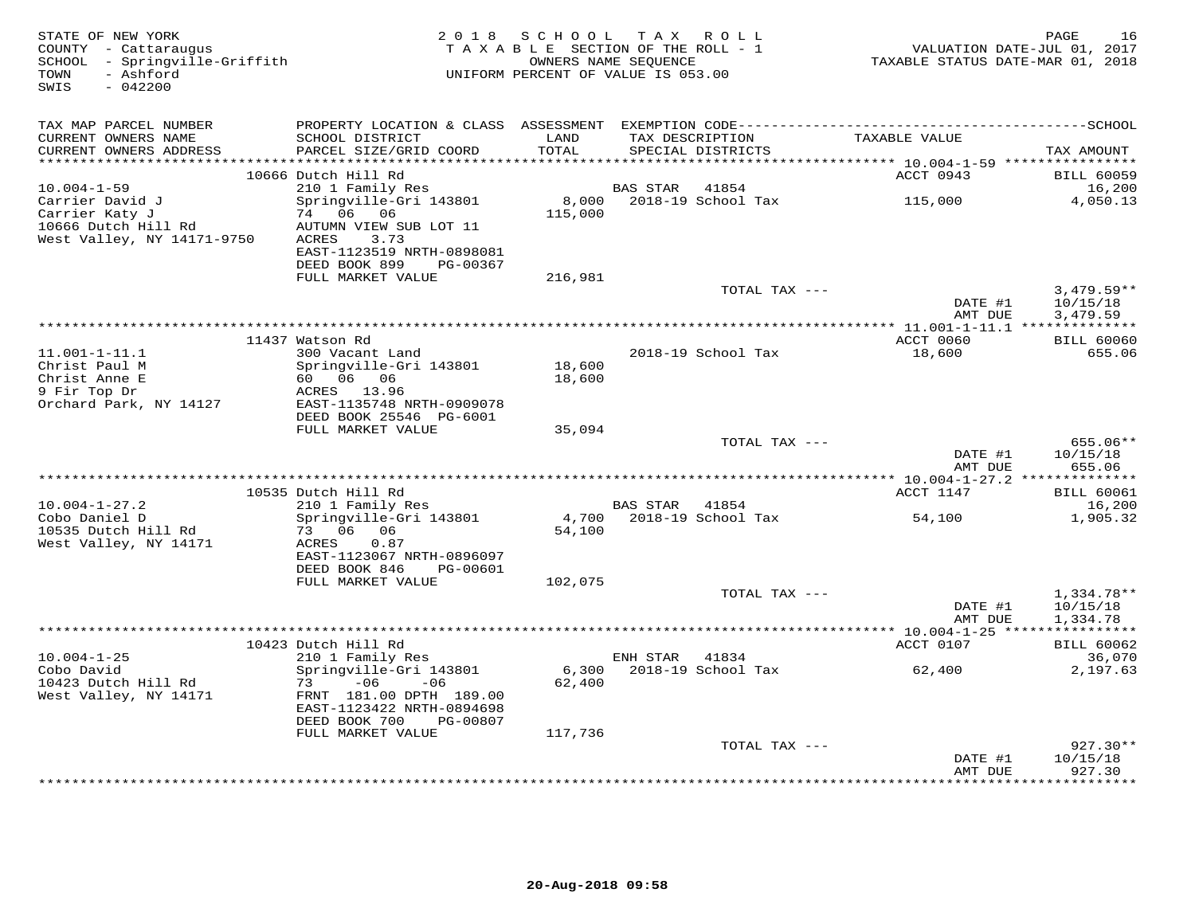STATE OF NEW YORK
COUNTY - Cattaraugus
SCHOOL - Springville-Griffith
TOWN - Ashford
SWIS - 042200

2018 SCHOOL TAX ROLL
TAXABLE SECTION OF THE ROLL - 1
OWNERS NAME SEQUENCE
UNIFORM PERCENT OF VALUE IS 053.00

VALUATION DATE-JUL 01, 2017
TAXABLE STATUS DATE-MAR 01, 2018

| TAX MAP PARCEL NUMBER / CURRENT OWNERS NAME / CURRENT OWNERS ADDRESS | PROPERTY LOCATION & CLASS / SCHOOL DISTRICT / PARCEL SIZE/GRID COORD | ASSESSMENT LAND / TOTAL | EXEMPTION CODE / TAX DESCRIPTION / SPECIAL DISTRICTS | TAXABLE VALUE | TAX AMOUNT |
|---|---|---|---|---|---|
| | 10666 Dutch Hill Rd | | | ACCT 0943 | BILL 60059 |
| 10.004-1-59 | 210 1 Family Res | | BAS STAR 41854 | | 16,200 |
| Carrier David J | Springville-Gri 143801 | 8,000 | 2018-19 School Tax | 115,000 | 4,050.13 |
| Carrier Katy J | 74 06 06 | 115,000 | | | |
| 10666 Dutch Hill Rd | AUTUMN VIEW SUB LOT 11 | | | | |
| West Valley, NY 14171-9750 | ACRES 3.73 | | | | |
| | EAST-1123519 NRTH-0898081 | | | | |
| | DEED BOOK 899 PG-00367 | | | | |
| | FULL MARKET VALUE | 216,981 | | | |
| | | | TOTAL TAX --- | | 3,479.59** |
| | | | | DATE #1 | 10/15/18 |
| | | | | AMT DUE | 3,479.59 |
| | 11437 Watson Rd | | | ACCT 0060 | BILL 60060 |
| 11.001-1-11.1 | 300 Vacant Land | | 2018-19 School Tax | 18,600 | 655.06 |
| Christ Paul M | Springville-Gri 143801 | 18,600 | | | |
| Christ Anne E | 60 06 06 | 18,600 | | | |
| 9 Fir Top Dr | ACRES 13.96 | | | | |
| Orchard Park, NY 14127 | EAST-1135748 NRTH-0909078 | | | | |
| | DEED BOOK 25546 PG-6001 | | | | |
| | FULL MARKET VALUE | 35,094 | | | |
| | | | TOTAL TAX --- | | 655.06** |
| | | | | DATE #1 | 10/15/18 |
| | | | | AMT DUE | 655.06 |
| | 10535 Dutch Hill Rd | | | ACCT 1147 | BILL 60061 |
| 10.004-1-27.2 | 210 1 Family Res | | BAS STAR 41854 | | 16,200 |
| Cobo Daniel D | Springville-Gri 143801 | 4,700 | 2018-19 School Tax | 54,100 | 1,905.32 |
| 10535 Dutch Hill Rd | 73 06 06 | 54,100 | | | |
| West Valley, NY 14171 | ACRES 0.87 | | | | |
| | EAST-1123067 NRTH-0896097 | | | | |
| | DEED BOOK 846 PG-00601 | | | | |
| | FULL MARKET VALUE | 102,075 | | | |
| | | | TOTAL TAX --- | | 1,334.78** |
| | | | | DATE #1 | 10/15/18 |
| | | | | AMT DUE | 1,334.78 |
| | 10423 Dutch Hill Rd | | | ACCT 0107 | BILL 60062 |
| 10.004-1-25 | 210 1 Family Res | | ENH STAR 41834 | | 36,070 |
| Cobo David | Springville-Gri 143801 | 6,300 | 2018-19 School Tax | 62,400 | 2,197.63 |
| 10423 Dutch Hill Rd | 73 -06 -06 | 62,400 | | | |
| West Valley, NY 14171 | FRNT 181.00 DPTH 189.00 | | | | |
| | EAST-1123422 NRTH-0894698 | | | | |
| | DEED BOOK 700 PG-00807 | | | | |
| | FULL MARKET VALUE | 117,736 | | | |
| | | | TOTAL TAX --- | | 927.30** |
| | | | | DATE #1 | 10/15/18 |
| | | | | AMT DUE | 927.30 |

20-Aug-2018 09:58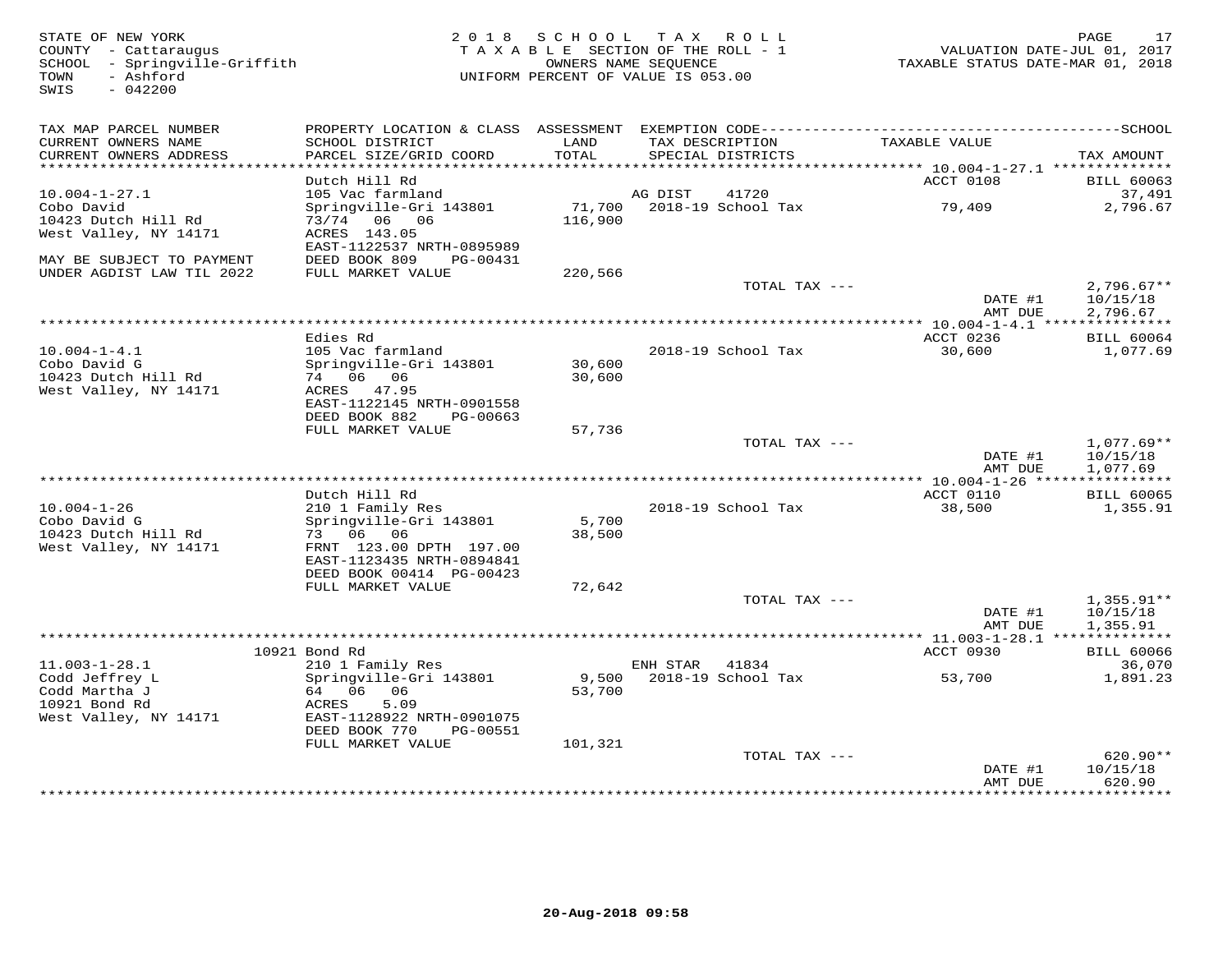STATE OF NEW YORK
COUNTY - Cattaraugus
SCHOOL - Springville-Griffith
TOWN - Ashford
SWIS - 042200

2 0 1 8 S C H O O L T A X R O L L
T A X A B L E SECTION OF THE ROLL - 1
OWNERS NAME SEQUENCE
UNIFORM PERCENT OF VALUE IS 053.00

VALUATION DATE-JUL 01, 2017
TAXABLE STATUS DATE-MAR 01, 2018

| TAX MAP PARCEL NUMBER / CURRENT OWNERS NAME / CURRENT OWNERS ADDRESS | PROPERTY LOCATION & CLASS / SCHOOL DISTRICT / PARCEL SIZE/GRID COORD | ASSESSMENT LAND / TOTAL | EXEMPTION CODE / TAX DESCRIPTION / SPECIAL DISTRICTS | TAXABLE VALUE | TAX AMOUNT |
|---|---|---|---|---|---|
| 10.004-1-27.1 | Dutch Hill Rd | | | ACCT 0108 | BILL 60063 |
| | 105 Vac farmland | | AG DIST 41720 | | 37,491 |
| Cobo David | Springville-Gri 143801 | 71,700 | 2018-19 School Tax | 79,409 | 2,796.67 |
| 10423 Dutch Hill Rd | 73/74 06 06 | 116,900 | | | |
| West Valley, NY 14171 | ACRES 143.05 | | | | |
| | EAST-1122537 NRTH-0895989 | | | | |
| MAY BE SUBJECT TO PAYMENT | DEED BOOK 809 PG-00431 | | | | |
| UNDER AGDIST LAW TIL 2022 | FULL MARKET VALUE | 220,566 | | | |
| | | | TOTAL TAX --- | | 2,796.67** |
| | | | | DATE #1 | 10/15/18 |
| | | | | AMT DUE | 2,796.67 |
| 10.004-1-4.1 | Edies Rd | | | ACCT 0236 | BILL 60064 |
| | 105 Vac farmland | | 2018-19 School Tax | 30,600 | 1,077.69 |
| Cobo David G | Springville-Gri 143801 | 30,600 | | | |
| 10423 Dutch Hill Rd | 74 06 06 | 30,600 | | | |
| West Valley, NY 14171 | ACRES 47.95 | | | | |
| | EAST-1122145 NRTH-0901558 | | | | |
| | DEED BOOK 882 PG-00663 | | | | |
| | FULL MARKET VALUE | 57,736 | | | |
| | | | TOTAL TAX --- | | 1,077.69** |
| | | | | DATE #1 | 10/15/18 |
| | | | | AMT DUE | 1,077.69 |
| 10.004-1-26 | Dutch Hill Rd | | | ACCT 0110 | BILL 60065 |
| | 210 1 Family Res | | 2018-19 School Tax | 38,500 | 1,355.91 |
| Cobo David G | Springville-Gri 143801 | 5,700 | | | |
| 10423 Dutch Hill Rd | 73 06 06 | 38,500 | | | |
| West Valley, NY 14171 | FRNT 123.00 DPTH 197.00 | | | | |
| | EAST-1123435 NRTH-0894841 | | | | |
| | DEED BOOK 00414 PG-00423 | | | | |
| | FULL MARKET VALUE | 72,642 | | | |
| | | | TOTAL TAX --- | | 1,355.91** |
| | | | | DATE #1 | 10/15/18 |
| | | | | AMT DUE | 1,355.91 |
| 11.003-1-28.1 | 10921 Bond Rd | | | ACCT 0930 | BILL 60066 |
| | 210 1 Family Res | | ENH STAR 41834 | | 36,070 |
| Codd Jeffrey L | Springville-Gri 143801 | 9,500 | 2018-19 School Tax | 53,700 | 1,891.23 |
| Codd Martha J | 64 06 06 | 53,700 | | | |
| 10921 Bond Rd | ACRES 5.09 | | | | |
| West Valley, NY 14171 | EAST-1128922 NRTH-0901075 | | | | |
| | DEED BOOK 770 PG-00551 | | | | |
| | FULL MARKET VALUE | 101,321 | | | |
| | | | TOTAL TAX --- | | 620.90** |
| | | | | DATE #1 | 10/15/18 |
| | | | | AMT DUE | 620.90 |

20-Aug-2018 09:58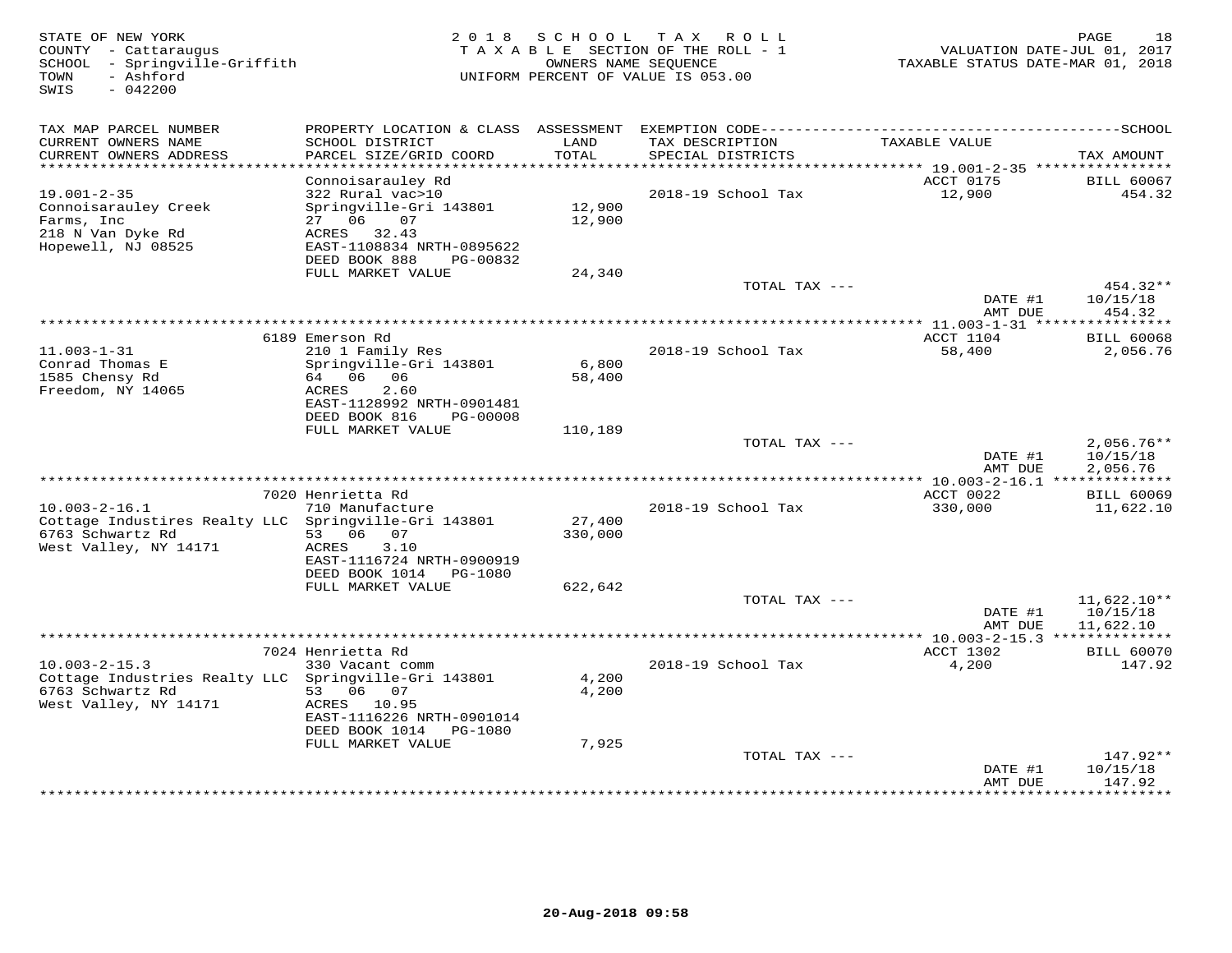STATE OF NEW YORK
COUNTY - Cattaraugus
SCHOOL - Springville-Griffith
TOWN - Ashford
SWIS - 042200

2018 SCHOOL TAX ROLL
TAXABLE SECTION OF THE ROLL - 1
OWNERS NAME SEQUENCE
UNIFORM PERCENT OF VALUE IS 053.00

VALUATION DATE-JUL 01, 2017
TAXABLE STATUS DATE-MAR 01, 2018

| TAX MAP PARCEL NUMBER / CURRENT OWNERS NAME / CURRENT OWNERS ADDRESS | PROPERTY LOCATION & CLASS / SCHOOL DISTRICT / PARCEL SIZE/GRID COORD | ASSESSMENT LAND / TOTAL | EXEMPTION CODE / TAX DESCRIPTION / SPECIAL DISTRICTS | TAXABLE VALUE | TAX AMOUNT |
|---|---|---|---|---|---|
| | Connoisarauley Rd | | | ACCT 0175 | BILL 60067 |
| 19.001-2-35 | 322 Rural vac>10 | | 2018-19 School Tax | 12,900 | 454.32 |
| Connoisarauley Creek Farms, Inc | Springville-Gri 143801 | 12,900 | | | |
| 218 N Van Dyke Rd | 27 06 07 | 12,900 | | | |
| Hopewell, NJ 08525 | ACRES 32.43 | | | | |
| | EAST-1108834 NRTH-0895622 | | | | |
| | DEED BOOK 888 PG-00832 | | | | |
| | FULL MARKET VALUE | 24,340 | | | |
| | | | TOTAL TAX --- | | 454.32** |
| | | | | DATE #1 | 10/15/18 |
| | | | | AMT DUE | 454.32 |
| | 6189 Emerson Rd | | | ACCT 1104 | BILL 60068 |
| 11.003-1-31 | 210 1 Family Res | | 2018-19 School Tax | 58,400 | 2,056.76 |
| Conrad Thomas E | Springville-Gri 143801 | 6,800 | | | |
| 1585 Chensy Rd | 64 06 06 | 58,400 | | | |
| Freedom, NY 14065 | ACRES 2.60 | | | | |
| | EAST-1128992 NRTH-0901481 | | | | |
| | DEED BOOK 816 PG-00008 | | | | |
| | FULL MARKET VALUE | 110,189 | | | |
| | | | TOTAL TAX --- | | 2,056.76** |
| | | | | DATE #1 | 10/15/18 |
| | | | | AMT DUE | 2,056.76 |
| | 7020 Henrietta Rd | | | ACCT 0022 | BILL 60069 |
| 10.003-2-16.1 | 710 Manufacture | | 2018-19 School Tax | 330,000 | 11,622.10 |
| Cottage Industires Realty LLC | Springville-Gri 143801 | 27,400 | | | |
| 6763 Schwartz Rd | 53 06 07 | 330,000 | | | |
| West Valley, NY 14171 | ACRES 3.10 | | | | |
| | EAST-1116724 NRTH-0900919 | | | | |
| | DEED BOOK 1014 PG-1080 | | | | |
| | FULL MARKET VALUE | 622,642 | | | |
| | | | TOTAL TAX --- | | 11,622.10** |
| | | | | DATE #1 | 10/15/18 |
| | | | | AMT DUE | 11,622.10 |
| | 7024 Henrietta Rd | | | ACCT 1302 | BILL 60070 |
| 10.003-2-15.3 | 330 Vacant comm | | 2018-19 School Tax | 4,200 | 147.92 |
| Cottage Industries Realty LLC | Springville-Gri 143801 | 4,200 | | | |
| 6763 Schwartz Rd | 53 06 07 | 4,200 | | | |
| West Valley, NY 14171 | ACRES 10.95 | | | | |
| | EAST-1116226 NRTH-0901014 | | | | |
| | DEED BOOK 1014 PG-1080 | | | | |
| | FULL MARKET VALUE | 7,925 | | | |
| | | | TOTAL TAX --- | | 147.92** |
| | | | | DATE #1 | 10/15/18 |
| | | | | AMT DUE | 147.92 |

20-Aug-2018 09:58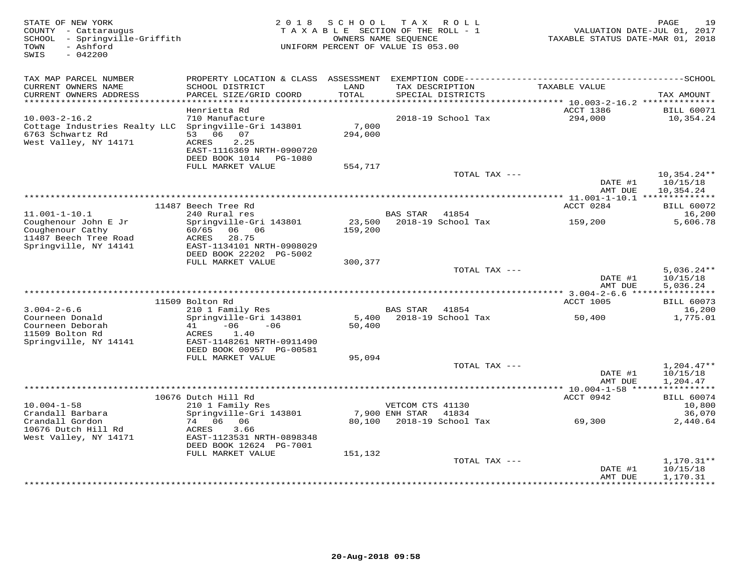STATE OF NEW YORK
COUNTY - Cattaraugus
SCHOOL - Springville-Griffith
TOWN - Ashford
SWIS - 042200

2018 SCHOOL TAX ROLL
TAXABLE SECTION OF THE ROLL - 1
OWNERS NAME SEQUENCE
UNIFORM PERCENT OF VALUE IS 053.00

VALUATION DATE-JUL 01, 2017
TAXABLE STATUS DATE-MAR 01, 2018

| TAX MAP PARCEL NUMBER / CURRENT OWNERS NAME / CURRENT OWNERS ADDRESS | PROPERTY LOCATION & CLASS / SCHOOL DISTRICT / PARCEL SIZE/GRID COORD | ASSESSMENT LAND / TOTAL | EXEMPTION CODE / TAX DESCRIPTION / SPECIAL DISTRICTS | TAXABLE VALUE | SCHOOL TAX AMOUNT |
|---|---|---|---|---|---|
| | Henrietta Rd | | | ACCT 1386 | BILL 60071 |
| 10.003-2-16.2 | 710 Manufacture | | 2018-19 School Tax | 294,000 | 10,354.24 |
| Cottage Industries Realty LLC | Springville-Gri 143801 | 7,000 | | | |
| 6763 Schwartz Rd | 53 06 07 | 294,000 | | | |
| West Valley, NY 14171 | ACRES 2.25 | | | | |
| | EAST-1116369 NRTH-0900720 | | | | |
| | DEED BOOK 1014 PG-1080 | | | | |
| | FULL MARKET VALUE | 554,717 | | | |
| | | | TOTAL TAX --- | | 10,354.24** |
| | | | | DATE #1 | 10/15/18 |
| | | | | AMT DUE | 10,354.24 |
| | 11487 Beech Tree Rd | | | ACCT 0284 | BILL 60072 |
| 11.001-1-10.1 | 240 Rural res | | BAS STAR 41854 | | 16,200 |
| Coughenour John E Jr | Springville-Gri 143801 | 23,500 | 2018-19 School Tax | 159,200 | 5,606.78 |
| Coughenour Cathy | 60/65 06 06 | 159,200 | | | |
| 11487 Beech Tree Road | ACRES 28.75 | | | | |
| Springville, NY 14141 | EAST-1134101 NRTH-0908029 | | | | |
| | DEED BOOK 22202 PG-5002 | | | | |
| | FULL MARKET VALUE | 300,377 | | | |
| | | | TOTAL TAX --- | | 5,036.24** |
| | | | | DATE #1 | 10/15/18 |
| | | | | AMT DUE | 5,036.24 |
| | 11509 Bolton Rd | | | ACCT 1005 | BILL 60073 |
| 3.004-2-6.6 | 210 1 Family Res | | BAS STAR 41854 | | 16,200 |
| Courneen Donald | Springville-Gri 143801 | 5,400 | 2018-19 School Tax | 50,400 | 1,775.01 |
| Courneen Deborah | 41 -06 -06 | 50,400 | | | |
| 11509 Bolton Rd | ACRES 1.40 | | | | |
| Springville, NY 14141 | EAST-1148261 NRTH-0911490 | | | | |
| | DEED BOOK 00957 PG-00581 | | | | |
| | FULL MARKET VALUE | 95,094 | | | |
| | | | TOTAL TAX --- | | 1,204.47** |
| | | | | DATE #1 | 10/15/18 |
| | | | | AMT DUE | 1,204.47 |
| | 10676 Dutch Hill Rd | | | ACCT 0942 | BILL 60074 |
| 10.004-1-58 | 210 1 Family Res | | VETCOM CTS 41130 | | 10,800 |
| Crandall Barbara | Springville-Gri 143801 | 7,900 | ENH STAR 41834 | | 36,070 |
| Crandall Gordon | 74 06 06 | 80,100 | 2018-19 School Tax | 69,300 | 2,440.64 |
| 10676 Dutch Hill Rd | ACRES 3.66 | | | | |
| West Valley, NY 14171 | EAST-1123531 NRTH-0898348 | | | | |
| | DEED BOOK 12624 PG-7001 | | | | |
| | FULL MARKET VALUE | 151,132 | | | |
| | | | TOTAL TAX --- | | 1,170.31** |
| | | | | DATE #1 | 10/15/18 |
| | | | | AMT DUE | 1,170.31 |

20-Aug-2018 09:58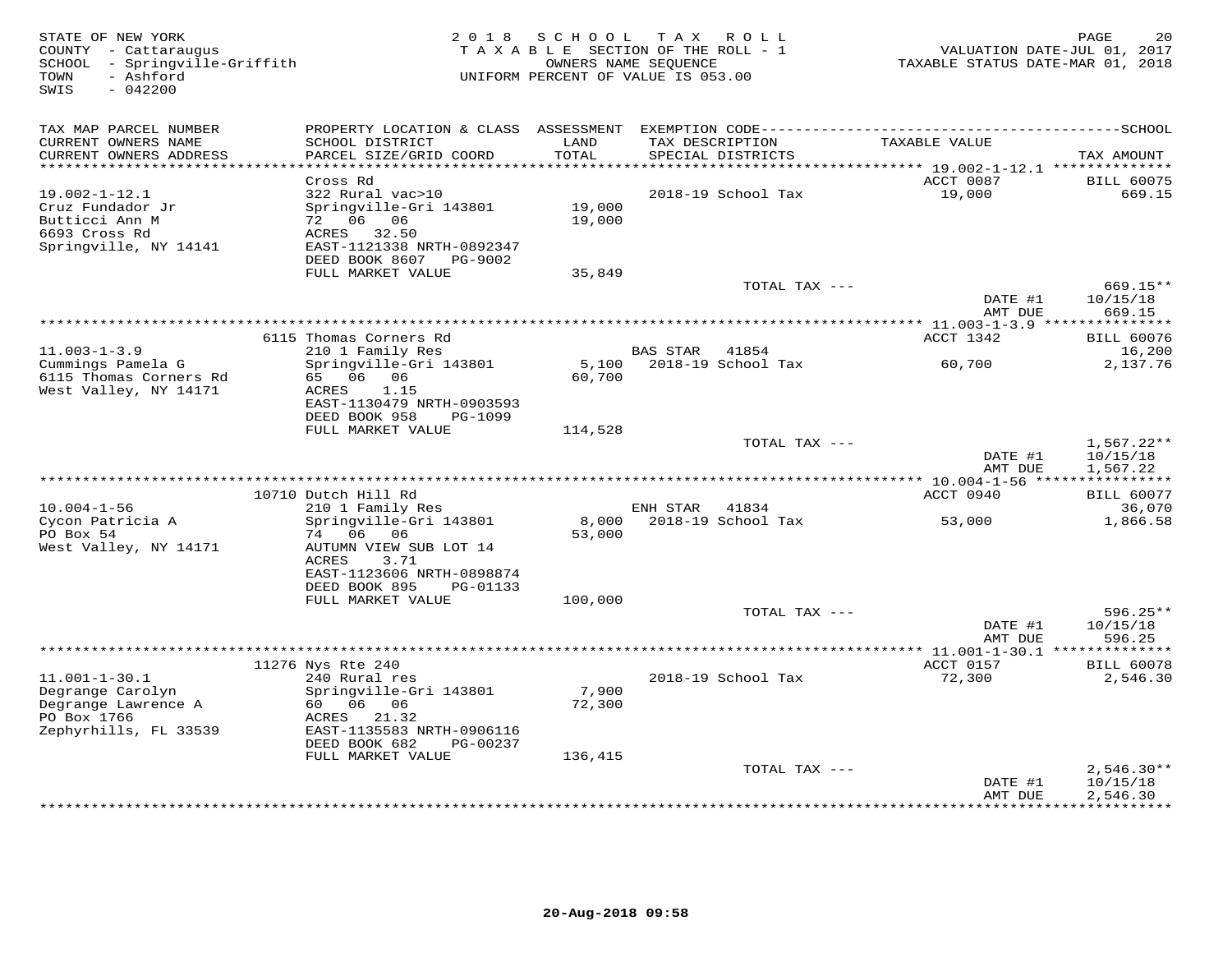STATE OF NEW YORK
COUNTY - Cattaraugus
SCHOOL - Springville-Griffith
TOWN - Ashford
SWIS - 042200

**2018 SCHOOL TAX ROLL**
TAXABLE SECTION OF THE ROLL - 1
OWNERS NAME SEQUENCE
UNIFORM PERCENT OF VALUE IS 053.00

VALUATION DATE-JUL 01, 2017
TAXABLE STATUS DATE-MAR 01, 2018

| TAX MAP PARCEL NUMBER / CURRENT OWNERS NAME / CURRENT OWNERS ADDRESS | PROPERTY LOCATION & CLASS / SCHOOL DISTRICT / PARCEL SIZE/GRID COORD | ASSESSMENT LAND / TOTAL | EXEMPTION CODE / TAX DESCRIPTION / SPECIAL DISTRICTS | TAXABLE VALUE | TAX AMOUNT |
|---|---|---|---|---|---|
| 19.002-1-12.1 | Cross Rd | | | ACCT 0087 | BILL 60075 |
| Cruz Fundador Jr | 322 Rural vac>10 | | 2018-19 School Tax | 19,000 | 669.15 |
| Butticci Ann M | Springville-Gri 143801 | 19,000 | | | |
| 6693 Cross Rd | 72 06 06 | 19,000 | | | |
| Springville, NY 14141 | ACRES 32.50 | | | | |
| | EAST-1121338 NRTH-0892347 | | | | |
| | DEED BOOK 8607 PG-9002 | | | | |
| | FULL MARKET VALUE | 35,849 | | | |
| | | | TOTAL TAX --- | | 669.15** |
| | | | | DATE #1 | 10/15/18 |
| | | | | AMT DUE | 669.15 |
| 11.003-1-3.9 | 6115 Thomas Corners Rd | | | ACCT 1342 | BILL 60076 |
| Cummings Pamela G | 210 1 Family Res | | BAS STAR 41854 | | 16,200 |
| 6115 Thomas Corners Rd | Springville-Gri 143801 | 5,100 | 2018-19 School Tax | 60,700 | 2,137.76 |
| West Valley, NY 14171 | 65 06 06 | 60,700 | | | |
| | ACRES 1.15 | | | | |
| | EAST-1130479 NRTH-0903593 | | | | |
| | DEED BOOK 958 PG-1099 | | | | |
| | FULL MARKET VALUE | 114,528 | | | |
| | | | TOTAL TAX --- | | 1,567.22** |
| | | | | DATE #1 | 10/15/18 |
| | | | | AMT DUE | 1,567.22 |
| 10.004-1-56 | 10710 Dutch Hill Rd | | | ACCT 0940 | BILL 60077 |
| Cycon Patricia A | 210 1 Family Res | | ENH STAR 41834 | | 36,070 |
| PO Box 54 | Springville-Gri 143801 | 8,000 | 2018-19 School Tax | 53,000 | 1,866.58 |
| West Valley, NY 14171 | 74 06 06 | 53,000 | | | |
| | AUTUMN VIEW SUB LOT 14 | | | | |
| | ACRES 3.71 | | | | |
| | EAST-1123606 NRTH-0898874 | | | | |
| | DEED BOOK 895 PG-01133 | | | | |
| | FULL MARKET VALUE | 100,000 | | | |
| | | | TOTAL TAX --- | | 596.25** |
| | | | | DATE #1 | 10/15/18 |
| | | | | AMT DUE | 596.25 |
| 11.001-1-30.1 | 11276 Nys Rte 240 | | | ACCT 0157 | BILL 60078 |
| Degrange Carolyn | 240 Rural res | | 2018-19 School Tax | 72,300 | 2,546.30 |
| Degrange Lawrence A | Springville-Gri 143801 | 7,900 | | | |
| PO Box 1766 | 60 06 06 | 72,300 | | | |
| Zephyrhills, FL 33539 | ACRES 21.32 | | | | |
| | EAST-1135583 NRTH-0906116 | | | | |
| | DEED BOOK 682 PG-00237 | | | | |
| | FULL MARKET VALUE | 136,415 | | | |
| | | | TOTAL TAX --- | | 2,546.30** |
| | | | | DATE #1 | 10/15/18 |
| | | | | AMT DUE | 2,546.30 |

20-Aug-2018 09:58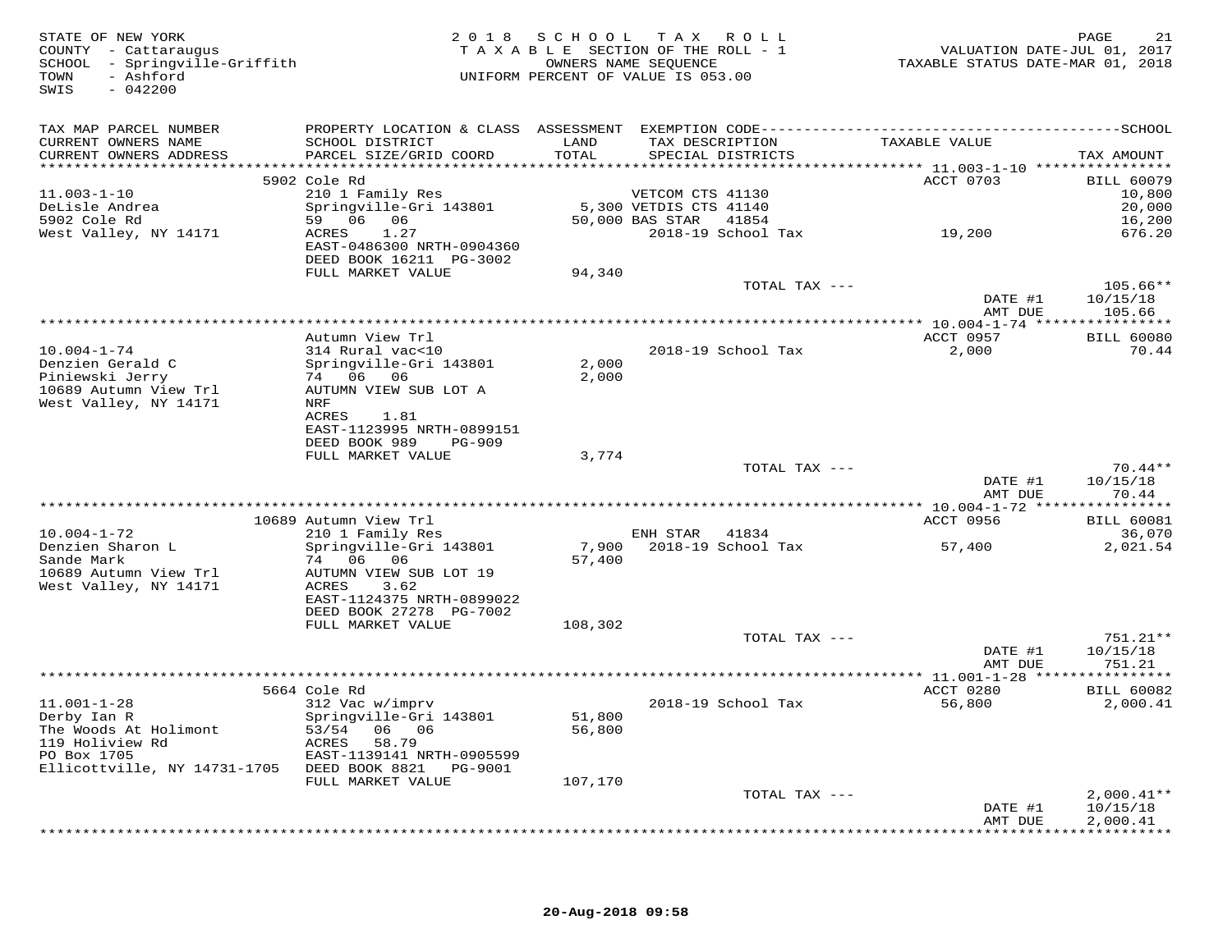STATE OF NEW YORK
COUNTY - Cattaraugus
SCHOOL - Springville-Griffith
TOWN - Ashford
SWIS - 042200

2018 SCHOOL TAX ROLL
TAXABLE SECTION OF THE ROLL - 1
OWNERS NAME SEQUENCE
UNIFORM PERCENT OF VALUE IS 053.00

VALUATION DATE-JUL 01, 2017
TAXABLE STATUS DATE-MAR 01, 2018

| TAX MAP PARCEL NUMBER / CURRENT OWNERS NAME / CURRENT OWNERS ADDRESS | PROPERTY LOCATION & CLASS / SCHOOL DISTRICT / PARCEL SIZE/GRID COORD | ASSESSMENT LAND / TOTAL | EXEMPTION CODE / TAX DESCRIPTION / SPECIAL DISTRICTS | TAXABLE VALUE | TAX AMOUNT |
|---|---|---|---|---|---|
| | 5902 Cole Rd | | | ACCT 0703 | BILL 60079 |
| 11.003-1-10 | 210 1 Family Res | | VETCOM CTS 41130 | | 10,800 |
| DeLisle Andrea | Springville-Gri 143801 | 5,300 | VETDIS CTS 41140 | | 20,000 |
| 5902 Cole Rd | 59 06 06 | 50,000 | BAS STAR 41854 | | 16,200 |
| West Valley, NY 14171 | ACRES 1.27 | | 2018-19 School Tax | 19,200 | 676.20 |
| | EAST-0486300 NRTH-0904360 | | | | |
| | DEED BOOK 16211 PG-3002 | | | | |
| | FULL MARKET VALUE | 94,340 | | | |
| | | | TOTAL TAX --- | | 105.66** |
| | | | | DATE #1 | 10/15/18 |
| | | | | AMT DUE | 105.66 |
| | Autumn View Trl | | | ACCT 0957 | BILL 60080 |
| 10.004-1-74 | 314 Rural vac<10 | | 2018-19 School Tax | 2,000 | 70.44 |
| Denzien Gerald C | Springville-Gri 143801 | 2,000 | | | |
| Piniewski Jerry | 74 06 06 | 2,000 | | | |
| 10689 Autumn View Trl | AUTUMN VIEW SUB LOT A | | | | |
| West Valley, NY 14171 | NRF | | | | |
| | ACRES 1.81 | | | | |
| | EAST-1123995 NRTH-0899151 | | | | |
| | DEED BOOK 989 PG-909 | | | | |
| | FULL MARKET VALUE | 3,774 | | | |
| | | | TOTAL TAX --- | | 70.44** |
| | | | | DATE #1 | 10/15/18 |
| | | | | AMT DUE | 70.44 |
| | 10689 Autumn View Trl | | | ACCT 0956 | BILL 60081 |
| 10.004-1-72 | 210 1 Family Res | | ENH STAR 41834 | | 36,070 |
| Denzien Sharon L | Springville-Gri 143801 | 7,900 | 2018-19 School Tax | 57,400 | 2,021.54 |
| Sande Mark | 74 06 06 | 57,400 | | | |
| 10689 Autumn View Trl | AUTUMN VIEW SUB LOT 19 | | | | |
| West Valley, NY 14171 | ACRES 3.62 | | | | |
| | EAST-1124375 NRTH-0899022 | | | | |
| | DEED BOOK 27278 PG-7002 | | | | |
| | FULL MARKET VALUE | 108,302 | | | |
| | | | TOTAL TAX --- | | 751.21** |
| | | | | DATE #1 | 10/15/18 |
| | | | | AMT DUE | 751.21 |
| | 5664 Cole Rd | | | ACCT 0280 | BILL 60082 |
| 11.001-1-28 | 312 Vac w/imprv | | 2018-19 School Tax | 56,800 | 2,000.41 |
| Derby Ian R | Springville-Gri 143801 | 51,800 | | | |
| The Woods At Holimont | 53/54 06 06 | 56,800 | | | |
| 119 Holiview Rd | ACRES 58.79 | | | | |
| PO Box 1705 | EAST-1139141 NRTH-0905599 | | | | |
| Ellicottville, NY 14731-1705 | DEED BOOK 8821 PG-9001 | | | | |
| | FULL MARKET VALUE | 107,170 | | | |
| | | | TOTAL TAX --- | | 2,000.41** |
| | | | | DATE #1 | 10/15/18 |
| | | | | AMT DUE | 2,000.41 |

20-Aug-2018 09:58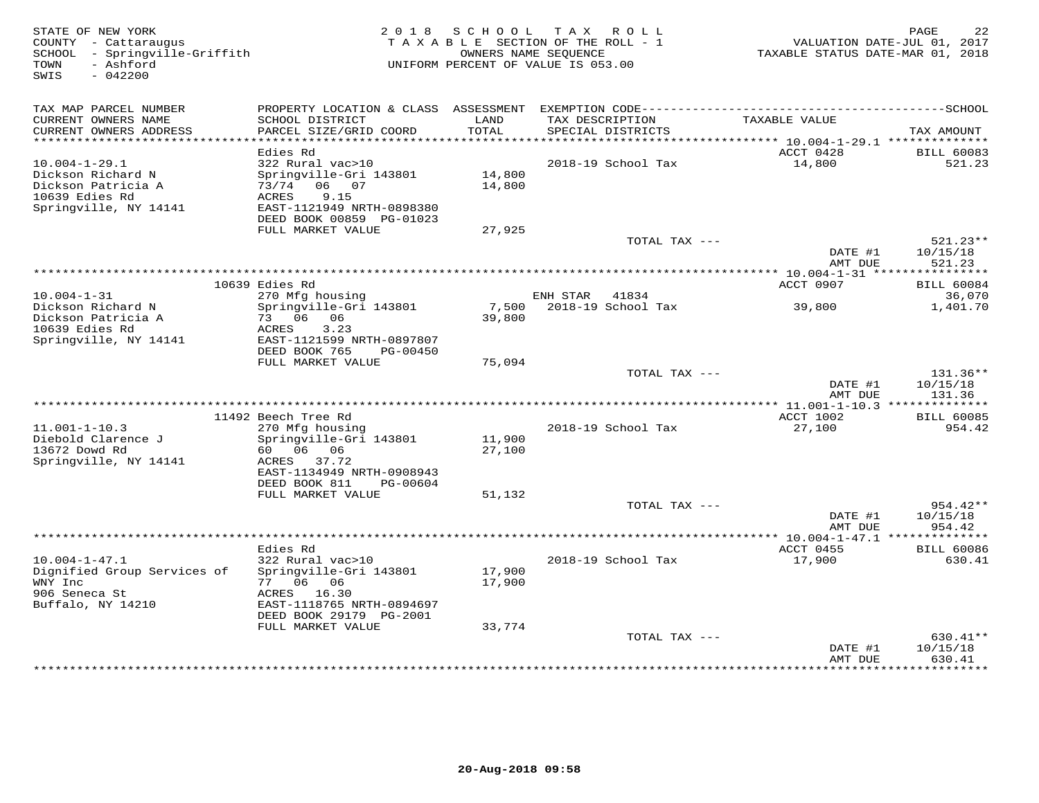STATE OF NEW YORK
COUNTY - Cattaraugus
SCHOOL - Springville-Griffith
TOWN - Ashford
SWIS - 042200

2018 SCHOOL TAX ROLL
TAXABLE SECTION OF THE ROLL - 1
OWNERS NAME SEQUENCE
UNIFORM PERCENT OF VALUE IS 053.00

VALUATION DATE-JUL 01, 2017
TAXABLE STATUS DATE-MAR 01, 2018

| TAX MAP PARCEL NUMBER / CURRENT OWNERS NAME / CURRENT OWNERS ADDRESS | PROPERTY LOCATION & CLASS / SCHOOL DISTRICT / PARCEL SIZE/GRID COORD | ASSESSMENT LAND / TOTAL | EXEMPTION CODE / TAX DESCRIPTION / SPECIAL DISTRICTS | TAXABLE VALUE | TAX AMOUNT |
|---|---|---|---|---|---|
| 10.004-1-29.1 | Edies Rd | | | ACCT 0428 | BILL 60083 |
| Dickson Richard N | 322 Rural vac>10 | | 2018-19 School Tax | 14,800 | 521.23 |
| Dickson Patricia A | Springville-Gri 143801 | 14,800 | | | |
| 10639 Edies Rd | 73/74 06 07 | 14,800 | | | |
| Springville, NY 14141 | ACRES 9.15 | | | | |
| | EAST-1121949 NRTH-0898380 | | | | |
| | DEED BOOK 00859 PG-01023 | | | | |
| | FULL MARKET VALUE | 27,925 | | | |
| | | | TOTAL TAX --- | | 521.23** |
| | | | | DATE #1 | 10/15/18 |
| | | | | AMT DUE | 521.23 |
| 10.004-1-31 | 10639 Edies Rd | | | ACCT 0907 | BILL 60084 |
| Dickson Richard N | 270 Mfg housing | | ENH STAR 41834 | | 36,070 |
| Dickson Patricia A | Springville-Gri 143801 | 7,500 | 2018-19 School Tax | 39,800 | 1,401.70 |
| 10639 Edies Rd | 73 06 06 | 39,800 | | | |
| Springville, NY 14141 | ACRES 3.23 | | | | |
| | EAST-1121599 NRTH-0897807 | | | | |
| | DEED BOOK 765 PG-00450 | | | | |
| | FULL MARKET VALUE | 75,094 | | | |
| | | | TOTAL TAX --- | | 131.36** |
| | | | | DATE #1 | 10/15/18 |
| | | | | AMT DUE | 131.36 |
| 11.001-1-10.3 | 11492 Beech Tree Rd | | | ACCT 1002 | BILL 60085 |
| Diebold Clarence J | 270 Mfg housing | | 2018-19 School Tax | 27,100 | 954.42 |
| 13672 Dowd Rd | Springville-Gri 143801 | 11,900 | | | |
| Springville, NY 14141 | 60 06 06 | 27,100 | | | |
| | ACRES 37.72 | | | | |
| | EAST-1134949 NRTH-0908943 | | | | |
| | DEED BOOK 811 PG-00604 | | | | |
| | FULL MARKET VALUE | 51,132 | | | |
| | | | TOTAL TAX --- | | 954.42** |
| | | | | DATE #1 | 10/15/18 |
| | | | | AMT DUE | 954.42 |
| 10.004-1-47.1 | Edies Rd | | | ACCT 0455 | BILL 60086 |
| Dignified Group Services of | 322 Rural vac>10 | | 2018-19 School Tax | 17,900 | 630.41 |
| WNY Inc | Springville-Gri 143801 | 17,900 | | | |
| 906 Seneca St | 77 06 06 | 17,900 | | | |
| Buffalo, NY 14210 | ACRES 16.30 | | | | |
| | EAST-1118765 NRTH-0894697 | | | | |
| | DEED BOOK 29179 PG-2001 | | | | |
| | FULL MARKET VALUE | 33,774 | | | |
| | | | TOTAL TAX --- | | 630.41** |
| | | | | DATE #1 | 10/15/18 |
| | | | | AMT DUE | 630.41 |

20-Aug-2018 09:58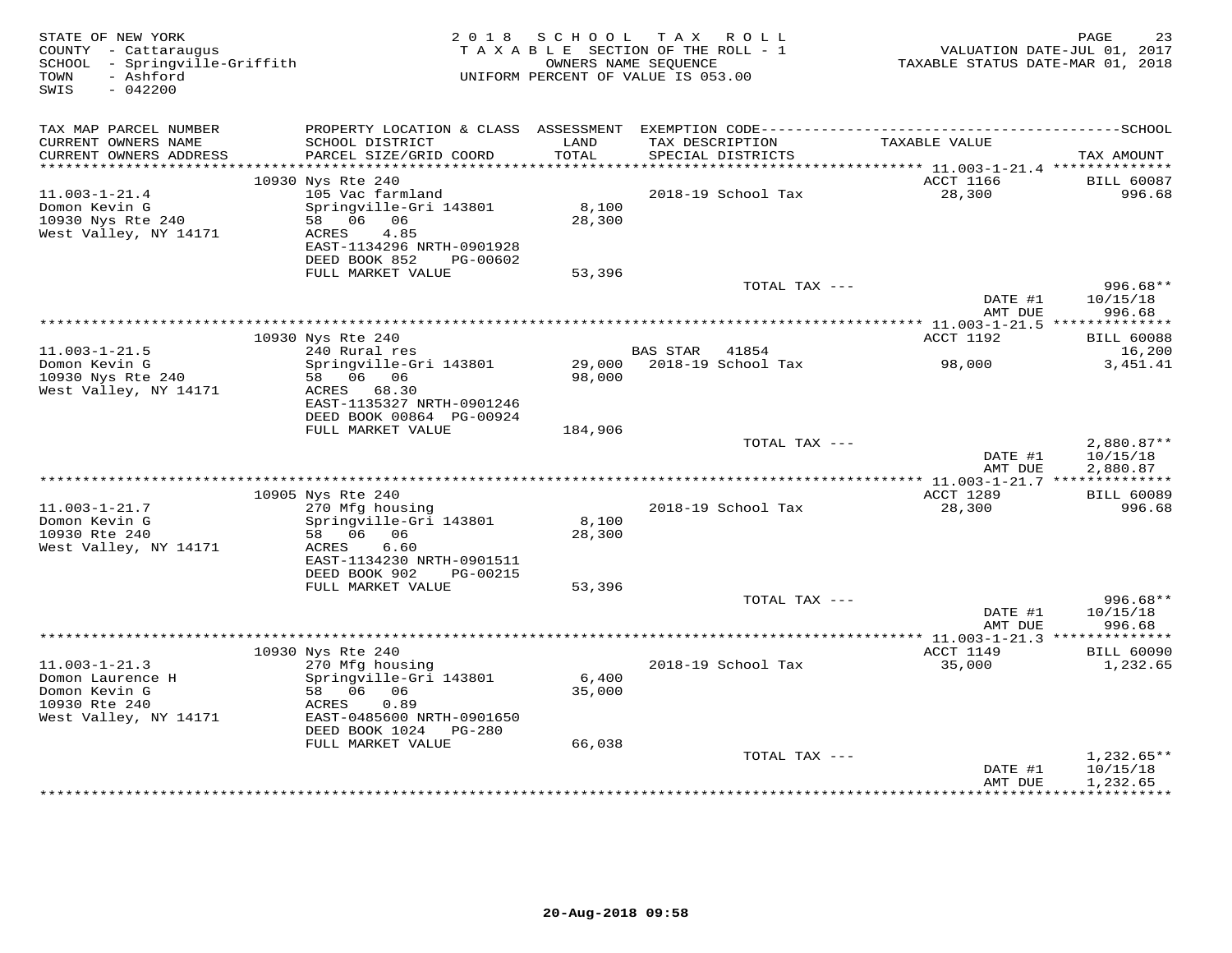STATE OF NEW YORK
COUNTY - Cattaraugus
SCHOOL - Springville-Griffith
TOWN - Ashford
SWIS - 042200

2018 SCHOOL TAX ROLL
TAXABLE SECTION OF THE ROLL - 1
OWNERS NAME SEQUENCE
UNIFORM PERCENT OF VALUE IS 053.00

VALUATION DATE-JUL 01, 2017
TAXABLE STATUS DATE-MAR 01, 2018

| TAX MAP PARCEL NUMBER / CURRENT OWNERS NAME / CURRENT OWNERS ADDRESS | PROPERTY LOCATION & CLASS / SCHOOL DISTRICT / PARCEL SIZE/GRID COORD | ASSESSMENT LAND / TOTAL | EXEMPTION CODE / TAX DESCRIPTION / SPECIAL DISTRICTS | TAXABLE VALUE | TAX AMOUNT |
|---|---|---|---|---|---|
| | 10930 Nys Rte 240 | | | ACCT 1166 | BILL 60087 |
| 11.003-1-21.4 | 105 Vac farmland | | 2018-19 School Tax | 28,300 | 996.68 |
| Domon Kevin G | Springville-Gri 143801 | 8,100 | | | |
| 10930 Nys Rte 240 | 58 06 06 | 28,300 | | | |
| West Valley, NY 14171 | ACRES 4.85 | | | | |
| | EAST-1134296 NRTH-0901928 | | | | |
| | DEED BOOK 852 PG-00602 | | | | |
| | FULL MARKET VALUE | 53,396 | | | |
| | | | TOTAL TAX --- | | 996.68** |
| | | | | DATE #1 | 10/15/18 |
| | | | | AMT DUE | 996.68 |
| | 10930 Nys Rte 240 | | | ACCT 1192 | BILL 60088 |
| 11.003-1-21.5 | 240 Rural res | | BAS STAR 41854 | | 16,200 |
| Domon Kevin G | Springville-Gri 143801 | 29,000 | 2018-19 School Tax | 98,000 | 3,451.41 |
| 10930 Nys Rte 240 | 58 06 06 | 98,000 | | | |
| West Valley, NY 14171 | ACRES 68.30 | | | | |
| | EAST-1135327 NRTH-0901246 | | | | |
| | DEED BOOK 00864 PG-00924 | | | | |
| | FULL MARKET VALUE | 184,906 | | | |
| | | | TOTAL TAX --- | | 2,880.87** |
| | | | | DATE #1 | 10/15/18 |
| | | | | AMT DUE | 2,880.87 |
| | 10905 Nys Rte 240 | | | ACCT 1289 | BILL 60089 |
| 11.003-1-21.7 | 270 Mfg housing | | 2018-19 School Tax | 28,300 | 996.68 |
| Domon Kevin G | Springville-Gri 143801 | 8,100 | | | |
| 10930 Rte 240 | 58 06 06 | 28,300 | | | |
| West Valley, NY 14171 | ACRES 6.60 | | | | |
| | EAST-1134230 NRTH-0901511 | | | | |
| | DEED BOOK 902 PG-00215 | | | | |
| | FULL MARKET VALUE | 53,396 | | | |
| | | | TOTAL TAX --- | | 996.68** |
| | | | | DATE #1 | 10/15/18 |
| | | | | AMT DUE | 996.68 |
| | 10930 Nys Rte 240 | | | ACCT 1149 | BILL 60090 |
| 11.003-1-21.3 | 270 Mfg housing | | 2018-19 School Tax | 35,000 | 1,232.65 |
| Domon Laurence H | Springville-Gri 143801 | 6,400 | | | |
| Domon Kevin G | 58 06 06 | 35,000 | | | |
| 10930 Rte 240 | ACRES 0.89 | | | | |
| West Valley, NY 14171 | EAST-0485600 NRTH-0901650 | | | | |
| | DEED BOOK 1024 PG-280 | | | | |
| | FULL MARKET VALUE | 66,038 | | | |
| | | | TOTAL TAX --- | | 1,232.65** |
| | | | | DATE #1 | 10/15/18 |
| | | | | AMT DUE | 1,232.65 |

20-Aug-2018 09:58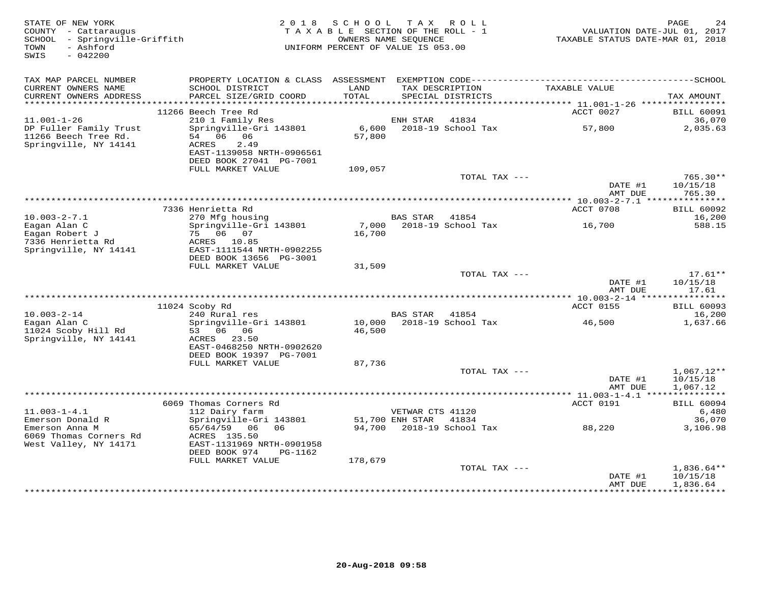STATE OF NEW YORK
COUNTY - Cattaraugus
SCHOOL - Springville-Griffith
TOWN - Ashford
SWIS - 042200

2018 SCHOOL TAX ROLL
TAXABLE SECTION OF THE ROLL - 1
OWNERS NAME SEQUENCE
UNIFORM PERCENT OF VALUE IS 053.00

VALUATION DATE-JUL 01, 2017
TAXABLE STATUS DATE-MAR 01, 2018

| TAX MAP PARCEL NUMBER / CURRENT OWNERS NAME / CURRENT OWNERS ADDRESS | PROPERTY LOCATION & CLASS / SCHOOL DISTRICT / PARCEL SIZE/GRID COORD | ASSESSMENT LAND / TOTAL | EXEMPTION CODE / TAX DESCRIPTION / SPECIAL DISTRICTS | TAXABLE VALUE | TAX AMOUNT |
|---|---|---|---|---|---|
| | 11266 Beech Tree Rd | | | ACCT 0027 | BILL 60091 |
| 11.001-1-26 | 210 1 Family Res | | ENH STAR 41834 | | 36,070 |
| DP Fuller Family Trust | Springville-Gri 143801 | 6,600 | 2018-19 School Tax | 57,800 | 2,035.63 |
| 11266 Beech Tree Rd. | 54 06 06 | 57,800 | | | |
| Springville, NY 14141 | ACRES 2.49 | | | | |
| | EAST-1139058 NRTH-0906561 | | | | |
| | DEED BOOK 27041 PG-7001 | | | | |
| | FULL MARKET VALUE | 109,057 | | | |
| | | | TOTAL TAX --- | | 765.30** |
| | | | | DATE #1 | 10/15/18 |
| | | | | AMT DUE | 765.30 |
| | 7336 Henrietta Rd | | | ACCT 0708 | BILL 60092 |
| 10.003-2-7.1 | 270 Mfg housing | | BAS STAR 41854 | | 16,200 |
| Eagan Alan C | Springville-Gri 143801 | 7,000 | 2018-19 School Tax | 16,700 | 588.15 |
| Eagan Robert J | 75 06 07 | 16,700 | | | |
| 7336 Henrietta Rd | ACRES 10.85 | | | | |
| Springville, NY 14141 | EAST-1111544 NRTH-0902255 | | | | |
| | DEED BOOK 13656 PG-3001 | | | | |
| | FULL MARKET VALUE | 31,509 | | | |
| | | | TOTAL TAX --- | | 17.61** |
| | | | | DATE #1 | 10/15/18 |
| | | | | AMT DUE | 17.61 |
| | 11024 Scoby Rd | | | ACCT 0155 | BILL 60093 |
| 10.003-2-14 | 240 Rural res | | BAS STAR 41854 | | 16,200 |
| Eagan Alan C | Springville-Gri 143801 | 10,000 | 2018-19 School Tax | 46,500 | 1,637.66 |
| 11024 Scoby Hill Rd | 53 06 06 | 46,500 | | | |
| Springville, NY 14141 | ACRES 23.50 | | | | |
| | EAST-0468250 NRTH-0902620 | | | | |
| | DEED BOOK 19397 PG-7001 | | | | |
| | FULL MARKET VALUE | 87,736 | | | |
| | | | TOTAL TAX --- | | 1,067.12** |
| | | | | DATE #1 | 10/15/18 |
| | | | | AMT DUE | 1,067.12 |
| | 6069 Thomas Corners Rd | | | ACCT 0191 | BILL 60094 |
| 11.003-1-4.1 | 112 Dairy farm | | VETWAR CTS 41120 | | 6,480 |
| Emerson Donald R | Springville-Gri 143801 | 51,700 | ENH STAR 41834 | | 36,070 |
| Emerson Anna M | 65/64/59 06 06 | 94,700 | 2018-19 School Tax | 88,220 | 3,106.98 |
| 6069 Thomas Corners Rd | ACRES 135.50 | | | | |
| West Valley, NY 14171 | EAST-1131969 NRTH-0901958 | | | | |
| | DEED BOOK 974 PG-1162 | | | | |
| | FULL MARKET VALUE | 178,679 | | | |
| | | | TOTAL TAX --- | | 1,836.64** |
| | | | | DATE #1 | 10/15/18 |
| | | | | AMT DUE | 1,836.64 |

20-Aug-2018 09:58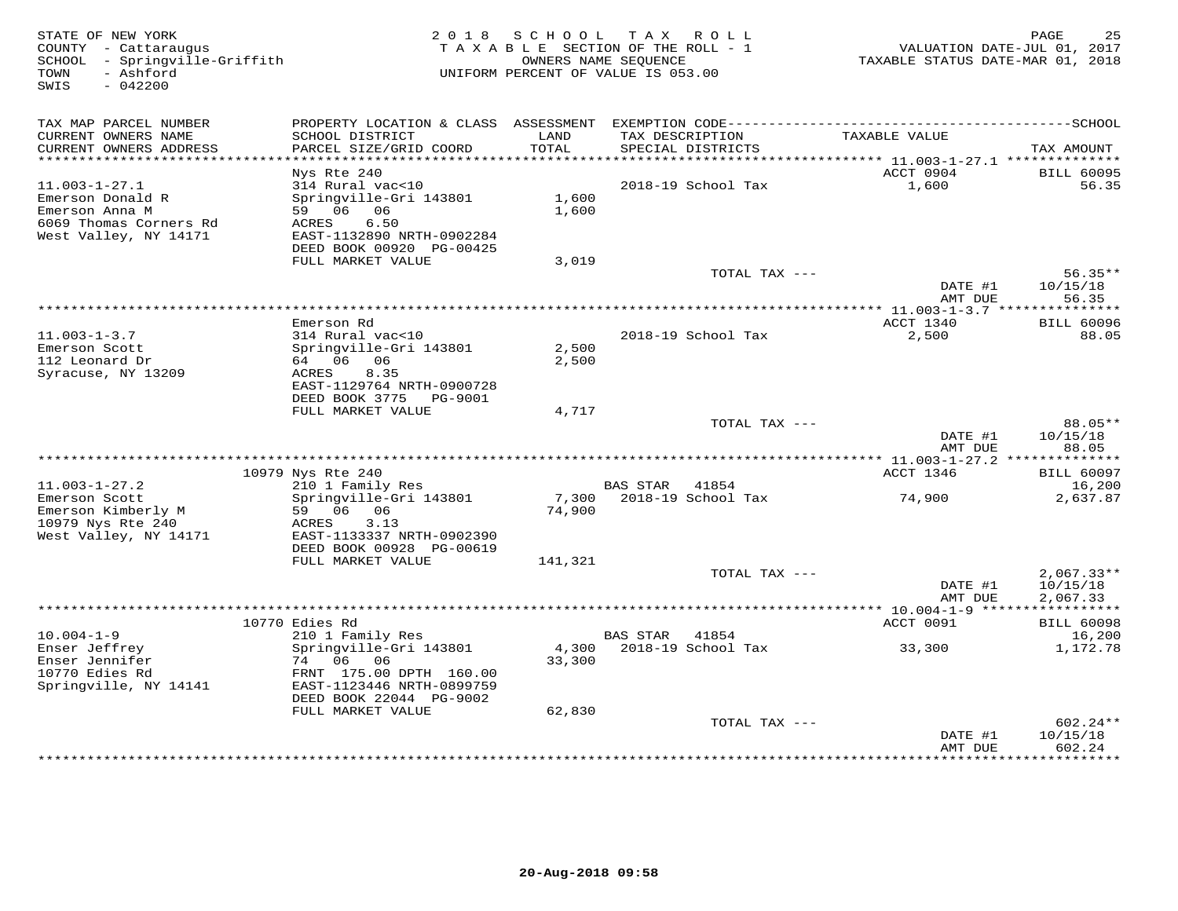STATE OF NEW YORK
COUNTY - Cattaraugus
SCHOOL - Springville-Griffith
TOWN - Ashford
SWIS - 042200

2018 SCHOOL TAX ROLL
TAXABLE SECTION OF THE ROLL - 1
OWNERS NAME SEQUENCE
UNIFORM PERCENT OF VALUE IS 053.00

VALUATION DATE-JUL 01, 2017
TAXABLE STATUS DATE-MAR 01, 2018

| TAX MAP PARCEL NUMBER / CURRENT OWNERS NAME / CURRENT OWNERS ADDRESS | PROPERTY LOCATION & CLASS / SCHOOL DISTRICT / PARCEL SIZE/GRID COORD | ASSESSMENT LAND / TOTAL | EXEMPTION CODE / TAX DESCRIPTION / SPECIAL DISTRICTS | TAXABLE VALUE | TAX AMOUNT |
|---|---|---|---|---|---|
| **11.003-1-27.1** | Nys Rte 240 | | | ACCT 0904 | BILL 60095 |
| 11.003-1-27.1 | 314 Rural vac<10 | | 2018-19 School Tax | 1,600 | 56.35 |
| Emerson Donald R | Springville-Gri 143801 | 1,600 | | | |
| Emerson Anna M | 59 06 06 | 1,600 | | | |
| 6069 Thomas Corners Rd | ACRES 6.50 | | | | |
| West Valley, NY 14171 | EAST-1132890 NRTH-0902284 | | | | |
| | DEED BOOK 00920 PG-00425 | | | | |
| | FULL MARKET VALUE | 3,019 | | | |
| | | | TOTAL TAX --- | | 56.35** |
| | | | | DATE #1 | 10/15/18 |
| | | | | AMT DUE | 56.35 |
| **11.003-1-3.7** | Emerson Rd | | | ACCT 1340 | BILL 60096 |
| 11.003-1-3.7 | 314 Rural vac<10 | | 2018-19 School Tax | 2,500 | 88.05 |
| Emerson Scott | Springville-Gri 143801 | 2,500 | | | |
| 112 Leonard Dr | 64 06 06 | 2,500 | | | |
| Syracuse, NY 13209 | ACRES 8.35 | | | | |
| | EAST-1129764 NRTH-0900728 | | | | |
| | DEED BOOK 3775 PG-9001 | | | | |
| | FULL MARKET VALUE | 4,717 | | | |
| | | | TOTAL TAX --- | | 88.05** |
| | | | | DATE #1 | 10/15/18 |
| | | | | AMT DUE | 88.05 |
| **11.003-1-27.2** | 10979 Nys Rte 240 | | | ACCT 1346 | BILL 60097 |
| 11.003-1-27.2 | 210 1 Family Res | | BAS STAR 41854 | | 16,200 |
| Emerson Scott | Springville-Gri 143801 | 7,300 | 2018-19 School Tax | 74,900 | 2,637.87 |
| Emerson Kimberly M | 59 06 06 | 74,900 | | | |
| 10979 Nys Rte 240 | ACRES 3.13 | | | | |
| West Valley, NY 14171 | EAST-1133337 NRTH-0902390 | | | | |
| | DEED BOOK 00928 PG-00619 | | | | |
| | FULL MARKET VALUE | 141,321 | | | |
| | | | TOTAL TAX --- | | 2,067.33** |
| | | | | DATE #1 | 10/15/18 |
| | | | | AMT DUE | 2,067.33 |
| **10.004-1-9** | 10770 Edies Rd | | | ACCT 0091 | BILL 60098 |
| 10.004-1-9 | 210 1 Family Res | | BAS STAR 41854 | | 16,200 |
| Enser Jeffrey | Springville-Gri 143801 | 4,300 | 2018-19 School Tax | 33,300 | 1,172.78 |
| Enser Jennifer | 74 06 06 | 33,300 | | | |
| 10770 Edies Rd | FRNT 175.00 DPTH 160.00 | | | | |
| Springville, NY 14141 | EAST-1123446 NRTH-0899759 | | | | |
| | DEED BOOK 22044 PG-9002 | | | | |
| | FULL MARKET VALUE | 62,830 | | | |
| | | | TOTAL TAX --- | | 602.24** |
| | | | | DATE #1 | 10/15/18 |
| | | | | AMT DUE | 602.24 |

20-Aug-2018 09:58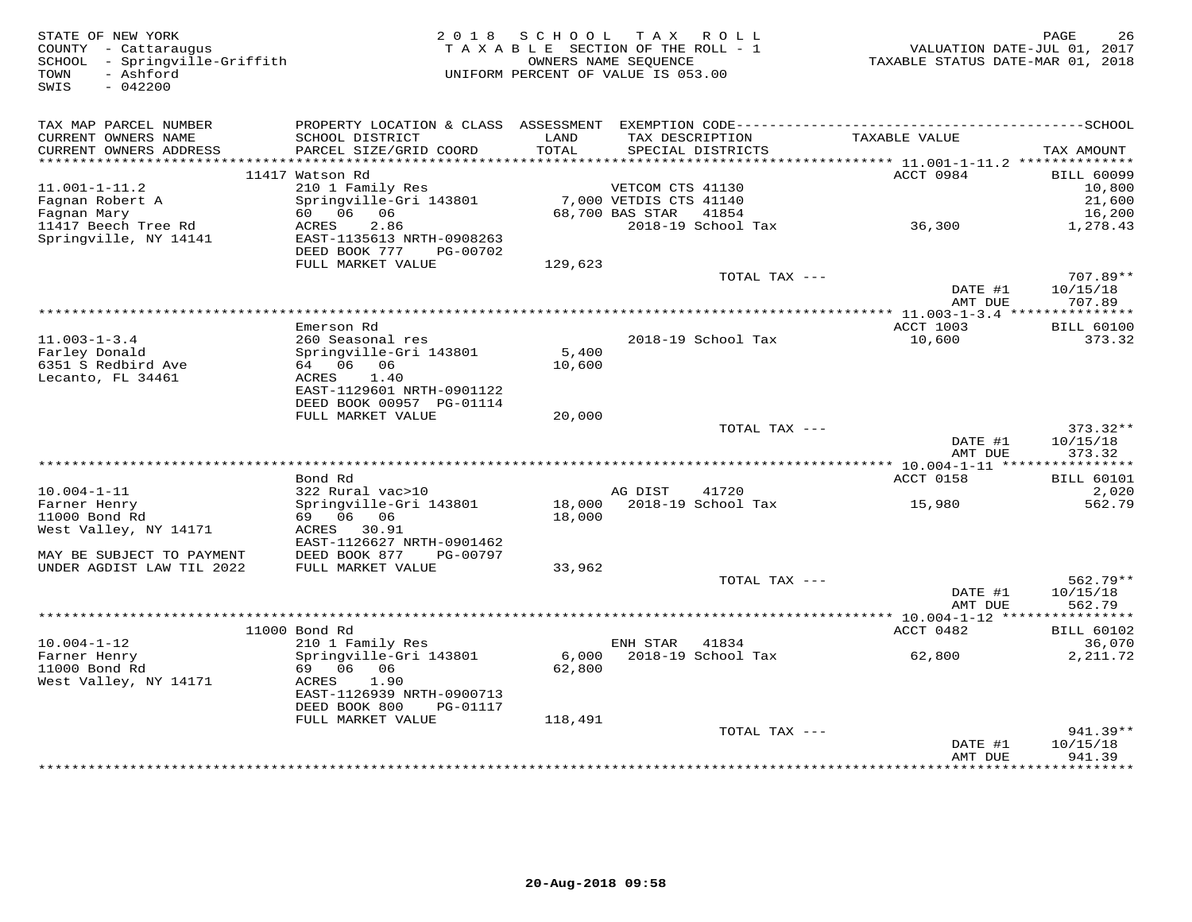STATE OF NEW YORK
COUNTY - Cattaraugus
SCHOOL - Springville-Griffith
TOWN - Ashford
SWIS - 042200

2018 SCHOOL TAX ROLL
TAXABLE SECTION OF THE ROLL - 1
OWNERS NAME SEQUENCE
UNIFORM PERCENT OF VALUE IS 053.00

VALUATION DATE-JUL 01, 2017
TAXABLE STATUS DATE-MAR 01, 2018

| TAX MAP PARCEL NUMBER / CURRENT OWNERS NAME / CURRENT OWNERS ADDRESS | PROPERTY LOCATION & CLASS / SCHOOL DISTRICT / PARCEL SIZE/GRID COORD | ASSESSMENT LAND / TOTAL | EXEMPTION CODE / TAX DESCRIPTION / SPECIAL DISTRICTS | TAXABLE VALUE | TAX AMOUNT |
|---|---|---|---|---|---|
| | 11417 Watson Rd | | | ACCT 0984 | BILL 60099 |
| 11.001-1-11.2 | 210 1 Family Res | | VETCOM CTS 41130 | | 10,800 |
| Fagnan Robert A | Springville-Gri 143801 | 7,000 | VETDIS CTS 41140 | | 21,600 |
| Fagnan Mary | 60 06 06 | 68,700 | BAS STAR 41854 | | 16,200 |
| 11417 Beech Tree Rd | ACRES 2.86 | | 2018-19 School Tax | 36,300 | 1,278.43 |
| Springville, NY 14141 | EAST-1135613 NRTH-0908263 | | | | |
| | DEED BOOK 777 PG-00702 | | | | |
| | FULL MARKET VALUE | 129,623 | | | |
| | | | TOTAL TAX --- | | 707.89** |
| | | | | DATE #1 | 10/15/18 |
| | | | | AMT DUE | 707.89 |
| | Emerson Rd | | | ACCT 1003 | BILL 60100 |
| 11.003-1-3.4 | 260 Seasonal res | | 2018-19 School Tax | 10,600 | 373.32 |
| Farley Donald | Springville-Gri 143801 | 5,400 | | | |
| 6351 S Redbird Ave | 64 06 06 | 10,600 | | | |
| Lecanto, FL 34461 | ACRES 1.40 | | | | |
| | EAST-1129601 NRTH-0901122 | | | | |
| | DEED BOOK 00957 PG-01114 | | | | |
| | FULL MARKET VALUE | 20,000 | | | |
| | | | TOTAL TAX --- | | 373.32** |
| | | | | DATE #1 | 10/15/18 |
| | | | | AMT DUE | 373.32 |
| | Bond Rd | | | ACCT 0158 | BILL 60101 |
| 10.004-1-11 | 322 Rural vac>10 | | AG DIST 41720 | | 2,020 |
| Farner Henry | Springville-Gri 143801 | 18,000 | 2018-19 School Tax | 15,980 | 562.79 |
| 11000 Bond Rd | 69 06 06 | 18,000 | | | |
| West Valley, NY 14171 | ACRES 30.91 | | | | |
| | EAST-1126627 NRTH-0901462 | | | | |
| MAY BE SUBJECT TO PAYMENT | DEED BOOK 877 PG-00797 | | | | |
| UNDER AGDIST LAW TIL 2022 | FULL MARKET VALUE | 33,962 | | | |
| | | | TOTAL TAX --- | | 562.79** |
| | | | | DATE #1 | 10/15/18 |
| | | | | AMT DUE | 562.79 |
| | 11000 Bond Rd | | | ACCT 0482 | BILL 60102 |
| 10.004-1-12 | 210 1 Family Res | | ENH STAR 41834 | | 36,070 |
| Farner Henry | Springville-Gri 143801 | 6,000 | 2018-19 School Tax | 62,800 | 2,211.72 |
| 11000 Bond Rd | 69 06 06 | 62,800 | | | |
| West Valley, NY 14171 | ACRES 1.90 | | | | |
| | EAST-1126939 NRTH-0900713 | | | | |
| | DEED BOOK 800 PG-01117 | | | | |
| | FULL MARKET VALUE | 118,491 | | | |
| | | | TOTAL TAX --- | | 941.39** |
| | | | | DATE #1 | 10/15/18 |
| | | | | AMT DUE | 941.39 |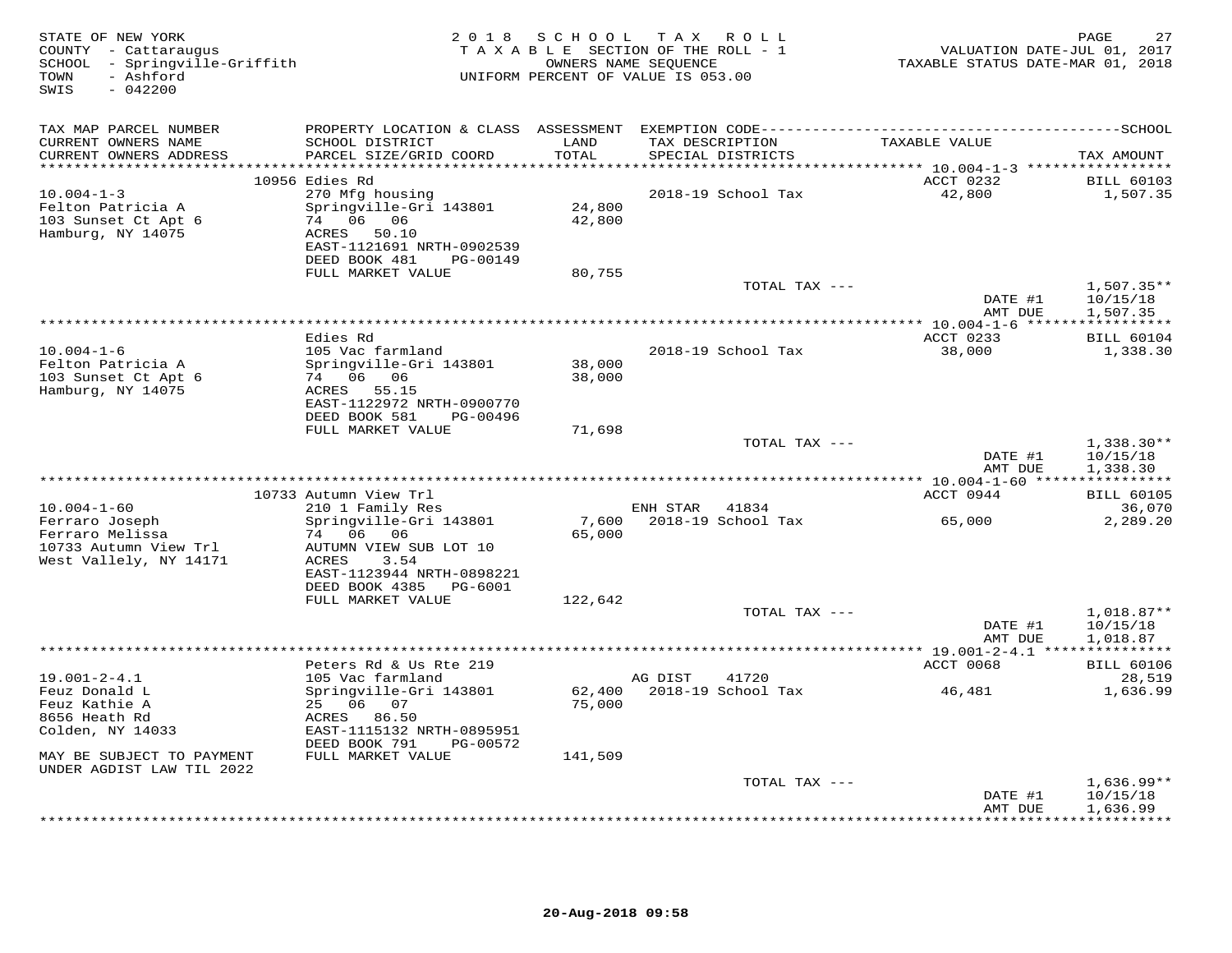STATE OF NEW YORK
COUNTY - Cattaraugus
SCHOOL - Springville-Griffith
TOWN - Ashford
SWIS - 042200

2018 SCHOOL TAX ROLL
TAXABLE SECTION OF THE ROLL - 1
OWNERS NAME SEQUENCE
UNIFORM PERCENT OF VALUE IS 053.00

VALUATION DATE-JUL 01, 2017
TAXABLE STATUS DATE-MAR 01, 2018

| TAX MAP PARCEL NUMBER / CURRENT OWNERS NAME / CURRENT OWNERS ADDRESS | PROPERTY LOCATION & CLASS / SCHOOL DISTRICT / PARCEL SIZE/GRID COORD | ASSESSMENT LAND / TOTAL | EXEMPTION CODE / TAX DESCRIPTION / SPECIAL DISTRICTS | TAXABLE VALUE | SCHOOL TAX AMOUNT |
|---|---|---|---|---|---|
| 10.004-1-3 | 10956 Edies Rd | | | ACCT 0232 | BILL 60103 |
| | 270 Mfg housing | | 2018-19 School Tax | 42,800 | 1,507.35 |
| Felton Patricia A | Springville-Gri 143801 | 24,800 | | | |
| 103 Sunset Ct Apt 6 | 74 06 06 | 42,800 | | | |
| Hamburg, NY 14075 | ACRES 50.10 | | | | |
| | EAST-1121691 NRTH-0902539 | | | | |
| | DEED BOOK 481 PG-00149 | | | | |
| | FULL MARKET VALUE | 80,755 | | | |
| | | | TOTAL TAX --- | | 1,507.35** |
| | | | | DATE #1 | 10/15/18 |
| | | | | AMT DUE | 1,507.35 |
| 10.004-1-6 | Edies Rd | | | ACCT 0233 | BILL 60104 |
| | 105 Vac farmland | | 2018-19 School Tax | 38,000 | 1,338.30 |
| Felton Patricia A | Springville-Gri 143801 | 38,000 | | | |
| 103 Sunset Ct Apt 6 | 74 06 06 | 38,000 | | | |
| Hamburg, NY 14075 | ACRES 55.15 | | | | |
| | EAST-1122972 NRTH-0900770 | | | | |
| | DEED BOOK 581 PG-00496 | | | | |
| | FULL MARKET VALUE | 71,698 | | | |
| | | | TOTAL TAX --- | | 1,338.30** |
| | | | | DATE #1 | 10/15/18 |
| | | | | AMT DUE | 1,338.30 |
| 10.004-1-60 | 10733 Autumn View Trl | | | ACCT 0944 | BILL 60105 |
| | 210 1 Family Res | | ENH STAR 41834 | | 36,070 |
| Ferraro Joseph | Springville-Gri 143801 | 7,600 | 2018-19 School Tax | 65,000 | 2,289.20 |
| Ferraro Melissa | 74 06 06 | 65,000 | | | |
| 10733 Autumn View Trl | AUTUMN VIEW SUB LOT 10 | | | | |
| West Vallely, NY 14171 | ACRES 3.54 | | | | |
| | EAST-1123944 NRTH-0898221 | | | | |
| | DEED BOOK 4385 PG-6001 | | | | |
| | FULL MARKET VALUE | 122,642 | | | |
| | | | TOTAL TAX --- | | 1,018.87** |
| | | | | DATE #1 | 10/15/18 |
| | | | | AMT DUE | 1,018.87 |
| 19.001-2-4.1 | Peters Rd & Us Rte 219 | | | ACCT 0068 | BILL 60106 |
| | 105 Vac farmland | | AG DIST 41720 | | 28,519 |
| Feuz Donald L | Springville-Gri 143801 | 62,400 | 2018-19 School Tax | 46,481 | 1,636.99 |
| Feuz Kathie A | 25 06 07 | 75,000 | | | |
| 8656 Heath Rd | ACRES 86.50 | | | | |
| Colden, NY 14033 | EAST-1115132 NRTH-0895951 | | | | |
| | DEED BOOK 791 PG-00572 | | | | |
| MAY BE SUBJECT TO PAYMENT UNDER AGDIST LAW TIL 2022 | FULL MARKET VALUE | 141,509 | | | |
| | | | TOTAL TAX --- | | 1,636.99** |
| | | | | DATE #1 | 10/15/18 |
| | | | | AMT DUE | 1,636.99 |

20-Aug-2018 09:58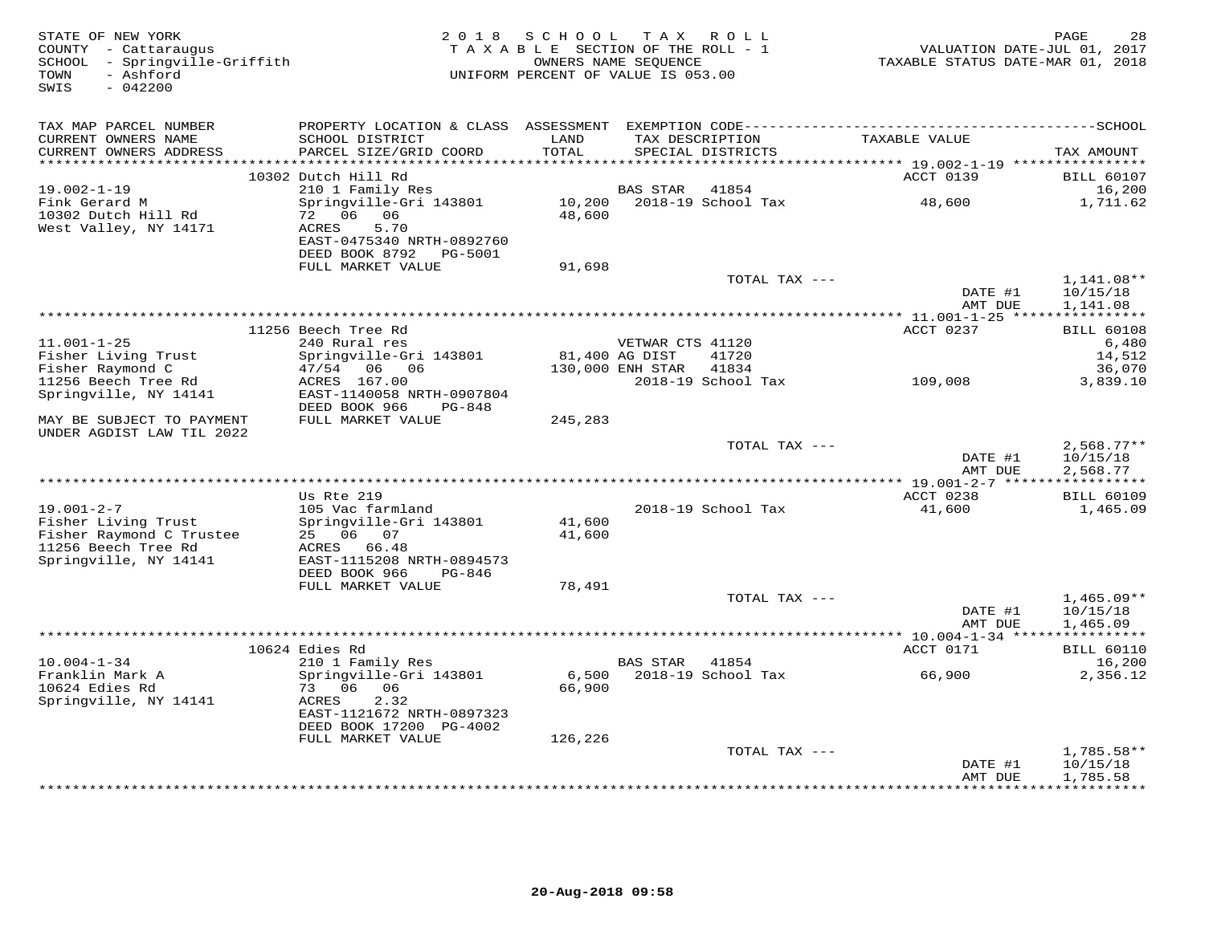STATE OF NEW YORK
COUNTY - Cattaraugus
SCHOOL - Springville-Griffith
TOWN - Ashford
SWIS - 042200

2018 SCHOOL TAX ROLL
TAXABLE SECTION OF THE ROLL - 1
OWNERS NAME SEQUENCE
UNIFORM PERCENT OF VALUE IS 053.00

VALUATION DATE-JUL 01, 2017
TAXABLE STATUS DATE-MAR 01, 2018

| TAX MAP PARCEL NUMBER / CURRENT OWNERS NAME / CURRENT OWNERS ADDRESS | PROPERTY LOCATION & CLASS / SCHOOL DISTRICT / PARCEL SIZE/GRID COORD | ASSESSMENT LAND / TOTAL | EXEMPTION CODE / TAX DESCRIPTION / SPECIAL DISTRICTS | TAXABLE VALUE | SCHOOL TAX AMOUNT |
|---|---|---|---|---|---|
| | 10302 Dutch Hill Rd | | | ACCT 0139 | BILL 60107 |
| 19.002-1-19 | 210 1 Family Res | | BAS STAR 41854 | | 16,200 |
| Fink Gerard M | Springville-Gri 143801 | 10,200 | 2018-19 School Tax | 48,600 | 1,711.62 |
| 10302 Dutch Hill Rd | 72 06 06 | 48,600 | | | |
| West Valley, NY 14171 | ACRES 5.70 | | | | |
| | EAST-0475340 NRTH-0892760 | | | | |
| | DEED BOOK 8792 PG-5001 | | | | |
| | FULL MARKET VALUE | 91,698 | | | |
| | | | TOTAL TAX --- | | 1,141.08** |
| | | | | DATE #1 | 10/15/18 |
| | | | | AMT DUE | 1,141.08 |
| | 11256 Beech Tree Rd | | | ACCT 0237 | BILL 60108 |
| 11.001-1-25 | 240 Rural res | | VETWAR CTS 41120 | | 6,480 |
| Fisher Living Trust | Springville-Gri 143801 | 81,400 | AG DIST 41720 | | 14,512 |
| Fisher Raymond C | 47/54 06 06 | 130,000 | ENH STAR 41834 | | 36,070 |
| 11256 Beech Tree Rd | ACRES 167.00 | | 2018-19 School Tax | 109,008 | 3,839.10 |
| Springville, NY 14141 | EAST-1140058 NRTH-0907804 | | | | |
| | DEED BOOK 966 PG-848 | | | | |
| MAY BE SUBJECT TO PAYMENT | FULL MARKET VALUE | 245,283 | | | |
| UNDER AGDIST LAW TIL 2022 | | | | | |
| | | | TOTAL TAX --- | | 2,568.77** |
| | | | | DATE #1 | 10/15/18 |
| | | | | AMT DUE | 2,568.77 |
| | Us Rte 219 | | | ACCT 0238 | BILL 60109 |
| 19.001-2-7 | 105 Vac farmland | | 2018-19 School Tax | 41,600 | 1,465.09 |
| Fisher Living Trust | Springville-Gri 143801 | 41,600 | | | |
| Fisher Raymond C Trustee | 25 06 07 | 41,600 | | | |
| 11256 Beech Tree Rd | ACRES 66.48 | | | | |
| Springville, NY 14141 | EAST-1115208 NRTH-0894573 | | | | |
| | DEED BOOK 966 PG-846 | | | | |
| | FULL MARKET VALUE | 78,491 | | | |
| | | | TOTAL TAX --- | | 1,465.09** |
| | | | | DATE #1 | 10/15/18 |
| | | | | AMT DUE | 1,465.09 |
| | 10624 Edies Rd | | | ACCT 0171 | BILL 60110 |
| 10.004-1-34 | 210 1 Family Res | | BAS STAR 41854 | | 16,200 |
| Franklin Mark A | Springville-Gri 143801 | 6,500 | 2018-19 School Tax | 66,900 | 2,356.12 |
| 10624 Edies Rd | 73 06 06 | 66,900 | | | |
| Springville, NY 14141 | ACRES 2.32 | | | | |
| | EAST-1121672 NRTH-0897323 | | | | |
| | DEED BOOK 17200 PG-4002 | | | | |
| | FULL MARKET VALUE | 126,226 | | | |
| | | | TOTAL TAX --- | | 1,785.58** |
| | | | | DATE #1 | 10/15/18 |
| | | | | AMT DUE | 1,785.58 |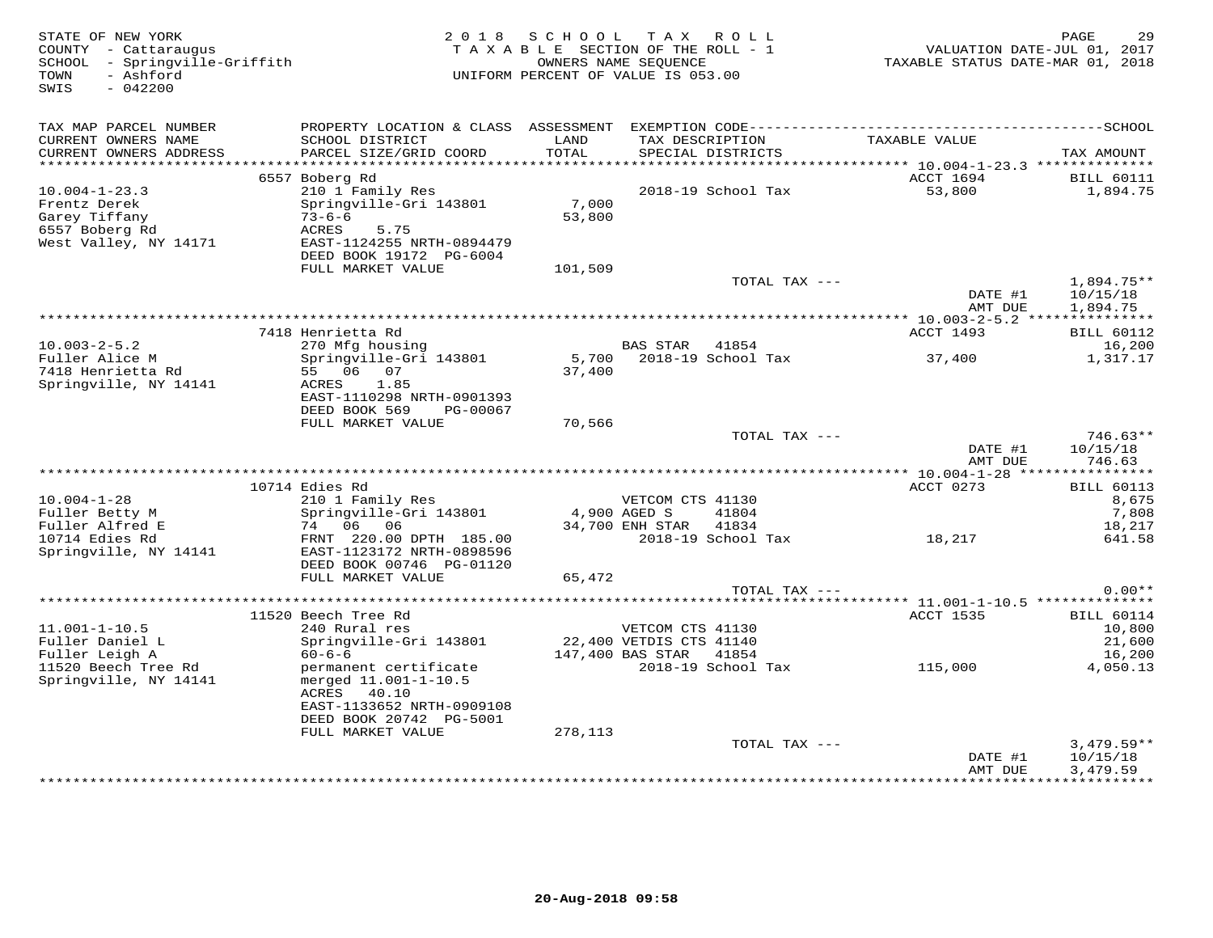STATE OF NEW YORK — 2018 SCHOOL TAX ROLL
COUNTY - Cattaraugus — TAXABLE SECTION OF THE ROLL - 1 — VALUATION DATE-JUL 01, 2017
SCHOOL - Springville-Griffith — OWNERS NAME SEQUENCE — TAXABLE STATUS DATE-MAR 01, 2018
TOWN - Ashford — UNIFORM PERCENT OF VALUE IS 053.00
SWIS - 042200

| TAX MAP PARCEL NUMBER / CURRENT OWNERS NAME / CURRENT OWNERS ADDRESS | PROPERTY LOCATION & CLASS / SCHOOL DISTRICT / PARCEL SIZE/GRID COORD | ASSESSMENT LAND / TOTAL | EXEMPTION CODE / TAX DESCRIPTION / SPECIAL DISTRICTS | TAXABLE VALUE | SCHOOL TAX AMOUNT |
|---|---|---|---|---|---|
| **10.004-1-23.3** | 6557 Boberg Rd | | | ACCT 1694 | BILL 60111 |
| Frentz Derek | 210 1 Family Res | | 2018-19 School Tax | 53,800 | 1,894.75 |
| Garey Tiffany | Springville-Gri 143801 | 7,000 | | | |
| 6557 Boberg Rd | 73-6-6 | 53,800 | | | |
| West Valley, NY 14171 | ACRES 5.75 | | | | |
| | EAST-1124255 NRTH-0894479 | | | | |
| | DEED BOOK 19172 PG-6004 | | | | |
| | FULL MARKET VALUE | 101,509 | | | |
| | | | TOTAL TAX --- | | 1,894.75** |
| | | | | DATE #1 | 10/15/18 |
| | | | | AMT DUE | 1,894.75 |
| **10.003-2-5.2** | 7418 Henrietta Rd | | | ACCT 1493 | BILL 60112 |
| Fuller Alice M | 270 Mfg housing | | BAS STAR 41854 | | 16,200 |
| 7418 Henrietta Rd | Springville-Gri 143801 | 5,700 | 2018-19 School Tax | 37,400 | 1,317.17 |
| Springville, NY 14141 | 55 06 07 | 37,400 | | | |
| | ACRES 1.85 | | | | |
| | EAST-1110298 NRTH-0901393 | | | | |
| | DEED BOOK 569 PG-00067 | | | | |
| | FULL MARKET VALUE | 70,566 | | | |
| | | | TOTAL TAX --- | | 746.63** |
| | | | | DATE #1 | 10/15/18 |
| | | | | AMT DUE | 746.63 |
| **10.004-1-28** | 10714 Edies Rd | | | ACCT 0273 | BILL 60113 |
| Fuller Betty M | 210 1 Family Res | | VETCOM CTS 41130 | | 8,675 |
| Fuller Alfred E | Springville-Gri 143801 | 4,900 | AGED S 41804 | | 7,808 |
| 10714 Edies Rd | 74 06 06 | 34,700 | ENH STAR 41834 | | 18,217 |
| Springville, NY 14141 | FRNT 220.00 DPTH 185.00 | | 2018-19 School Tax | 18,217 | 641.58 |
| | EAST-1123172 NRTH-0898596 | | | | |
| | DEED BOOK 00746 PG-01120 | | | | |
| | FULL MARKET VALUE | 65,472 | | | |
| | | | TOTAL TAX --- | | 0.00** |
| **11.001-1-10.5** | 11520 Beech Tree Rd | | | ACCT 1535 | BILL 60114 |
| Fuller Daniel L | 240 Rural res | | VETCOM CTS 41130 | | 10,800 |
| Fuller Leigh A | Springville-Gri 143801 | 22,400 | VETDIS CTS 41140 | | 21,600 |
| 11520 Beech Tree Rd | 60-6-6 | 147,400 | BAS STAR 41854 | | 16,200 |
| Springville, NY 14141 | permanent certificate | | 2018-19 School Tax | 115,000 | 4,050.13 |
| | merged 11.001-1-10.5 | | | | |
| | ACRES 40.10 | | | | |
| | EAST-1133652 NRTH-0909108 | | | | |
| | DEED BOOK 20742 PG-5001 | | | | |
| | FULL MARKET VALUE | 278,113 | | | |
| | | | TOTAL TAX --- | | 3,479.59** |
| | | | | DATE #1 | 10/15/18 |
| | | | | AMT DUE | 3,479.59 |

20-Aug-2018 09:58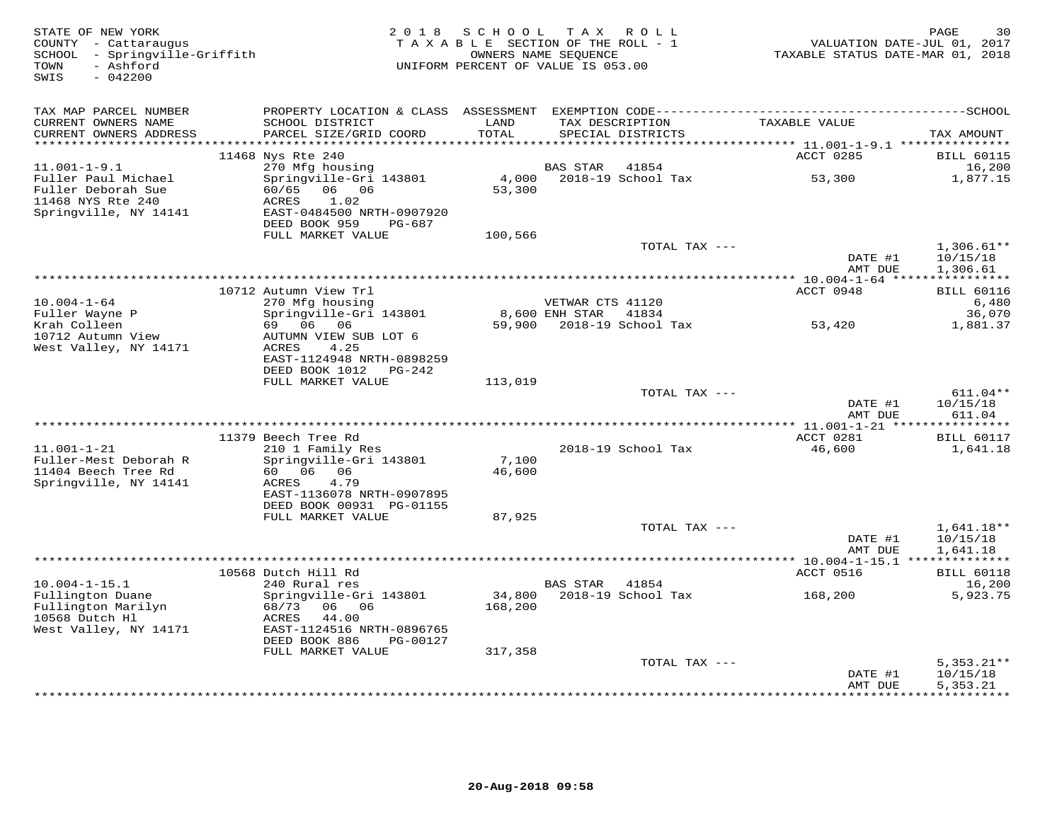STATE OF NEW YORK
COUNTY - Cattaraugus
SCHOOL - Springville-Griffith
TOWN - Ashford
SWIS - 042200

2018 SCHOOL TAX ROLL
TAXABLE SECTION OF THE ROLL - 1
OWNERS NAME SEQUENCE
UNIFORM PERCENT OF VALUE IS 053.00

VALUATION DATE-JUL 01, 2017
TAXABLE STATUS DATE-MAR 01, 2018

| TAX MAP PARCEL NUMBER / CURRENT OWNERS NAME / CURRENT OWNERS ADDRESS | PROPERTY LOCATION & CLASS / SCHOOL DISTRICT / PARCEL SIZE/GRID COORD | ASSESSMENT LAND / TOTAL | EXEMPTION CODE / TAX DESCRIPTION / SPECIAL DISTRICTS | TAXABLE VALUE | SCHOOL TAX AMOUNT |
|---|---|---|---|---|---|
| | 11468 Nys Rte 240 | | | ACCT 0285 | BILL 60115 |
| 11.001-1-9.1 | 270 Mfg housing | | BAS STAR 41854 | | 16,200 |
| Fuller Paul Michael | Springville-Gri 143801 | 4,000 | 2018-19 School Tax | 53,300 | 1,877.15 |
| Fuller Deborah Sue | 60/65 06 06 | 53,300 | | | |
| 11468 NYS Rte 240 | ACRES 1.02 | | | | |
| Springville, NY 14141 | EAST-0484500 NRTH-0907920 | | | | |
| | DEED BOOK 959 PG-687 | | | | |
| | FULL MARKET VALUE | 100,566 | | | |
| | | | TOTAL TAX --- | | 1,306.61** |
| | | | | DATE #1 | 10/15/18 |
| | | | | AMT DUE | 1,306.61 |
| | 10712 Autumn View Trl | | | ACCT 0948 | BILL 60116 |
| 10.004-1-64 | 270 Mfg housing | | VETWAR CTS 41120 | | 6,480 |
| Fuller Wayne P | Springville-Gri 143801 | 8,600 | ENH STAR 41834 | | 36,070 |
| Krah Colleen | 69 06 06 | 59,900 | 2018-19 School Tax | 53,420 | 1,881.37 |
| 10712 Autumn View | AUTUMN VIEW SUB LOT 6 | | | | |
| West Valley, NY 14171 | ACRES 4.25 | | | | |
| | EAST-1124948 NRTH-0898259 | | | | |
| | DEED BOOK 1012 PG-242 | | | | |
| | FULL MARKET VALUE | 113,019 | | | |
| | | | TOTAL TAX --- | | 611.04** |
| | | | | DATE #1 | 10/15/18 |
| | | | | AMT DUE | 611.04 |
| | 11379 Beech Tree Rd | | | ACCT 0281 | BILL 60117 |
| 11.001-1-21 | 210 1 Family Res | | 2018-19 School Tax | 46,600 | 1,641.18 |
| Fuller-Mest Deborah R | Springville-Gri 143801 | 7,100 | | | |
| 11404 Beech Tree Rd | 60 06 06 | 46,600 | | | |
| Springville, NY 14141 | ACRES 4.79 | | | | |
| | EAST-1136078 NRTH-0907895 | | | | |
| | DEED BOOK 00931 PG-01155 | | | | |
| | FULL MARKET VALUE | 87,925 | | | |
| | | | TOTAL TAX --- | | 1,641.18** |
| | | | | DATE #1 | 10/15/18 |
| | | | | AMT DUE | 1,641.18 |
| | 10568 Dutch Hill Rd | | | ACCT 0516 | BILL 60118 |
| 10.004-1-15.1 | 240 Rural res | | BAS STAR 41854 | | 16,200 |
| Fullington Duane | Springville-Gri 143801 | 34,800 | 2018-19 School Tax | 168,200 | 5,923.75 |
| Fullington Marilyn | 68/73 06 06 | 168,200 | | | |
| 10568 Dutch Hl | ACRES 44.00 | | | | |
| West Valley, NY 14171 | EAST-1124516 NRTH-0896765 | | | | |
| | DEED BOOK 886 PG-00127 | | | | |
| | FULL MARKET VALUE | 317,358 | | | |
| | | | TOTAL TAX --- | | 5,353.21** |
| | | | | DATE #1 | 10/15/18 |
| | | | | AMT DUE | 5,353.21 |

20-Aug-2018 09:58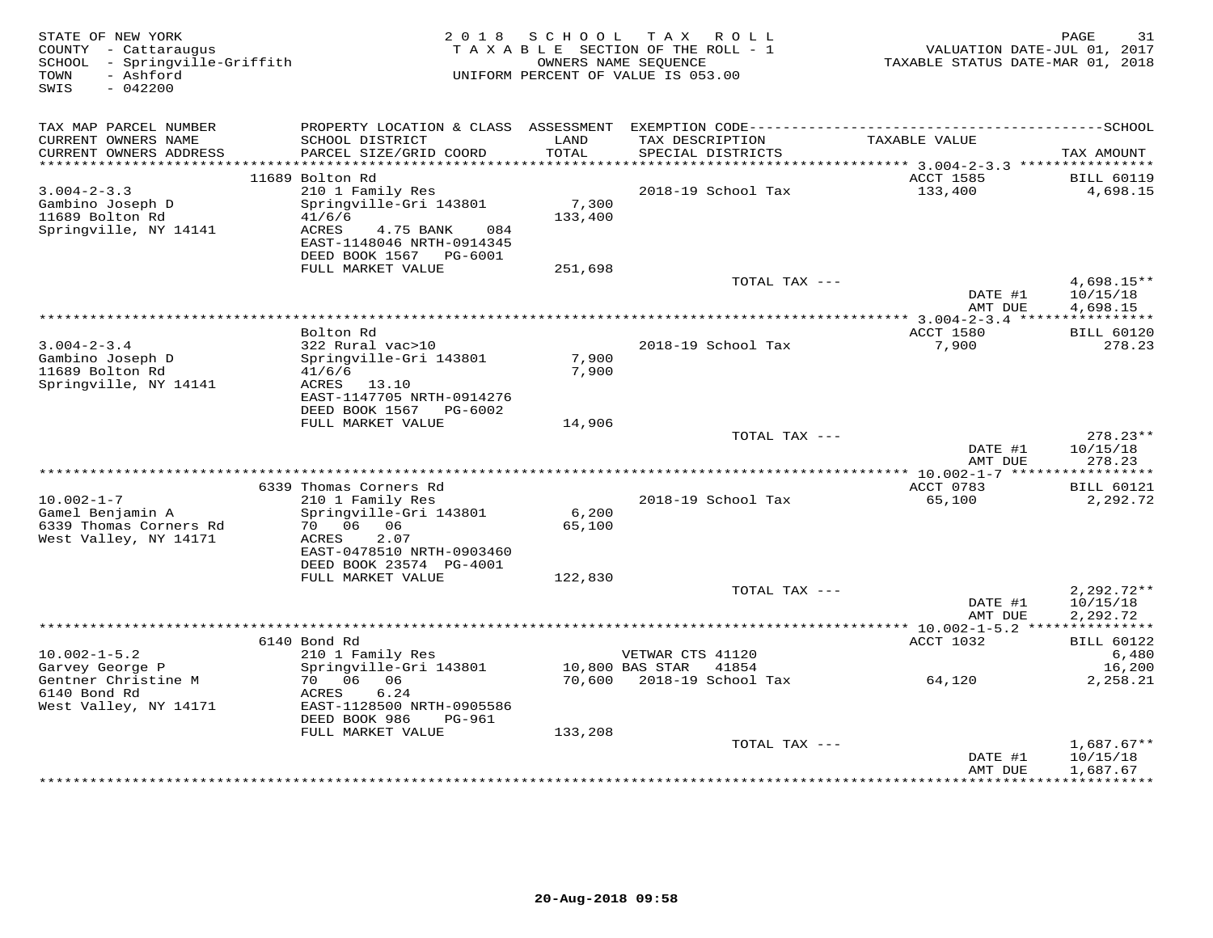STATE OF NEW YORK
COUNTY - Cattaraugus
SCHOOL - Springville-Griffith
TOWN - Ashford
SWIS - 042200

2018 SCHOOL TAX ROLL
TAXABLE SECTION OF THE ROLL - 1
OWNERS NAME SEQUENCE
UNIFORM PERCENT OF VALUE IS 053.00

VALUATION DATE-JUL 01, 2017
TAXABLE STATUS DATE-MAR 01, 2018

| TAX MAP PARCEL NUMBER / CURRENT OWNERS NAME / CURRENT OWNERS ADDRESS | PROPERTY LOCATION & CLASS / SCHOOL DISTRICT / PARCEL SIZE/GRID COORD | ASSESSMENT LAND / TOTAL | EXEMPTION CODE / TAX DESCRIPTION / SPECIAL DISTRICTS | TAXABLE VALUE | TAX AMOUNT |
|---|---|---|---|---|---|
| | 11689 Bolton Rd | | | ACCT 1585 | BILL 60119 |
| 3.004-2-3.3 | 210 1 Family Res | | 2018-19 School Tax | 133,400 | 4,698.15 |
| Gambino Joseph D | Springville-Gri 143801 | 7,300 | | | |
| 11689 Bolton Rd | 41/6/6 | 133,400 | | | |
| Springville, NY 14141 | ACRES 4.75 BANK 084 | | | | |
| | EAST-1148046 NRTH-0914345 | | | | |
| | DEED BOOK 1567 PG-6001 | | | | |
| | FULL MARKET VALUE | 251,698 | | | |
| | | | TOTAL TAX --- | | 4,698.15** |
| | | | | DATE #1 | 10/15/18 |
| | | | | AMT DUE | 4,698.15 |
| | Bolton Rd | | | ACCT 1580 | BILL 60120 |
| 3.004-2-3.4 | 322 Rural vac>10 | | 2018-19 School Tax | 7,900 | 278.23 |
| Gambino Joseph D | Springville-Gri 143801 | 7,900 | | | |
| 11689 Bolton Rd | 41/6/6 | 7,900 | | | |
| Springville, NY 14141 | ACRES 13.10 | | | | |
| | EAST-1147705 NRTH-0914276 | | | | |
| | DEED BOOK 1567 PG-6002 | | | | |
| | FULL MARKET VALUE | 14,906 | | | |
| | | | TOTAL TAX --- | | 278.23** |
| | | | | DATE #1 | 10/15/18 |
| | | | | AMT DUE | 278.23 |
| | 6339 Thomas Corners Rd | | | ACCT 0783 | BILL 60121 |
| 10.002-1-7 | 210 1 Family Res | | 2018-19 School Tax | 65,100 | 2,292.72 |
| Gamel Benjamin A | Springville-Gri 143801 | 6,200 | | | |
| 6339 Thomas Corners Rd | 70 06 06 | 65,100 | | | |
| West Valley, NY 14171 | ACRES 2.07 | | | | |
| | EAST-0478510 NRTH-0903460 | | | | |
| | DEED BOOK 23574 PG-4001 | | | | |
| | FULL MARKET VALUE | 122,830 | | | |
| | | | TOTAL TAX --- | | 2,292.72** |
| | | | | DATE #1 | 10/15/18 |
| | | | | AMT DUE | 2,292.72 |
| | 6140 Bond Rd | | | ACCT 1032 | BILL 60122 |
| 10.002-1-5.2 | 210 1 Family Res | | VETWAR CTS 41120 | | 6,480 |
| Garvey George P | Springville-Gri 143801 | 10,800 | BAS STAR 41854 | | 16,200 |
| Gentner Christine M | 70 06 06 | 70,600 | 2018-19 School Tax | 64,120 | 2,258.21 |
| 6140 Bond Rd | ACRES 6.24 | | | | |
| West Valley, NY 14171 | EAST-1128500 NRTH-0905586 | | | | |
| | DEED BOOK 986 PG-961 | | | | |
| | FULL MARKET VALUE | 133,208 | | | |
| | | | TOTAL TAX --- | | 1,687.67** |
| | | | | DATE #1 | 10/15/18 |
| | | | | AMT DUE | 1,687.67 |

20-Aug-2018 09:58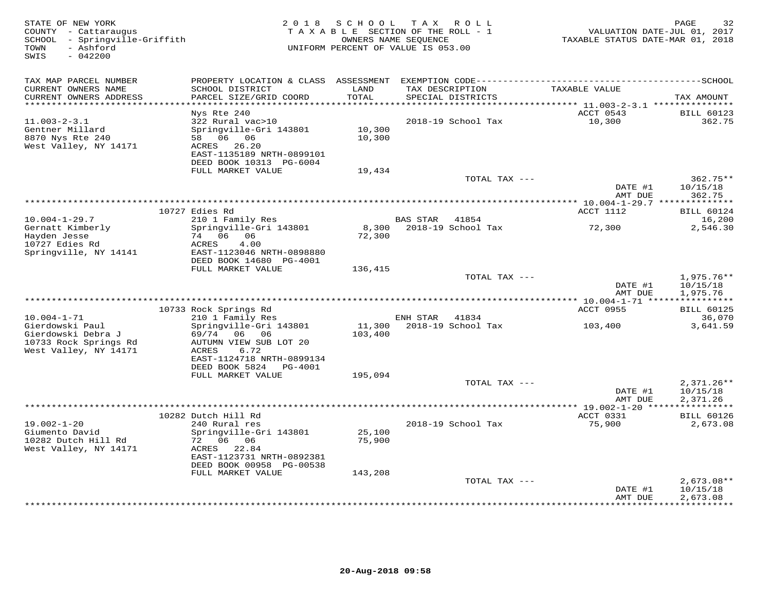STATE OF NEW YORK
COUNTY - Cattaraugus
SCHOOL - Springville-Griffith
TOWN - Ashford
SWIS - 042200

2018 SCHOOL TAX ROLL
TAXABLE SECTION OF THE ROLL - 1
OWNERS NAME SEQUENCE
UNIFORM PERCENT OF VALUE IS 053.00

VALUATION DATE-JUL 01, 2017
TAXABLE STATUS DATE-MAR 01, 2018

| TAX MAP PARCEL NUMBER / CURRENT OWNERS NAME / CURRENT OWNERS ADDRESS | PROPERTY LOCATION & CLASS / SCHOOL DISTRICT / PARCEL SIZE/GRID COORD | ASSESSMENT LAND / TOTAL | EXEMPTION CODE / TAX DESCRIPTION / SPECIAL DISTRICTS | TAXABLE VALUE | TAX AMOUNT |
|---|---|---|---|---|---|
| 11.003-2-3.1 | Nys Rte 240 | | | ACCT 0543 | BILL 60123 |
| Gentner Millard | 322 Rural vac>10 | | 2018-19 School Tax | 10,300 | 362.75 |
| 8870 Nys Rte 240 | Springville-Gri 143801 | 10,300 | | | |
| West Valley, NY 14171 | 58 06 06 | 10,300 | | | |
| | ACRES 26.20 | | | | |
| | EAST-1135189 NRTH-0899101 | | | | |
| | DEED BOOK 10313 PG-6004 | | | | |
| | FULL MARKET VALUE | 19,434 | | | |
| | | | TOTAL TAX --- | | 362.75** |
| | | | | DATE #1 | 10/15/18 |
| | | | | AMT DUE | 362.75 |
| 10.004-1-29.7 | 10727 Edies Rd | | | ACCT 1112 | BILL 60124 |
| Gernatt Kimberly | 210 1 Family Res | | BAS STAR 41854 | | 16,200 |
| Hayden Jesse | Springville-Gri 143801 | 8,300 | 2018-19 School Tax | 72,300 | 2,546.30 |
| 10727 Edies Rd | 74 06 06 | 72,300 | | | |
| Springville, NY 14141 | ACRES 4.00 | | | | |
| | EAST-1123046 NRTH-0898880 | | | | |
| | DEED BOOK 14680 PG-4001 | | | | |
| | FULL MARKET VALUE | 136,415 | | | |
| | | | TOTAL TAX --- | | 1,975.76** |
| | | | | DATE #1 | 10/15/18 |
| | | | | AMT DUE | 1,975.76 |
| 10.004-1-71 | 10733 Rock Springs Rd | | | ACCT 0955 | BILL 60125 |
| Gierdowski Paul | 210 1 Family Res | | ENH STAR 41834 | | 36,070 |
| Gierdowski Debra J | Springville-Gri 143801 | 11,300 | 2018-19 School Tax | 103,400 | 3,641.59 |
| 10733 Rock Springs Rd | 69/74 06 06 | 103,400 | | | |
| West Valley, NY 14171 | AUTUMN VIEW SUB LOT 20 | | | | |
| | ACRES 6.72 | | | | |
| | EAST-1124718 NRTH-0899134 | | | | |
| | DEED BOOK 5824 PG-4001 | | | | |
| | FULL MARKET VALUE | 195,094 | | | |
| | | | TOTAL TAX --- | | 2,371.26** |
| | | | | DATE #1 | 10/15/18 |
| | | | | AMT DUE | 2,371.26 |
| 19.002-1-20 | 10282 Dutch Hill Rd | | | ACCT 0331 | BILL 60126 |
| Giumento David | 240 Rural res | | 2018-19 School Tax | 75,900 | 2,673.08 |
| 10282 Dutch Hill Rd | Springville-Gri 143801 | 25,100 | | | |
| West Valley, NY 14171 | 72 06 06 | 75,900 | | | |
| | ACRES 22.84 | | | | |
| | EAST-1123731 NRTH-0892381 | | | | |
| | DEED BOOK 00958 PG-00538 | | | | |
| | FULL MARKET VALUE | 143,208 | | | |
| | | | TOTAL TAX --- | | 2,673.08** |
| | | | | DATE #1 | 10/15/18 |
| | | | | AMT DUE | 2,673.08 |

20-Aug-2018 09:58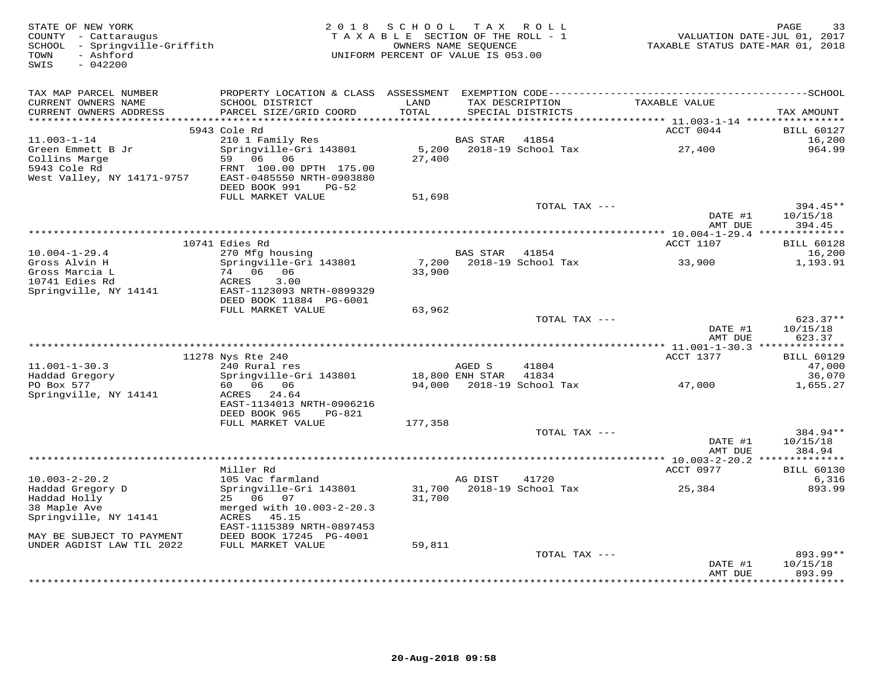STATE OF NEW YORK
COUNTY - Cattaraugus
SCHOOL - Springville-Griffith
TOWN - Ashford
SWIS - 042200

2018 SCHOOL TAX ROLL
TAXABLE SECTION OF THE ROLL - 1
OWNERS NAME SEQUENCE
UNIFORM PERCENT OF VALUE IS 053.00

VALUATION DATE-JUL 01, 2017
TAXABLE STATUS DATE-MAR 01, 2018

| TAX MAP PARCEL NUMBER / CURRENT OWNERS NAME / CURRENT OWNERS ADDRESS | PROPERTY LOCATION & CLASS / SCHOOL DISTRICT / PARCEL SIZE/GRID COORD | ASSESSMENT LAND / TOTAL | EXEMPTION CODE / TAX DESCRIPTION / SPECIAL DISTRICTS | TAXABLE VALUE | TAX AMOUNT |
|---|---|---|---|---|---|
| 11.003-1-14 | 5943 Cole Rd | | | ACCT 0044 | BILL 60127 |
| | 210 1 Family Res | | BAS STAR 41854 | | 16,200 |
| Green Emmett B Jr | Springville-Gri 143801 | 5,200 | 2018-19 School Tax | 27,400 | 964.99 |
| Collins Marge | 59 06 06 | 27,400 | | | |
| 5943 Cole Rd | FRNT 100.00 DPTH 175.00 | | | | |
| West Valley, NY 14171-9757 | EAST-0485550 NRTH-0903880 | | | | |
| | DEED BOOK 991 PG-52 | | | | |
| | FULL MARKET VALUE | 51,698 | | | |
| | | | TOTAL TAX --- | | 394.45** |
| | | | | DATE #1 | 10/15/18 |
| | | | | AMT DUE | 394.45 |
| 10.004-1-29.4 | 10741 Edies Rd | | | ACCT 1107 | BILL 60128 |
| | 270 Mfg housing | | BAS STAR 41854 | | 16,200 |
| Gross Alvin H | Springville-Gri 143801 | 7,200 | 2018-19 School Tax | 33,900 | 1,193.91 |
| Gross Marcia L | 74 06 06 | 33,900 | | | |
| 10741 Edies Rd | ACRES 3.00 | | | | |
| Springville, NY 14141 | EAST-1123093 NRTH-0899329 | | | | |
| | DEED BOOK 11884 PG-6001 | | | | |
| | FULL MARKET VALUE | 63,962 | | | |
| | | | TOTAL TAX --- | | 623.37** |
| | | | | DATE #1 | 10/15/18 |
| | | | | AMT DUE | 623.37 |
| 11.001-1-30.3 | 11278 Nys Rte 240 | | | ACCT 1377 | BILL 60129 |
| | 240 Rural res | | AGED S 41804 | | 47,000 |
| Haddad Gregory | Springville-Gri 143801 | 18,800 | ENH STAR 41834 | | 36,070 |
| PO Box 577 | 60 06 06 | 94,000 | 2018-19 School Tax | 47,000 | 1,655.27 |
| Springville, NY 14141 | ACRES 24.64 | | | | |
| | EAST-1134013 NRTH-0906216 | | | | |
| | DEED BOOK 965 PG-821 | | | | |
| | FULL MARKET VALUE | 177,358 | | | |
| | | | TOTAL TAX --- | | 384.94** |
| | | | | DATE #1 | 10/15/18 |
| | | | | AMT DUE | 384.94 |
| 10.003-2-20.2 | Miller Rd | | | ACCT 0977 | BILL 60130 |
| | 105 Vac farmland | | AG DIST 41720 | | 6,316 |
| Haddad Gregory D | Springville-Gri 143801 | 31,700 | 2018-19 School Tax | 25,384 | 893.99 |
| Haddad Holly | 25 06 07 | 31,700 | | | |
| 38 Maple Ave | merged with 10.003-2-20.3 | | | | |
| Springville, NY 14141 | ACRES 45.15 | | | | |
| | EAST-1115389 NRTH-0897453 | | | | |
| MAY BE SUBJECT TO PAYMENT | DEED BOOK 17245 PG-4001 | | | | |
| UNDER AGDIST LAW TIL 2022 | FULL MARKET VALUE | 59,811 | | | |
| | | | TOTAL TAX --- | | 893.99** |
| | | | | DATE #1 | 10/15/18 |
| | | | | AMT DUE | 893.99 |

20-Aug-2018 09:58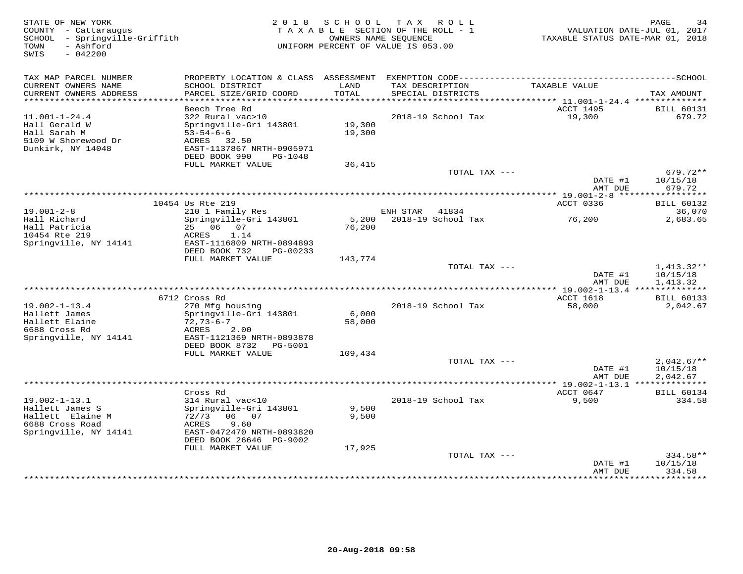STATE OF NEW YORK
COUNTY - Cattaraugus
SCHOOL - Springville-Griffith
TOWN - Ashford
SWIS - 042200

2018 SCHOOL TAX ROLL
TAXABLE SECTION OF THE ROLL - 1
OWNERS NAME SEQUENCE
UNIFORM PERCENT OF VALUE IS 053.00

VALUATION DATE-JUL 01, 2017
TAXABLE STATUS DATE-MAR 01, 2018

| TAX MAP PARCEL NUMBER / CURRENT OWNERS NAME / CURRENT OWNERS ADDRESS | PROPERTY LOCATION & CLASS / SCHOOL DISTRICT / PARCEL SIZE/GRID COORD | ASSESSMENT LAND / TOTAL | EXEMPTION CODE / TAX DESCRIPTION / SPECIAL DISTRICTS | TAXABLE VALUE | TAX AMOUNT |
|---|---|---|---|---|---|
| | Beech Tree Rd | | | ACCT 1495 | BILL 60131 |
| 11.001-1-24.4 | 322 Rural vac>10 | | 2018-19 School Tax | 19,300 | 679.72 |
| Hall Gerald W | Springville-Gri 143801 | 19,300 | | | |
| Hall Sarah M | 53-54-6-6 | 19,300 | | | |
| 5109 W Shorewood Dr | ACRES 32.50 | | | | |
| Dunkirk, NY 14048 | EAST-1137867 NRTH-0905971 | | | | |
| | DEED BOOK 990 PG-1048 | | | | |
| | FULL MARKET VALUE | 36,415 | | | |
| | | | TOTAL TAX --- | | 679.72** |
| | | | | DATE #1 | 10/15/18 |
| | | | | AMT DUE | 679.72 |
| | 10454 Us Rte 219 | | | ACCT 0336 | BILL 60132 |
| 19.001-2-8 | 210 1 Family Res | | ENH STAR 41834 | | 36,070 |
| Hall Richard | Springville-Gri 143801 | 5,200 | 2018-19 School Tax | 76,200 | 2,683.65 |
| Hall Patricia | 25 06 07 | 76,200 | | | |
| 10454 Rte 219 | ACRES 1.14 | | | | |
| Springville, NY 14141 | EAST-1116809 NRTH-0894893 | | | | |
| | DEED BOOK 732 PG-00233 | | | | |
| | FULL MARKET VALUE | 143,774 | | | |
| | | | TOTAL TAX --- | | 1,413.32** |
| | | | | DATE #1 | 10/15/18 |
| | | | | AMT DUE | 1,413.32 |
| | 6712 Cross Rd | | | ACCT 1618 | BILL 60133 |
| 19.002-1-13.4 | 270 Mfg housing | | 2018-19 School Tax | 58,000 | 2,042.67 |
| Hallett James | Springville-Gri 143801 | 6,000 | | | |
| Hallett Elaine | 72,73-6-7 | 58,000 | | | |
| 6688 Cross Rd | ACRES 2.00 | | | | |
| Springville, NY 14141 | EAST-1121369 NRTH-0893878 | | | | |
| | DEED BOOK 8732 PG-5001 | | | | |
| | FULL MARKET VALUE | 109,434 | | | |
| | | | TOTAL TAX --- | | 2,042.67** |
| | | | | DATE #1 | 10/15/18 |
| | | | | AMT DUE | 2,042.67 |
| | Cross Rd | | | ACCT 0647 | BILL 60134 |
| 19.002-1-13.1 | 314 Rural vac<10 | | 2018-19 School Tax | 9,500 | 334.58 |
| Hallett James S | Springville-Gri 143801 | 9,500 | | | |
| Hallett Elaine M | 72/73 06 07 | 9,500 | | | |
| 6688 Cross Road | ACRES 9.60 | | | | |
| Springville, NY 14141 | EAST-0472470 NRTH-0893820 | | | | |
| | DEED BOOK 26646 PG-9002 | | | | |
| | FULL MARKET VALUE | 17,925 | | | |
| | | | TOTAL TAX --- | | 334.58** |
| | | | | DATE #1 | 10/15/18 |
| | | | | AMT DUE | 334.58 |

20-Aug-2018 09:58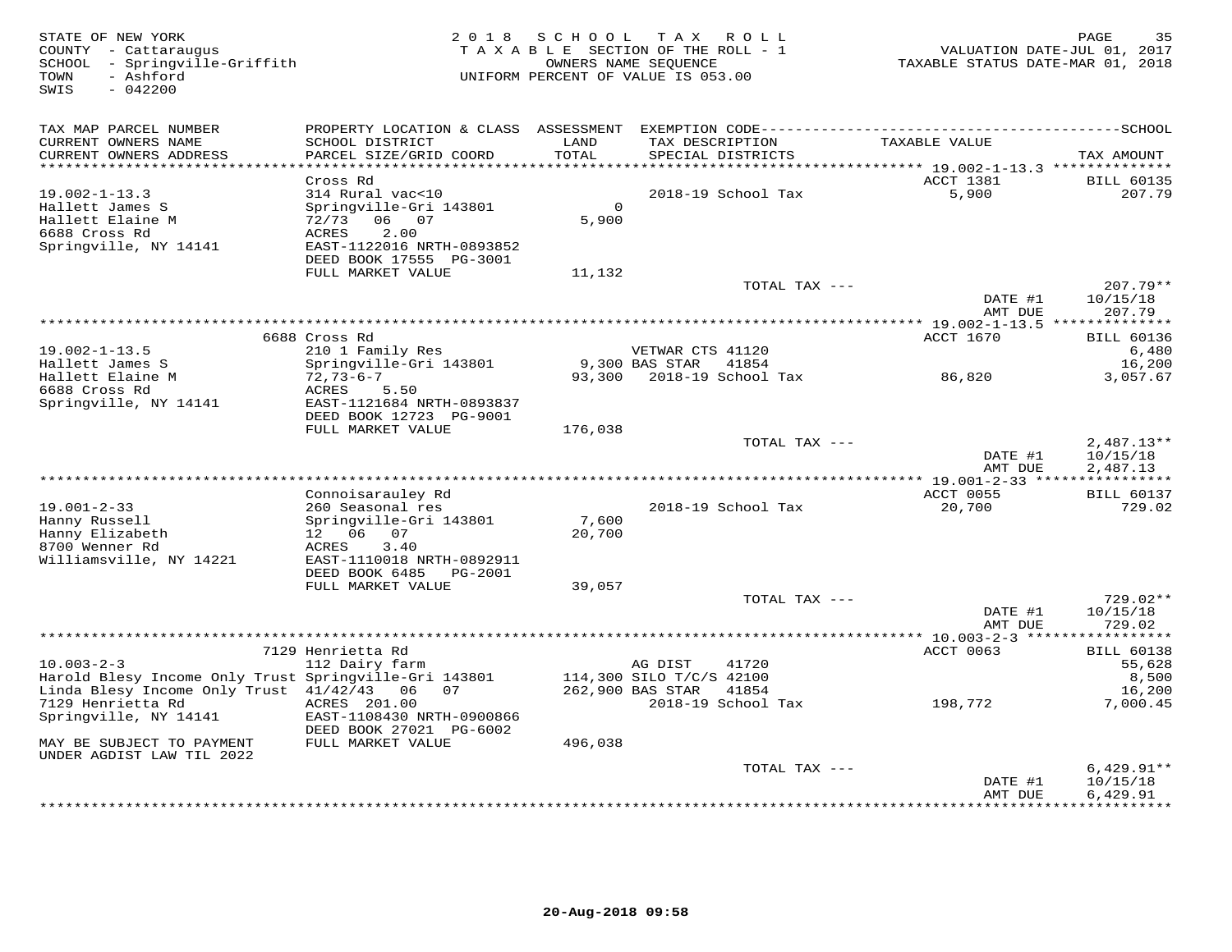STATE OF NEW YORK
COUNTY - Cattaraugus
SCHOOL - Springville-Griffith
TOWN - Ashford
SWIS - 042200

2 0 1 8 S C H O O L T A X R O L L
T A X A B L E SECTION OF THE ROLL - 1
OWNERS NAME SEQUENCE
UNIFORM PERCENT OF VALUE IS 053.00

VALUATION DATE-JUL 01, 2017
TAXABLE STATUS DATE-MAR 01, 2018

| TAX MAP PARCEL NUMBER / CURRENT OWNERS NAME / CURRENT OWNERS ADDRESS | PROPERTY LOCATION & CLASS / SCHOOL DISTRICT / PARCEL SIZE/GRID COORD | ASSESSMENT LAND / TOTAL | EXEMPTION CODE / TAX DESCRIPTION / SPECIAL DISTRICTS | TAXABLE VALUE | SCHOOL TAX AMOUNT |
|---|---|---|---|---|---|
| | Cross Rd | | | ACCT 1381 | BILL 60135 |
| 19.002-1-13.3 | 314 Rural vac<10 | | 2018-19 School Tax | 5,900 | 207.79 |
| Hallett James S | Springville-Gri 143801 | 0 | | | |
| Hallett Elaine M | 72/73 06 07 | 5,900 | | | |
| 6688 Cross Rd | ACRES 2.00 | | | | |
| Springville, NY 14141 | EAST-1122016 NRTH-0893852 | | | | |
| | DEED BOOK 17555 PG-3001 | | | | |
| | FULL MARKET VALUE | 11,132 | | | |
| | | | TOTAL TAX --- | | 207.79** |
| | | | | DATE #1 | 10/15/18 |
| | | | | AMT DUE | 207.79 |
| | 6688 Cross Rd | | | ACCT 1670 | BILL 60136 |
| 19.002-1-13.5 | 210 1 Family Res | | VETWAR CTS 41120 | | 6,480 |
| Hallett James S | Springville-Gri 143801 | 9,300 | BAS STAR 41854 | | 16,200 |
| Hallett Elaine M | 72,73-6-7 | 93,300 | 2018-19 School Tax | 86,820 | 3,057.67 |
| 6688 Cross Rd | ACRES 5.50 | | | | |
| Springville, NY 14141 | EAST-1121684 NRTH-0893837 | | | | |
| | DEED BOOK 12723 PG-9001 | | | | |
| | FULL MARKET VALUE | 176,038 | | | |
| | | | TOTAL TAX --- | | 2,487.13** |
| | | | | DATE #1 | 10/15/18 |
| | | | | AMT DUE | 2,487.13 |
| | Connoisarauley Rd | | | ACCT 0055 | BILL 60137 |
| 19.001-2-33 | 260 Seasonal res | | 2018-19 School Tax | 20,700 | 729.02 |
| Hanny Russell | Springville-Gri 143801 | 7,600 | | | |
| Hanny Elizabeth | 12 06 07 | 20,700 | | | |
| 8700 Wenner Rd | ACRES 3.40 | | | | |
| Williamsville, NY 14221 | EAST-1110018 NRTH-0892911 | | | | |
| | DEED BOOK 6485 PG-2001 | | | | |
| | FULL MARKET VALUE | 39,057 | | | |
| | | | TOTAL TAX --- | | 729.02** |
| | | | | DATE #1 | 10/15/18 |
| | | | | AMT DUE | 729.02 |
| | 7129 Henrietta Rd | | | ACCT 0063 | BILL 60138 |
| 10.003-2-3 | 112 Dairy farm | | AG DIST 41720 | | 55,628 |
| Harold Blesy Income Only Trust | Springville-Gri 143801 | 114,300 | SILO T/C/S 42100 | | 8,500 |
| Linda Blesy Income Only Trust | 41/42/43 06 07 | 262,900 | BAS STAR 41854 | | 16,200 |
| 7129 Henrietta Rd | ACRES 201.00 | | 2018-19 School Tax | 198,772 | 7,000.45 |
| Springville, NY 14141 | EAST-1108430 NRTH-0900866 | | | | |
| | DEED BOOK 27021 PG-6002 | | | | |
| MAY BE SUBJECT TO PAYMENT UNDER AGDIST LAW TIL 2022 | FULL MARKET VALUE | 496,038 | | | |
| | | | TOTAL TAX --- | | 6,429.91** |
| | | | | DATE #1 | 10/15/18 |
| | | | | AMT DUE | 6,429.91 |

20-Aug-2018 09:58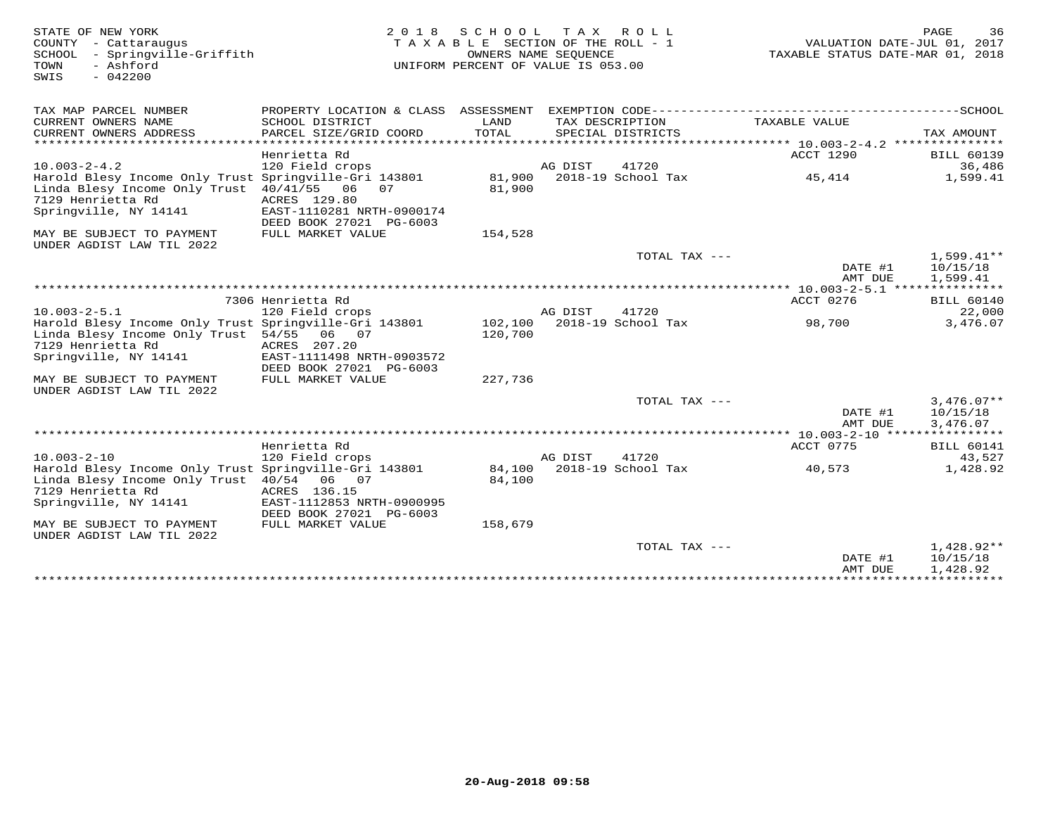STATE OF NEW YORK
COUNTY - Cattaraugus
SCHOOL - Springville-Griffith
TOWN - Ashford
SWIS - 042200

2018 SCHOOL TAX ROLL
TAXABLE SECTION OF THE ROLL - 1
OWNERS NAME SEQUENCE
UNIFORM PERCENT OF VALUE IS 053.00

VALUATION DATE-JUL 01, 2017
TAXABLE STATUS DATE-MAR 01, 2018

| TAX MAP PARCEL NUMBER / CURRENT OWNERS NAME / CURRENT OWNERS ADDRESS | PROPERTY LOCATION & CLASS / SCHOOL DISTRICT / PARCEL SIZE/GRID COORD | ASSESSMENT LAND / TOTAL | EXEMPTION CODE / TAX DESCRIPTION / SPECIAL DISTRICTS | TAXABLE VALUE | TAX AMOUNT |
|---|---|---|---|---|---|
| 10.003-2-4.2 | Henrietta Rd | | | ACCT 1290 | BILL 60139 |
| 10.003-2-4.2 | 120 Field crops | | AG DIST 41720 | | 36,486 |
| Harold Blesy Income Only Trust | Springville-Gri 143801 | 81,900 | 2018-19 School Tax | 45,414 | 1,599.41 |
| Linda Blesy Income Only Trust | 40/41/55 06 07 | 81,900 | | | |
| 7129 Henrietta Rd | ACRES 129.80 | | | | |
| Springville, NY 14141 | EAST-1110281 NRTH-0900174 | | | | |
| | DEED BOOK 27021 PG-6003 | | | | |
| MAY BE SUBJECT TO PAYMENT UNDER AGDIST LAW TIL 2022 | FULL MARKET VALUE | 154,528 | | | |
| | | | TOTAL TAX --- | | 1,599.41** |
| | | | | DATE #1 | 10/15/18 |
| | | | | AMT DUE | 1,599.41 |
| 10.003-2-5.1 | 7306 Henrietta Rd | | | ACCT 0276 | BILL 60140 |
| 10.003-2-5.1 | 120 Field crops | | AG DIST 41720 | | 22,000 |
| Harold Blesy Income Only Trust | Springville-Gri 143801 | 102,100 | 2018-19 School Tax | 98,700 | 3,476.07 |
| Linda Blesy Income Only Trust | 54/55 06 07 | 120,700 | | | |
| 7129 Henrietta Rd | ACRES 207.20 | | | | |
| Springville, NY 14141 | EAST-1111498 NRTH-0903572 | | | | |
| | DEED BOOK 27021 PG-6003 | | | | |
| MAY BE SUBJECT TO PAYMENT UNDER AGDIST LAW TIL 2022 | FULL MARKET VALUE | 227,736 | | | |
| | | | TOTAL TAX --- | | 3,476.07** |
| | | | | DATE #1 | 10/15/18 |
| | | | | AMT DUE | 3,476.07 |
| 10.003-2-10 | Henrietta Rd | | | ACCT 0775 | BILL 60141 |
| 10.003-2-10 | 120 Field crops | | AG DIST 41720 | | 43,527 |
| Harold Blesy Income Only Trust | Springville-Gri 143801 | 84,100 | 2018-19 School Tax | 40,573 | 1,428.92 |
| Linda Blesy Income Only Trust | 40/54 06 07 | 84,100 | | | |
| 7129 Henrietta Rd | ACRES 136.15 | | | | |
| Springville, NY 14141 | EAST-1112853 NRTH-0900995 | | | | |
| | DEED BOOK 27021 PG-6003 | | | | |
| MAY BE SUBJECT TO PAYMENT UNDER AGDIST LAW TIL 2022 | FULL MARKET VALUE | 158,679 | | | |
| | | | TOTAL TAX --- | | 1,428.92** |
| | | | | DATE #1 | 10/15/18 |
| | | | | AMT DUE | 1,428.92 |

20-Aug-2018 09:58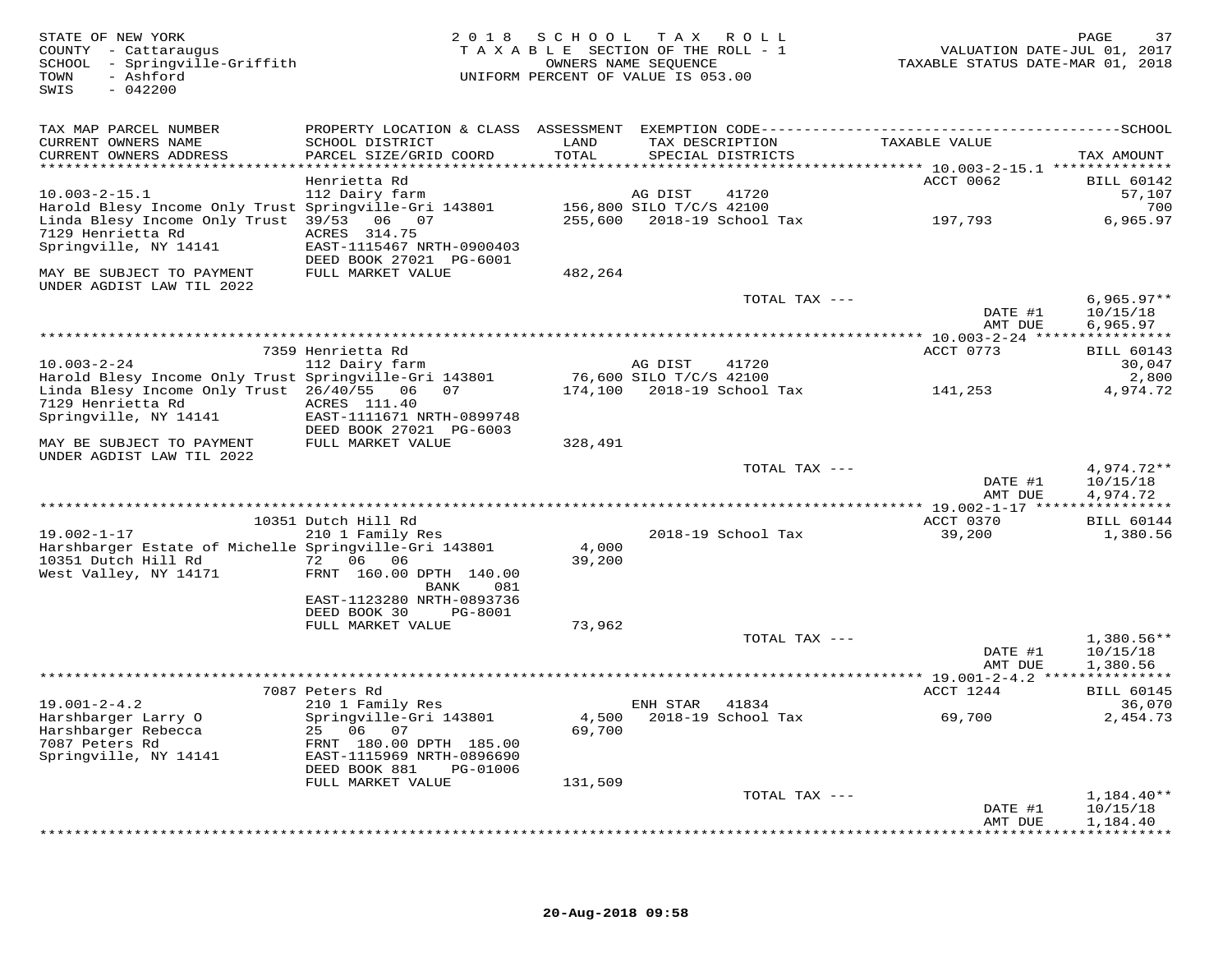STATE OF NEW YORK
COUNTY - Cattaraugus
SCHOOL - Springville-Griffith
TOWN - Ashford
SWIS - 042200

2018 SCHOOL TAX ROLL
TAXABLE SECTION OF THE ROLL - 1
OWNERS NAME SEQUENCE
UNIFORM PERCENT OF VALUE IS 053.00

VALUATION DATE-JUL 01, 2017
TAXABLE STATUS DATE-MAR 01, 2018

| TAX MAP PARCEL NUMBER / CURRENT OWNERS NAME / CURRENT OWNERS ADDRESS | PROPERTY LOCATION & CLASS / SCHOOL DISTRICT / PARCEL SIZE/GRID COORD | ASSESSMENT LAND / TOTAL | EXEMPTION CODE / TAX DESCRIPTION / SPECIAL DISTRICTS | TAXABLE VALUE | SCHOOL TAX AMOUNT |
|---|---|---|---|---|---|
| 10.003-2-15.1 | Henrietta Rd | | | ACCT 0062 | BILL 60142 |
| | 112 Dairy farm | | AG DIST 41720 | | 57,107 |
| Harold Blesy Income Only Trust | Springville-Gri 143801 | 156,800 | SILO T/C/S 42100 | | 700 |
| Linda Blesy Income Only Trust | 39/53 06 07 | 255,600 | 2018-19 School Tax | 197,793 | 6,965.97 |
| 7129 Henrietta Rd | ACRES 314.75 | | | | |
| Springville, NY 14141 | EAST-1115467 NRTH-0900403 | | | | |
| | DEED BOOK 27021 PG-6001 | | | | |
| MAY BE SUBJECT TO PAYMENT UNDER AGDIST LAW TIL 2022 | FULL MARKET VALUE | 482,264 | | | |
| | | | TOTAL TAX --- | | 6,965.97** |
| | | | | DATE #1 | 10/15/18 |
| | | | | AMT DUE | 6,965.97 |
| 10.003-2-24 | 7359 Henrietta Rd | | | ACCT 0773 | BILL 60143 |
| | 112 Dairy farm | | AG DIST 41720 | | 30,047 |
| Harold Blesy Income Only Trust | Springville-Gri 143801 | 76,600 | SILO T/C/S 42100 | | 2,800 |
| Linda Blesy Income Only Trust | 26/40/55 06 07 | 174,100 | 2018-19 School Tax | 141,253 | 4,974.72 |
| 7129 Henrietta Rd | ACRES 111.40 | | | | |
| Springville, NY 14141 | EAST-1111671 NRTH-0899748 | | | | |
| | DEED BOOK 27021 PG-6003 | | | | |
| MAY BE SUBJECT TO PAYMENT UNDER AGDIST LAW TIL 2022 | FULL MARKET VALUE | 328,491 | | | |
| | | | TOTAL TAX --- | | 4,974.72** |
| | | | | DATE #1 | 10/15/18 |
| | | | | AMT DUE | 4,974.72 |
| 19.002-1-17 | 10351 Dutch Hill Rd | | | ACCT 0370 | BILL 60144 |
| | 210 1 Family Res | | 2018-19 School Tax | 39,200 | 1,380.56 |
| Harshbarger Estate of Michelle | Springville-Gri 143801 | 4,000 | | | |
| 10351 Dutch Hill Rd | 72 06 06 | 39,200 | | | |
| West Valley, NY 14171 | FRNT 160.00 DPTH 140.00 | | | | |
| | BANK 081 | | | | |
| | EAST-1123280 NRTH-0893736 | | | | |
| | DEED BOOK 30 PG-8001 | | | | |
| | FULL MARKET VALUE | 73,962 | | | |
| | | | TOTAL TAX --- | | 1,380.56** |
| | | | | DATE #1 | 10/15/18 |
| | | | | AMT DUE | 1,380.56 |
| 19.001-2-4.2 | 7087 Peters Rd | | | ACCT 1244 | BILL 60145 |
| | 210 1 Family Res | | ENH STAR 41834 | | 36,070 |
| Harshbarger Larry O | Springville-Gri 143801 | 4,500 | 2018-19 School Tax | 69,700 | 2,454.73 |
| Harshbarger Rebecca | 25 06 07 | 69,700 | | | |
| 7087 Peters Rd | FRNT 180.00 DPTH 185.00 | | | | |
| Springville, NY 14141 | EAST-1115969 NRTH-0896690 | | | | |
| | DEED BOOK 881 PG-01006 | | | | |
| | FULL MARKET VALUE | 131,509 | | | |
| | | | TOTAL TAX --- | | 1,184.40** |
| | | | | DATE #1 | 10/15/18 |
| | | | | AMT DUE | 1,184.40 |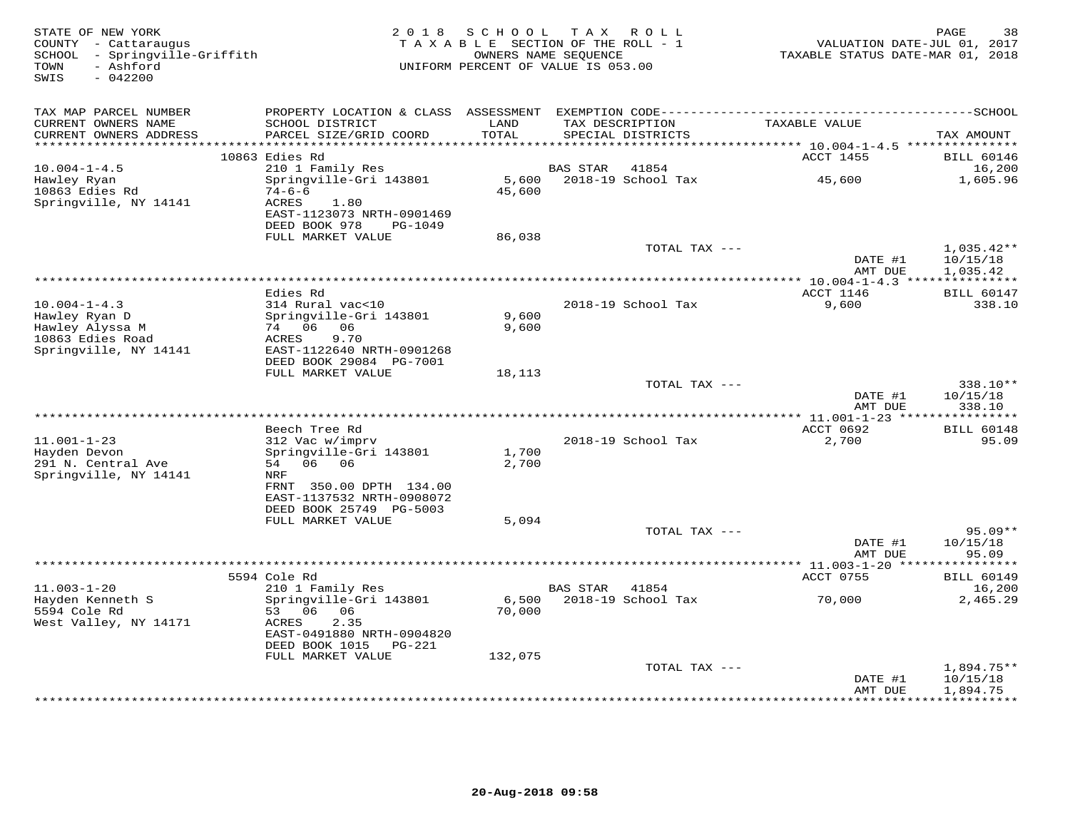STATE OF NEW YORK
COUNTY - Cattaraugus
SCHOOL - Springville-Griffith
TOWN - Ashford
SWIS - 042200

2018 SCHOOL TAX ROLL
TAXABLE SECTION OF THE ROLL - 1
OWNERS NAME SEQUENCE
UNIFORM PERCENT OF VALUE IS 053.00

VALUATION DATE-JUL 01, 2017
TAXABLE STATUS DATE-MAR 01, 2018

| TAX MAP PARCEL NUMBER / CURRENT OWNERS NAME / CURRENT OWNERS ADDRESS | PROPERTY LOCATION & CLASS / SCHOOL DISTRICT / PARCEL SIZE/GRID COORD | ASSESSMENT LAND / TOTAL | EXEMPTION CODE / TAX DESCRIPTION / SPECIAL DISTRICTS | TAXABLE VALUE | SCHOOL TAX AMOUNT |
|---|---|---|---|---|---|
| **10.004-1-4.5** | 10863 Edies Rd | | | ACCT 1455 | BILL 60146 |
| 10.004-1-4.5 | 210 1 Family Res | | BAS STAR 41854 | | 16,200 |
| Hawley Ryan | Springville-Gri 143801 | 5,600 | 2018-19 School Tax | 45,600 | 1,605.96 |
| 10863 Edies Rd | 74-6-6 | 45,600 | | | |
| Springville, NY 14141 | ACRES 1.80 | | | | |
| | EAST-1123073 NRTH-0901469 | | | | |
| | DEED BOOK 978 PG-1049 | | | | |
| | FULL MARKET VALUE | 86,038 | | | |
| | | | TOTAL TAX --- | | 1,035.42** |
| | | | | DATE #1 | 10/15/18 |
| | | | | AMT DUE | 1,035.42 |
| **10.004-1-4.3** | Edies Rd | | | ACCT 1146 | BILL 60147 |
| 10.004-1-4.3 | 314 Rural vac<10 | | 2018-19 School Tax | 9,600 | 338.10 |
| Hawley Ryan D | Springville-Gri 143801 | 9,600 | | | |
| Hawley Alyssa M | 74 06 06 | 9,600 | | | |
| 10863 Edies Road | ACRES 9.70 | | | | |
| Springville, NY 14141 | EAST-1122640 NRTH-0901268 | | | | |
| | DEED BOOK 29084 PG-7001 | | | | |
| | FULL MARKET VALUE | 18,113 | | | |
| | | | TOTAL TAX --- | | 338.10** |
| | | | | DATE #1 | 10/15/18 |
| | | | | AMT DUE | 338.10 |
| **11.001-1-23** | Beech Tree Rd | | | ACCT 0692 | BILL 60148 |
| 11.001-1-23 | 312 Vac w/imprv | | 2018-19 School Tax | 2,700 | 95.09 |
| Hayden Devon | Springville-Gri 143801 | 1,700 | | | |
| 291 N. Central Ave | 54 06 06 | 2,700 | | | |
| Springville, NY 14141 | NRF | | | | |
| | FRNT 350.00 DPTH 134.00 | | | | |
| | EAST-1137532 NRTH-0908072 | | | | |
| | DEED BOOK 25749 PG-5003 | | | | |
| | FULL MARKET VALUE | 5,094 | | | |
| | | | TOTAL TAX --- | | 95.09** |
| | | | | DATE #1 | 10/15/18 |
| | | | | AMT DUE | 95.09 |
| **11.003-1-20** | 5594 Cole Rd | | | ACCT 0755 | BILL 60149 |
| 11.003-1-20 | 210 1 Family Res | | BAS STAR 41854 | | 16,200 |
| Hayden Kenneth S | Springville-Gri 143801 | 6,500 | 2018-19 School Tax | 70,000 | 2,465.29 |
| 5594 Cole Rd | 53 06 06 | 70,000 | | | |
| West Valley, NY 14171 | ACRES 2.35 | | | | |
| | EAST-0491880 NRTH-0904820 | | | | |
| | DEED BOOK 1015 PG-221 | | | | |
| | FULL MARKET VALUE | 132,075 | | | |
| | | | TOTAL TAX --- | | 1,894.75** |
| | | | | DATE #1 | 10/15/18 |
| | | | | AMT DUE | 1,894.75 |

20-Aug-2018 09:58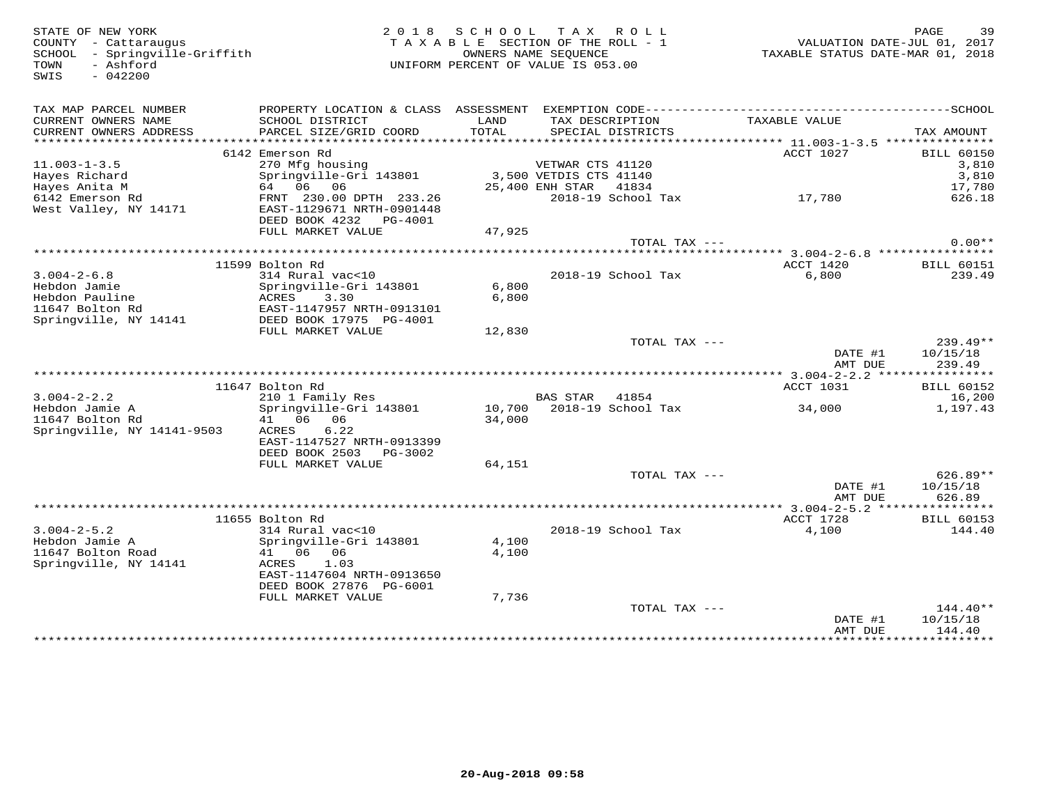STATE OF NEW YORK
COUNTY - Cattaraugus
SCHOOL - Springville-Griffith
TOWN - Ashford
SWIS - 042200

2 0 1 8 S C H O O L T A X R O L L
T A X A B L E SECTION OF THE ROLL - 1
OWNERS NAME SEQUENCE
UNIFORM PERCENT OF VALUE IS 053.00

VALUATION DATE-JUL 01, 2017
TAXABLE STATUS DATE-MAR 01, 2018

| TAX MAP PARCEL NUMBER / CURRENT OWNERS NAME / CURRENT OWNERS ADDRESS | PROPERTY LOCATION & CLASS / SCHOOL DISTRICT / PARCEL SIZE/GRID COORD | ASSESSMENT LAND / TOTAL | EXEMPTION CODE / TAX DESCRIPTION / SPECIAL DISTRICTS | TAXABLE VALUE | SCHOOL TAX AMOUNT |
|---|---|---|---|---|---|
| | 6142 Emerson Rd | | | ACCT 1027 | BILL 60150 |
| 11.003-1-3.5 | 270 Mfg housing | | VETWAR CTS 41120 | | 3,810 |
| Hayes Richard | Springville-Gri 143801 | 3,500 | VETDIS CTS 41140 | | 3,810 |
| Hayes Anita M | 64 06 06 | 25,400 | ENH STAR 41834 | | 17,780 |
| 6142 Emerson Rd | FRNT 230.00 DPTH 233.26 | | 2018-19 School Tax | 17,780 | 626.18 |
| West Valley, NY 14171 | EAST-1129671 NRTH-0901448 | | | | |
| | DEED BOOK 4232 PG-4001 | | | | |
| | FULL MARKET VALUE | 47,925 | | | |
| | | | TOTAL TAX --- | | 0.00** |
| | 11599 Bolton Rd | | | ACCT 1420 | BILL 60151 |
| 3.004-2-6.8 | 314 Rural vac<10 | | 2018-19 School Tax | 6,800 | 239.49 |
| Hebdon Jamie | Springville-Gri 143801 | 6,800 | | | |
| Hebdon Pauline | ACRES 3.30 | 6,800 | | | |
| 11647 Bolton Rd | EAST-1147957 NRTH-0913101 | | | | |
| Springville, NY 14141 | DEED BOOK 17975 PG-4001 | | | | |
| | FULL MARKET VALUE | 12,830 | | | |
| | | | TOTAL TAX --- | | 239.49** |
| | | | | DATE #1 | 10/15/18 |
| | | | | AMT DUE | 239.49 |
| | 11647 Bolton Rd | | | ACCT 1031 | BILL 60152 |
| 3.004-2-2.2 | 210 1 Family Res | | BAS STAR 41854 | | 16,200 |
| Hebdon Jamie A | Springville-Gri 143801 | 10,700 | 2018-19 School Tax | 34,000 | 1,197.43 |
| 11647 Bolton Rd | 41 06 06 | 34,000 | | | |
| Springville, NY 14141-9503 | ACRES 6.22 | | | | |
| | EAST-1147527 NRTH-0913399 | | | | |
| | DEED BOOK 2503 PG-3002 | | | | |
| | FULL MARKET VALUE | 64,151 | | | |
| | | | TOTAL TAX --- | | 626.89** |
| | | | | DATE #1 | 10/15/18 |
| | | | | AMT DUE | 626.89 |
| | 11655 Bolton Rd | | | ACCT 1728 | BILL 60153 |
| 3.004-2-5.2 | 314 Rural vac<10 | | 2018-19 School Tax | 4,100 | 144.40 |
| Hebdon Jamie A | Springville-Gri 143801 | 4,100 | | | |
| 11647 Bolton Road | 41 06 06 | 4,100 | | | |
| Springville, NY 14141 | ACRES 1.03 | | | | |
| | EAST-1147604 NRTH-0913650 | | | | |
| | DEED BOOK 27876 PG-6001 | | | | |
| | FULL MARKET VALUE | 7,736 | | | |
| | | | TOTAL TAX --- | | 144.40** |
| | | | | DATE #1 | 10/15/18 |
| | | | | AMT DUE | 144.40 |

20-Aug-2018 09:58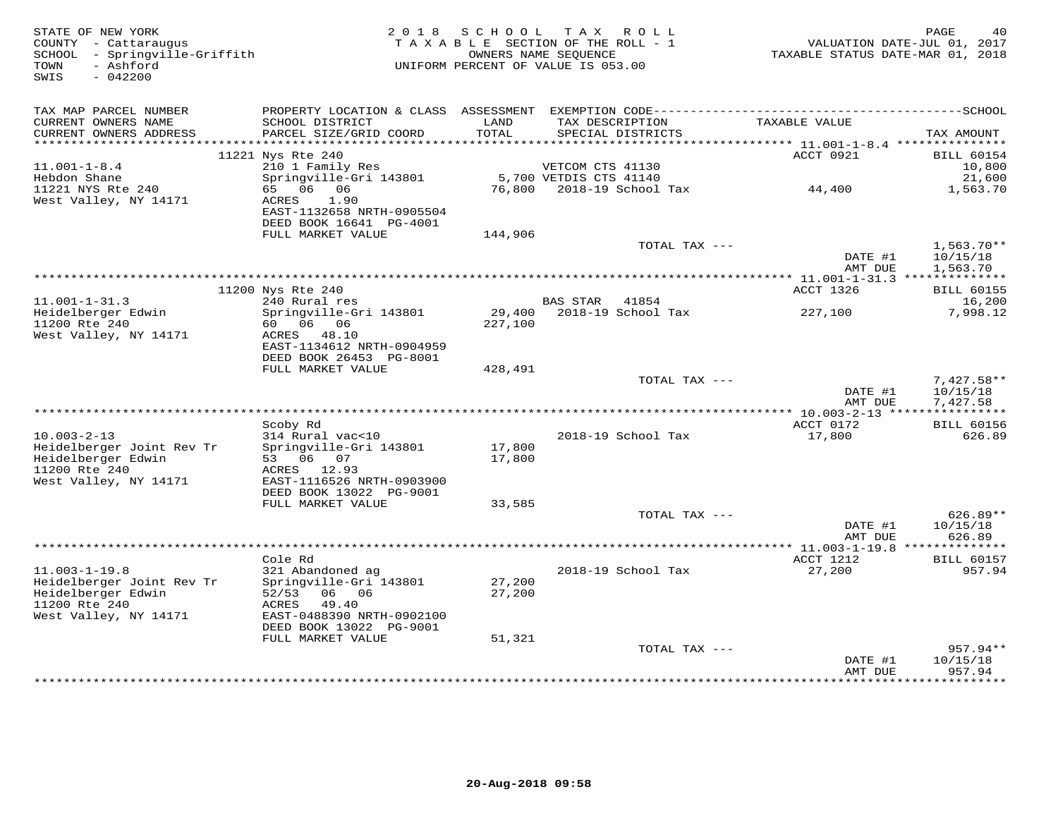STATE OF NEW YORK
COUNTY - Cattaraugus
SCHOOL - Springville-Griffith
TOWN - Ashford
SWIS - 042200

2018 SCHOOL TAX ROLL
TAXABLE SECTION OF THE ROLL - 1
OWNERS NAME SEQUENCE
UNIFORM PERCENT OF VALUE IS 053.00

VALUATION DATE-JUL 01, 2017
TAXABLE STATUS DATE-MAR 01, 2018

| TAX MAP PARCEL NUMBER / CURRENT OWNERS NAME / CURRENT OWNERS ADDRESS | PROPERTY LOCATION & CLASS / SCHOOL DISTRICT / PARCEL SIZE/GRID COORD | ASSESSMENT LAND / TOTAL | EXEMPTION CODE / TAX DESCRIPTION / SPECIAL DISTRICTS | TAXABLE VALUE | SCHOOL TAX AMOUNT |
|---|---|---|---|---|---|
| | 11221 Nys Rte 240 | | | ACCT 0921 | BILL 60154 |
| 11.001-1-8.4 | 210 1 Family Res | | VETCOM CTS 41130 | | 10,800 |
| Hebdon Shane | Springville-Gri 143801 | 5,700 | VETDIS CTS 41140 | | 21,600 |
| 11221 NYS Rte 240 | 65 06 06 | 76,800 | 2018-19 School Tax | 44,400 | 1,563.70 |
| West Valley, NY 14171 | ACRES 1.90 | | | | |
| | EAST-1132658 NRTH-0905504 | | | | |
| | DEED BOOK 16641 PG-4001 | | | | |
| | FULL MARKET VALUE | 144,906 | | | |
| | | | TOTAL TAX --- | | 1,563.70** |
| | | | | DATE #1 | 10/15/18 |
| | | | | AMT DUE | 1,563.70 |
| | 11200 Nys Rte 240 | | | ACCT 1326 | BILL 60155 |
| 11.001-1-31.3 | 240 Rural res | | BAS STAR 41854 | | 16,200 |
| Heidelberger Edwin | Springville-Gri 143801 | 29,400 | 2018-19 School Tax | 227,100 | 7,998.12 |
| 11200 Rte 240 | 60 06 06 | 227,100 | | | |
| West Valley, NY 14171 | ACRES 48.10 | | | | |
| | EAST-1134612 NRTH-0904959 | | | | |
| | DEED BOOK 26453 PG-8001 | | | | |
| | FULL MARKET VALUE | 428,491 | | | |
| | | | TOTAL TAX --- | | 7,427.58** |
| | | | | DATE #1 | 10/15/18 |
| | | | | AMT DUE | 7,427.58 |
| | Scoby Rd | | | ACCT 0172 | BILL 60156 |
| 10.003-2-13 | 314 Rural vac<10 | | 2018-19 School Tax | 17,800 | 626.89 |
| Heidelberger Joint Rev Tr | Springville-Gri 143801 | 17,800 | | | |
| Heidelberger Edwin | 53 06 07 | 17,800 | | | |
| 11200 Rte 240 | ACRES 12.93 | | | | |
| West Valley, NY 14171 | EAST-1116526 NRTH-0903900 | | | | |
| | DEED BOOK 13022 PG-9001 | | | | |
| | FULL MARKET VALUE | 33,585 | | | |
| | | | TOTAL TAX --- | | 626.89** |
| | | | | DATE #1 | 10/15/18 |
| | | | | AMT DUE | 626.89 |
| | Cole Rd | | | ACCT 1212 | BILL 60157 |
| 11.003-1-19.8 | 321 Abandoned ag | | 2018-19 School Tax | 27,200 | 957.94 |
| Heidelberger Joint Rev Tr | Springville-Gri 143801 | 27,200 | | | |
| Heidelberger Edwin | 52/53 06 06 | 27,200 | | | |
| 11200 Rte 240 | ACRES 49.40 | | | | |
| West Valley, NY 14171 | EAST-0488390 NRTH-0902100 | | | | |
| | DEED BOOK 13022 PG-9001 | | | | |
| | FULL MARKET VALUE | 51,321 | | | |
| | | | TOTAL TAX --- | | 957.94** |
| | | | | DATE #1 | 10/15/18 |
| | | | | AMT DUE | 957.94 |

20-Aug-2018 09:58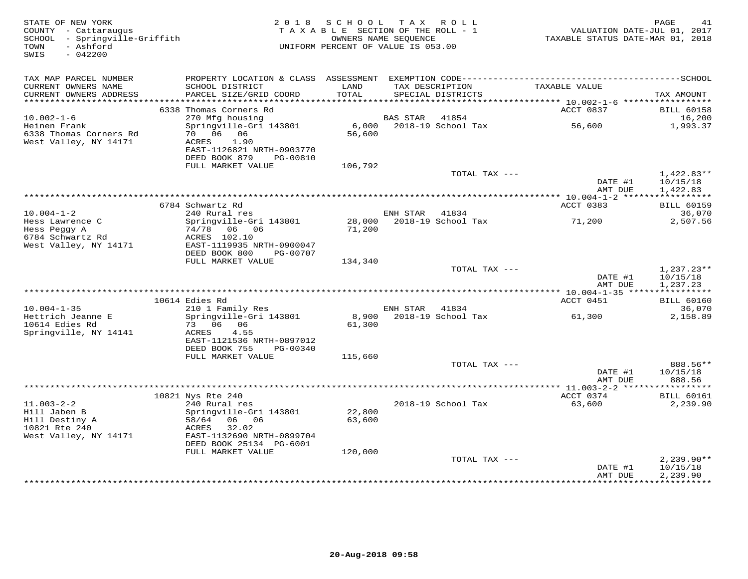STATE OF NEW YORK
COUNTY - Cattaraugus
SCHOOL - Springville-Griffith
TOWN - Ashford
SWIS - 042200

2 0 1 8 S C H O O L T A X R O L L
T A X A B L E SECTION OF THE ROLL - 1
OWNERS NAME SEQUENCE
UNIFORM PERCENT OF VALUE IS 053.00

VALUATION DATE-JUL 01, 2017
TAXABLE STATUS DATE-MAR 01, 2018

| TAX MAP PARCEL NUMBER / CURRENT OWNERS NAME / CURRENT OWNERS ADDRESS | PROPERTY LOCATION & CLASS / SCHOOL DISTRICT / PARCEL SIZE/GRID COORD | ASSESSMENT LAND / TOTAL | EXEMPTION CODE / TAX DESCRIPTION / SPECIAL DISTRICTS | TAXABLE VALUE | TAX AMOUNT |
|---|---|---|---|---|---|
| | 6338 Thomas Corners Rd | | | ACCT 0837 | BILL 60158 |
| 10.002-1-6 | 270 Mfg housing | | BAS STAR 41854 | | 16,200 |
| Heinen Frank | Springville-Gri 143801 | 6,000 | 2018-19 School Tax | 56,600 | 1,993.37 |
| 6338 Thomas Corners Rd | 70 06 06 | 56,600 | | | |
| West Valley, NY 14171 | ACRES 1.90 | | | | |
| | EAST-1126821 NRTH-0903770 | | | | |
| | DEED BOOK 879 PG-00810 | | | | |
| | FULL MARKET VALUE | 106,792 | | | |
| | | | TOTAL TAX --- | | 1,422.83** |
| | | | | DATE #1 | 10/15/18 |
| | | | | AMT DUE | 1,422.83 |
| | 6784 Schwartz Rd | | | ACCT 0383 | BILL 60159 |
| 10.004-1-2 | 240 Rural res | | ENH STAR 41834 | | 36,070 |
| Hess Lawrence C | Springville-Gri 143801 | 28,000 | 2018-19 School Tax | 71,200 | 2,507.56 |
| Hess Peggy A | 74/78 06 06 | 71,200 | | | |
| 6784 Schwartz Rd | ACRES 102.10 | | | | |
| West Valley, NY 14171 | EAST-1119935 NRTH-0900047 | | | | |
| | DEED BOOK 800 PG-00707 | | | | |
| | FULL MARKET VALUE | 134,340 | | | |
| | | | TOTAL TAX --- | | 1,237.23** |
| | | | | DATE #1 | 10/15/18 |
| | | | | AMT DUE | 1,237.23 |
| | 10614 Edies Rd | | | ACCT 0451 | BILL 60160 |
| 10.004-1-35 | 210 1 Family Res | | ENH STAR 41834 | | 36,070 |
| Hettrich Jeanne E | Springville-Gri 143801 | 8,900 | 2018-19 School Tax | 61,300 | 2,158.89 |
| 10614 Edies Rd | 73 06 06 | 61,300 | | | |
| Springville, NY 14141 | ACRES 4.55 | | | | |
| | EAST-1121536 NRTH-0897012 | | | | |
| | DEED BOOK 755 PG-00340 | | | | |
| | FULL MARKET VALUE | 115,660 | | | |
| | | | TOTAL TAX --- | | 888.56** |
| | | | | DATE #1 | 10/15/18 |
| | | | | AMT DUE | 888.56 |
| | 10821 Nys Rte 240 | | | ACCT 0374 | BILL 60161 |
| 11.003-2-2 | 240 Rural res | | 2018-19 School Tax | 63,600 | 2,239.90 |
| Hill Jaben B | Springville-Gri 143801 | 22,800 | | | |
| Hill Destiny A | 58/64 06 06 | 63,600 | | | |
| 10821 Rte 240 | ACRES 32.02 | | | | |
| West Valley, NY 14171 | EAST-1132690 NRTH-0899704 | | | | |
| | DEED BOOK 25134 PG-6001 | | | | |
| | FULL MARKET VALUE | 120,000 | | | |
| | | | TOTAL TAX --- | | 2,239.90** |
| | | | | DATE #1 | 10/15/18 |
| | | | | AMT DUE | 2,239.90 |

20-Aug-2018 09:58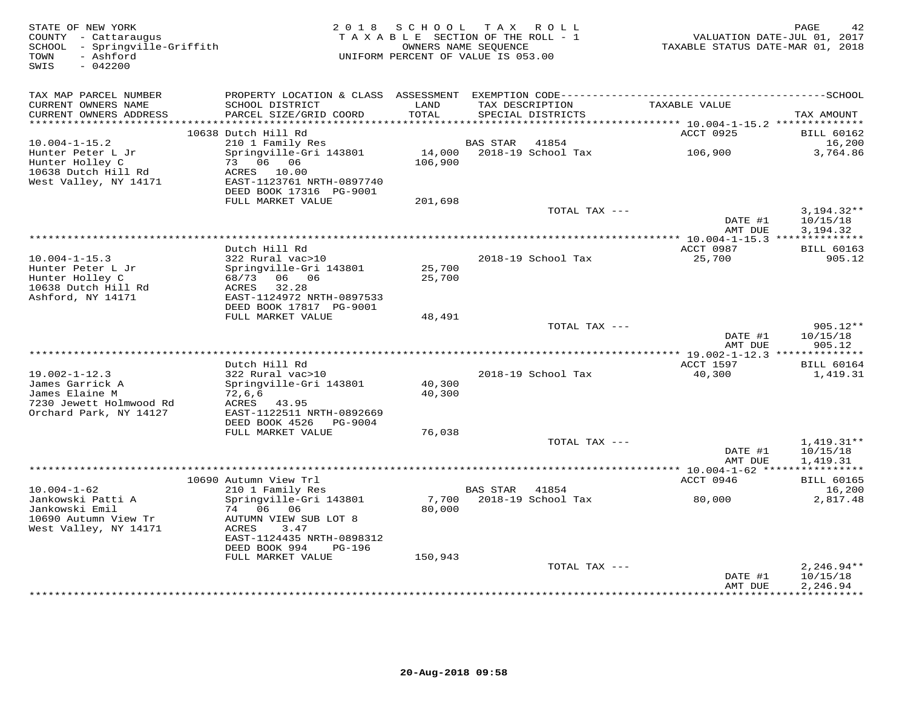STATE OF NEW YORK
COUNTY - Cattaraugus
SCHOOL - Springville-Griffith
TOWN - Ashford
SWIS - 042200

2 0 1 8 S C H O O L T A X R O L L
T A X A B L E SECTION OF THE ROLL - 1
OWNERS NAME SEQUENCE
UNIFORM PERCENT OF VALUE IS 053.00

VALUATION DATE-JUL 01, 2017
TAXABLE STATUS DATE-MAR 01, 2018

| TAX MAP PARCEL NUMBER / CURRENT OWNERS NAME / CURRENT OWNERS ADDRESS | PROPERTY LOCATION & CLASS / SCHOOL DISTRICT / PARCEL SIZE/GRID COORD | ASSESSMENT LAND / TOTAL | EXEMPTION CODE / TAX DESCRIPTION / SPECIAL DISTRICTS | TAXABLE VALUE | TAX AMOUNT |
|---|---|---|---|---|---|
| **10.004-1-15.2** | 10638 Dutch Hill Rd | | | ACCT 0925 | BILL 60162 |
| 10.004-1-15.2 | 210 1 Family Res | | BAS STAR 41854 | | 16,200 |
| Hunter Peter L Jr | Springville-Gri 143801 | 14,000 | 2018-19 School Tax | 106,900 | 3,764.86 |
| Hunter Holley C | 73 06 06 | 106,900 | | | |
| 10638 Dutch Hill Rd | ACRES 10.00 | | | | |
| West Valley, NY 14171 | EAST-1123761 NRTH-0897740 | | | | |
| | DEED BOOK 17316 PG-9001 | | | | |
| | FULL MARKET VALUE | 201,698 | | | |
| | | | TOTAL TAX --- | | 3,194.32** |
| | | | | DATE #1 | 10/15/18 |
| | | | | AMT DUE | 3,194.32 |
| **10.004-1-15.3** | Dutch Hill Rd | | | ACCT 0987 | BILL 60163 |
| 10.004-1-15.3 | 322 Rural vac>10 | | 2018-19 School Tax | 25,700 | 905.12 |
| Hunter Peter L Jr | Springville-Gri 143801 | 25,700 | | | |
| Hunter Holley C | 68/73 06 06 | 25,700 | | | |
| 10638 Dutch Hill Rd | ACRES 32.28 | | | | |
| Ashford, NY 14171 | EAST-1124972 NRTH-0897533 | | | | |
| | DEED BOOK 17817 PG-9001 | | | | |
| | FULL MARKET VALUE | 48,491 | | | |
| | | | TOTAL TAX --- | | 905.12** |
| | | | | DATE #1 | 10/15/18 |
| | | | | AMT DUE | 905.12 |
| **19.002-1-12.3** | Dutch Hill Rd | | | ACCT 1597 | BILL 60164 |
| 19.002-1-12.3 | 322 Rural vac>10 | | 2018-19 School Tax | 40,300 | 1,419.31 |
| James Garrick A | Springville-Gri 143801 | 40,300 | | | |
| James Elaine M | 72,6,6 | 40,300 | | | |
| 7230 Jewett Holmwood Rd | ACRES 43.95 | | | | |
| Orchard Park, NY 14127 | EAST-1122511 NRTH-0892669 | | | | |
| | DEED BOOK 4526 PG-9004 | | | | |
| | FULL MARKET VALUE | 76,038 | | | |
| | | | TOTAL TAX --- | | 1,419.31** |
| | | | | DATE #1 | 10/15/18 |
| | | | | AMT DUE | 1,419.31 |
| **10.004-1-62** | 10690 Autumn View Trl | | | ACCT 0946 | BILL 60165 |
| 10.004-1-62 | 210 1 Family Res | | BAS STAR 41854 | | 16,200 |
| Jankowski Patti A | Springville-Gri 143801 | 7,700 | 2018-19 School Tax | 80,000 | 2,817.48 |
| Jankowski Emil | 74 06 06 | 80,000 | | | |
| 10690 Autumn View Tr | AUTUMN VIEW SUB LOT 8 | | | | |
| West Valley, NY 14171 | ACRES 3.47 | | | | |
| | EAST-1124435 NRTH-0898312 | | | | |
| | DEED BOOK 994 PG-196 | | | | |
| | FULL MARKET VALUE | 150,943 | | | |
| | | | TOTAL TAX --- | | 2,246.94** |
| | | | | DATE #1 | 10/15/18 |
| | | | | AMT DUE | 2,246.94 |

20-Aug-2018 09:58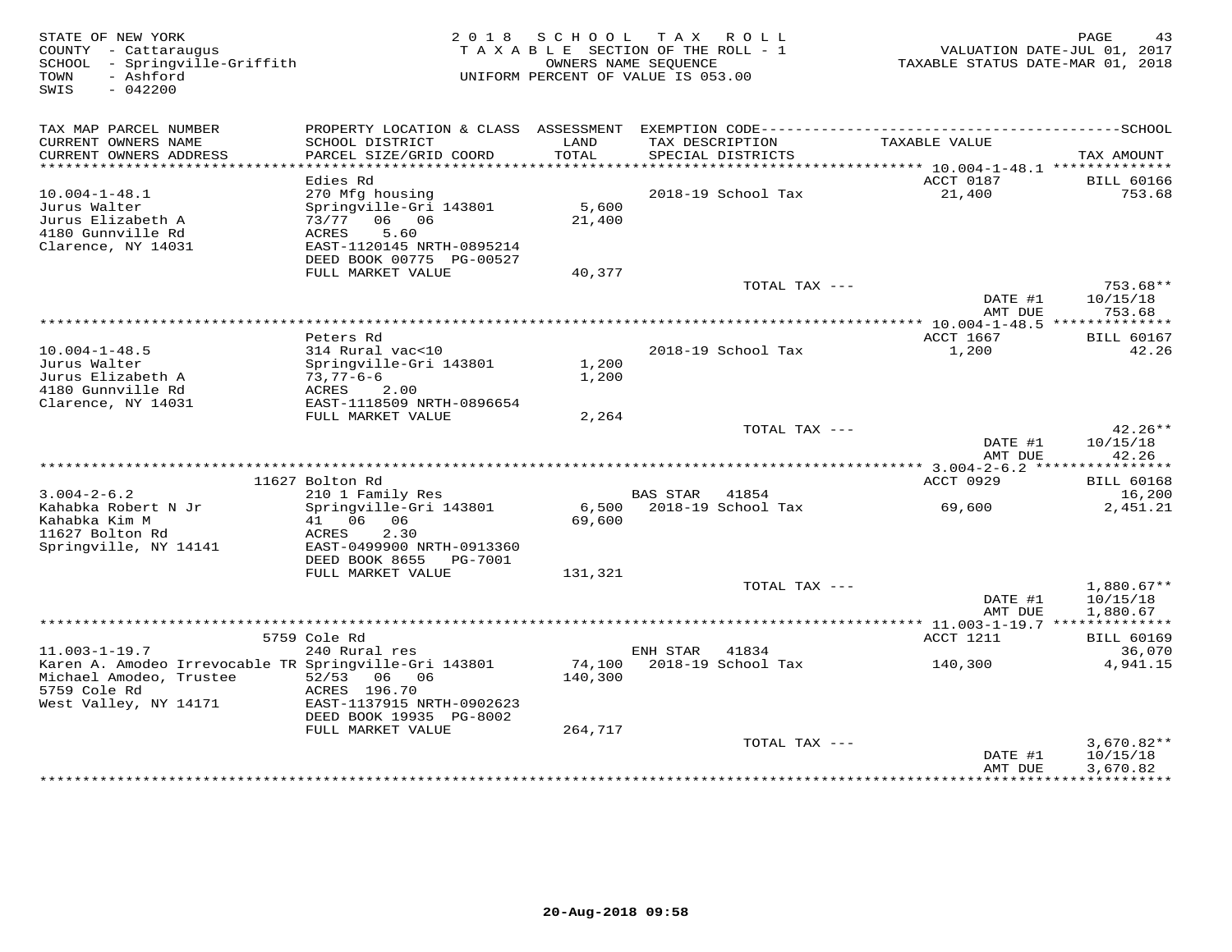STATE OF NEW YORK
COUNTY - Cattaraugus
SCHOOL - Springville-Griffith
TOWN - Ashford
SWIS - 042200

2018 SCHOOL TAX ROLL
TAXABLE SECTION OF THE ROLL - 1
OWNERS NAME SEQUENCE
UNIFORM PERCENT OF VALUE IS 053.00

VALUATION DATE-JUL 01, 2017
TAXABLE STATUS DATE-MAR 01, 2018

| TAX MAP PARCEL NUMBER / CURRENT OWNERS NAME / CURRENT OWNERS ADDRESS | PROPERTY LOCATION & CLASS / SCHOOL DISTRICT / PARCEL SIZE/GRID COORD | ASSESSMENT LAND / TOTAL | EXEMPTION CODE / TAX DESCRIPTION / SPECIAL DISTRICTS | TAXABLE VALUE | TAX AMOUNT |
|---|---|---|---|---|---|
| | Edies Rd | | | ACCT 0187 | BILL 60166 |
| 10.004-1-48.1 | 270 Mfg housing | | 2018-19 School Tax | 21,400 | 753.68 |
| Jurus Walter | Springville-Gri 143801 | 5,600 | | | |
| Jurus Elizabeth A | 73/77 06 06 | 21,400 | | | |
| 4180 Gunnville Rd | ACRES 5.60 | | | | |
| Clarence, NY 14031 | EAST-1120145 NRTH-0895214 | | | | |
| | DEED BOOK 00775 PG-00527 | | | | |
| | FULL MARKET VALUE | 40,377 | | | |
| | | | TOTAL TAX --- | | 753.68** |
| | | | | DATE #1 | 10/15/18 |
| | | | | AMT DUE | 753.68 |
| | Peters Rd | | | ACCT 1667 | BILL 60167 |
| 10.004-1-48.5 | 314 Rural vac<10 | | 2018-19 School Tax | 1,200 | 42.26 |
| Jurus Walter | Springville-Gri 143801 | 1,200 | | | |
| Jurus Elizabeth A | 73,77-6-6 | 1,200 | | | |
| 4180 Gunnville Rd | ACRES 2.00 | | | | |
| Clarence, NY 14031 | EAST-1118509 NRTH-0896654 | | | | |
| | FULL MARKET VALUE | 2,264 | | | |
| | | | TOTAL TAX --- | | 42.26** |
| | | | | DATE #1 | 10/15/18 |
| | | | | AMT DUE | 42.26 |
| | 11627 Bolton Rd | | | ACCT 0929 | BILL 60168 |
| 3.004-2-6.2 | 210 1 Family Res | | BAS STAR 41854 | | 16,200 |
| Kahabka Robert N Jr | Springville-Gri 143801 | 6,500 | 2018-19 School Tax | 69,600 | 2,451.21 |
| Kahabka Kim M | 41 06 06 | 69,600 | | | |
| 11627 Bolton Rd | ACRES 2.30 | | | | |
| Springville, NY 14141 | EAST-0499900 NRTH-0913360 | | | | |
| | DEED BOOK 8655 PG-7001 | | | | |
| | FULL MARKET VALUE | 131,321 | | | |
| | | | TOTAL TAX --- | | 1,880.67** |
| | | | | DATE #1 | 10/15/18 |
| | | | | AMT DUE | 1,880.67 |
| | 5759 Cole Rd | | | ACCT 1211 | BILL 60169 |
| 11.003-1-19.7 | 240 Rural res | | ENH STAR 41834 | | 36,070 |
| Karen A. Amodeo Irrevocable TR | Springville-Gri 143801 | 74,100 | 2018-19 School Tax | 140,300 | 4,941.15 |
| Michael Amodeo, Trustee | 52/53 06 06 | 140,300 | | | |
| 5759 Cole Rd | ACRES 196.70 | | | | |
| West Valley, NY 14171 | EAST-1137915 NRTH-0902623 | | | | |
| | DEED BOOK 19935 PG-8002 | | | | |
| | FULL MARKET VALUE | 264,717 | | | |
| | | | TOTAL TAX --- | | 3,670.82** |
| | | | | DATE #1 | 10/15/18 |
| | | | | AMT DUE | 3,670.82 |

20-Aug-2018 09:58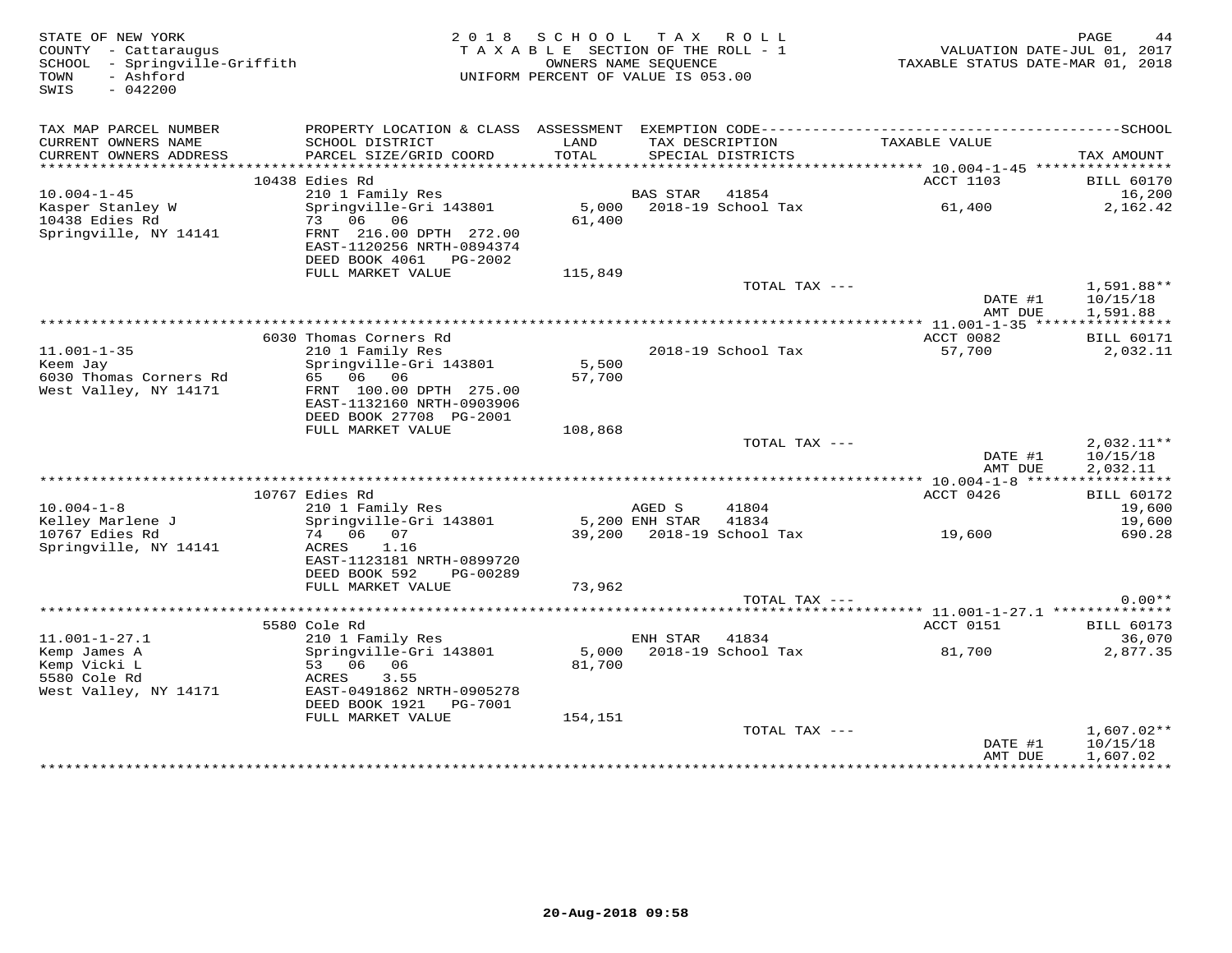STATE OF NEW YORK
COUNTY - Cattaraugus
SCHOOL - Springville-Griffith
TOWN - Ashford
SWIS - 042200

2018 SCHOOL TAX ROLL
TAXABLE SECTION OF THE ROLL - 1
OWNERS NAME SEQUENCE
UNIFORM PERCENT OF VALUE IS 053.00

VALUATION DATE-JUL 01, 2017
TAXABLE STATUS DATE-MAR 01, 2018

| TAX MAP PARCEL NUMBER / CURRENT OWNERS NAME / CURRENT OWNERS ADDRESS | PROPERTY LOCATION & CLASS / SCHOOL DISTRICT / PARCEL SIZE/GRID COORD | ASSESSMENT LAND / TOTAL | EXEMPTION CODE / TAX DESCRIPTION / SPECIAL DISTRICTS | TAXABLE VALUE | TAX AMOUNT |
|---|---|---|---|---|---|
| | 10438 Edies Rd | | | ACCT 1103 | BILL 60170 |
| 10.004-1-45 | 210 1 Family Res | | BAS STAR 41854 | | 16,200 |
| Kasper Stanley W | Springville-Gri 143801 | 5,000 | 2018-19 School Tax | 61,400 | 2,162.42 |
| 10438 Edies Rd | 73 06 06 | 61,400 | | | |
| Springville, NY 14141 | FRNT 216.00 DPTH 272.00 | | | | |
| | EAST-1120256 NRTH-0894374 | | | | |
| | DEED BOOK 4061 PG-2002 | | | | |
| | FULL MARKET VALUE | 115,849 | | | |
| | | | TOTAL TAX --- | | 1,591.88** |
| | | | | DATE #1 | 10/15/18 |
| | | | | AMT DUE | 1,591.88 |
| | 6030 Thomas Corners Rd | | | ACCT 0082 | BILL 60171 |
| 11.001-1-35 | 210 1 Family Res | | 2018-19 School Tax | 57,700 | 2,032.11 |
| Keem Jay | Springville-Gri 143801 | 5,500 | | | |
| 6030 Thomas Corners Rd | 65 06 06 | 57,700 | | | |
| West Valley, NY 14171 | FRNT 100.00 DPTH 275.00 | | | | |
| | EAST-1132160 NRTH-0903906 | | | | |
| | DEED BOOK 27708 PG-2001 | | | | |
| | FULL MARKET VALUE | 108,868 | | | |
| | | | TOTAL TAX --- | | 2,032.11** |
| | | | | DATE #1 | 10/15/18 |
| | | | | AMT DUE | 2,032.11 |
| | 10767 Edies Rd | | | ACCT 0426 | BILL 60172 |
| 10.004-1-8 | 210 1 Family Res | | AGED S 41804 | | 19,600 |
| Kelley Marlene J | Springville-Gri 143801 | 5,200 | ENH STAR 41834 | | 19,600 |
| 10767 Edies Rd | 74 06 07 | 39,200 | 2018-19 School Tax | 19,600 | 690.28 |
| Springville, NY 14141 | ACRES 1.16 | | | | |
| | EAST-1123181 NRTH-0899720 | | | | |
| | DEED BOOK 592 PG-00289 | | | | |
| | FULL MARKET VALUE | 73,962 | | | |
| | | | TOTAL TAX --- | | 0.00** |
| | 5580 Cole Rd | | | ACCT 0151 | BILL 60173 |
| 11.001-1-27.1 | 210 1 Family Res | | ENH STAR 41834 | | 36,070 |
| Kemp James A | Springville-Gri 143801 | 5,000 | 2018-19 School Tax | 81,700 | 2,877.35 |
| Kemp Vicki L | 53 06 06 | 81,700 | | | |
| 5580 Cole Rd | ACRES 3.55 | | | | |
| West Valley, NY 14171 | EAST-0491862 NRTH-0905278 | | | | |
| | DEED BOOK 1921 PG-7001 | | | | |
| | FULL MARKET VALUE | 154,151 | | | |
| | | | TOTAL TAX --- | | 1,607.02** |
| | | | | DATE #1 | 10/15/18 |
| | | | | AMT DUE | 1,607.02 |

20-Aug-2018 09:58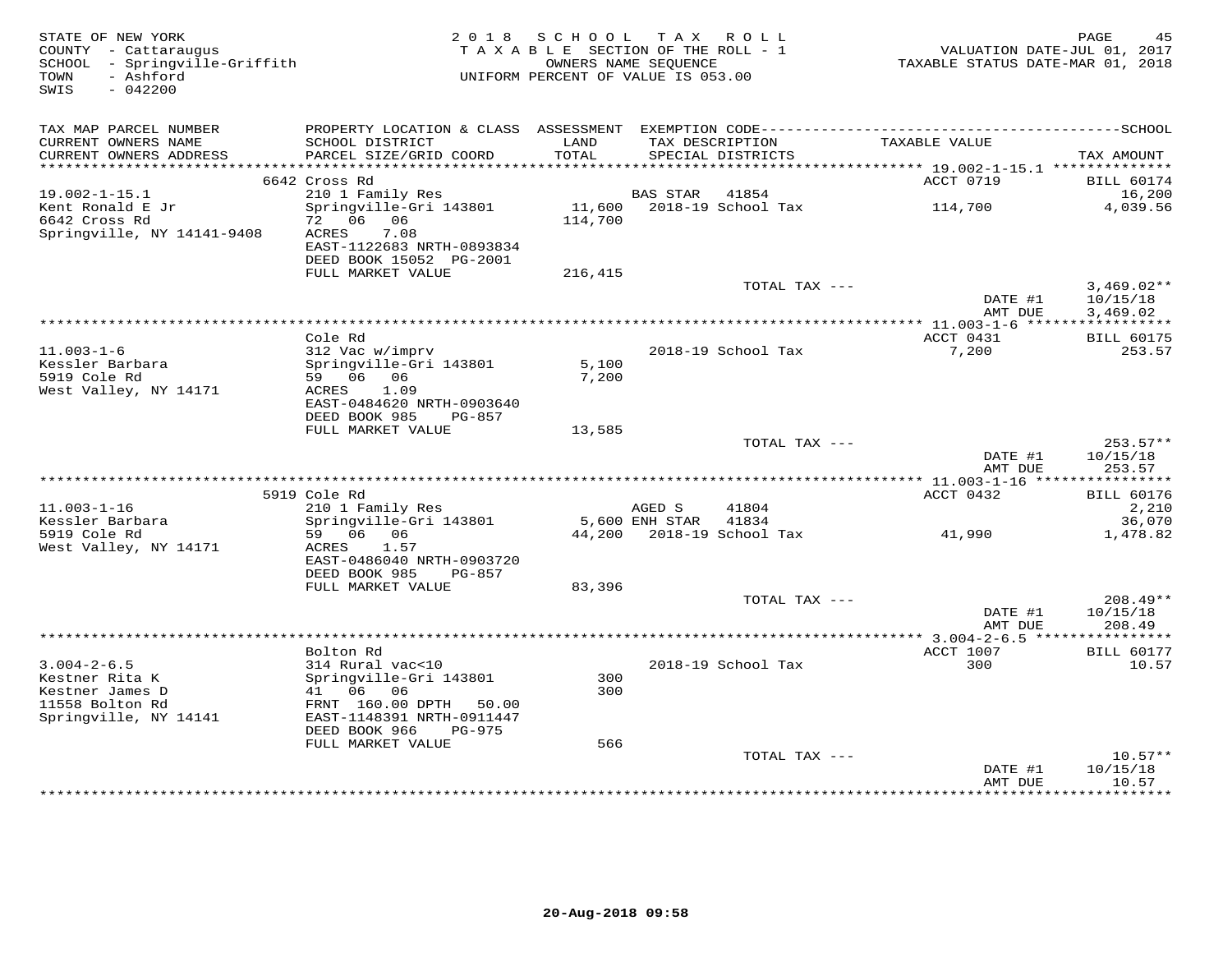STATE OF NEW YORK
COUNTY - Cattaraugus
SCHOOL - Springville-Griffith
TOWN - Ashford
SWIS - 042200

2018 SCHOOL TAX ROLL
TAXABLE SECTION OF THE ROLL - 1
OWNERS NAME SEQUENCE
UNIFORM PERCENT OF VALUE IS 053.00

VALUATION DATE-JUL 01, 2017
TAXABLE STATUS DATE-MAR 01, 2018

| TAX MAP PARCEL NUMBER / CURRENT OWNERS NAME / CURRENT OWNERS ADDRESS | PROPERTY LOCATION & CLASS / SCHOOL DISTRICT / PARCEL SIZE/GRID COORD | ASSESSMENT LAND / TOTAL | EXEMPTION CODE / TAX DESCRIPTION / SPECIAL DISTRICTS | TAXABLE VALUE | TAX AMOUNT |
|---|---|---|---|---|---|
| | 6642 Cross Rd | | | ACCT 0719 | BILL 60174 |
| 19.002-1-15.1 | 210 1 Family Res | | BAS STAR 41854 | | 16,200 |
| Kent Ronald E Jr | Springville-Gri 143801 | 11,600 | 2018-19 School Tax | 114,700 | 4,039.56 |
| 6642 Cross Rd | 72 06 06 | 114,700 | | | |
| Springville, NY 14141-9408 | ACRES 7.08 | | | | |
| | EAST-1122683 NRTH-0893834 | | | | |
| | DEED BOOK 15052 PG-2001 | | | | |
| | FULL MARKET VALUE | 216,415 | | | |
| | | | TOTAL TAX --- | | 3,469.02** |
| | | | | DATE #1 | 10/15/18 |
| | | | | AMT DUE | 3,469.02 |
| | Cole Rd | | | ACCT 0431 | BILL 60175 |
| 11.003-1-6 | 312 Vac w/imprv | | 2018-19 School Tax | 7,200 | 253.57 |
| Kessler Barbara | Springville-Gri 143801 | 5,100 | | | |
| 5919 Cole Rd | 59 06 06 | 7,200 | | | |
| West Valley, NY 14171 | ACRES 1.09 | | | | |
| | EAST-0484620 NRTH-0903640 | | | | |
| | DEED BOOK 985 PG-857 | | | | |
| | FULL MARKET VALUE | 13,585 | | | |
| | | | TOTAL TAX --- | | 253.57** |
| | | | | DATE #1 | 10/15/18 |
| | | | | AMT DUE | 253.57 |
| | 5919 Cole Rd | | | ACCT 0432 | BILL 60176 |
| 11.003-1-16 | 210 1 Family Res | | AGED S 41804 | | 2,210 |
| Kessler Barbara | Springville-Gri 143801 | 5,600 | ENH STAR 41834 | | 36,070 |
| 5919 Cole Rd | 59 06 06 | 44,200 | 2018-19 School Tax | 41,990 | 1,478.82 |
| West Valley, NY 14171 | ACRES 1.57 | | | | |
| | EAST-0486040 NRTH-0903720 | | | | |
| | DEED BOOK 985 PG-857 | | | | |
| | FULL MARKET VALUE | 83,396 | | | |
| | | | TOTAL TAX --- | | 208.49** |
| | | | | DATE #1 | 10/15/18 |
| | | | | AMT DUE | 208.49 |
| | Bolton Rd | | | ACCT 1007 | BILL 60177 |
| 3.004-2-6.5 | 314 Rural vac<10 | | 2018-19 School Tax | 300 | 10.57 |
| Kestner Rita K | Springville-Gri 143801 | 300 | | | |
| Kestner James D | 41 06 06 | 300 | | | |
| 11558 Bolton Rd | FRNT 160.00 DPTH 50.00 | | | | |
| Springville, NY 14141 | EAST-1148391 NRTH-0911447 | | | | |
| | DEED BOOK 966 PG-975 | | | | |
| | FULL MARKET VALUE | 566 | | | |
| | | | TOTAL TAX --- | | 10.57** |
| | | | | DATE #1 | 10/15/18 |
| | | | | AMT DUE | 10.57 |

20-Aug-2018 09:58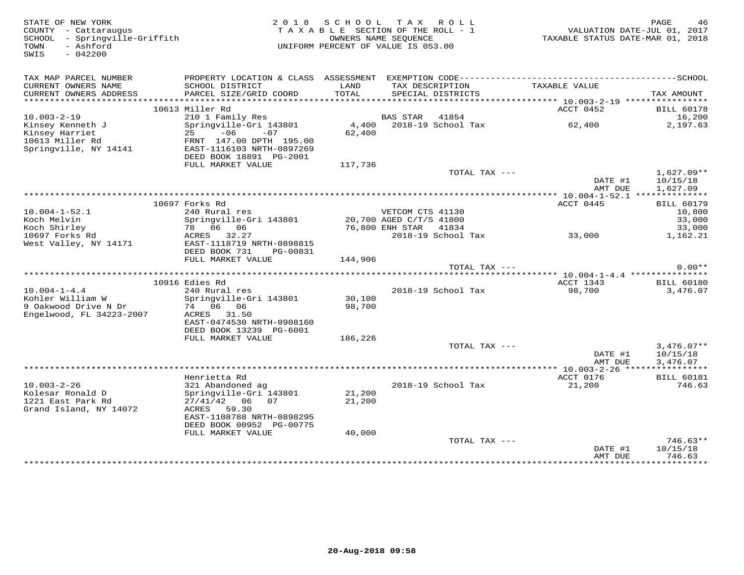STATE OF NEW YORK
COUNTY - Cattaraugus
SCHOOL - Springville-Griffith
TOWN - Ashford
SWIS - 042200

2018 SCHOOL TAX ROLL
TAXABLE SECTION OF THE ROLL - 1
OWNERS NAME SEQUENCE
UNIFORM PERCENT OF VALUE IS 053.00

VALUATION DATE-JUL 01, 2017
TAXABLE STATUS DATE-MAR 01, 2018

| TAX MAP PARCEL NUMBER<br>CURRENT OWNERS NAME<br>CURRENT OWNERS ADDRESS | PROPERTY LOCATION & CLASS<br>SCHOOL DISTRICT<br>PARCEL SIZE/GRID COORD | ASSESSMENT<br>LAND<br>TOTAL | EXEMPTION CODE<br>TAX DESCRIPTION<br>SPECIAL DISTRICTS | TAXABLE VALUE | SCHOOL<br>TAX AMOUNT |
|---|---|---|---|---|---|
| | 10613 Miller Rd | | | ACCT 0452 | BILL 60178 |
| 10.003-2-19 | 210 1 Family Res | | BAS STAR 41854 | | 16,200 |
| Kinsey Kenneth J | Springville-Gri 143801 | 4,400 | 2018-19 School Tax | 62,400 | 2,197.63 |
| Kinsey Harriet | 25 -06 -07 | 62,400 | | | |
| 10613 Miller Rd | FRNT 147.00 DPTH 195.00 | | | | |
| Springville, NY 14141 | EAST-1116103 NRTH-0897269 | | | | |
| | DEED BOOK 18891 PG-2001 | | | | |
| | FULL MARKET VALUE | 117,736 | | | |
| | | | TOTAL TAX --- | | 1,627.09** |
| | | | | DATE #1 | 10/15/18 |
| | | | | AMT DUE | 1,627.09 |
| | 10697 Forks Rd | | | ACCT 0445 | BILL 60179 |
| 10.004-1-52.1 | 240 Rural res | | VETCOM CTS 41130 | | 10,800 |
| Koch Melvin | Springville-Gri 143801 | 20,700 | AGED C/T/S 41800 | | 33,000 |
| Koch Shirley | 78 06 06 | 76,800 | ENH STAR 41834 | | 33,000 |
| 10697 Forks Rd | ACRES 32.27 | | 2018-19 School Tax | 33,000 | 1,162.21 |
| West Valley, NY 14171 | EAST-1118719 NRTH-0898815 | | | | |
| | DEED BOOK 731 PG-00831 | | | | |
| | FULL MARKET VALUE | 144,906 | | | |
| | | | TOTAL TAX --- | | 0.00** |
| | 10916 Edies Rd | | | ACCT 1343 | BILL 60180 |
| 10.004-1-4.4 | 240 Rural res | | 2018-19 School Tax | 98,700 | 3,476.07 |
| Kohler William W | Springville-Gri 143801 | 30,100 | | | |
| 9 Oakwood Drive N Dr | 74 06 06 | 98,700 | | | |
| Engelwood, FL 34223-2007 | ACRES 31.50 | | | | |
| | EAST-0474530 NRTH-0908160 | | | | |
| | DEED BOOK 13239 PG-6001 | | | | |
| | FULL MARKET VALUE | 186,226 | | | |
| | | | TOTAL TAX --- | | 3,476.07** |
| | | | | DATE #1 | 10/15/18 |
| | | | | AMT DUE | 3,476.07 |
| | Henrietta Rd | | | ACCT 0176 | BILL 60181 |
| 10.003-2-26 | 321 Abandoned ag | | 2018-19 School Tax | 21,200 | 746.63 |
| Kolesar Ronald D | Springville-Gri 143801 | 21,200 | | | |
| 1221 East Park Rd | 27/41/42 06 07 | 21,200 | | | |
| Grand Island, NY 14072 | ACRES 59.30 | | | | |
| | EAST-1108788 NRTH-0898295 | | | | |
| | DEED BOOK 00952 PG-00775 | | | | |
| | FULL MARKET VALUE | 40,000 | | | |
| | | | TOTAL TAX --- | | 746.63** |
| | | | | DATE #1 | 10/15/18 |
| | | | | AMT DUE | 746.63 |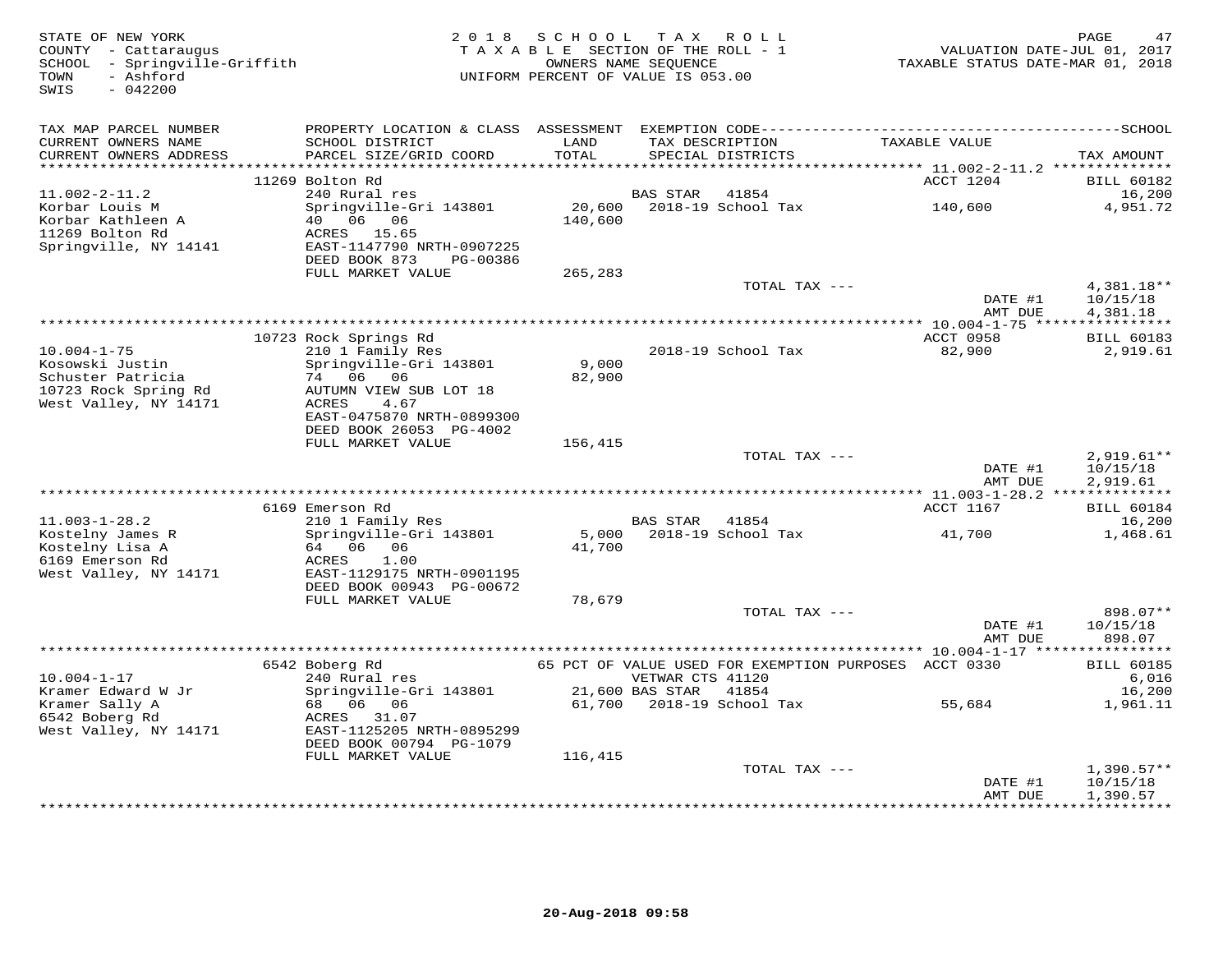STATE OF NEW YORK
COUNTY - Cattaraugus
SCHOOL - Springville-Griffith
TOWN - Ashford
SWIS - 042200

2018 SCHOOL TAX ROLL
TAXABLE SECTION OF THE ROLL - 1
OWNERS NAME SEQUENCE
UNIFORM PERCENT OF VALUE IS 053.00

VALUATION DATE-JUL 01, 2017
TAXABLE STATUS DATE-MAR 01, 2018

| TAX MAP PARCEL NUMBER / CURRENT OWNERS NAME / CURRENT OWNERS ADDRESS | PROPERTY LOCATION & CLASS / SCHOOL DISTRICT / PARCEL SIZE/GRID COORD | ASSESSMENT LAND / TOTAL | EXEMPTION CODE / TAX DESCRIPTION / SPECIAL DISTRICTS | TAXABLE VALUE | TAX AMOUNT |
|---|---|---|---|---|---|
| 11.002-2-11.2 | 11269 Bolton Rd | | | ACCT 1204 | BILL 60182 |
| Korbar Louis M | 240 Rural res | | BAS STAR 41854 | | 16,200 |
| Korbar Kathleen A | Springville-Gri 143801 | 20,600 | 2018-19 School Tax | 140,600 | 4,951.72 |
| 11269 Bolton Rd | 40 06 06 | 140,600 | | | |
| Springville, NY 14141 | ACRES 15.65 | | | | |
| | EAST-1147790 NRTH-0907225 | | | | |
| | DEED BOOK 873 PG-00386 | | | | |
| | FULL MARKET VALUE | 265,283 | | | |
| | | | TOTAL TAX --- | | 4,381.18** |
| | | | | DATE #1 | 10/15/18 |
| | | | | AMT DUE | 4,381.18 |
| 10.004-1-75 | 10723 Rock Springs Rd | | | ACCT 0958 | BILL 60183 |
| Kosowski Justin | 210 1 Family Res | | 2018-19 School Tax | 82,900 | 2,919.61 |
| Schuster Patricia | Springville-Gri 143801 | 9,000 | | | |
| 10723 Rock Spring Rd | 74 06 06 | 82,900 | | | |
| West Valley, NY 14171 | AUTUMN VIEW SUB LOT 18 | | | | |
| | ACRES 4.67 | | | | |
| | EAST-0475870 NRTH-0899300 | | | | |
| | DEED BOOK 26053 PG-4002 | | | | |
| | FULL MARKET VALUE | 156,415 | | | |
| | | | TOTAL TAX --- | | 2,919.61** |
| | | | | DATE #1 | 10/15/18 |
| | | | | AMT DUE | 2,919.61 |
| 11.003-1-28.2 | 6169 Emerson Rd | | | ACCT 1167 | BILL 60184 |
| Kostelny James R | 210 1 Family Res | | BAS STAR 41854 | | 16,200 |
| Kostelny Lisa A | Springville-Gri 143801 | 5,000 | 2018-19 School Tax | 41,700 | 1,468.61 |
| 6169 Emerson Rd | 64 06 06 | 41,700 | | | |
| West Valley, NY 14171 | ACRES 1.00 | | | | |
| | EAST-1129175 NRTH-0901195 | | | | |
| | DEED BOOK 00943 PG-00672 | | | | |
| | FULL MARKET VALUE | 78,679 | | | |
| | | | TOTAL TAX --- | | 898.07** |
| | | | | DATE #1 | 10/15/18 |
| | | | | AMT DUE | 898.07 |
| 10.004-1-17 | 6542 Boberg Rd | | 65 PCT OF VALUE USED FOR EXEMPTION PURPOSES | ACCT 0330 | BILL 60185 |
| Kramer Edward W Jr | 240 Rural res | | VETWAR CTS 41120 | | 6,016 |
| Kramer Sally A | Springville-Gri 143801 | 21,600 | BAS STAR 41854 | | 16,200 |
| 6542 Boberg Rd | 68 06 06 | 61,700 | 2018-19 School Tax | 55,684 | 1,961.11 |
| West Valley, NY 14171 | ACRES 31.07 | | | | |
| | EAST-1125205 NRTH-0895299 | | | | |
| | DEED BOOK 00794 PG-1079 | | | | |
| | FULL MARKET VALUE | 116,415 | | | |
| | | | TOTAL TAX --- | | 1,390.57** |
| | | | | DATE #1 | 10/15/18 |
| | | | | AMT DUE | 1,390.57 |

20-Aug-2018 09:58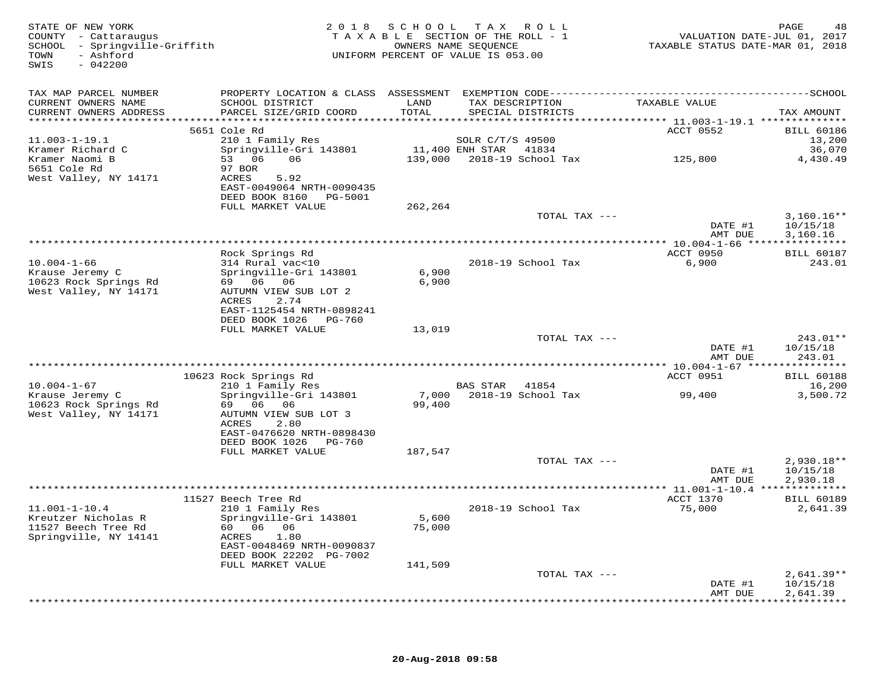STATE OF NEW YORK
COUNTY - Cattaraugus
SCHOOL - Springville-Griffith
TOWN - Ashford
SWIS - 042200

2018 SCHOOL TAX ROLL
TAXABLE SECTION OF THE ROLL - 1
OWNERS NAME SEQUENCE
UNIFORM PERCENT OF VALUE IS 053.00

VALUATION DATE-JUL 01, 2017
TAXABLE STATUS DATE-MAR 01, 2018

| TAX MAP PARCEL NUMBER / CURRENT OWNERS NAME / CURRENT OWNERS ADDRESS | PROPERTY LOCATION & CLASS / SCHOOL DISTRICT / PARCEL SIZE/GRID COORD | ASSESSMENT LAND / TOTAL | EXEMPTION CODE / TAX DESCRIPTION / SPECIAL DISTRICTS | TAXABLE VALUE | TAX AMOUNT |
|---|---|---|---|---|---|
| | 5651 Cole Rd | | | ACCT 0552 | BILL 60186 |
| 11.003-1-19.1 | 210 1 Family Res | | SOLR C/T/S 49500 | | 13,200 |
| Kramer Richard C | Springville-Gri 143801 | 11,400 | ENH STAR 41834 | | 36,070 |
| Kramer Naomi B | 53 06 06 | 139,000 | 2018-19 School Tax | 125,800 | 4,430.49 |
| 5651 Cole Rd | 97 BOR | | | | |
| West Valley, NY 14171 | ACRES 5.92 | | | | |
| | EAST-0049064 NRTH-0090435 | | | | |
| | DEED BOOK 8160 PG-5001 | | | | |
| | FULL MARKET VALUE | 262,264 | | | |
| | | | TOTAL TAX --- | | 3,160.16** |
| | | | | DATE #1 | 10/15/18 |
| | | | | AMT DUE | 3,160.16 |
| | Rock Springs Rd | | | ACCT 0950 | BILL 60187 |
| 10.004-1-66 | 314 Rural vac<10 | | 2018-19 School Tax | 6,900 | 243.01 |
| Krause Jeremy C | Springville-Gri 143801 | 6,900 | | | |
| 10623 Rock Springs Rd | 69 06 06 | 6,900 | | | |
| West Valley, NY 14171 | AUTUMN VIEW SUB LOT 2 | | | | |
| | ACRES 2.74 | | | | |
| | EAST-1125454 NRTH-0898241 | | | | |
| | DEED BOOK 1026 PG-760 | | | | |
| | FULL MARKET VALUE | 13,019 | | | |
| | | | TOTAL TAX --- | | 243.01** |
| | | | | DATE #1 | 10/15/18 |
| | | | | AMT DUE | 243.01 |
| | 10623 Rock Springs Rd | | | ACCT 0951 | BILL 60188 |
| 10.004-1-67 | 210 1 Family Res | | BAS STAR 41854 | | 16,200 |
| Krause Jeremy C | Springville-Gri 143801 | 7,000 | 2018-19 School Tax | 99,400 | 3,500.72 |
| 10623 Rock Springs Rd | 69 06 06 | 99,400 | | | |
| West Valley, NY 14171 | AUTUMN VIEW SUB LOT 3 | | | | |
| | ACRES 2.80 | | | | |
| | EAST-0476620 NRTH-0898430 | | | | |
| | DEED BOOK 1026 PG-760 | | | | |
| | FULL MARKET VALUE | 187,547 | | | |
| | | | TOTAL TAX --- | | 2,930.18** |
| | | | | DATE #1 | 10/15/18 |
| | | | | AMT DUE | 2,930.18 |
| | 11527 Beech Tree Rd | | | ACCT 1370 | BILL 60189 |
| 11.001-1-10.4 | 210 1 Family Res | | 2018-19 School Tax | 75,000 | 2,641.39 |
| Kreutzer Nicholas R | Springville-Gri 143801 | 5,600 | | | |
| 11527 Beech Tree Rd | 60 06 06 | 75,000 | | | |
| Springville, NY 14141 | ACRES 1.80 | | | | |
| | EAST-0048469 NRTH-0090837 | | | | |
| | DEED BOOK 22202 PG-7002 | | | | |
| | FULL MARKET VALUE | 141,509 | | | |
| | | | TOTAL TAX --- | | 2,641.39** |
| | | | | DATE #1 | 10/15/18 |
| | | | | AMT DUE | 2,641.39 |

20-Aug-2018 09:58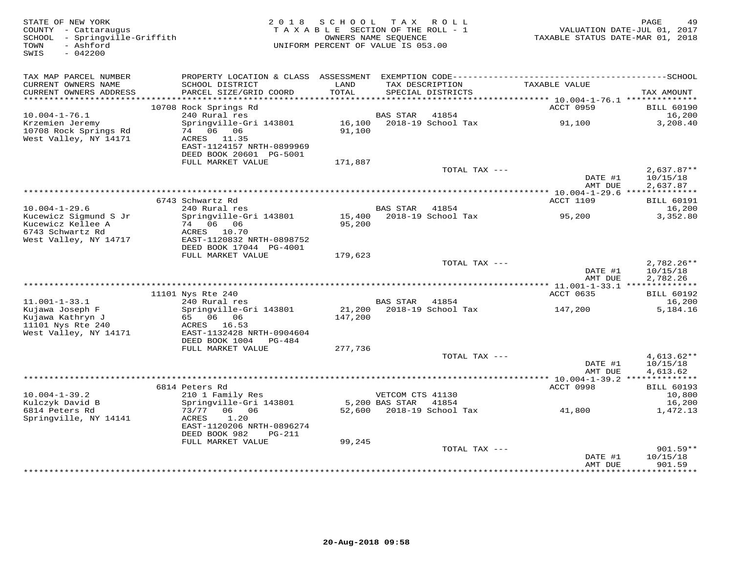STATE OF NEW YORK
COUNTY - Cattaraugus
SCHOOL - Springville-Griffith
TOWN - Ashford
SWIS - 042200

2 0 1 8 S C H O O L T A X R O L L
T A X A B L E SECTION OF THE ROLL - 1
OWNERS NAME SEQUENCE
UNIFORM PERCENT OF VALUE IS 053.00

VALUATION DATE-JUL 01, 2017
TAXABLE STATUS DATE-MAR 01, 2018

| TAX MAP PARCEL NUMBER / CURRENT OWNERS NAME / CURRENT OWNERS ADDRESS | PROPERTY LOCATION & CLASS / SCHOOL DISTRICT / PARCEL SIZE/GRID COORD | ASSESSMENT LAND / TOTAL | EXEMPTION CODE / TAX DESCRIPTION / SPECIAL DISTRICTS | TAXABLE VALUE | SCHOOL TAX AMOUNT |
|---|---|---|---|---|---|
| 10.004-1-76.1 | 10708 Rock Springs Rd | | | ACCT 0959 | BILL 60190 |
| | 240 Rural res | | BAS STAR 41854 | | 16,200 |
| Krzemien Jeremy | Springville-Gri 143801 | 16,100 | 2018-19 School Tax | 91,100 | 3,208.40 |
| 10708 Rock Springs Rd | 74 06 06 | 91,100 | | | |
| West Valley, NY 14171 | ACRES 11.35 | | | | |
| | EAST-1124157 NRTH-0899969 | | | | |
| | DEED BOOK 20601 PG-5001 | | | | |
| | FULL MARKET VALUE | 171,887 | | | |
| | | | TOTAL TAX --- | | 2,637.87** |
| | | | | DATE #1 | 10/15/18 |
| | | | | AMT DUE | 2,637.87 |
| 10.004-1-29.6 | 6743 Schwartz Rd | | | ACCT 1109 | BILL 60191 |
| | 240 Rural res | | BAS STAR 41854 | | 16,200 |
| Kucewicz Sigmund S Jr | Springville-Gri 143801 | 15,400 | 2018-19 School Tax | 95,200 | 3,352.80 |
| Kucewicz Kellee A | 74 06 06 | 95,200 | | | |
| 6743 Schwartz Rd | ACRES 10.70 | | | | |
| West Valley, NY 14717 | EAST-1120832 NRTH-0898752 | | | | |
| | DEED BOOK 17044 PG-4001 | | | | |
| | FULL MARKET VALUE | 179,623 | | | |
| | | | TOTAL TAX --- | | 2,782.26** |
| | | | | DATE #1 | 10/15/18 |
| | | | | AMT DUE | 2,782.26 |
| 11.001-1-33.1 | 11101 Nys Rte 240 | | | ACCT 0635 | BILL 60192 |
| | 240 Rural res | | BAS STAR 41854 | | 16,200 |
| Kujawa Joseph F | Springville-Gri 143801 | 21,200 | 2018-19 School Tax | 147,200 | 5,184.16 |
| Kujawa Kathryn J | 65 06 06 | 147,200 | | | |
| 11101 Nys Rte 240 | ACRES 16.53 | | | | |
| West Valley, NY 14171 | EAST-1132428 NRTH-0904604 | | | | |
| | DEED BOOK 1004 PG-484 | | | | |
| | FULL MARKET VALUE | 277,736 | | | |
| | | | TOTAL TAX --- | | 4,613.62** |
| | | | | DATE #1 | 10/15/18 |
| | | | | AMT DUE | 4,613.62 |
| 10.004-1-39.2 | 6814 Peters Rd | | | ACCT 0998 | BILL 60193 |
| | 210 1 Family Res | | VETCOM CTS 41130 | | 10,800 |
| Kulczyk David B | Springville-Gri 143801 | 5,200 | BAS STAR 41854 | | 16,200 |
| 6814 Peters Rd | 73/77 06 06 | 52,600 | 2018-19 School Tax | 41,800 | 1,472.13 |
| Springville, NY 14141 | ACRES 1.20 | | | | |
| | EAST-1120206 NRTH-0896274 | | | | |
| | DEED BOOK 982 PG-211 | | | | |
| | FULL MARKET VALUE | 99,245 | | | |
| | | | TOTAL TAX --- | | 901.59** |
| | | | | DATE #1 | 10/15/18 |
| | | | | AMT DUE | 901.59 |

20-Aug-2018 09:58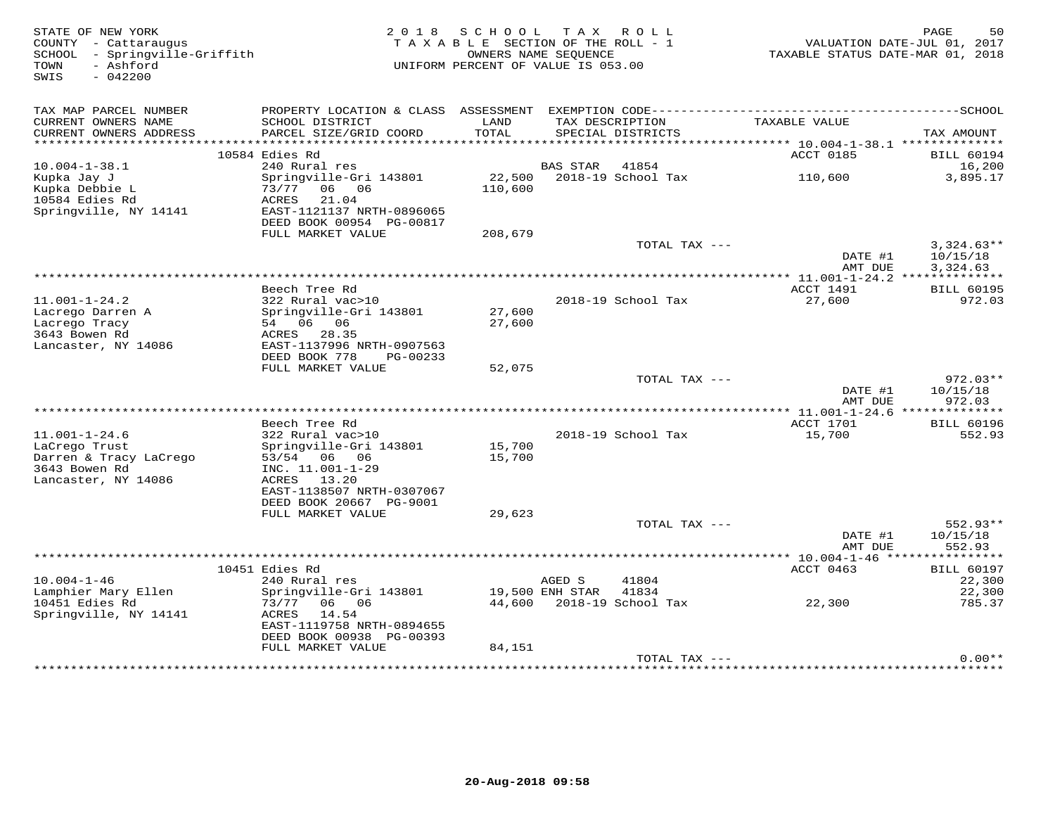STATE OF NEW YORK
COUNTY - Cattaraugus
SCHOOL - Springville-Griffith
TOWN - Ashford
SWIS - 042200

2018 SCHOOL TAX ROLL
TAXABLE SECTION OF THE ROLL - 1
OWNERS NAME SEQUENCE
UNIFORM PERCENT OF VALUE IS 053.00

VALUATION DATE-JUL 01, 2017
TAXABLE STATUS DATE-MAR 01, 2018

| TAX MAP PARCEL NUMBER / CURRENT OWNERS NAME / CURRENT OWNERS ADDRESS | PROPERTY LOCATION & CLASS / SCHOOL DISTRICT / PARCEL SIZE/GRID COORD | ASSESSMENT LAND / TOTAL | EXEMPTION CODE / TAX DESCRIPTION / SPECIAL DISTRICTS | TAXABLE VALUE | TAX AMOUNT |
|---|---|---|---|---|---|
| | 10584 Edies Rd | | | ACCT 0185 | BILL 60194 |
| 10.004-1-38.1 | 240 Rural res | | BAS STAR 41854 | | 16,200 |
| Kupka Jay J | Springville-Gri 143801 | 22,500 | 2018-19 School Tax | 110,600 | 3,895.17 |
| Kupka Debbie L | 73/77 06 06 | 110,600 | | | |
| 10584 Edies Rd | ACRES 21.04 | | | | |
| Springville, NY 14141 | EAST-1121137 NRTH-0896065 | | | | |
| | DEED BOOK 00954 PG-00817 | | | | |
| | FULL MARKET VALUE | 208,679 | | | |
| | | | TOTAL TAX --- | | 3,324.63** |
| | | | | DATE #1 | 10/15/18 |
| | | | | AMT DUE | 3,324.63 |
| | Beech Tree Rd | | | ACCT 1491 | BILL 60195 |
| 11.001-1-24.2 | 322 Rural vac>10 | | 2018-19 School Tax | 27,600 | 972.03 |
| Lacrego Darren A | Springville-Gri 143801 | 27,600 | | | |
| Lacrego Tracy | 54 06 06 | 27,600 | | | |
| 3643 Bowen Rd | ACRES 28.35 | | | | |
| Lancaster, NY 14086 | EAST-1137996 NRTH-0907563 | | | | |
| | DEED BOOK 778 PG-00233 | | | | |
| | FULL MARKET VALUE | 52,075 | | | |
| | | | TOTAL TAX --- | | 972.03** |
| | | | | DATE #1 | 10/15/18 |
| | | | | AMT DUE | 972.03 |
| | Beech Tree Rd | | | ACCT 1701 | BILL 60196 |
| 11.001-1-24.6 | 322 Rural vac>10 | | 2018-19 School Tax | 15,700 | 552.93 |
| LaCrego Trust | Springville-Gri 143801 | 15,700 | | | |
| Darren & Tracy LaCrego | 53/54 06 06 | 15,700 | | | |
| 3643 Bowen Rd | INC. 11.001-1-29 | | | | |
| Lancaster, NY 14086 | ACRES 13.20 | | | | |
| | EAST-1138507 NRTH-0307067 | | | | |
| | DEED BOOK 20667 PG-9001 | | | | |
| | FULL MARKET VALUE | 29,623 | | | |
| | | | TOTAL TAX --- | | 552.93** |
| | | | | DATE #1 | 10/15/18 |
| | | | | AMT DUE | 552.93 |
| | 10451 Edies Rd | | | ACCT 0463 | BILL 60197 |
| 10.004-1-46 | 240 Rural res | | AGED S 41804 | | 22,300 |
| Lamphier Mary Ellen | Springville-Gri 143801 | 19,500 | ENH STAR 41834 | | 22,300 |
| 10451 Edies Rd | 73/77 06 06 | 44,600 | 2018-19 School Tax | 22,300 | 785.37 |
| Springville, NY 14141 | ACRES 14.54 | | | | |
| | EAST-1119758 NRTH-0894655 | | | | |
| | DEED BOOK 00938 PG-00393 | | | | |
| | FULL MARKET VALUE | 84,151 | | | |
| | | | TOTAL TAX --- | | 0.00** |

20-Aug-2018 09:58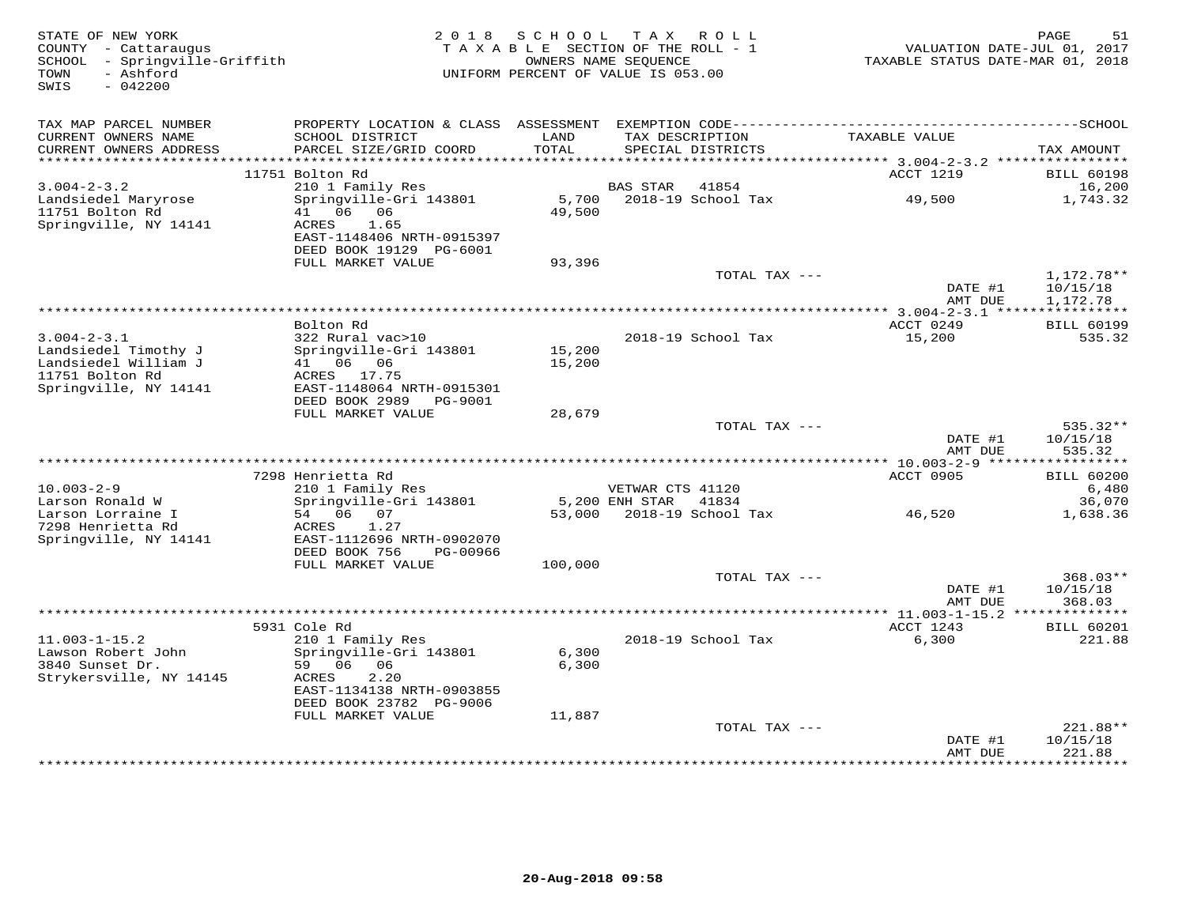STATE OF NEW YORK
COUNTY - Cattaraugus
SCHOOL - Springville-Griffith
TOWN - Ashford
SWIS - 042200

2 0 1 8 S C H O O L T A X R O L L
T A X A B L E SECTION OF THE ROLL - 1
OWNERS NAME SEQUENCE
UNIFORM PERCENT OF VALUE IS 053.00

VALUATION DATE-JUL 01, 2017
TAXABLE STATUS DATE-MAR 01, 2018

| TAX MAP PARCEL NUMBER / CURRENT OWNERS NAME / CURRENT OWNERS ADDRESS | PROPERTY LOCATION & CLASS / SCHOOL DISTRICT / PARCEL SIZE/GRID COORD | ASSESSMENT LAND / TOTAL | EXEMPTION CODE / TAX DESCRIPTION / SPECIAL DISTRICTS | TAXABLE VALUE | SCHOOL TAX AMOUNT |
|---|---|---|---|---|---|
| 3.004-2-3.2 | 11751 Bolton Rd | | | ACCT 1219 | BILL 60198 |
| Landsiedel Maryrose | 210 1 Family Res | | BAS STAR 41854 | | 16,200 |
| 11751 Bolton Rd | Springville-Gri 143801 | 5,700 | 2018-19 School Tax | 49,500 | 1,743.32 |
| Springville, NY 14141 | 41 06 06 | 49,500 | | | |
| | ACRES 1.65 | | | | |
| | EAST-1148406 NRTH-0915397 | | | | |
| | DEED BOOK 19129 PG-6001 | | | | |
| | FULL MARKET VALUE | 93,396 | | | |
| | | | TOTAL TAX --- | | 1,172.78** |
| | | | | DATE #1 | 10/15/18 |
| | | | | AMT DUE | 1,172.78 |
| 3.004-2-3.1 | Bolton Rd | | | ACCT 0249 | BILL 60199 |
| Landsiedel Timothy J | 322 Rural vac>10 | | 2018-19 School Tax | 15,200 | 535.32 |
| Landsiedel William J | Springville-Gri 143801 | 15,200 | | | |
| 11751 Bolton Rd | 41 06 06 | 15,200 | | | |
| Springville, NY 14141 | ACRES 17.75 | | | | |
| | EAST-1148064 NRTH-0915301 | | | | |
| | DEED BOOK 2989 PG-9001 | | | | |
| | FULL MARKET VALUE | 28,679 | | | |
| | | | TOTAL TAX --- | | 535.32** |
| | | | | DATE #1 | 10/15/18 |
| | | | | AMT DUE | 535.32 |
| 10.003-2-9 | 7298 Henrietta Rd | | | ACCT 0905 | BILL 60200 |
| Larson Ronald W | 210 1 Family Res | | VETWAR CTS 41120 | | 6,480 |
| Larson Lorraine I | Springville-Gri 143801 | 5,200 | ENH STAR 41834 | | 36,070 |
| 7298 Henrietta Rd | 54 06 07 | 53,000 | 2018-19 School Tax | 46,520 | 1,638.36 |
| Springville, NY 14141 | ACRES 1.27 | | | | |
| | EAST-1112696 NRTH-0902070 | | | | |
| | DEED BOOK 756 PG-00966 | | | | |
| | FULL MARKET VALUE | 100,000 | | | |
| | | | TOTAL TAX --- | | 368.03** |
| | | | | DATE #1 | 10/15/18 |
| | | | | AMT DUE | 368.03 |
| 11.003-1-15.2 | 5931 Cole Rd | | | ACCT 1243 | BILL 60201 |
| Lawson Robert John | 210 1 Family Res | | 2018-19 School Tax | 6,300 | 221.88 |
| 3840 Sunset Dr. | Springville-Gri 143801 | 6,300 | | | |
| Strykersville, NY 14145 | 59 06 06 | 6,300 | | | |
| | ACRES 2.20 | | | | |
| | EAST-1134138 NRTH-0903855 | | | | |
| | DEED BOOK 23782 PG-9006 | | | | |
| | FULL MARKET VALUE | 11,887 | | | |
| | | | TOTAL TAX --- | | 221.88** |
| | | | | DATE #1 | 10/15/18 |
| | | | | AMT DUE | 221.88 |

20-Aug-2018 09:58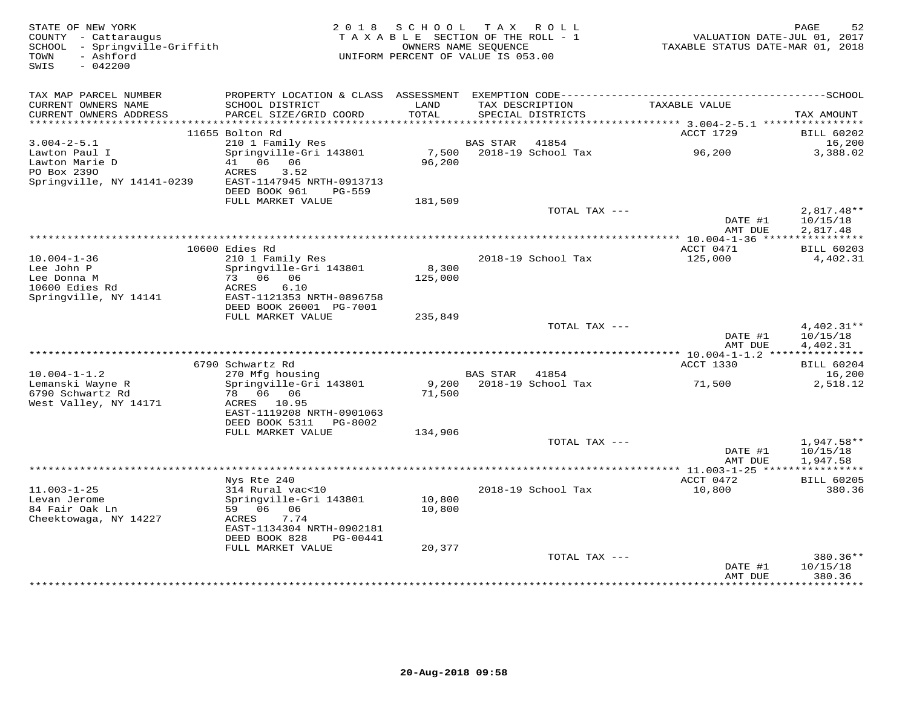STATE OF NEW YORK
COUNTY - Cattaraugus
SCHOOL - Springville-Griffith
TOWN - Ashford
SWIS - 042200

2018 SCHOOL TAX ROLL
TAXABLE SECTION OF THE ROLL - 1
OWNERS NAME SEQUENCE
UNIFORM PERCENT OF VALUE IS 053.00

VALUATION DATE-JUL 01, 2017
TAXABLE STATUS DATE-MAR 01, 2018

| TAX MAP PARCEL NUMBER / CURRENT OWNERS NAME / CURRENT OWNERS ADDRESS | PROPERTY LOCATION & CLASS / SCHOOL DISTRICT / PARCEL SIZE/GRID COORD | ASSESSMENT LAND / TOTAL | EXEMPTION CODE / TAX DESCRIPTION / SPECIAL DISTRICTS | TAXABLE VALUE | SCHOOL / TAX AMOUNT |
|---|---|---|---|---|---|
| | 11655 Bolton Rd | | | ACCT 1729 | BILL 60202 |
| 3.004-2-5.1 | 210 1 Family Res | | BAS STAR 41854 | | 16,200 |
| Lawton Paul I | Springville-Gri 143801 | 7,500 | 2018-19 School Tax | 96,200 | 3,388.02 |
| Lawton Marie D | 41 06 06 | 96,200 | | | |
| PO Box 239O | ACRES 3.52 | | | | |
| Springville, NY 14141-0239 | EAST-1147945 NRTH-0913713 | | | | |
| | DEED BOOK 961 PG-559 | | | | |
| | FULL MARKET VALUE | 181,509 | | | |
| | | | TOTAL TAX --- | | 2,817.48** |
| | | | | DATE #1 | 10/15/18 |
| | | | | AMT DUE | 2,817.48 |
| | 10600 Edies Rd | | | ACCT 0471 | BILL 60203 |
| 10.004-1-36 | 210 1 Family Res | | 2018-19 School Tax | 125,000 | 4,402.31 |
| Lee John P | Springville-Gri 143801 | 8,300 | | | |
| Lee Donna M | 73 06 06 | 125,000 | | | |
| 10600 Edies Rd | ACRES 6.10 | | | | |
| Springville, NY 14141 | EAST-1121353 NRTH-0896758 | | | | |
| | DEED BOOK 26001 PG-7001 | | | | |
| | FULL MARKET VALUE | 235,849 | | | |
| | | | TOTAL TAX --- | | 4,402.31** |
| | | | | DATE #1 | 10/15/18 |
| | | | | AMT DUE | 4,402.31 |
| | 6790 Schwartz Rd | | | ACCT 1330 | BILL 60204 |
| 10.004-1-1.2 | 270 Mfg housing | | BAS STAR 41854 | | 16,200 |
| Lemanski Wayne R | Springville-Gri 143801 | 9,200 | 2018-19 School Tax | 71,500 | 2,518.12 |
| 6790 Schwartz Rd | 78 06 06 | 71,500 | | | |
| West Valley, NY 14171 | ACRES 10.95 | | | | |
| | EAST-1119208 NRTH-0901063 | | | | |
| | DEED BOOK 5311 PG-8002 | | | | |
| | FULL MARKET VALUE | 134,906 | | | |
| | | | TOTAL TAX --- | | 1,947.58** |
| | | | | DATE #1 | 10/15/18 |
| | | | | AMT DUE | 1,947.58 |
| | Nys Rte 240 | | | ACCT 0472 | BILL 60205 |
| 11.003-1-25 | 314 Rural vac<10 | | 2018-19 School Tax | 10,800 | 380.36 |
| Levan Jerome | Springville-Gri 143801 | 10,800 | | | |
| 84 Fair Oak Ln | 59 06 06 | 10,800 | | | |
| Cheektowaga, NY 14227 | ACRES 7.74 | | | | |
| | EAST-1134304 NRTH-0902181 | | | | |
| | DEED BOOK 828 PG-00441 | | | | |
| | FULL MARKET VALUE | 20,377 | | | |
| | | | TOTAL TAX --- | | 380.36** |
| | | | | DATE #1 | 10/15/18 |
| | | | | AMT DUE | 380.36 |

20-Aug-2018 09:58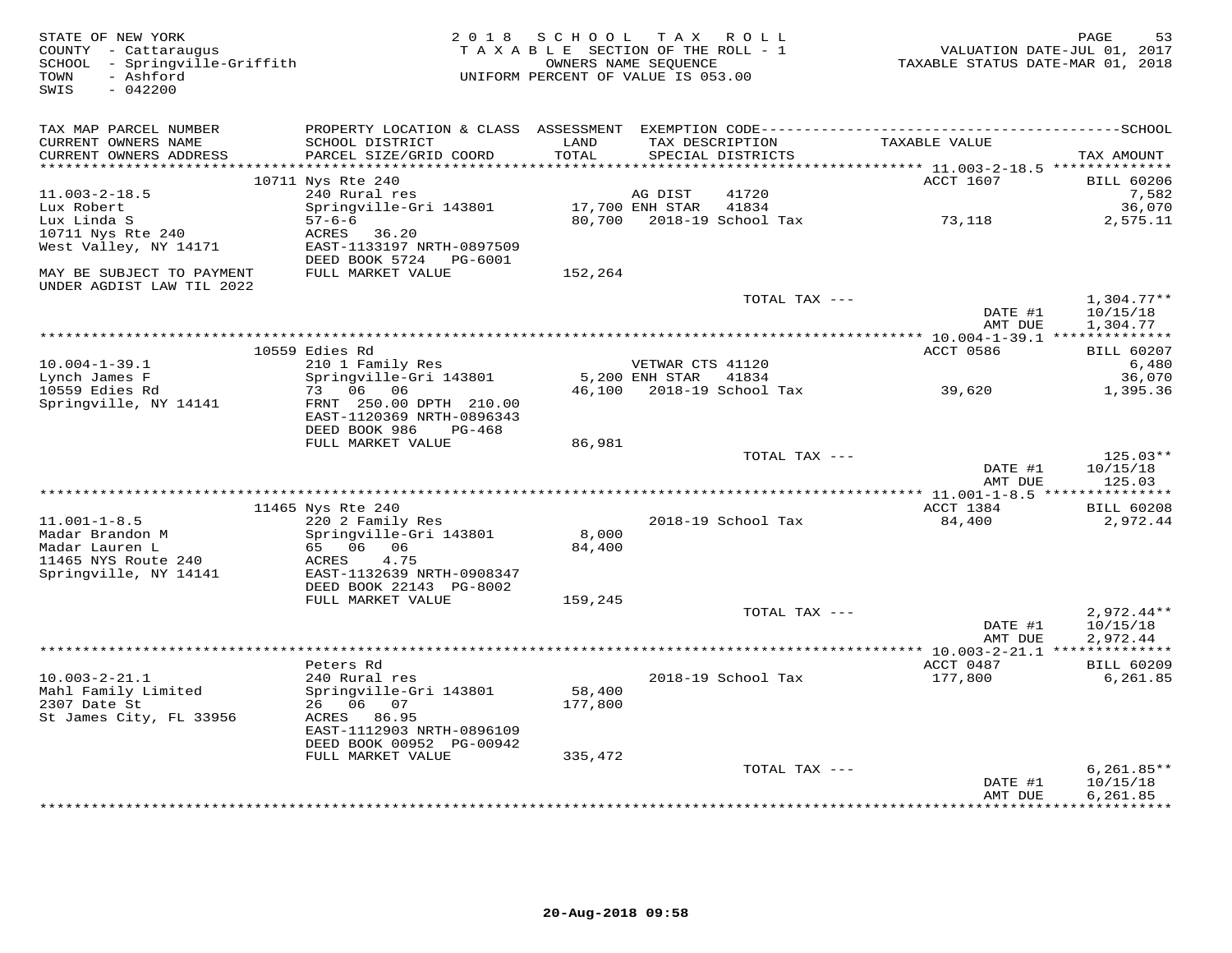STATE OF NEW YORK
COUNTY - Cattaraugus
SCHOOL - Springville-Griffith
TOWN - Ashford
SWIS - 042200

2018 SCHOOL TAX ROLL
TAXABLE SECTION OF THE ROLL - 1
OWNERS NAME SEQUENCE
UNIFORM PERCENT OF VALUE IS 053.00

VALUATION DATE-JUL 01, 2017
TAXABLE STATUS DATE-MAR 01, 2018

| TAX MAP PARCEL NUMBER / CURRENT OWNERS NAME / CURRENT OWNERS ADDRESS | PROPERTY LOCATION & CLASS / SCHOOL DISTRICT / PARCEL SIZE/GRID COORD | ASSESSMENT LAND / TOTAL | EXEMPTION CODE / TAX DESCRIPTION / SPECIAL DISTRICTS | TAXABLE VALUE | TAX AMOUNT |
|---|---|---|---|---|---|
| | 10711 Nys Rte 240 | | | ACCT 1607 | BILL 60206 |
| 11.003-2-18.5 | 240 Rural res | | AG DIST 41720 | | 7,582 |
| Lux Robert | Springville-Gri 143801 | 17,700 | ENH STAR 41834 | | 36,070 |
| Lux Linda S | 57-6-6 | 80,700 | 2018-19 School Tax | 73,118 | 2,575.11 |
| 10711 Nys Rte 240 | ACRES 36.20 | | | | |
| West Valley, NY 14171 | EAST-1133197 NRTH-0897509 | | | | |
| | DEED BOOK 5724 PG-6001 | | | | |
| MAY BE SUBJECT TO PAYMENT UNDER AGDIST LAW TIL 2022 | FULL MARKET VALUE | 152,264 | | | |
| | | | TOTAL TAX --- | | 1,304.77** |
| | | | | DATE #1 | 10/15/18 |
| | | | | AMT DUE | 1,304.77 |
| | 10559 Edies Rd | | | ACCT 0586 | BILL 60207 |
| 10.004-1-39.1 | 210 1 Family Res | | VETWAR CTS 41120 | | 6,480 |
| Lynch James F | Springville-Gri 143801 | 5,200 | ENH STAR 41834 | | 36,070 |
| 10559 Edies Rd | 73 06 06 | 46,100 | 2018-19 School Tax | 39,620 | 1,395.36 |
| Springville, NY 14141 | FRNT 250.00 DPTH 210.00 | | | | |
| | EAST-1120369 NRTH-0896343 | | | | |
| | DEED BOOK 986 PG-468 | | | | |
| | FULL MARKET VALUE | 86,981 | | | |
| | | | TOTAL TAX --- | | 125.03** |
| | | | | DATE #1 | 10/15/18 |
| | | | | AMT DUE | 125.03 |
| | 11465 Nys Rte 240 | | | ACCT 1384 | BILL 60208 |
| 11.001-1-8.5 | 220 2 Family Res | | 2018-19 School Tax | 84,400 | 2,972.44 |
| Madar Brandon M | Springville-Gri 143801 | 8,000 | | | |
| Madar Lauren L | 65 06 06 | 84,400 | | | |
| 11465 NYS Route 240 | ACRES 4.75 | | | | |
| Springville, NY 14141 | EAST-1132639 NRTH-0908347 | | | | |
| | DEED BOOK 22143 PG-8002 | | | | |
| | FULL MARKET VALUE | 159,245 | | | |
| | | | TOTAL TAX --- | | 2,972.44** |
| | | | | DATE #1 | 10/15/18 |
| | | | | AMT DUE | 2,972.44 |
| | Peters Rd | | | ACCT 0487 | BILL 60209 |
| 10.003-2-21.1 | 240 Rural res | | 2018-19 School Tax | 177,800 | 6,261.85 |
| Mahl Family Limited | Springville-Gri 143801 | 58,400 | | | |
| 2307 Date St | 26 06 07 | 177,800 | | | |
| St James City, FL 33956 | ACRES 86.95 | | | | |
| | EAST-1112903 NRTH-0896109 | | | | |
| | DEED BOOK 00952 PG-00942 | | | | |
| | FULL MARKET VALUE | 335,472 | | | |
| | | | TOTAL TAX --- | | 6,261.85** |
| | | | | DATE #1 | 10/15/18 |
| | | | | AMT DUE | 6,261.85 |

20-Aug-2018 09:58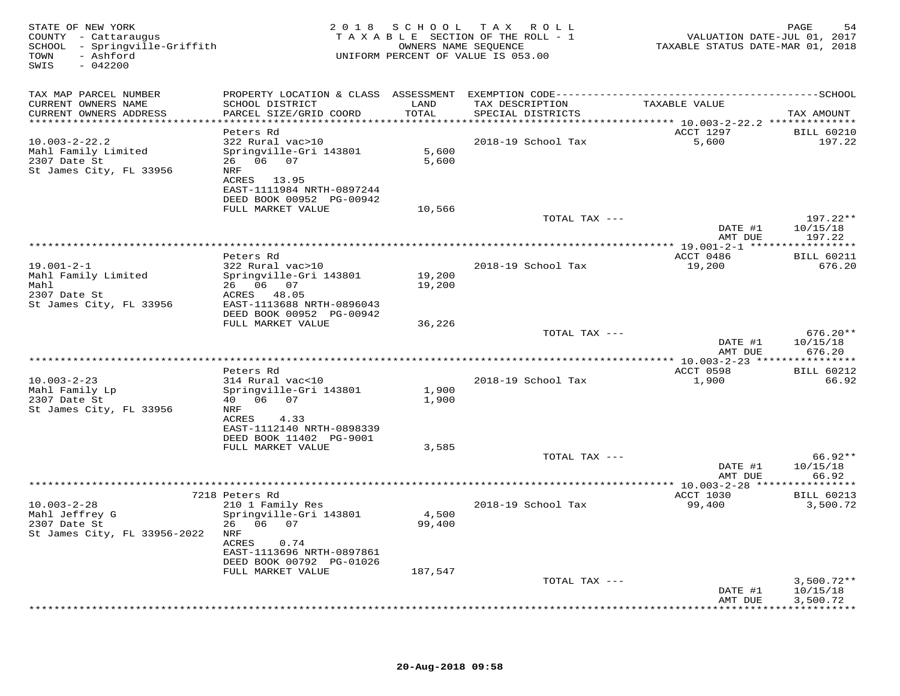STATE OF NEW YORK
COUNTY - Cattaraugus
SCHOOL - Springville-Griffith
TOWN - Ashford
SWIS - 042200

2018 SCHOOL TAX ROLL
TAXABLE SECTION OF THE ROLL - 1
OWNERS NAME SEQUENCE
UNIFORM PERCENT OF VALUE IS 053.00

VALUATION DATE-JUL 01, 2017
TAXABLE STATUS DATE-MAR 01, 2018

| TAX MAP PARCEL NUMBER / CURRENT OWNERS NAME / CURRENT OWNERS ADDRESS | PROPERTY LOCATION & CLASS / SCHOOL DISTRICT / PARCEL SIZE/GRID COORD | ASSESSMENT LAND / TOTAL | EXEMPTION CODE / TAX DESCRIPTION / SPECIAL DISTRICTS | TAXABLE VALUE | TAX AMOUNT |
|---|---|---|---|---|---|
| **10.003-2-22.2** | Peters Rd | | | ACCT 1297 | BILL 60210 |
| 10.003-2-22.2 | 322 Rural vac>10 | | 2018-19 School Tax | 5,600 | 197.22 |
| Mahl Family Limited | Springville-Gri 143801 | 5,600 | | | |
| 2307 Date St | 26 06 07 | 5,600 | | | |
| St James City, FL 33956 | NRF | | | | |
| | ACRES 13.95 | | | | |
| | EAST-1111984 NRTH-0897244 | | | | |
| | DEED BOOK 00952 PG-00942 | | | | |
| | FULL MARKET VALUE | 10,566 | | | |
| | | | TOTAL TAX --- | | 197.22** |
| | | | | DATE #1 | 10/15/18 |
| | | | | AMT DUE | 197.22 |
| **19.001-2-1** | Peters Rd | | | ACCT 0486 | BILL 60211 |
| 19.001-2-1 | 322 Rural vac>10 | | 2018-19 School Tax | 19,200 | 676.20 |
| Mahl Family Limited | Springville-Gri 143801 | 19,200 | | | |
| Mahl | 26 06 07 | 19,200 | | | |
| 2307 Date St | ACRES 48.05 | | | | |
| St James City, FL 33956 | EAST-1113688 NRTH-0896043 | | | | |
| | DEED BOOK 00952 PG-00942 | | | | |
| | FULL MARKET VALUE | 36,226 | | | |
| | | | TOTAL TAX --- | | 676.20** |
| | | | | DATE #1 | 10/15/18 |
| | | | | AMT DUE | 676.20 |
| **10.003-2-23** | Peters Rd | | | ACCT 0598 | BILL 60212 |
| 10.003-2-23 | 314 Rural vac<10 | | 2018-19 School Tax | 1,900 | 66.92 |
| Mahl Family Lp | Springville-Gri 143801 | 1,900 | | | |
| 2307 Date St | 40 06 07 | 1,900 | | | |
| St James City, FL 33956 | NRF | | | | |
| | ACRES 4.33 | | | | |
| | EAST-1112140 NRTH-0898339 | | | | |
| | DEED BOOK 11402 PG-9001 | | | | |
| | FULL MARKET VALUE | 3,585 | | | |
| | | | TOTAL TAX --- | | 66.92** |
| | | | | DATE #1 | 10/15/18 |
| | | | | AMT DUE | 66.92 |
| **10.003-2-28** | 7218 Peters Rd | | | ACCT 1030 | BILL 60213 |
| 10.003-2-28 | 210 1 Family Res | | 2018-19 School Tax | 99,400 | 3,500.72 |
| Mahl Jeffrey G | Springville-Gri 143801 | 4,500 | | | |
| 2307 Date St | 26 06 07 | 99,400 | | | |
| St James City, FL 33956-2022 | NRF | | | | |
| | ACRES 0.74 | | | | |
| | EAST-1113696 NRTH-0897861 | | | | |
| | DEED BOOK 00792 PG-01026 | | | | |
| | FULL MARKET VALUE | 187,547 | | | |
| | | | TOTAL TAX --- | | 3,500.72** |
| | | | | DATE #1 | 10/15/18 |
| | | | | AMT DUE | 3,500.72 |

20-Aug-2018 09:58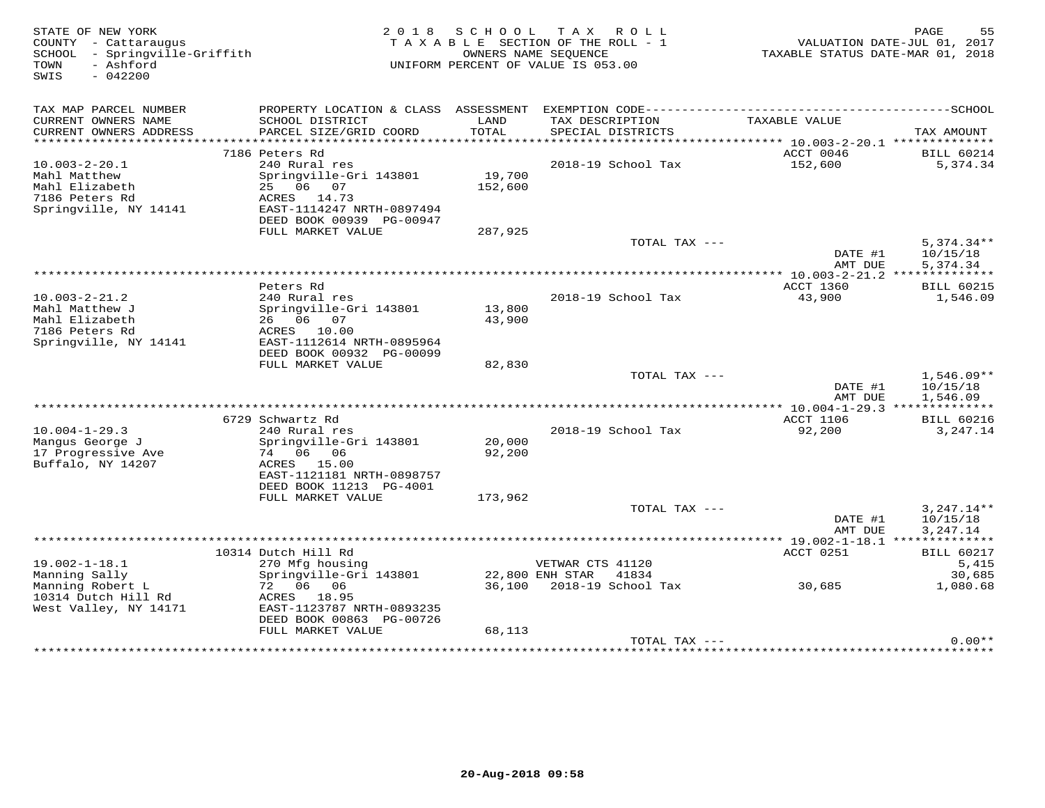STATE OF NEW YORK
COUNTY - Cattaraugus
SCHOOL - Springville-Griffith
TOWN - Ashford
SWIS - 042200

2018 SCHOOL TAX ROLL
TAXABLE SECTION OF THE ROLL - 1
OWNERS NAME SEQUENCE
UNIFORM PERCENT OF VALUE IS 053.00

VALUATION DATE-JUL 01, 2017
TAXABLE STATUS DATE-MAR 01, 2018

| TAX MAP PARCEL NUMBER / CURRENT OWNERS NAME / CURRENT OWNERS ADDRESS | PROPERTY LOCATION & CLASS / SCHOOL DISTRICT / PARCEL SIZE/GRID COORD | ASSESSMENT LAND / TOTAL | EXEMPTION CODE / TAX DESCRIPTION / SPECIAL DISTRICTS | TAXABLE VALUE | TAX AMOUNT |
|---|---|---|---|---|---|
| | 7186 Peters Rd | | | ACCT 0046 | BILL 60214 |
| 10.003-2-20.1 | 240 Rural res | | 2018-19 School Tax | 152,600 | 5,374.34 |
| Mahl Matthew | Springville-Gri 143801 | 19,700 | | | |
| Mahl Elizabeth | 25 06 07 | 152,600 | | | |
| 7186 Peters Rd | ACRES 14.73 | | | | |
| Springville, NY 14141 | EAST-1114247 NRTH-0897494 | | | | |
| | DEED BOOK 00939 PG-00947 | | | | |
| | FULL MARKET VALUE | 287,925 | | | |
| | | | TOTAL TAX --- | | 5,374.34** |
| | | | | DATE #1 | 10/15/18 |
| | | | | AMT DUE | 5,374.34 |
| | Peters Rd | | | ACCT 1360 | BILL 60215 |
| 10.003-2-21.2 | 240 Rural res | | 2018-19 School Tax | 43,900 | 1,546.09 |
| Mahl Matthew J | Springville-Gri 143801 | 13,800 | | | |
| Mahl Elizabeth | 26 06 07 | 43,900 | | | |
| 7186 Peters Rd | ACRES 10.00 | | | | |
| Springville, NY 14141 | EAST-1112614 NRTH-0895964 | | | | |
| | DEED BOOK 00932 PG-00099 | | | | |
| | FULL MARKET VALUE | 82,830 | | | |
| | | | TOTAL TAX --- | | 1,546.09** |
| | | | | DATE #1 | 10/15/18 |
| | | | | AMT DUE | 1,546.09 |
| | 6729 Schwartz Rd | | | ACCT 1106 | BILL 60216 |
| 10.004-1-29.3 | 240 Rural res | | 2018-19 School Tax | 92,200 | 3,247.14 |
| Mangus George J | Springville-Gri 143801 | 20,000 | | | |
| 17 Progressive Ave | 74 06 06 | 92,200 | | | |
| Buffalo, NY 14207 | ACRES 15.00 | | | | |
| | EAST-1121181 NRTH-0898757 | | | | |
| | DEED BOOK 11213 PG-4001 | | | | |
| | FULL MARKET VALUE | 173,962 | | | |
| | | | TOTAL TAX --- | | 3,247.14** |
| | | | | DATE #1 | 10/15/18 |
| | | | | AMT DUE | 3,247.14 |
| | 10314 Dutch Hill Rd | | | ACCT 0251 | BILL 60217 |
| 19.002-1-18.1 | 270 Mfg housing | | VETWAR CTS 41120 | | 5,415 |
| Manning Sally | Springville-Gri 143801 | 22,800 | ENH STAR 41834 | | 30,685 |
| Manning Robert L | 72 06 06 | 36,100 | 2018-19 School Tax | 30,685 | 1,080.68 |
| 10314 Dutch Hill Rd | ACRES 18.95 | | | | |
| West Valley, NY 14171 | EAST-1123787 NRTH-0893235 | | | | |
| | DEED BOOK 00863 PG-00726 | | | | |
| | FULL MARKET VALUE | 68,113 | | | |
| | | | TOTAL TAX --- | | 0.00** |

20-Aug-2018 09:58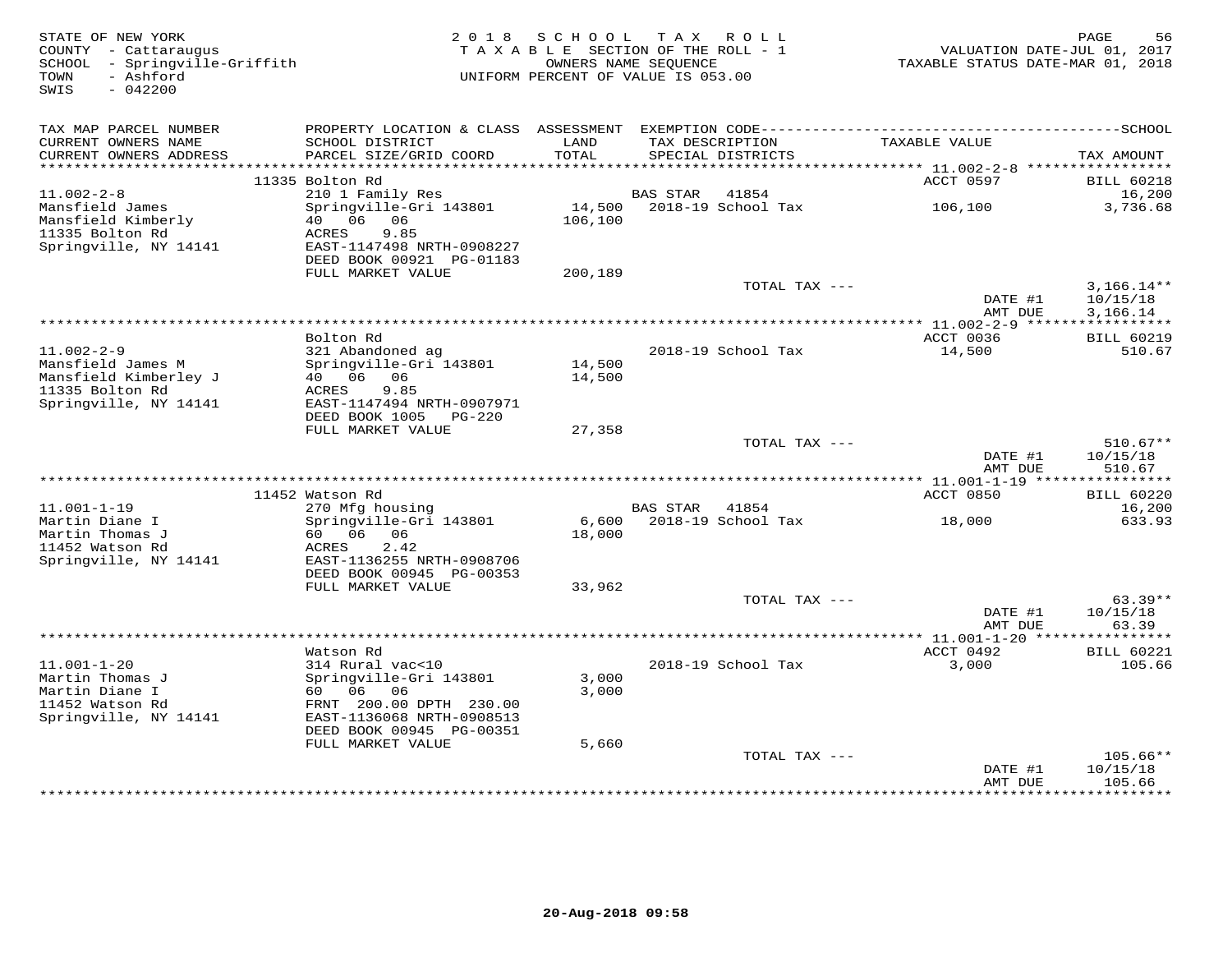STATE OF NEW YORK
COUNTY - Cattaraugus
SCHOOL - Springville-Griffith
TOWN - Ashford
SWIS - 042200

2018 SCHOOL TAX ROLL
TAXABLE SECTION OF THE ROLL - 1
OWNERS NAME SEQUENCE
UNIFORM PERCENT OF VALUE IS 053.00

VALUATION DATE-JUL 01, 2017
TAXABLE STATUS DATE-MAR 01, 2018

| TAX MAP PARCEL NUMBER / CURRENT OWNERS NAME / CURRENT OWNERS ADDRESS | PROPERTY LOCATION & CLASS / SCHOOL DISTRICT / PARCEL SIZE/GRID COORD | ASSESSMENT LAND / TOTAL | EXEMPTION CODE / TAX DESCRIPTION / SPECIAL DISTRICTS | TAXABLE VALUE | TAX AMOUNT |
|---|---|---|---|---|---|
| | 11335 Bolton Rd | | | ACCT 0597 | BILL 60218 |
| 11.002-2-8 | 210 1 Family Res | | BAS STAR 41854 | | 16,200 |
| Mansfield James | Springville-Gri 143801 | 14,500 | 2018-19 School Tax | 106,100 | 3,736.68 |
| Mansfield Kimberly | 40 06 06 | 106,100 | | | |
| 11335 Bolton Rd | ACRES 9.85 | | | | |
| Springville, NY 14141 | EAST-1147498 NRTH-0908227 | | | | |
| | DEED BOOK 00921 PG-01183 | | | | |
| | FULL MARKET VALUE | 200,189 | | | |
| | | | TOTAL TAX --- | | 3,166.14** |
| | | | | DATE #1 | 10/15/18 |
| | | | | AMT DUE | 3,166.14 |
| | Bolton Rd | | | ACCT 0036 | BILL 60219 |
| 11.002-2-9 | 321 Abandoned ag | | 2018-19 School Tax | 14,500 | 510.67 |
| Mansfield James M | Springville-Gri 143801 | 14,500 | | | |
| Mansfield Kimberley J | 40 06 06 | 14,500 | | | |
| 11335 Bolton Rd | ACRES 9.85 | | | | |
| Springville, NY 14141 | EAST-1147494 NRTH-0907971 | | | | |
| | DEED BOOK 1005 PG-220 | | | | |
| | FULL MARKET VALUE | 27,358 | | | |
| | | | TOTAL TAX --- | | 510.67** |
| | | | | DATE #1 | 10/15/18 |
| | | | | AMT DUE | 510.67 |
| | 11452 Watson Rd | | | ACCT 0850 | BILL 60220 |
| 11.001-1-19 | 270 Mfg housing | | BAS STAR 41854 | | 16,200 |
| Martin Diane I | Springville-Gri 143801 | 6,600 | 2018-19 School Tax | 18,000 | 633.93 |
| Martin Thomas J | 60 06 06 | 18,000 | | | |
| 11452 Watson Rd | ACRES 2.42 | | | | |
| Springville, NY 14141 | EAST-1136255 NRTH-0908706 | | | | |
| | DEED BOOK 00945 PG-00353 | | | | |
| | FULL MARKET VALUE | 33,962 | | | |
| | | | TOTAL TAX --- | | 63.39** |
| | | | | DATE #1 | 10/15/18 |
| | | | | AMT DUE | 63.39 |
| | Watson Rd | | | ACCT 0492 | BILL 60221 |
| 11.001-1-20 | 314 Rural vac<10 | | 2018-19 School Tax | 3,000 | 105.66 |
| Martin Thomas J | Springville-Gri 143801 | 3,000 | | | |
| Martin Diane I | 60 06 06 | 3,000 | | | |
| 11452 Watson Rd | FRNT 200.00 DPTH 230.00 | | | | |
| Springville, NY 14141 | EAST-1136068 NRTH-0908513 | | | | |
| | DEED BOOK 00945 PG-00351 | | | | |
| | FULL MARKET VALUE | 5,660 | | | |
| | | | TOTAL TAX --- | | 105.66** |
| | | | | DATE #1 | 10/15/18 |
| | | | | AMT DUE | 105.66 |

20-Aug-2018 09:58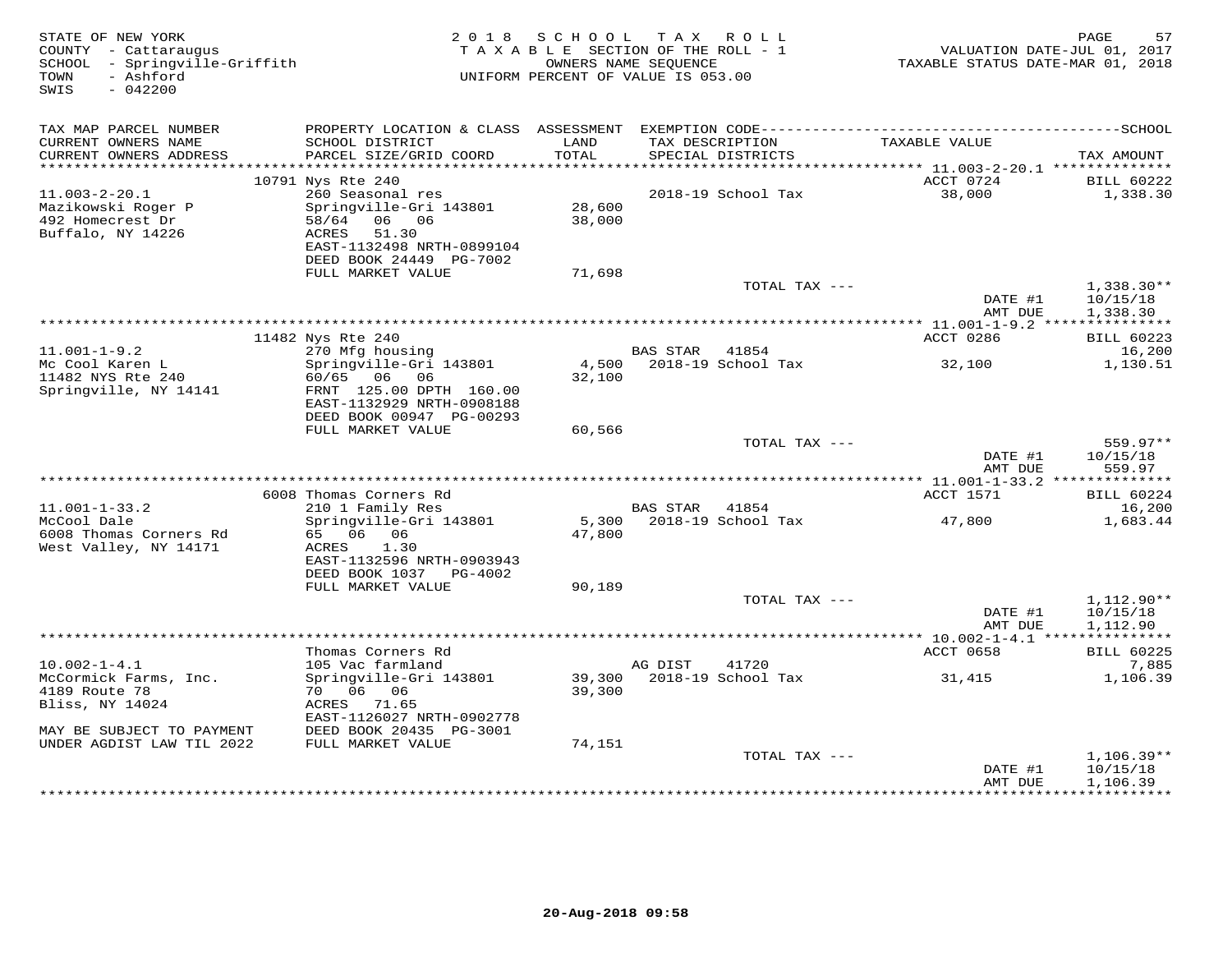STATE OF NEW YORK
COUNTY - Cattaraugus
SCHOOL - Springville-Griffith
TOWN - Ashford
SWIS - 042200

2018 SCHOOL TAX ROLL
TAXABLE SECTION OF THE ROLL - 1
OWNERS NAME SEQUENCE
UNIFORM PERCENT OF VALUE IS 053.00

VALUATION DATE-JUL 01, 2017
TAXABLE STATUS DATE-MAR 01, 2018

| TAX MAP PARCEL NUMBER / CURRENT OWNERS NAME / CURRENT OWNERS ADDRESS | PROPERTY LOCATION & CLASS / SCHOOL DISTRICT / PARCEL SIZE/GRID COORD | ASSESSMENT LAND / TOTAL | EXEMPTION CODE / TAX DESCRIPTION / SPECIAL DISTRICTS | TAXABLE VALUE | SCHOOL TAX AMOUNT |
|---|---|---|---|---|---|
| **11.003-2-20.1** | 10791 Nys Rte 240 | | | ACCT 0724 | BILL 60222 |
| Mazikowski Roger P | 260 Seasonal res | | 2018-19 School Tax | 38,000 | 1,338.30 |
| 492 Homecrest Dr | Springville-Gri 143801 | 28,600 | | | |
| Buffalo, NY 14226 | 58/64 06 06 | 38,000 | | | |
| | ACRES 51.30 | | | | |
| | EAST-1132498 NRTH-0899104 | | | | |
| | DEED BOOK 24449 PG-7002 | | | | |
| | FULL MARKET VALUE | 71,698 | | | |
| | | | TOTAL TAX --- | | 1,338.30** |
| | | | | DATE #1 | 10/15/18 |
| | | | | AMT DUE | 1,338.30 |
| **11.001-1-9.2** | 11482 Nys Rte 240 | | | ACCT 0286 | BILL 60223 |
| Mc Cool Karen L | 270 Mfg housing | | BAS STAR 41854 | | 16,200 |
| 11482 NYS Rte 240 | Springville-Gri 143801 | 4,500 | 2018-19 School Tax | 32,100 | 1,130.51 |
| Springville, NY 14141 | 60/65 06 06 | 32,100 | | | |
| | FRNT 125.00 DPTH 160.00 | | | | |
| | EAST-1132929 NRTH-0908188 | | | | |
| | DEED BOOK 00947 PG-00293 | | | | |
| | FULL MARKET VALUE | 60,566 | | | |
| | | | TOTAL TAX --- | | 559.97** |
| | | | | DATE #1 | 10/15/18 |
| | | | | AMT DUE | 559.97 |
| **11.001-1-33.2** | 6008 Thomas Corners Rd | | | ACCT 1571 | BILL 60224 |
| McCool Dale | 210 1 Family Res | | BAS STAR 41854 | | 16,200 |
| 6008 Thomas Corners Rd | Springville-Gri 143801 | 5,300 | 2018-19 School Tax | 47,800 | 1,683.44 |
| West Valley, NY 14171 | 65 06 06 | 47,800 | | | |
| | ACRES 1.30 | | | | |
| | EAST-1132596 NRTH-0903943 | | | | |
| | DEED BOOK 1037 PG-4002 | | | | |
| | FULL MARKET VALUE | 90,189 | | | |
| | | | TOTAL TAX --- | | 1,112.90** |
| | | | | DATE #1 | 10/15/18 |
| | | | | AMT DUE | 1,112.90 |
| **10.002-1-4.1** | Thomas Corners Rd | | | ACCT 0658 | BILL 60225 |
| McCormick Farms, Inc. | 105 Vac farmland | | AG DIST 41720 | | 7,885 |
| 4189 Route 78 | Springville-Gri 143801 | 39,300 | 2018-19 School Tax | 31,415 | 1,106.39 |
| Bliss, NY 14024 | 70 06 06 | 39,300 | | | |
| | ACRES 71.65 | | | | |
| | EAST-1126027 NRTH-0902778 | | | | |
| MAY BE SUBJECT TO PAYMENT | DEED BOOK 20435 PG-3001 | | | | |
| UNDER AGDIST LAW TIL 2022 | FULL MARKET VALUE | 74,151 | | | |
| | | | TOTAL TAX --- | | 1,106.39** |
| | | | | DATE #1 | 10/15/18 |
| | | | | AMT DUE | 1,106.39 |

20-Aug-2018 09:58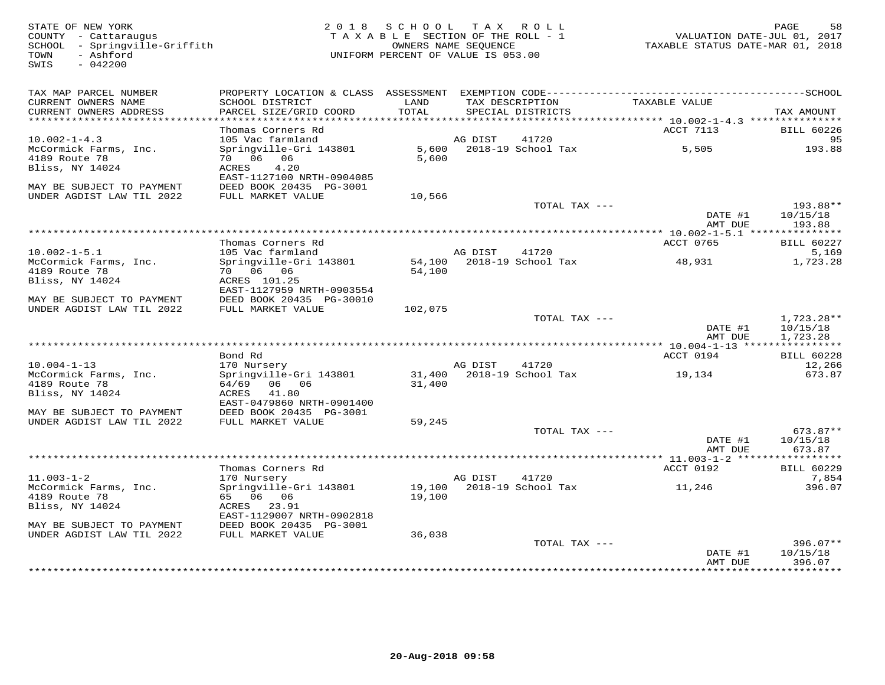STATE OF NEW YORK
COUNTY - Cattaraugus
SCHOOL - Springville-Griffith
TOWN - Ashford
SWIS - 042200

2018 SCHOOL TAX ROLL
TAXABLE SECTION OF THE ROLL - 1
OWNERS NAME SEQUENCE
UNIFORM PERCENT OF VALUE IS 053.00

VALUATION DATE-JUL 01, 2017
TAXABLE STATUS DATE-MAR 01, 2018

| TAX MAP PARCEL NUMBER / CURRENT OWNERS NAME / CURRENT OWNERS ADDRESS | PROPERTY LOCATION & CLASS / SCHOOL DISTRICT / PARCEL SIZE/GRID COORD | ASSESSMENT LAND / TOTAL | EXEMPTION CODE / TAX DESCRIPTION / SPECIAL DISTRICTS | TAXABLE VALUE | TAX AMOUNT |
|---|---|---|---|---|---|
| 10.002-1-4.3 | Thomas Corners Rd | | | ACCT 7113 | BILL 60226 |
| | 105 Vac farmland | | AG DIST 41720 | | 95 |
| McCormick Farms, Inc. | Springville-Gri 143801 | 5,600 | 2018-19 School Tax | 5,505 | 193.88 |
| 4189 Route 78 | 70 06 06 | 5,600 | | | |
| Bliss, NY 14024 | ACRES 4.20 | | | | |
| | EAST-1127100 NRTH-0904085 | | | | |
| MAY BE SUBJECT TO PAYMENT | DEED BOOK 20435 PG-3001 | | | | |
| UNDER AGDIST LAW TIL 2022 | FULL MARKET VALUE | 10,566 | | | |
| | | | TOTAL TAX --- | | 193.88** |
| | | | | DATE #1 | 10/15/18 |
| | | | | AMT DUE | 193.88 |
| 10.002-1-5.1 | Thomas Corners Rd | | | ACCT 0765 | BILL 60227 |
| | 105 Vac farmland | | AG DIST 41720 | | 5,169 |
| McCormick Farms, Inc. | Springville-Gri 143801 | 54,100 | 2018-19 School Tax | 48,931 | 1,723.28 |
| 4189 Route 78 | 70 06 06 | 54,100 | | | |
| Bliss, NY 14024 | ACRES 101.25 | | | | |
| | EAST-1127959 NRTH-0903554 | | | | |
| MAY BE SUBJECT TO PAYMENT | DEED BOOK 20435 PG-30010 | | | | |
| UNDER AGDIST LAW TIL 2022 | FULL MARKET VALUE | 102,075 | | | |
| | | | TOTAL TAX --- | | 1,723.28** |
| | | | | DATE #1 | 10/15/18 |
| | | | | AMT DUE | 1,723.28 |
| 10.004-1-13 | Bond Rd | | | ACCT 0194 | BILL 60228 |
| | 170 Nursery | | AG DIST 41720 | | 12,266 |
| McCormick Farms, Inc. | Springville-Gri 143801 | 31,400 | 2018-19 School Tax | 19,134 | 673.87 |
| 4189 Route 78 | 64/69 06 06 | 31,400 | | | |
| Bliss, NY 14024 | ACRES 41.80 | | | | |
| | EAST-0479860 NRTH-0901400 | | | | |
| MAY BE SUBJECT TO PAYMENT | DEED BOOK 20435 PG-3001 | | | | |
| UNDER AGDIST LAW TIL 2022 | FULL MARKET VALUE | 59,245 | | | |
| | | | TOTAL TAX --- | | 673.87** |
| | | | | DATE #1 | 10/15/18 |
| | | | | AMT DUE | 673.87 |
| 11.003-1-2 | Thomas Corners Rd | | | ACCT 0192 | BILL 60229 |
| | 170 Nursery | | AG DIST 41720 | | 7,854 |
| McCormick Farms, Inc. | Springville-Gri 143801 | 19,100 | 2018-19 School Tax | 11,246 | 396.07 |
| 4189 Route 78 | 65 06 06 | 19,100 | | | |
| Bliss, NY 14024 | ACRES 23.91 | | | | |
| | EAST-1129007 NRTH-0902818 | | | | |
| MAY BE SUBJECT TO PAYMENT | DEED BOOK 20435 PG-3001 | | | | |
| UNDER AGDIST LAW TIL 2022 | FULL MARKET VALUE | 36,038 | | | |
| | | | TOTAL TAX --- | | 396.07** |
| | | | | DATE #1 | 10/15/18 |
| | | | | AMT DUE | 396.07 |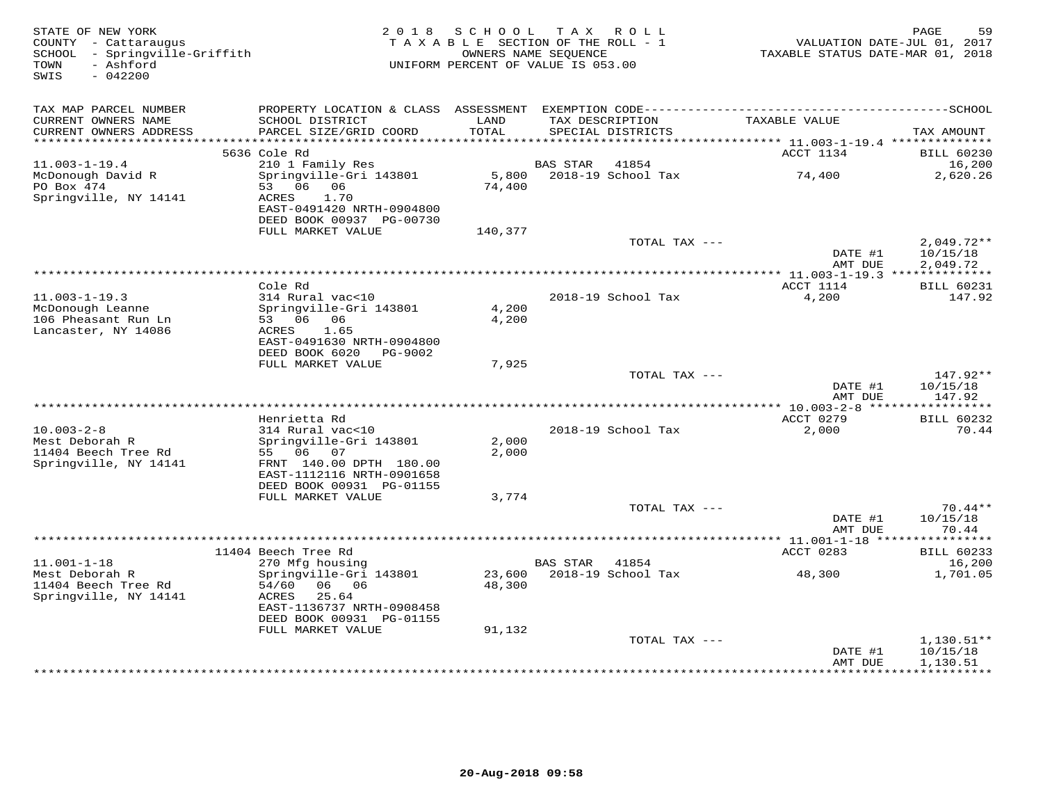STATE OF NEW YORK
COUNTY - Cattaraugus
SCHOOL - Springville-Griffith
TOWN - Ashford
SWIS - 042200

2018 SCHOOL TAX ROLL
TAXABLE SECTION OF THE ROLL - 1
OWNERS NAME SEQUENCE
UNIFORM PERCENT OF VALUE IS 053.00

VALUATION DATE-JUL 01, 2017
TAXABLE STATUS DATE-MAR 01, 2018

| TAX MAP PARCEL NUMBER / CURRENT OWNERS NAME / CURRENT OWNERS ADDRESS | PROPERTY LOCATION & CLASS / SCHOOL DISTRICT / PARCEL SIZE/GRID COORD | ASSESSMENT LAND / TOTAL | EXEMPTION CODE / TAX DESCRIPTION / SPECIAL DISTRICTS | TAXABLE VALUE | TAX AMOUNT |
|---|---|---|---|---|---|
| | 5636 Cole Rd | | | ACCT 1134 | BILL 60230 |
| 11.003-1-19.4 | 210 1 Family Res | | BAS STAR 41854 | | 16,200 |
| McDonough David R | Springville-Gri 143801 | 5,800 | 2018-19 School Tax | 74,400 | 2,620.26 |
| PO Box 474 | 53 06 06 | 74,400 | | | |
| Springville, NY 14141 | ACRES 1.70 | | | | |
| | EAST-0491420 NRTH-0904800 | | | | |
| | DEED BOOK 00937 PG-00730 | | | | |
| | FULL MARKET VALUE | 140,377 | | | |
| | | | TOTAL TAX --- | | 2,049.72** |
| | | | | DATE #1 | 10/15/18 |
| | | | | AMT DUE | 2,049.72 |
| | Cole Rd | | | ACCT 1114 | BILL 60231 |
| 11.003-1-19.3 | 314 Rural vac<10 | | 2018-19 School Tax | 4,200 | 147.92 |
| McDonough Leanne | Springville-Gri 143801 | 4,200 | | | |
| 106 Pheasant Run Ln | 53 06 06 | 4,200 | | | |
| Lancaster, NY 14086 | ACRES 1.65 | | | | |
| | EAST-0491630 NRTH-0904800 | | | | |
| | DEED BOOK 6020 PG-9002 | | | | |
| | FULL MARKET VALUE | 7,925 | | | |
| | | | TOTAL TAX --- | | 147.92** |
| | | | | DATE #1 | 10/15/18 |
| | | | | AMT DUE | 147.92 |
| | Henrietta Rd | | | ACCT 0279 | BILL 60232 |
| 10.003-2-8 | 314 Rural vac<10 | | 2018-19 School Tax | 2,000 | 70.44 |
| Mest Deborah R | Springville-Gri 143801 | 2,000 | | | |
| 11404 Beech Tree Rd | 55 06 07 | 2,000 | | | |
| Springville, NY 14141 | FRNT 140.00 DPTH 180.00 | | | | |
| | EAST-1112116 NRTH-0901658 | | | | |
| | DEED BOOK 00931 PG-01155 | | | | |
| | FULL MARKET VALUE | 3,774 | | | |
| | | | TOTAL TAX --- | | 70.44** |
| | | | | DATE #1 | 10/15/18 |
| | | | | AMT DUE | 70.44 |
| | 11404 Beech Tree Rd | | | ACCT 0283 | BILL 60233 |
| 11.001-1-18 | 270 Mfg housing | | BAS STAR 41854 | | 16,200 |
| Mest Deborah R | Springville-Gri 143801 | 23,600 | 2018-19 School Tax | 48,300 | 1,701.05 |
| 11404 Beech Tree Rd | 54/60 06 06 | 48,300 | | | |
| Springville, NY 14141 | ACRES 25.64 | | | | |
| | EAST-1136737 NRTH-0908458 | | | | |
| | DEED BOOK 00931 PG-01155 | | | | |
| | FULL MARKET VALUE | 91,132 | | | |
| | | | TOTAL TAX --- | | 1,130.51** |
| | | | | DATE #1 | 10/15/18 |
| | | | | AMT DUE | 1,130.51 |

20-Aug-2018 09:58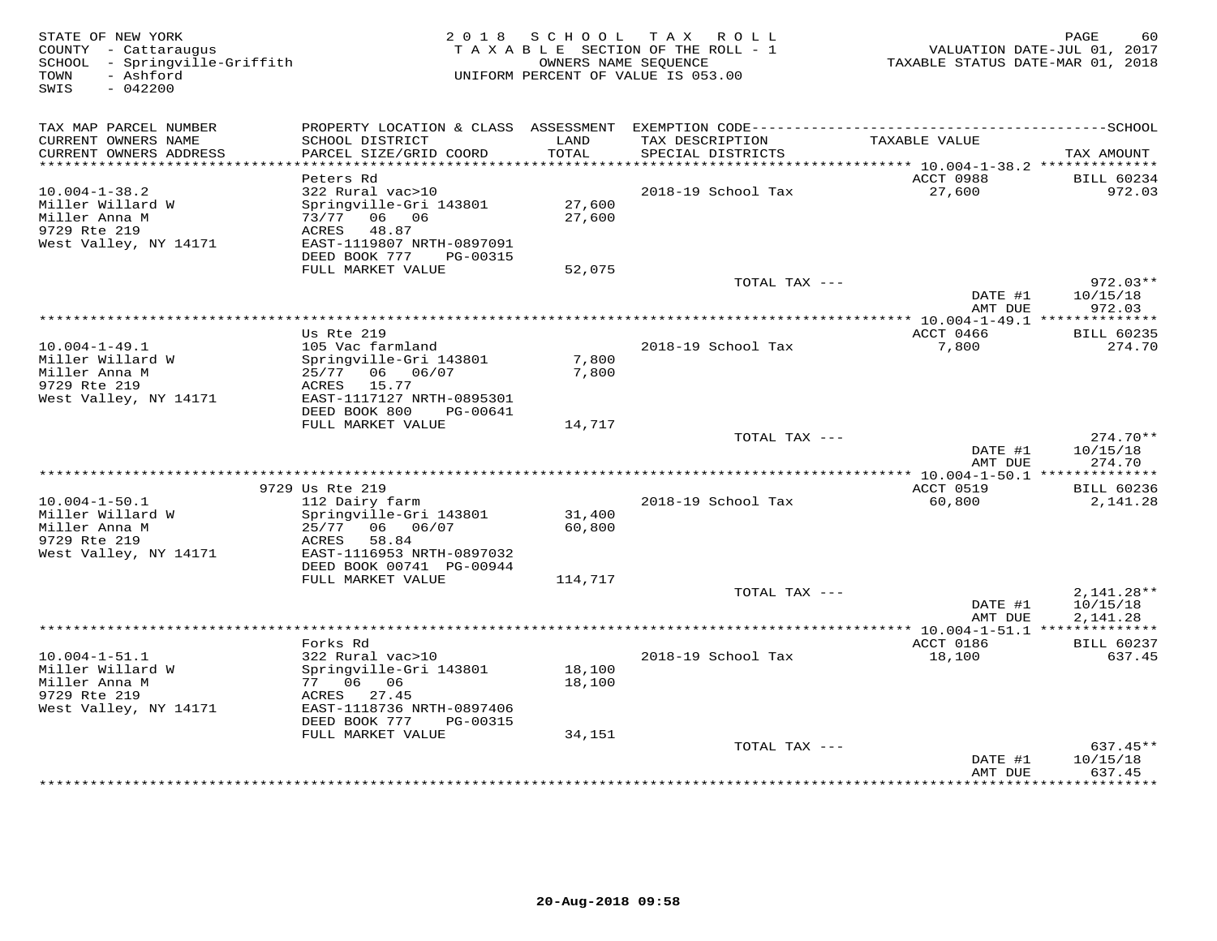STATE OF NEW YORK
COUNTY - Cattaraugus
SCHOOL - Springville-Griffith
TOWN - Ashford
SWIS - 042200

2018 SCHOOL TAX ROLL
TAXABLE SECTION OF THE ROLL - 1
OWNERS NAME SEQUENCE
UNIFORM PERCENT OF VALUE IS 053.00

VALUATION DATE-JUL 01, 2017
TAXABLE STATUS DATE-MAR 01, 2018

| TAX MAP PARCEL NUMBER / CURRENT OWNERS NAME / CURRENT OWNERS ADDRESS | PROPERTY LOCATION & CLASS / SCHOOL DISTRICT / PARCEL SIZE/GRID COORD | ASSESSMENT LAND / TOTAL | EXEMPTION CODE / TAX DESCRIPTION / SPECIAL DISTRICTS | TAXABLE VALUE | TAX AMOUNT |
|---|---|---|---|---|---|
| **10.004-1-38.2** | Peters Rd | | | ACCT 0988 | BILL 60234 |
| 10.004-1-38.2 | 322 Rural vac>10 | | 2018-19 School Tax | 27,600 | 972.03 |
| Miller Willard W | Springville-Gri 143801 | 27,600 | | | |
| Miller Anna M | 73/77 06 06 | 27,600 | | | |
| 9729 Rte 219 | ACRES 48.87 | | | | |
| West Valley, NY 14171 | EAST-1119807 NRTH-0897091 | | | | |
| | DEED BOOK 777 PG-00315 | | | | |
| | FULL MARKET VALUE | 52,075 | | | |
| | | | TOTAL TAX --- | | 972.03** |
| | | | | DATE #1 | 10/15/18 |
| | | | | AMT DUE | 972.03 |
| **10.004-1-49.1** | Us Rte 219 | | | ACCT 0466 | BILL 60235 |
| 10.004-1-49.1 | 105 Vac farmland | | 2018-19 School Tax | 7,800 | 274.70 |
| Miller Willard W | Springville-Gri 143801 | 7,800 | | | |
| Miller Anna M | 25/77 06 06/07 | 7,800 | | | |
| 9729 Rte 219 | ACRES 15.77 | | | | |
| West Valley, NY 14171 | EAST-1117127 NRTH-0895301 | | | | |
| | DEED BOOK 800 PG-00641 | | | | |
| | FULL MARKET VALUE | 14,717 | | | |
| | | | TOTAL TAX --- | | 274.70** |
| | | | | DATE #1 | 10/15/18 |
| | | | | AMT DUE | 274.70 |
| **10.004-1-50.1** | 9729 Us Rte 219 | | | ACCT 0519 | BILL 60236 |
| 10.004-1-50.1 | 112 Dairy farm | | 2018-19 School Tax | 60,800 | 2,141.28 |
| Miller Willard W | Springville-Gri 143801 | 31,400 | | | |
| Miller Anna M | 25/77 06 06/07 | 60,800 | | | |
| 9729 Rte 219 | ACRES 58.84 | | | | |
| West Valley, NY 14171 | EAST-1116953 NRTH-0897032 | | | | |
| | DEED BOOK 00741 PG-00944 | | | | |
| | FULL MARKET VALUE | 114,717 | | | |
| | | | TOTAL TAX --- | | 2,141.28** |
| | | | | DATE #1 | 10/15/18 |
| | | | | AMT DUE | 2,141.28 |
| **10.004-1-51.1** | Forks Rd | | | ACCT 0186 | BILL 60237 |
| 10.004-1-51.1 | 322 Rural vac>10 | | 2018-19 School Tax | 18,100 | 637.45 |
| Miller Willard W | Springville-Gri 143801 | 18,100 | | | |
| Miller Anna M | 77 06 06 | 18,100 | | | |
| 9729 Rte 219 | ACRES 27.45 | | | | |
| West Valley, NY 14171 | EAST-1118736 NRTH-0897406 | | | | |
| | DEED BOOK 777 PG-00315 | | | | |
| | FULL MARKET VALUE | 34,151 | | | |
| | | | TOTAL TAX --- | | 637.45** |
| | | | | DATE #1 | 10/15/18 |
| | | | | AMT DUE | 637.45 |

20-Aug-2018 09:58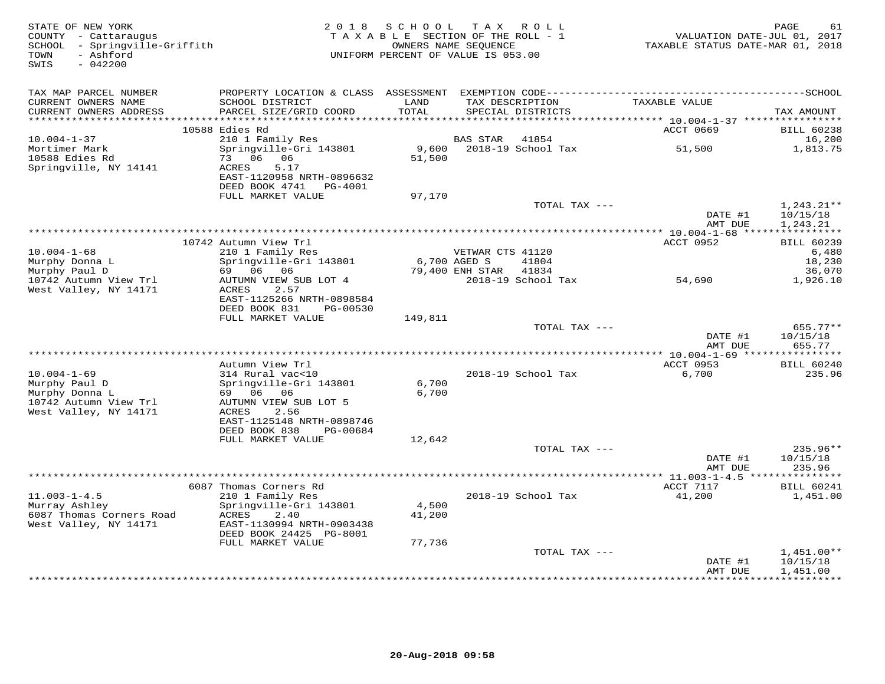STATE OF NEW YORK
COUNTY - Cattaraugus
SCHOOL - Springville-Griffith
TOWN - Ashford
SWIS - 042200

2018 SCHOOL TAX ROLL
TAXABLE SECTION OF THE ROLL - 1
OWNERS NAME SEQUENCE
UNIFORM PERCENT OF VALUE IS 053.00

VALUATION DATE-JUL 01, 2017
TAXABLE STATUS DATE-MAR 01, 2018

| TAX MAP PARCEL NUMBER / CURRENT OWNERS NAME / CURRENT OWNERS ADDRESS | PROPERTY LOCATION & CLASS / SCHOOL DISTRICT / PARCEL SIZE/GRID COORD | ASSESSMENT LAND / TOTAL | EXEMPTION CODE / TAX DESCRIPTION / SPECIAL DISTRICTS | TAXABLE VALUE | TAX AMOUNT |
|---|---|---|---|---|---|
| | 10588 Edies Rd | | | ACCT 0669 | BILL 60238 |
| 10.004-1-37 | 210 1 Family Res | | BAS STAR 41854 | | 16,200 |
| Mortimer Mark | Springville-Gri 143801 | 9,600 | 2018-19 School Tax | 51,500 | 1,813.75 |
| 10588 Edies Rd | 73 06 06 | 51,500 | | | |
| Springville, NY 14141 | ACRES 5.17 | | | | |
| | EAST-1120958 NRTH-0896632 | | | | |
| | DEED BOOK 4741 PG-4001 | | | | |
| | FULL MARKET VALUE | 97,170 | | | |
| | | | TOTAL TAX --- | | 1,243.21** |
| | | | | DATE #1 | 10/15/18 |
| | | | | AMT DUE | 1,243.21 |
| | 10742 Autumn View Trl | | | ACCT 0952 | BILL 60239 |
| 10.004-1-68 | 210 1 Family Res | | VETWAR CTS 41120 | | 6,480 |
| Murphy Donna L | Springville-Gri 143801 | 6,700 | AGED S 41804 | | 18,230 |
| Murphy Paul D | 69 06 06 | 79,400 | ENH STAR 41834 | | 36,070 |
| 10742 Autumn View Trl | AUTUMN VIEW SUB LOT 4 | | 2018-19 School Tax | 54,690 | 1,926.10 |
| West Valley, NY 14171 | ACRES 2.57 | | | | |
| | EAST-1125266 NRTH-0898584 | | | | |
| | DEED BOOK 831 PG-00530 | | | | |
| | FULL MARKET VALUE | 149,811 | | | |
| | | | TOTAL TAX --- | | 655.77** |
| | | | | DATE #1 | 10/15/18 |
| | | | | AMT DUE | 655.77 |
| | Autumn View Trl | | | ACCT 0953 | BILL 60240 |
| 10.004-1-69 | 314 Rural vac<10 | | 2018-19 School Tax | 6,700 | 235.96 |
| Murphy Paul D | Springville-Gri 143801 | 6,700 | | | |
| Murphy Donna L | 69 06 06 | 6,700 | | | |
| 10742 Autumn View Trl | AUTUMN VIEW SUB LOT 5 | | | | |
| West Valley, NY 14171 | ACRES 2.56 | | | | |
| | EAST-1125148 NRTH-0898746 | | | | |
| | DEED BOOK 838 PG-00684 | | | | |
| | FULL MARKET VALUE | 12,642 | | | |
| | | | TOTAL TAX --- | | 235.96** |
| | | | | DATE #1 | 10/15/18 |
| | | | | AMT DUE | 235.96 |
| | 6087 Thomas Corners Rd | | | ACCT 7117 | BILL 60241 |
| 11.003-1-4.5 | 210 1 Family Res | | 2018-19 School Tax | 41,200 | 1,451.00 |
| Murray Ashley | Springville-Gri 143801 | 4,500 | | | |
| 6087 Thomas Corners Road | ACRES 2.40 | 41,200 | | | |
| West Valley, NY 14171 | EAST-1130994 NRTH-0903438 | | | | |
| | DEED BOOK 24425 PG-8001 | | | | |
| | FULL MARKET VALUE | 77,736 | | | |
| | | | TOTAL TAX --- | | 1,451.00** |
| | | | | DATE #1 | 10/15/18 |
| | | | | AMT DUE | 1,451.00 |

20-Aug-2018 09:58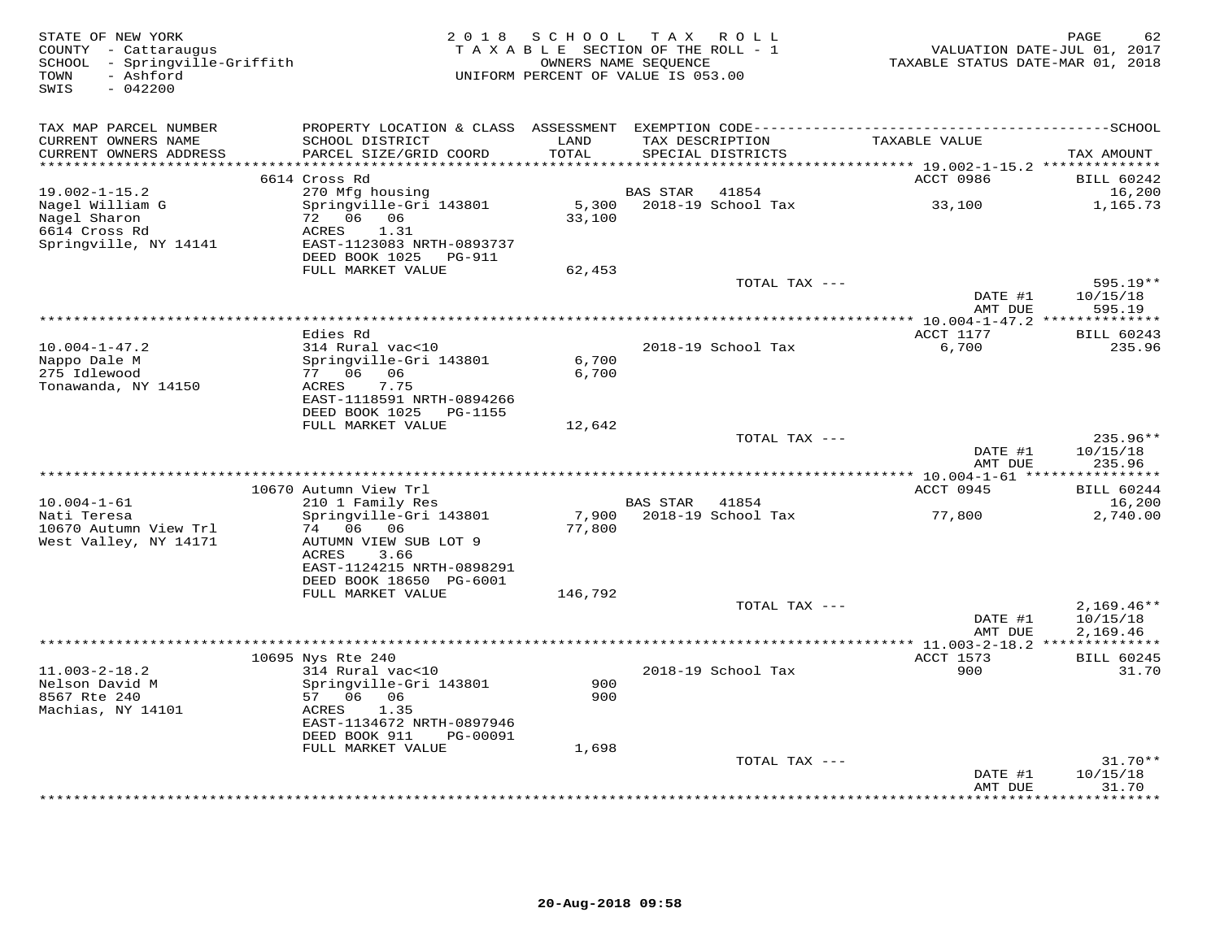STATE OF NEW YORK
COUNTY - Cattaraugus
SCHOOL - Springville-Griffith
TOWN - Ashford
SWIS - 042200

2018 SCHOOL TAX ROLL
TAXABLE SECTION OF THE ROLL - 1
OWNERS NAME SEQUENCE
UNIFORM PERCENT OF VALUE IS 053.00

VALUATION DATE-JUL 01, 2017
TAXABLE STATUS DATE-MAR 01, 2018

| TAX MAP PARCEL NUMBER / CURRENT OWNERS NAME / CURRENT OWNERS ADDRESS | PROPERTY LOCATION & CLASS / SCHOOL DISTRICT / PARCEL SIZE/GRID COORD | ASSESSMENT LAND / TOTAL | EXEMPTION CODE / TAX DESCRIPTION / SPECIAL DISTRICTS | TAXABLE VALUE | TAX AMOUNT |
|---|---|---|---|---|---|
| | 6614 Cross Rd | | | ACCT 0986 | BILL 60242 |
| 19.002-1-15.2 | 270 Mfg housing | | BAS STAR 41854 | | 16,200 |
| Nagel William G | Springville-Gri 143801 | 5,300 | 2018-19 School Tax | 33,100 | 1,165.73 |
| Nagel Sharon | 72 06 06 | 33,100 | | | |
| 6614 Cross Rd | ACRES 1.31 | | | | |
| Springville, NY 14141 | EAST-1123083 NRTH-0893737 | | | | |
| | DEED BOOK 1025 PG-911 | | | | |
| | FULL MARKET VALUE | 62,453 | | | |
| | | | TOTAL TAX --- | | 595.19** |
| | | | | DATE #1 | 10/15/18 |
| | | | | AMT DUE | 595.19 |
| | Edies Rd | | | ACCT 1177 | BILL 60243 |
| 10.004-1-47.2 | 314 Rural vac<10 | | 2018-19 School Tax | 6,700 | 235.96 |
| Nappo Dale M | Springville-Gri 143801 | 6,700 | | | |
| 275 Idlewood | 77 06 06 | 6,700 | | | |
| Tonawanda, NY 14150 | ACRES 7.75 | | | | |
| | EAST-1118591 NRTH-0894266 | | | | |
| | DEED BOOK 1025 PG-1155 | | | | |
| | FULL MARKET VALUE | 12,642 | | | |
| | | | TOTAL TAX --- | | 235.96** |
| | | | | DATE #1 | 10/15/18 |
| | | | | AMT DUE | 235.96 |
| | 10670 Autumn View Trl | | | ACCT 0945 | BILL 60244 |
| 10.004-1-61 | 210 1 Family Res | | BAS STAR 41854 | | 16,200 |
| Nati Teresa | Springville-Gri 143801 | 7,900 | 2018-19 School Tax | 77,800 | 2,740.00 |
| 10670 Autumn View Trl | 74 06 06 | 77,800 | | | |
| West Valley, NY 14171 | AUTUMN VIEW SUB LOT 9 | | | | |
| | ACRES 3.66 | | | | |
| | EAST-1124215 NRTH-0898291 | | | | |
| | DEED BOOK 18650 PG-6001 | | | | |
| | FULL MARKET VALUE | 146,792 | | | |
| | | | TOTAL TAX --- | | 2,169.46** |
| | | | | DATE #1 | 10/15/18 |
| | | | | AMT DUE | 2,169.46 |
| | 10695 Nys Rte 240 | | | ACCT 1573 | BILL 60245 |
| 11.003-2-18.2 | 314 Rural vac<10 | | 2018-19 School Tax | 900 | 31.70 |
| Nelson David M | Springville-Gri 143801 | 900 | | | |
| 8567 Rte 240 | 57 06 06 | 900 | | | |
| Machias, NY 14101 | ACRES 1.35 | | | | |
| | EAST-1134672 NRTH-0897946 | | | | |
| | DEED BOOK 911 PG-00091 | | | | |
| | FULL MARKET VALUE | 1,698 | | | |
| | | | TOTAL TAX --- | | 31.70** |
| | | | | DATE #1 | 10/15/18 |
| | | | | AMT DUE | 31.70 |

20-Aug-2018 09:58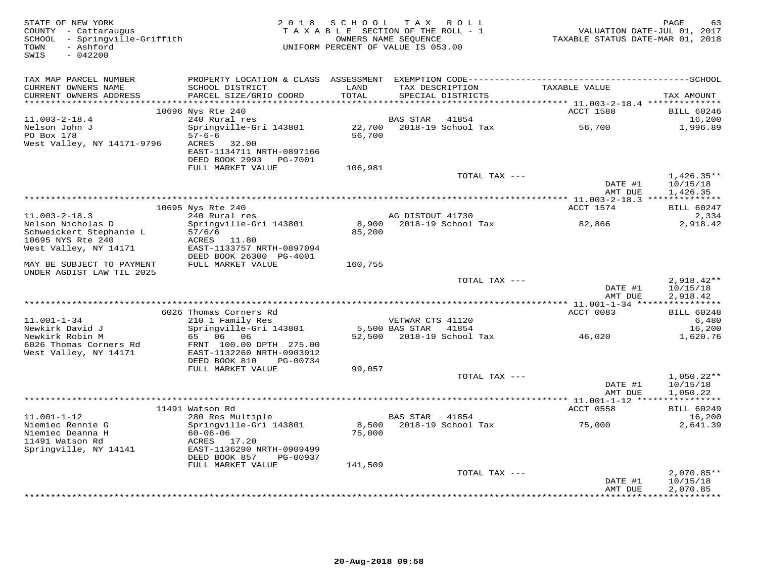STATE OF NEW YORK
COUNTY - Cattaraugus
SCHOOL - Springville-Griffith
TOWN - Ashford
SWIS - 042200

2018 SCHOOL TAX ROLL
TAXABLE SECTION OF THE ROLL - 1
OWNERS NAME SEQUENCE
UNIFORM PERCENT OF VALUE IS 053.00

VALUATION DATE-JUL 01, 2017
TAXABLE STATUS DATE-MAR 01, 2018

| TAX MAP PARCEL NUMBER / CURRENT OWNERS NAME / CURRENT OWNERS ADDRESS | PROPERTY LOCATION & CLASS / SCHOOL DISTRICT / PARCEL SIZE/GRID COORD | ASSESSMENT LAND / TOTAL | EXEMPTION CODE / TAX DESCRIPTION / SPECIAL DISTRICTS | TAXABLE VALUE | TAX AMOUNT |
|---|---|---|---|---|---|
| | 10696 Nys Rte 240 | | | ACCT 1588 | BILL 60246 |
| 11.003-2-18.4 | 240 Rural res | | BAS STAR 41854 | | 16,200 |
| Nelson John J | Springville-Gri 143801 | 22,700 | 2018-19 School Tax | 56,700 | 1,996.89 |
| PO Box 178 | 57-6-6 | 56,700 | | | |
| West Valley, NY 14171-9796 | ACRES 32.00 | | | | |
| | EAST-1134711 NRTH-0897166 | | | | |
| | DEED BOOK 2993 PG-7001 | | | | |
| | FULL MARKET VALUE | 106,981 | | | |
| | | | TOTAL TAX --- | | 1,426.35** |
| | | | | DATE #1 | 10/15/18 |
| | | | | AMT DUE | 1,426.35 |
| | 10695 Nys Rte 240 | | | ACCT 1574 | BILL 60247 |
| 11.003-2-18.3 | 240 Rural res | | AG DISTOUT 41730 | | 2,334 |
| Nelson Nicholas D | Springville-Gri 143801 | 8,900 | 2018-19 School Tax | 82,866 | 2,918.42 |
| Schweickert Stephanie L | 57/6/6 | 85,200 | | | |
| 10695 NYS Rte 240 | ACRES 11.80 | | | | |
| West Valley, NY 14171 | EAST-1133757 NRTH-0897094 | | | | |
| | DEED BOOK 26300 PG-4001 | | | | |
| MAY BE SUBJECT TO PAYMENT | FULL MARKET VALUE | 160,755 | | | |
| UNDER AGDIST LAW TIL 2025 | | | | | |
| | | | TOTAL TAX --- | | 2,918.42** |
| | | | | DATE #1 | 10/15/18 |
| | | | | AMT DUE | 2,918.42 |
| | 6026 Thomas Corners Rd | | | ACCT 0083 | BILL 60248 |
| 11.001-1-34 | 210 1 Family Res | | VETWAR CTS 41120 | | 6,480 |
| Newkirk David J | Springville-Gri 143801 | 5,500 | BAS STAR 41854 | | 16,200 |
| Newkirk Robin M | 65 06 06 | 52,500 | 2018-19 School Tax | 46,020 | 1,620.76 |
| 6026 Thomas Corners Rd | FRNT 100.00 DPTH 275.00 | | | | |
| West Valley, NY 14171 | EAST-1132260 NRTH-0903912 | | | | |
| | DEED BOOK 810 PG-00734 | | | | |
| | FULL MARKET VALUE | 99,057 | | | |
| | | | TOTAL TAX --- | | 1,050.22** |
| | | | | DATE #1 | 10/15/18 |
| | | | | AMT DUE | 1,050.22 |
| | 11491 Watson Rd | | | ACCT 0558 | BILL 60249 |
| 11.001-1-12 | 280 Res Multiple | | BAS STAR 41854 | | 16,200 |
| Niemiec Rennie G | Springville-Gri 143801 | 8,500 | 2018-19 School Tax | 75,000 | 2,641.39 |
| Niemiec Deanna H | 60-06-06 | 75,000 | | | |
| 11491 Watson Rd | ACRES 17.20 | | | | |
| Springville, NY 14141 | EAST-1136290 NRTH-0909499 | | | | |
| | DEED BOOK 857 PG-00937 | | | | |
| | FULL MARKET VALUE | 141,509 | | | |
| | | | TOTAL TAX --- | | 2,070.85** |
| | | | | DATE #1 | 10/15/18 |
| | | | | AMT DUE | 2,070.85 |

20-Aug-2018 09:58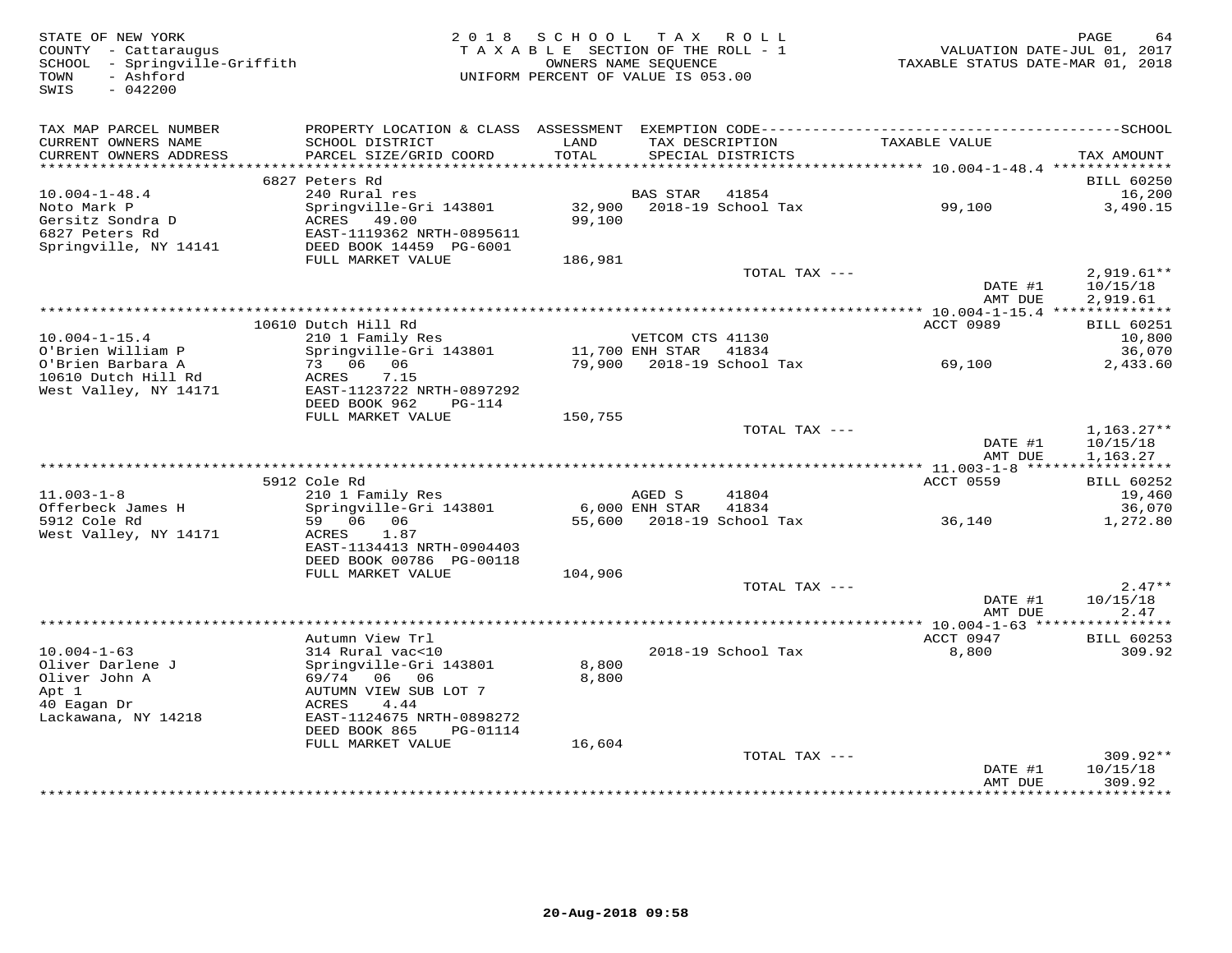STATE OF NEW YORK
COUNTY - Cattaraugus
SCHOOL - Springville-Griffith
TOWN - Ashford
SWIS - 042200

2018 SCHOOL TAX ROLL
TAXABLE SECTION OF THE ROLL - 1
OWNERS NAME SEQUENCE
UNIFORM PERCENT OF VALUE IS 053.00

VALUATION DATE-JUL 01, 2017
TAXABLE STATUS DATE-MAR 01, 2018

| TAX MAP PARCEL NUMBER / CURRENT OWNERS NAME / CURRENT OWNERS ADDRESS | PROPERTY LOCATION & CLASS / SCHOOL DISTRICT / PARCEL SIZE/GRID COORD | ASSESSMENT LAND / TOTAL | EXEMPTION CODE / TAX DESCRIPTION / SPECIAL DISTRICTS | TAXABLE VALUE | TAX AMOUNT |
|---|---|---|---|---|---|
| | 6827 Peters Rd | | | | BILL 60250 |
| 10.004-1-48.4 | 240 Rural res | | BAS STAR 41854 | | 16,200 |
| Noto Mark P | Springville-Gri 143801 | 32,900 | 2018-19 School Tax | 99,100 | 3,490.15 |
| Gersitz Sondra D | ACRES 49.00 | 99,100 | | | |
| 6827 Peters Rd | EAST-1119362 NRTH-0895611 | | | | |
| Springville, NY 14141 | DEED BOOK 14459 PG-6001 | | | | |
| | FULL MARKET VALUE | 186,981 | | | |
| | | | TOTAL TAX --- | | 2,919.61** |
| | | | | DATE #1 | 10/15/18 |
| | | | | AMT DUE | 2,919.61 |
| | 10610 Dutch Hill Rd | | | ACCT 0989 | BILL 60251 |
| 10.004-1-15.4 | 210 1 Family Res | | VETCOM CTS 41130 | | 10,800 |
| O'Brien William P | Springville-Gri 143801 | 11,700 | ENH STAR 41834 | | 36,070 |
| O'Brien Barbara A | 73 06 06 | 79,900 | 2018-19 School Tax | 69,100 | 2,433.60 |
| 10610 Dutch Hill Rd | ACRES 7.15 | | | | |
| West Valley, NY 14171 | EAST-1123722 NRTH-0897292 | | | | |
| | DEED BOOK 962 PG-114 | | | | |
| | FULL MARKET VALUE | 150,755 | | | |
| | | | TOTAL TAX --- | | 1,163.27** |
| | | | | DATE #1 | 10/15/18 |
| | | | | AMT DUE | 1,163.27 |
| | 5912 Cole Rd | | | ACCT 0559 | BILL 60252 |
| 11.003-1-8 | 210 1 Family Res | | AGED S 41804 | | 19,460 |
| Offerbeck James H | Springville-Gri 143801 | 6,000 | ENH STAR 41834 | | 36,070 |
| 5912 Cole Rd | 59 06 06 | 55,600 | 2018-19 School Tax | 36,140 | 1,272.80 |
| West Valley, NY 14171 | ACRES 1.87 | | | | |
| | EAST-1134413 NRTH-0904403 | | | | |
| | DEED BOOK 00786 PG-00118 | | | | |
| | FULL MARKET VALUE | 104,906 | | | |
| | | | TOTAL TAX --- | | 2.47** |
| | | | | DATE #1 | 10/15/18 |
| | | | | AMT DUE | 2.47 |
| | Autumn View Trl | | | ACCT 0947 | BILL 60253 |
| 10.004-1-63 | 314 Rural vac<10 | | 2018-19 School Tax | 8,800 | 309.92 |
| Oliver Darlene J | Springville-Gri 143801 | 8,800 | | | |
| Oliver John A | 69/74 06 06 | 8,800 | | | |
| Apt 1 | AUTUMN VIEW SUB LOT 7 | | | | |
| 40 Eagan Dr | ACRES 4.44 | | | | |
| Lackawana, NY 14218 | EAST-1124675 NRTH-0898272 | | | | |
| | DEED BOOK 865 PG-01114 | | | | |
| | FULL MARKET VALUE | 16,604 | | | |
| | | | TOTAL TAX --- | | 309.92** |
| | | | | DATE #1 | 10/15/18 |
| | | | | AMT DUE | 309.92 |

20-Aug-2018 09:58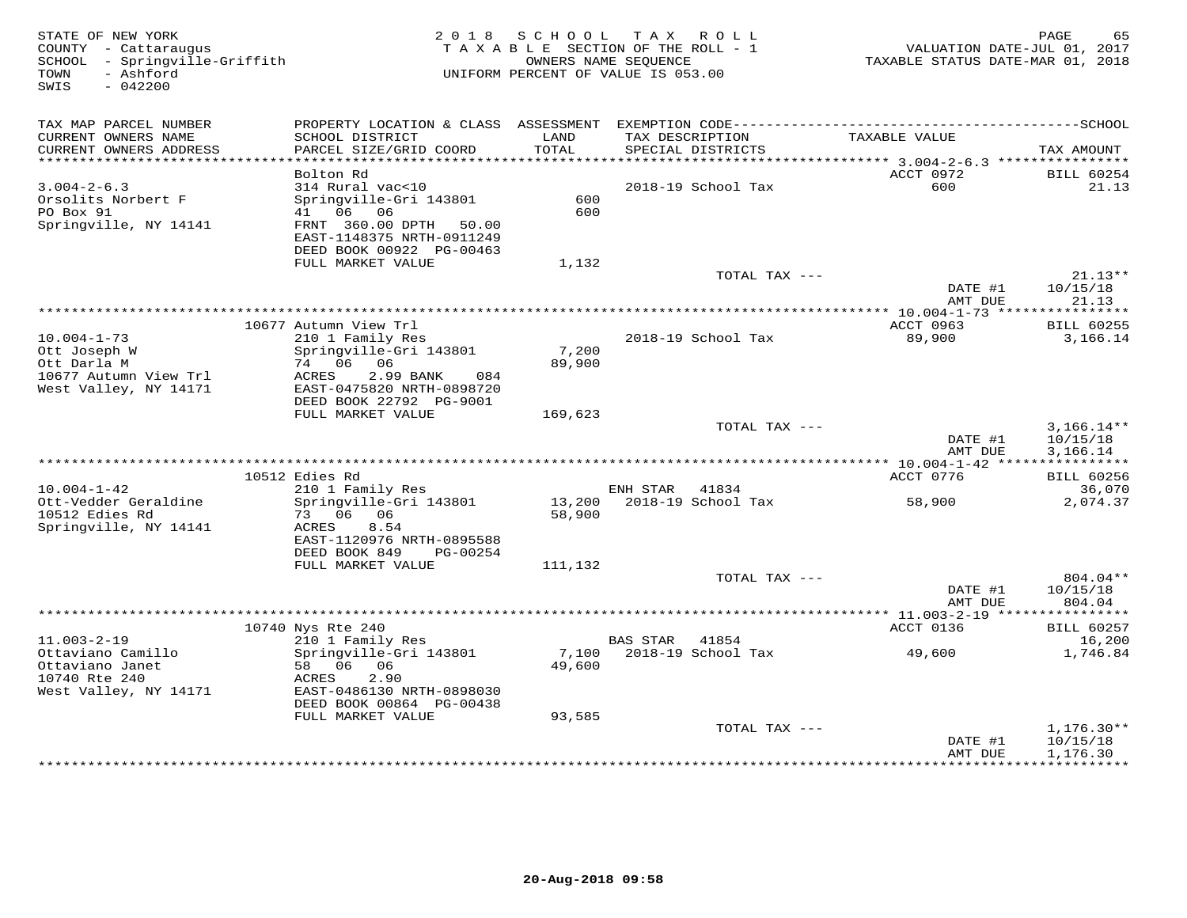STATE OF NEW YORK
COUNTY - Cattaraugus
SCHOOL - Springville-Griffith
TOWN - Ashford
SWIS - 042200

2018 SCHOOL TAX ROLL
TAXABLE SECTION OF THE ROLL - 1
OWNERS NAME SEQUENCE
UNIFORM PERCENT OF VALUE IS 053.00

VALUATION DATE-JUL 01, 2017
TAXABLE STATUS DATE-MAR 01, 2018

| TAX MAP PARCEL NUMBER / CURRENT OWNERS NAME / CURRENT OWNERS ADDRESS | PROPERTY LOCATION & CLASS / SCHOOL DISTRICT / PARCEL SIZE/GRID COORD | ASSESSMENT LAND / TOTAL | EXEMPTION CODE / TAX DESCRIPTION / SPECIAL DISTRICTS | TAXABLE VALUE | TAX AMOUNT |
|---|---|---|---|---|---|
| **3.004-2-6.3** | Bolton Rd | | | ACCT 0972 | BILL 60254 |
| 3.004-2-6.3 | 314 Rural vac<10 | | 2018-19 School Tax | 600 | 21.13 |
| Orsolits Norbert F | Springville-Gri 143801 | 600 | | | |
| PO Box 91 | 41 06 06 | 600 | | | |
| Springville, NY 14141 | FRNT 360.00 DPTH 50.00 | | | | |
| | EAST-1148375 NRTH-0911249 | | | | |
| | DEED BOOK 00922 PG-00463 | | | | |
| | FULL MARKET VALUE | 1,132 | | | |
| | | | TOTAL TAX --- | | 21.13** |
| | | | | DATE #1 | 10/15/18 |
| | | | | AMT DUE | 21.13 |
| **10.004-1-73** | 10677 Autumn View Trl | | | ACCT 0963 | BILL 60255 |
| 10.004-1-73 | 210 1 Family Res | | 2018-19 School Tax | 89,900 | 3,166.14 |
| Ott Joseph W | Springville-Gri 143801 | 7,200 | | | |
| Ott Darla M | 74 06 06 | 89,900 | | | |
| 10677 Autumn View Trl | ACRES 2.99 BANK 084 | | | | |
| West Valley, NY 14171 | EAST-0475820 NRTH-0898720 | | | | |
| | DEED BOOK 22792 PG-9001 | | | | |
| | FULL MARKET VALUE | 169,623 | | | |
| | | | TOTAL TAX --- | | 3,166.14** |
| | | | | DATE #1 | 10/15/18 |
| | | | | AMT DUE | 3,166.14 |
| **10.004-1-42** | 10512 Edies Rd | | | ACCT 0776 | BILL 60256 |
| 10.004-1-42 | 210 1 Family Res | | ENH STAR 41834 | | 36,070 |
| Ott-Vedder Geraldine | Springville-Gri 143801 | 13,200 | 2018-19 School Tax | 58,900 | 2,074.37 |
| 10512 Edies Rd | 73 06 06 | 58,900 | | | |
| Springville, NY 14141 | ACRES 8.54 | | | | |
| | EAST-1120976 NRTH-0895588 | | | | |
| | DEED BOOK 849 PG-00254 | | | | |
| | FULL MARKET VALUE | 111,132 | | | |
| | | | TOTAL TAX --- | | 804.04** |
| | | | | DATE #1 | 10/15/18 |
| | | | | AMT DUE | 804.04 |
| **11.003-2-19** | 10740 Nys Rte 240 | | | ACCT 0136 | BILL 60257 |
| 11.003-2-19 | 210 1 Family Res | | BAS STAR 41854 | | 16,200 |
| Ottaviano Camillo | Springville-Gri 143801 | 7,100 | 2018-19 School Tax | 49,600 | 1,746.84 |
| Ottaviano Janet | 58 06 06 | 49,600 | | | |
| 10740 Rte 240 | ACRES 2.90 | | | | |
| West Valley, NY 14171 | EAST-0486130 NRTH-0898030 | | | | |
| | DEED BOOK 00864 PG-00438 | | | | |
| | FULL MARKET VALUE | 93,585 | | | |
| | | | TOTAL TAX --- | | 1,176.30** |
| | | | | DATE #1 | 10/15/18 |
| | | | | AMT DUE | 1,176.30 |

20-Aug-2018 09:58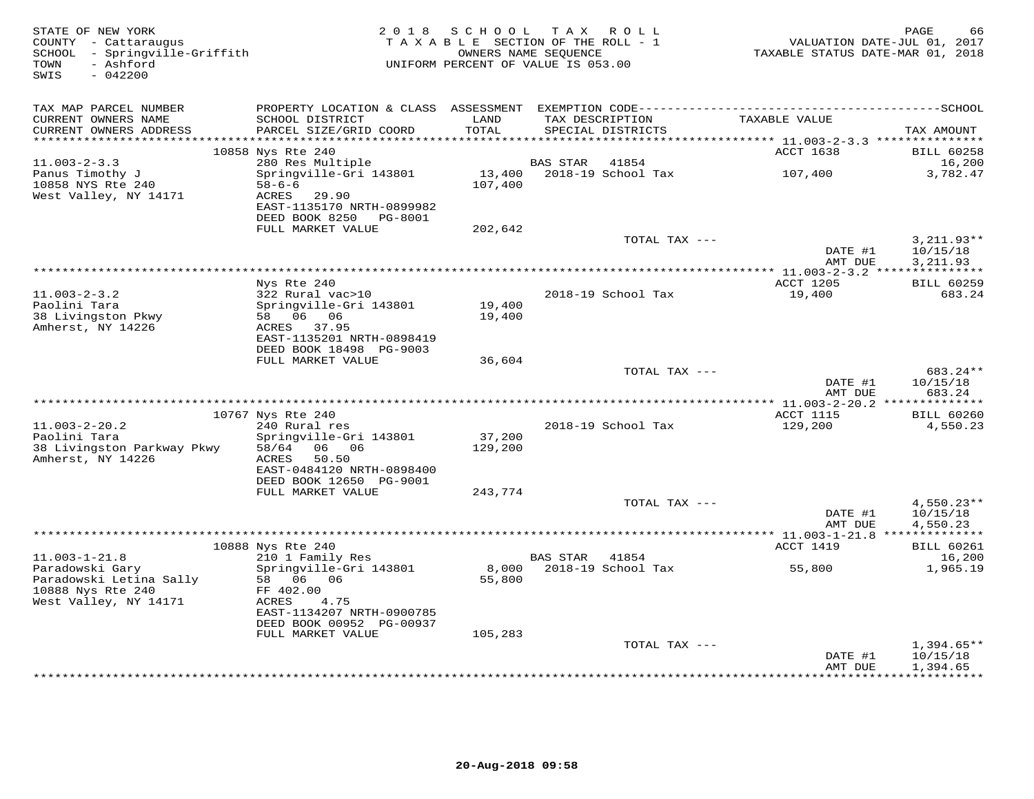STATE OF NEW YORK
COUNTY - Cattaraugus
SCHOOL - Springville-Griffith
TOWN - Ashford
SWIS - 042200

2018 SCHOOL TAX ROLL
TAXABLE SECTION OF THE ROLL - 1
OWNERS NAME SEQUENCE
UNIFORM PERCENT OF VALUE IS 053.00

VALUATION DATE-JUL 01, 2017
TAXABLE STATUS DATE-MAR 01, 2018

| TAX MAP PARCEL NUMBER / CURRENT OWNERS NAME / CURRENT OWNERS ADDRESS | PROPERTY LOCATION & CLASS / SCHOOL DISTRICT / PARCEL SIZE/GRID COORD | ASSESSMENT LAND / TOTAL | EXEMPTION CODE / TAX DESCRIPTION / SPECIAL DISTRICTS | TAXABLE VALUE | SCHOOL TAX AMOUNT |
|---|---|---|---|---|---|
| | 10858 Nys Rte 240 | | | ACCT 1638 | BILL 60258 |
| 11.003-2-3.3 | 280 Res Multiple | | BAS STAR 41854 | | 16,200 |
| Panus Timothy J | Springville-Gri 143801 | 13,400 | 2018-19 School Tax | 107,400 | 3,782.47 |
| 10858 NYS Rte 240 | 58-6-6 | 107,400 | | | |
| West Valley, NY 14171 | ACRES 29.90 | | | | |
| | EAST-1135170 NRTH-0899982 | | | | |
| | DEED BOOK 8250 PG-8001 | | | | |
| | FULL MARKET VALUE | 202,642 | | | |
| | | | TOTAL TAX --- | | 3,211.93** |
| | | | | DATE #1 | 10/15/18 |
| | | | | AMT DUE | 3,211.93 |
| | Nys Rte 240 | | | ACCT 1205 | BILL 60259 |
| 11.003-2-3.2 | 322 Rural vac>10 | | 2018-19 School Tax | 19,400 | 683.24 |
| Paolini Tara | Springville-Gri 143801 | 19,400 | | | |
| 38 Livingston Pkwy | 58 06 06 | 19,400 | | | |
| Amherst, NY 14226 | ACRES 37.95 | | | | |
| | EAST-1135201 NRTH-0898419 | | | | |
| | DEED BOOK 18498 PG-9003 | | | | |
| | FULL MARKET VALUE | 36,604 | | | |
| | | | TOTAL TAX --- | | 683.24** |
| | | | | DATE #1 | 10/15/18 |
| | | | | AMT DUE | 683.24 |
| | 10767 Nys Rte 240 | | | ACCT 1115 | BILL 60260 |
| 11.003-2-20.2 | 240 Rural res | | 2018-19 School Tax | 129,200 | 4,550.23 |
| Paolini Tara | Springville-Gri 143801 | 37,200 | | | |
| 38 Livingston Parkway Pkwy | 58/64 06 06 | 129,200 | | | |
| Amherst, NY 14226 | ACRES 50.50 | | | | |
| | EAST-0484120 NRTH-0898400 | | | | |
| | DEED BOOK 12650 PG-9001 | | | | |
| | FULL MARKET VALUE | 243,774 | | | |
| | | | TOTAL TAX --- | | 4,550.23** |
| | | | | DATE #1 | 10/15/18 |
| | | | | AMT DUE | 4,550.23 |
| | 10888 Nys Rte 240 | | | ACCT 1419 | BILL 60261 |
| 11.003-1-21.8 | 210 1 Family Res | | BAS STAR 41854 | | 16,200 |
| Paradowski Gary | Springville-Gri 143801 | 8,000 | 2018-19 School Tax | 55,800 | 1,965.19 |
| Paradowski Letina Sally | 58 06 06 | 55,800 | | | |
| 10888 Nys Rte 240 | FF 402.00 | | | | |
| West Valley, NY 14171 | ACRES 4.75 | | | | |
| | EAST-1134207 NRTH-0900785 | | | | |
| | DEED BOOK 00952 PG-00937 | | | | |
| | FULL MARKET VALUE | 105,283 | | | |
| | | | TOTAL TAX --- | | 1,394.65** |
| | | | | DATE #1 | 10/15/18 |
| | | | | AMT DUE | 1,394.65 |

20-Aug-2018 09:58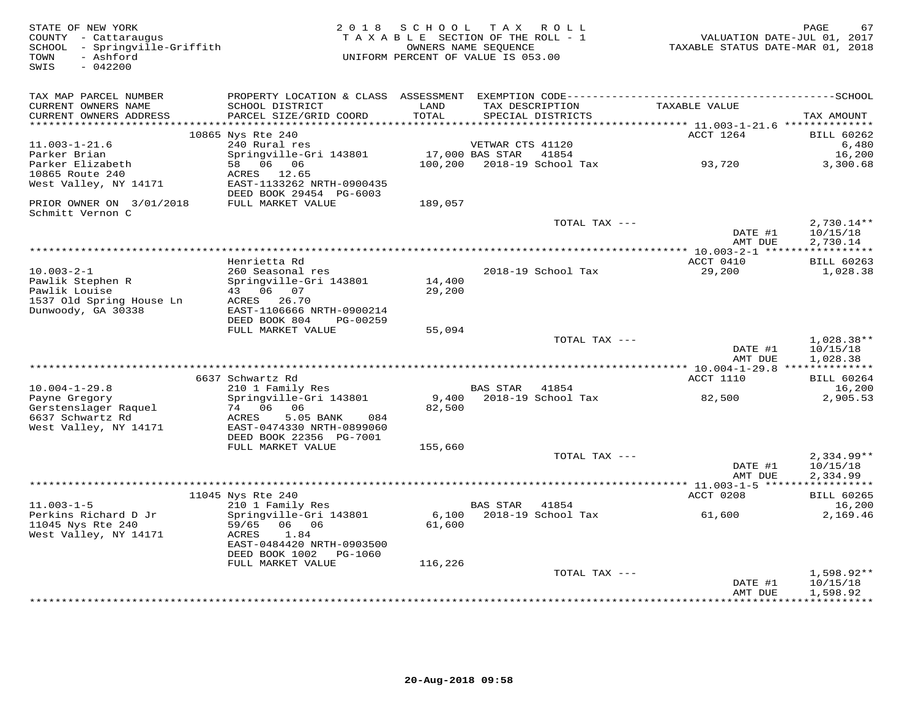STATE OF NEW YORK
COUNTY - Cattaraugus
SCHOOL - Springville-Griffith
TOWN - Ashford
SWIS - 042200

2018 SCHOOL TAX ROLL
TAXABLE SECTION OF THE ROLL - 1
OWNERS NAME SEQUENCE
UNIFORM PERCENT OF VALUE IS 053.00

VALUATION DATE-JUL 01, 2017
TAXABLE STATUS DATE-MAR 01, 2018

| TAX MAP PARCEL NUMBER / CURRENT OWNERS NAME / CURRENT OWNERS ADDRESS | PROPERTY LOCATION & CLASS / SCHOOL DISTRICT / PARCEL SIZE/GRID COORD | ASSESSMENT LAND / TOTAL | EXEMPTION CODE / TAX DESCRIPTION / SPECIAL DISTRICTS | TAXABLE VALUE | SCHOOL TAX AMOUNT |
|---|---|---|---|---|---|
| **11.003-1-21.6** | 10865 Nys Rte 240 | | | ACCT 1264 | BILL 60262 |
| 11.003-1-21.6 | 240 Rural res | | VETWAR CTS 41120 | | 6,480 |
| Parker Brian | Springville-Gri 143801 | 17,000 | BAS STAR 41854 | | 16,200 |
| Parker Elizabeth | 58 06 06 | 100,200 | 2018-19 School Tax | 93,720 | 3,300.68 |
| 10865 Route 240 | ACRES 12.65 | | | | |
| West Valley, NY 14171 | EAST-1133262 NRTH-0900435 | | | | |
| | DEED BOOK 29454 PG-6003 | | | | |
| PRIOR OWNER ON 3/01/2018 | FULL MARKET VALUE | 189,057 | | | |
| Schmitt Vernon C | | | | | |
| | | | TOTAL TAX --- | | 2,730.14** |
| | | | | DATE #1 | 10/15/18 |
| | | | | AMT DUE | 2,730.14 |
| **10.003-2-1** | Henrietta Rd | | | ACCT 0410 | BILL 60263 |
| 10.003-2-1 | 260 Seasonal res | | 2018-19 School Tax | 29,200 | 1,028.38 |
| Pawlik Stephen R | Springville-Gri 143801 | 14,400 | | | |
| Pawlik Louise | 43 06 07 | 29,200 | | | |
| 1537 Old Spring House Ln | ACRES 26.70 | | | | |
| Dunwoody, GA 30338 | EAST-1106666 NRTH-0900214 | | | | |
| | DEED BOOK 804 PG-00259 | | | | |
| | FULL MARKET VALUE | 55,094 | | | |
| | | | TOTAL TAX --- | | 1,028.38** |
| | | | | DATE #1 | 10/15/18 |
| | | | | AMT DUE | 1,028.38 |
| **10.004-1-29.8** | 6637 Schwartz Rd | | | ACCT 1110 | BILL 60264 |
| 10.004-1-29.8 | 210 1 Family Res | | BAS STAR 41854 | | 16,200 |
| Payne Gregory | Springville-Gri 143801 | 9,400 | 2018-19 School Tax | 82,500 | 2,905.53 |
| Gerstenslager Raquel | 74 06 06 | 82,500 | | | |
| 6637 Schwartz Rd | ACRES 5.05 BANK 084 | | | | |
| West Valley, NY 14171 | EAST-0474330 NRTH-0899060 | | | | |
| | DEED BOOK 22356 PG-7001 | | | | |
| | FULL MARKET VALUE | 155,660 | | | |
| | | | TOTAL TAX --- | | 2,334.99** |
| | | | | DATE #1 | 10/15/18 |
| | | | | AMT DUE | 2,334.99 |
| **11.003-1-5** | 11045 Nys Rte 240 | | | ACCT 0208 | BILL 60265 |
| 11.003-1-5 | 210 1 Family Res | | BAS STAR 41854 | | 16,200 |
| Perkins Richard D Jr | Springville-Gri 143801 | 6,100 | 2018-19 School Tax | 61,600 | 2,169.46 |
| 11045 Nys Rte 240 | 59/65 06 06 | 61,600 | | | |
| West Valley, NY 14171 | ACRES 1.84 | | | | |
| | EAST-0484420 NRTH-0903500 | | | | |
| | DEED BOOK 1002 PG-1060 | | | | |
| | FULL MARKET VALUE | 116,226 | | | |
| | | | TOTAL TAX --- | | 1,598.92** |
| | | | | DATE #1 | 10/15/18 |
| | | | | AMT DUE | 1,598.92 |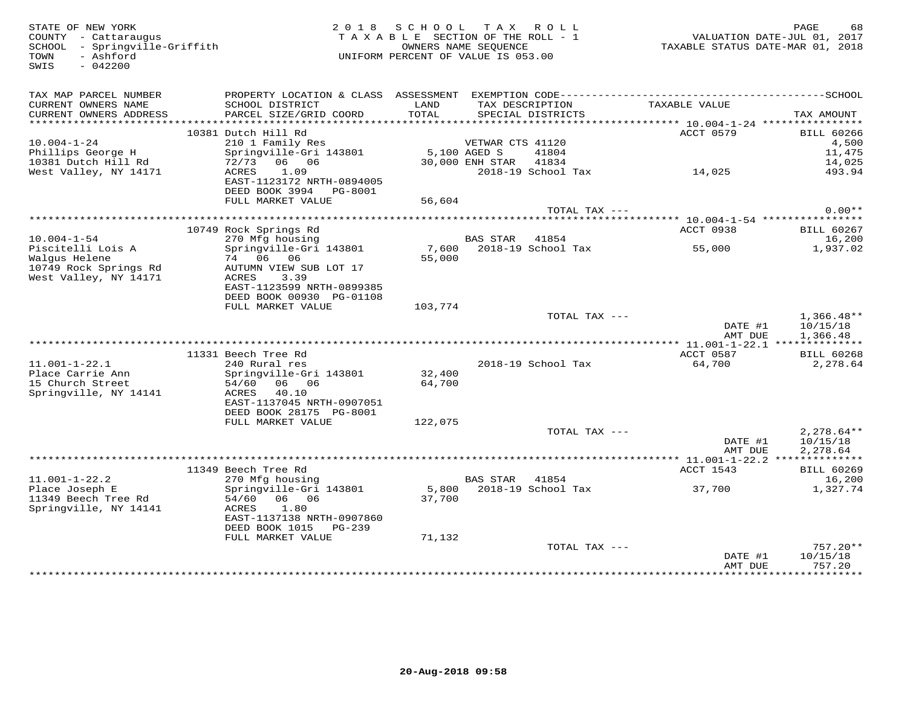STATE OF NEW YORK
COUNTY - Cattaraugus
SCHOOL - Springville-Griffith
TOWN - Ashford
SWIS - 042200

2018 SCHOOL TAX ROLL
TAXABLE SECTION OF THE ROLL - 1
OWNERS NAME SEQUENCE
UNIFORM PERCENT OF VALUE IS 053.00

VALUATION DATE-JUL 01, 2017
TAXABLE STATUS DATE-MAR 01, 2018

| TAX MAP PARCEL NUMBER / CURRENT OWNERS NAME / CURRENT OWNERS ADDRESS | PROPERTY LOCATION & CLASS / SCHOOL DISTRICT / PARCEL SIZE/GRID COORD | ASSESSMENT LAND / TOTAL | EXEMPTION CODE / TAX DESCRIPTION / SPECIAL DISTRICTS | TAXABLE VALUE | TAX AMOUNT |
|---|---|---|---|---|---|
| 10.004-1-24 | 10381 Dutch Hill Rd | | | ACCT 0579 | BILL 60266 |
| Phillips George H | 210 1 Family Res | | VETWAR CTS 41120 | | 4,500 |
| 10381 Dutch Hill Rd | Springville-Gri 143801 | 5,100 | AGED S 41804 | | 11,475 |
| West Valley, NY 14171 | 72/73 06 06 | 30,000 | ENH STAR 41834 | | 14,025 |
| | ACRES 1.09 | | 2018-19 School Tax | 14,025 | 493.94 |
| | EAST-1123172 NRTH-0894005 | | | | |
| | DEED BOOK 3994 PG-8001 | | | | |
| | FULL MARKET VALUE | 56,604 | | | |
| | | | TOTAL TAX --- | | 0.00** |
| 10.004-1-54 | 10749 Rock Springs Rd | | | ACCT 0938 | BILL 60267 |
| Piscitelli Lois A | 270 Mfg housing | | BAS STAR 41854 | | 16,200 |
| Walgus Helene | Springville-Gri 143801 | 7,600 | 2018-19 School Tax | 55,000 | 1,937.02 |
| 10749 Rock Springs Rd | 74 06 06 | 55,000 | | | |
| West Valley, NY 14171 | AUTUMN VIEW SUB LOT 17 | | | | |
| | ACRES 3.39 | | | | |
| | EAST-1123599 NRTH-0899385 | | | | |
| | DEED BOOK 00930 PG-01108 | | | | |
| | FULL MARKET VALUE | 103,774 | | | |
| | | | TOTAL TAX --- | | 1,366.48** |
| | | | | DATE #1 | 10/15/18 |
| | | | | AMT DUE | 1,366.48 |
| 11.001-1-22.1 | 11331 Beech Tree Rd | | | ACCT 0587 | BILL 60268 |
| Place Carrie Ann | 240 Rural res | | 2018-19 School Tax | 64,700 | 2,278.64 |
| 15 Church Street | Springville-Gri 143801 | 32,400 | | | |
| Springville, NY 14141 | 54/60 06 06 | 64,700 | | | |
| | ACRES 40.10 | | | | |
| | EAST-1137045 NRTH-0907051 | | | | |
| | DEED BOOK 28175 PG-8001 | | | | |
| | FULL MARKET VALUE | 122,075 | | | |
| | | | TOTAL TAX --- | | 2,278.64** |
| | | | | DATE #1 | 10/15/18 |
| | | | | AMT DUE | 2,278.64 |
| 11.001-1-22.2 | 11349 Beech Tree Rd | | | ACCT 1543 | BILL 60269 |
| Place Joseph E | 270 Mfg housing | | BAS STAR 41854 | | 16,200 |
| 11349 Beech Tree Rd | Springville-Gri 143801 | 5,800 | 2018-19 School Tax | 37,700 | 1,327.74 |
| Springville, NY 14141 | 54/60 06 06 | 37,700 | | | |
| | ACRES 1.80 | | | | |
| | EAST-1137138 NRTH-0907860 | | | | |
| | DEED BOOK 1015 PG-239 | | | | |
| | FULL MARKET VALUE | 71,132 | | | |
| | | | TOTAL TAX --- | | 757.20** |
| | | | | DATE #1 | 10/15/18 |
| | | | | AMT DUE | 757.20 |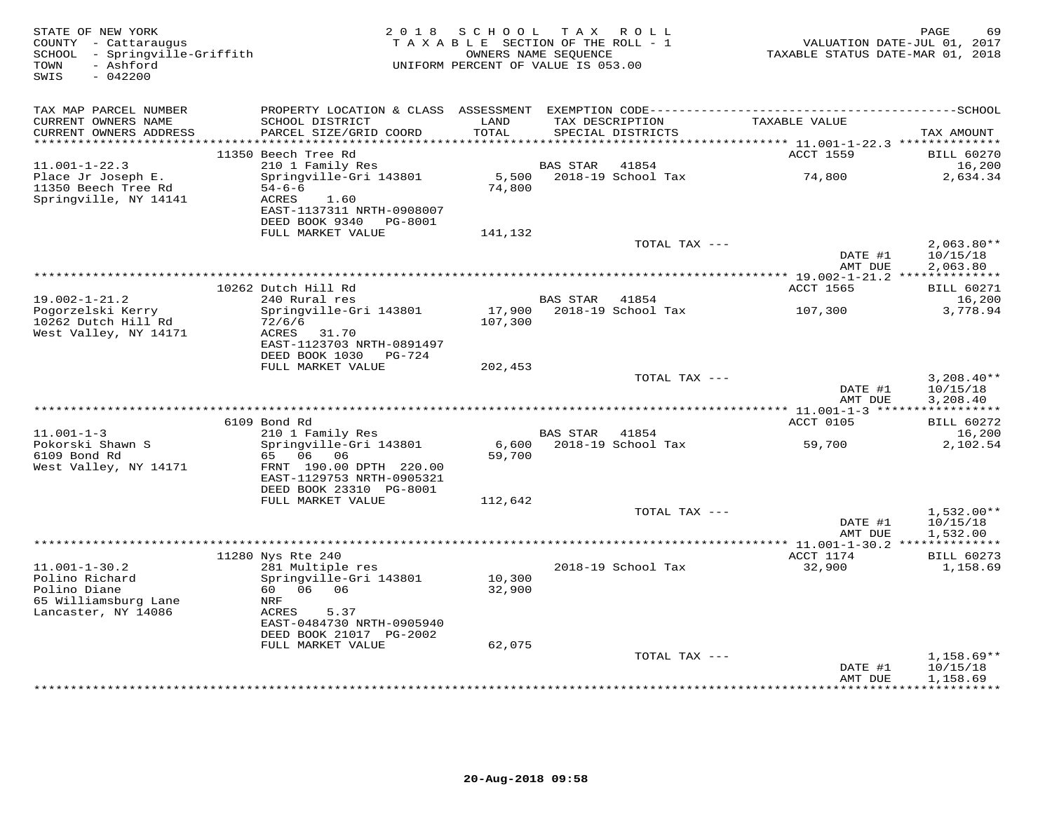STATE OF NEW YORK
COUNTY - Cattaraugus
SCHOOL - Springville-Griffith
TOWN - Ashford
SWIS - 042200

2018 SCHOOL TAX ROLL
TAXABLE SECTION OF THE ROLL - 1
OWNERS NAME SEQUENCE
UNIFORM PERCENT OF VALUE IS 053.00

VALUATION DATE-JUL 01, 2017
TAXABLE STATUS DATE-MAR 01, 2018

| TAX MAP PARCEL NUMBER / CURRENT OWNERS NAME / CURRENT OWNERS ADDRESS | PROPERTY LOCATION & CLASS / SCHOOL DISTRICT / PARCEL SIZE/GRID COORD | ASSESSMENT LAND / TOTAL | EXEMPTION CODE / TAX DESCRIPTION / SPECIAL DISTRICTS | TAXABLE VALUE | TAX AMOUNT |
|---|---|---|---|---|---|
| 11.001-1-22.3 | 11350 Beech Tree Rd | | | ACCT 1559 | BILL 60270 |
| Place Jr Joseph E. | 210 1 Family Res | | BAS STAR 41854 | | 16,200 |
| 11350 Beech Tree Rd | Springville-Gri 143801 | 5,500 | 2018-19 School Tax | 74,800 | 2,634.34 |
| Springville, NY 14141 | 54-6-6 | 74,800 | | | |
| | ACRES 1.60 | | | | |
| | EAST-1137311 NRTH-0908007 | | | | |
| | DEED BOOK 9340 PG-8001 | | | | |
| | FULL MARKET VALUE | 141,132 | | | |
| | | | TOTAL TAX --- | | 2,063.80** |
| | | | | DATE #1 | 10/15/18 |
| | | | | AMT DUE | 2,063.80 |
| 19.002-1-21.2 | 10262 Dutch Hill Rd | | | ACCT 1565 | BILL 60271 |
| Pogorzelski Kerry | 240 Rural res | | BAS STAR 41854 | | 16,200 |
| 10262 Dutch Hill Rd | Springville-Gri 143801 | 17,900 | 2018-19 School Tax | 107,300 | 3,778.94 |
| West Valley, NY 14171 | 72/6/6 | 107,300 | | | |
| | ACRES 31.70 | | | | |
| | EAST-1123703 NRTH-0891497 | | | | |
| | DEED BOOK 1030 PG-724 | | | | |
| | FULL MARKET VALUE | 202,453 | | | |
| | | | TOTAL TAX --- | | 3,208.40** |
| | | | | DATE #1 | 10/15/18 |
| | | | | AMT DUE | 3,208.40 |
| 11.001-1-3 | 6109 Bond Rd | | | ACCT 0105 | BILL 60272 |
| Pokorski Shawn S | 210 1 Family Res | | BAS STAR 41854 | | 16,200 |
| 6109 Bond Rd | Springville-Gri 143801 | 6,600 | 2018-19 School Tax | 59,700 | 2,102.54 |
| West Valley, NY 14171 | 65 06 06 | 59,700 | | | |
| | FRNT 190.00 DPTH 220.00 | | | | |
| | EAST-1129753 NRTH-0905321 | | | | |
| | DEED BOOK 23310 PG-8001 | | | | |
| | FULL MARKET VALUE | 112,642 | | | |
| | | | TOTAL TAX --- | | 1,532.00** |
| | | | | DATE #1 | 10/15/18 |
| | | | | AMT DUE | 1,532.00 |
| 11.001-1-30.2 | 11280 Nys Rte 240 | | | ACCT 1174 | BILL 60273 |
| Polino Richard | 281 Multiple res | | 2018-19 School Tax | 32,900 | 1,158.69 |
| Polino Diane | Springville-Gri 143801 | 10,300 | | | |
| 65 Williamsburg Lane | 60 06 06 | 32,900 | | | |
| Lancaster, NY 14086 | NRF | | | | |
| | ACRES 5.37 | | | | |
| | EAST-0484730 NRTH-0905940 | | | | |
| | DEED BOOK 21017 PG-2002 | | | | |
| | FULL MARKET VALUE | 62,075 | | | |
| | | | TOTAL TAX --- | | 1,158.69** |
| | | | | DATE #1 | 10/15/18 |
| | | | | AMT DUE | 1,158.69 |

20-Aug-2018 09:58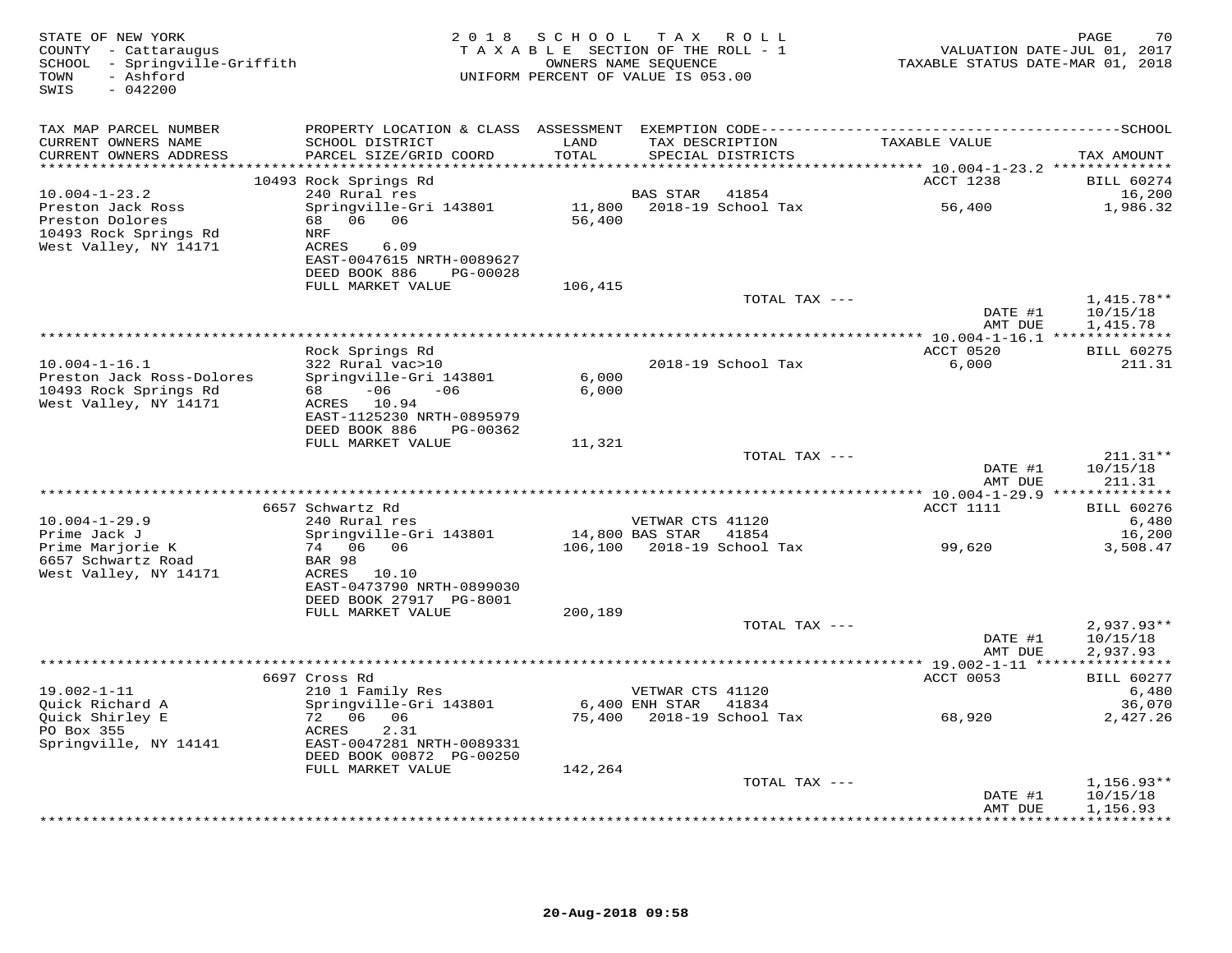STATE OF NEW YORK
COUNTY - Cattaraugus
SCHOOL - Springville-Griffith
TOWN - Ashford
SWIS - 042200

2018 SCHOOL TAX ROLL
TAXABLE SECTION OF THE ROLL - 1
OWNERS NAME SEQUENCE
UNIFORM PERCENT OF VALUE IS 053.00

VALUATION DATE-JUL 01, 2017
TAXABLE STATUS DATE-MAR 01, 2018

| TAX MAP PARCEL NUMBER / CURRENT OWNERS NAME / CURRENT OWNERS ADDRESS | PROPERTY LOCATION & CLASS / SCHOOL DISTRICT / PARCEL SIZE/GRID COORD | ASSESSMENT LAND / TOTAL | EXEMPTION CODE / TAX DESCRIPTION / SPECIAL DISTRICTS | TAXABLE VALUE | TAX AMOUNT |
|---|---|---|---|---|---|
| | 10493 Rock Springs Rd | | | ACCT 1238 | BILL 60274 |
| 10.004-1-23.2 | 240 Rural res | | BAS STAR 41854 | | 16,200 |
| Preston Jack Ross | Springville-Gri 143801 | 11,800 | 2018-19 School Tax | 56,400 | 1,986.32 |
| Preston Dolores | 68 06 06 | 56,400 | | | |
| 10493 Rock Springs Rd | NRF | | | | |
| West Valley, NY 14171 | ACRES 6.09 | | | | |
| | EAST-0047615 NRTH-0089627 | | | | |
| | DEED BOOK 886 PG-00028 | | | | |
| | FULL MARKET VALUE | 106,415 | | | |
| | | | TOTAL TAX --- | | 1,415.78** |
| | | | | DATE #1 | 10/15/18 |
| | | | | AMT DUE | 1,415.78 |
| | Rock Springs Rd | | | ACCT 0520 | BILL 60275 |
| 10.004-1-16.1 | 322 Rural vac>10 | | 2018-19 School Tax | 6,000 | 211.31 |
| Preston Jack Ross-Dolores | Springville-Gri 143801 | 6,000 | | | |
| 10493 Rock Springs Rd | 68 -06 -06 | 6,000 | | | |
| West Valley, NY 14171 | ACRES 10.94 | | | | |
| | EAST-1125230 NRTH-0895979 | | | | |
| | DEED BOOK 886 PG-00362 | | | | |
| | FULL MARKET VALUE | 11,321 | | | |
| | | | TOTAL TAX --- | | 211.31** |
| | | | | DATE #1 | 10/15/18 |
| | | | | AMT DUE | 211.31 |
| | 6657 Schwartz Rd | | | ACCT 1111 | BILL 60276 |
| 10.004-1-29.9 | 240 Rural res | | VETWAR CTS 41120 | | 6,480 |
| Prime Jack J | Springville-Gri 143801 | 14,800 | BAS STAR 41854 | | 16,200 |
| Prime Marjorie K | 74 06 06 | 106,100 | 2018-19 School Tax | 99,620 | 3,508.47 |
| 6657 Schwartz Road | BAR 98 | | | | |
| West Valley, NY 14171 | ACRES 10.10 | | | | |
| | EAST-0473790 NRTH-0899030 | | | | |
| | DEED BOOK 27917 PG-8001 | | | | |
| | FULL MARKET VALUE | 200,189 | | | |
| | | | TOTAL TAX --- | | 2,937.93** |
| | | | | DATE #1 | 10/15/18 |
| | | | | AMT DUE | 2,937.93 |
| | 6697 Cross Rd | | | ACCT 0053 | BILL 60277 |
| 19.002-1-11 | 210 1 Family Res | | VETWAR CTS 41120 | | 6,480 |
| Quick Richard A | Springville-Gri 143801 | 6,400 | ENH STAR 41834 | | 36,070 |
| Quick Shirley E | 72 06 06 | 75,400 | 2018-19 School Tax | 68,920 | 2,427.26 |
| PO Box 355 | ACRES 2.31 | | | | |
| Springville, NY 14141 | EAST-0047281 NRTH-0089331 | | | | |
| | DEED BOOK 00872 PG-00250 | | | | |
| | FULL MARKET VALUE | 142,264 | | | |
| | | | TOTAL TAX --- | | 1,156.93** |
| | | | | DATE #1 | 10/15/18 |
| | | | | AMT DUE | 1,156.93 |

20-Aug-2018 09:58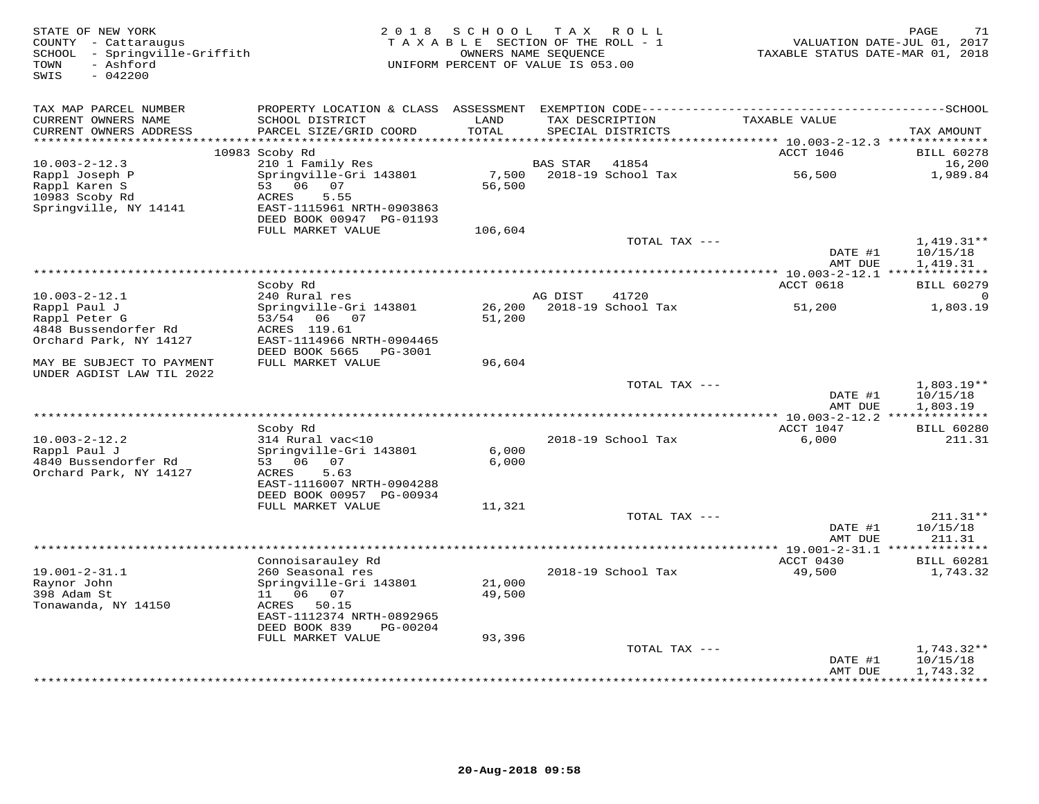STATE OF NEW YORK
COUNTY - Cattaraugus
SCHOOL - Springville-Griffith
TOWN - Ashford
SWIS - 042200

2018 SCHOOL TAX ROLL
TAXABLE SECTION OF THE ROLL - 1
OWNERS NAME SEQUENCE
UNIFORM PERCENT OF VALUE IS 053.00

VALUATION DATE-JUL 01, 2017
TAXABLE STATUS DATE-MAR 01, 2018

| TAX MAP PARCEL NUMBER / CURRENT OWNERS NAME / CURRENT OWNERS ADDRESS | PROPERTY LOCATION & CLASS / SCHOOL DISTRICT / PARCEL SIZE/GRID COORD | ASSESSMENT LAND / TOTAL | EXEMPTION CODE / TAX DESCRIPTION / SPECIAL DISTRICTS | TAXABLE VALUE | TAX AMOUNT |
|---|---|---|---|---|---|
| **10.003-2-12.3** | 10983 Scoby Rd | | | ACCT 1046 | BILL 60278 |
| 10.003-2-12.3 | 210 1 Family Res | | BAS STAR 41854 | | 16,200 |
| Rappl Joseph P | Springville-Gri 143801 | 7,500 | 2018-19 School Tax | 56,500 | 1,989.84 |
| Rappl Karen S | 53 06 07 | 56,500 | | | |
| 10983 Scoby Rd | ACRES 5.55 | | | | |
| Springville, NY 14141 | EAST-1115961 NRTH-0903863 | | | | |
| | DEED BOOK 00947 PG-01193 | | | | |
| | FULL MARKET VALUE | 106,604 | | | |
| | | | TOTAL TAX --- | | 1,419.31** |
| | | | | DATE #1 | 10/15/18 |
| | | | | AMT DUE | 1,419.31 |
| **10.003-2-12.1** | Scoby Rd | | | ACCT 0618 | BILL 60279 |
| 10.003-2-12.1 | 240 Rural res | | AG DIST 41720 | | 0 |
| Rappl Paul J | Springville-Gri 143801 | 26,200 | 2018-19 School Tax | 51,200 | 1,803.19 |
| Rappl Peter G | 53/54 06 07 | 51,200 | | | |
| 4848 Bussendorfer Rd | ACRES 119.61 | | | | |
| Orchard Park, NY 14127 | EAST-1114966 NRTH-0904465 | | | | |
| | DEED BOOK 5665 PG-3001 | | | | |
| MAY BE SUBJECT TO PAYMENT UNDER AGDIST LAW TIL 2022 | FULL MARKET VALUE | 96,604 | | | |
| | | | TOTAL TAX --- | | 1,803.19** |
| | | | | DATE #1 | 10/15/18 |
| | | | | AMT DUE | 1,803.19 |
| **10.003-2-12.2** | Scoby Rd | | | ACCT 1047 | BILL 60280 |
| 10.003-2-12.2 | 314 Rural vac<10 | | 2018-19 School Tax | 6,000 | 211.31 |
| Rappl Paul J | Springville-Gri 143801 | 6,000 | | | |
| 4840 Bussendorfer Rd | 53 06 07 | 6,000 | | | |
| Orchard Park, NY 14127 | ACRES 5.63 | | | | |
| | EAST-1116007 NRTH-0904288 | | | | |
| | DEED BOOK 00957 PG-00934 | | | | |
| | FULL MARKET VALUE | 11,321 | | | |
| | | | TOTAL TAX --- | | 211.31** |
| | | | | DATE #1 | 10/15/18 |
| | | | | AMT DUE | 211.31 |
| **19.001-2-31.1** | Connoisarauley Rd | | | ACCT 0430 | BILL 60281 |
| 19.001-2-31.1 | 260 Seasonal res | | 2018-19 School Tax | 49,500 | 1,743.32 |
| Raynor John | Springville-Gri 143801 | 21,000 | | | |
| 398 Adam St | 11 06 07 | 49,500 | | | |
| Tonawanda, NY 14150 | ACRES 50.15 | | | | |
| | EAST-1112374 NRTH-0892965 | | | | |
| | DEED BOOK 839 PG-00204 | | | | |
| | FULL MARKET VALUE | 93,396 | | | |
| | | | TOTAL TAX --- | | 1,743.32** |
| | | | | DATE #1 | 10/15/18 |
| | | | | AMT DUE | 1,743.32 |

20-Aug-2018 09:58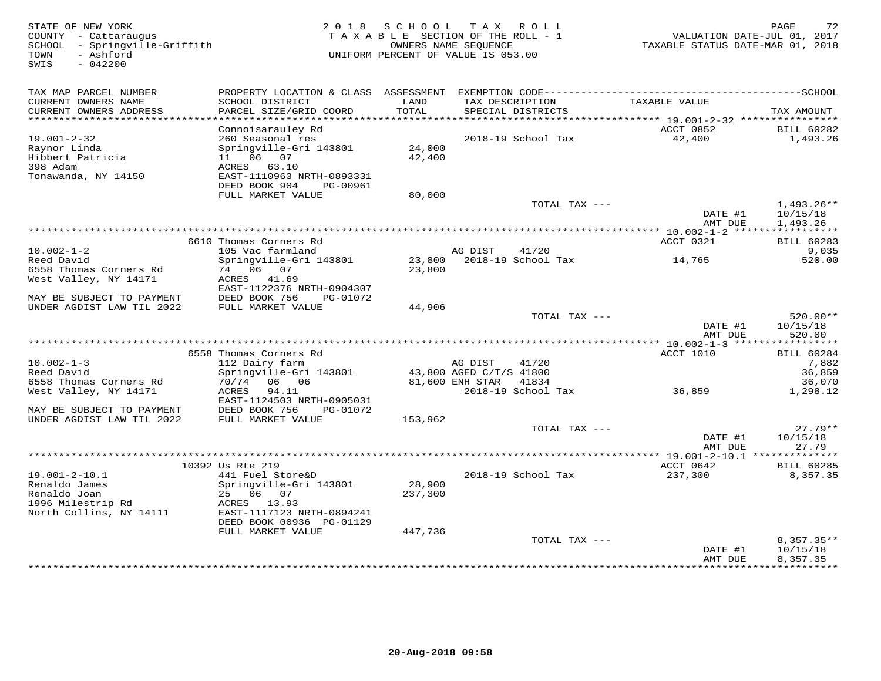STATE OF NEW YORK
COUNTY - Cattaraugus
SCHOOL - Springville-Griffith
TOWN - Ashford
SWIS - 042200

2018 SCHOOL TAX ROLL
TAXABLE SECTION OF THE ROLL - 1
OWNERS NAME SEQUENCE
UNIFORM PERCENT OF VALUE IS 053.00

VALUATION DATE-JUL 01, 2017
TAXABLE STATUS DATE-MAR 01, 2018

| TAX MAP PARCEL NUMBER / CURRENT OWNERS NAME / CURRENT OWNERS ADDRESS | PROPERTY LOCATION & CLASS / SCHOOL DISTRICT / PARCEL SIZE/GRID COORD | ASSESSMENT LAND / TOTAL | EXEMPTION CODE / TAX DESCRIPTION / SPECIAL DISTRICTS | TAXABLE VALUE | TAX AMOUNT |
|---|---|---|---|---|---|
| | Connoisarauley Rd | | | ACCT 0852 | BILL 60282 |
| 19.001-2-32 | 260 Seasonal res | | 2018-19 School Tax | 42,400 | 1,493.26 |
| Raynor Linda | Springville-Gri 143801 | 24,000 | | | |
| Hibbert Patricia | 11 06 07 | 42,400 | | | |
| 398 Adam | ACRES 63.10 | | | | |
| Tonawanda, NY 14150 | EAST-1110963 NRTH-0893331 | | | | |
| | DEED BOOK 904 PG-00961 | | | | |
| | FULL MARKET VALUE | 80,000 | | | |
| | | | TOTAL TAX --- | | 1,493.26** |
| | | | | DATE #1 | 10/15/18 |
| | | | | AMT DUE | 1,493.26 |
| | 6610 Thomas Corners Rd | | | ACCT 0321 | BILL 60283 |
| 10.002-1-2 | 105 Vac farmland | | AG DIST 41720 | | 9,035 |
| Reed David | Springville-Gri 143801 | 23,800 | 2018-19 School Tax | 14,765 | 520.00 |
| 6558 Thomas Corners Rd | 74 06 07 | 23,800 | | | |
| West Valley, NY 14171 | ACRES 41.69 | | | | |
| | EAST-1122376 NRTH-0904307 | | | | |
| MAY BE SUBJECT TO PAYMENT | DEED BOOK 756 PG-01072 | | | | |
| UNDER AGDIST LAW TIL 2022 | FULL MARKET VALUE | 44,906 | | | |
| | | | TOTAL TAX --- | | 520.00** |
| | | | | DATE #1 | 10/15/18 |
| | | | | AMT DUE | 520.00 |
| | 6558 Thomas Corners Rd | | | ACCT 1010 | BILL 60284 |
| 10.002-1-3 | 112 Dairy farm | | AG DIST 41720 | | 7,882 |
| Reed David | Springville-Gri 143801 | 43,800 | AGED C/T/S 41800 | | 36,859 |
| 6558 Thomas Corners Rd | 70/74 06 06 | 81,600 | ENH STAR 41834 | | 36,070 |
| West Valley, NY 14171 | ACRES 94.11 | | 2018-19 School Tax | 36,859 | 1,298.12 |
| | EAST-1124503 NRTH-0905031 | | | | |
| MAY BE SUBJECT TO PAYMENT | DEED BOOK 756 PG-01072 | | | | |
| UNDER AGDIST LAW TIL 2022 | FULL MARKET VALUE | 153,962 | | | |
| | | | TOTAL TAX --- | | 27.79** |
| | | | | DATE #1 | 10/15/18 |
| | | | | AMT DUE | 27.79 |
| | 10392 Us Rte 219 | | | ACCT 0642 | BILL 60285 |
| 19.001-2-10.1 | 441 Fuel Store&D | | 2018-19 School Tax | 237,300 | 8,357.35 |
| Renaldo James | Springville-Gri 143801 | 28,900 | | | |
| Renaldo Joan | 25 06 07 | 237,300 | | | |
| 1996 Milestrip Rd | ACRES 13.93 | | | | |
| North Collins, NY 14111 | EAST-1117123 NRTH-0894241 | | | | |
| | DEED BOOK 00936 PG-01129 | | | | |
| | FULL MARKET VALUE | 447,736 | | | |
| | | | TOTAL TAX --- | | 8,357.35** |
| | | | | DATE #1 | 10/15/18 |
| | | | | AMT DUE | 8,357.35 |

20-Aug-2018 09:58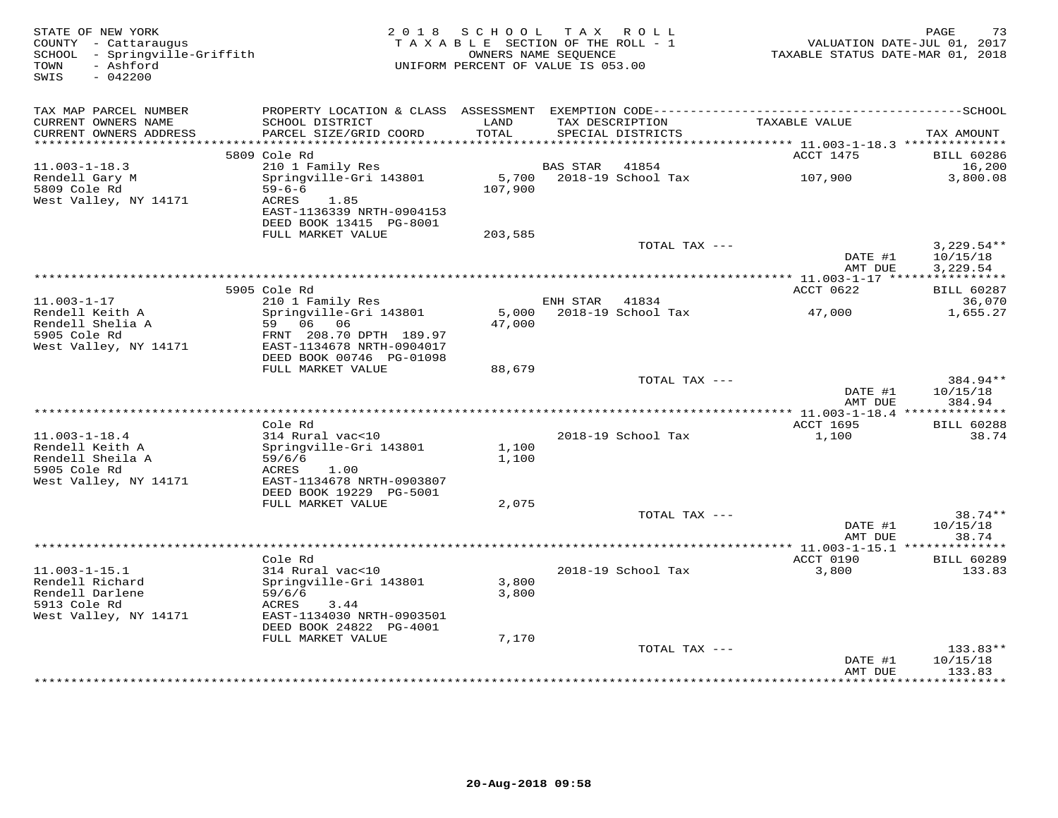STATE OF NEW YORK
COUNTY - Cattaraugus
SCHOOL - Springville-Griffith
TOWN - Ashford
SWIS - 042200

2 0 1 8 S C H O O L T A X R O L L
T A X A B L E SECTION OF THE ROLL - 1
OWNERS NAME SEQUENCE
UNIFORM PERCENT OF VALUE IS 053.00

VALUATION DATE-JUL 01, 2017
TAXABLE STATUS DATE-MAR 01, 2018

| TAX MAP PARCEL NUMBER / CURRENT OWNERS NAME / CURRENT OWNERS ADDRESS | PROPERTY LOCATION & CLASS / SCHOOL DISTRICT / PARCEL SIZE/GRID COORD | ASSESSMENT LAND / TOTAL | EXEMPTION CODE / TAX DESCRIPTION / SPECIAL DISTRICTS | TAXABLE VALUE | SCHOOL TAX AMOUNT |
|---|---|---|---|---|---|
| | 5809 Cole Rd | | | ACCT 1475 | BILL 60286 |
| 11.003-1-18.3 | 210 1 Family Res | | BAS STAR 41854 | | 16,200 |
| Rendell Gary M | Springville-Gri 143801 | 5,700 | 2018-19 School Tax | 107,900 | 3,800.08 |
| 5809 Cole Rd | 59-6-6 | 107,900 | | | |
| West Valley, NY 14171 | ACRES 1.85 | | | | |
| | EAST-1136339 NRTH-0904153 | | | | |
| | DEED BOOK 13415 PG-8001 | | | | |
| | FULL MARKET VALUE | 203,585 | | | |
| | | | TOTAL TAX --- | | 3,229.54** |
| | | | | DATE #1 | 10/15/18 |
| | | | | AMT DUE | 3,229.54 |
| | 5905 Cole Rd | | | ACCT 0622 | BILL 60287 |
| 11.003-1-17 | 210 1 Family Res | | ENH STAR 41834 | | 36,070 |
| Rendell Keith A | Springville-Gri 143801 | 5,000 | 2018-19 School Tax | 47,000 | 1,655.27 |
| Rendell Shelia A | 59 06 06 | 47,000 | | | |
| 5905 Cole Rd | FRNT 208.70 DPTH 189.97 | | | | |
| West Valley, NY 14171 | EAST-1134678 NRTH-0904017 | | | | |
| | DEED BOOK 00746 PG-01098 | | | | |
| | FULL MARKET VALUE | 88,679 | | | |
| | | | TOTAL TAX --- | | 384.94** |
| | | | | DATE #1 | 10/15/18 |
| | | | | AMT DUE | 384.94 |
| | Cole Rd | | | ACCT 1695 | BILL 60288 |
| 11.003-1-18.4 | 314 Rural vac<10 | | 2018-19 School Tax | 1,100 | 38.74 |
| Rendell Keith A | Springville-Gri 143801 | 1,100 | | | |
| Rendell Sheila A | 59/6/6 | 1,100 | | | |
| 5905 Cole Rd | ACRES 1.00 | | | | |
| West Valley, NY 14171 | EAST-1134678 NRTH-0903807 | | | | |
| | DEED BOOK 19229 PG-5001 | | | | |
| | FULL MARKET VALUE | 2,075 | | | |
| | | | TOTAL TAX --- | | 38.74** |
| | | | | DATE #1 | 10/15/18 |
| | | | | AMT DUE | 38.74 |
| | Cole Rd | | | ACCT 0190 | BILL 60289 |
| 11.003-1-15.1 | 314 Rural vac<10 | | 2018-19 School Tax | 3,800 | 133.83 |
| Rendell Richard | Springville-Gri 143801 | 3,800 | | | |
| Rendell Darlene | 59/6/6 | 3,800 | | | |
| 5913 Cole Rd | ACRES 3.44 | | | | |
| West Valley, NY 14171 | EAST-1134030 NRTH-0903501 | | | | |
| | DEED BOOK 24822 PG-4001 | | | | |
| | FULL MARKET VALUE | 7,170 | | | |
| | | | TOTAL TAX --- | | 133.83** |
| | | | | DATE #1 | 10/15/18 |
| | | | | AMT DUE | 133.83 |

20-Aug-2018 09:58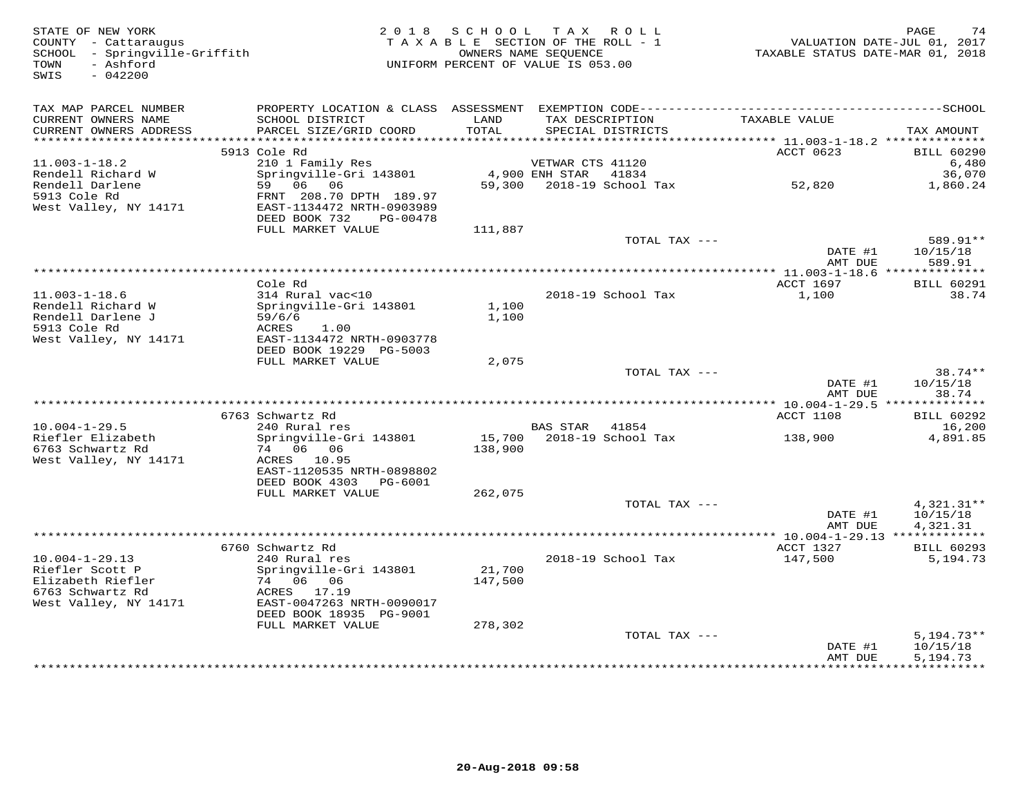STATE OF NEW YORK
COUNTY - Cattaraugus
SCHOOL - Springville-Griffith
TOWN - Ashford
SWIS - 042200

2 0 1 8 S C H O O L T A X R O L L
T A X A B L E SECTION OF THE ROLL - 1
OWNERS NAME SEQUENCE
UNIFORM PERCENT OF VALUE IS 053.00

VALUATION DATE-JUL 01, 2017
TAXABLE STATUS DATE-MAR 01, 2018

| TAX MAP PARCEL NUMBER / CURRENT OWNERS NAME / CURRENT OWNERS ADDRESS | PROPERTY LOCATION & CLASS / SCHOOL DISTRICT / PARCEL SIZE/GRID COORD | ASSESSMENT LAND / TOTAL | EXEMPTION CODE / TAX DESCRIPTION / SPECIAL DISTRICTS | TAXABLE VALUE | TAX AMOUNT |
|---|---|---|---|---|---|
| | 5913 Cole Rd | | | ACCT 0623 | BILL 60290 |
| 11.003-1-18.2 | 210 1 Family Res | | VETWAR CTS 41120 | | 6,480 |
| Rendell Richard W | Springville-Gri 143801 | 4,900 | ENH STAR 41834 | | 36,070 |
| Rendell Darlene | 59 06 06 | 59,300 | 2018-19 School Tax | 52,820 | 1,860.24 |
| 5913 Cole Rd | FRNT 208.70 DPTH 189.97 | | | | |
| West Valley, NY 14171 | EAST-1134472 NRTH-0903989 | | | | |
| | DEED BOOK 732 PG-00478 | | | | |
| | FULL MARKET VALUE | 111,887 | | | |
| | | | TOTAL TAX --- | | 589.91** |
| | | | | DATE #1 | 10/15/18 |
| | | | | AMT DUE | 589.91 |
| | Cole Rd | | | ACCT 1697 | BILL 60291 |
| 11.003-1-18.6 | 314 Rural vac<10 | | 2018-19 School Tax | 1,100 | 38.74 |
| Rendell Richard W | Springville-Gri 143801 | 1,100 | | | |
| Rendell Darlene J | 59/6/6 | 1,100 | | | |
| 5913 Cole Rd | ACRES 1.00 | | | | |
| West Valley, NY 14171 | EAST-1134472 NRTH-0903778 | | | | |
| | DEED BOOK 19229 PG-5003 | | | | |
| | FULL MARKET VALUE | 2,075 | | | |
| | | | TOTAL TAX --- | | 38.74** |
| | | | | DATE #1 | 10/15/18 |
| | | | | AMT DUE | 38.74 |
| | 6763 Schwartz Rd | | | ACCT 1108 | BILL 60292 |
| 10.004-1-29.5 | 240 Rural res | | BAS STAR 41854 | | 16,200 |
| Riefler Elizabeth | Springville-Gri 143801 | 15,700 | 2018-19 School Tax | 138,900 | 4,891.85 |
| 6763 Schwartz Rd | 74 06 06 | 138,900 | | | |
| West Valley, NY 14171 | ACRES 10.95 | | | | |
| | EAST-1120535 NRTH-0898802 | | | | |
| | DEED BOOK 4303 PG-6001 | | | | |
| | FULL MARKET VALUE | 262,075 | | | |
| | | | TOTAL TAX --- | | 4,321.31** |
| | | | | DATE #1 | 10/15/18 |
| | | | | AMT DUE | 4,321.31 |
| | 6760 Schwartz Rd | | | ACCT 1327 | BILL 60293 |
| 10.004-1-29.13 | 240 Rural res | | 2018-19 School Tax | 147,500 | 5,194.73 |
| Riefler Scott P | Springville-Gri 143801 | 21,700 | | | |
| Elizabeth Riefler | 74 06 06 | 147,500 | | | |
| 6763 Schwartz Rd | ACRES 17.19 | | | | |
| West Valley, NY 14171 | EAST-0047263 NRTH-0090017 | | | | |
| | DEED BOOK 18935 PG-9001 | | | | |
| | FULL MARKET VALUE | 278,302 | | | |
| | | | TOTAL TAX --- | | 5,194.73** |
| | | | | DATE #1 | 10/15/18 |
| | | | | AMT DUE | 5,194.73 |

20-Aug-2018 09:58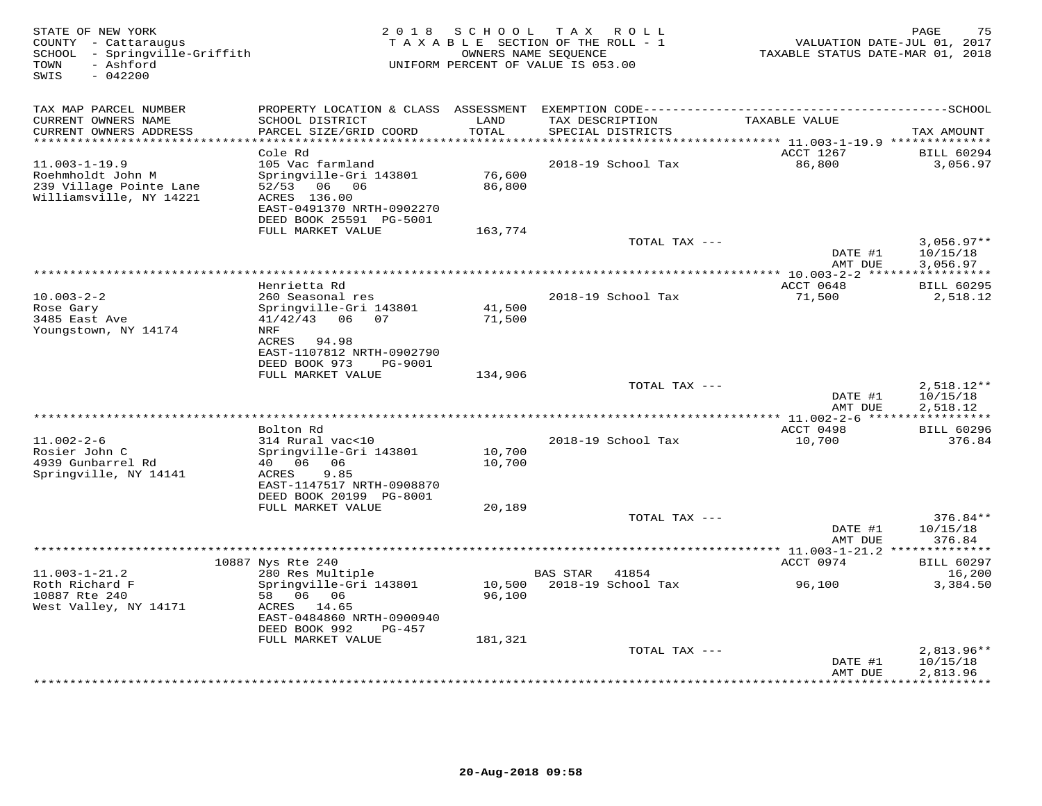STATE OF NEW YORK
COUNTY - Cattaraugus
SCHOOL - Springville-Griffith
TOWN - Ashford
SWIS - 042200

2018 SCHOOL TAX ROLL
TAXABLE SECTION OF THE ROLL - 1
OWNERS NAME SEQUENCE
UNIFORM PERCENT OF VALUE IS 053.00

VALUATION DATE-JUL 01, 2017
TAXABLE STATUS DATE-MAR 01, 2018

| TAX MAP PARCEL NUMBER / CURRENT OWNERS NAME / CURRENT OWNERS ADDRESS | PROPERTY LOCATION & CLASS / SCHOOL DISTRICT / PARCEL SIZE/GRID COORD | ASSESSMENT LAND / TOTAL | EXEMPTION CODE / TAX DESCRIPTION / SPECIAL DISTRICTS | TAXABLE VALUE | SCHOOL TAX AMOUNT |
|---|---|---|---|---|---|
| | Cole Rd | | | ACCT 1267 | BILL 60294 |
| 11.003-1-19.9 | 105 Vac farmland | | 2018-19 School Tax | 86,800 | 3,056.97 |
| Roehmholdt John M | Springville-Gri 143801 | 76,600 | | | |
| 239 Village Pointe Lane | 52/53 06 06 | 86,800 | | | |
| Williamsville, NY 14221 | ACRES 136.00 | | | | |
| | EAST-0491370 NRTH-0902270 | | | | |
| | DEED BOOK 25591 PG-5001 | | | | |
| | FULL MARKET VALUE | 163,774 | | | |
| | | | TOTAL TAX --- | | 3,056.97** |
| | | | | DATE #1 | 10/15/18 |
| | | | | AMT DUE | 3,056.97 |
| | Henrietta Rd | | | ACCT 0648 | BILL 60295 |
| 10.003-2-2 | 260 Seasonal res | | 2018-19 School Tax | 71,500 | 2,518.12 |
| Rose Gary | Springville-Gri 143801 | 41,500 | | | |
| 3485 East Ave | 41/42/43 06 07 | 71,500 | | | |
| Youngstown, NY 14174 | NRF | | | | |
| | ACRES 94.98 | | | | |
| | EAST-1107812 NRTH-0902790 | | | | |
| | DEED BOOK 973 PG-9001 | | | | |
| | FULL MARKET VALUE | 134,906 | | | |
| | | | TOTAL TAX --- | | 2,518.12** |
| | | | | DATE #1 | 10/15/18 |
| | | | | AMT DUE | 2,518.12 |
| | Bolton Rd | | | ACCT 0498 | BILL 60296 |
| 11.002-2-6 | 314 Rural vac<10 | | 2018-19 School Tax | 10,700 | 376.84 |
| Rosier John C | Springville-Gri 143801 | 10,700 | | | |
| 4939 Gunbarrel Rd | 40 06 06 | 10,700 | | | |
| Springville, NY 14141 | ACRES 9.85 | | | | |
| | EAST-1147517 NRTH-0908870 | | | | |
| | DEED BOOK 20199 PG-8001 | | | | |
| | FULL MARKET VALUE | 20,189 | | | |
| | | | TOTAL TAX --- | | 376.84** |
| | | | | DATE #1 | 10/15/18 |
| | | | | AMT DUE | 376.84 |
| | 10887 Nys Rte 240 | | | ACCT 0974 | BILL 60297 |
| 11.003-1-21.2 | 280 Res Multiple | | BAS STAR 41854 | | 16,200 |
| Roth Richard F | Springville-Gri 143801 | 10,500 | 2018-19 School Tax | 96,100 | 3,384.50 |
| 10887 Rte 240 | 58 06 06 | 96,100 | | | |
| West Valley, NY 14171 | ACRES 14.65 | | | | |
| | EAST-0484860 NRTH-0900940 | | | | |
| | DEED BOOK 992 PG-457 | | | | |
| | FULL MARKET VALUE | 181,321 | | | |
| | | | TOTAL TAX --- | | 2,813.96** |
| | | | | DATE #1 | 10/15/18 |
| | | | | AMT DUE | 2,813.96 |

20-Aug-2018 09:58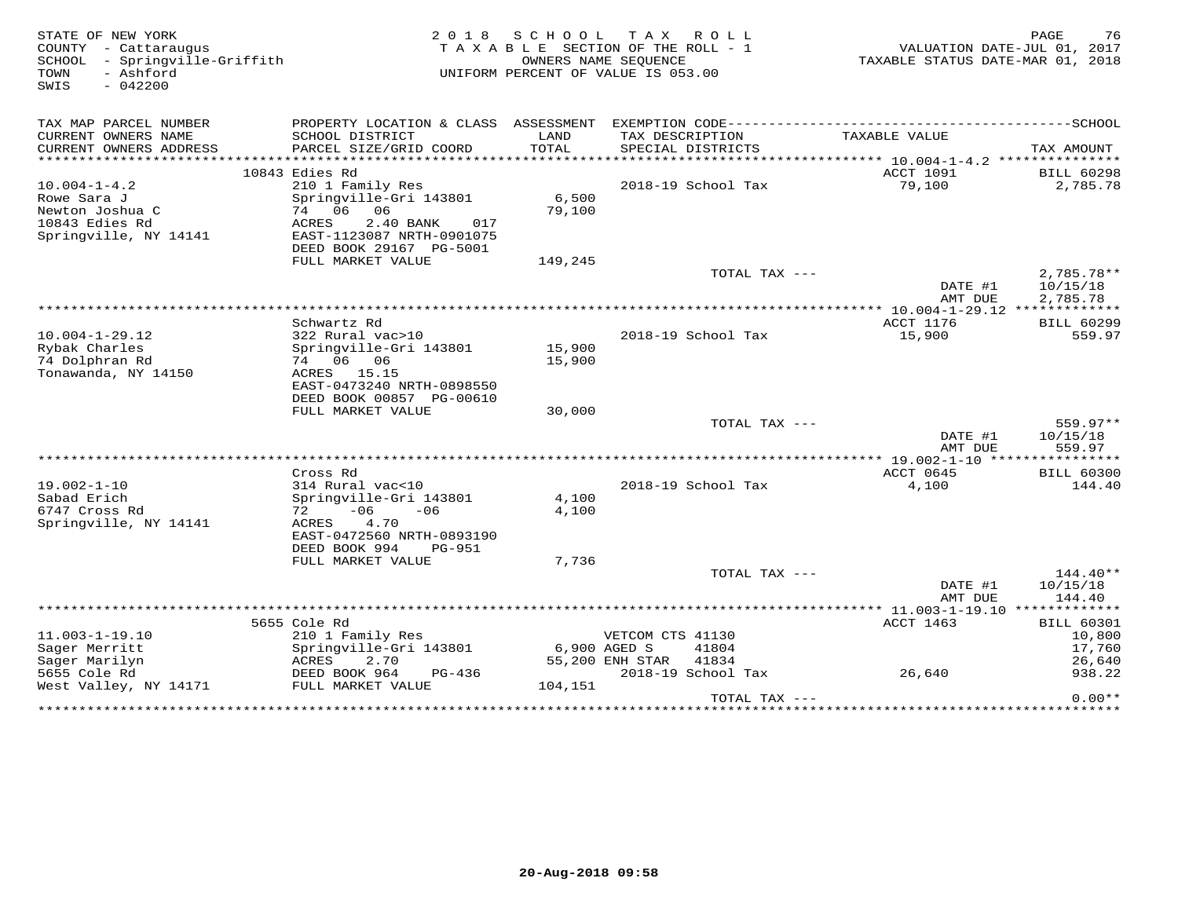STATE OF NEW YORK
COUNTY - Cattaraugus
SCHOOL - Springville-Griffith
TOWN - Ashford
SWIS - 042200

2018 SCHOOL TAX ROLL
TAXABLE SECTION OF THE ROLL - 1
OWNERS NAME SEQUENCE
UNIFORM PERCENT OF VALUE IS 053.00

VALUATION DATE-JUL 01, 2017
TAXABLE STATUS DATE-MAR 01, 2018

| TAX MAP PARCEL NUMBER / CURRENT OWNERS NAME / CURRENT OWNERS ADDRESS | PROPERTY LOCATION & CLASS / SCHOOL DISTRICT / PARCEL SIZE/GRID COORD | ASSESSMENT LAND / TOTAL | EXEMPTION CODE / TAX DESCRIPTION / SPECIAL DISTRICTS | TAXABLE VALUE | TAX AMOUNT |
|---|---|---|---|---|---|
| | 10843 Edies Rd | | | ACCT 1091 | BILL 60298 |
| 10.004-1-4.2 | 210 1 Family Res | | 2018-19 School Tax | 79,100 | 2,785.78 |
| Rowe Sara J | Springville-Gri 143801 | 6,500 | | | |
| Newton Joshua C | 74 06 06 | 79,100 | | | |
| 10843 Edies Rd | ACRES 2.40 BANK 017 | | | | |
| Springville, NY 14141 | EAST-1123087 NRTH-0901075 | | | | |
| | DEED BOOK 29167 PG-5001 | | | | |
| | FULL MARKET VALUE | 149,245 | | | |
| | | | TOTAL TAX --- | | 2,785.78** |
| | | | | DATE #1 | 10/15/18 |
| | | | | AMT DUE | 2,785.78 |
| | Schwartz Rd | | | ACCT 1176 | BILL 60299 |
| 10.004-1-29.12 | 322 Rural vac>10 | | 2018-19 School Tax | 15,900 | 559.97 |
| Rybak Charles | Springville-Gri 143801 | 15,900 | | | |
| 74 Dolphran Rd | 74 06 06 | 15,900 | | | |
| Tonawanda, NY 14150 | ACRES 15.15 | | | | |
| | EAST-0473240 NRTH-0898550 | | | | |
| | DEED BOOK 00857 PG-00610 | | | | |
| | FULL MARKET VALUE | 30,000 | | | |
| | | | TOTAL TAX --- | | 559.97** |
| | | | | DATE #1 | 10/15/18 |
| | | | | AMT DUE | 559.97 |
| | Cross Rd | | | ACCT 0645 | BILL 60300 |
| 19.002-1-10 | 314 Rural vac<10 | | 2018-19 School Tax | 4,100 | 144.40 |
| Sabad Erich | Springville-Gri 143801 | 4,100 | | | |
| 6747 Cross Rd | 72 -06 -06 | 4,100 | | | |
| Springville, NY 14141 | ACRES 4.70 | | | | |
| | EAST-0472560 NRTH-0893190 | | | | |
| | DEED BOOK 994 PG-951 | | | | |
| | FULL MARKET VALUE | 7,736 | | | |
| | | | TOTAL TAX --- | | 144.40** |
| | | | | DATE #1 | 10/15/18 |
| | | | | AMT DUE | 144.40 |
| | 5655 Cole Rd | | | ACCT 1463 | BILL 60301 |
| 11.003-1-19.10 | 210 1 Family Res | | VETCOM CTS 41130 | | 10,800 |
| Sager Merritt | Springville-Gri 143801 | 6,900 | AGED S 41804 | | 17,760 |
| Sager Marilyn | ACRES 2.70 | 55,200 | ENH STAR 41834 | | 26,640 |
| 5655 Cole Rd | DEED BOOK 964 PG-436 | | 2018-19 School Tax | 26,640 | 938.22 |
| West Valley, NY 14171 | FULL MARKET VALUE | 104,151 | | | |
| | | | TOTAL TAX --- | | 0.00** |

20-Aug-2018 09:58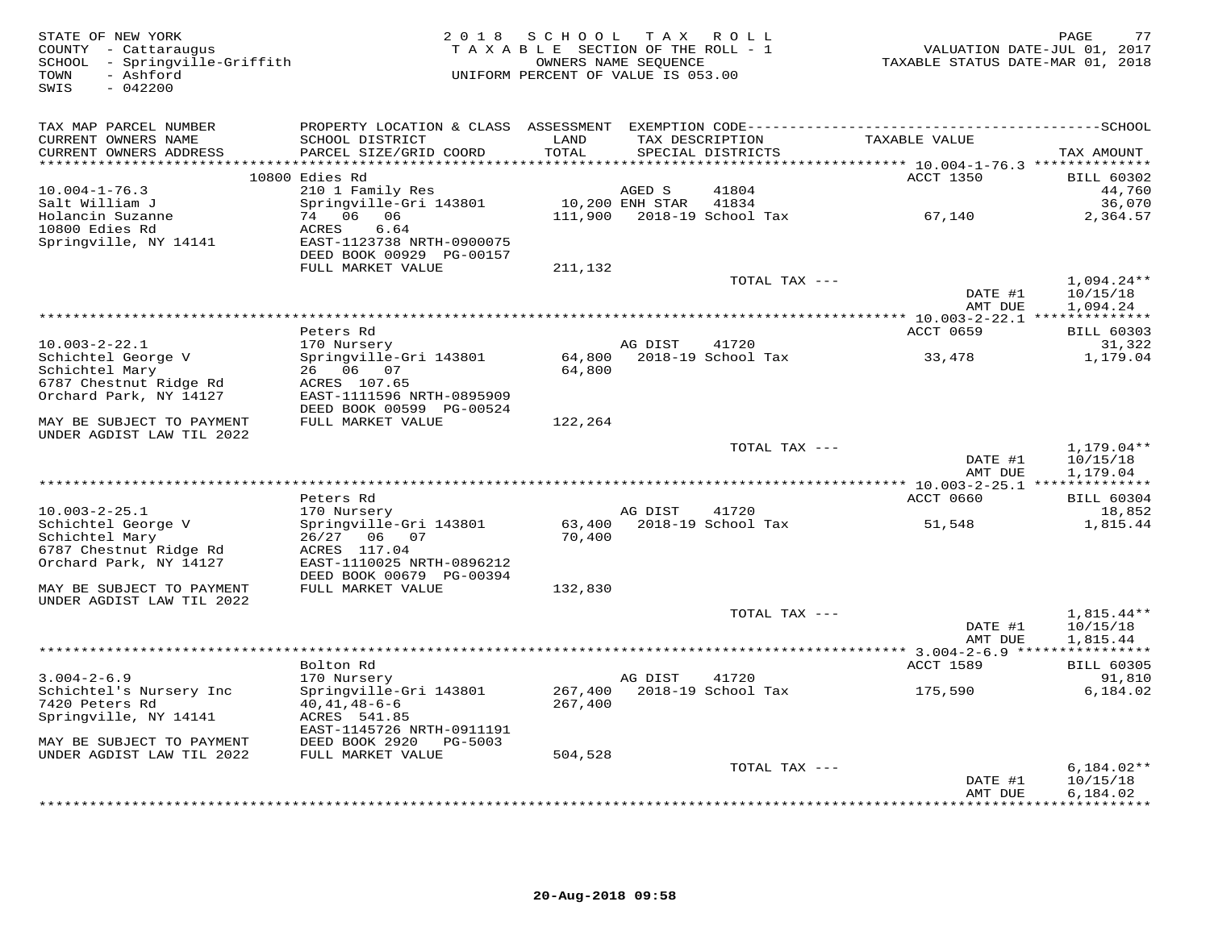STATE OF NEW YORK
COUNTY - Cattaraugus
SCHOOL - Springville-Griffith
TOWN - Ashford
SWIS - 042200

2018 SCHOOL TAX ROLL
TAXABLE SECTION OF THE ROLL - 1
OWNERS NAME SEQUENCE
UNIFORM PERCENT OF VALUE IS 053.00

VALUATION DATE-JUL 01, 2017
TAXABLE STATUS DATE-MAR 01, 2018

| TAX MAP PARCEL NUMBER / CURRENT OWNERS NAME / CURRENT OWNERS ADDRESS | PROPERTY LOCATION & CLASS / SCHOOL DISTRICT / PARCEL SIZE/GRID COORD | ASSESSMENT LAND / TOTAL | EXEMPTION CODE / TAX DESCRIPTION / SPECIAL DISTRICTS | TAXABLE VALUE | TAX AMOUNT |
|---|---|---|---|---|---|
| 10.004-1-76.3 | 10800 Edies Rd | | | ACCT 1350 | BILL 60302 |
| | 210 1 Family Res | | AGED S 41804 | | 44,760 |
| Salt William J | Springville-Gri 143801 | 10,200 | ENH STAR 41834 | | 36,070 |
| Holancin Suzanne | 74 06 06 | 111,900 | 2018-19 School Tax | 67,140 | 2,364.57 |
| 10800 Edies Rd | ACRES 6.64 | | | | |
| Springville, NY 14141 | EAST-1123738 NRTH-0900075 | | | | |
| | DEED BOOK 00929 PG-00157 | | | | |
| | FULL MARKET VALUE | 211,132 | | | |
| | | | TOTAL TAX --- | | 1,094.24** |
| | | | | DATE #1 | 10/15/18 |
| | | | | AMT DUE | 1,094.24 |
| 10.003-2-22.1 | Peters Rd | | | ACCT 0659 | BILL 60303 |
| | 170 Nursery | | AG DIST 41720 | | 31,322 |
| Schichtel George V | Springville-Gri 143801 | 64,800 | 2018-19 School Tax | 33,478 | 1,179.04 |
| Schichtel Mary | 26 06 07 | 64,800 | | | |
| 6787 Chestnut Ridge Rd | ACRES 107.65 | | | | |
| Orchard Park, NY 14127 | EAST-1111596 NRTH-0895909 | | | | |
| | DEED BOOK 00599 PG-00524 | | | | |
| MAY BE SUBJECT TO PAYMENT UNDER AGDIST LAW TIL 2022 | FULL MARKET VALUE | 122,264 | | | |
| | | | TOTAL TAX --- | | 1,179.04** |
| | | | | DATE #1 | 10/15/18 |
| | | | | AMT DUE | 1,179.04 |
| 10.003-2-25.1 | Peters Rd | | | ACCT 0660 | BILL 60304 |
| | 170 Nursery | | AG DIST 41720 | | 18,852 |
| Schichtel George V | Springville-Gri 143801 | 63,400 | 2018-19 School Tax | 51,548 | 1,815.44 |
| Schichtel Mary | 26/27 06 07 | 70,400 | | | |
| 6787 Chestnut Ridge Rd | ACRES 117.04 | | | | |
| Orchard Park, NY 14127 | EAST-1110025 NRTH-0896212 | | | | |
| | DEED BOOK 00679 PG-00394 | | | | |
| MAY BE SUBJECT TO PAYMENT UNDER AGDIST LAW TIL 2022 | FULL MARKET VALUE | 132,830 | | | |
| | | | TOTAL TAX --- | | 1,815.44** |
| | | | | DATE #1 | 10/15/18 |
| | | | | AMT DUE | 1,815.44 |
| 3.004-2-6.9 | Bolton Rd | | | ACCT 1589 | BILL 60305 |
| | 170 Nursery | | AG DIST 41720 | | 91,810 |
| Schichtel's Nursery Inc | Springville-Gri 143801 | 267,400 | 2018-19 School Tax | 175,590 | 6,184.02 |
| 7420 Peters Rd | 40,41,48-6-6 | 267,400 | | | |
| Springville, NY 14141 | ACRES 541.85 | | | | |
| | EAST-1145726 NRTH-0911191 | | | | |
| MAY BE SUBJECT TO PAYMENT | DEED BOOK 2920 PG-5003 | | | | |
| UNDER AGDIST LAW TIL 2022 | FULL MARKET VALUE | 504,528 | | | |
| | | | TOTAL TAX --- | | 6,184.02** |
| | | | | DATE #1 | 10/15/18 |
| | | | | AMT DUE | 6,184.02 |

20-Aug-2018 09:58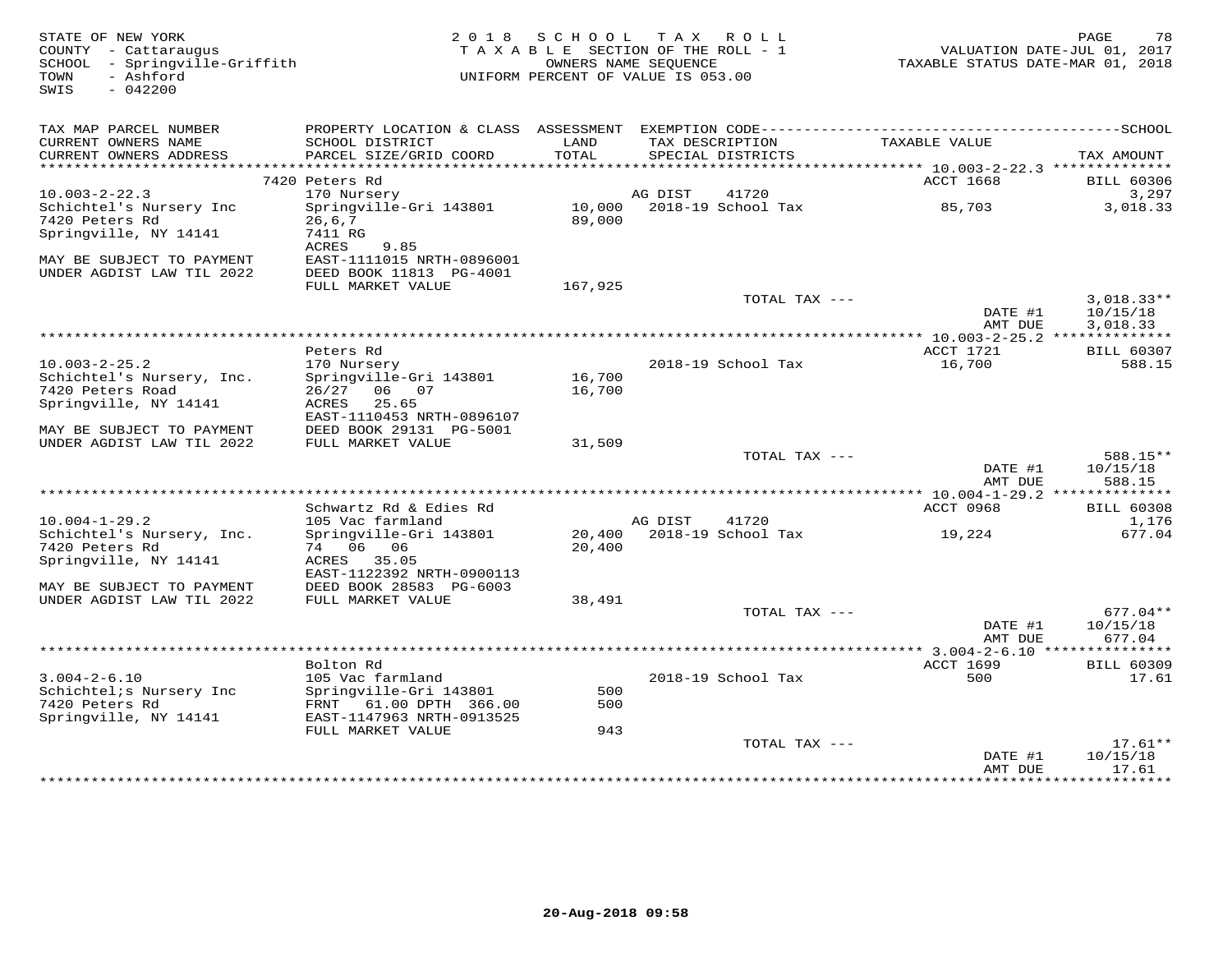STATE OF NEW YORK
COUNTY - Cattaraugus
SCHOOL - Springville-Griffith
TOWN - Ashford
SWIS - 042200

2018 SCHOOL TAX ROLL
TAXABLE SECTION OF THE ROLL - 1
OWNERS NAME SEQUENCE
UNIFORM PERCENT OF VALUE IS 053.00

VALUATION DATE-JUL 01, 2017
TAXABLE STATUS DATE-MAR 01, 2018

| TAX MAP PARCEL NUMBER / CURRENT OWNERS NAME / CURRENT OWNERS ADDRESS | PROPERTY LOCATION & CLASS / SCHOOL DISTRICT / PARCEL SIZE/GRID COORD | ASSESSMENT LAND / TOTAL | EXEMPTION CODE / TAX DESCRIPTION / SPECIAL DISTRICTS | TAXABLE VALUE | TAX AMOUNT |
|---|---|---|---|---|---|
| | 7420 Peters Rd | | | ACCT 1668 | BILL 60306 |
| 10.003-2-22.3 | 170 Nursery | | AG DIST 41720 | | 3,297 |
| Schichtel's Nursery Inc | Springville-Gri 143801 | 10,000 | 2018-19 School Tax | 85,703 | 3,018.33 |
| 7420 Peters Rd | 26,6,7 | 89,000 | | | |
| Springville, NY 14141 | 7411 RG | | | | |
| | ACRES 9.85 | | | | |
| MAY BE SUBJECT TO PAYMENT | EAST-1111015 NRTH-0896001 | | | | |
| UNDER AGDIST LAW TIL 2022 | DEED BOOK 11813 PG-4001 | | | | |
| | FULL MARKET VALUE | 167,925 | | | |
| | | | TOTAL TAX --- | | 3,018.33** |
| | | | | DATE #1 | 10/15/18 |
| | | | | AMT DUE | 3,018.33 |
| | Peters Rd | | | ACCT 1721 | BILL 60307 |
| 10.003-2-25.2 | 170 Nursery | | 2018-19 School Tax | 16,700 | 588.15 |
| Schichtel's Nursery, Inc. | Springville-Gri 143801 | 16,700 | | | |
| 7420 Peters Road | 26/27 06 07 | 16,700 | | | |
| Springville, NY 14141 | ACRES 25.65 | | | | |
| | EAST-1110453 NRTH-0896107 | | | | |
| MAY BE SUBJECT TO PAYMENT | DEED BOOK 29131 PG-5001 | | | | |
| UNDER AGDIST LAW TIL 2022 | FULL MARKET VALUE | 31,509 | | | |
| | | | TOTAL TAX --- | | 588.15** |
| | | | | DATE #1 | 10/15/18 |
| | | | | AMT DUE | 588.15 |
| | Schwartz Rd & Edies Rd | | | ACCT 0968 | BILL 60308 |
| 10.004-1-29.2 | 105 Vac farmland | | AG DIST 41720 | | 1,176 |
| Schichtel's Nursery, Inc. | Springville-Gri 143801 | 20,400 | 2018-19 School Tax | 19,224 | 677.04 |
| 7420 Peters Rd | 74 06 06 | 20,400 | | | |
| Springville, NY 14141 | ACRES 35.05 | | | | |
| | EAST-1122392 NRTH-0900113 | | | | |
| MAY BE SUBJECT TO PAYMENT | DEED BOOK 28583 PG-6003 | | | | |
| UNDER AGDIST LAW TIL 2022 | FULL MARKET VALUE | 38,491 | | | |
| | | | TOTAL TAX --- | | 677.04** |
| | | | | DATE #1 | 10/15/18 |
| | | | | AMT DUE | 677.04 |
| | Bolton Rd | | | ACCT 1699 | BILL 60309 |
| 3.004-2-6.10 | 105 Vac farmland | | 2018-19 School Tax | 500 | 17.61 |
| Schichtel;s Nursery Inc | Springville-Gri 143801 | 500 | | | |
| 7420 Peters Rd | FRNT 61.00 DPTH 366.00 | 500 | | | |
| Springville, NY 14141 | EAST-1147963 NRTH-0913525 | | | | |
| | FULL MARKET VALUE | 943 | | | |
| | | | TOTAL TAX --- | | 17.61** |
| | | | | DATE #1 | 10/15/18 |
| | | | | AMT DUE | 17.61 |

20-Aug-2018 09:58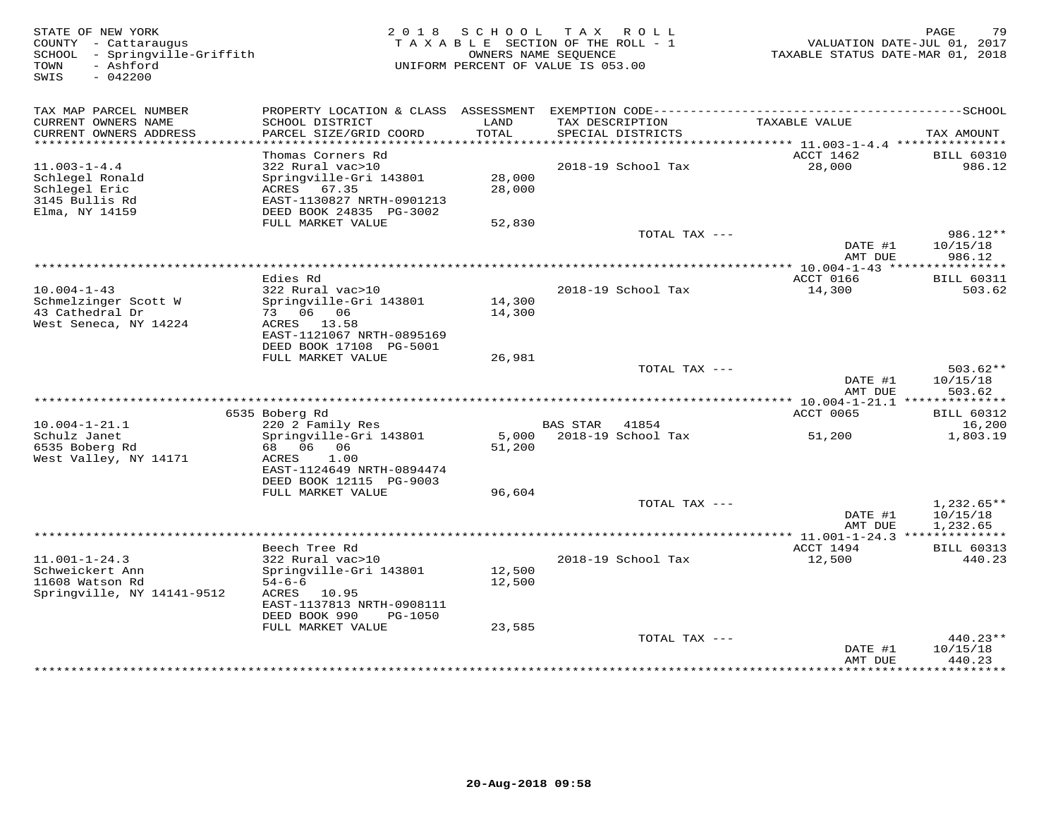STATE OF NEW YORK
COUNTY - Cattaraugus
SCHOOL - Springville-Griffith
TOWN - Ashford
SWIS - 042200

2018 SCHOOL TAX ROLL
TAXABLE SECTION OF THE ROLL - 1
OWNERS NAME SEQUENCE
UNIFORM PERCENT OF VALUE IS 053.00

VALUATION DATE-JUL 01, 2017
TAXABLE STATUS DATE-MAR 01, 2018

| TAX MAP PARCEL NUMBER / CURRENT OWNERS NAME / CURRENT OWNERS ADDRESS | PROPERTY LOCATION & CLASS / SCHOOL DISTRICT / PARCEL SIZE/GRID COORD | ASSESSMENT LAND / TOTAL | EXEMPTION CODE / TAX DESCRIPTION / SPECIAL DISTRICTS | TAXABLE VALUE | SCHOOL TAX AMOUNT |
|---|---|---|---|---|---|
| | Thomas Corners Rd | | | ACCT 1462 | BILL 60310 |
| 11.003-1-4.4 | 322 Rural vac>10 | | 2018-19 School Tax | 28,000 | 986.12 |
| Schlegel Ronald | Springville-Gri 143801 | 28,000 | | | |
| Schlegel Eric | ACRES 67.35 | 28,000 | | | |
| 3145 Bullis Rd | EAST-1130827 NRTH-0901213 | | | | |
| Elma, NY 14159 | DEED BOOK 24835 PG-3002 | | | | |
| | FULL MARKET VALUE | 52,830 | | | |
| | | | TOTAL TAX --- | | 986.12** |
| | | | | DATE #1 | 10/15/18 |
| | | | | AMT DUE | 986.12 |
| | Edies Rd | | | ACCT 0166 | BILL 60311 |
| 10.004-1-43 | 322 Rural vac>10 | | 2018-19 School Tax | 14,300 | 503.62 |
| Schmelzinger Scott W | Springville-Gri 143801 | 14,300 | | | |
| 43 Cathedral Dr | 73 06 06 | 14,300 | | | |
| West Seneca, NY 14224 | ACRES 13.58 | | | | |
| | EAST-1121067 NRTH-0895169 | | | | |
| | DEED BOOK 17108 PG-5001 | | | | |
| | FULL MARKET VALUE | 26,981 | | | |
| | | | TOTAL TAX --- | | 503.62** |
| | | | | DATE #1 | 10/15/18 |
| | | | | AMT DUE | 503.62 |
| | 6535 Boberg Rd | | | ACCT 0065 | BILL 60312 |
| 10.004-1-21.1 | 220 2 Family Res | | BAS STAR 41854 | | 16,200 |
| Schulz Janet | Springville-Gri 143801 | 5,000 | 2018-19 School Tax | 51,200 | 1,803.19 |
| 6535 Boberg Rd | 68 06 06 | 51,200 | | | |
| West Valley, NY 14171 | ACRES 1.00 | | | | |
| | EAST-1124649 NRTH-0894474 | | | | |
| | DEED BOOK 12115 PG-9003 | | | | |
| | FULL MARKET VALUE | 96,604 | | | |
| | | | TOTAL TAX --- | | 1,232.65** |
| | | | | DATE #1 | 10/15/18 |
| | | | | AMT DUE | 1,232.65 |
| | Beech Tree Rd | | | ACCT 1494 | BILL 60313 |
| 11.001-1-24.3 | 322 Rural vac>10 | | 2018-19 School Tax | 12,500 | 440.23 |
| Schweickert Ann | Springville-Gri 143801 | 12,500 | | | |
| 11608 Watson Rd | 54-6-6 | 12,500 | | | |
| Springville, NY 14141-9512 | ACRES 10.95 | | | | |
| | EAST-1137813 NRTH-0908111 | | | | |
| | DEED BOOK 990 PG-1050 | | | | |
| | FULL MARKET VALUE | 23,585 | | | |
| | | | TOTAL TAX --- | | 440.23** |
| | | | | DATE #1 | 10/15/18 |
| | | | | AMT DUE | 440.23 |

20-Aug-2018 09:58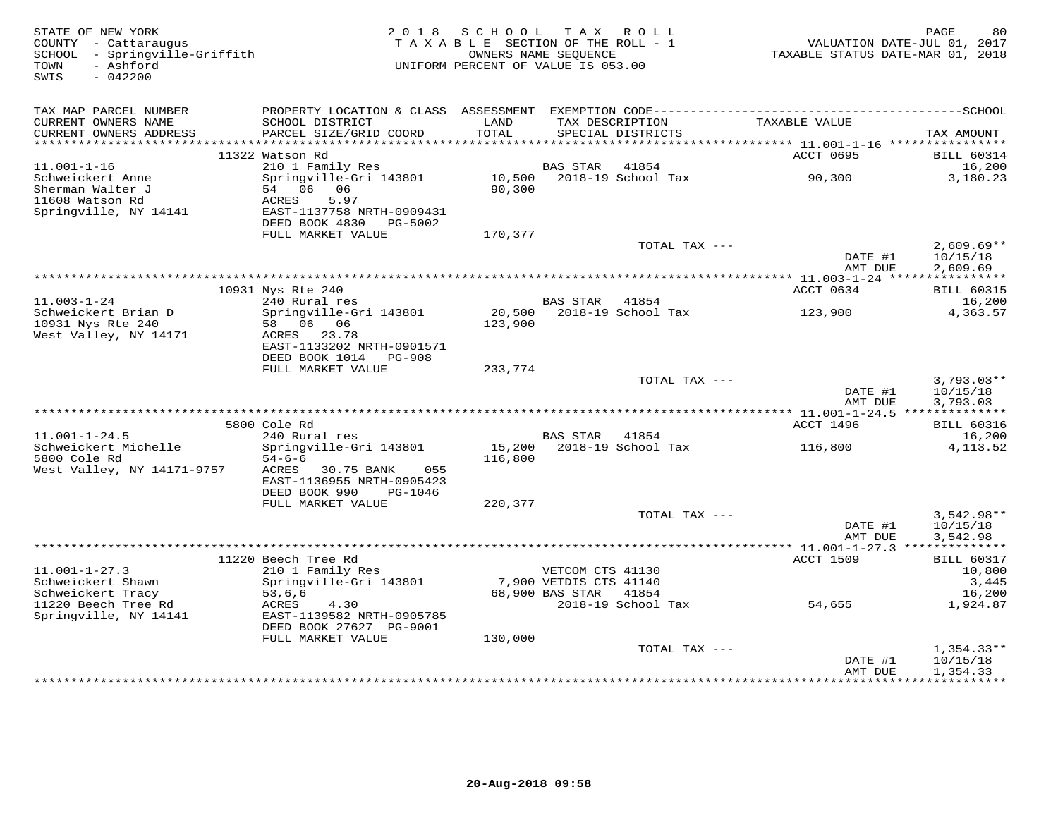STATE OF NEW YORK
COUNTY - Cattaraugus
SCHOOL - Springville-Griffith
TOWN - Ashford
SWIS - 042200

2018 SCHOOL TAX ROLL
TAXABLE SECTION OF THE ROLL - 1
OWNERS NAME SEQUENCE
UNIFORM PERCENT OF VALUE IS 053.00

VALUATION DATE-JUL 01, 2017
TAXABLE STATUS DATE-MAR 01, 2018

| TAX MAP PARCEL NUMBER / CURRENT OWNERS NAME / CURRENT OWNERS ADDRESS | PROPERTY LOCATION & CLASS / SCHOOL DISTRICT / PARCEL SIZE/GRID COORD | ASSESSMENT LAND / TOTAL | EXEMPTION CODE / TAX DESCRIPTION / SPECIAL DISTRICTS | TAXABLE VALUE | TAX AMOUNT |
|---|---|---|---|---|---|
| | 11322 Watson Rd | | | ACCT 0695 | BILL 60314 |
| 11.001-1-16 | 210 1 Family Res | | BAS STAR 41854 | | 16,200 |
| Schweickert Anne | Springville-Gri 143801 | 10,500 | 2018-19 School Tax | 90,300 | 3,180.23 |
| Sherman Walter J | 54 06 06 | 90,300 | | | |
| 11608 Watson Rd | ACRES 5.97 | | | | |
| Springville, NY 14141 | EAST-1137758 NRTH-0909431 | | | | |
| | DEED BOOK 4830 PG-5002 | | | | |
| | FULL MARKET VALUE | 170,377 | | | |
| | | | TOTAL TAX --- | | 2,609.69** |
| | | | | DATE #1 | 10/15/18 |
| | | | | AMT DUE | 2,609.69 |
| | 10931 Nys Rte 240 | | | ACCT 0634 | BILL 60315 |
| 11.003-1-24 | 240 Rural res | | BAS STAR 41854 | | 16,200 |
| Schweickert Brian D | Springville-Gri 143801 | 20,500 | 2018-19 School Tax | 123,900 | 4,363.57 |
| 10931 Nys Rte 240 | 58 06 06 | 123,900 | | | |
| West Valley, NY 14171 | ACRES 23.78 | | | | |
| | EAST-1133202 NRTH-0901571 | | | | |
| | DEED BOOK 1014 PG-908 | | | | |
| | FULL MARKET VALUE | 233,774 | | | |
| | | | TOTAL TAX --- | | 3,793.03** |
| | | | | DATE #1 | 10/15/18 |
| | | | | AMT DUE | 3,793.03 |
| | 5800 Cole Rd | | | ACCT 1496 | BILL 60316 |
| 11.001-1-24.5 | 240 Rural res | | BAS STAR 41854 | | 16,200 |
| Schweickert Michelle | Springville-Gri 143801 | 15,200 | 2018-19 School Tax | 116,800 | 4,113.52 |
| 5800 Cole Rd | 54-6-6 | 116,800 | | | |
| West Valley, NY 14171-9757 | ACRES 30.75 BANK 055 | | | | |
| | EAST-1136955 NRTH-0905423 | | | | |
| | DEED BOOK 990 PG-1046 | | | | |
| | FULL MARKET VALUE | 220,377 | | | |
| | | | TOTAL TAX --- | | 3,542.98** |
| | | | | DATE #1 | 10/15/18 |
| | | | | AMT DUE | 3,542.98 |
| | 11220 Beech Tree Rd | | | ACCT 1509 | BILL 60317 |
| 11.001-1-27.3 | 210 1 Family Res | | VETCOM CTS 41130 | | 10,800 |
| Schweickert Shawn | Springville-Gri 143801 | 7,900 | VETDIS CTS 41140 | | 3,445 |
| Schweickert Tracy | 53,6,6 | 68,900 | BAS STAR 41854 | | 16,200 |
| 11220 Beech Tree Rd | ACRES 4.30 | | 2018-19 School Tax | 54,655 | 1,924.87 |
| Springville, NY 14141 | EAST-1139582 NRTH-0905785 | | | | |
| | DEED BOOK 27627 PG-9001 | | | | |
| | FULL MARKET VALUE | 130,000 | | | |
| | | | TOTAL TAX --- | | 1,354.33** |
| | | | | DATE #1 | 10/15/18 |
| | | | | AMT DUE | 1,354.33 |

20-Aug-2018 09:58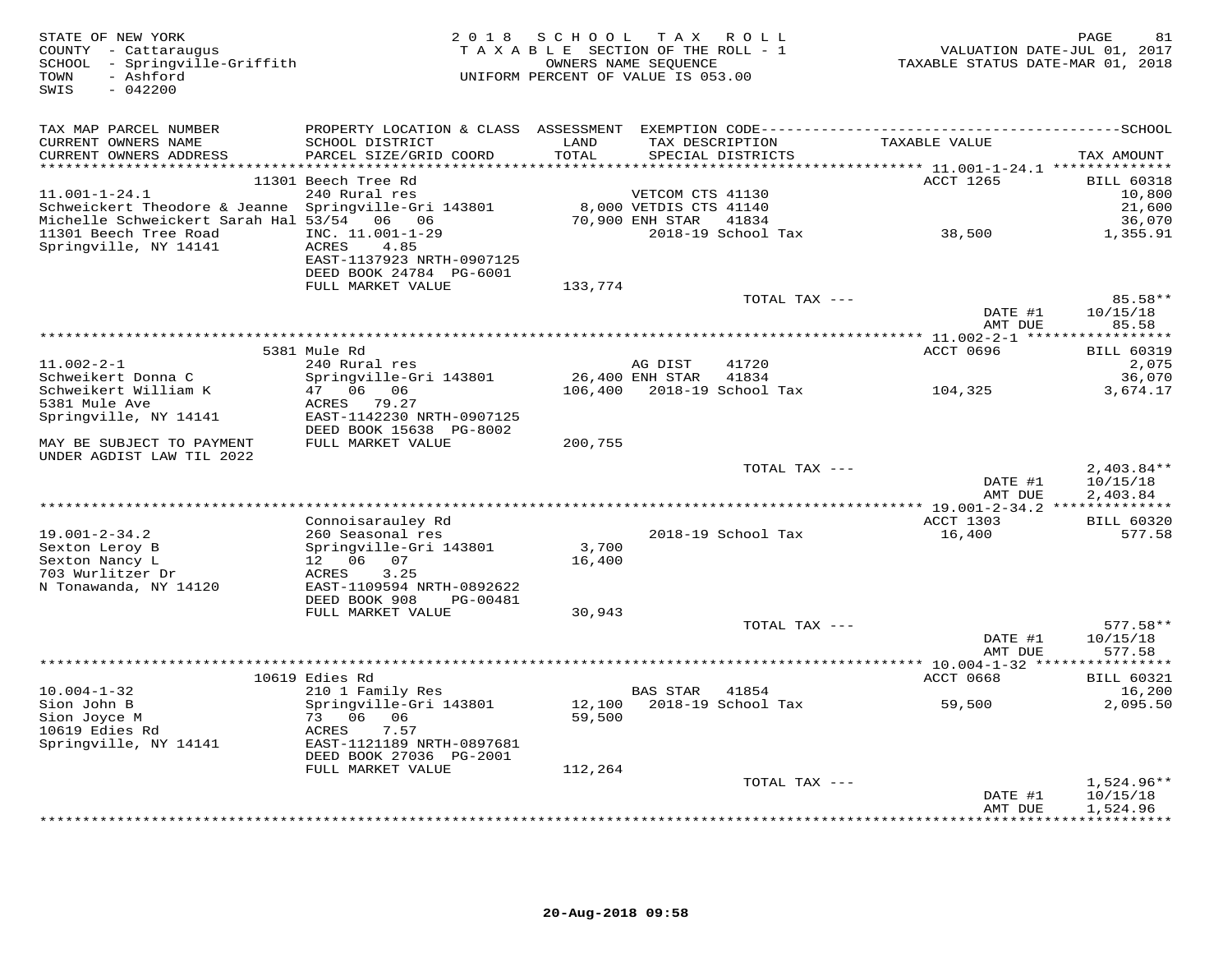STATE OF NEW YORK
COUNTY - Cattaraugus
SCHOOL - Springville-Griffith
TOWN - Ashford
SWIS - 042200

2018 SCHOOL TAX ROLL
TAXABLE SECTION OF THE ROLL - 1
OWNERS NAME SEQUENCE
UNIFORM PERCENT OF VALUE IS 053.00

VALUATION DATE-JUL 01, 2017
TAXABLE STATUS DATE-MAR 01, 2018

| TAX MAP PARCEL NUMBER / CURRENT OWNERS NAME / CURRENT OWNERS ADDRESS | PROPERTY LOCATION & CLASS / SCHOOL DISTRICT / PARCEL SIZE/GRID COORD | ASSESSMENT LAND / TOTAL | EXEMPTION CODE / TAX DESCRIPTION / SPECIAL DISTRICTS | TAXABLE VALUE | TAX AMOUNT |
|---|---|---|---|---|---|
| | 11301 Beech Tree Rd | | | ACCT 1265 | BILL 60318 |
| 11.001-1-24.1 | 240 Rural res | | VETCOM CTS 41130 | | 10,800 |
| Schweickert Theodore & Jeanne | Springville-Gri 143801 | 8,000 | VETDIS CTS 41140 | | 21,600 |
| Michelle Schweickert Sarah Hal | 53/54 06 06 | 70,900 | ENH STAR 41834 | | 36,070 |
| 11301 Beech Tree Road | INC. 11.001-1-29 | | 2018-19 School Tax | 38,500 | 1,355.91 |
| Springville, NY 14141 | ACRES 4.85 | | | | |
| | EAST-1137923 NRTH-0907125 | | | | |
| | DEED BOOK 24784 PG-6001 | | | | |
| | FULL MARKET VALUE | 133,774 | | | |
| | | | TOTAL TAX --- | | 85.58** |
| | | | | DATE #1 | 10/15/18 |
| | | | | AMT DUE | 85.58 |
| | 5381 Mule Rd | | | ACCT 0696 | BILL 60319 |
| 11.002-2-1 | 240 Rural res | | AG DIST 41720 | | 2,075 |
| Schweikert Donna C | Springville-Gri 143801 | 26,400 | ENH STAR 41834 | | 36,070 |
| Schweikert William K | 47 06 06 | 106,400 | 2018-19 School Tax | 104,325 | 3,674.17 |
| 5381 Mule Ave | ACRES 79.27 | | | | |
| Springville, NY 14141 | EAST-1142230 NRTH-0907125 | | | | |
| | DEED BOOK 15638 PG-8002 | | | | |
| MAY BE SUBJECT TO PAYMENT | FULL MARKET VALUE | 200,755 | | | |
| UNDER AGDIST LAW TIL 2022 | | | | | |
| | | | TOTAL TAX --- | | 2,403.84** |
| | | | | DATE #1 | 10/15/18 |
| | | | | AMT DUE | 2,403.84 |
| | Connoisarauley Rd | | | ACCT 1303 | BILL 60320 |
| 19.001-2-34.2 | 260 Seasonal res | | 2018-19 School Tax | 16,400 | 577.58 |
| Sexton Leroy B | Springville-Gri 143801 | 3,700 | | | |
| Sexton Nancy L | 12 06 07 | 16,400 | | | |
| 703 Wurlitzer Dr | ACRES 3.25 | | | | |
| N Tonawanda, NY 14120 | EAST-1109594 NRTH-0892622 | | | | |
| | DEED BOOK 908 PG-00481 | | | | |
| | FULL MARKET VALUE | 30,943 | | | |
| | | | TOTAL TAX --- | | 577.58** |
| | | | | DATE #1 | 10/15/18 |
| | | | | AMT DUE | 577.58 |
| | 10619 Edies Rd | | | ACCT 0668 | BILL 60321 |
| 10.004-1-32 | 210 1 Family Res | | BAS STAR 41854 | | 16,200 |
| Sion John B | Springville-Gri 143801 | 12,100 | 2018-19 School Tax | 59,500 | 2,095.50 |
| Sion Joyce M | 73 06 06 | 59,500 | | | |
| 10619 Edies Rd | ACRES 7.57 | | | | |
| Springville, NY 14141 | EAST-1121189 NRTH-0897681 | | | | |
| | DEED BOOK 27036 PG-2001 | | | | |
| | FULL MARKET VALUE | 112,264 | | | |
| | | | TOTAL TAX --- | | 1,524.96** |
| | | | | DATE #1 | 10/15/18 |
| | | | | AMT DUE | 1,524.96 |

20-Aug-2018 09:58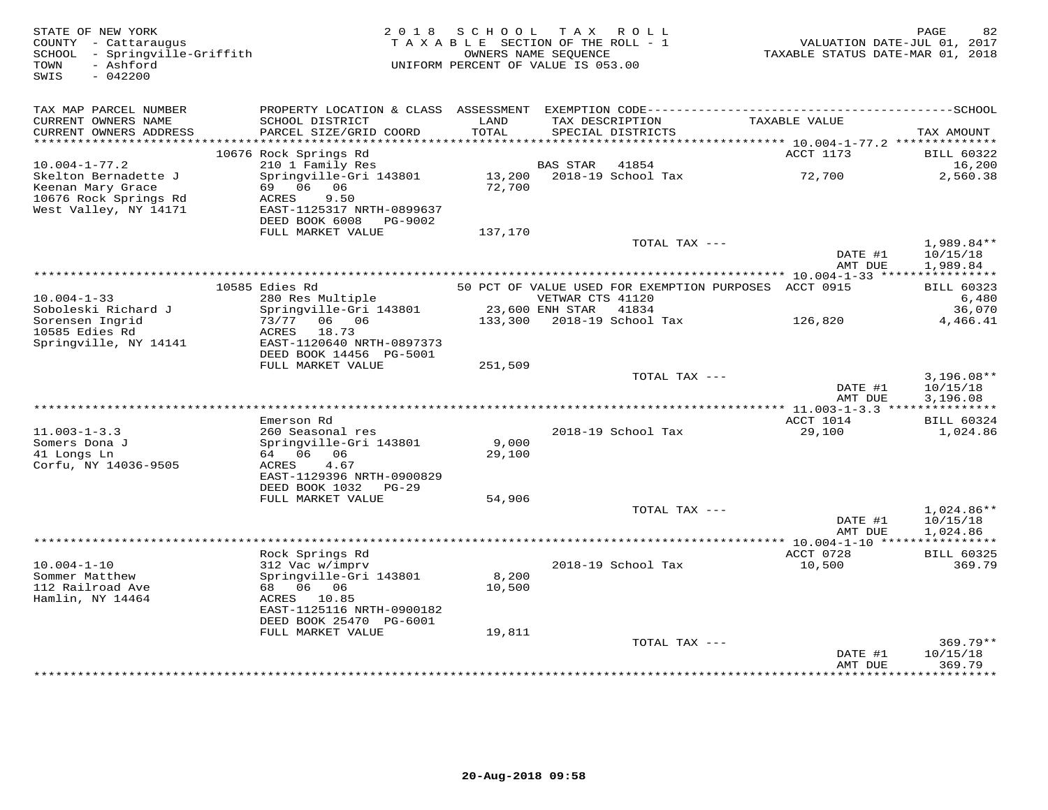STATE OF NEW YORK
COUNTY - Cattaraugus
SCHOOL - Springville-Griffith
TOWN - Ashford
SWIS - 042200

2018 SCHOOL TAX ROLL
TAXABLE SECTION OF THE ROLL - 1
OWNERS NAME SEQUENCE
UNIFORM PERCENT OF VALUE IS 053.00

VALUATION DATE-JUL 01, 2017
TAXABLE STATUS DATE-MAR 01, 2018

| TAX MAP PARCEL NUMBER / CURRENT OWNERS NAME / CURRENT OWNERS ADDRESS | PROPERTY LOCATION & CLASS / SCHOOL DISTRICT / PARCEL SIZE/GRID COORD | ASSESSMENT LAND / TOTAL | EXEMPTION CODE / TAX DESCRIPTION / SPECIAL DISTRICTS | TAXABLE VALUE | SCHOOL TAX AMOUNT |
|---|---|---|---|---|---|
| | 10676 Rock Springs Rd | | | ACCT 1173 | BILL 60322 |
| 10.004-1-77.2 | 210 1 Family Res | | BAS STAR 41854 | | 16,200 |
| Skelton Bernadette J | Springville-Gri 143801 | 13,200 | 2018-19 School Tax | 72,700 | 2,560.38 |
| Keenan Mary Grace | 69 06 06 | 72,700 | | | |
| 10676 Rock Springs Rd | ACRES 9.50 | | | | |
| West Valley, NY 14171 | EAST-1125317 NRTH-0899637 | | | | |
| | DEED BOOK 6008 PG-9002 | | | | |
| | FULL MARKET VALUE | 137,170 | | | |
| | | | TOTAL TAX --- | | 1,989.84** |
| | | | | DATE #1 | 10/15/18 |
| | | | | AMT DUE | 1,989.84 |
| | 10585 Edies Rd | | 50 PCT OF VALUE USED FOR EXEMPTION PURPOSES | ACCT 0915 | BILL 60323 |
| 10.004-1-33 | 280 Res Multiple | | VETWAR CTS 41120 | | 6,480 |
| Soboleski Richard J | Springville-Gri 143801 | 23,600 | ENH STAR 41834 | | 36,070 |
| Sorensen Ingrid | 73/77 06 06 | 133,300 | 2018-19 School Tax | 126,820 | 4,466.41 |
| 10585 Edies Rd | ACRES 18.73 | | | | |
| Springville, NY 14141 | EAST-1120640 NRTH-0897373 | | | | |
| | DEED BOOK 14456 PG-5001 | | | | |
| | FULL MARKET VALUE | 251,509 | | | |
| | | | TOTAL TAX --- | | 3,196.08** |
| | | | | DATE #1 | 10/15/18 |
| | | | | AMT DUE | 3,196.08 |
| | Emerson Rd | | | ACCT 1014 | BILL 60324 |
| 11.003-1-3.3 | 260 Seasonal res | | 2018-19 School Tax | 29,100 | 1,024.86 |
| Somers Dona J | Springville-Gri 143801 | 9,000 | | | |
| 41 Longs Ln | 64 06 06 | 29,100 | | | |
| Corfu, NY 14036-9505 | ACRES 4.67 | | | | |
| | EAST-1129396 NRTH-0900829 | | | | |
| | DEED BOOK 1032 PG-29 | | | | |
| | FULL MARKET VALUE | 54,906 | | | |
| | | | TOTAL TAX --- | | 1,024.86** |
| | | | | DATE #1 | 10/15/18 |
| | | | | AMT DUE | 1,024.86 |
| | Rock Springs Rd | | | ACCT 0728 | BILL 60325 |
| 10.004-1-10 | 312 Vac w/imprv | | 2018-19 School Tax | 10,500 | 369.79 |
| Sommer Matthew | Springville-Gri 143801 | 8,200 | | | |
| 112 Railroad Ave | 68 06 06 | 10,500 | | | |
| Hamlin, NY 14464 | ACRES 10.85 | | | | |
| | EAST-1125116 NRTH-0900182 | | | | |
| | DEED BOOK 25470 PG-6001 | | | | |
| | FULL MARKET VALUE | 19,811 | | | |
| | | | TOTAL TAX --- | | 369.79** |
| | | | | DATE #1 | 10/15/18 |
| | | | | AMT DUE | 369.79 |

20-Aug-2018 09:58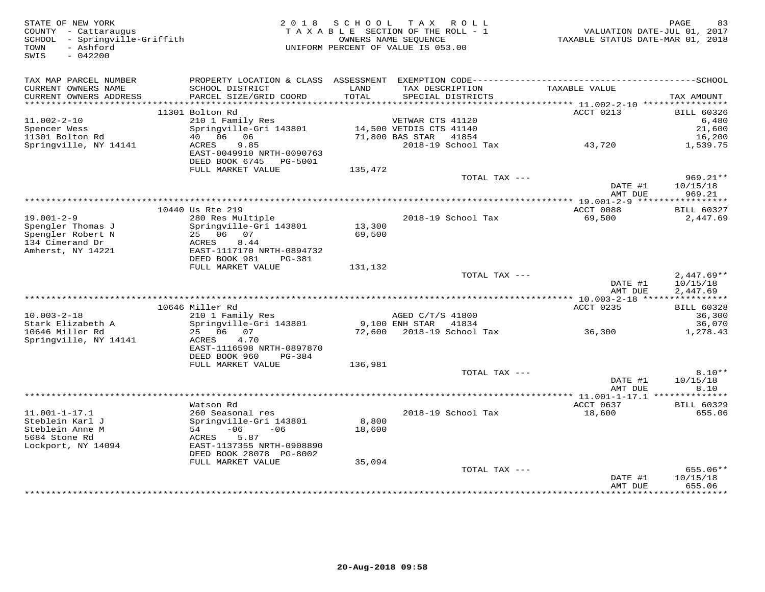STATE OF NEW YORK
COUNTY - Cattaraugus
SCHOOL - Springville-Griffith
TOWN - Ashford
SWIS - 042200

2018 SCHOOL TAX ROLL
TAXABLE SECTION OF THE ROLL - 1
OWNERS NAME SEQUENCE
UNIFORM PERCENT OF VALUE IS 053.00

VALUATION DATE-JUL 01, 2017
TAXABLE STATUS DATE-MAR 01, 2018

| TAX MAP PARCEL NUMBER / CURRENT OWNERS NAME / CURRENT OWNERS ADDRESS | PROPERTY LOCATION & CLASS / SCHOOL DISTRICT / PARCEL SIZE/GRID COORD | ASSESSMENT LAND / TOTAL | EXEMPTION CODE / TAX DESCRIPTION / SPECIAL DISTRICTS | TAXABLE VALUE | TAX AMOUNT |
|---|---|---|---|---|---|
| | 11301 Bolton Rd | | | ACCT 0213 | BILL 60326 |
| 11.002-2-10 | 210 1 Family Res | | VETWAR CTS 41120 | | 6,480 |
| Spencer Wess | Springville-Gri 143801 | 14,500 | VETDIS CTS 41140 | | 21,600 |
| 11301 Bolton Rd | 40 06 06 | 71,800 | BAS STAR 41854 | | 16,200 |
| Springville, NY 14141 | ACRES 9.85 | | 2018-19 School Tax | 43,720 | 1,539.75 |
| | EAST-0049910 NRTH-0090763 | | | | |
| | DEED BOOK 6745 PG-5001 | | | | |
| | FULL MARKET VALUE | 135,472 | | | |
| | | | TOTAL TAX --- | | 969.21** |
| | | | | DATE #1 | 10/15/18 |
| | | | | AMT DUE | 969.21 |
| | 10440 Us Rte 219 | | | ACCT 0088 | BILL 60327 |
| 19.001-2-9 | 280 Res Multiple | | 2018-19 School Tax | 69,500 | 2,447.69 |
| Spengler Thomas J | Springville-Gri 143801 | 13,300 | | | |
| Spengler Robert N | 25 06 07 | 69,500 | | | |
| 134 Cimerand Dr | ACRES 8.44 | | | | |
| Amherst, NY 14221 | EAST-1117170 NRTH-0894732 | | | | |
| | DEED BOOK 981 PG-381 | | | | |
| | FULL MARKET VALUE | 131,132 | | | |
| | | | TOTAL TAX --- | | 2,447.69** |
| | | | | DATE #1 | 10/15/18 |
| | | | | AMT DUE | 2,447.69 |
| | 10646 Miller Rd | | | ACCT 0235 | BILL 60328 |
| 10.003-2-18 | 210 1 Family Res | | AGED C/T/S 41800 | | 36,300 |
| Stark Elizabeth A | Springville-Gri 143801 | 9,100 | ENH STAR 41834 | | 36,070 |
| 10646 Miller Rd | 25 06 07 | 72,600 | 2018-19 School Tax | 36,300 | 1,278.43 |
| Springville, NY 14141 | ACRES 4.70 | | | | |
| | EAST-1116598 NRTH-0897870 | | | | |
| | DEED BOOK 960 PG-384 | | | | |
| | FULL MARKET VALUE | 136,981 | | | |
| | | | TOTAL TAX --- | | 8.10** |
| | | | | DATE #1 | 10/15/18 |
| | | | | AMT DUE | 8.10 |
| | Watson Rd | | | ACCT 0637 | BILL 60329 |
| 11.001-1-17.1 | 260 Seasonal res | | 2018-19 School Tax | 18,600 | 655.06 |
| Steblein Karl J | Springville-Gri 143801 | 8,800 | | | |
| Steblein Anne M | 54 -06 -06 | 18,600 | | | |
| 5684 Stone Rd | ACRES 5.87 | | | | |
| Lockport, NY 14094 | EAST-1137355 NRTH-0908890 | | | | |
| | DEED BOOK 28078 PG-8002 | | | | |
| | FULL MARKET VALUE | 35,094 | | | |
| | | | TOTAL TAX --- | | 655.06** |
| | | | | DATE #1 | 10/15/18 |
| | | | | AMT DUE | 655.06 |

20-Aug-2018 09:58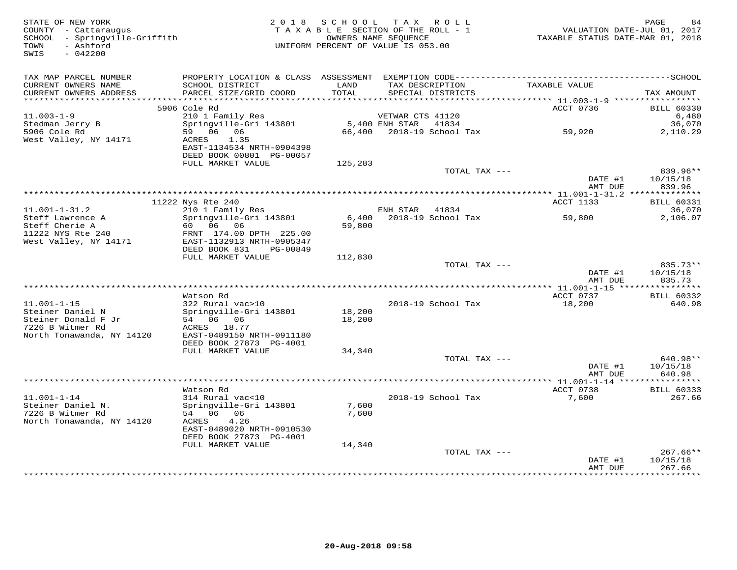STATE OF NEW YORK
COUNTY - Cattaraugus
SCHOOL - Springville-Griffith
TOWN - Ashford
SWIS - 042200

2 0 1 8 S C H O O L T A X R O L L
T A X A B L E SECTION OF THE ROLL - 1
OWNERS NAME SEQUENCE
UNIFORM PERCENT OF VALUE IS 053.00

VALUATION DATE-JUL 01, 2017
TAXABLE STATUS DATE-MAR 01, 2018

| TAX MAP PARCEL NUMBER / CURRENT OWNERS NAME / CURRENT OWNERS ADDRESS | PROPERTY LOCATION & CLASS / SCHOOL DISTRICT / PARCEL SIZE/GRID COORD | ASSESSMENT LAND / TOTAL | EXEMPTION CODE / TAX DESCRIPTION / SPECIAL DISTRICTS | TAXABLE VALUE | SCHOOL TAX AMOUNT |
|---|---|---|---|---|---|
| | 5906 Cole Rd | | | ACCT 0736 | BILL 60330 |
| 11.003-1-9 | 210 1 Family Res | | VETWAR CTS 41120 | | 6,480 |
| Stedman Jerry B | Springville-Gri 143801 | 5,400 | ENH STAR 41834 | | 36,070 |
| 5906 Cole Rd | 59 06 06 | 66,400 | 2018-19 School Tax | 59,920 | 2,110.29 |
| West Valley, NY 14171 | ACRES 1.35 | | | | |
| | EAST-1134534 NRTH-0904398 | | | | |
| | DEED BOOK 00801 PG-00057 | | | | |
| | FULL MARKET VALUE | 125,283 | | | |
| | | | TOTAL TAX --- | | 839.96** |
| | | | | DATE #1 | 10/15/18 |
| | | | | AMT DUE | 839.96 |
| | 11222 Nys Rte 240 | | | ACCT 1133 | BILL 60331 |
| 11.001-1-31.2 | 210 1 Family Res | | ENH STAR 41834 | | 36,070 |
| Steff Lawrence A | Springville-Gri 143801 | 6,400 | 2018-19 School Tax | 59,800 | 2,106.07 |
| Steff Cherie A | 60 06 06 | 59,800 | | | |
| 11222 NYS Rte 240 | FRNT 174.00 DPTH 225.00 | | | | |
| West Valley, NY 14171 | EAST-1132913 NRTH-0905347 | | | | |
| | DEED BOOK 831 PG-00849 | | | | |
| | FULL MARKET VALUE | 112,830 | | | |
| | | | TOTAL TAX --- | | 835.73** |
| | | | | DATE #1 | 10/15/18 |
| | | | | AMT DUE | 835.73 |
| | Watson Rd | | | ACCT 0737 | BILL 60332 |
| 11.001-1-15 | 322 Rural vac>10 | | 2018-19 School Tax | 18,200 | 640.98 |
| Steiner Daniel N | Springville-Gri 143801 | 18,200 | | | |
| Steiner Donald F Jr | 54 06 06 | 18,200 | | | |
| 7226 B Witmer Rd | ACRES 18.77 | | | | |
| North Tonawanda, NY 14120 | EAST-0489150 NRTH-0911180 | | | | |
| | DEED BOOK 27873 PG-4001 | | | | |
| | FULL MARKET VALUE | 34,340 | | | |
| | | | TOTAL TAX --- | | 640.98** |
| | | | | DATE #1 | 10/15/18 |
| | | | | AMT DUE | 640.98 |
| | Watson Rd | | | ACCT 0738 | BILL 60333 |
| 11.001-1-14 | 314 Rural vac<10 | | 2018-19 School Tax | 7,600 | 267.66 |
| Steiner Daniel N. | Springville-Gri 143801 | 7,600 | | | |
| 7226 B Witmer Rd | 54 06 06 | 7,600 | | | |
| North Tonawanda, NY 14120 | ACRES 4.26 | | | | |
| | EAST-0489020 NRTH-0910530 | | | | |
| | DEED BOOK 27873 PG-4001 | | | | |
| | FULL MARKET VALUE | 14,340 | | | |
| | | | TOTAL TAX --- | | 267.66** |
| | | | | DATE #1 | 10/15/18 |
| | | | | AMT DUE | 267.66 |

20-Aug-2018 09:58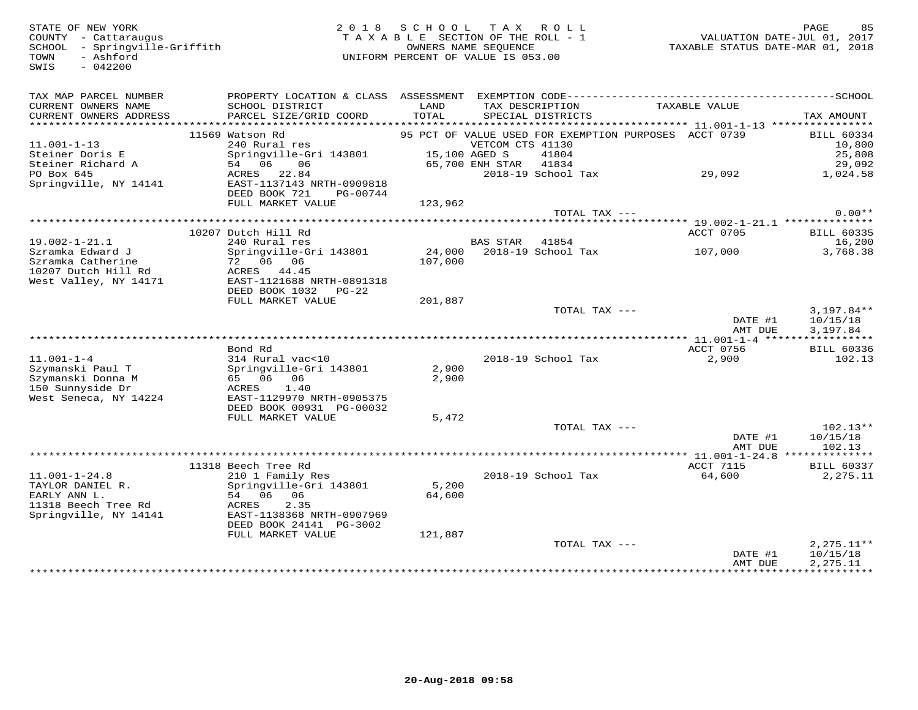STATE OF NEW YORK
COUNTY - Cattaraugus
SCHOOL - Springville-Griffith
TOWN - Ashford
SWIS - 042200

2 0 1 8 S C H O O L T A X R O L L
T A X A B L E SECTION OF THE ROLL - 1
OWNERS NAME SEQUENCE
UNIFORM PERCENT OF VALUE IS 053.00

VALUATION DATE-JUL 01, 2017
TAXABLE STATUS DATE-MAR 01, 2018

| TAX MAP PARCEL NUMBER / CURRENT OWNERS NAME / CURRENT OWNERS ADDRESS | PROPERTY LOCATION & CLASS / SCHOOL DISTRICT / PARCEL SIZE/GRID COORD | ASSESSMENT LAND / TOTAL | EXEMPTION CODE / TAX DESCRIPTION / SPECIAL DISTRICTS | TAXABLE VALUE | SCHOOL TAX AMOUNT |
|---|---|---|---|---|---|
| | 11569 Watson Rd | | 95 PCT OF VALUE USED FOR EXEMPTION PURPOSES | ACCT 0739 | BILL 60334 |
| 11.001-1-13 | 240 Rural res | | VETCOM CTS 41130 | | 10,800 |
| Steiner Doris E | Springville-Gri 143801 | 15,100 | AGED S 41804 | | 25,808 |
| Steiner Richard A | 54 06 06 | 65,700 | ENH STAR 41834 | | 29,092 |
| PO Box 645 | ACRES 22.84 | | 2018-19 School Tax | 29,092 | 1,024.58 |
| Springville, NY 14141 | EAST-1137143 NRTH-0909818 | | | | |
| | DEED BOOK 721 PG-00744 | | | | |
| | FULL MARKET VALUE | 123,962 | | | |
| | | | TOTAL TAX --- | | 0.00** |
| | 10207 Dutch Hill Rd | | | ACCT 0705 | BILL 60335 |
| 19.002-1-21.1 | 240 Rural res | | BAS STAR 41854 | | 16,200 |
| Szramka Edward J | Springville-Gri 143801 | 24,000 | 2018-19 School Tax | 107,000 | 3,768.38 |
| Szramka Catherine | 72 06 06 | 107,000 | | | |
| 10207 Dutch Hill Rd | ACRES 44.45 | | | | |
| West Valley, NY 14171 | EAST-1121688 NRTH-0891318 | | | | |
| | DEED BOOK 1032 PG-22 | | | | |
| | FULL MARKET VALUE | 201,887 | | | |
| | | | TOTAL TAX --- | | 3,197.84** |
| | | | | DATE #1 | 10/15/18 |
| | | | | AMT DUE | 3,197.84 |
| | Bond Rd | | | ACCT 0756 | BILL 60336 |
| 11.001-1-4 | 314 Rural vac<10 | | 2018-19 School Tax | 2,900 | 102.13 |
| Szymanski Paul T | Springville-Gri 143801 | 2,900 | | | |
| Szymanski Donna M | 65 06 06 | 2,900 | | | |
| 150 Sunnyside Dr | ACRES 1.40 | | | | |
| West Seneca, NY 14224 | EAST-1129970 NRTH-0905375 | | | | |
| | DEED BOOK 00931 PG-00032 | | | | |
| | FULL MARKET VALUE | 5,472 | | | |
| | | | TOTAL TAX --- | | 102.13** |
| | | | | DATE #1 | 10/15/18 |
| | | | | AMT DUE | 102.13 |
| | 11318 Beech Tree Rd | | | ACCT 7115 | BILL 60337 |
| 11.001-1-24.8 | 210 1 Family Res | | 2018-19 School Tax | 64,600 | 2,275.11 |
| TAYLOR DANIEL R. | Springville-Gri 143801 | 5,200 | | | |
| EARLY ANN L. | 54 06 06 | 64,600 | | | |
| 11318 Beech Tree Rd | ACRES 2.35 | | | | |
| Springville, NY 14141 | EAST-1138368 NRTH-0907969 | | | | |
| | DEED BOOK 24141 PG-3002 | | | | |
| | FULL MARKET VALUE | 121,887 | | | |
| | | | TOTAL TAX --- | | 2,275.11** |
| | | | | DATE #1 | 10/15/18 |
| | | | | AMT DUE | 2,275.11 |

20-Aug-2018 09:58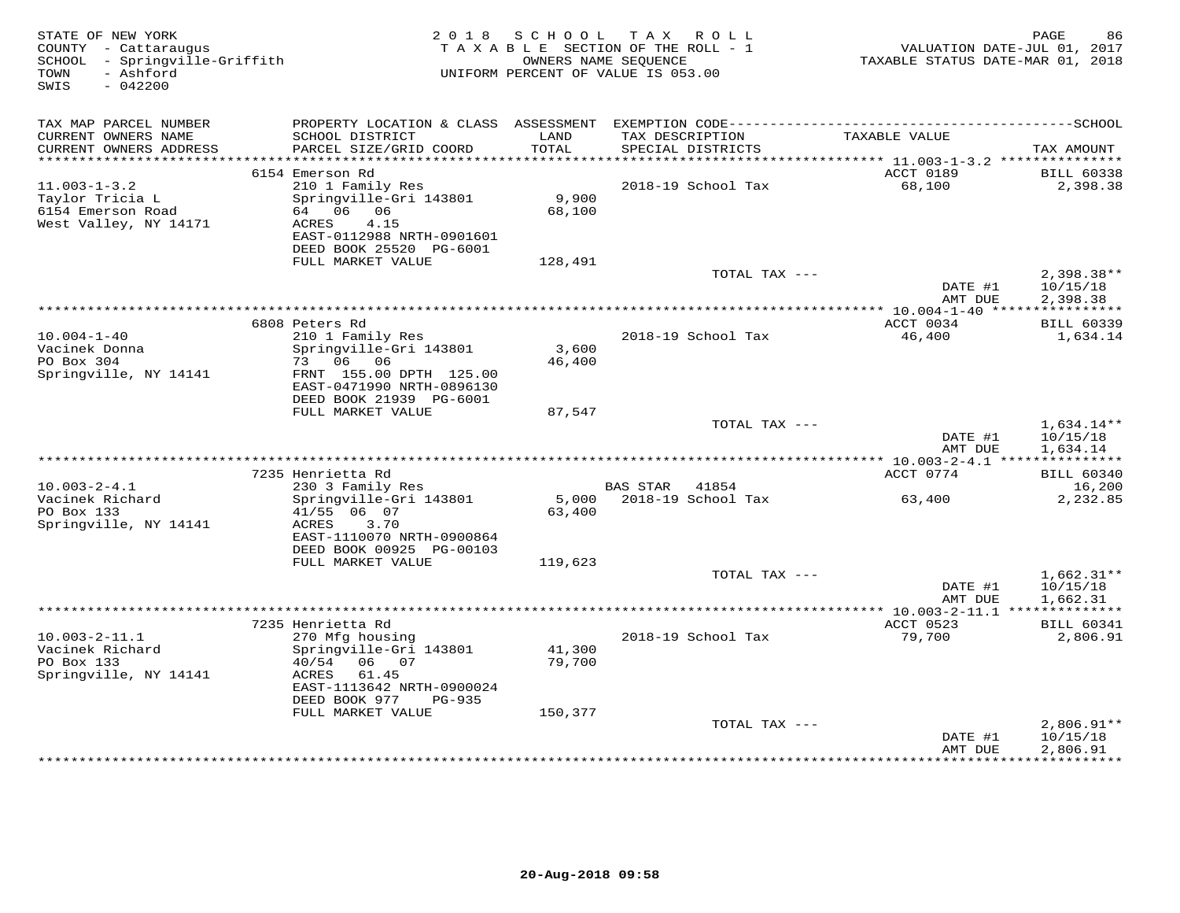STATE OF NEW YORK
COUNTY - Cattaraugus
SCHOOL - Springville-Griffith
TOWN - Ashford
SWIS - 042200

2018 SCHOOL TAX ROLL
TAXABLE SECTION OF THE ROLL - 1
OWNERS NAME SEQUENCE
UNIFORM PERCENT OF VALUE IS 053.00

VALUATION DATE-JUL 01, 2017
TAXABLE STATUS DATE-MAR 01, 2018

| TAX MAP PARCEL NUMBER / CURRENT OWNERS NAME / CURRENT OWNERS ADDRESS | PROPERTY LOCATION & CLASS / SCHOOL DISTRICT / PARCEL SIZE/GRID COORD | ASSESSMENT LAND / TOTAL | EXEMPTION CODE / TAX DESCRIPTION / SPECIAL DISTRICTS | TAXABLE VALUE | TAX AMOUNT |
|---|---|---|---|---|---|
| | 6154 Emerson Rd | | | ACCT 0189 | BILL 60338 |
| 11.003-1-3.2 | 210 1 Family Res | | 2018-19 School Tax | 68,100 | 2,398.38 |
| Taylor Tricia L | Springville-Gri 143801 | 9,900 | | | |
| 6154 Emerson Road | 64 06 06 | 68,100 | | | |
| West Valley, NY 14171 | ACRES 4.15 | | | | |
| | EAST-0112988 NRTH-0901601 | | | | |
| | DEED BOOK 25520 PG-6001 | | | | |
| | FULL MARKET VALUE | 128,491 | | | |
| | | | TOTAL TAX --- | | 2,398.38** |
| | | | | DATE #1 | 10/15/18 |
| | | | | AMT DUE | 2,398.38 |
| | 6808 Peters Rd | | | ACCT 0034 | BILL 60339 |
| 10.004-1-40 | 210 1 Family Res | | 2018-19 School Tax | 46,400 | 1,634.14 |
| Vacinek Donna | Springville-Gri 143801 | 3,600 | | | |
| PO Box 304 | 73 06 06 | 46,400 | | | |
| Springville, NY 14141 | FRNT 155.00 DPTH 125.00 | | | | |
| | EAST-0471990 NRTH-0896130 | | | | |
| | DEED BOOK 21939 PG-6001 | | | | |
| | FULL MARKET VALUE | 87,547 | | | |
| | | | TOTAL TAX --- | | 1,634.14** |
| | | | | DATE #1 | 10/15/18 |
| | | | | AMT DUE | 1,634.14 |
| | 7235 Henrietta Rd | | | ACCT 0774 | BILL 60340 |
| 10.003-2-4.1 | 230 3 Family Res | | BAS STAR 41854 | | 16,200 |
| Vacinek Richard | Springville-Gri 143801 | 5,000 | 2018-19 School Tax | 63,400 | 2,232.85 |
| PO Box 133 | 41/55 06 07 | 63,400 | | | |
| Springville, NY 14141 | ACRES 3.70 | | | | |
| | EAST-1110070 NRTH-0900864 | | | | |
| | DEED BOOK 00925 PG-00103 | | | | |
| | FULL MARKET VALUE | 119,623 | | | |
| | | | TOTAL TAX --- | | 1,662.31** |
| | | | | DATE #1 | 10/15/18 |
| | | | | AMT DUE | 1,662.31 |
| | 7235 Henrietta Rd | | | ACCT 0523 | BILL 60341 |
| 10.003-2-11.1 | 270 Mfg housing | | 2018-19 School Tax | 79,700 | 2,806.91 |
| Vacinek Richard | Springville-Gri 143801 | 41,300 | | | |
| PO Box 133 | 40/54 06 07 | 79,700 | | | |
| Springville, NY 14141 | ACRES 61.45 | | | | |
| | EAST-1113642 NRTH-0900024 | | | | |
| | DEED BOOK 977 PG-935 | | | | |
| | FULL MARKET VALUE | 150,377 | | | |
| | | | TOTAL TAX --- | | 2,806.91** |
| | | | | DATE #1 | 10/15/18 |
| | | | | AMT DUE | 2,806.91 |

20-Aug-2018 09:58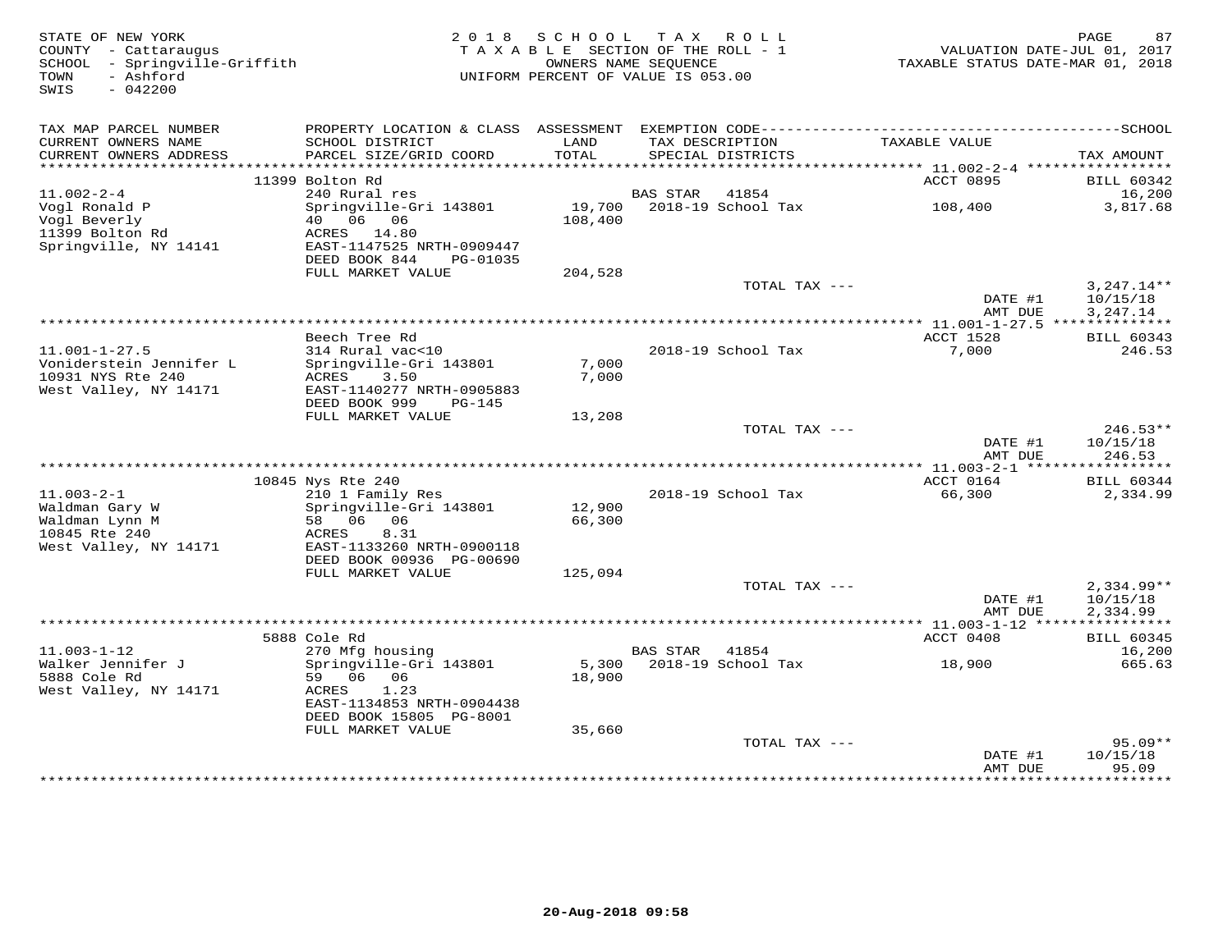STATE OF NEW YORK
COUNTY - Cattaraugus
SCHOOL - Springville-Griffith
TOWN - Ashford
SWIS - 042200

2018 SCHOOL TAX ROLL
TAXABLE SECTION OF THE ROLL - 1
OWNERS NAME SEQUENCE
UNIFORM PERCENT OF VALUE IS 053.00

VALUATION DATE-JUL 01, 2017
TAXABLE STATUS DATE-MAR 01, 2018

| TAX MAP PARCEL NUMBER / CURRENT OWNERS NAME / CURRENT OWNERS ADDRESS | PROPERTY LOCATION & CLASS / SCHOOL DISTRICT / PARCEL SIZE/GRID COORD | ASSESSMENT LAND / TOTAL | EXEMPTION CODE / TAX DESCRIPTION / SPECIAL DISTRICTS | TAXABLE VALUE | TAX AMOUNT |
|---|---|---|---|---|---|
| | 11399 Bolton Rd | | | ACCT 0895 | BILL 60342 |
| 11.002-2-4 | 240 Rural res | | BAS STAR 41854 | | 16,200 |
| Vogl Ronald P | Springville-Gri 143801 | 19,700 | 2018-19 School Tax | 108,400 | 3,817.68 |
| Vogl Beverly | 40 06 06 | 108,400 | | | |
| 11399 Bolton Rd | ACRES 14.80 | | | | |
| Springville, NY 14141 | EAST-1147525 NRTH-0909447 | | | | |
| | DEED BOOK 844 PG-01035 | | | | |
| | FULL MARKET VALUE | 204,528 | | | |
| | | | TOTAL TAX --- | | 3,247.14** |
| | | | | DATE #1 | 10/15/18 |
| | | | | AMT DUE | 3,247.14 |
| | Beech Tree Rd | | | ACCT 1528 | BILL 60343 |
| 11.001-1-27.5 | 314 Rural vac<10 | | 2018-19 School Tax | 7,000 | 246.53 |
| Voniderstein Jennifer L | Springville-Gri 143801 | 7,000 | | | |
| 10931 NYS Rte 240 | ACRES 3.50 | 7,000 | | | |
| West Valley, NY 14171 | EAST-1140277 NRTH-0905883 | | | | |
| | DEED BOOK 999 PG-145 | | | | |
| | FULL MARKET VALUE | 13,208 | | | |
| | | | TOTAL TAX --- | | 246.53** |
| | | | | DATE #1 | 10/15/18 |
| | | | | AMT DUE | 246.53 |
| | 10845 Nys Rte 240 | | | ACCT 0164 | BILL 60344 |
| 11.003-2-1 | 210 1 Family Res | | 2018-19 School Tax | 66,300 | 2,334.99 |
| Waldman Gary W | Springville-Gri 143801 | 12,900 | | | |
| Waldman Lynn M | 58 06 06 | 66,300 | | | |
| 10845 Rte 240 | ACRES 8.31 | | | | |
| West Valley, NY 14171 | EAST-1133260 NRTH-0900118 | | | | |
| | DEED BOOK 00936 PG-00690 | | | | |
| | FULL MARKET VALUE | 125,094 | | | |
| | | | TOTAL TAX --- | | 2,334.99** |
| | | | | DATE #1 | 10/15/18 |
| | | | | AMT DUE | 2,334.99 |
| | 5888 Cole Rd | | | ACCT 0408 | BILL 60345 |
| 11.003-1-12 | 270 Mfg housing | | BAS STAR 41854 | | 16,200 |
| Walker Jennifer J | Springville-Gri 143801 | 5,300 | 2018-19 School Tax | 18,900 | 665.63 |
| 5888 Cole Rd | 59 06 06 | 18,900 | | | |
| West Valley, NY 14171 | ACRES 1.23 | | | | |
| | EAST-1134853 NRTH-0904438 | | | | |
| | DEED BOOK 15805 PG-8001 | | | | |
| | FULL MARKET VALUE | 35,660 | | | |
| | | | TOTAL TAX --- | | 95.09** |
| | | | | DATE #1 | 10/15/18 |
| | | | | AMT DUE | 95.09 |

20-Aug-2018 09:58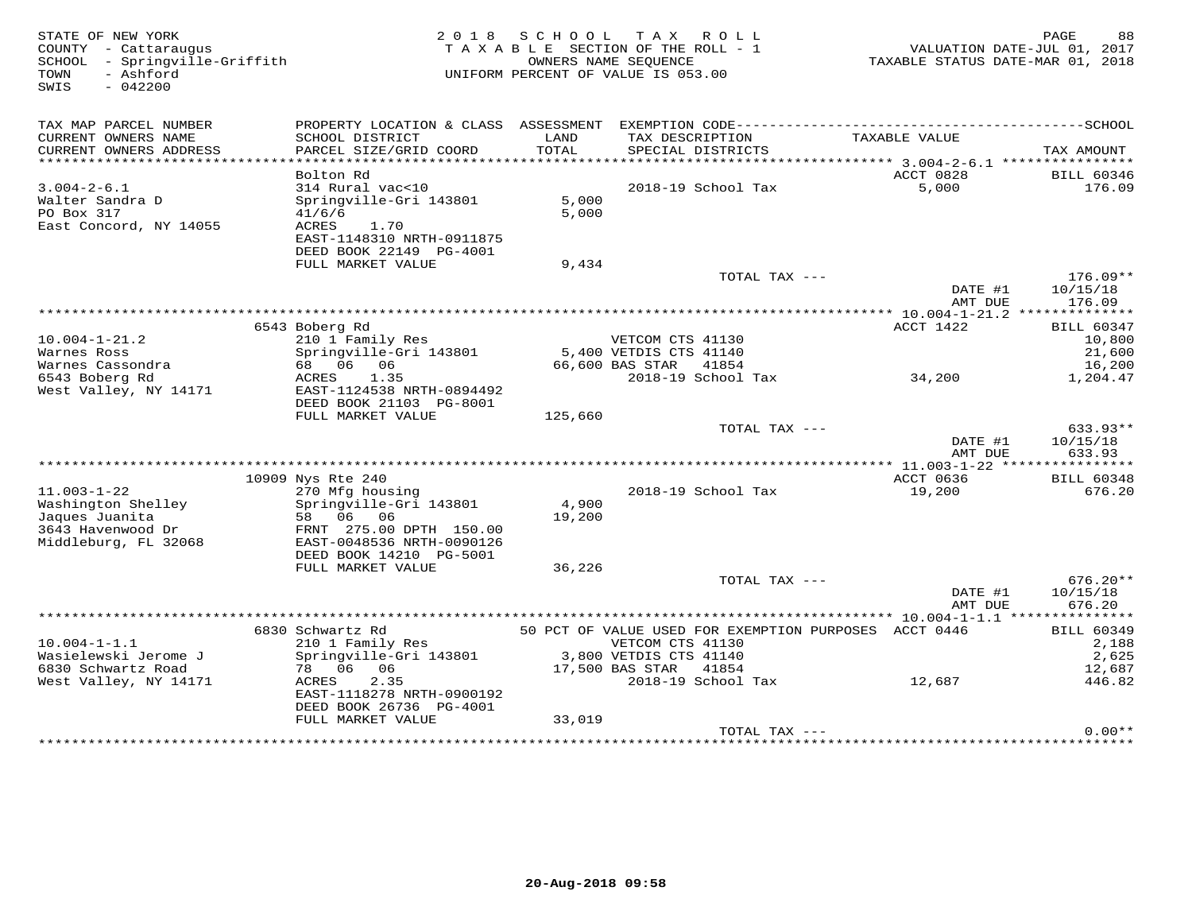STATE OF NEW YORK
COUNTY - Cattaraugus
SCHOOL - Springville-Griffith
TOWN - Ashford
SWIS - 042200

2 0 1 8 S C H O O L T A X R O L L
T A X A B L E SECTION OF THE ROLL - 1
OWNERS NAME SEQUENCE
UNIFORM PERCENT OF VALUE IS 053.00

VALUATION DATE-JUL 01, 2017
TAXABLE STATUS DATE-MAR 01, 2018

| TAX MAP PARCEL NUMBER / CURRENT OWNERS NAME / CURRENT OWNERS ADDRESS | PROPERTY LOCATION & CLASS / SCHOOL DISTRICT / PARCEL SIZE/GRID COORD | ASSESSMENT LAND / TOTAL | EXEMPTION CODE / TAX DESCRIPTION / SPECIAL DISTRICTS | TAXABLE VALUE | SCHOOL TAX AMOUNT |
|---|---|---|---|---|---|
| **3.004-2-6.1** | Bolton Rd | | | ACCT 0828 | BILL 60346 |
| 3.004-2-6.1 | 314 Rural vac<10 | | 2018-19 School Tax | 5,000 | 176.09 |
| Walter Sandra D | Springville-Gri 143801 | 5,000 | | | |
| PO Box 317 | 41/6/6 | 5,000 | | | |
| East Concord, NY 14055 | ACRES 1.70 | | | | |
| | EAST-1148310 NRTH-0911875 | | | | |
| | DEED BOOK 22149 PG-4001 | | | | |
| | FULL MARKET VALUE | 9,434 | | | |
| | | | TOTAL TAX --- | | 176.09** |
| | | | | DATE #1 | 10/15/18 |
| | | | | AMT DUE | 176.09 |
| **10.004-1-21.2** | 6543 Boberg Rd | | | ACCT 1422 | BILL 60347 |
| 10.004-1-21.2 | 210 1 Family Res | | VETCOM CTS 41130 | | 10,800 |
| Warnes Ross | Springville-Gri 143801 | 5,400 | VETDIS CTS 41140 | | 21,600 |
| Warnes Cassondra | 68 06 06 | 66,600 | BAS STAR 41854 | | 16,200 |
| 6543 Boberg Rd | ACRES 1.35 | | 2018-19 School Tax | 34,200 | 1,204.47 |
| West Valley, NY 14171 | EAST-1124538 NRTH-0894492 | | | | |
| | DEED BOOK 21103 PG-8001 | | | | |
| | FULL MARKET VALUE | 125,660 | | | |
| | | | TOTAL TAX --- | | 633.93** |
| | | | | DATE #1 | 10/15/18 |
| | | | | AMT DUE | 633.93 |
| **11.003-1-22** | 10909 Nys Rte 240 | | | ACCT 0636 | BILL 60348 |
| 11.003-1-22 | 270 Mfg housing | | 2018-19 School Tax | 19,200 | 676.20 |
| Washington Shelley | Springville-Gri 143801 | 4,900 | | | |
| Jaques Juanita | 58 06 06 | 19,200 | | | |
| 3643 Havenwood Dr | FRNT 275.00 DPTH 150.00 | | | | |
| Middleburg, FL 32068 | EAST-0048536 NRTH-0090126 | | | | |
| | DEED BOOK 14210 PG-5001 | | | | |
| | FULL MARKET VALUE | 36,226 | | | |
| | | | TOTAL TAX --- | | 676.20** |
| | | | | DATE #1 | 10/15/18 |
| | | | | AMT DUE | 676.20 |
| **10.004-1-1.1** | 6830 Schwartz Rd | | 50 PCT OF VALUE USED FOR EXEMPTION PURPOSES | ACCT 0446 | BILL 60349 |
| 10.004-1-1.1 | 210 1 Family Res | | VETCOM CTS 41130 | | 2,188 |
| Wasielewski Jerome J | Springville-Gri 143801 | 3,800 | VETDIS CTS 41140 | | 2,625 |
| 6830 Schwartz Road | 78 06 06 | 17,500 | BAS STAR 41854 | | 12,687 |
| West Valley, NY 14171 | ACRES 2.35 | | 2018-19 School Tax | 12,687 | 446.82 |
| | EAST-1118278 NRTH-0900192 | | | | |
| | DEED BOOK 26736 PG-4001 | | | | |
| | FULL MARKET VALUE | 33,019 | | | |
| | | | TOTAL TAX --- | | 0.00** |

20-Aug-2018 09:58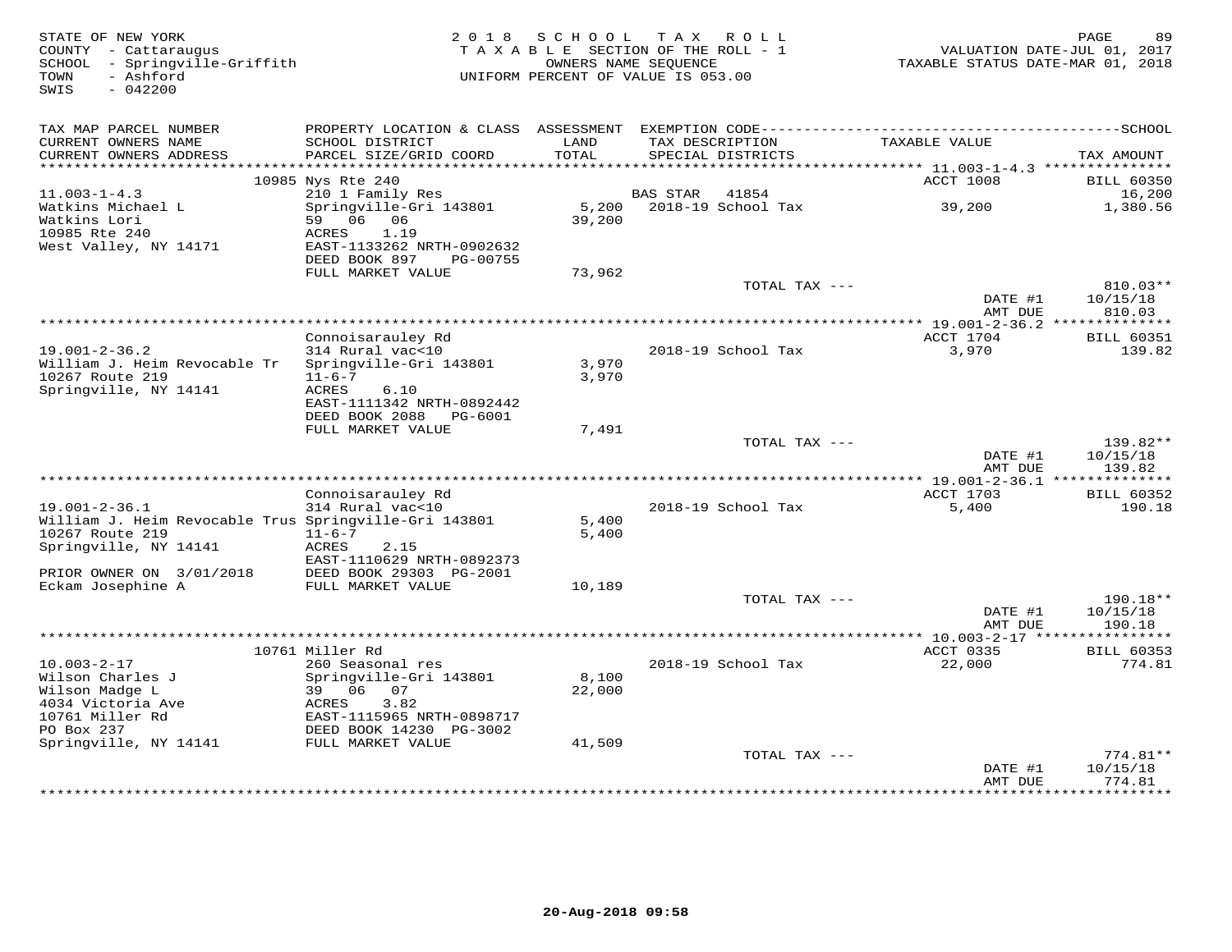STATE OF NEW YORK
COUNTY - Cattaraugus
SCHOOL - Springville-Griffith
TOWN - Ashford
SWIS - 042200

2018 SCHOOL TAX ROLL
TAXABLE SECTION OF THE ROLL - 1
OWNERS NAME SEQUENCE
UNIFORM PERCENT OF VALUE IS 053.00

VALUATION DATE-JUL 01, 2017
TAXABLE STATUS DATE-MAR 01, 2018

| TAX MAP PARCEL NUMBER / CURRENT OWNERS NAME / CURRENT OWNERS ADDRESS | PROPERTY LOCATION & CLASS / SCHOOL DISTRICT / PARCEL SIZE/GRID COORD | ASSESSMENT LAND / TOTAL | EXEMPTION CODE / TAX DESCRIPTION / SPECIAL DISTRICTS | TAXABLE VALUE | TAX AMOUNT |
|---|---|---|---|---|---|
| | 10985 Nys Rte 240 | | | ACCT 1008 | BILL 60350 |
| 11.003-1-4.3 | 210 1 Family Res | | BAS STAR 41854 | | 16,200 |
| Watkins Michael L | Springville-Gri 143801 | 5,200 | 2018-19 School Tax | 39,200 | 1,380.56 |
| Watkins Lori | 59 06 06 | 39,200 | | | |
| 10985 Rte 240 | ACRES 1.19 | | | | |
| West Valley, NY 14171 | EAST-1133262 NRTH-0902632 | | | | |
| | DEED BOOK 897 PG-00755 | | | | |
| | FULL MARKET VALUE | 73,962 | | | |
| | | | TOTAL TAX --- | | 810.03** |
| | | | | DATE #1 | 10/15/18 |
| | | | | AMT DUE | 810.03 |
| | Connoisarauley Rd | | | ACCT 1704 | BILL 60351 |
| 19.001-2-36.2 | 314 Rural vac<10 | | 2018-19 School Tax | 3,970 | 139.82 |
| William J. Heim Revocable Tr | Springville-Gri 143801 | 3,970 | | | |
| 10267 Route 219 | 11-6-7 | 3,970 | | | |
| Springville, NY 14141 | ACRES 6.10 | | | | |
| | EAST-1111342 NRTH-0892442 | | | | |
| | DEED BOOK 2088 PG-6001 | | | | |
| | FULL MARKET VALUE | 7,491 | | | |
| | | | TOTAL TAX --- | | 139.82** |
| | | | | DATE #1 | 10/15/18 |
| | | | | AMT DUE | 139.82 |
| | Connoisarauley Rd | | | ACCT 1703 | BILL 60352 |
| 19.001-2-36.1 | 314 Rural vac<10 | | 2018-19 School Tax | 5,400 | 190.18 |
| William J. Heim Revocable Trus | Springville-Gri 143801 | 5,400 | | | |
| 10267 Route 219 | 11-6-7 | 5,400 | | | |
| Springville, NY 14141 | ACRES 2.15 | | | | |
| | EAST-1110629 NRTH-0892373 | | | | |
| PRIOR OWNER ON 3/01/2018 | DEED BOOK 29303 PG-2001 | | | | |
| Eckam Josephine A | FULL MARKET VALUE | 10,189 | | | |
| | | | TOTAL TAX --- | | 190.18** |
| | | | | DATE #1 | 10/15/18 |
| | | | | AMT DUE | 190.18 |
| | 10761 Miller Rd | | | ACCT 0335 | BILL 60353 |
| 10.003-2-17 | 260 Seasonal res | | 2018-19 School Tax | 22,000 | 774.81 |
| Wilson Charles J | Springville-Gri 143801 | 8,100 | | | |
| Wilson Madge L | 39 06 07 | 22,000 | | | |
| 4034 Victoria Ave | ACRES 3.82 | | | | |
| 10761 Miller Rd | EAST-1115965 NRTH-0898717 | | | | |
| PO Box 237 | DEED BOOK 14230 PG-3002 | | | | |
| Springville, NY 14141 | FULL MARKET VALUE | 41,509 | | | |
| | | | TOTAL TAX --- | | 774.81** |
| | | | | DATE #1 | 10/15/18 |
| | | | | AMT DUE | 774.81 |

20-Aug-2018 09:58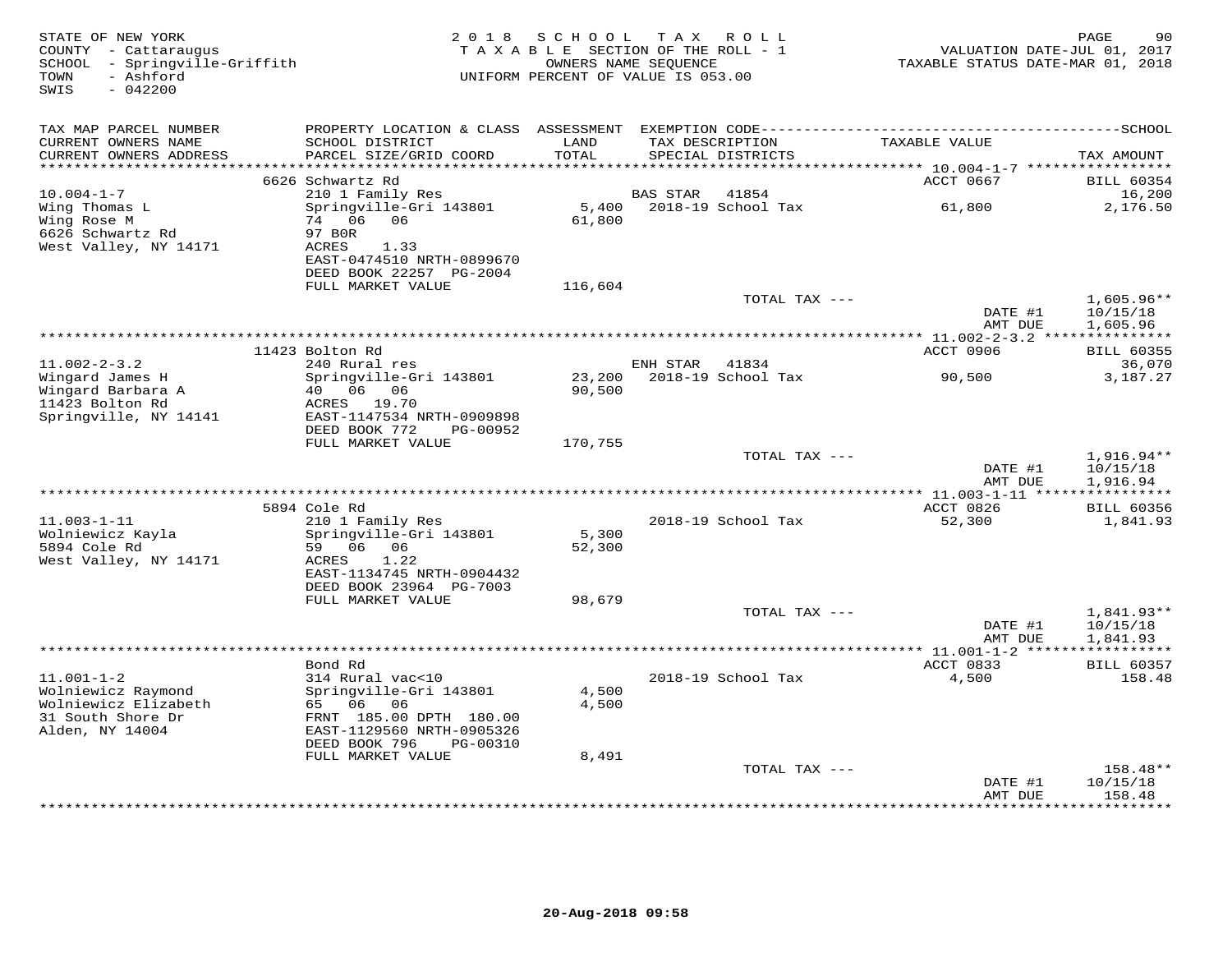STATE OF NEW YORK
COUNTY - Cattaraugus
SCHOOL - Springville-Griffith
TOWN - Ashford
SWIS - 042200

2018 SCHOOL TAX ROLL
TAXABLE SECTION OF THE ROLL - 1
OWNERS NAME SEQUENCE
UNIFORM PERCENT OF VALUE IS 053.00

VALUATION DATE-JUL 01, 2017
TAXABLE STATUS DATE-MAR 01, 2018

| TAX MAP PARCEL NUMBER / CURRENT OWNERS NAME / CURRENT OWNERS ADDRESS | PROPERTY LOCATION & CLASS / SCHOOL DISTRICT / PARCEL SIZE/GRID COORD | ASSESSMENT LAND / TOTAL | EXEMPTION CODE / TAX DESCRIPTION / SPECIAL DISTRICTS | TAXABLE VALUE | TAX AMOUNT |
|---|---|---|---|---|---|
| 10.004-1-7 | 6626 Schwartz Rd | | | ACCT 0667 | BILL 60354 |
| Wing Thomas L | 210 1 Family Res | | BAS STAR 41854 | | 16,200 |
| Wing Rose M | Springville-Gri 143801 | 5,400 | 2018-19 School Tax | 61,800 | 2,176.50 |
| 6626 Schwartz Rd | 74 06 06 | 61,800 | | | |
| West Valley, NY 14171 | 97 B0R | | | | |
| | ACRES 1.33 | | | | |
| | EAST-0474510 NRTH-0899670 | | | | |
| | DEED BOOK 22257 PG-2004 | | | | |
| | FULL MARKET VALUE | 116,604 | | | |
| | | | TOTAL TAX --- | | 1,605.96** |
| | | | | DATE #1 | 10/15/18 |
| | | | | AMT DUE | 1,605.96 |
| 11.002-2-3.2 | 11423 Bolton Rd | | | ACCT 0906 | BILL 60355 |
| Wingard James H | 240 Rural res | | ENH STAR 41834 | | 36,070 |
| Wingard Barbara A | Springville-Gri 143801 | 23,200 | 2018-19 School Tax | 90,500 | 3,187.27 |
| 11423 Bolton Rd | 40 06 06 | 90,500 | | | |
| Springville, NY 14141 | ACRES 19.70 | | | | |
| | EAST-1147534 NRTH-0909898 | | | | |
| | DEED BOOK 772 PG-00952 | | | | |
| | FULL MARKET VALUE | 170,755 | | | |
| | | | TOTAL TAX --- | | 1,916.94** |
| | | | | DATE #1 | 10/15/18 |
| | | | | AMT DUE | 1,916.94 |
| 11.003-1-11 | 5894 Cole Rd | | | ACCT 0826 | BILL 60356 |
| Wolniewicz Kayla | 210 1 Family Res | | 2018-19 School Tax | 52,300 | 1,841.93 |
| 5894 Cole Rd | Springville-Gri 143801 | 5,300 | | | |
| West Valley, NY 14171 | 59 06 06 | 52,300 | | | |
| | ACRES 1.22 | | | | |
| | EAST-1134745 NRTH-0904432 | | | | |
| | DEED BOOK 23964 PG-7003 | | | | |
| | FULL MARKET VALUE | 98,679 | | | |
| | | | TOTAL TAX --- | | 1,841.93** |
| | | | | DATE #1 | 10/15/18 |
| | | | | AMT DUE | 1,841.93 |
| 11.001-1-2 | Bond Rd | | | ACCT 0833 | BILL 60357 |
| Wolniewicz Raymond | 314 Rural vac<10 | | 2018-19 School Tax | 4,500 | 158.48 |
| Wolniewicz Elizabeth | Springville-Gri 143801 | 4,500 | | | |
| 31 South Shore Dr | 65 06 06 | 4,500 | | | |
| Alden, NY 14004 | FRNT 185.00 DPTH 180.00 | | | | |
| | EAST-1129560 NRTH-0905326 | | | | |
| | DEED BOOK 796 PG-00310 | | | | |
| | FULL MARKET VALUE | 8,491 | | | |
| | | | TOTAL TAX --- | | 158.48** |
| | | | | DATE #1 | 10/15/18 |
| | | | | AMT DUE | 158.48 |

20-Aug-2018 09:58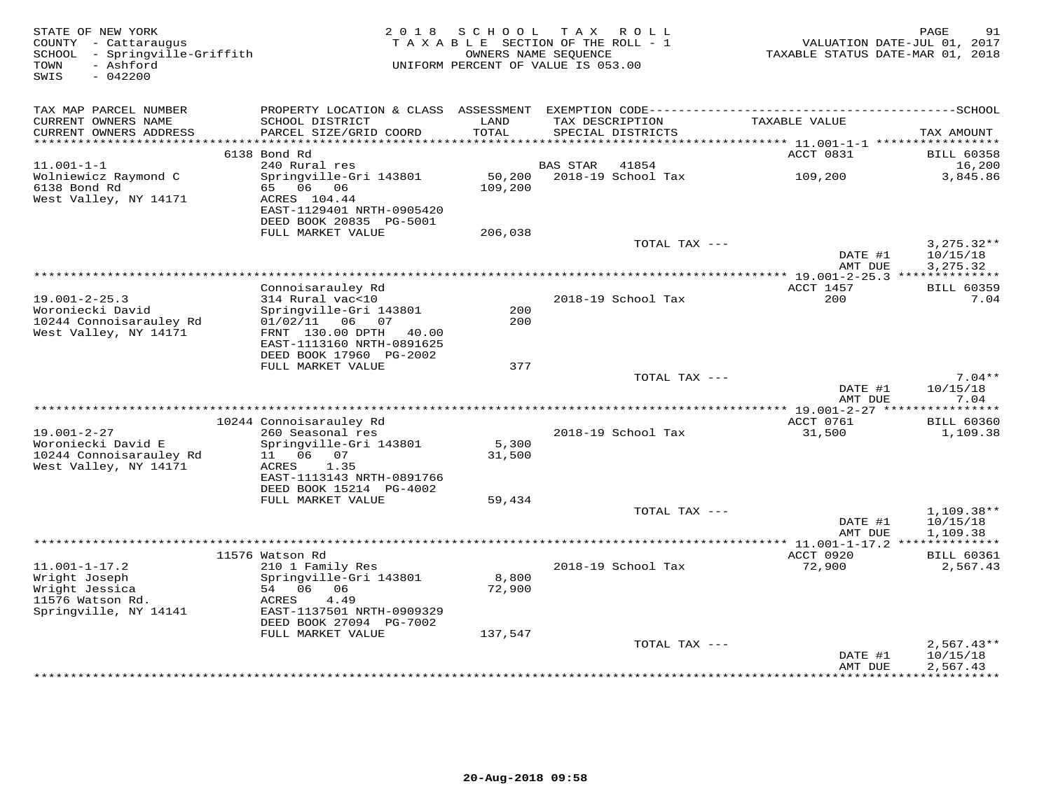STATE OF NEW YORK
COUNTY - Cattaraugus
SCHOOL - Springville-Griffith
TOWN - Ashford
SWIS - 042200

2018 SCHOOL TAX ROLL
TAXABLE SECTION OF THE ROLL - 1
OWNERS NAME SEQUENCE
UNIFORM PERCENT OF VALUE IS 053.00

VALUATION DATE-JUL 01, 2017
TAXABLE STATUS DATE-MAR 01, 2018

| TAX MAP PARCEL NUMBER / CURRENT OWNERS NAME / CURRENT OWNERS ADDRESS | PROPERTY LOCATION & CLASS / SCHOOL DISTRICT / PARCEL SIZE/GRID COORD | ASSESSMENT LAND / TOTAL | EXEMPTION CODE / TAX DESCRIPTION / SPECIAL DISTRICTS | TAXABLE VALUE | TAX AMOUNT |
|---|---|---|---|---|---|
| | 6138 Bond Rd | | | ACCT 0831 | BILL 60358 |
| 11.001-1-1 | 240 Rural res | | BAS STAR 41854 | | 16,200 |
| Wolniewicz Raymond C | Springville-Gri 143801 | 50,200 | 2018-19 School Tax | 109,200 | 3,845.86 |
| 6138 Bond Rd | 65 06 06 | 109,200 | | | |
| West Valley, NY 14171 | ACRES 104.44 | | | | |
| | EAST-1129401 NRTH-0905420 | | | | |
| | DEED BOOK 20835 PG-5001 | | | | |
| | FULL MARKET VALUE | 206,038 | | | |
| | | | TOTAL TAX --- | | 3,275.32** |
| | | | | DATE #1 | 10/15/18 |
| | | | | AMT DUE | 3,275.32 |
| | Connoisarauley Rd | | | ACCT 1457 | BILL 60359 |
| 19.001-2-25.3 | 314 Rural vac<10 | | 2018-19 School Tax | 200 | 7.04 |
| Woroniecki David | Springville-Gri 143801 | 200 | | | |
| 10244 Connoisarauley Rd | 01/02/11 06 07 | 200 | | | |
| West Valley, NY 14171 | FRNT 130.00 DPTH 40.00 | | | | |
| | EAST-1113160 NRTH-0891625 | | | | |
| | DEED BOOK 17960 PG-2002 | | | | |
| | FULL MARKET VALUE | 377 | | | |
| | | | TOTAL TAX --- | | 7.04** |
| | | | | DATE #1 | 10/15/18 |
| | | | | AMT DUE | 7.04 |
| | 10244 Connoisarauley Rd | | | ACCT 0761 | BILL 60360 |
| 19.001-2-27 | 260 Seasonal res | | 2018-19 School Tax | 31,500 | 1,109.38 |
| Woroniecki David E | Springville-Gri 143801 | 5,300 | | | |
| 10244 Connoisarauley Rd | 11 06 07 | 31,500 | | | |
| West Valley, NY 14171 | ACRES 1.35 | | | | |
| | EAST-1113143 NRTH-0891766 | | | | |
| | DEED BOOK 15214 PG-4002 | | | | |
| | FULL MARKET VALUE | 59,434 | | | |
| | | | TOTAL TAX --- | | 1,109.38** |
| | | | | DATE #1 | 10/15/18 |
| | | | | AMT DUE | 1,109.38 |
| | 11576 Watson Rd | | | ACCT 0920 | BILL 60361 |
| 11.001-1-17.2 | 210 1 Family Res | | 2018-19 School Tax | 72,900 | 2,567.43 |
| Wright Joseph | Springville-Gri 143801 | 8,800 | | | |
| Wright Jessica | 54 06 06 | 72,900 | | | |
| 11576 Watson Rd. | ACRES 4.49 | | | | |
| Springville, NY 14141 | EAST-1137501 NRTH-0909329 | | | | |
| | DEED BOOK 27094 PG-7002 | | | | |
| | FULL MARKET VALUE | 137,547 | | | |
| | | | TOTAL TAX --- | | 2,567.43** |
| | | | | DATE #1 | 10/15/18 |
| | | | | AMT DUE | 2,567.43 |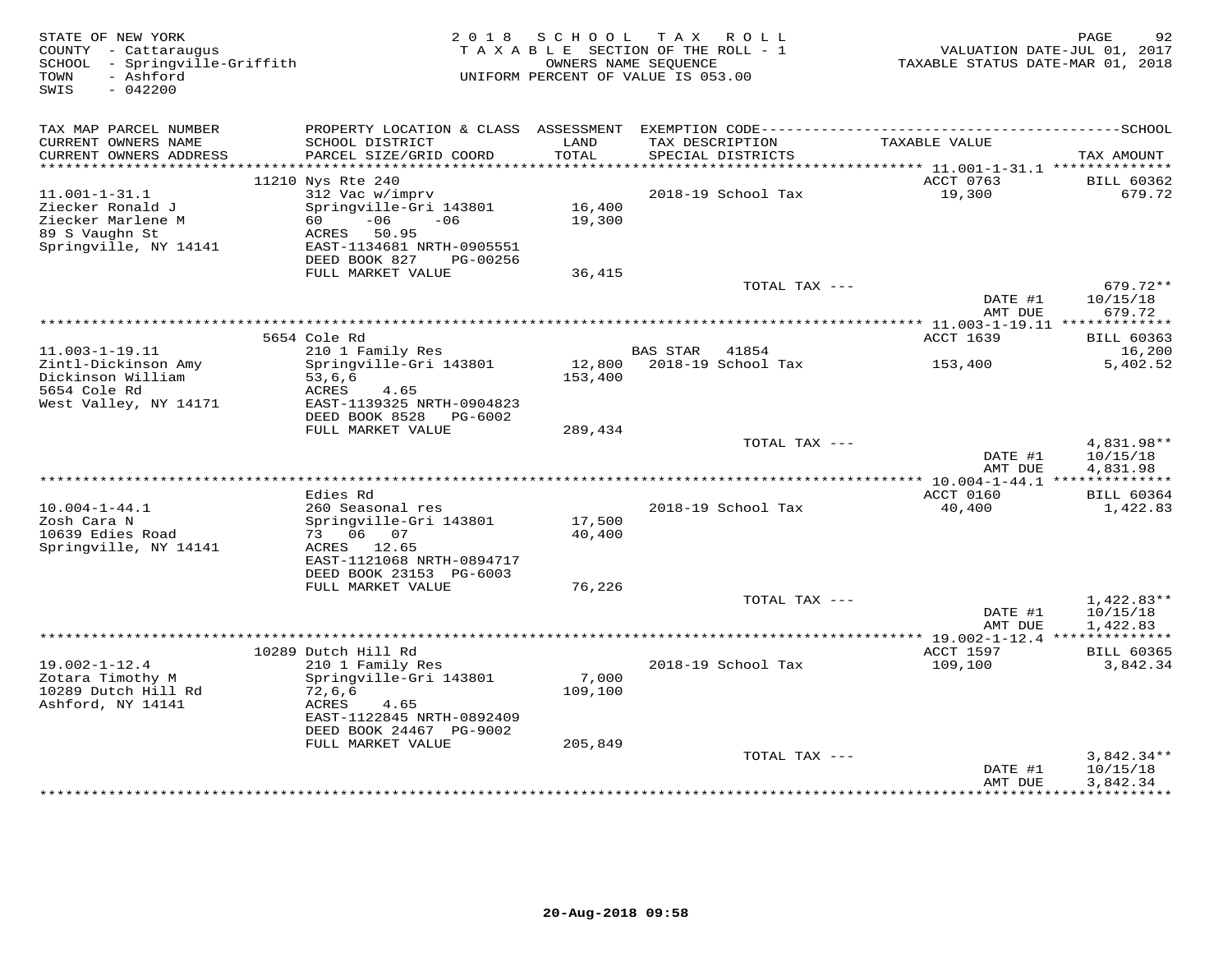STATE OF NEW YORK
COUNTY - Cattaraugus
SCHOOL - Springville-Griffith
TOWN - Ashford
SWIS - 042200

2018 SCHOOL TAX ROLL
TAXABLE SECTION OF THE ROLL - 1
OWNERS NAME SEQUENCE
UNIFORM PERCENT OF VALUE IS 053.00

VALUATION DATE-JUL 01, 2017
TAXABLE STATUS DATE-MAR 01, 2018

| TAX MAP PARCEL NUMBER / CURRENT OWNERS NAME / CURRENT OWNERS ADDRESS | PROPERTY LOCATION & CLASS / SCHOOL DISTRICT / PARCEL SIZE/GRID COORD | ASSESSMENT LAND / TOTAL | EXEMPTION CODE / TAX DESCRIPTION / SPECIAL DISTRICTS | TAXABLE VALUE | TAX AMOUNT |
|---|---|---|---|---|---|
| | 11210 Nys Rte 240 | | | ACCT 0763 | BILL 60362 |
| 11.001-1-31.1 | 312 Vac w/imprv | | 2018-19 School Tax | 19,300 | 679.72 |
| Ziecker Ronald J | Springville-Gri 143801 | 16,400 | | | |
| Ziecker Marlene M | 60 -06 -06 | 19,300 | | | |
| 89 S Vaughn St | ACRES 50.95 | | | | |
| Springville, NY 14141 | EAST-1134681 NRTH-0905551 | | | | |
| | DEED BOOK 827 PG-00256 | | | | |
| | FULL MARKET VALUE | 36,415 | | | |
| | | | TOTAL TAX --- | | 679.72** |
| | | | | DATE #1 | 10/15/18 |
| | | | | AMT DUE | 679.72 |
| | 5654 Cole Rd | | | ACCT 1639 | BILL 60363 |
| 11.003-1-19.11 | 210 1 Family Res | | BAS STAR 41854 | | 16,200 |
| Zintl-Dickinson Amy | Springville-Gri 143801 | 12,800 | 2018-19 School Tax | 153,400 | 5,402.52 |
| Dickinson William | 53,6,6 | 153,400 | | | |
| 5654 Cole Rd | ACRES 4.65 | | | | |
| West Valley, NY 14171 | EAST-1139325 NRTH-0904823 | | | | |
| | DEED BOOK 8528 PG-6002 | | | | |
| | FULL MARKET VALUE | 289,434 | | | |
| | | | TOTAL TAX --- | | 4,831.98** |
| | | | | DATE #1 | 10/15/18 |
| | | | | AMT DUE | 4,831.98 |
| | Edies Rd | | | ACCT 0160 | BILL 60364 |
| 10.004-1-44.1 | 260 Seasonal res | | 2018-19 School Tax | 40,400 | 1,422.83 |
| Zosh Cara N | Springville-Gri 143801 | 17,500 | | | |
| 10639 Edies Road | 73 06 07 | 40,400 | | | |
| Springville, NY 14141 | ACRES 12.65 | | | | |
| | EAST-1121068 NRTH-0894717 | | | | |
| | DEED BOOK 23153 PG-6003 | | | | |
| | FULL MARKET VALUE | 76,226 | | | |
| | | | TOTAL TAX --- | | 1,422.83** |
| | | | | DATE #1 | 10/15/18 |
| | | | | AMT DUE | 1,422.83 |
| | 10289 Dutch Hill Rd | | | ACCT 1597 | BILL 60365 |
| 19.002-1-12.4 | 210 1 Family Res | | 2018-19 School Tax | 109,100 | 3,842.34 |
| Zotara Timothy M | Springville-Gri 143801 | 7,000 | | | |
| 10289 Dutch Hill Rd | 72,6,6 | 109,100 | | | |
| Ashford, NY 14141 | ACRES 4.65 | | | | |
| | EAST-1122845 NRTH-0892409 | | | | |
| | DEED BOOK 24467 PG-9002 | | | | |
| | FULL MARKET VALUE | 205,849 | | | |
| | | | TOTAL TAX --- | | 3,842.34** |
| | | | | DATE #1 | 10/15/18 |
| | | | | AMT DUE | 3,842.34 |

20-Aug-2018 09:58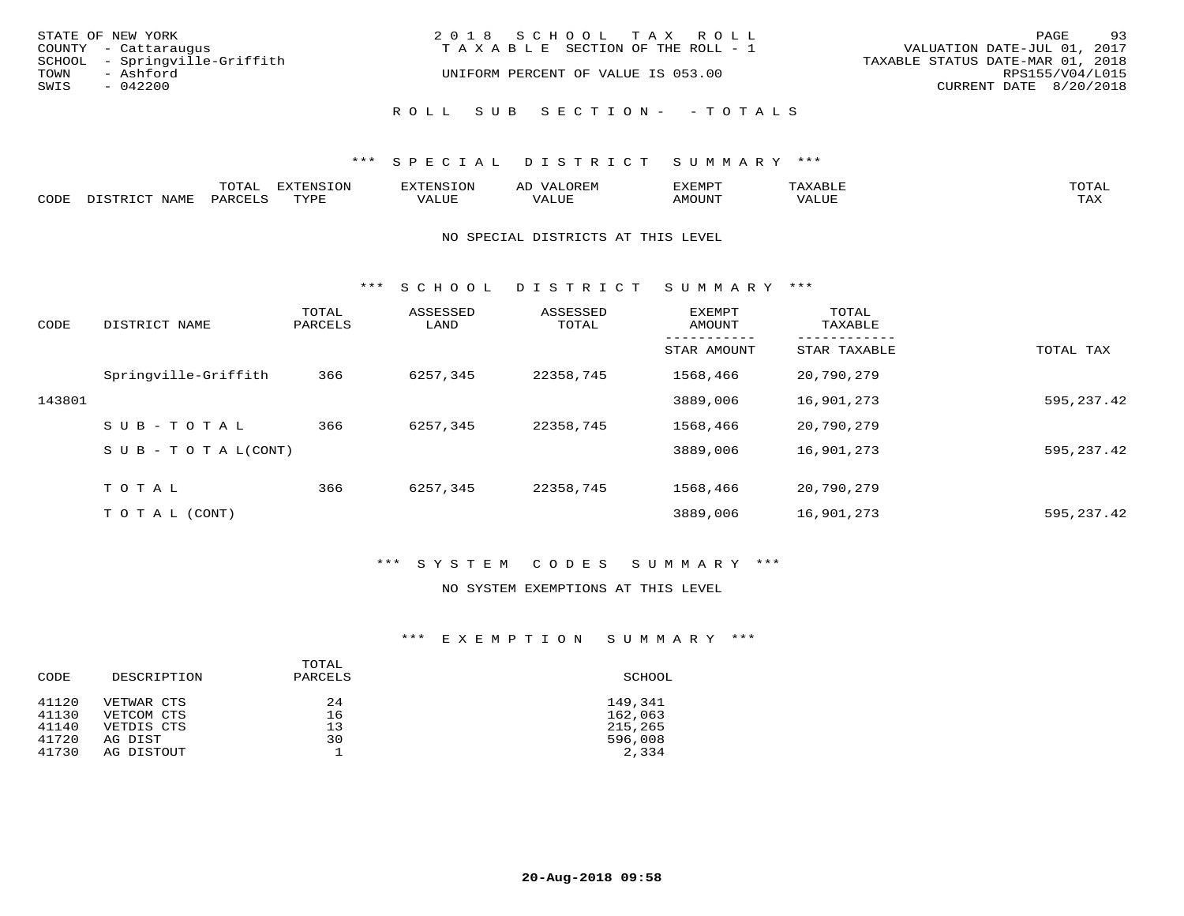STATE OF NEW YORK
COUNTY - Cattaraugus
SCHOOL - Springville-Griffith
TOWN - Ashford
SWIS - 042200

2018 SCHOOL TAX ROLL
TAXABLE SECTION OF THE ROLL - 1

UNIFORM PERCENT OF VALUE IS 053.00

VALUATION DATE-JUL 01, 2017
TAXABLE STATUS DATE-MAR 01, 2018
RPS155/V04/L015
CURRENT DATE 8/20/2018

ROLL SUB SECTION - - TOTALS

## *** SPECIAL DISTRICT SUMMARY ***

| CODE | DISTRICT NAME | TOTAL PARCELS | EXTENSION TYPE | EXTENSION VALUE | AD VALOREM VALUE | EXEMPT AMOUNT | TAXABLE VALUE | TOTAL TAX |
|---|---|---|---|---|---|---|---|---|

NO SPECIAL DISTRICTS AT THIS LEVEL

## *** SCHOOL DISTRICT SUMMARY ***

| CODE | DISTRICT NAME | TOTAL PARCELS | ASSESSED LAND | ASSESSED TOTAL | EXEMPT AMOUNT / STAR AMOUNT | TOTAL TAXABLE / STAR TAXABLE | TOTAL TAX |
|---|---|---|---|---|---|---|---|
| | Springville-Griffith | 366 | 6257,345 | 22358,745 | 1568,466 | 20,790,279 | |
| 143801 | | | | | 3889,006 | 16,901,273 | 595,237.42 |
| | SUB-TOTAL | 366 | 6257,345 | 22358,745 | 1568,466 | 20,790,279 | |
| | SUB-TOTAL(CONT) | | | | 3889,006 | 16,901,273 | 595,237.42 |
| | TOTAL | 366 | 6257,345 | 22358,745 | 1568,466 | 20,790,279 | |
| | TOTAL (CONT) | | | | 3889,006 | 16,901,273 | 595,237.42 |

## *** SYSTEM CODES SUMMARY ***

NO SYSTEM EXEMPTIONS AT THIS LEVEL

## *** EXEMPTION SUMMARY ***

| CODE | DESCRIPTION | TOTAL PARCELS | SCHOOL |
|---|---|---|---|
| 41120 | VETWAR CTS | 24 | 149,341 |
| 41130 | VETCOM CTS | 16 | 162,063 |
| 41140 | VETDIS CTS | 13 | 215,265 |
| 41720 | AG DIST | 30 | 596,008 |
| 41730 | AG DISTOUT | 1 | 2,334 |

20-Aug-2018 09:58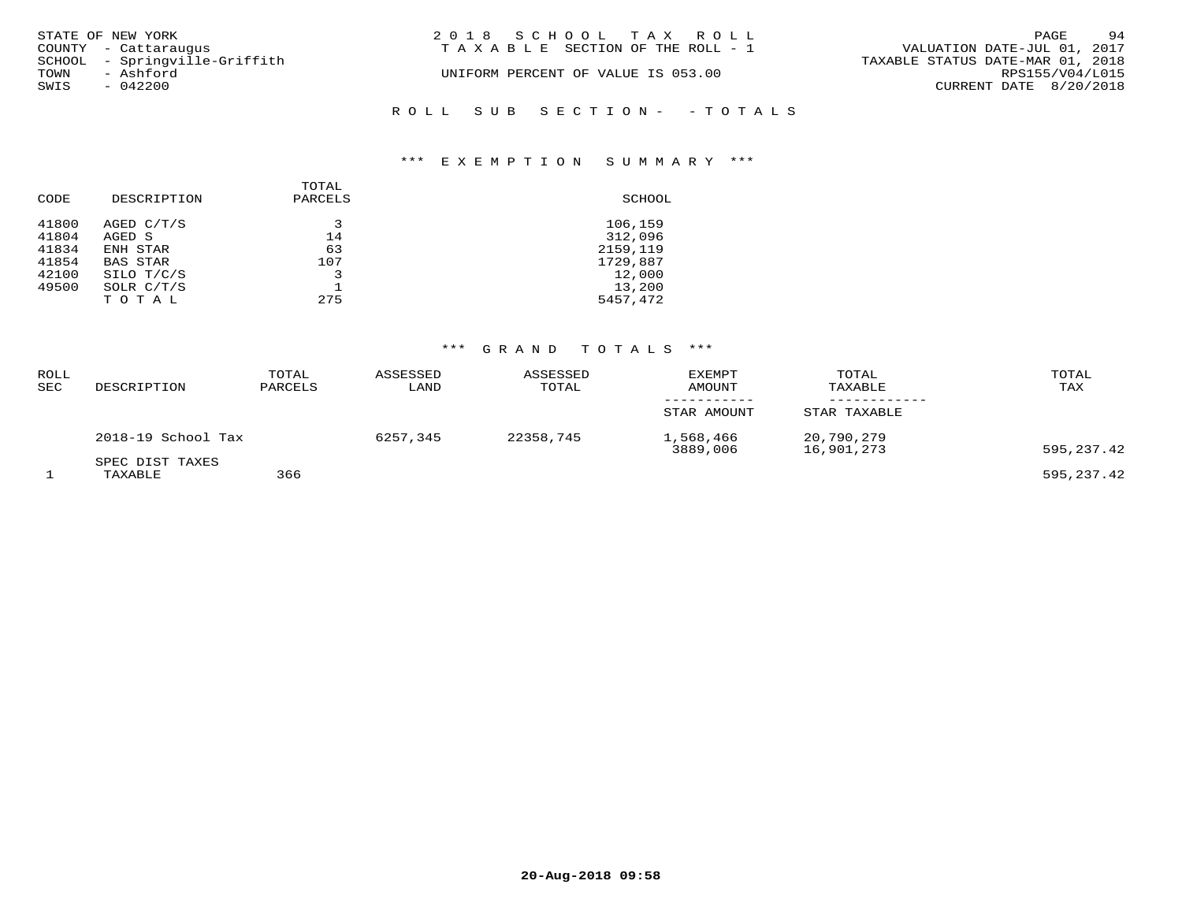STATE OF NEW YORK
COUNTY - Cattaraugus
SCHOOL - Springville-Griffith
TOWN - Ashford
SWIS - 042200

2018 SCHOOL TAX ROLL
TAXABLE SECTION OF THE ROLL - 1

UNIFORM PERCENT OF VALUE IS 053.00

VALUATION DATE-JUL 01, 2017
TAXABLE STATUS DATE-MAR 01, 2018
RPS155/V04/L015
CURRENT DATE 8/20/2018

ROLL SUB SECTION- - TOTALS

*** EXEMPTION SUMMARY ***

| CODE | DESCRIPTION | TOTAL PARCELS | SCHOOL |
|---|---|---|---|
| 41800 | AGED C/T/S | 3 | 106,159 |
| 41804 | AGED S | 14 | 312,096 |
| 41834 | ENH STAR | 63 | 2159,119 |
| 41854 | BAS STAR | 107 | 1729,887 |
| 42100 | SILO T/C/S | 3 | 12,000 |
| 49500 | SOLR C/T/S | 1 | 13,200 |
| | TOTAL | 275 | 5457,472 |

*** GRAND TOTALS ***

| ROLL SEC | DESCRIPTION | TOTAL PARCELS | ASSESSED LAND | ASSESSED TOTAL | EXEMPT AMOUNT / STAR AMOUNT | TOTAL TAXABLE / STAR TAXABLE | TOTAL TAX |
|---|---|---|---|---|---|---|---|
| | 2018-19 School Tax | | 6257,345 | 22358,745 | 1,568,466 | 20,790,279 | |
| | | | | | 3889,006 | 16,901,273 | 595,237.42 |
| | SPEC DIST TAXES | | | | | | |
| 1 | TAXABLE | 366 | | | | | 595,237.42 |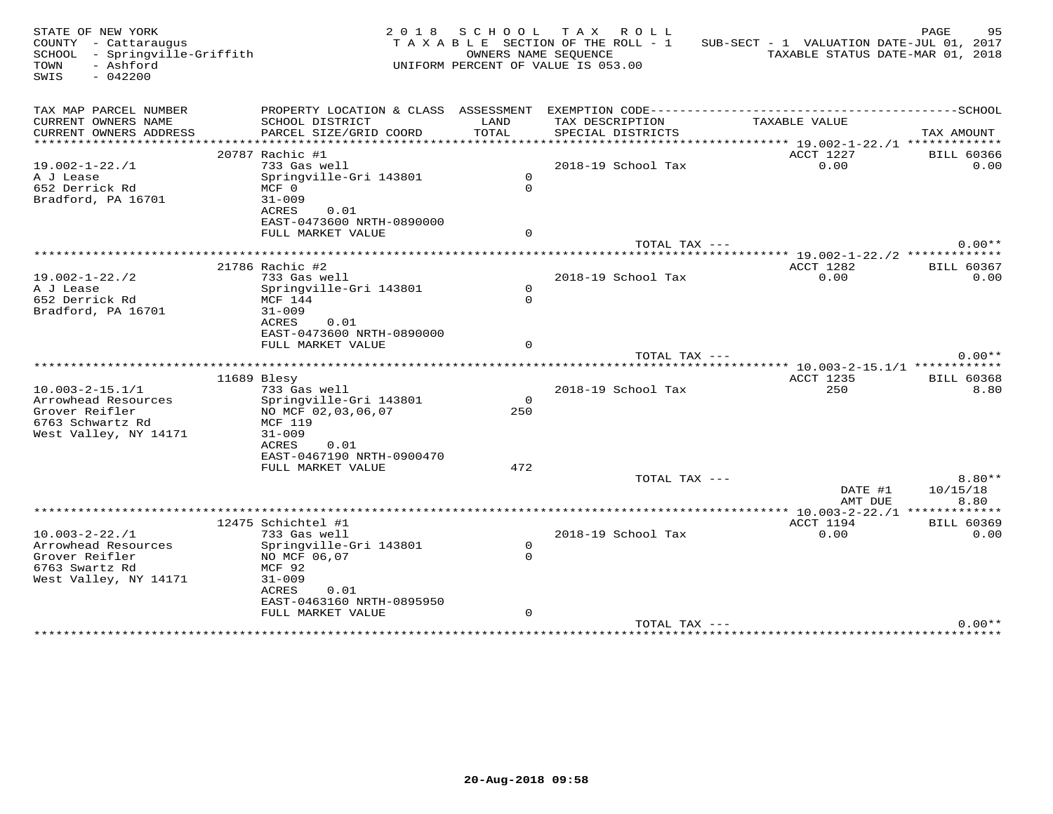STATE OF NEW YORK
COUNTY - Cattaraugus
SCHOOL - Springville-Griffith
TOWN - Ashford
SWIS - 042200

2018 SCHOOL TAX ROLL
TAXABLE SECTION OF THE ROLL - 1
OWNERS NAME SEQUENCE
UNIFORM PERCENT OF VALUE IS 053.00

SUB-SECT - 1 VALUATION DATE-JUL 01, 2017
TAXABLE STATUS DATE-MAR 01, 2018

| TAX MAP PARCEL NUMBER / CURRENT OWNERS NAME / CURRENT OWNERS ADDRESS | PROPERTY LOCATION & CLASS / SCHOOL DISTRICT / PARCEL SIZE/GRID COORD | ASSESSMENT LAND / TOTAL | EXEMPTION CODE / TAX DESCRIPTION / SPECIAL DISTRICTS | TAXABLE VALUE | SCHOOL TAX AMOUNT |
|---|---|---|---|---|---|
| **19.002-1-22./1** | 20787 Rachic #1 | | | ACCT 1227 | BILL 60366 |
| 19.002-1-22./1 | 733 Gas well | | 2018-19 School Tax | 0.00 | 0.00 |
| A J Lease | Springville-Gri 143801 | 0 | | | |
| 652 Derrick Rd | MCF 0 | 0 | | | |
| Bradford, PA 16701 | 31-009 | | | | |
| | ACRES 0.01 | | | | |
| | EAST-0473600 NRTH-0890000 | | | | |
| | FULL MARKET VALUE | 0 | | | |
| | | | TOTAL TAX --- | | 0.00** |
| **19.002-1-22./2** | 21786 Rachic #2 | | | ACCT 1282 | BILL 60367 |
| 19.002-1-22./2 | 733 Gas well | | 2018-19 School Tax | 0.00 | 0.00 |
| A J Lease | Springville-Gri 143801 | 0 | | | |
| 652 Derrick Rd | MCF 144 | 0 | | | |
| Bradford, PA 16701 | 31-009 | | | | |
| | ACRES 0.01 | | | | |
| | EAST-0473600 NRTH-0890000 | | | | |
| | FULL MARKET VALUE | 0 | | | |
| | | | TOTAL TAX --- | | 0.00** |
| **10.003-2-15.1/1** | 11689 Blesy | | | ACCT 1235 | BILL 60368 |
| 10.003-2-15.1/1 | 733 Gas well | | 2018-19 School Tax | 250 | 8.80 |
| Arrowhead Resources | Springville-Gri 143801 | 0 | | | |
| Grover Reifler | NO MCF 02,03,06,07 | 250 | | | |
| 6763 Schwartz Rd | MCF 119 | | | | |
| West Valley, NY 14171 | 31-009 | | | | |
| | ACRES 0.01 | | | | |
| | EAST-0467190 NRTH-0900470 | | | | |
| | FULL MARKET VALUE | 472 | | | |
| | | | TOTAL TAX --- | | 8.80** |
| | | | | DATE #1 | 10/15/18 |
| | | | | AMT DUE | 8.80 |
| **10.003-2-22./1** | 12475 Schichtel #1 | | | ACCT 1194 | BILL 60369 |
| 10.003-2-22./1 | 733 Gas well | | 2018-19 School Tax | 0.00 | 0.00 |
| Arrowhead Resources | Springville-Gri 143801 | 0 | | | |
| Grover Reifler | NO MCF 06,07 | 0 | | | |
| 6763 Swartz Rd | MCF 92 | | | | |
| West Valley, NY 14171 | 31-009 | | | | |
| | ACRES 0.01 | | | | |
| | EAST-0463160 NRTH-0895950 | | | | |
| | FULL MARKET VALUE | 0 | | | |
| | | | TOTAL TAX --- | | 0.00** |

20-Aug-2018 09:58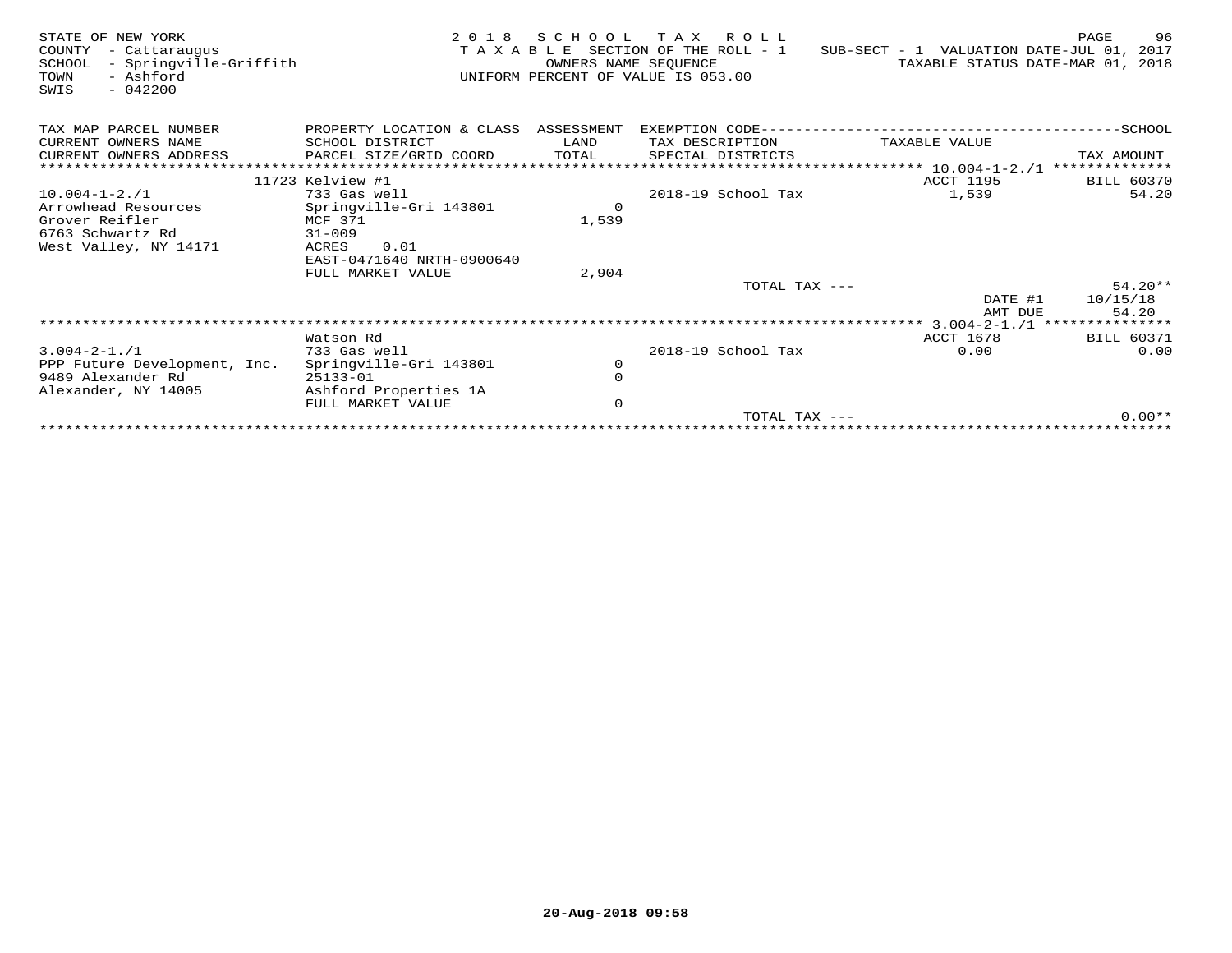STATE OF NEW YORK
COUNTY - Cattaraugus
SCHOOL - Springville-Griffith
TOWN - Ashford
SWIS - 042200

2018 SCHOOL TAX ROLL
TAXABLE SECTION OF THE ROLL - 1
OWNERS NAME SEQUENCE
UNIFORM PERCENT OF VALUE IS 053.00

SUB-SECT - 1 VALUATION DATE-JUL 01, 2017
TAXABLE STATUS DATE-MAR 01, 2018

| TAX MAP PARCEL NUMBER<br>CURRENT OWNERS NAME<br>CURRENT OWNERS ADDRESS | PROPERTY LOCATION & CLASS<br>SCHOOL DISTRICT<br>PARCEL SIZE/GRID COORD | ASSESSMENT<br>LAND<br>TOTAL | EXEMPTION CODE----SCHOOL<br>TAX DESCRIPTION<br>SPECIAL DISTRICTS | TAXABLE VALUE | TAX AMOUNT |
|---|---|---|---|---|---|
| ******* 10.004-1-2./1 ******* | | | | | |
| | 11723 Kelview #1 | | | ACCT 1195 | BILL 60370 |
| 10.004-1-2./1 | 733 Gas well | | 2018-19 School Tax | 1,539 | 54.20 |
| Arrowhead Resources | Springville-Gri 143801 | 0 | | | |
| Grover Reifler | MCF 371 | 1,539 | | | |
| 6763 Schwartz Rd | 31-009 | | | | |
| West Valley, NY 14171 | ACRES 0.01 | | | | |
| | EAST-0471640 NRTH-0900640 | | | | |
| | FULL MARKET VALUE | 2,904 | | | |
| | | | TOTAL TAX --- | | 54.20** |
| | | | | DATE #1 | 10/15/18 |
| | | | | AMT DUE | 54.20 |
| ******* 3.004-2-1./1 ******* | | | | | |
| | Watson Rd | | | ACCT 1678 | BILL 60371 |
| 3.004-2-1./1 | 733 Gas well | | 2018-19 School Tax | 0.00 | 0.00 |
| PPP Future Development, Inc. | Springville-Gri 143801 | 0 | | | |
| 9489 Alexander Rd | 25133-01 | 0 | | | |
| Alexander, NY 14005 | Ashford Properties 1A | | | | |
| | FULL MARKET VALUE | 0 | | | |
| | | | TOTAL TAX --- | | 0.00** |

20-Aug-2018 09:58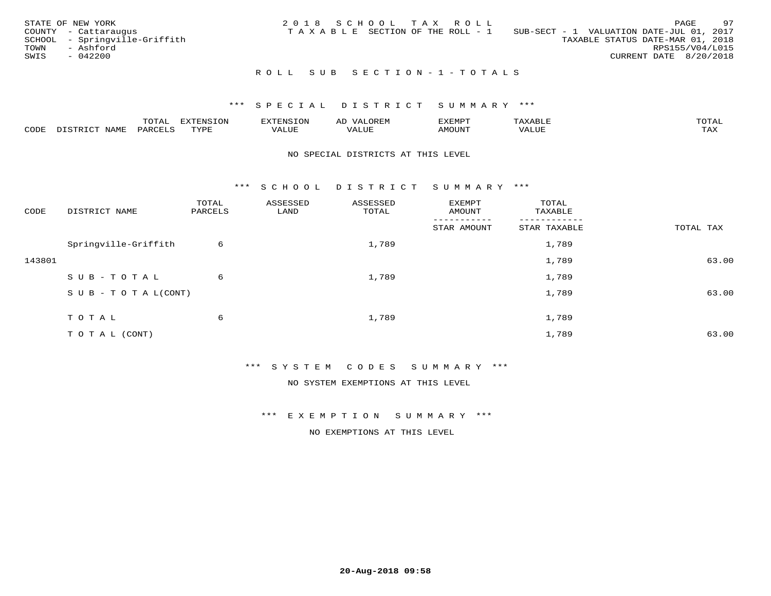STATE OF NEW YORK
COUNTY - Cattaraugus
SCHOOL - Springville-Griffith
TOWN - Ashford
SWIS - 042200

2018 SCHOOL TAX ROLL
TAXABLE SECTION OF THE ROLL - 1

SUB-SECT - 1 VALUATION DATE-JUL 01, 2017
TAXABLE STATUS DATE-MAR 01, 2018
RPS155/V04/L015
CURRENT DATE 8/20/2018

## ROLL SUB SECTION-1-TOTALS

### *** SPECIAL DISTRICT SUMMARY ***

| CODE | DISTRICT NAME | TOTAL PARCELS | EXTENSION TYPE | EXTENSION VALUE | AD VALOREM VALUE | EXEMPT AMOUNT | TAXABLE VALUE | TOTAL TAX |
|---|---|---|---|---|---|---|---|---|

NO SPECIAL DISTRICTS AT THIS LEVEL

### *** SCHOOL DISTRICT SUMMARY ***

| CODE | DISTRICT NAME | TOTAL PARCELS | ASSESSED LAND | ASSESSED TOTAL | EXEMPT AMOUNT / STAR AMOUNT | TOTAL TAXABLE / STAR TAXABLE | TOTAL TAX |
|---|---|---|---|---|---|---|---|
| | Springville-Griffith | 6 | | 1,789 | | 1,789 | |
| 143801 | | | | | | 1,789 | 63.00 |
| | SUB-TOTAL | 6 | | 1,789 | | 1,789 | |
| | SUB-TOTAL(CONT) | | | | | 1,789 | 63.00 |
| | TOTAL | 6 | | 1,789 | | 1,789 | |
| | TOTAL (CONT) | | | | | 1,789 | 63.00 |

### *** SYSTEM CODES SUMMARY ***

NO SYSTEM EXEMPTIONS AT THIS LEVEL

### *** EXEMPTION SUMMARY ***

NO EXEMPTIONS AT THIS LEVEL

20-Aug-2018 09:58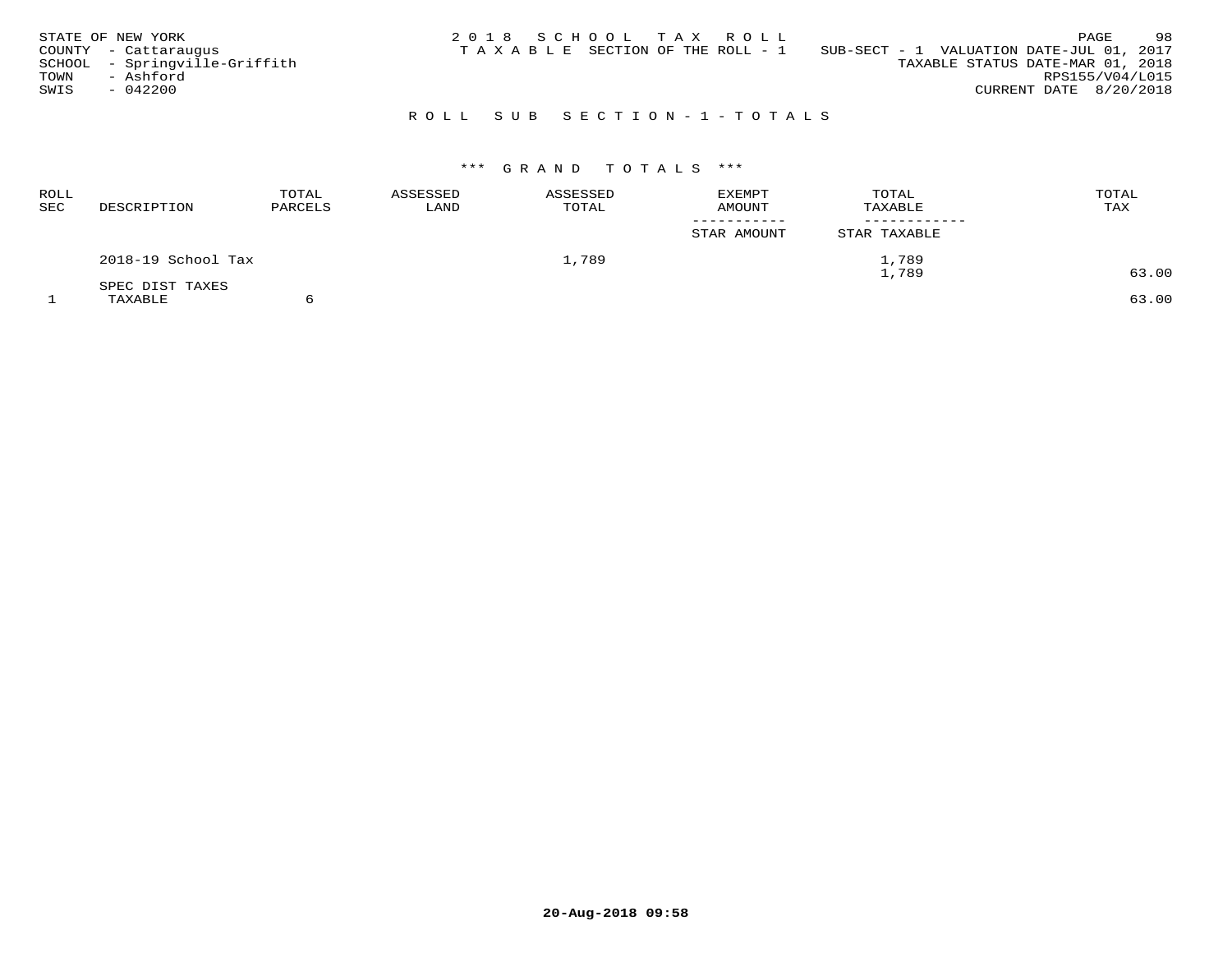STATE OF NEW YORK
COUNTY - Cattaraugus
SCHOOL - Springville-Griffith
TOWN - Ashford
SWIS - 042200

2018 SCHOOL TAX ROLL
TAXABLE SECTION OF THE ROLL - 1

SUB-SECT - 1 VALUATION DATE-JUL 01, 2017
TAXABLE STATUS DATE-MAR 01, 2018
RPS155/V04/L015
CURRENT DATE 8/20/2018

## ROLL SUB SECTION-1-TOTALS

### *** GRAND TOTALS ***

| ROLL SEC | DESCRIPTION | TOTAL PARCELS | ASSESSED LAND | ASSESSED TOTAL | EXEMPT AMOUNT / STAR AMOUNT | TOTAL TAXABLE / STAR TAXABLE | TOTAL TAX |
|---|---|---|---|---|---|---|---|
| | 2018-19 School Tax | | | 1,789 | | 1,789<br>1,789 | 63.00 |
| | SPEC DIST TAXES | | | | | | |
| 1 | TAXABLE | 6 | | | | | 63.00 |

20-Aug-2018 09:58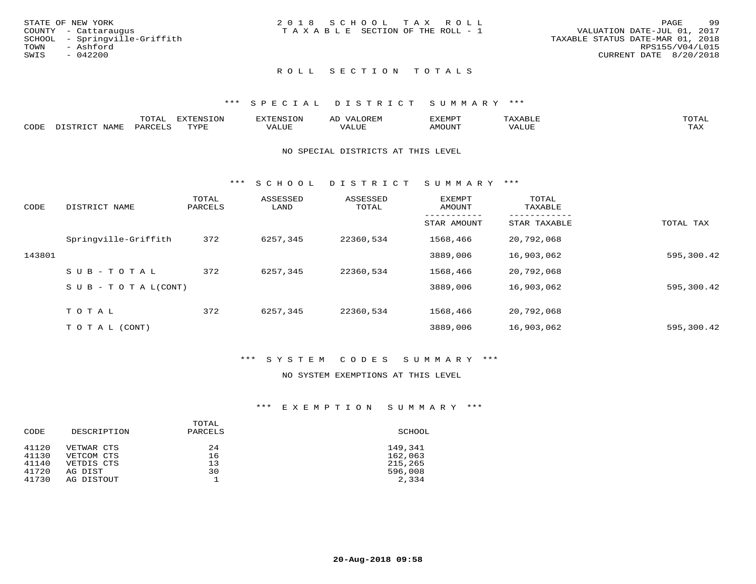STATE OF NEW YORK
COUNTY - Cattaraugus
SCHOOL - Springville-Griffith
TOWN - Ashford
SWIS - 042200

2018 SCHOOL TAX ROLL
TAXABLE SECTION OF THE ROLL - 1

VALUATION DATE-JUL 01, 2017
TAXABLE STATUS DATE-MAR 01, 2018
RPS155/V04/L015
CURRENT DATE 8/20/2018

## ROLL SECTION TOTALS

### *** SPECIAL DISTRICT SUMMARY ***

| CODE | DISTRICT NAME | TOTAL PARCELS | EXTENSION TYPE | EXTENSION VALUE | AD VALOREM VALUE | EXEMPT AMOUNT | TAXABLE VALUE | TOTAL TAX |
|---|---|---|---|---|---|---|---|---|

NO SPECIAL DISTRICTS AT THIS LEVEL

### *** SCHOOL DISTRICT SUMMARY ***

| CODE | DISTRICT NAME | TOTAL PARCELS | ASSESSED LAND | ASSESSED TOTAL | EXEMPT AMOUNT / STAR AMOUNT | TOTAL TAXABLE / STAR TAXABLE | TOTAL TAX |
|---|---|---|---|---|---|---|---|
| | Springville-Griffith | 372 | 6257,345 | 22360,534 | 1568,466 | 20,792,068 | |
| 143801 | | | | | 3889,006 | 16,903,062 | 595,300.42 |
| | SUB-TOTAL | 372 | 6257,345 | 22360,534 | 1568,466 | 20,792,068 | |
| | SUB-TOTAL(CONT) | | | | 3889,006 | 16,903,062 | 595,300.42 |
| | TOTAL | 372 | 6257,345 | 22360,534 | 1568,466 | 20,792,068 | |
| | TOTAL (CONT) | | | | 3889,006 | 16,903,062 | 595,300.42 |

### *** SYSTEM CODES SUMMARY ***

NO SYSTEM EXEMPTIONS AT THIS LEVEL

### *** EXEMPTION SUMMARY ***

| CODE | DESCRIPTION | TOTAL PARCELS | SCHOOL |
|---|---|---|---|
| 41120 | VETWAR CTS | 24 | 149,341 |
| 41130 | VETCOM CTS | 16 | 162,063 |
| 41140 | VETDIS CTS | 13 | 215,265 |
| 41720 | AG DIST | 30 | 596,008 |
| 41730 | AG DISTOUT | 1 | 2,334 |

**20-Aug-2018 09:58**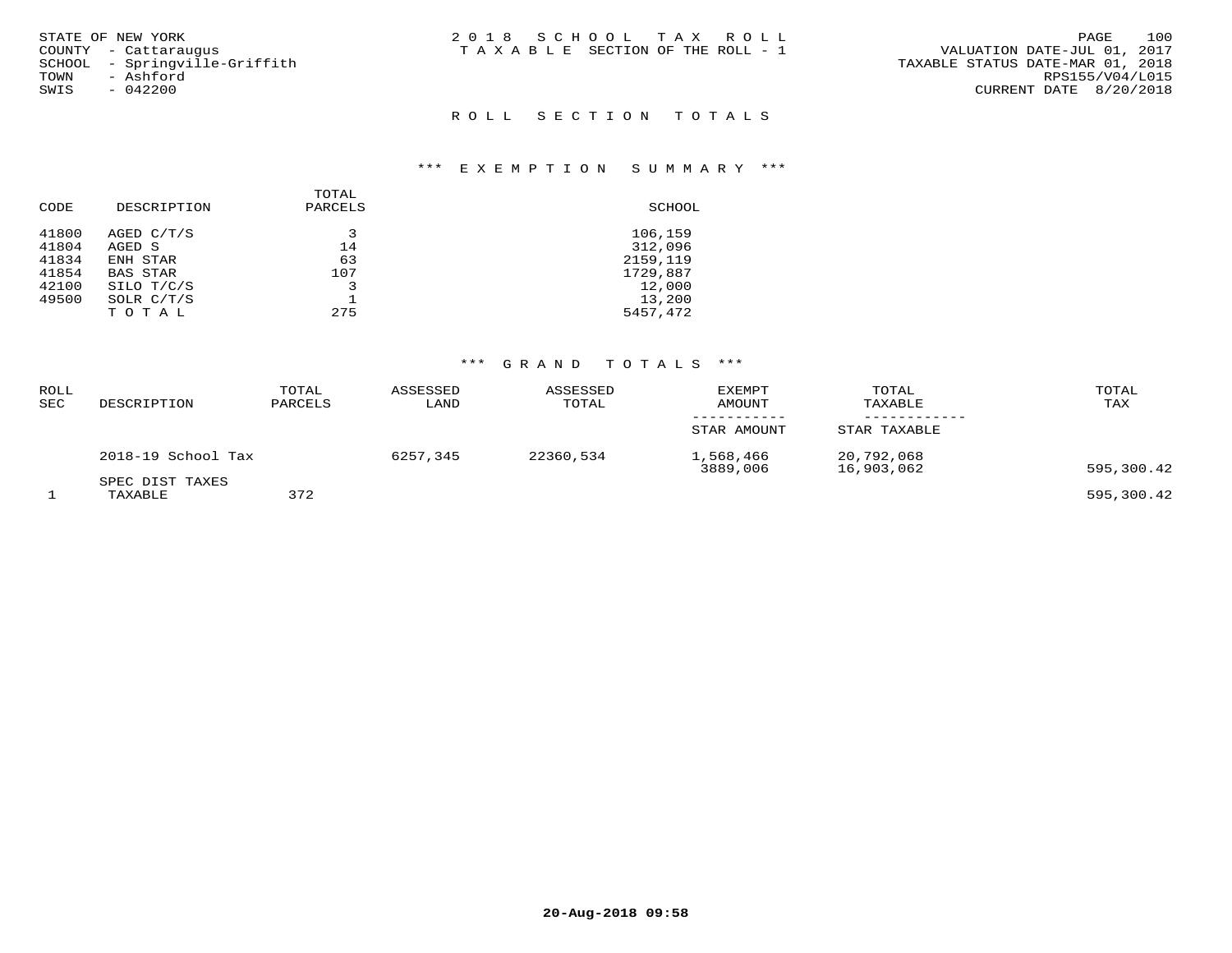STATE OF NEW YORK
COUNTY - Cattaraugus
SCHOOL - Springville-Griffith
TOWN - Ashford
SWIS - 042200

2018 SCHOOL TAX ROLL
TAXABLE SECTION OF THE ROLL - 1

VALUATION DATE-JUL 01, 2017
TAXABLE STATUS DATE-MAR 01, 2018
RPS155/V04/L015
CURRENT DATE 8/20/2018

## ROLL SECTION TOTALS

### *** EXEMPTION SUMMARY ***

| CODE | DESCRIPTION | TOTAL PARCELS | SCHOOL |
|---|---|---|---|
| 41800 | AGED C/T/S | 3 | 106,159 |
| 41804 | AGED S | 14 | 312,096 |
| 41834 | ENH STAR | 63 | 2159,119 |
| 41854 | BAS STAR | 107 | 1729,887 |
| 42100 | SILO T/C/S | 3 | 12,000 |
| 49500 | SOLR C/T/S | 1 | 13,200 |
| | TOTAL | 275 | 5457,472 |

### *** GRAND TOTALS ***

| ROLL SEC | DESCRIPTION | TOTAL PARCELS | ASSESSED LAND | ASSESSED TOTAL | EXEMPT AMOUNT / STAR AMOUNT | TOTAL TAXABLE / STAR TAXABLE | TOTAL TAX |
|---|---|---|---|---|---|---|---|
| | 2018-19 School Tax | | 6257,345 | 22360,534 | 1,568,466 | 20,792,068 | |
| | | | | | 3889,006 | 16,903,062 | 595,300.42 |
| | SPEC DIST TAXES | | | | | | |
| 1 | TAXABLE | 372 | | | | | 595,300.42 |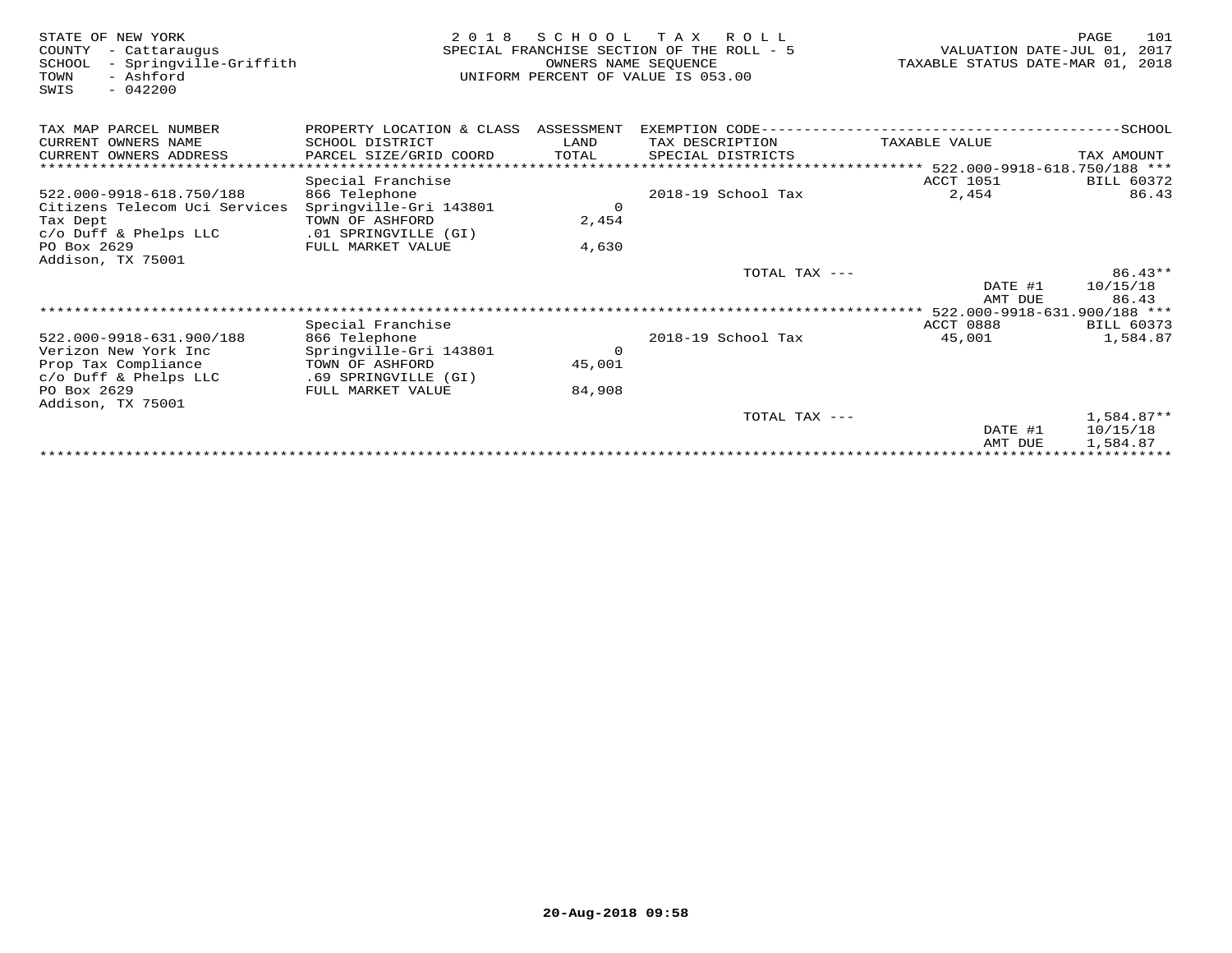STATE OF NEW YORK
COUNTY - Cattaraugus
SCHOOL - Springville-Griffith
TOWN - Ashford
SWIS - 042200

2 0 1 8 S C H O O L T A X R O L L
SPECIAL FRANCHISE SECTION OF THE ROLL - 5
OWNERS NAME SEQUENCE
UNIFORM PERCENT OF VALUE IS 053.00

VALUATION DATE-JUL 01, 2017
TAXABLE STATUS DATE-MAR 01, 2018

| TAX MAP PARCEL NUMBER / CURRENT OWNERS NAME / CURRENT OWNERS ADDRESS | PROPERTY LOCATION & CLASS / SCHOOL DISTRICT / PARCEL SIZE/GRID COORD | ASSESSMENT LAND / TOTAL | EXEMPTION CODE / TAX DESCRIPTION / SPECIAL DISTRICTS | TAXABLE VALUE | SCHOOL TAX AMOUNT |
|---|---|---|---|---|---|
| | | | | 522.000-9918-618.750/188 | |
| | Special Franchise | | | ACCT 1051 | BILL 60372 |
| 522.000-9918-618.750/188 | 866 Telephone | | 2018-19 School Tax | 2,454 | 86.43 |
| Citizens Telecom Uci Services | Springville-Gri 143801 | 0 | | | |
| Tax Dept | TOWN OF ASHFORD | 2,454 | | | |
| c/o Duff & Phelps LLC | .01 SPRINGVILLE (GI) | | | | |
| PO Box 2629 | FULL MARKET VALUE | 4,630 | | | |
| Addison, TX 75001 | | | | | |
| | | | TOTAL TAX --- | | 86.43** |
| | | | | DATE #1 | 10/15/18 |
| | | | | AMT DUE | 86.43 |
| | | | | 522.000-9918-631.900/188 | |
| | Special Franchise | | | ACCT 0888 | BILL 60373 |
| 522.000-9918-631.900/188 | 866 Telephone | | 2018-19 School Tax | 45,001 | 1,584.87 |
| Verizon New York Inc | Springville-Gri 143801 | 0 | | | |
| Prop Tax Compliance | TOWN OF ASHFORD | 45,001 | | | |
| c/o Duff & Phelps LLC | .69 SPRINGVILLE (GI) | | | | |
| PO Box 2629 | FULL MARKET VALUE | 84,908 | | | |
| Addison, TX 75001 | | | | | |
| | | | TOTAL TAX --- | | 1,584.87** |
| | | | | DATE #1 | 10/15/18 |
| | | | | AMT DUE | 1,584.87 |

20-Aug-2018 09:58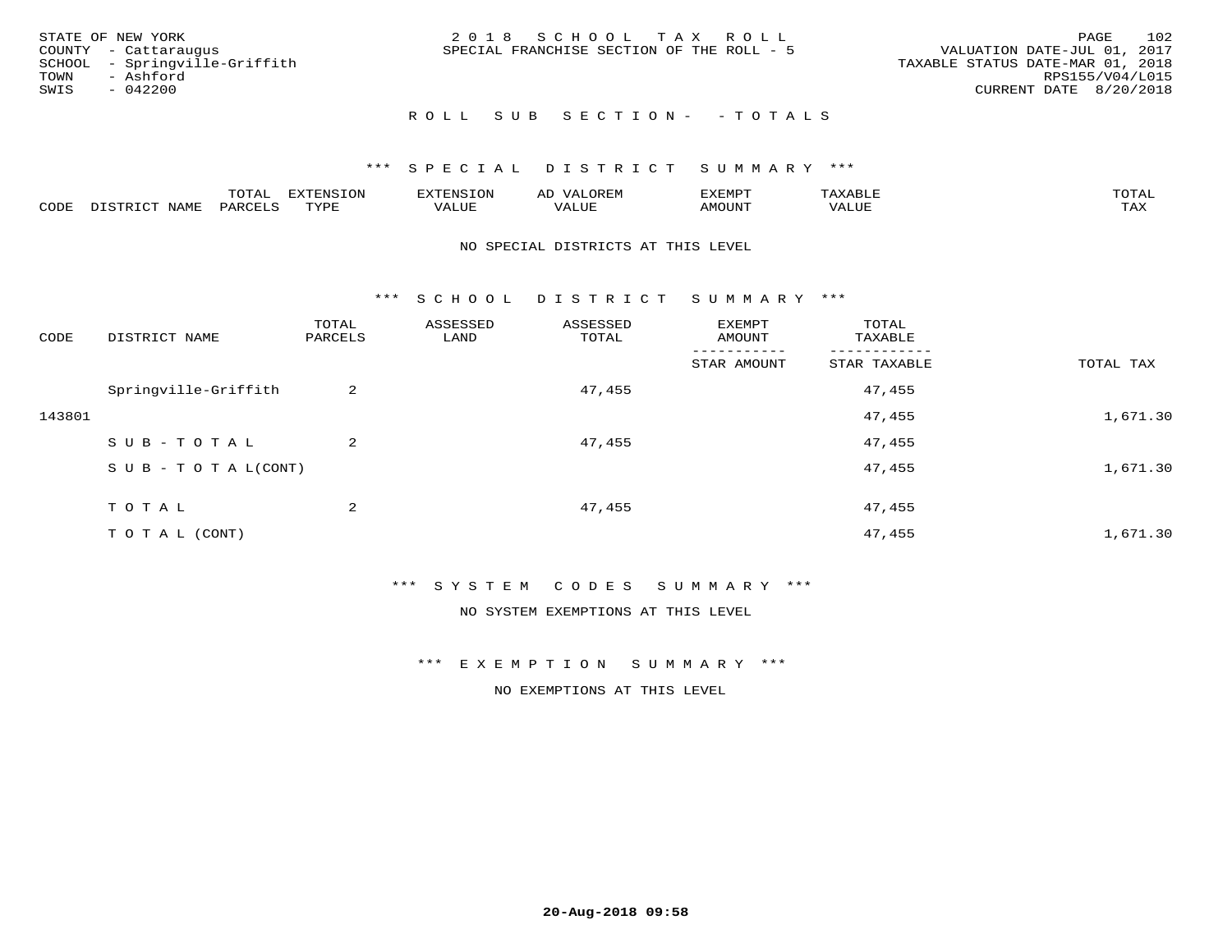STATE OF NEW YORK
COUNTY - Cattaraugus
SCHOOL - Springville-Griffith
TOWN - Ashford
SWIS - 042200

2 0 1 8 S C H O O L T A X R O L L
SPECIAL FRANCHISE SECTION OF THE ROLL - 5

VALUATION DATE-JUL 01, 2017
TAXABLE STATUS DATE-MAR 01, 2018
RPS155/V04/L015
CURRENT DATE 8/20/2018

R O L L S U B S E C T I O N - - T O T A L S

*** S P E C I A L D I S T R I C T S U M M A R Y ***

| CODE | DISTRICT NAME | TOTAL PARCELS | EXTENSION TYPE | EXTENSION VALUE | AD VALOREM VALUE | EXEMPT AMOUNT | TAXABLE VALUE | TOTAL TAX |
|---|---|---|---|---|---|---|---|---|

NO SPECIAL DISTRICTS AT THIS LEVEL

*** S C H O O L D I S T R I C T S U M M A R Y ***

| CODE | DISTRICT NAME | TOTAL PARCELS | ASSESSED LAND | ASSESSED TOTAL | EXEMPT AMOUNT / STAR AMOUNT | TOTAL TAXABLE / STAR TAXABLE | TOTAL TAX |
|---|---|---|---|---|---|---|---|
| | Springville-Griffith | 2 | | 47,455 | | 47,455 | |
| 143801 | | | | | | 47,455 | 1,671.30 |
| | S U B - T O T A L | 2 | | 47,455 | | 47,455 | |
| | S U B - T O T A L(CONT) | | | | | 47,455 | 1,671.30 |
| | T O T A L | 2 | | 47,455 | | 47,455 | |
| | T O T A L (CONT) | | | | | 47,455 | 1,671.30 |

*** S Y S T E M C O D E S S U M M A R Y ***

NO SYSTEM EXEMPTIONS AT THIS LEVEL

*** E X E M P T I O N S U M M A R Y ***

NO EXEMPTIONS AT THIS LEVEL

20-Aug-2018 09:58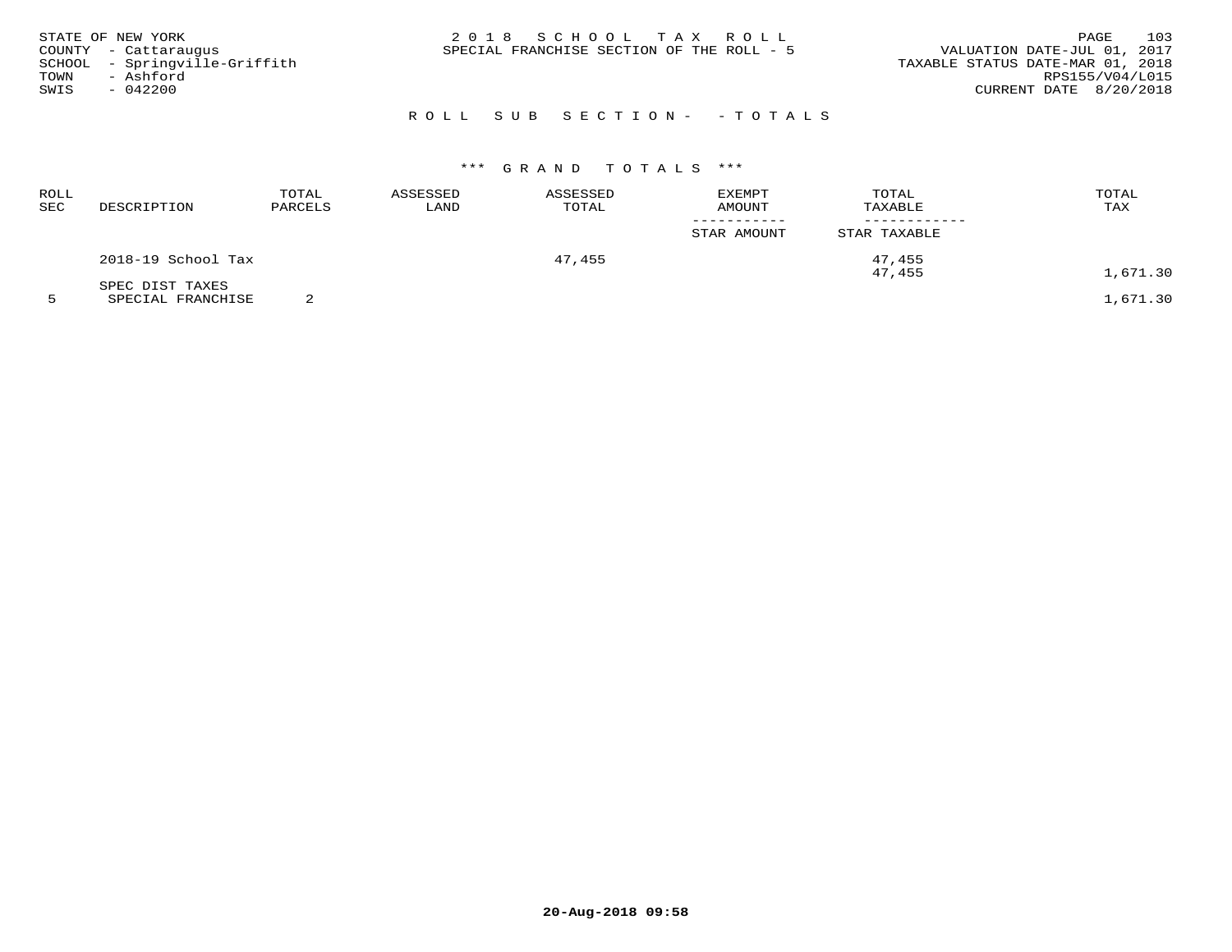STATE OF NEW YORK
COUNTY - Cattaraugus
SCHOOL - Springville-Griffith
TOWN - Ashford
SWIS - 042200

# 2018 SCHOOL TAX ROLL

SPECIAL FRANCHISE SECTION OF THE ROLL - 5

VALUATION DATE-JUL 01, 2017
TAXABLE STATUS DATE-MAR 01, 2018
RPS155/V04/L015
CURRENT DATE 8/20/2018

## ROLL SUB SECTION- - TOTALS

### *** GRAND TOTALS ***

| ROLL SEC | DESCRIPTION | TOTAL PARCELS | ASSESSED LAND | ASSESSED TOTAL | EXEMPT AMOUNT / STAR AMOUNT | TOTAL TAXABLE / STAR TAXABLE | TOTAL TAX |
|---|---|---|---|---|---|---|---|
| | 2018-19 School Tax | | | 47,455 | | 47,455 | |
| | | | | | | 47,455 | 1,671.30 |
| | SPEC DIST TAXES | | | | | | |
| 5 | SPECIAL FRANCHISE | 2 | | | | | 1,671.30 |

20-Aug-2018 09:58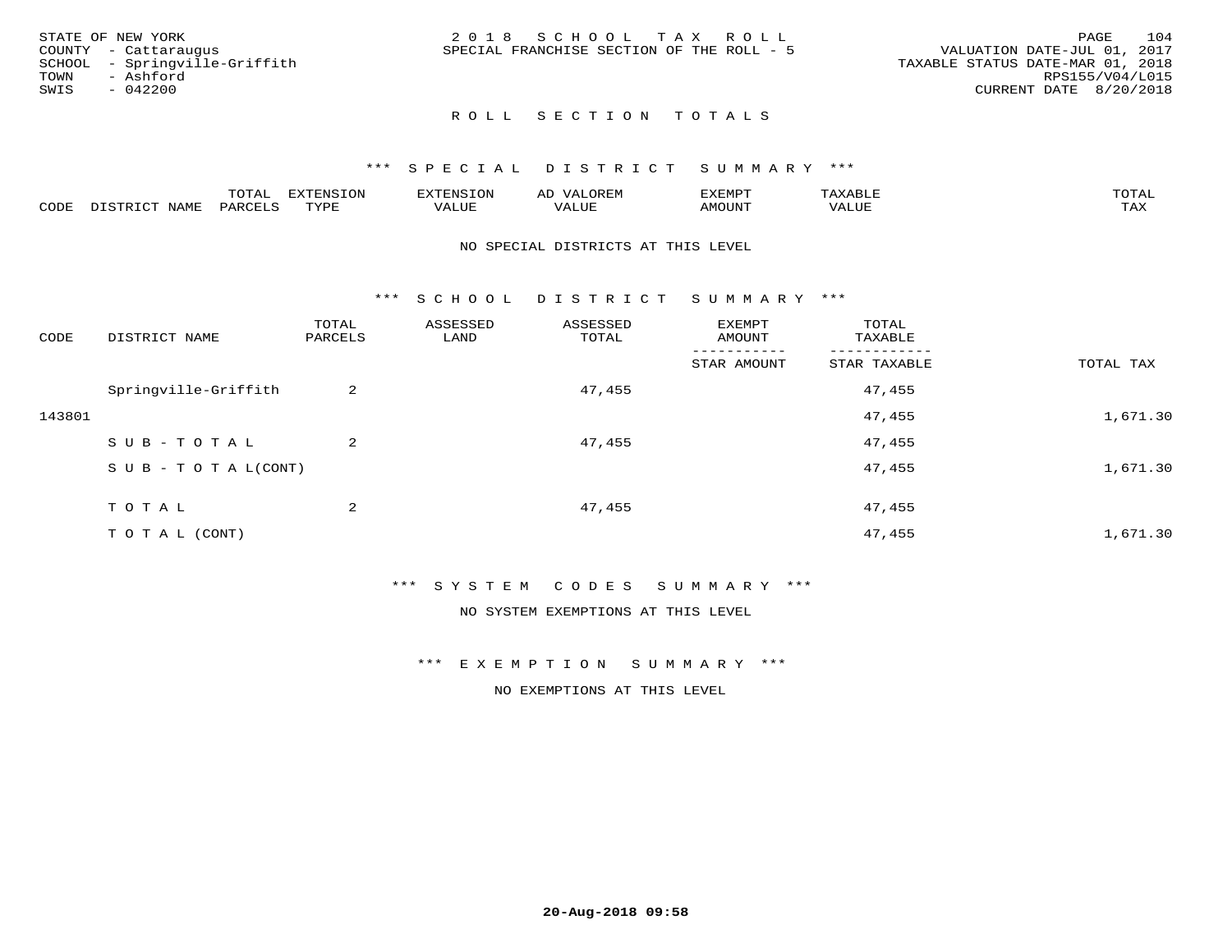STATE OF NEW YORK
COUNTY - Cattaraugus
SCHOOL - Springville-Griffith
TOWN - Ashford
SWIS - 042200

2018 SCHOOL TAX ROLL
SPECIAL FRANCHISE SECTION OF THE ROLL - 5

VALUATION DATE-JUL 01, 2017
TAXABLE STATUS DATE-MAR 01, 2018
RPS155/V04/L015
CURRENT DATE 8/20/2018

## ROLL SECTION TOTALS

### *** SPECIAL DISTRICT SUMMARY ***

| CODE | DISTRICT NAME | TOTAL PARCELS | EXTENSION TYPE | EXTENSION VALUE | AD VALOREM VALUE | EXEMPT AMOUNT | TAXABLE VALUE | TOTAL TAX |
|---|---|---|---|---|---|---|---|---|

NO SPECIAL DISTRICTS AT THIS LEVEL

### *** SCHOOL DISTRICT SUMMARY ***

| CODE | DISTRICT NAME | TOTAL PARCELS | ASSESSED LAND | ASSESSED TOTAL | EXEMPT AMOUNT / STAR AMOUNT | TOTAL TAXABLE / STAR TAXABLE | TOTAL TAX |
|---|---|---|---|---|---|---|---|
| | Springville-Griffith | 2 | | 47,455 | | 47,455 | |
| 143801 | | | | | | 47,455 | 1,671.30 |
| | SUB-TOTAL | 2 | | 47,455 | | 47,455 | |
| | SUB-TOTAL(CONT) | | | | | 47,455 | 1,671.30 |
| | TOTAL | 2 | | 47,455 | | 47,455 | |
| | TOTAL (CONT) | | | | | 47,455 | 1,671.30 |

### *** SYSTEM CODES SUMMARY ***

NO SYSTEM EXEMPTIONS AT THIS LEVEL

### *** EXEMPTION SUMMARY ***

NO EXEMPTIONS AT THIS LEVEL

20-Aug-2018 09:58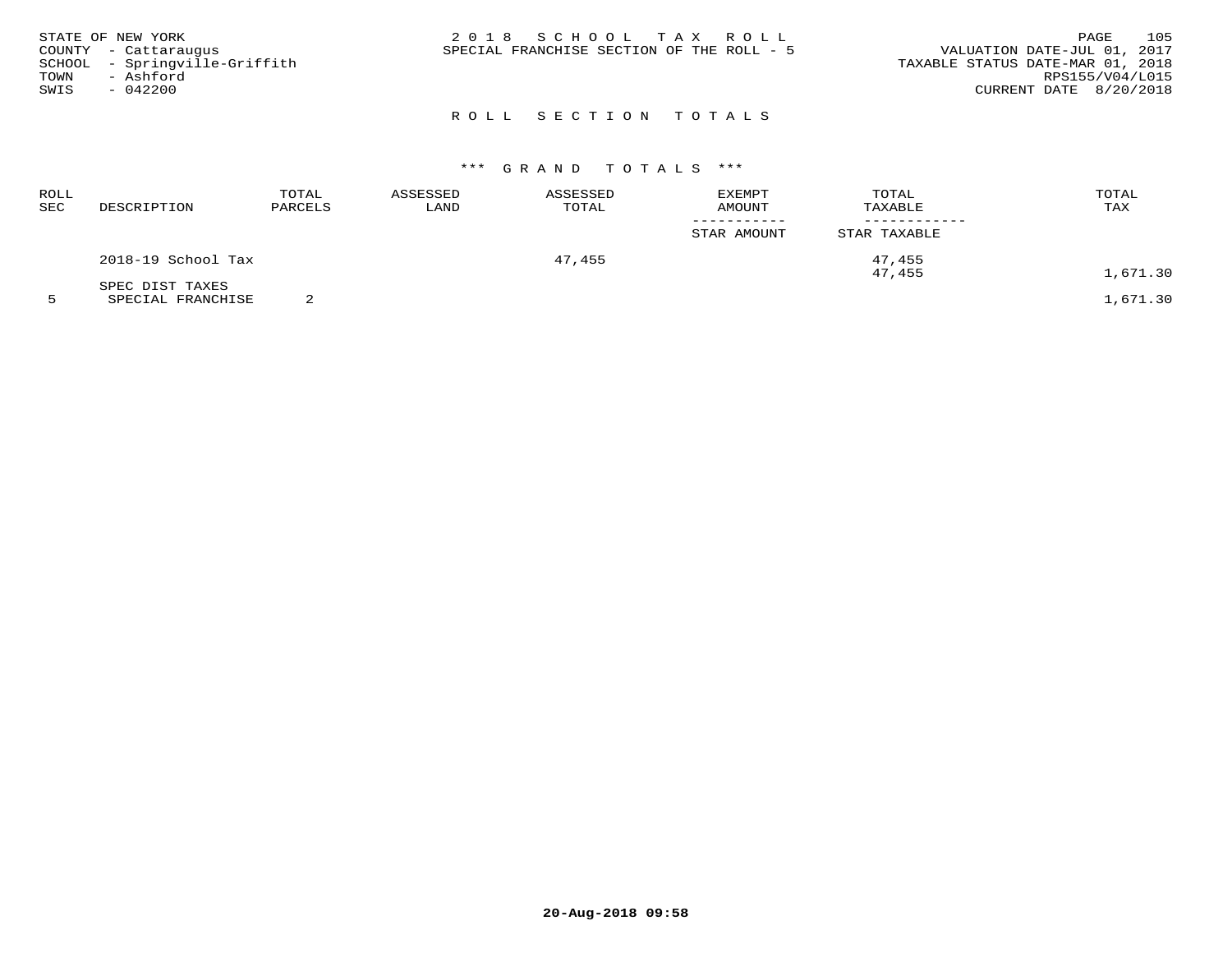STATE OF NEW YORK
COUNTY - Cattaraugus
SCHOOL - Springville-Griffith
TOWN - Ashford
SWIS - 042200

2018 SCHOOL TAX ROLL
SPECIAL FRANCHISE SECTION OF THE ROLL - 5

VALUATION DATE-JUL 01, 2017
TAXABLE STATUS DATE-MAR 01, 2018
RPS155/V04/L015
CURRENT DATE 8/20/2018

## ROLL SECTION TOTALS

### *** GRAND TOTALS ***

| ROLL SEC | DESCRIPTION | TOTAL PARCELS | ASSESSED LAND | ASSESSED TOTAL | EXEMPT AMOUNT / STAR AMOUNT | TOTAL TAXABLE / STAR TAXABLE | TOTAL TAX |
|---|---|---|---|---|---|---|---|
| | 2018-19 School Tax | | | 47,455 | | 47,455<br>47,455 | 1,671.30 |
| | SPEC DIST TAXES | | | | | | |
| 5 | SPECIAL FRANCHISE | 2 | | | | | 1,671.30 |

20-Aug-2018 09:58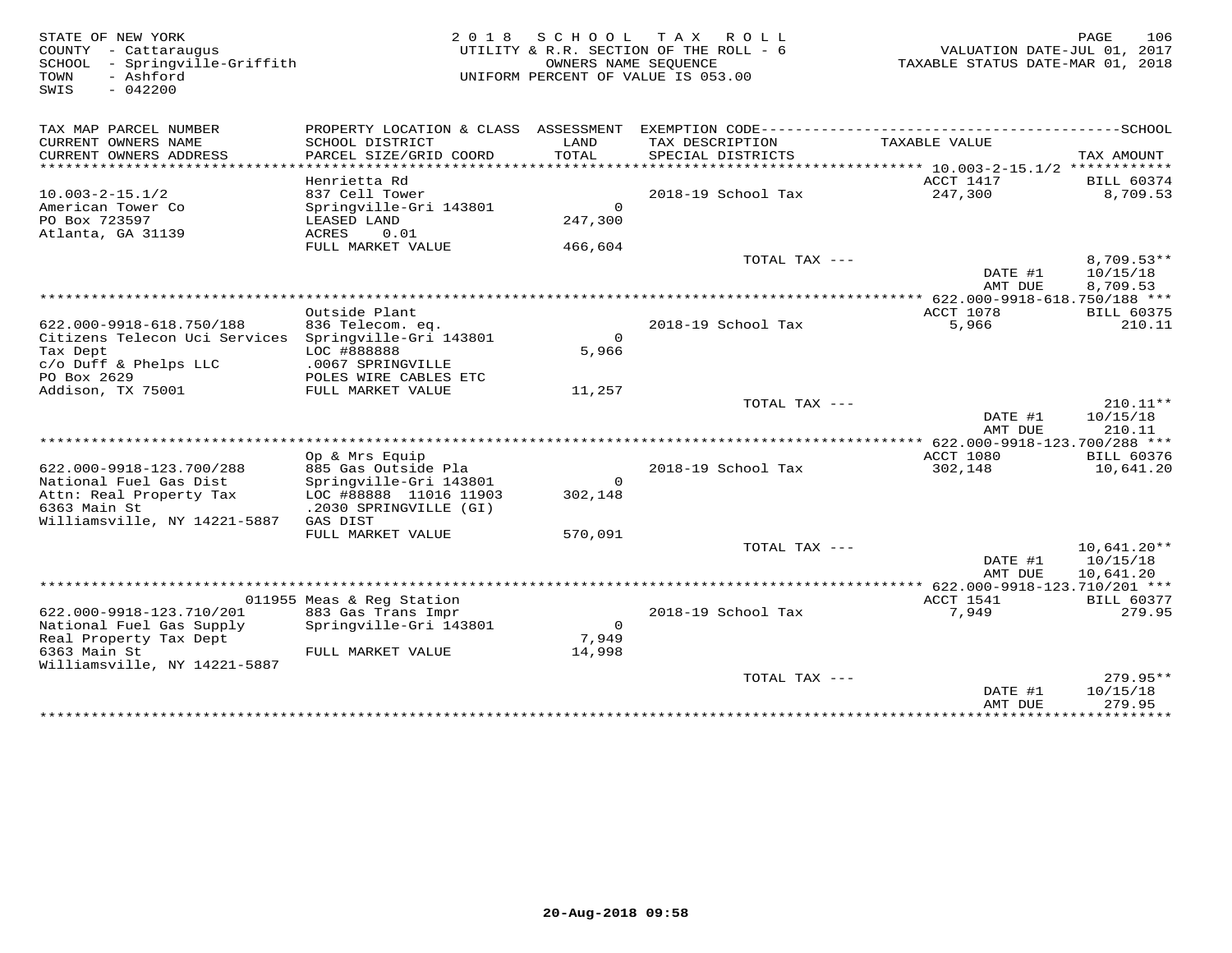STATE OF NEW YORK
COUNTY - Cattaraugus
SCHOOL - Springville-Griffith
TOWN - Ashford
SWIS - 042200

2018 SCHOOL TAX ROLL
UTILITY & R.R. SECTION OF THE ROLL - 6
OWNERS NAME SEQUENCE
UNIFORM PERCENT OF VALUE IS 053.00

VALUATION DATE-JUL 01, 2017
TAXABLE STATUS DATE-MAR 01, 2018

| TAX MAP PARCEL NUMBER / CURRENT OWNERS NAME / CURRENT OWNERS ADDRESS | PROPERTY LOCATION & CLASS / SCHOOL DISTRICT / PARCEL SIZE/GRID COORD | ASSESSMENT LAND / TOTAL | EXEMPTION CODE / TAX DESCRIPTION / SPECIAL DISTRICTS | TAXABLE VALUE | TAX AMOUNT |
|---|---|---|---|---|---|
| **10.003-2-15.1/2** | Henrietta Rd | | | ACCT 1417 | BILL 60374 |
| 10.003-2-15.1/2 | 837 Cell Tower | | 2018-19 School Tax | 247,300 | 8,709.53 |
| American Tower Co | Springville-Gri 143801 | 0 | | | |
| PO Box 723597 | LEASED LAND | 247,300 | | | |
| Atlanta, GA 31139 | ACRES 0.01 | | | | |
| | FULL MARKET VALUE | 466,604 | | | |
| | | | TOTAL TAX --- | | 8,709.53** |
| | | | | DATE #1 | 10/15/18 |
| | | | | AMT DUE | 8,709.53 |
| **622.000-9918-618.750/188** | Outside Plant | | | ACCT 1078 | BILL 60375 |
| 622.000-9918-618.750/188 | 836 Telecom. eq. | | 2018-19 School Tax | 5,966 | 210.11 |
| Citizens Telecon Uci Services | Springville-Gri 143801 | 0 | | | |
| Tax Dept | LOC #888888 | 5,966 | | | |
| c/o Duff & Phelps LLC | .0067 SPRINGVILLE | | | | |
| PO Box 2629 | POLES WIRE CABLES ETC | | | | |
| Addison, TX 75001 | FULL MARKET VALUE | 11,257 | | | |
| | | | TOTAL TAX --- | | 210.11** |
| | | | | DATE #1 | 10/15/18 |
| | | | | AMT DUE | 210.11 |
| **622.000-9918-123.700/288** | Op & Mrs Equip | | | ACCT 1080 | BILL 60376 |
| 622.000-9918-123.700/288 | 885 Gas Outside Pla | | 2018-19 School Tax | 302,148 | 10,641.20 |
| National Fuel Gas Dist | Springville-Gri 143801 | 0 | | | |
| Attn: Real Property Tax | LOC #88888 11016 11903 | 302,148 | | | |
| 6363 Main St | .2030 SPRINGVILLE (GI) | | | | |
| Williamsville, NY 14221-5887 | GAS DIST | | | | |
| | FULL MARKET VALUE | 570,091 | | | |
| | | | TOTAL TAX --- | | 10,641.20** |
| | | | | DATE #1 | 10/15/18 |
| | | | | AMT DUE | 10,641.20 |
| **622.000-9918-123.710/201** | 011955 Meas & Reg Station | | | ACCT 1541 | BILL 60377 |
| 622.000-9918-123.710/201 | 883 Gas Trans Impr | | 2018-19 School Tax | 7,949 | 279.95 |
| National Fuel Gas Supply | Springville-Gri 143801 | 0 | | | |
| Real Property Tax Dept | | 7,949 | | | |
| 6363 Main St | FULL MARKET VALUE | 14,998 | | | |
| Williamsville, NY 14221-5887 | | | | | |
| | | | TOTAL TAX --- | | 279.95** |
| | | | | DATE #1 | 10/15/18 |
| | | | | AMT DUE | 279.95 |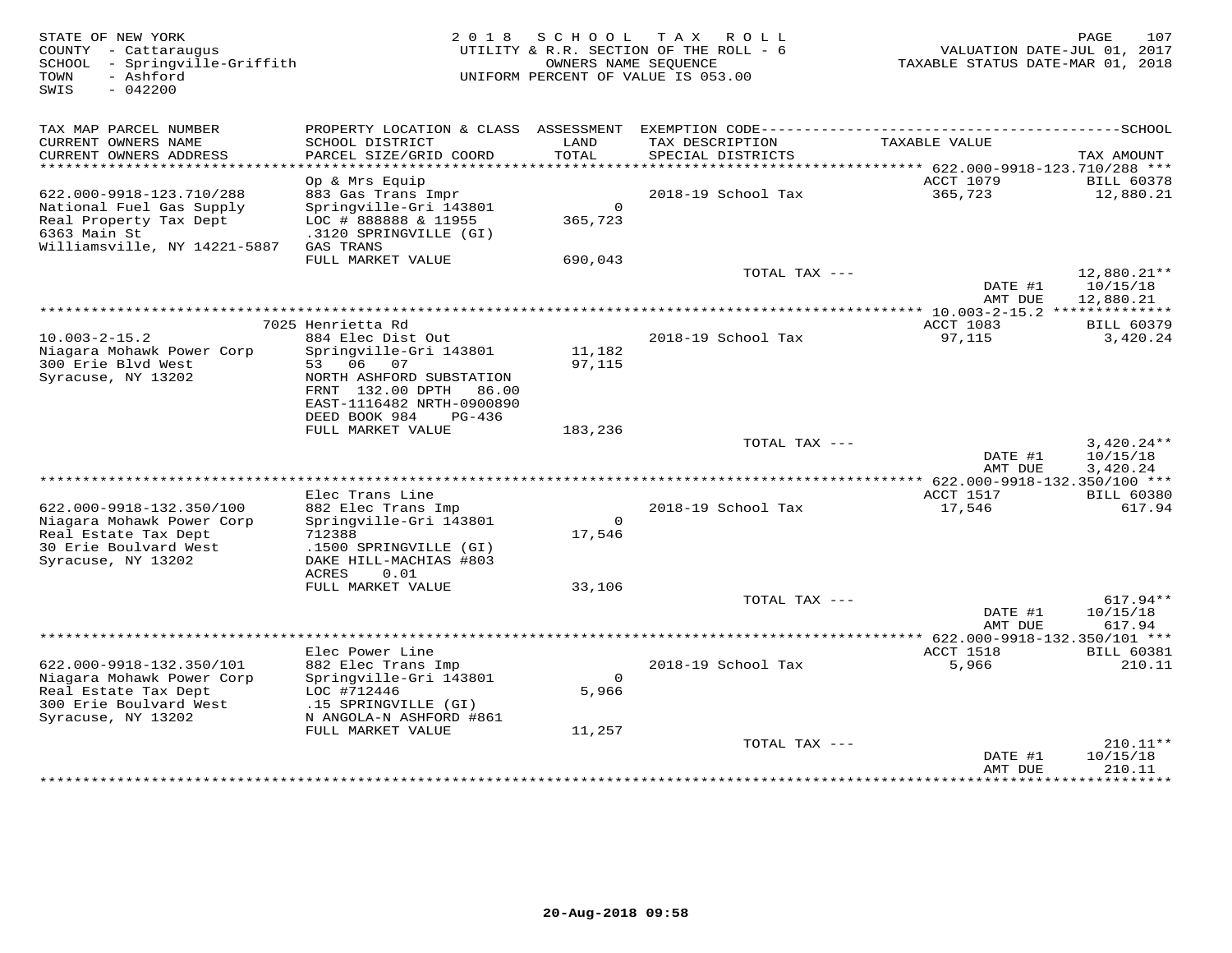STATE OF NEW YORK | 2018 SCHOOL TAX ROLL | VALUATION DATE-JUL 01, 2017
COUNTY - Cattaraugus | UTILITY & R.R. SECTION OF THE ROLL - 6 | TAXABLE STATUS DATE-MAR 01, 2018
SCHOOL - Springville-Griffith | OWNERS NAME SEQUENCE
TOWN - Ashford | UNIFORM PERCENT OF VALUE IS 053.00
SWIS - 042200

| TAX MAP PARCEL NUMBER / CURRENT OWNERS NAME / CURRENT OWNERS ADDRESS | PROPERTY LOCATION & CLASS / SCHOOL DISTRICT / PARCEL SIZE/GRID COORD | ASSESSMENT LAND / TOTAL | EXEMPTION CODE / TAX DESCRIPTION / SPECIAL DISTRICTS | TAXABLE VALUE | SCHOOL TAX AMOUNT |
|---|---|---|---|---|---|
| **622.000-9918-123.710/288** | Op & Mrs Equip | | | ACCT 1079 | BILL 60378 |
| 622.000-9918-123.710/288 | 883 Gas Trans Impr | | 2018-19 School Tax | 365,723 | 12,880.21 |
| National Fuel Gas Supply | Springville-Gri 143801 | 0 | | | |
| Real Property Tax Dept | LOC # 888888 & 11955 | 365,723 | | | |
| 6363 Main St | .3120 SPRINGVILLE (GI) | | | | |
| Williamsville, NY 14221-5887 | GAS TRANS | | | | |
| | FULL MARKET VALUE | 690,043 | | | |
| | | | TOTAL TAX --- | | 12,880.21** |
| | | | | DATE #1 | 10/15/18 |
| | | | | AMT DUE | 12,880.21 |
| **10.003-2-15.2** | 7025 Henrietta Rd | | | ACCT 1083 | BILL 60379 |
| 10.003-2-15.2 | 884 Elec Dist Out | | 2018-19 School Tax | 97,115 | 3,420.24 |
| Niagara Mohawk Power Corp | Springville-Gri 143801 | 11,182 | | | |
| 300 Erie Blvd West | 53 06 07 | 97,115 | | | |
| Syracuse, NY 13202 | NORTH ASHFORD SUBSTATION | | | | |
| | FRNT 132.00 DPTH 86.00 | | | | |
| | EAST-1116482 NRTH-0900890 | | | | |
| | DEED BOOK 984 PG-436 | | | | |
| | FULL MARKET VALUE | 183,236 | | | |
| | | | TOTAL TAX --- | | 3,420.24** |
| | | | | DATE #1 | 10/15/18 |
| | | | | AMT DUE | 3,420.24 |
| **622.000-9918-132.350/100** | Elec Trans Line | | | ACCT 1517 | BILL 60380 |
| 622.000-9918-132.350/100 | 882 Elec Trans Imp | | 2018-19 School Tax | 17,546 | 617.94 |
| Niagara Mohawk Power Corp | Springville-Gri 143801 | 0 | | | |
| Real Estate Tax Dept | 712388 | 17,546 | | | |
| 30 Erie Boulvard West | .1500 SPRINGVILLE (GI) | | | | |
| Syracuse, NY 13202 | DAKE HILL-MACHIAS #803 | | | | |
| | ACRES 0.01 | | | | |
| | FULL MARKET VALUE | 33,106 | | | |
| | | | TOTAL TAX --- | | 617.94** |
| | | | | DATE #1 | 10/15/18 |
| | | | | AMT DUE | 617.94 |
| **622.000-9918-132.350/101** | Elec Power Line | | | ACCT 1518 | BILL 60381 |
| 622.000-9918-132.350/101 | 882 Elec Trans Imp | | 2018-19 School Tax | 5,966 | 210.11 |
| Niagara Mohawk Power Corp | Springville-Gri 143801 | 0 | | | |
| Real Estate Tax Dept | LOC #712446 | 5,966 | | | |
| 300 Erie Boulvard West | .15 SPRINGVILLE (GI) | | | | |
| Syracuse, NY 13202 | N ANGOLA-N ASHFORD #861 | | | | |
| | FULL MARKET VALUE | 11,257 | | | |
| | | | TOTAL TAX --- | | 210.11** |
| | | | | DATE #1 | 10/15/18 |
| | | | | AMT DUE | 210.11 |

20-Aug-2018 09:58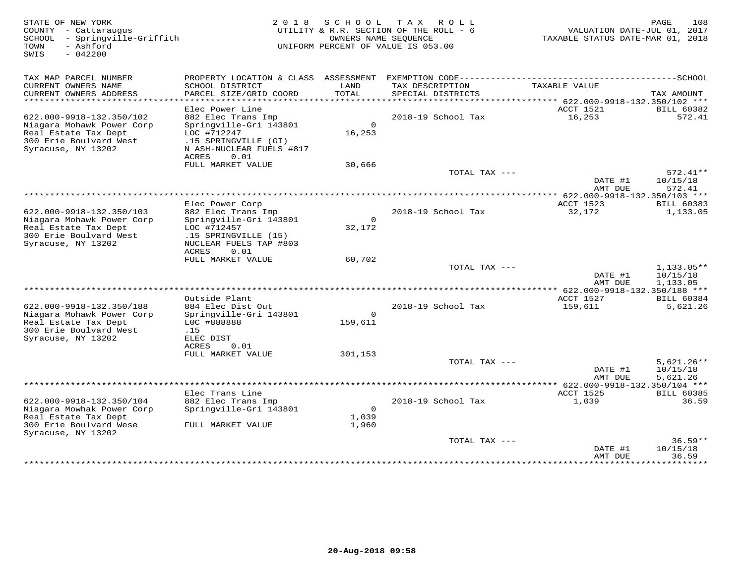STATE OF NEW YORK
COUNTY - Cattaraugus
SCHOOL - Springville-Griffith
TOWN - Ashford
SWIS - 042200

2018 SCHOOL TAX ROLL
UTILITY & R.R. SECTION OF THE ROLL - 6
OWNERS NAME SEQUENCE
UNIFORM PERCENT OF VALUE IS 053.00

VALUATION DATE-JUL 01, 2017
TAXABLE STATUS DATE-MAR 01, 2018

| TAX MAP PARCEL NUMBER / CURRENT OWNERS NAME / CURRENT OWNERS ADDRESS | PROPERTY LOCATION & CLASS / SCHOOL DISTRICT / PARCEL SIZE/GRID COORD | ASSESSMENT LAND / TOTAL | EXEMPTION CODE / TAX DESCRIPTION / SPECIAL DISTRICTS | TAXABLE VALUE | SCHOOL TAX AMOUNT |
|---|---|---|---|---|---|
| **622.000-9918-132.350/102** | Elec Power Line | | | ACCT 1521 | BILL 60382 |
| 622.000-9918-132.350/102 | 882 Elec Trans Imp | | 2018-19 School Tax | 16,253 | 572.41 |
| Niagara Mohawk Power Corp | Springville-Gri 143801 | 0 | | | |
| Real Estate Tax Dept | LOC #712247 | 16,253 | | | |
| 300 Erie Boulvard West | .15 SPRINGVILLE (GI) | | | | |
| Syracuse, NY 13202 | N ASH-NUCLEAR FUELS #817 | | | | |
| | ACRES 0.01 | | | | |
| | FULL MARKET VALUE | 30,666 | | | |
| | | | TOTAL TAX --- | | 572.41** |
| | | | | DATE #1 | 10/15/18 |
| | | | | AMT DUE | 572.41 |
| **622.000-9918-132.350/103** | Elec Power Corp | | | ACCT 1523 | BILL 60383 |
| 622.000-9918-132.350/103 | 882 Elec Trans Imp | | 2018-19 School Tax | 32,172 | 1,133.05 |
| Niagara Mohawk Power Corp | Springville-Gri 143801 | 0 | | | |
| Real Estate Tax Dept | LOC #712457 | 32,172 | | | |
| 300 Erie Boulvard West | .15 SPRINGVILLE (15) | | | | |
| Syracuse, NY 13202 | NUCLEAR FUELS TAP #803 | | | | |
| | ACRES 0.01 | | | | |
| | FULL MARKET VALUE | 60,702 | | | |
| | | | TOTAL TAX --- | | 1,133.05** |
| | | | | DATE #1 | 10/15/18 |
| | | | | AMT DUE | 1,133.05 |
| **622.000-9918-132.350/188** | Outside Plant | | | ACCT 1527 | BILL 60384 |
| 622.000-9918-132.350/188 | 884 Elec Dist Out | | 2018-19 School Tax | 159,611 | 5,621.26 |
| Niagara Mohawk Power Corp | Springville-Gri 143801 | 0 | | | |
| Real Estate Tax Dept | L0C #888888 | 159,611 | | | |
| 300 Erie Boulvard West | .15 | | | | |
| Syracuse, NY 13202 | ELEC DIST | | | | |
| | ACRES 0.01 | | | | |
| | FULL MARKET VALUE | 301,153 | | | |
| | | | TOTAL TAX --- | | 5,621.26** |
| | | | | DATE #1 | 10/15/18 |
| | | | | AMT DUE | 5,621.26 |
| **622.000-9918-132.350/104** | Elec Trans Line | | | ACCT 1525 | BILL 60385 |
| 622.000-9918-132.350/104 | 882 Elec Trans Imp | | 2018-19 School Tax | 1,039 | 36.59 |
| Niagara Mowhak Power Corp | Springville-Gri 143801 | 0 | | | |
| Real Estate Tax Dept | | 1,039 | | | |
| 300 Erie Boulvard Wese | FULL MARKET VALUE | 1,960 | | | |
| Syracuse, NY 13202 | | | | | |
| | | | TOTAL TAX --- | | 36.59** |
| | | | | DATE #1 | 10/15/18 |
| | | | | AMT DUE | 36.59 |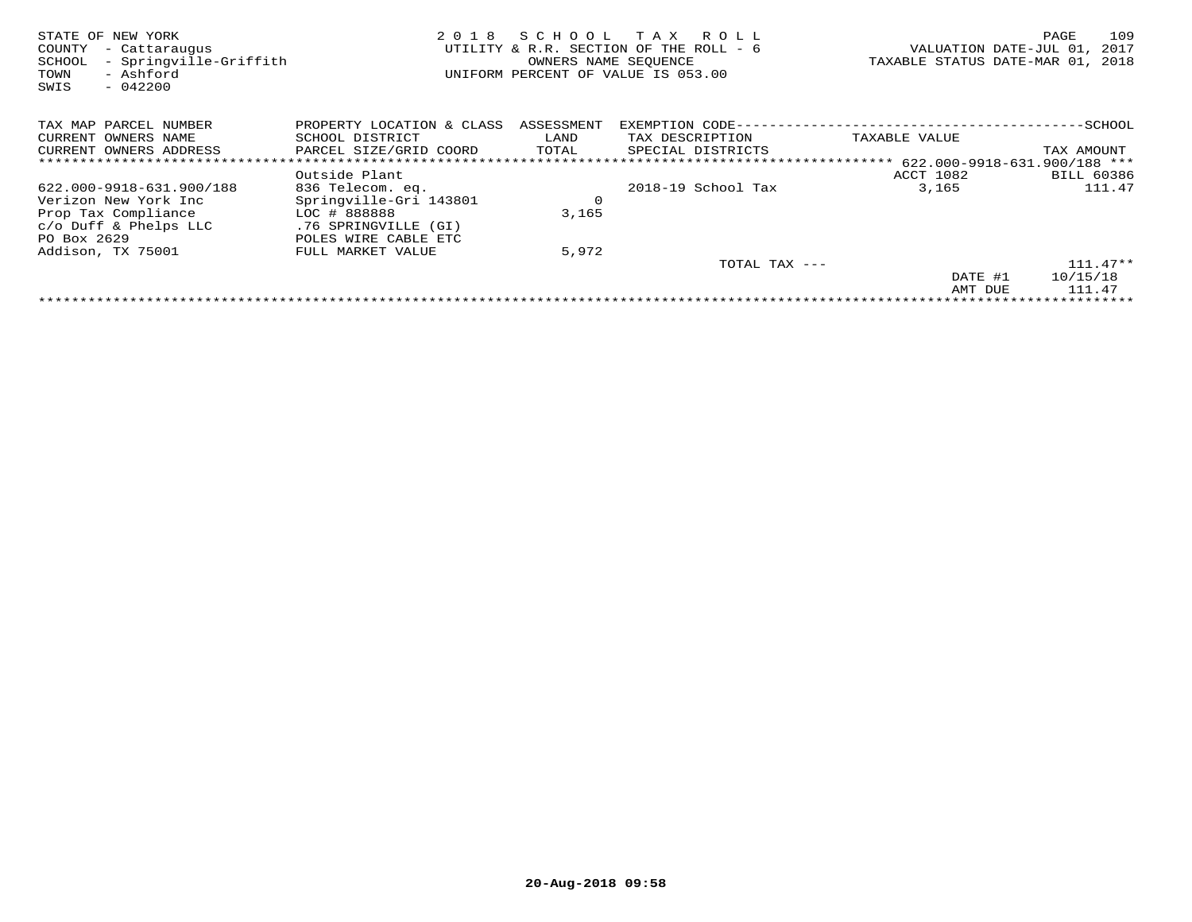STATE OF NEW YORK
COUNTY - Cattaraugus
SCHOOL - Springville-Griffith
TOWN - Ashford
SWIS - 042200

2018 SCHOOL TAX ROLL
UTILITY & R.R. SECTION OF THE ROLL - 6
OWNERS NAME SEQUENCE
UNIFORM PERCENT OF VALUE IS 053.00

VALUATION DATE-JUL 01, 2017
TAXABLE STATUS DATE-MAR 01, 2018

| TAX MAP PARCEL NUMBER<br>CURRENT OWNERS NAME<br>CURRENT OWNERS ADDRESS | PROPERTY LOCATION & CLASS<br>SCHOOL DISTRICT<br>PARCEL SIZE/GRID COORD | ASSESSMENT<br>LAND<br>TOTAL | EXEMPTION CODE<br>TAX DESCRIPTION<br>SPECIAL DISTRICTS | SCHOOL<br>TAXABLE VALUE | TAX AMOUNT |
|---|---|---|---|---|---|
| | | | | 622.000-9918-631.900/188 | |
| | Outside Plant | | | ACCT 1082 | BILL 60386 |
| 622.000-9918-631.900/188 | 836 Telecom. eq. | | 2018-19 School Tax | 3,165 | 111.47 |
| Verizon New York Inc | Springville-Gri 143801 | 0 | | | |
| Prop Tax Compliance | LOC # 888888 | 3,165 | | | |
| c/o Duff & Phelps LLC | .76 SPRINGVILLE (GI) | | | | |
| PO Box 2629 | POLES WIRE CABLE ETC | | | | |
| Addison, TX 75001 | FULL MARKET VALUE | 5,972 | | | |
| | | | TOTAL TAX --- | | 111.47** |
| | | | | DATE #1 | 10/15/18 |
| | | | | AMT DUE | 111.47 |

20-Aug-2018 09:58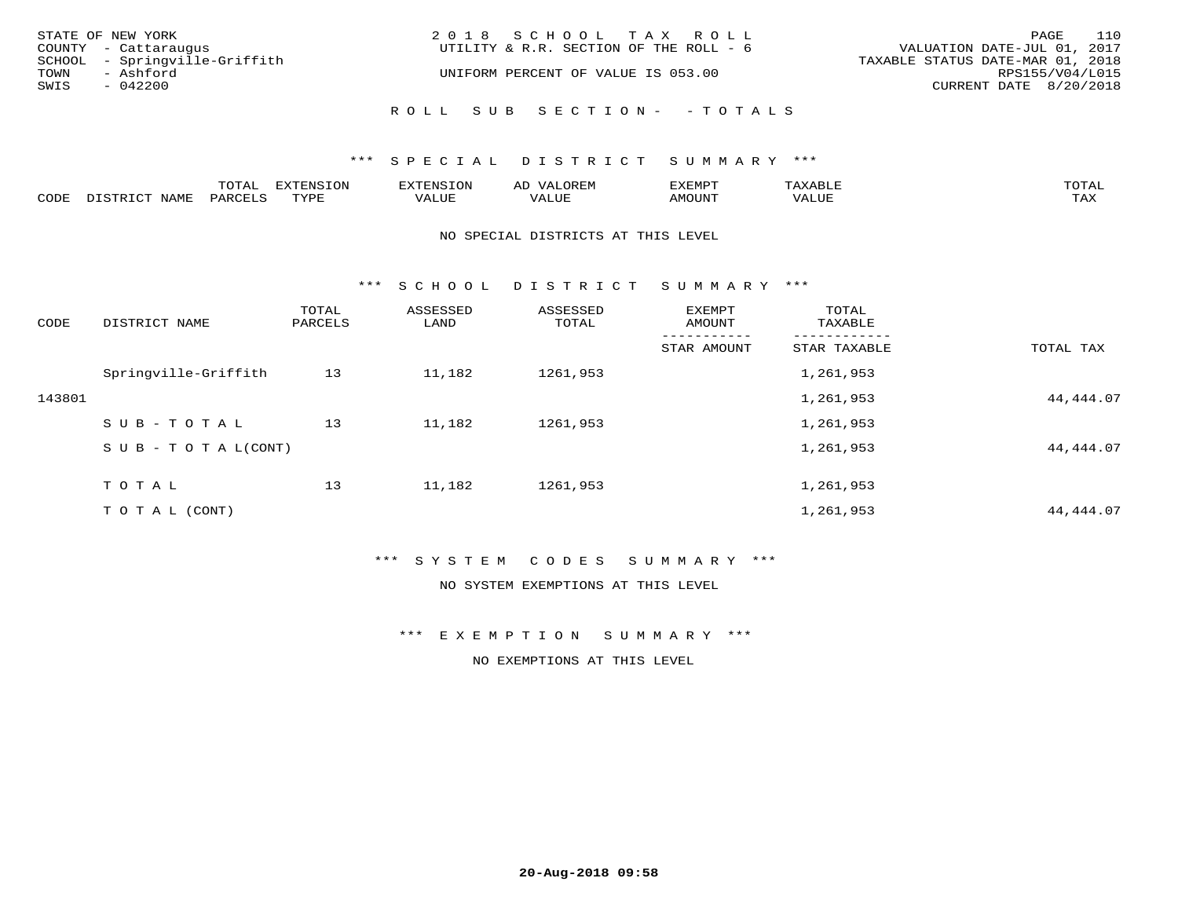STATE OF NEW YORK
COUNTY - Cattaraugus
SCHOOL - Springville-Griffith
TOWN - Ashford
SWIS - 042200

2 0 1 8 S C H O O L T A X R O L L
UTILITY & R.R. SECTION OF THE ROLL - 6
UNIFORM PERCENT OF VALUE IS 053.00

VALUATION DATE-JUL 01, 2017
TAXABLE STATUS DATE-MAR 01, 2018
RPS155/V04/L015
CURRENT DATE 8/20/2018

R O L L S U B S E C T I O N - - T O T A L S

*** S P E C I A L D I S T R I C T S U M M A R Y ***

| CODE | DISTRICT NAME | TOTAL PARCELS | EXTENSION TYPE | EXTENSION VALUE | AD VALOREM VALUE | EXEMPT AMOUNT | TAXABLE VALUE | TOTAL TAX |
|---|---|---|---|---|---|---|---|---|

NO SPECIAL DISTRICTS AT THIS LEVEL

*** S C H O O L D I S T R I C T S U M M A R Y ***

| CODE | DISTRICT NAME | TOTAL PARCELS | ASSESSED LAND | ASSESSED TOTAL | EXEMPT AMOUNT / STAR AMOUNT | TOTAL TAXABLE / STAR TAXABLE | TOTAL TAX |
|---|---|---|---|---|---|---|---|
| | Springville-Griffith | 13 | 11,182 | 1261,953 | | 1,261,953 | |
| 143801 | | | | | | 1,261,953 | 44,444.07 |
| | S U B - T O T A L | 13 | 11,182 | 1261,953 | | 1,261,953 | |
| | S U B - T O T A L(CONT) | | | | | 1,261,953 | 44,444.07 |
| | T O T A L | 13 | 11,182 | 1261,953 | | 1,261,953 | |
| | T O T A L (CONT) | | | | | 1,261,953 | 44,444.07 |

*** S Y S T E M C O D E S S U M M A R Y ***

NO SYSTEM EXEMPTIONS AT THIS LEVEL

*** E X E M P T I O N S U M M A R Y ***

NO EXEMPTIONS AT THIS LEVEL

20-Aug-2018 09:58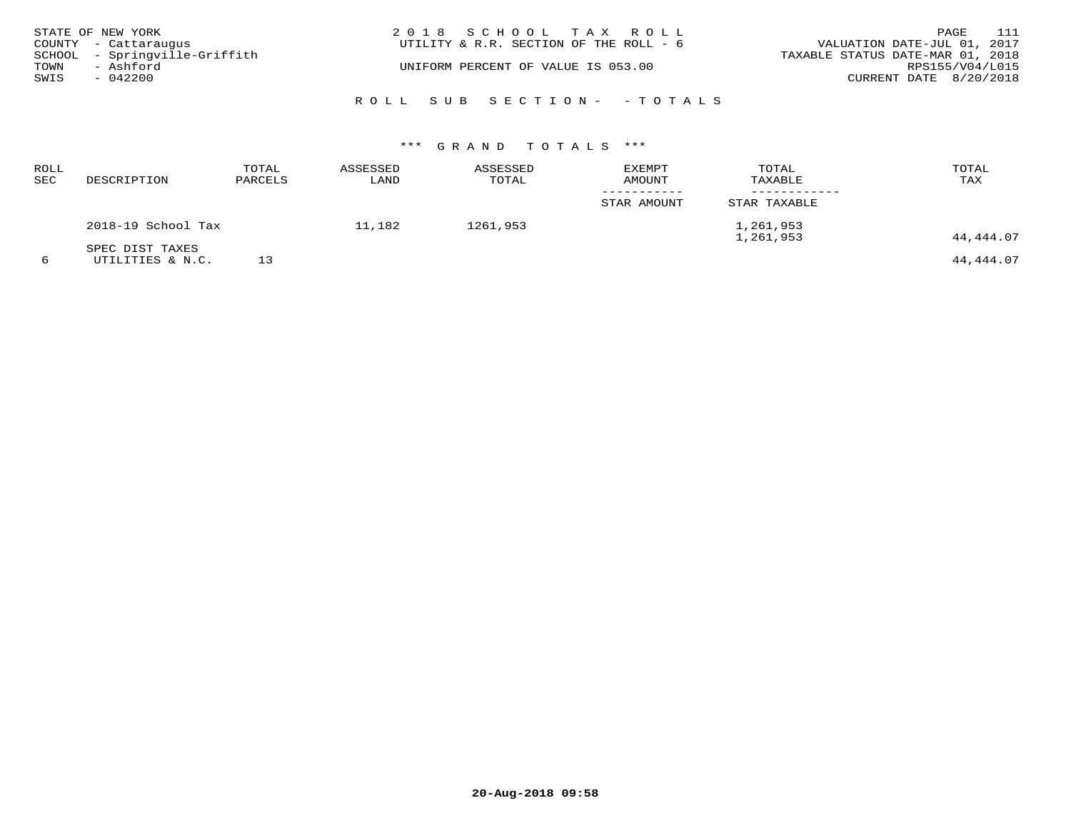STATE OF NEW YORK
COUNTY - Cattaraugus
SCHOOL - Springville-Griffith
TOWN - Ashford
SWIS - 042200

2018 SCHOOL TAX ROLL
UTILITY & R.R. SECTION OF THE ROLL - 6

UNIFORM PERCENT OF VALUE IS 053.00

VALUATION DATE-JUL 01, 2017
TAXABLE STATUS DATE-MAR 01, 2018
RPS155/V04/L015
CURRENT DATE 8/20/2018

ROLL SUB SECTION- - TOTALS

*** GRAND TOTALS ***

| ROLL SEC | DESCRIPTION | TOTAL PARCELS | ASSESSED LAND | ASSESSED TOTAL | EXEMPT AMOUNT / STAR AMOUNT | TOTAL TAXABLE / STAR TAXABLE | TOTAL TAX |
|---|---|---|---|---|---|---|---|
| | 2018-19 School Tax | | 11,182 | 1261,953 | | 1,261,953 | |
| | | | | | | 1,261,953 | 44,444.07 |
| | SPEC DIST TAXES | | | | | | |
| 6 | UTILITIES & N.C. | 13 | | | | | 44,444.07 |

20-Aug-2018 09:58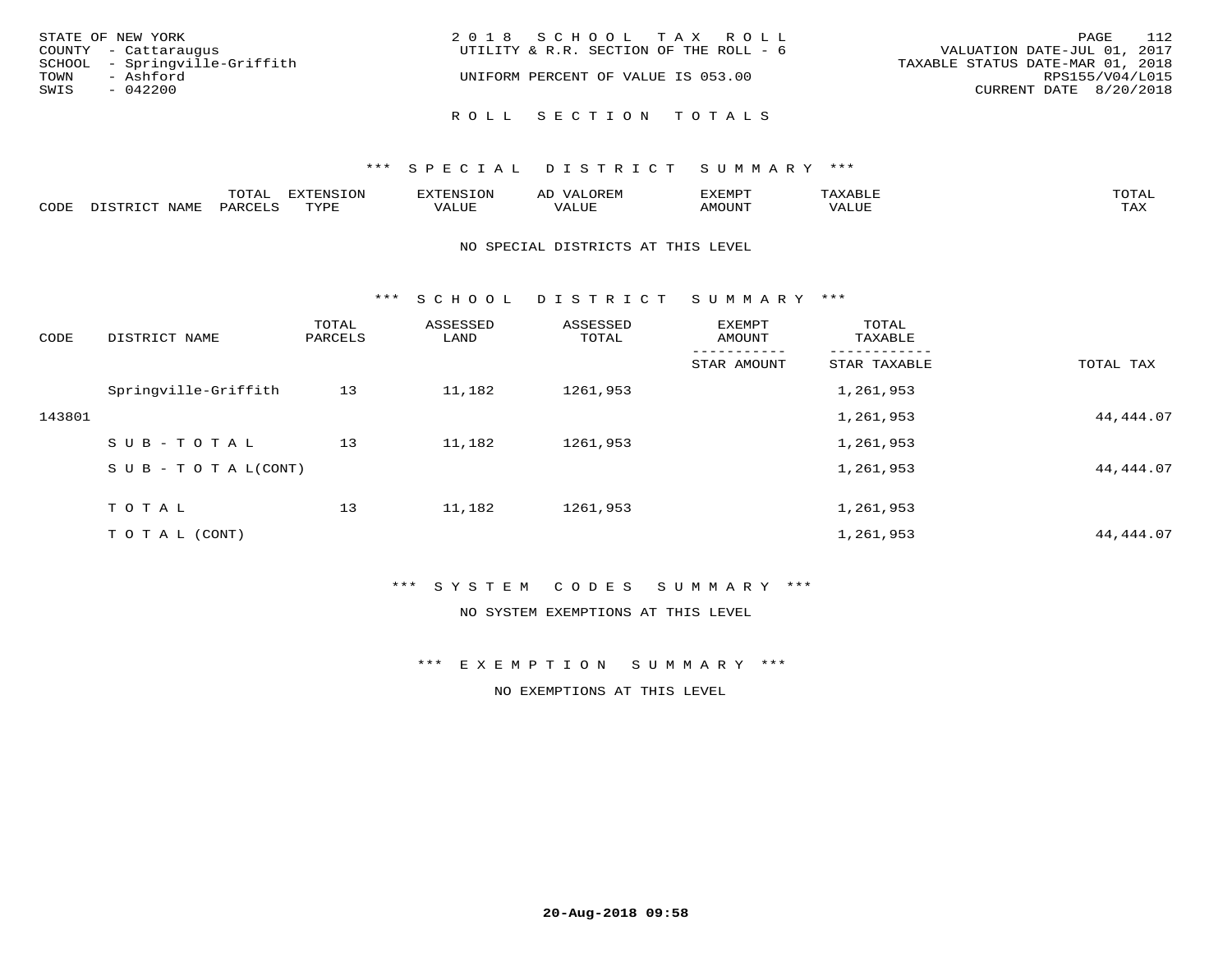STATE OF NEW YORK
COUNTY - Cattaraugus
SCHOOL - Springville-Griffith
TOWN - Ashford
SWIS - 042200

2018 SCHOOL TAX ROLL
UTILITY & R.R. SECTION OF THE ROLL - 6
UNIFORM PERCENT OF VALUE IS 053.00

VALUATION DATE-JUL 01, 2017
TAXABLE STATUS DATE-MAR 01, 2018
RPS155/V04/L015
CURRENT DATE 8/20/2018

## ROLL SECTION TOTALS

### *** SPECIAL DISTRICT SUMMARY ***

| CODE | DISTRICT NAME | TOTAL PARCELS | EXTENSION TYPE | EXTENSION VALUE | AD VALOREM VALUE | EXEMPT AMOUNT | TAXABLE VALUE | TOTAL TAX |
|---|---|---|---|---|---|---|---|---|

NO SPECIAL DISTRICTS AT THIS LEVEL

### *** SCHOOL DISTRICT SUMMARY ***

| CODE | DISTRICT NAME | TOTAL PARCELS | ASSESSED LAND | ASSESSED TOTAL | EXEMPT AMOUNT / STAR AMOUNT | TOTAL TAXABLE / STAR TAXABLE | TOTAL TAX |
|---|---|---|---|---|---|---|---|
| | Springville-Griffith | 13 | 11,182 | 1261,953 | | 1,261,953 | |
| 143801 | | | | | | 1,261,953 | 44,444.07 |
| | SUB-TOTAL | 13 | 11,182 | 1261,953 | | 1,261,953 | |
| | SUB-TOTAL(CONT) | | | | | 1,261,953 | 44,444.07 |
| | TOTAL | 13 | 11,182 | 1261,953 | | 1,261,953 | |
| | TOTAL (CONT) | | | | | 1,261,953 | 44,444.07 |

### *** SYSTEM CODES SUMMARY ***

NO SYSTEM EXEMPTIONS AT THIS LEVEL

### *** EXEMPTION SUMMARY ***

NO EXEMPTIONS AT THIS LEVEL

20-Aug-2018 09:58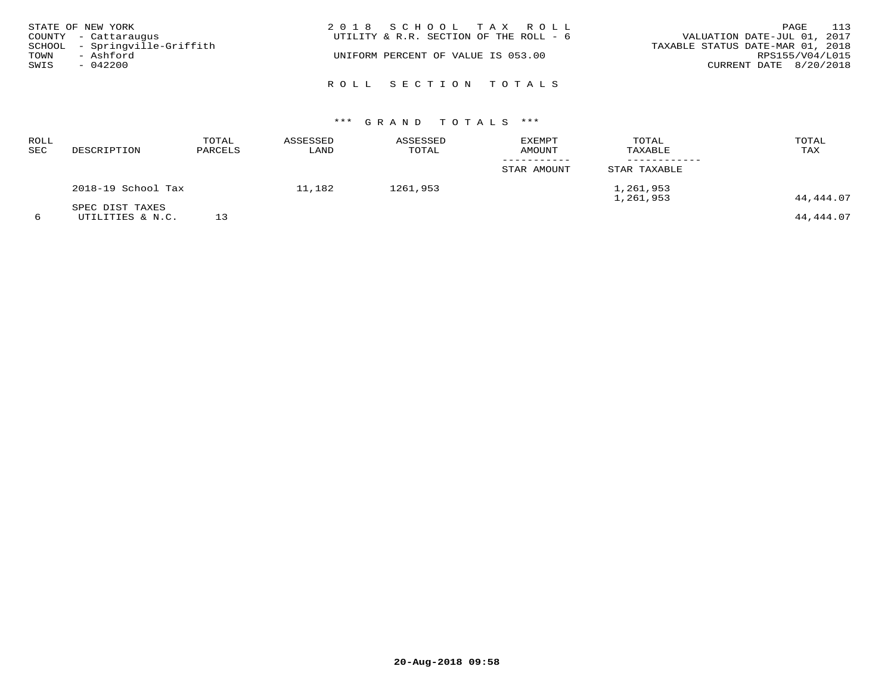STATE OF NEW YORK
COUNTY - Cattaraugus
SCHOOL - Springville-Griffith
TOWN - Ashford
SWIS - 042200

2 0 1 8 S C H O O L T A X R O L L
UTILITY & R.R. SECTION OF THE ROLL - 6
UNIFORM PERCENT OF VALUE IS 053.00

VALUATION DATE-JUL 01, 2017
TAXABLE STATUS DATE-MAR 01, 2018
RPS155/V04/L015
CURRENT DATE 8/20/2018

## R O L L S E C T I O N T O T A L S

### *** G R A N D T O T A L S ***

| ROLL SEC | DESCRIPTION | TOTAL PARCELS | ASSESSED LAND | ASSESSED TOTAL | EXEMPT AMOUNT / STAR AMOUNT | TOTAL TAXABLE / STAR TAXABLE | TOTAL TAX |
|---|---|---|---|---|---|---|---|
| | 2018-19 School Tax | | 11,182 | 1261,953 | | 1,261,953 | |
| | | | | | | 1,261,953 | 44,444.07 |
| | SPEC DIST TAXES | | | | | | |
| 6 | UTILITIES & N.C. | 13 | | | | | 44,444.07 |

20-Aug-2018 09:58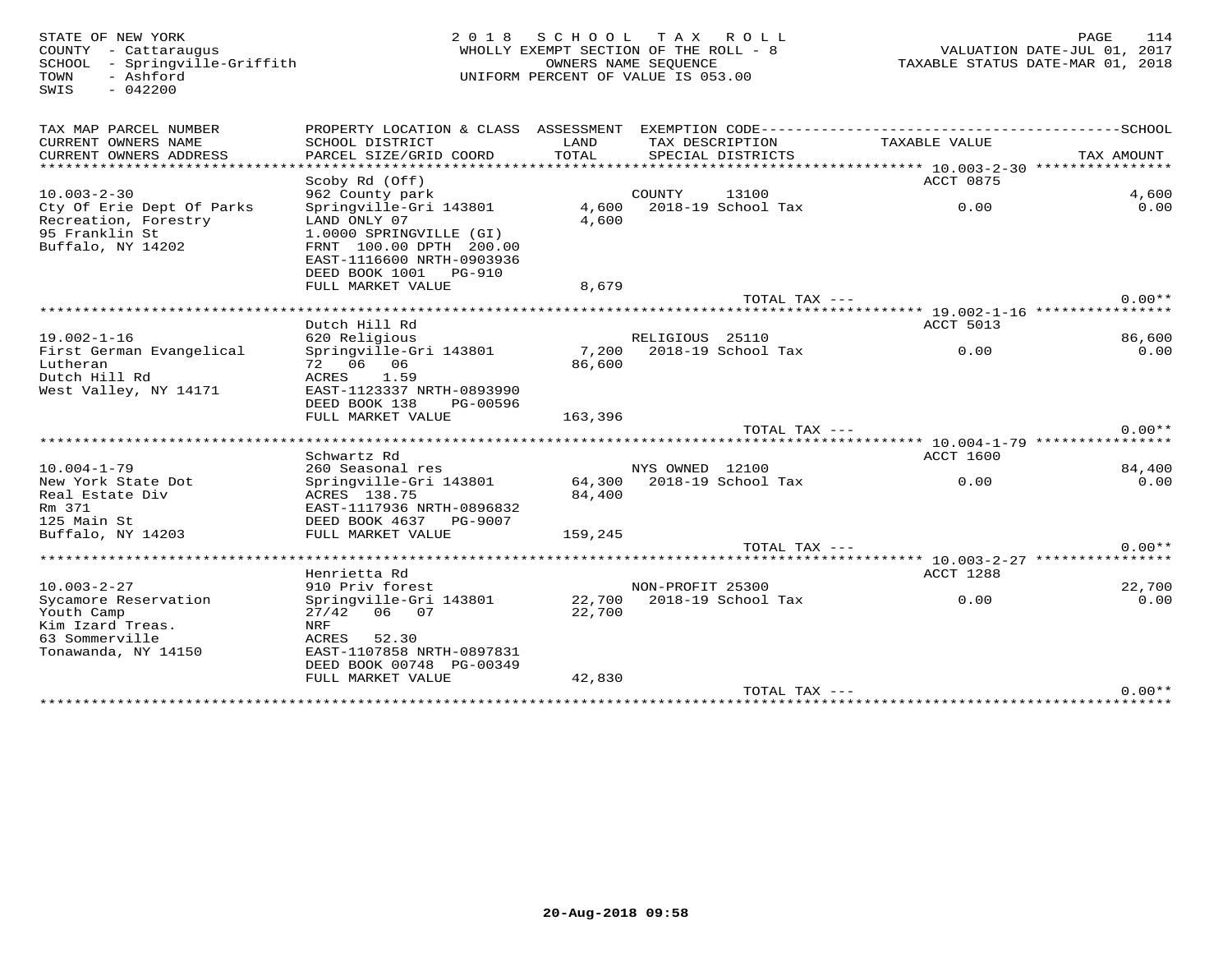STATE OF NEW YORK
COUNTY - Cattaraugus
SCHOOL - Springville-Griffith
TOWN - Ashford
SWIS - 042200

2018 SCHOOL TAX ROLL
WHOLLY EXEMPT SECTION OF THE ROLL - 8
OWNERS NAME SEQUENCE
UNIFORM PERCENT OF VALUE IS 053.00

VALUATION DATE-JUL 01, 2017
TAXABLE STATUS DATE-MAR 01, 2018

| TAX MAP PARCEL NUMBER / CURRENT OWNERS NAME / CURRENT OWNERS ADDRESS | PROPERTY LOCATION & CLASS / SCHOOL DISTRICT / PARCEL SIZE/GRID COORD | ASSESSMENT LAND / TOTAL | EXEMPTION CODE / TAX DESCRIPTION / SPECIAL DISTRICTS | TAXABLE VALUE | SCHOOL / TAX AMOUNT |
|---|---|---|---|---|---|
| **10.003-2-30** | Scoby Rd (Off) | | | ACCT 0875 | |
| 10.003-2-30 | 962 County park | | COUNTY 13100 | | 4,600 |
| Cty Of Erie Dept Of Parks | Springville-Gri 143801 | 4,600 | 2018-19 School Tax | 0.00 | 0.00 |
| Recreation, Forestry | LAND ONLY 07 | 4,600 | | | |
| 95 Franklin St | 1.0000 SPRINGVILLE (GI) | | | | |
| Buffalo, NY 14202 | FRNT 100.00 DPTH 200.00 | | | | |
| | EAST-1116600 NRTH-0903936 | | | | |
| | DEED BOOK 1001 PG-910 | | | | |
| | FULL MARKET VALUE | 8,679 | | | |
| | | | TOTAL TAX --- | | 0.00** |
| **19.002-1-16** | Dutch Hill Rd | | | ACCT 5013 | |
| 19.002-1-16 | 620 Religious | | RELIGIOUS 25110 | | 86,600 |
| First German Evangelical | Springville-Gri 143801 | 7,200 | 2018-19 School Tax | 0.00 | 0.00 |
| Lutheran | 72 06 06 | 86,600 | | | |
| Dutch Hill Rd | ACRES 1.59 | | | | |
| West Valley, NY 14171 | EAST-1123337 NRTH-0893990 | | | | |
| | DEED BOOK 138 PG-00596 | | | | |
| | FULL MARKET VALUE | 163,396 | | | |
| | | | TOTAL TAX --- | | 0.00** |
| **10.004-1-79** | Schwartz Rd | | | ACCT 1600 | |
| 10.004-1-79 | 260 Seasonal res | | NYS OWNED 12100 | | 84,400 |
| New York State Dot | Springville-Gri 143801 | 64,300 | 2018-19 School Tax | 0.00 | 0.00 |
| Real Estate Div | ACRES 138.75 | 84,400 | | | |
| Rm 371 | EAST-1117936 NRTH-0896832 | | | | |
| 125 Main St | DEED BOOK 4637 PG-9007 | | | | |
| Buffalo, NY 14203 | FULL MARKET VALUE | 159,245 | | | |
| | | | TOTAL TAX --- | | 0.00** |
| **10.003-2-27** | Henrietta Rd | | | ACCT 1288 | |
| 10.003-2-27 | 910 Priv forest | | NON-PROFIT 25300 | | 22,700 |
| Sycamore Reservation | Springville-Gri 143801 | 22,700 | 2018-19 School Tax | 0.00 | 0.00 |
| Youth Camp | 27/42 06 07 | 22,700 | | | |
| Kim Izard Treas. | NRF | | | | |
| 63 Sommerville | ACRES 52.30 | | | | |
| Tonawanda, NY 14150 | EAST-1107858 NRTH-0897831 | | | | |
| | DEED BOOK 00748 PG-00349 | | | | |
| | FULL MARKET VALUE | 42,830 | | | |
| | | | TOTAL TAX --- | | 0.00** |

20-Aug-2018 09:58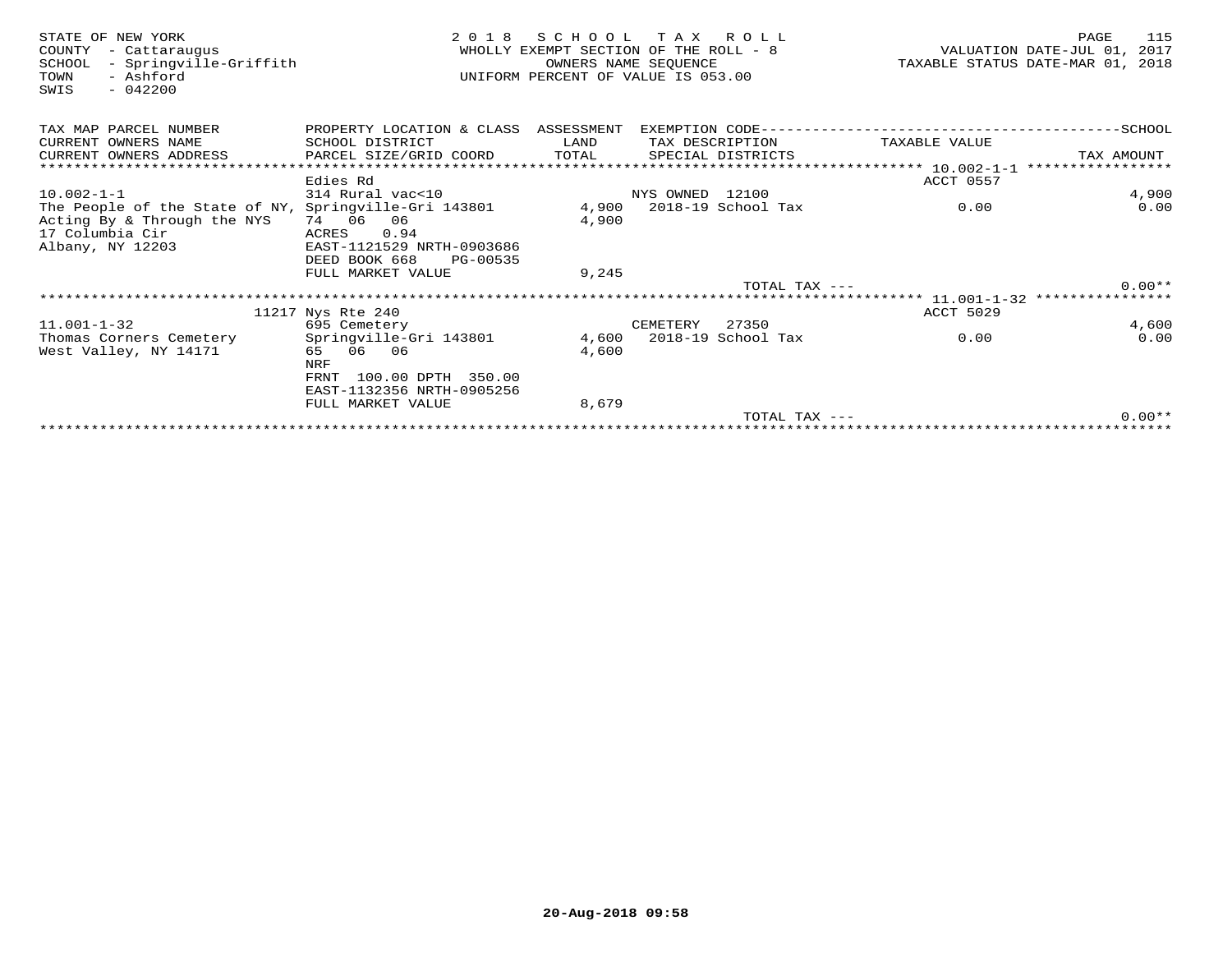STATE OF NEW YORK
COUNTY - Cattaraugus
SCHOOL - Springville-Griffith
TOWN - Ashford
SWIS - 042200

2018 SCHOOL TAX ROLL
WHOLLY EXEMPT SECTION OF THE ROLL - 8
OWNERS NAME SEQUENCE
UNIFORM PERCENT OF VALUE IS 053.00

VALUATION DATE-JUL 01, 2017
TAXABLE STATUS DATE-MAR 01, 2018

| TAX MAP PARCEL NUMBER / CURRENT OWNERS NAME / CURRENT OWNERS ADDRESS | PROPERTY LOCATION & CLASS / SCHOOL DISTRICT / PARCEL SIZE/GRID COORD | ASSESSMENT LAND / TOTAL | EXEMPTION CODE / TAX DESCRIPTION / SPECIAL DISTRICTS | TAXABLE VALUE | SCHOOL / TAX AMOUNT |
|---|---|---|---|---|---|
| 10.002-1-1 | | | | | |
| | Edies Rd | | | ACCT 0557 | |
| 10.002-1-1 | 314 Rural vac<10 | | NYS OWNED 12100 | | 4,900 |
| The People of the State of NY, | Springville-Gri 143801 | 4,900 | 2018-19 School Tax | 0.00 | 0.00 |
| Acting By & Through the NYS | 74 06 06 | 4,900 | | | |
| 17 Columbia Cir | ACRES 0.94 | | | | |
| Albany, NY 12203 | EAST-1121529 NRTH-0903686 | | | | |
| | DEED BOOK 668 PG-00535 | | | | |
| | FULL MARKET VALUE | 9,245 | | | |
| | | | TOTAL TAX --- | | 0.00** |
| 11.001-1-32 | | | | | |
| | 11217 Nys Rte 240 | | | ACCT 5029 | |
| 11.001-1-32 | 695 Cemetery | | CEMETERY 27350 | | 4,600 |
| Thomas Corners Cemetery | Springville-Gri 143801 | 4,600 | 2018-19 School Tax | 0.00 | 0.00 |
| West Valley, NY 14171 | 65 06 06 | 4,600 | | | |
| | NRF | | | | |
| | FRNT 100.00 DPTH 350.00 | | | | |
| | EAST-1132356 NRTH-0905256 | | | | |
| | FULL MARKET VALUE | 8,679 | | | |
| | | | TOTAL TAX --- | | 0.00** |

20-Aug-2018 09:58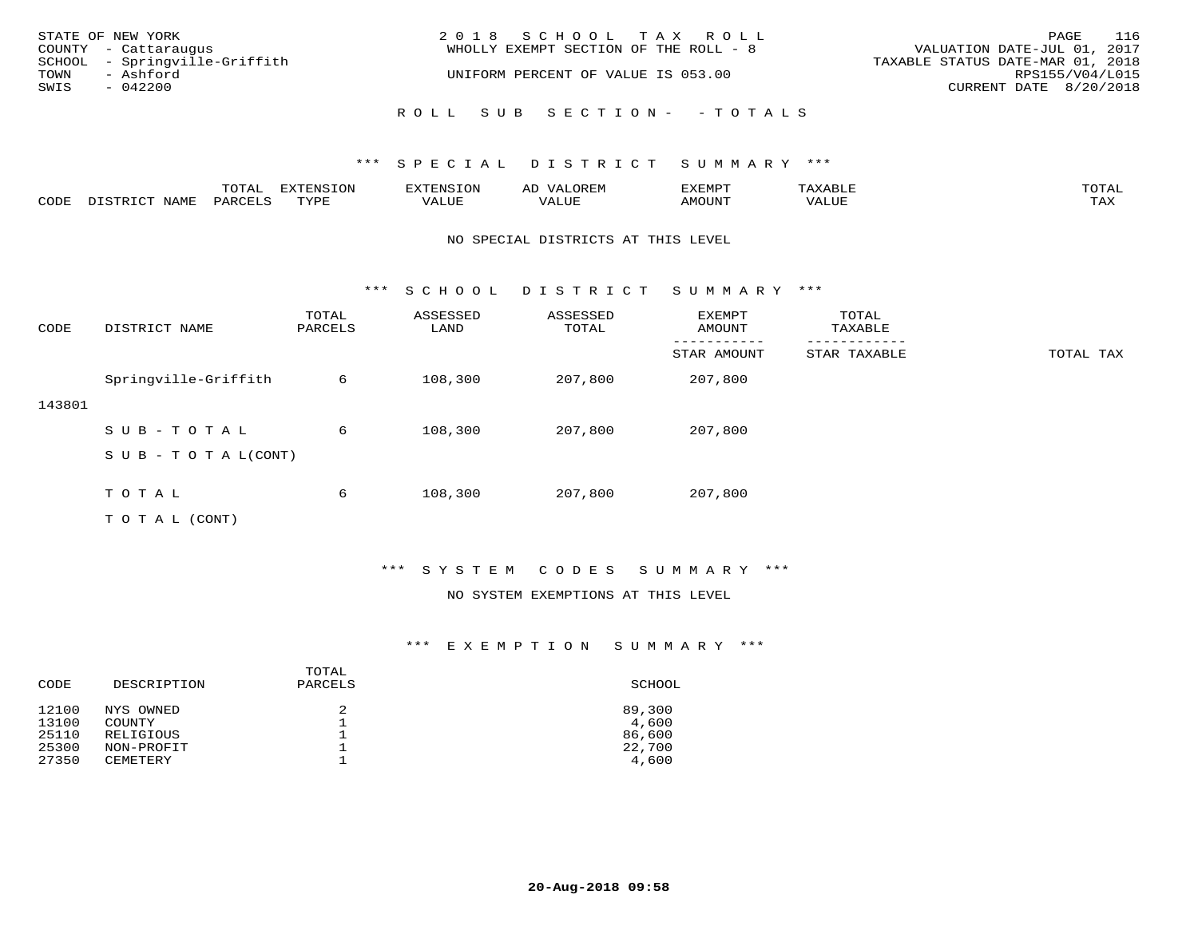STATE OF NEW YORK
COUNTY - Cattaraugus
SCHOOL - Springville-Griffith
TOWN - Ashford
SWIS - 042200

2018 SCHOOL TAX ROLL
WHOLLY EXEMPT SECTION OF THE ROLL - 8

UNIFORM PERCENT OF VALUE IS 053.00

VALUATION DATE-JUL 01, 2017
TAXABLE STATUS DATE-MAR 01, 2018
RPS155/V04/L015
CURRENT DATE 8/20/2018

ROLL SUB SECTION- - TOTALS

## *** SPECIAL DISTRICT SUMMARY ***

| CODE | DISTRICT NAME | TOTAL PARCELS | EXTENSION TYPE | EXTENSION VALUE | AD VALOREM VALUE | EXEMPT AMOUNT | TAXABLE VALUE | TOTAL TAX |
|---|---|---|---|---|---|---|---|---|

NO SPECIAL DISTRICTS AT THIS LEVEL

## *** SCHOOL DISTRICT SUMMARY ***

| CODE | DISTRICT NAME | TOTAL PARCELS | ASSESSED LAND | ASSESSED TOTAL | EXEMPT AMOUNT / STAR AMOUNT | TOTAL TAXABLE / STAR TAXABLE | TOTAL TAX |
|---|---|---|---|---|---|---|---|
| 143801 | Springville-Griffith | 6 | 108,300 | 207,800 | 207,800 | | |
| | SUB-TOTAL | 6 | 108,300 | 207,800 | 207,800 | | |
| | SUB-TOTAL(CONT) | | | | | | |
| | TOTAL | 6 | 108,300 | 207,800 | 207,800 | | |
| | TOTAL (CONT) | | | | | | |

## *** SYSTEM CODES SUMMARY ***

NO SYSTEM EXEMPTIONS AT THIS LEVEL

## *** EXEMPTION SUMMARY ***

| CODE | DESCRIPTION | TOTAL PARCELS | SCHOOL |
|---|---|---|---|
| 12100 | NYS OWNED | 2 | 89,300 |
| 13100 | COUNTY | 1 | 4,600 |
| 25110 | RELIGIOUS | 1 | 86,600 |
| 25300 | NON-PROFIT | 1 | 22,700 |
| 27350 | CEMETERY | 1 | 4,600 |

20-Aug-2018 09:58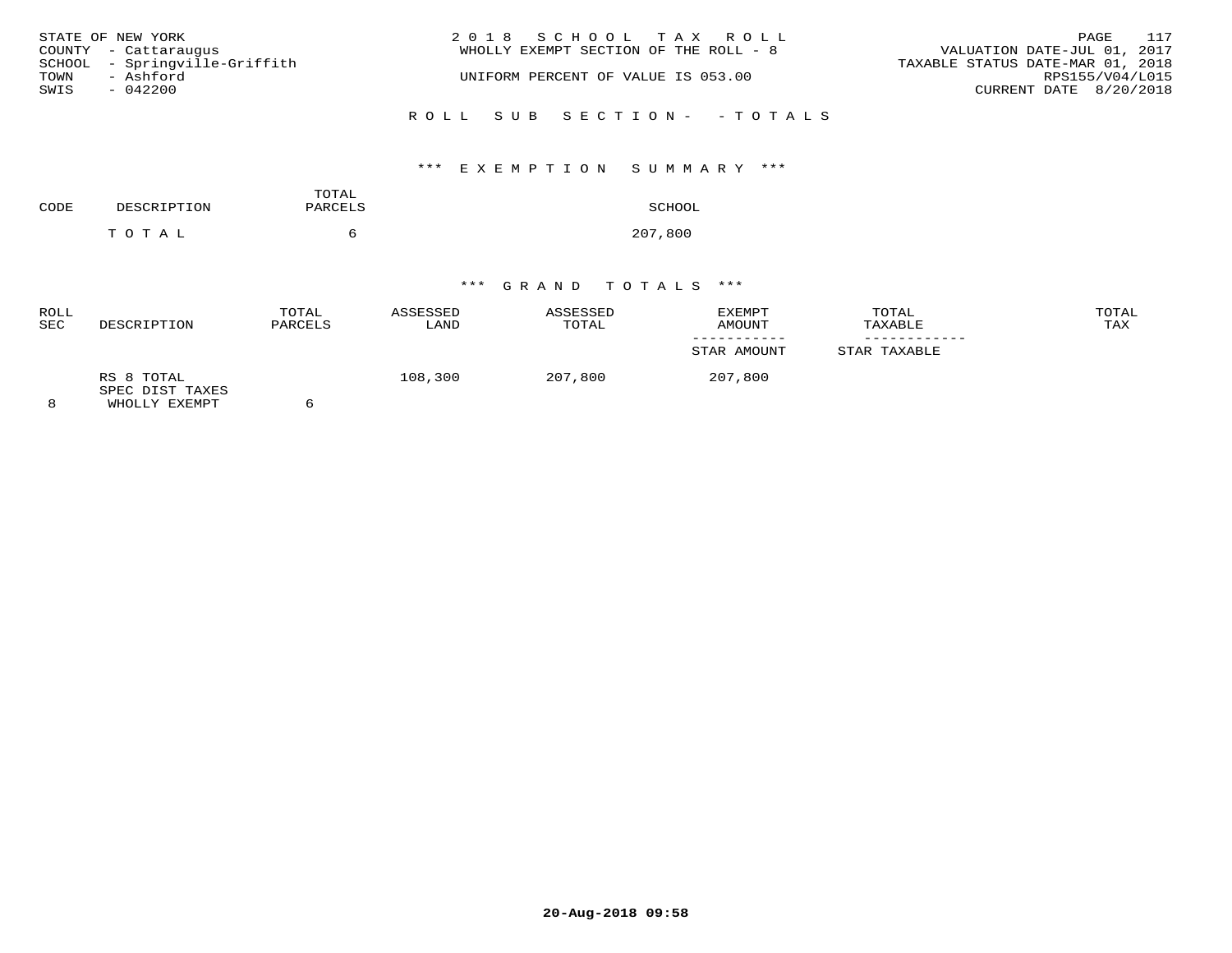STATE OF NEW YORK
COUNTY - Cattaraugus
SCHOOL - Springville-Griffith
TOWN - Ashford
SWIS - 042200

2018 SCHOOL TAX ROLL
WHOLLY EXEMPT SECTION OF THE ROLL - 8

UNIFORM PERCENT OF VALUE IS 053.00

VALUATION DATE-JUL 01, 2017
TAXABLE STATUS DATE-MAR 01, 2018
RPS155/V04/L015
CURRENT DATE 8/20/2018

ROLL SUB SECTION- - TOTALS

## *** EXEMPTION SUMMARY ***

| CODE | DESCRIPTION | TOTAL PARCELS | SCHOOL |
|---|---|---|---|
| | TOTAL | 6 | 207,800 |

## *** GRAND TOTALS ***

| ROLL SEC | DESCRIPTION | TOTAL PARCELS | ASSESSED LAND | ASSESSED TOTAL | EXEMPT AMOUNT / STAR AMOUNT | TOTAL TAXABLE / STAR TAXABLE | TOTAL TAX |
|---|---|---|---|---|---|---|---|
| 8 | RS 8 TOTAL SPEC DIST TAXES WHOLLY EXEMPT | 6 | 108,300 | 207,800 | 207,800 | | |

20-Aug-2018 09:58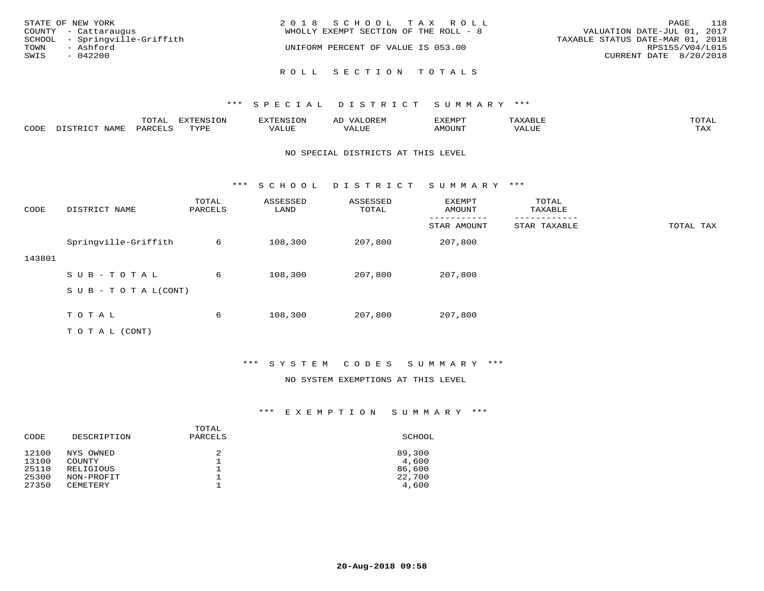STATE OF NEW YORK
COUNTY - Cattaraugus
SCHOOL - Springville-Griffith
TOWN - Ashford
SWIS - 042200

2018 SCHOOL TAX ROLL
WHOLLY EXEMPT SECTION OF THE ROLL - 8
UNIFORM PERCENT OF VALUE IS 053.00

VALUATION DATE-JUL 01, 2017
TAXABLE STATUS DATE-MAR 01, 2018
RPS155/V04/L015
CURRENT DATE 8/20/2018

## ROLL SECTION TOTALS

### *** SPECIAL DISTRICT SUMMARY ***

| CODE | DISTRICT NAME | TOTAL PARCELS | EXTENSION TYPE | EXTENSION VALUE | AD VALOREM VALUE | EXEMPT AMOUNT | TAXABLE VALUE | TOTAL TAX |
|---|---|---|---|---|---|---|---|---|

NO SPECIAL DISTRICTS AT THIS LEVEL

### *** SCHOOL DISTRICT SUMMARY ***

| CODE | DISTRICT NAME | TOTAL PARCELS | ASSESSED LAND | ASSESSED TOTAL | EXEMPT AMOUNT / STAR AMOUNT | TOTAL TAXABLE / STAR TAXABLE | TOTAL TAX |
|---|---|---|---|---|---|---|---|
| 143801 | Springville-Griffith | 6 | 108,300 | 207,800 | 207,800 | | |
| | SUB-TOTAL | 6 | 108,300 | 207,800 | 207,800 | | |
| | SUB-TOTAL(CONT) | | | | | | |
| | TOTAL | 6 | 108,300 | 207,800 | 207,800 | | |
| | TOTAL (CONT) | | | | | | |

### *** SYSTEM CODES SUMMARY ***

NO SYSTEM EXEMPTIONS AT THIS LEVEL

### *** EXEMPTION SUMMARY ***

| CODE | DESCRIPTION | TOTAL PARCELS | SCHOOL |
|---|---|---|---|
| 12100 | NYS OWNED | 2 | 89,300 |
| 13100 | COUNTY | 1 | 4,600 |
| 25110 | RELIGIOUS | 1 | 86,600 |
| 25300 | NON-PROFIT | 1 | 22,700 |
| 27350 | CEMETERY | 1 | 4,600 |

20-Aug-2018 09:58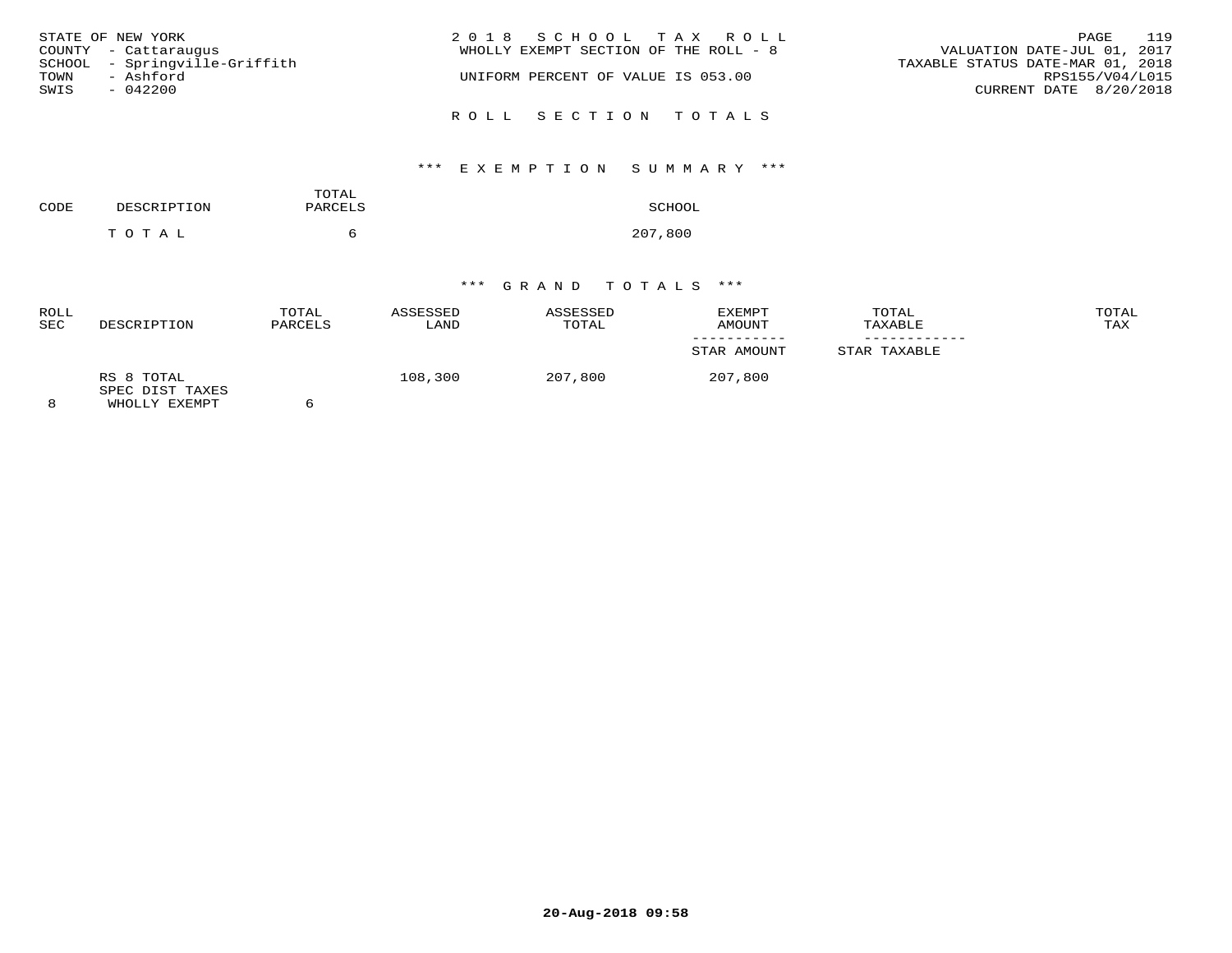STATE OF NEW YORK
COUNTY - Cattaraugus
SCHOOL - Springville-Griffith
TOWN - Ashford
SWIS - 042200

2018 SCHOOL TAX ROLL
WHOLLY EXEMPT SECTION OF THE ROLL - 8

UNIFORM PERCENT OF VALUE IS 053.00

VALUATION DATE-JUL 01, 2017
TAXABLE STATUS DATE-MAR 01, 2018
RPS155/V04/L015
CURRENT DATE 8/20/2018

## ROLL SECTION TOTALS

### *** EXEMPTION SUMMARY ***

| CODE | DESCRIPTION | TOTAL PARCELS | SCHOOL |
|---|---|---|---|
| | TOTAL | 6 | 207,800 |

### *** GRAND TOTALS ***

| ROLL SEC | DESCRIPTION | TOTAL PARCELS | ASSESSED LAND | ASSESSED TOTAL | EXEMPT AMOUNT / STAR AMOUNT | TOTAL TAXABLE / STAR TAXABLE | TOTAL TAX |
|---|---|---|---|---|---|---|---|
| 8 | RS 8 TOTAL SPEC DIST TAXES WHOLLY EXEMPT | 6 | 108,300 | 207,800 | 207,800 | | |

20-Aug-2018 09:58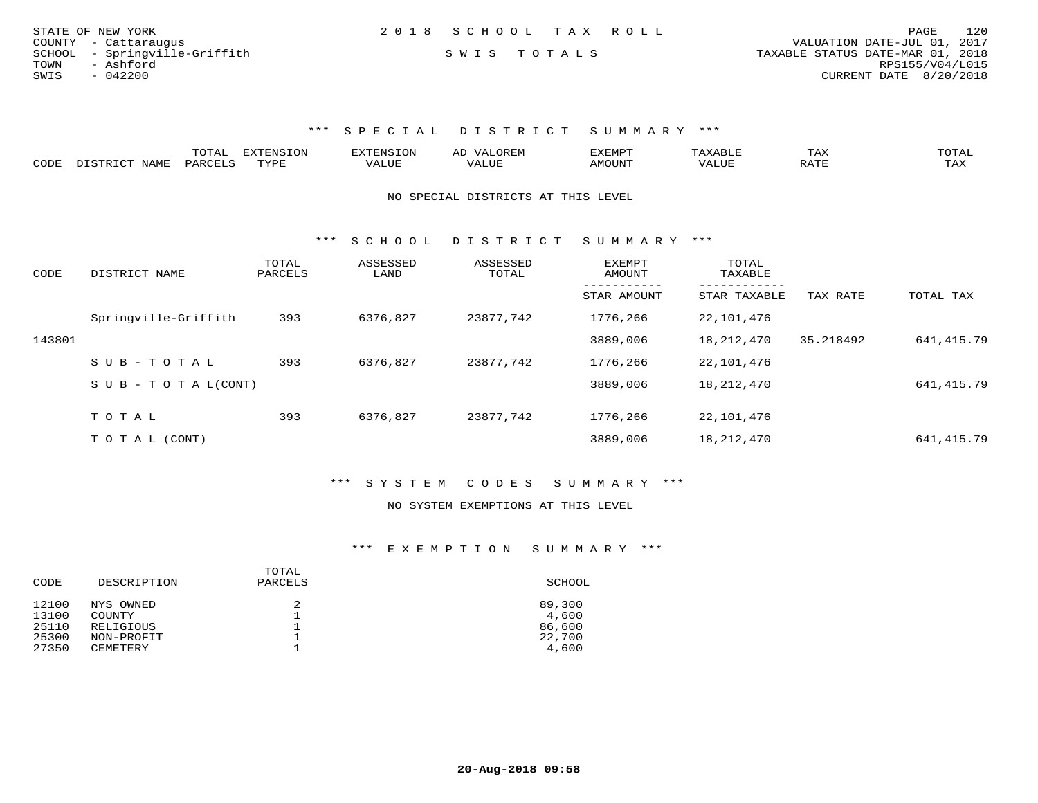STATE OF NEW YORK
COUNTY - Cattaraugus
SCHOOL - Springville-Griffith
TOWN - Ashford
SWIS - 042200

2018 SCHOOL TAX ROLL

SWIS TOTALS

VALUATION DATE-JUL 01, 2017
TAXABLE STATUS DATE-MAR 01, 2018
RPS155/V04/L015
CURRENT DATE 8/20/2018

## *** SPECIAL DISTRICT SUMMARY ***

| CODE | DISTRICT NAME | TOTAL PARCELS | EXTENSION TYPE | EXTENSION VALUE | AD VALOREM VALUE | EXEMPT AMOUNT | TAXABLE VALUE | TAX RATE | TOTAL TAX |
|---|---|---|---|---|---|---|---|---|---|

NO SPECIAL DISTRICTS AT THIS LEVEL

## *** SCHOOL DISTRICT SUMMARY ***

| CODE | DISTRICT NAME | TOTAL PARCELS | ASSESSED LAND | ASSESSED TOTAL | EXEMPT AMOUNT / STAR AMOUNT | TOTAL TAXABLE / STAR TAXABLE | TAX RATE | TOTAL TAX |
|---|---|---|---|---|---|---|---|---|
| | Springville-Griffith | 393 | 6376,827 | 23877,742 | 1776,266 | 22,101,476 | | |
| 143801 | | | | | 3889,006 | 18,212,470 | 35.218492 | 641,415.79 |
| | SUB-TOTAL | 393 | 6376,827 | 23877,742 | 1776,266 | 22,101,476 | | |
| | SUB-TOTAL(CONT) | | | | 3889,006 | 18,212,470 | | 641,415.79 |
| | TOTAL | 393 | 6376,827 | 23877,742 | 1776,266 | 22,101,476 | | |
| | TOTAL (CONT) | | | | 3889,006 | 18,212,470 | | 641,415.79 |

## *** SYSTEM CODES SUMMARY ***

NO SYSTEM EXEMPTIONS AT THIS LEVEL

## *** EXEMPTION SUMMARY ***

| CODE | DESCRIPTION | TOTAL PARCELS | SCHOOL |
|---|---|---|---|
| 12100 | NYS OWNED | 2 | 89,300 |
| 13100 | COUNTY | 1 | 4,600 |
| 25110 | RELIGIOUS | 1 | 86,600 |
| 25300 | NON-PROFIT | 1 | 22,700 |
| 27350 | CEMETERY | 1 | 4,600 |

20-Aug-2018 09:58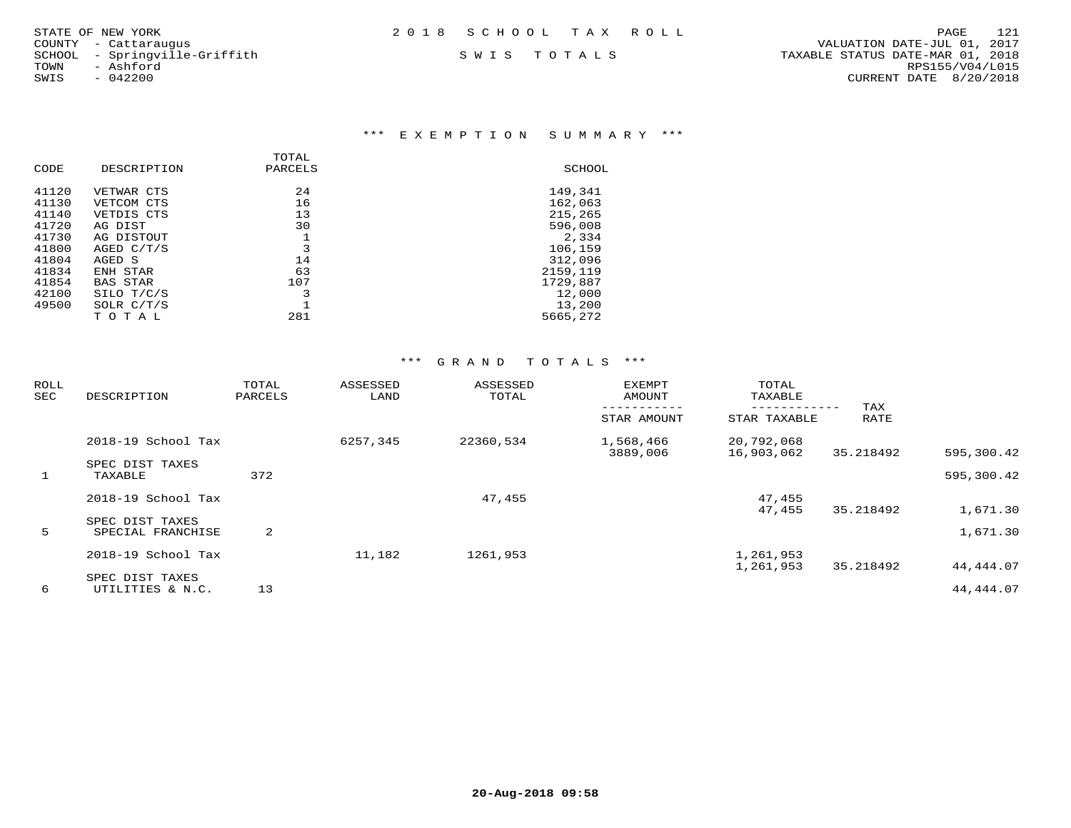STATE OF NEW YORK
COUNTY - Cattaraugus
SCHOOL - Springville-Griffith
TOWN - Ashford
SWIS - 042200

2018 SCHOOL TAX ROLL

SWIS TOTALS

VALUATION DATE-JUL 01, 2017
TAXABLE STATUS DATE-MAR 01, 2018
RPS155/V04/L015
CURRENT DATE 8/20/2018

### *** EXEMPTION SUMMARY ***

| CODE | DESCRIPTION | TOTAL PARCELS | SCHOOL |
|---|---|---|---|
| 41120 | VETWAR CTS | 24 | 149,341 |
| 41130 | VETCOM CTS | 16 | 162,063 |
| 41140 | VETDIS CTS | 13 | 215,265 |
| 41720 | AG DIST | 30 | 596,008 |
| 41730 | AG DISTOUT | 1 | 2,334 |
| 41800 | AGED C/T/S | 3 | 106,159 |
| 41804 | AGED S | 14 | 312,096 |
| 41834 | ENH STAR | 63 | 2159,119 |
| 41854 | BAS STAR | 107 | 1729,887 |
| 42100 | SILO T/C/S | 3 | 12,000 |
| 49500 | SOLR C/T/S | 1 | 13,200 |
| | T O T A L | 281 | 5665,272 |

### *** GRAND TOTALS ***

| ROLL SEC | DESCRIPTION | TOTAL PARCELS | ASSESSED LAND | ASSESSED TOTAL | EXEMPT AMOUNT / STAR AMOUNT | TOTAL TAXABLE / STAR TAXABLE | TAX RATE | |
|---|---|---|---|---|---|---|---|---|
| | 2018-19 School Tax | | 6257,345 | 22360,534 | 1,568,466 | 20,792,068 | | |
| | | | | | 3889,006 | 16,903,062 | 35.218492 | 595,300.42 |
| | SPEC DIST TAXES | | | | | | | |
| 1 | TAXABLE | 372 | | | | | | 595,300.42 |
| | 2018-19 School Tax | | | 47,455 | | 47,455 | | |
| | | | | | | 47,455 | 35.218492 | 1,671.30 |
| | SPEC DIST TAXES | | | | | | | |
| 5 | SPECIAL FRANCHISE | 2 | | | | | | 1,671.30 |
| | 2018-19 School Tax | | 11,182 | 1261,953 | | 1,261,953 | | |
| | | | | | | 1,261,953 | 35.218492 | 44,444.07 |
| | SPEC DIST TAXES | | | | | | | |
| 6 | UTILITIES & N.C. | 13 | | | | | | 44,444.07 |

20-Aug-2018 09:58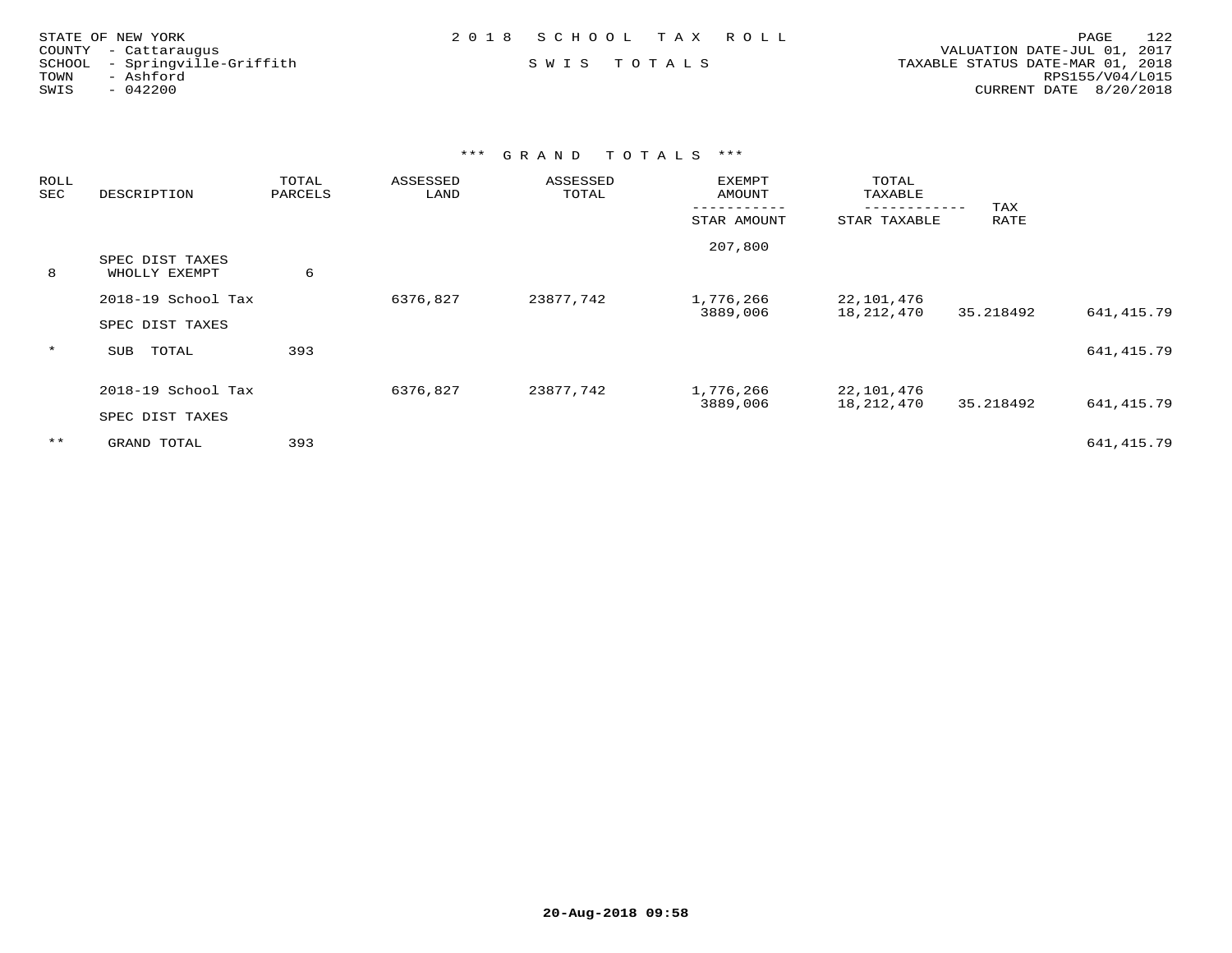STATE OF NEW YORK
COUNTY - Cattaraugus
SCHOOL - Springville-Griffith
TOWN - Ashford
SWIS - 042200

2018 SCHOOL TAX ROLL

SWIS TOTALS

VALUATION DATE-JUL 01, 2017
TAXABLE STATUS DATE-MAR 01, 2018
RPS155/V04/L015
CURRENT DATE 8/20/2018

### *** GRAND TOTALS ***

| ROLL SEC | DESCRIPTION | TOTAL PARCELS | ASSESSED LAND | ASSESSED TOTAL | EXEMPT AMOUNT / STAR AMOUNT | TOTAL TAXABLE / STAR TAXABLE | TAX RATE | |
|---|---|---|---|---|---|---|---|---|
| | | | | | 207,800 | | | |
| 8 | SPEC DIST TAXES WHOLLY EXEMPT | 6 | | | | | | |
| | 2018-19 School Tax | | 6376,827 | 23877,742 | 1,776,266 | 22,101,476 | | |
| | SPEC DIST TAXES | | | | 3889,006 | 18,212,470 | 35.218492 | 641,415.79 |
| * | SUB TOTAL | 393 | | | | | | 641,415.79 |
| | 2018-19 School Tax | | 6376,827 | 23877,742 | 1,776,266 | 22,101,476 | | |
| | SPEC DIST TAXES | | | | 3889,006 | 18,212,470 | 35.218492 | 641,415.79 |
| ** | GRAND TOTAL | 393 | | | | | | 641,415.79 |

20-Aug-2018 09:58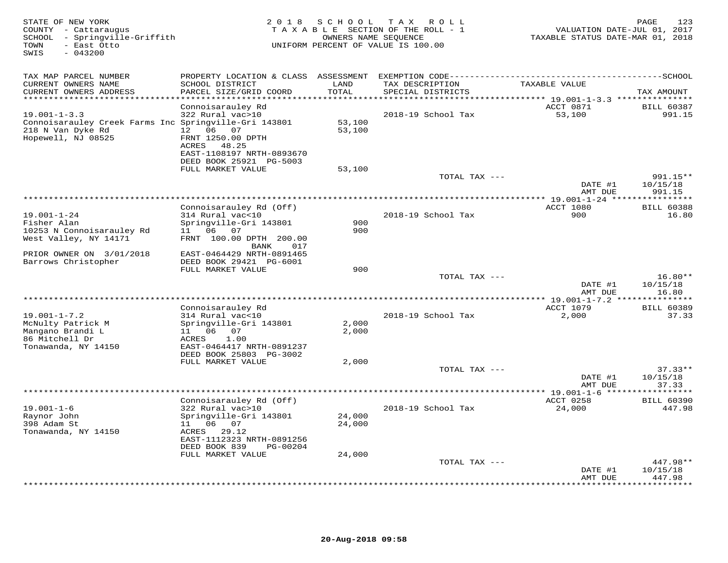STATE OF NEW YORK
COUNTY - Cattaraugus
SCHOOL - Springville-Griffith
TOWN - East Otto
SWIS - 043200

2 0 1 8 S C H O O L T A X R O L L
T A X A B L E SECTION OF THE ROLL - 1
OWNERS NAME SEQUENCE
UNIFORM PERCENT OF VALUE IS 100.00

VALUATION DATE-JUL 01, 2017
TAXABLE STATUS DATE-MAR 01, 2018

| TAX MAP PARCEL NUMBER / CURRENT OWNERS NAME / CURRENT OWNERS ADDRESS | PROPERTY LOCATION & CLASS / SCHOOL DISTRICT / PARCEL SIZE/GRID COORD | ASSESSMENT LAND / TOTAL | EXEMPTION CODE / TAX DESCRIPTION / SPECIAL DISTRICTS | TAXABLE VALUE | TAX AMOUNT |
|---|---|---|---|---|---|
| 19.001-1-3.3 | Connoisarauley Rd | | | ACCT 0871 | BILL 60387 |
| Connoisarauley Creek Farms Inc | 322 Rural vac>10 | | 2018-19 School Tax | 53,100 | 991.15 |
| 218 N Van Dyke Rd | Springville-Gri 143801 | 53,100 | | | |
| Hopewell, NJ 08525 | 12 06 07 | 53,100 | | | |
| | FRNT 1250.00 DPTH | | | | |
| | ACRES 48.25 | | | | |
| | EAST-1108197 NRTH-0893670 | | | | |
| | DEED BOOK 25921 PG-5003 | | | | |
| | FULL MARKET VALUE | 53,100 | | | |
| | | | TOTAL TAX --- | | 991.15** |
| | | | | DATE #1 | 10/15/18 |
| | | | | AMT DUE | 991.15 |
| 19.001-1-24 | Connoisarauley Rd (Off) | | | ACCT 1080 | BILL 60388 |
| Fisher Alan | 314 Rural vac<10 | | 2018-19 School Tax | 900 | 16.80 |
| 10253 N Connoisarauley Rd | Springville-Gri 143801 | 900 | | | |
| West Valley, NY 14171 | 11 06 07 | 900 | | | |
| | FRNT 100.00 DPTH 200.00 | | | | |
| | BANK 017 | | | | |
| PRIOR OWNER ON 3/01/2018 | EAST-0464429 NRTH-0891465 | | | | |
| Barrows Christopher | DEED BOOK 29421 PG-6001 | | | | |
| | FULL MARKET VALUE | 900 | | | |
| | | | TOTAL TAX --- | | 16.80** |
| | | | | DATE #1 | 10/15/18 |
| | | | | AMT DUE | 16.80 |
| 19.001-1-7.2 | Connoisarauley Rd | | | ACCT 1079 | BILL 60389 |
| McNulty Patrick M | 314 Rural vac<10 | | 2018-19 School Tax | 2,000 | 37.33 |
| Mangano Brandi L | Springville-Gri 143801 | 2,000 | | | |
| 86 Mitchell Dr | 11 06 07 | 2,000 | | | |
| Tonawanda, NY 14150 | ACRES 1.00 | | | | |
| | EAST-0464417 NRTH-0891237 | | | | |
| | DEED BOOK 25803 PG-3002 | | | | |
| | FULL MARKET VALUE | 2,000 | | | |
| | | | TOTAL TAX --- | | 37.33** |
| | | | | DATE #1 | 10/15/18 |
| | | | | AMT DUE | 37.33 |
| 19.001-1-6 | Connoisarauley Rd (Off) | | | ACCT 0258 | BILL 60390 |
| Raynor John | 322 Rural vac>10 | | 2018-19 School Tax | 24,000 | 447.98 |
| 398 Adam St | Springville-Gri 143801 | 24,000 | | | |
| Tonawanda, NY 14150 | 11 06 07 | 24,000 | | | |
| | ACRES 29.12 | | | | |
| | EAST-1112323 NRTH-0891256 | | | | |
| | DEED BOOK 839 PG-00204 | | | | |
| | FULL MARKET VALUE | 24,000 | | | |
| | | | TOTAL TAX --- | | 447.98** |
| | | | | DATE #1 | 10/15/18 |
| | | | | AMT DUE | 447.98 |

20-Aug-2018 09:58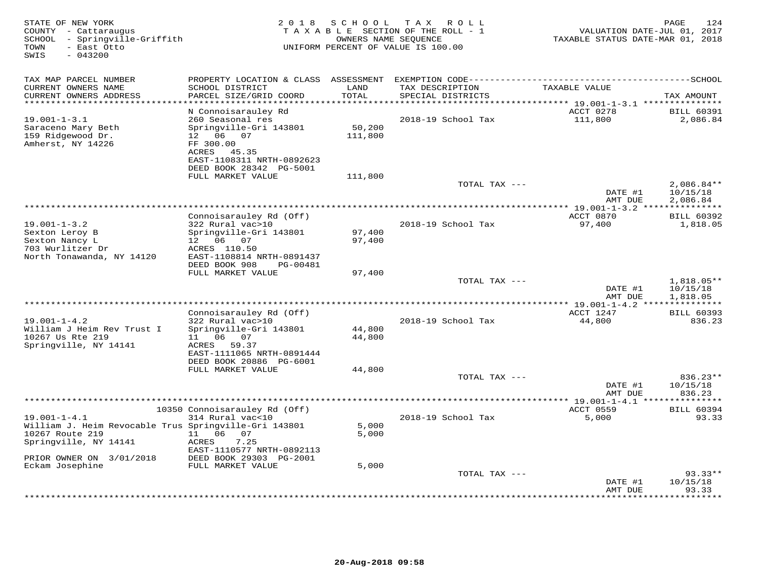STATE OF NEW YORK
COUNTY - Cattaraugus
SCHOOL - Springville-Griffith
TOWN - East Otto
SWIS - 043200

2018 SCHOOL TAX ROLL
TAXABLE SECTION OF THE ROLL - 1
OWNERS NAME SEQUENCE
UNIFORM PERCENT OF VALUE IS 100.00

VALUATION DATE-JUL 01, 2017
TAXABLE STATUS DATE-MAR 01, 2018

| TAX MAP PARCEL NUMBER / CURRENT OWNERS NAME / CURRENT OWNERS ADDRESS | PROPERTY LOCATION & CLASS / SCHOOL DISTRICT / PARCEL SIZE/GRID COORD | ASSESSMENT LAND | TOTAL | EXEMPTION CODE / TAX DESCRIPTION / SPECIAL DISTRICTS | TAXABLE VALUE | TAX AMOUNT |
|---|---|---|---|---|---|---|
| **19.001-1-3.1** | N Connoisarauley Rd | | | | ACCT 0278 | BILL 60391 |
| 19.001-1-3.1 | 260 Seasonal res | | | 2018-19 School Tax | 111,800 | 2,086.84 |
| Saraceno Mary Beth | Springville-Gri 143801 | 50,200 | | | | |
| 159 Ridgewood Dr. | 12 06 07 | | 111,800 | | | |
| Amherst, NY 14226 | FF 300.00 | | | | | |
| | ACRES 45.35 | | | | | |
| | EAST-1108311 NRTH-0892623 | | | | | |
| | DEED BOOK 28342 PG-5001 | | | | | |
| | FULL MARKET VALUE | | 111,800 | | | |
| | | | | TOTAL TAX --- | | 2,086.84** |
| | | | | | DATE #1 | 10/15/18 |
| | | | | | AMT DUE | 2,086.84 |
| **19.001-1-3.2** | Connoisarauley Rd (Off) | | | | ACCT 0870 | BILL 60392 |
| 19.001-1-3.2 | 322 Rural vac>10 | | | 2018-19 School Tax | 97,400 | 1,818.05 |
| Sexton Leroy B | Springville-Gri 143801 | 97,400 | | | | |
| Sexton Nancy L | 12 06 07 | | 97,400 | | | |
| 703 Wurlitzer Dr | ACRES 110.50 | | | | | |
| North Tonawanda, NY 14120 | EAST-1108814 NRTH-0891437 | | | | | |
| | DEED BOOK 908 PG-00481 | | | | | |
| | FULL MARKET VALUE | | 97,400 | | | |
| | | | | TOTAL TAX --- | | 1,818.05** |
| | | | | | DATE #1 | 10/15/18 |
| | | | | | AMT DUE | 1,818.05 |
| **19.001-1-4.2** | Connoisarauley Rd (Off) | | | | ACCT 1247 | BILL 60393 |
| 19.001-1-4.2 | 322 Rural vac>10 | | | 2018-19 School Tax | 44,800 | 836.23 |
| William J Heim Rev Trust I | Springville-Gri 143801 | 44,800 | | | | |
| 10267 Us Rte 219 | 11 06 07 | | 44,800 | | | |
| Springville, NY 14141 | ACRES 59.37 | | | | | |
| | EAST-1111065 NRTH-0891444 | | | | | |
| | DEED BOOK 20886 PG-6001 | | | | | |
| | FULL MARKET VALUE | | 44,800 | | | |
| | | | | TOTAL TAX --- | | 836.23** |
| | | | | | DATE #1 | 10/15/18 |
| | | | | | AMT DUE | 836.23 |
| **19.001-1-4.1** | 10350 Connoisarauley Rd (Off) | | | | ACCT 0559 | BILL 60394 |
| 19.001-1-4.1 | 314 Rural vac<10 | | | 2018-19 School Tax | 5,000 | 93.33 |
| William J. Heim Revocable Trus | Springville-Gri 143801 | 5,000 | | | | |
| 10267 Route 219 | 11 06 07 | | 5,000 | | | |
| Springville, NY 14141 | ACRES 7.25 | | | | | |
| | EAST-1110577 NRTH-0892113 | | | | | |
| PRIOR OWNER ON 3/01/2018 | DEED BOOK 29303 PG-2001 | | | | | |
| Eckam Josephine | FULL MARKET VALUE | | 5,000 | | | |
| | | | | TOTAL TAX --- | | 93.33** |
| | | | | | DATE #1 | 10/15/18 |
| | | | | | AMT DUE | 93.33 |

20-Aug-2018 09:58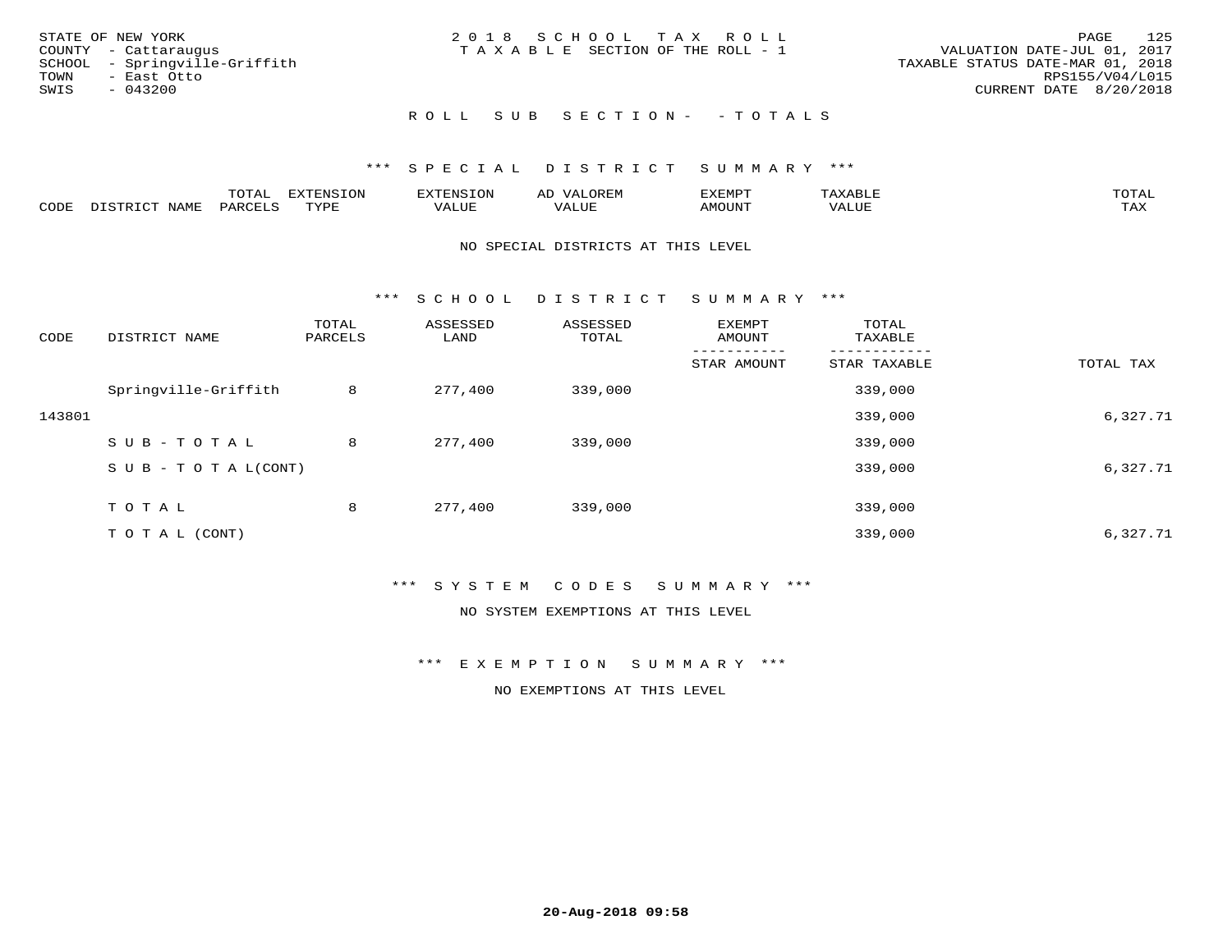STATE OF NEW YORK
COUNTY - Cattaraugus
SCHOOL - Springville-Griffith
TOWN - East Otto
SWIS - 043200

2018 SCHOOL TAX ROLL
TAXABLE SECTION OF THE ROLL - 1

VALUATION DATE-JUL 01, 2017
TAXABLE STATUS DATE-MAR 01, 2018
RPS155/V04/L015
CURRENT DATE 8/20/2018

ROLL SUB SECTION- - TOTALS

### *** SPECIAL DISTRICT SUMMARY ***

| CODE | DISTRICT NAME | TOTAL PARCELS | EXTENSION TYPE | EXTENSION VALUE | AD VALOREM VALUE | EXEMPT AMOUNT | TAXABLE VALUE | TOTAL TAX |
|---|---|---|---|---|---|---|---|---|

NO SPECIAL DISTRICTS AT THIS LEVEL

### *** SCHOOL DISTRICT SUMMARY ***

| CODE | DISTRICT NAME | TOTAL PARCELS | ASSESSED LAND | ASSESSED TOTAL | EXEMPT AMOUNT / STAR AMOUNT | TOTAL TAXABLE / STAR TAXABLE | TOTAL TAX |
|---|---|---|---|---|---|---|---|
| | Springville-Griffith | 8 | 277,400 | 339,000 | | 339,000 | |
| 143801 | | | | | | 339,000 | 6,327.71 |
| | SUB-TOTAL | 8 | 277,400 | 339,000 | | 339,000 | |
| | SUB-TOTAL(CONT) | | | | | 339,000 | 6,327.71 |
| | TOTAL | 8 | 277,400 | 339,000 | | 339,000 | |
| | TOTAL (CONT) | | | | | 339,000 | 6,327.71 |

### *** SYSTEM CODES SUMMARY ***

NO SYSTEM EXEMPTIONS AT THIS LEVEL

### *** EXEMPTION SUMMARY ***

NO EXEMPTIONS AT THIS LEVEL

20-Aug-2018 09:58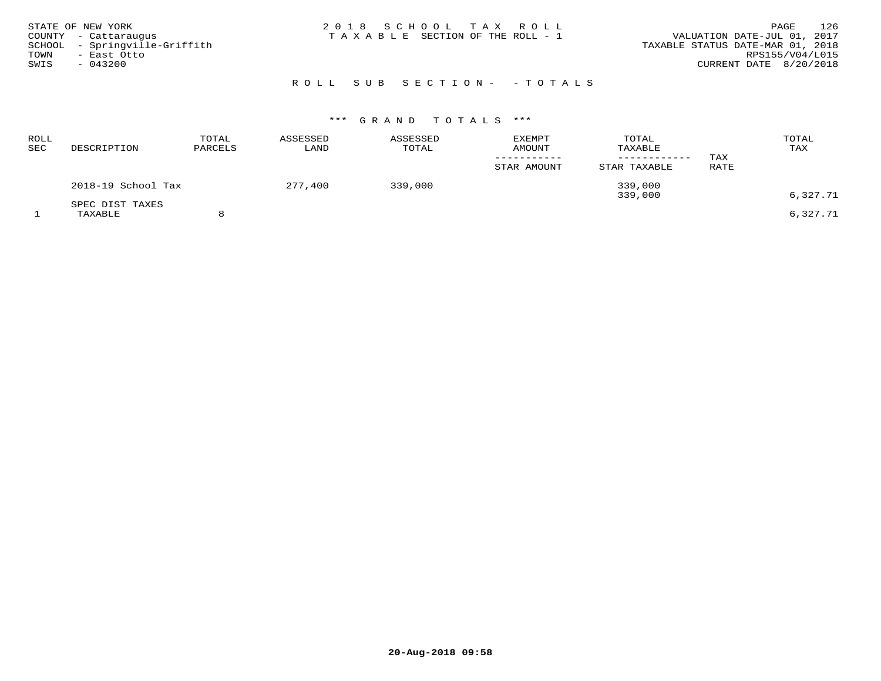STATE OF NEW YORK
COUNTY - Cattaraugus
SCHOOL - Springville-Griffith
TOWN - East Otto
SWIS - 043200

2 0 1 8 S C H O O L T A X R O L L
T A X A B L E SECTION OF THE ROLL - 1

VALUATION DATE-JUL 01, 2017
TAXABLE STATUS DATE-MAR 01, 2018
RPS155/V04/L015
CURRENT DATE 8/20/2018

## R O L L S U B S E C T I O N - - T O T A L S

### *** G R A N D T O T A L S ***

| ROLL SEC | DESCRIPTION | TOTAL PARCELS | ASSESSED LAND | ASSESSED TOTAL | EXEMPT AMOUNT / STAR AMOUNT | TOTAL TAXABLE / STAR TAXABLE | TAX RATE | TOTAL TAX |
|---|---|---|---|---|---|---|---|---|
| | 2018-19 School Tax | | 277,400 | 339,000 | | 339,000 | | |
| | | | | | | 339,000 | | 6,327.71 |
| | SPEC DIST TAXES | | | | | | | |
| 1 | TAXABLE | 8 | | | | | | 6,327.71 |

20-Aug-2018 09:58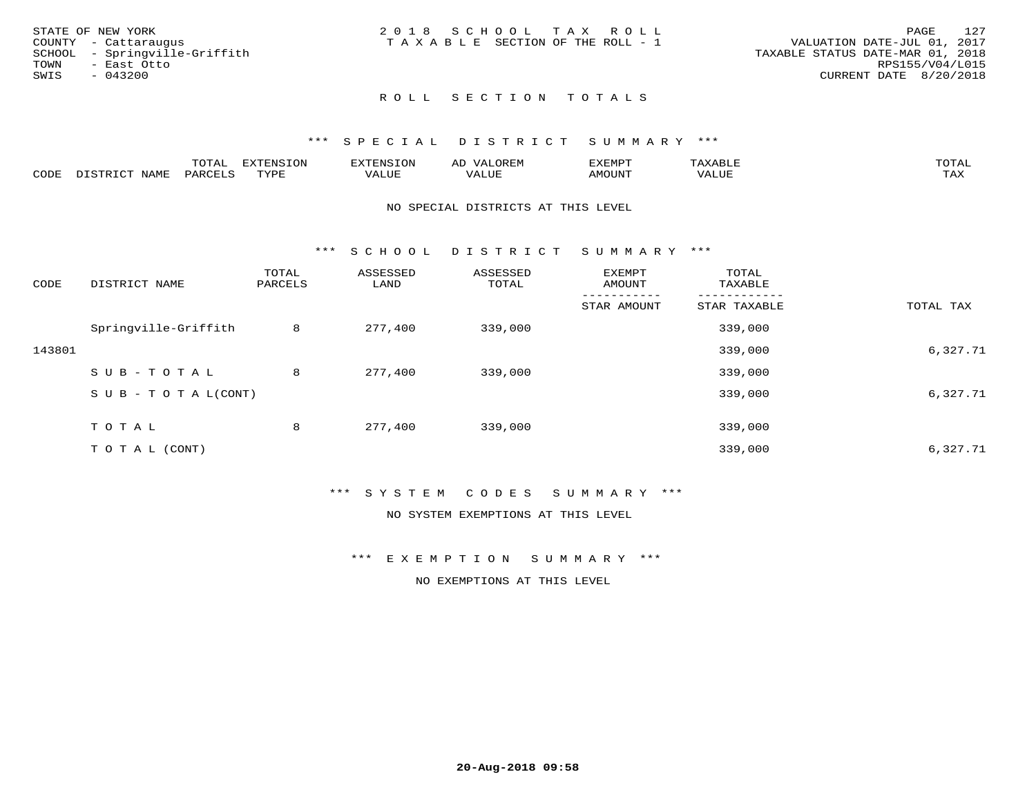STATE OF NEW YORK
COUNTY - Cattaraugus
SCHOOL - Springville-Griffith
TOWN - East Otto
SWIS - 043200

2 0 1 8 S C H O O L T A X R O L L
T A X A B L E SECTION OF THE ROLL - 1

VALUATION DATE-JUL 01, 2017
TAXABLE STATUS DATE-MAR 01, 2018
RPS155/V04/L015
CURRENT DATE 8/20/2018

## R O L L S E C T I O N T O T A L S

### *** S P E C I A L D I S T R I C T S U M M A R Y ***

| CODE | DISTRICT NAME | TOTAL PARCELS | EXTENSION TYPE | EXTENSION VALUE | AD VALOREM VALUE | EXEMPT AMOUNT | TAXABLE VALUE | TOTAL TAX |
|---|---|---|---|---|---|---|---|---|

NO SPECIAL DISTRICTS AT THIS LEVEL

### *** S C H O O L D I S T R I C T S U M M A R Y ***

| CODE | DISTRICT NAME | TOTAL PARCELS | ASSESSED LAND | ASSESSED TOTAL | EXEMPT AMOUNT / STAR AMOUNT | TOTAL TAXABLE / STAR TAXABLE | TOTAL TAX |
|---|---|---|---|---|---|---|---|
| | Springville-Griffith | 8 | 277,400 | 339,000 | | 339,000 | |
| 143801 | | | | | | 339,000 | 6,327.71 |
| | S U B - T O T A L | 8 | 277,400 | 339,000 | | 339,000 | |
| | S U B - T O T A L(CONT) | | | | | 339,000 | 6,327.71 |
| | T O T A L | 8 | 277,400 | 339,000 | | 339,000 | |
| | T O T A L (CONT) | | | | | 339,000 | 6,327.71 |

### *** S Y S T E M C O D E S S U M M A R Y ***

NO SYSTEM EXEMPTIONS AT THIS LEVEL

### *** E X E M P T I O N S U M M A R Y ***

NO EXEMPTIONS AT THIS LEVEL

20-Aug-2018 09:58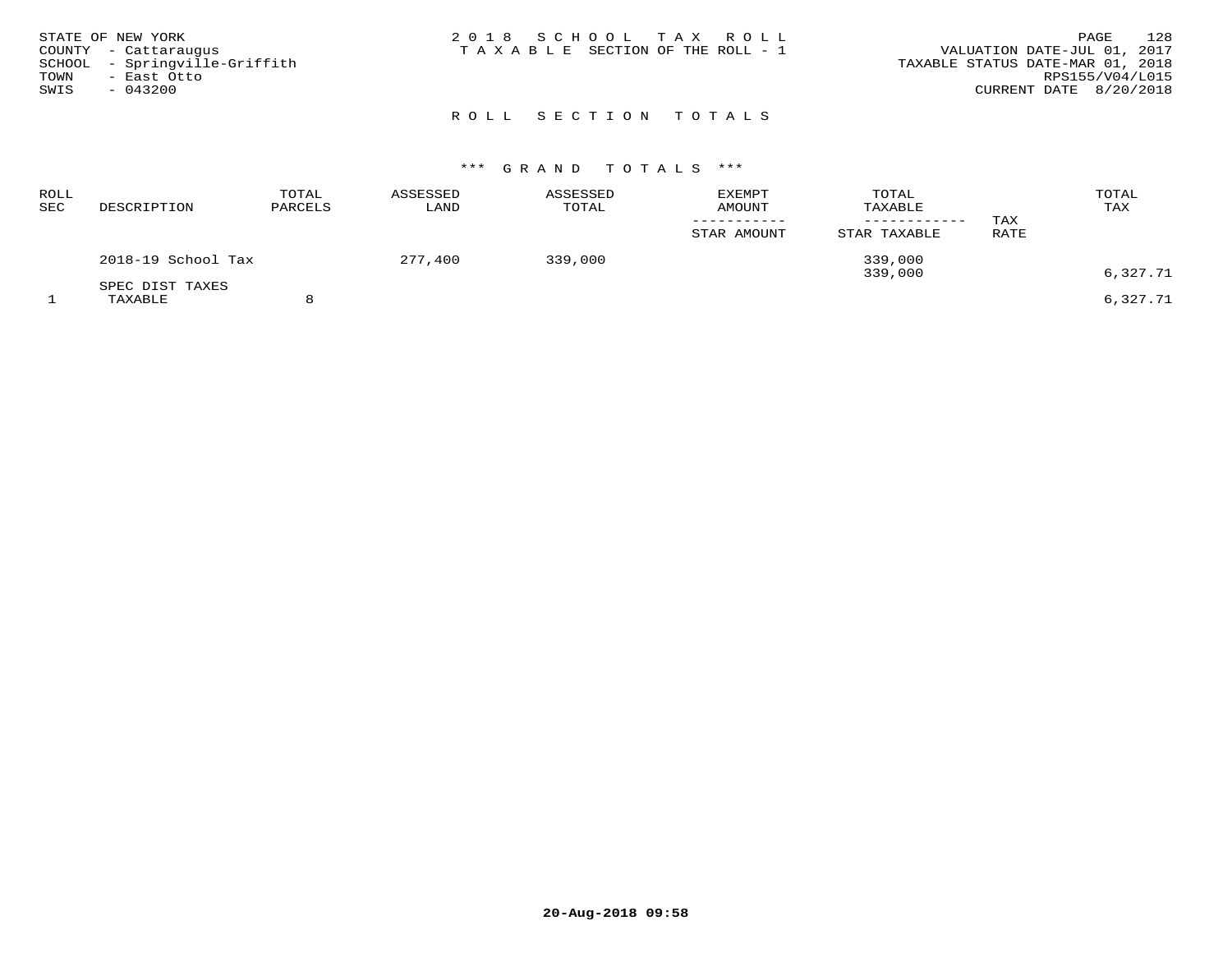STATE OF NEW YORK
COUNTY - Cattaraugus
SCHOOL - Springville-Griffith
TOWN - East Otto
SWIS - 043200

2018 SCHOOL TAX ROLL
TAXABLE SECTION OF THE ROLL - 1

VALUATION DATE-JUL 01, 2017
TAXABLE STATUS DATE-MAR 01, 2018
RPS155/V04/L015
CURRENT DATE 8/20/2018

## ROLL SECTION TOTALS

### *** GRAND TOTALS ***

| ROLL SEC | DESCRIPTION | TOTAL PARCELS | ASSESSED LAND | ASSESSED TOTAL | EXEMPT AMOUNT / STAR AMOUNT | TOTAL TAXABLE / STAR TAXABLE | TAX RATE | TOTAL TAX |
|---|---|---|---|---|---|---|---|---|
| | 2018-19 School Tax | | 277,400 | 339,000 | | 339,000 | | |
| | | | | | | 339,000 | | 6,327.71 |
| | SPEC DIST TAXES | | | | | | | |
| 1 | TAXABLE | 8 | | | | | | 6,327.71 |

20-Aug-2018 09:58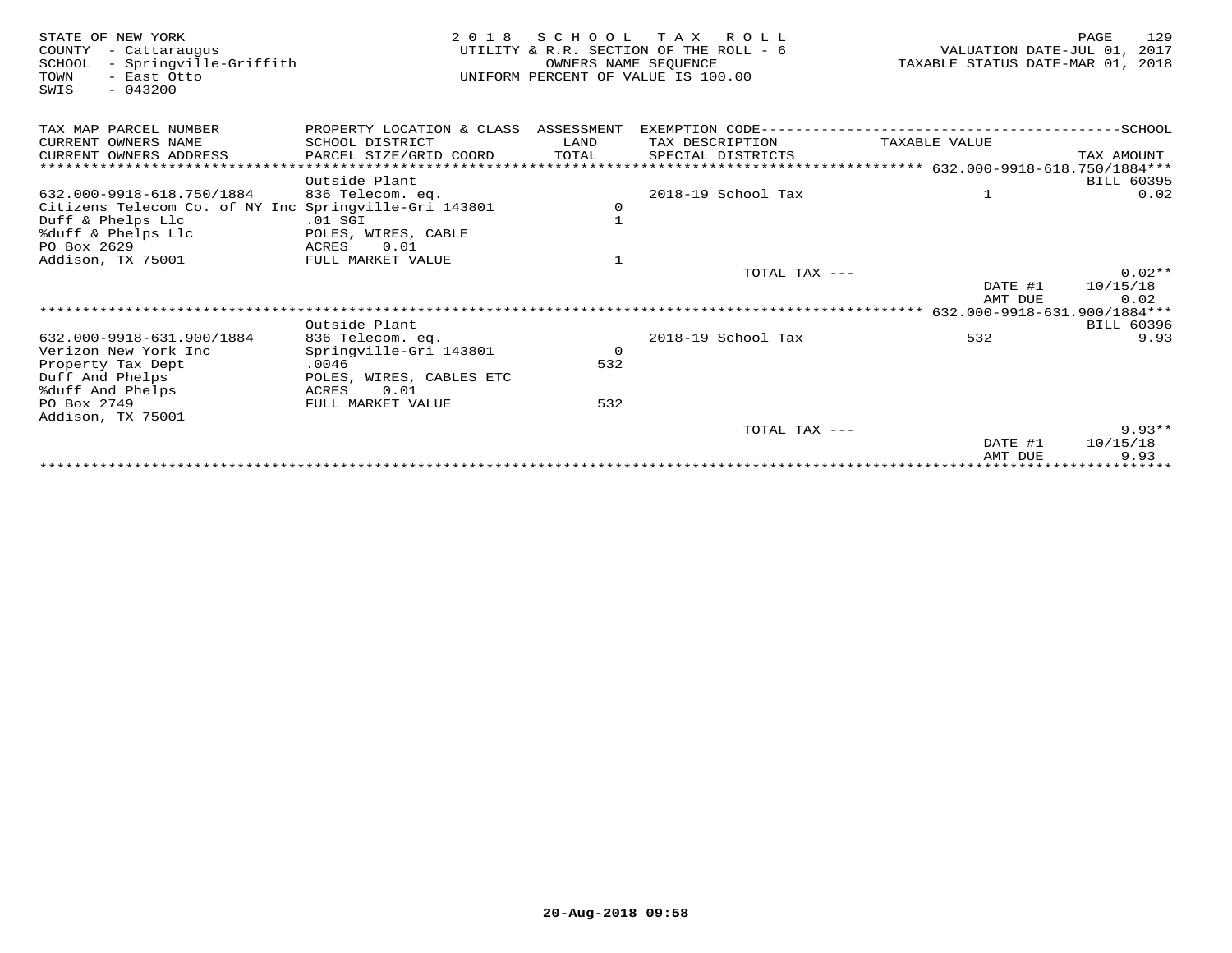STATE OF NEW YORK
COUNTY - Cattaraugus
SCHOOL - Springville-Griffith
TOWN - East Otto
SWIS - 043200

2 0 1 8 S C H O O L T A X R O L L
UTILITY & R.R. SECTION OF THE ROLL - 6
OWNERS NAME SEQUENCE
UNIFORM PERCENT OF VALUE IS 100.00

VALUATION DATE-JUL 01, 2017
TAXABLE STATUS DATE-MAR 01, 2018

| TAX MAP PARCEL NUMBER / CURRENT OWNERS NAME / CURRENT OWNERS ADDRESS | PROPERTY LOCATION & CLASS / SCHOOL DISTRICT / PARCEL SIZE/GRID COORD | ASSESSMENT LAND / TOTAL | EXEMPTION CODE / TAX DESCRIPTION / SPECIAL DISTRICTS | TAXABLE VALUE | TAX AMOUNT |
|---|---|---|---|---|---|
| ******** 632.000-9918-618.750/1884*** | | | | | |
| | Outside Plant | | | | BILL 60395 |
| 632.000-9918-618.750/1884 | 836 Telecom. eq. | | 2018-19 School Tax | 1 | 0.02 |
| Citizens Telecom Co. of NY Inc | Springville-Gri 143801 | 0 | | | |
| Duff & Phelps Llc | .01 SGI | 1 | | | |
| %duff & Phelps Llc | POLES, WIRES, CABLE | | | | |
| PO Box 2629 | ACRES 0.01 | | | | |
| Addison, TX 75001 | FULL MARKET VALUE | 1 | | | |
| | | | TOTAL TAX --- | | 0.02** |
| | | | | DATE #1 | 10/15/18 |
| | | | | AMT DUE | 0.02 |
| ******** 632.000-9918-631.900/1884*** | | | | | |
| | Outside Plant | | | | BILL 60396 |
| 632.000-9918-631.900/1884 | 836 Telecom. eq. | | 2018-19 School Tax | 532 | 9.93 |
| Verizon New York Inc | Springville-Gri 143801 | 0 | | | |
| Property Tax Dept | .0046 | 532 | | | |
| Duff And Phelps | POLES, WIRES, CABLES ETC | | | | |
| %duff And Phelps | ACRES 0.01 | | | | |
| PO Box 2749 | FULL MARKET VALUE | 532 | | | |
| Addison, TX 75001 | | | | | |
| | | | TOTAL TAX --- | | 9.93** |
| | | | | DATE #1 | 10/15/18 |
| | | | | AMT DUE | 9.93 |

20-Aug-2018 09:58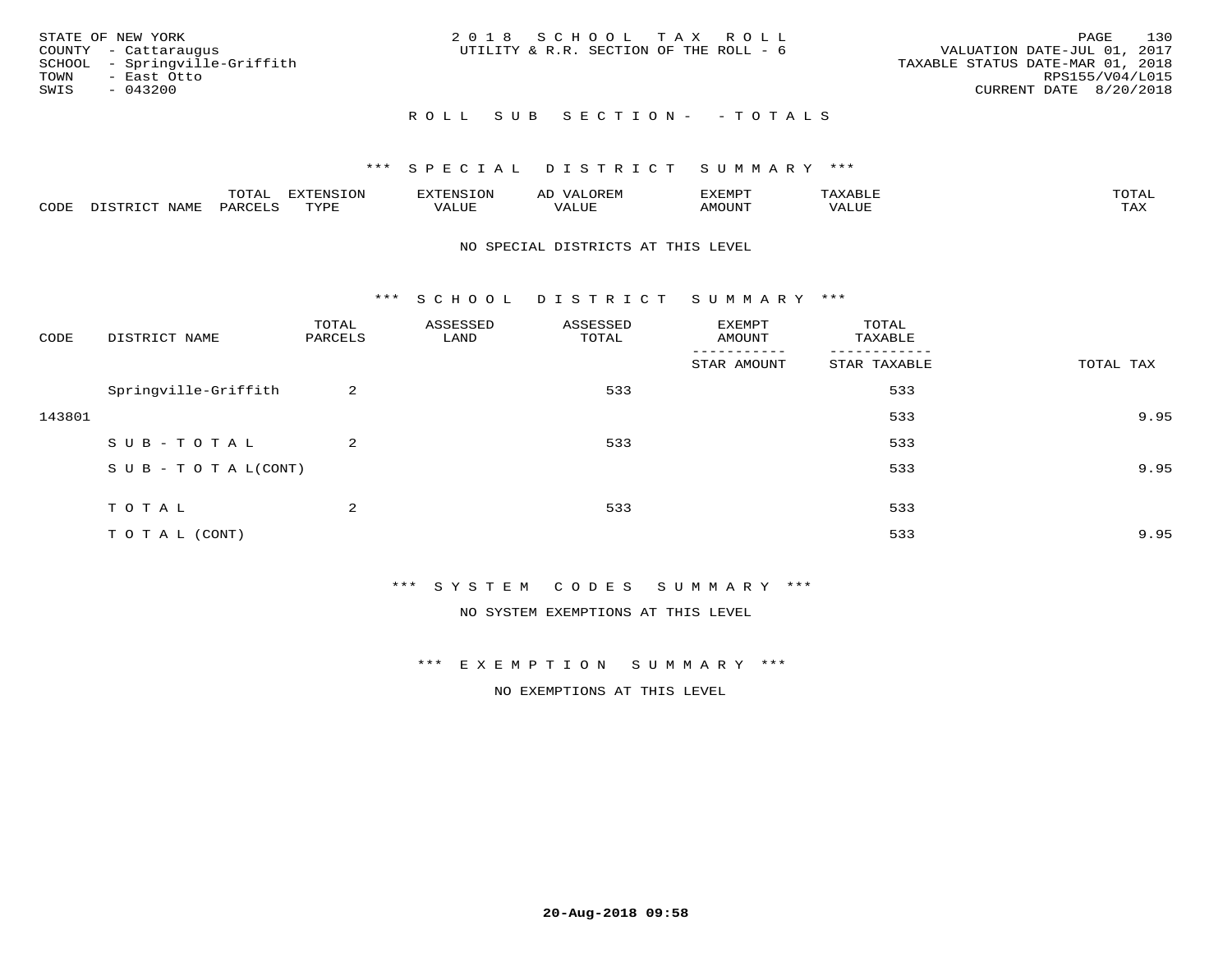STATE OF NEW YORK
COUNTY - Cattaraugus
SCHOOL - Springville-Griffith
TOWN - East Otto
SWIS - 043200

2018 SCHOOL TAX ROLL
UTILITY & R.R. SECTION OF THE ROLL - 6

VALUATION DATE-JUL 01, 2017
TAXABLE STATUS DATE-MAR 01, 2018
RPS155/V04/L015
CURRENT DATE 8/20/2018

## ROLL SUB SECTION- - TOTALS

### *** SPECIAL DISTRICT SUMMARY ***

| CODE | DISTRICT NAME | TOTAL PARCELS | EXTENSION TYPE | EXTENSION VALUE | AD VALOREM VALUE | EXEMPT AMOUNT | TAXABLE VALUE | TOTAL TAX |
|---|---|---|---|---|---|---|---|---|

NO SPECIAL DISTRICTS AT THIS LEVEL

### *** SCHOOL DISTRICT SUMMARY ***

| CODE | DISTRICT NAME | TOTAL PARCELS | ASSESSED LAND | ASSESSED TOTAL | EXEMPT AMOUNT / STAR AMOUNT | TOTAL TAXABLE / STAR TAXABLE | TOTAL TAX |
|---|---|---|---|---|---|---|---|
| | Springville-Griffith | 2 | | 533 | | 533 | |
| 143801 | | | | | | 533 | 9.95 |
| | SUB-TOTAL | 2 | | 533 | | 533 | |
| | SUB-TOTAL(CONT) | | | | | 533 | 9.95 |
| | TOTAL | 2 | | 533 | | 533 | |
| | TOTAL (CONT) | | | | | 533 | 9.95 |

### *** SYSTEM CODES SUMMARY ***

NO SYSTEM EXEMPTIONS AT THIS LEVEL

### *** EXEMPTION SUMMARY ***

NO EXEMPTIONS AT THIS LEVEL

**20-Aug-2018 09:58**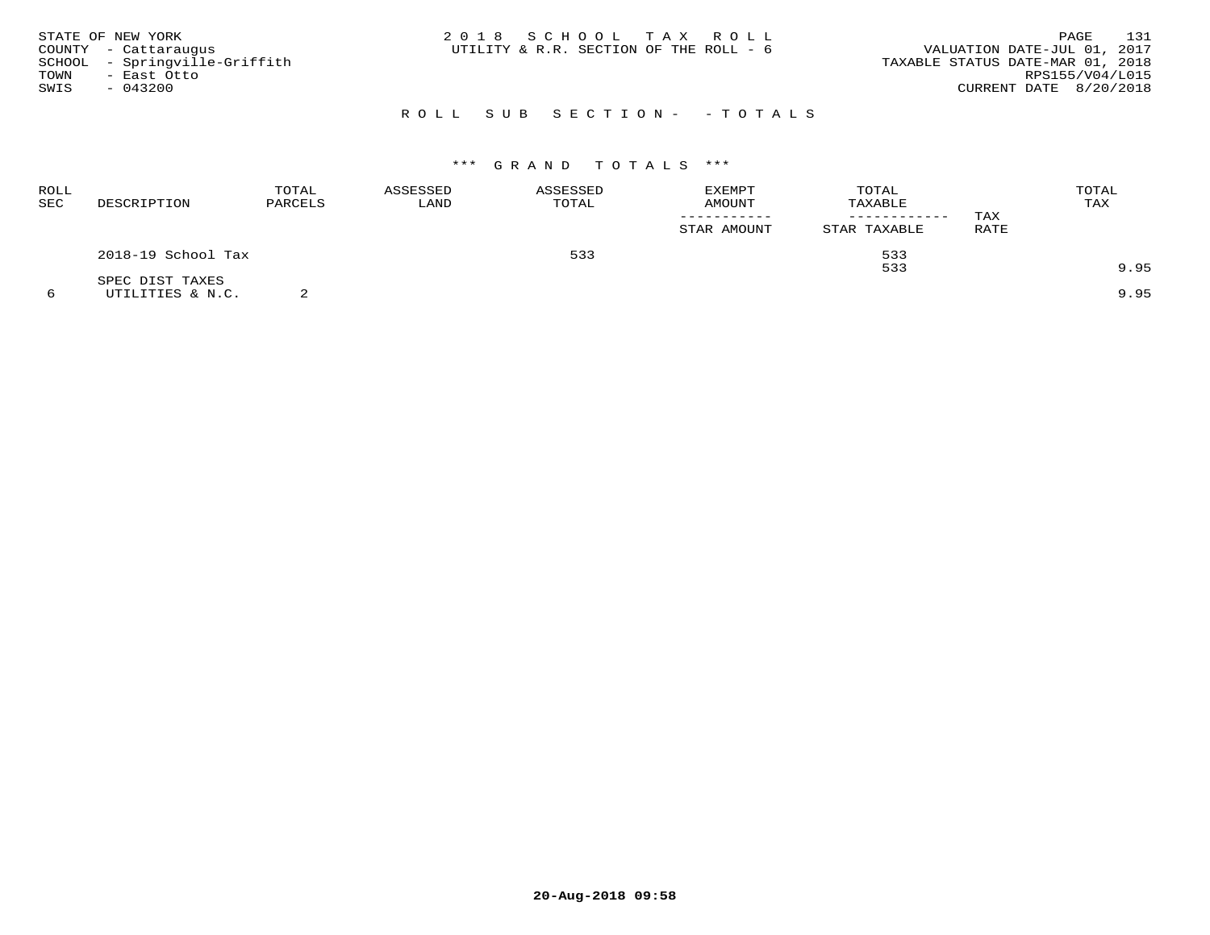STATE OF NEW YORK
COUNTY - Cattaraugus
SCHOOL - Springville-Griffith
TOWN - East Otto
SWIS - 043200

2 0 1 8 S C H O O L T A X R O L L
UTILITY & R.R. SECTION OF THE ROLL - 6

VALUATION DATE-JUL 01, 2017
TAXABLE STATUS DATE-MAR 01, 2018
RPS155/V04/L015
CURRENT DATE 8/20/2018

R O L L S U B S E C T I O N - - T O T A L S

\*\*\* G R A N D T O T A L S \*\*\*

| ROLL SEC | DESCRIPTION | TOTAL PARCELS | ASSESSED LAND | ASSESSED TOTAL | EXEMPT AMOUNT / STAR AMOUNT | TOTAL TAXABLE / STAR TAXABLE | TAX RATE | TOTAL TAX |
|---|---|---|---|---|---|---|---|---|
| | 2018-19 School Tax | | | 533 | | 533 | | |
| | | | | | | 533 | | 9.95 |
| | SPEC DIST TAXES | | | | | | | |
| 6 | UTILITIES & N.C. | 2 | | | | | | 9.95 |

20-Aug-2018 09:58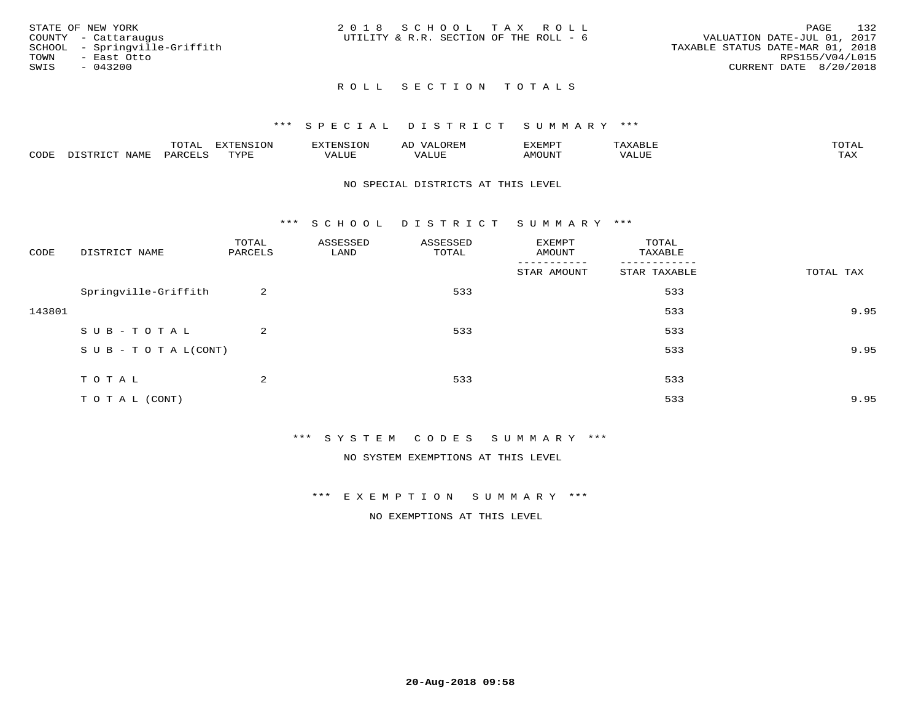STATE OF NEW YORK
COUNTY - Cattaraugus
SCHOOL - Springville-Griffith
TOWN - East Otto
SWIS - 043200

2018 SCHOOL TAX ROLL
UTILITY & R.R. SECTION OF THE ROLL - 6

VALUATION DATE-JUL 01, 2017
TAXABLE STATUS DATE-MAR 01, 2018
RPS155/V04/L015
CURRENT DATE 8/20/2018

## ROLL SECTION TOTALS

### *** SPECIAL DISTRICT SUMMARY ***

| CODE | DISTRICT NAME | TOTAL PARCELS | EXTENSION TYPE | EXTENSION VALUE | AD VALOREM VALUE | EXEMPT AMOUNT | TAXABLE VALUE | TOTAL TAX |
|---|---|---|---|---|---|---|---|---|

NO SPECIAL DISTRICTS AT THIS LEVEL

### *** SCHOOL DISTRICT SUMMARY ***

| CODE | DISTRICT NAME | TOTAL PARCELS | ASSESSED LAND | ASSESSED TOTAL | EXEMPT AMOUNT / STAR AMOUNT | TOTAL TAXABLE / STAR TAXABLE | TOTAL TAX |
|---|---|---|---|---|---|---|---|
| | Springville-Griffith | 2 | | 533 | | 533 | |
| 143801 | | | | | | 533 | 9.95 |
| | SUB-TOTAL | 2 | | 533 | | 533 | |
| | SUB-TOTAL(CONT) | | | | | 533 | 9.95 |
| | TOTAL | 2 | | 533 | | 533 | |
| | TOTAL (CONT) | | | | | 533 | 9.95 |

### *** SYSTEM CODES SUMMARY ***

NO SYSTEM EXEMPTIONS AT THIS LEVEL

### *** EXEMPTION SUMMARY ***

NO EXEMPTIONS AT THIS LEVEL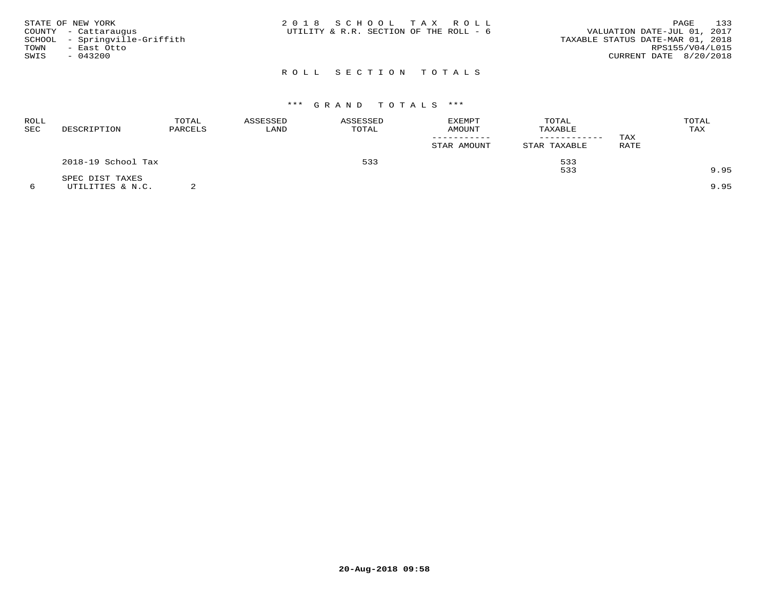STATE OF NEW YORK
COUNTY - Cattaraugus
SCHOOL - Springville-Griffith
TOWN - East Otto
SWIS - 043200

2 0 1 8 S C H O O L T A X R O L L
UTILITY & R.R. SECTION OF THE ROLL - 6

VALUATION DATE-JUL 01, 2017
TAXABLE STATUS DATE-MAR 01, 2018
RPS155/V04/L015
CURRENT DATE 8/20/2018

## R O L L S E C T I O N T O T A L S

### \*\*\* G R A N D T O T A L S \*\*\*

| ROLL SEC | DESCRIPTION | TOTAL PARCELS | ASSESSED LAND | ASSESSED TOTAL | EXEMPT AMOUNT / STAR AMOUNT | TOTAL TAXABLE / STAR TAXABLE | TAX RATE | TOTAL TAX |
|---|---|---|---|---|---|---|---|---|
| | 2018-19 School Tax | | | 533 | | 533 | | |
| | | | | | | 533 | | 9.95 |
| | SPEC DIST TAXES | | | | | | | |
| 6 | UTILITIES & N.C. | 2 | | | | | | 9.95 |

20-Aug-2018 09:58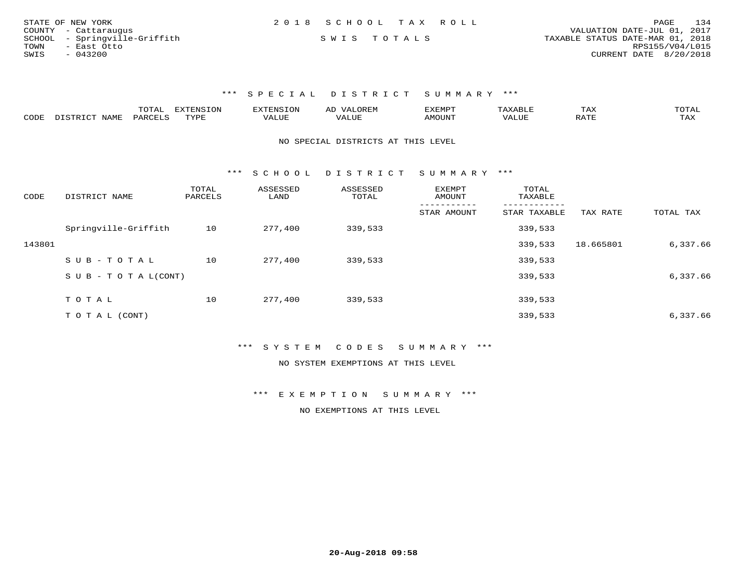STATE OF NEW YORK
COUNTY - Cattaraugus
SCHOOL - Springville-Griffith
TOWN - East Otto
SWIS - 043200

2018 SCHOOL TAX ROLL

SWIS TOTALS

VALUATION DATE-JUL 01, 2017
TAXABLE STATUS DATE-MAR 01, 2018
RPS155/V04/L015
CURRENT DATE 8/20/2018

### *** SPECIAL DISTRICT SUMMARY ***

| CODE | DISTRICT NAME | TOTAL PARCELS | EXTENSION TYPE | EXTENSION VALUE | AD VALOREM VALUE | EXEMPT AMOUNT | TAXABLE VALUE | TAX RATE | TOTAL TAX |
|---|---|---|---|---|---|---|---|---|---|

NO SPECIAL DISTRICTS AT THIS LEVEL

### *** SCHOOL DISTRICT SUMMARY ***

| CODE | DISTRICT NAME | TOTAL PARCELS | ASSESSED LAND | ASSESSED TOTAL | EXEMPT AMOUNT / STAR AMOUNT | TOTAL TAXABLE / STAR TAXABLE | TAX RATE | TOTAL TAX |
|---|---|---|---|---|---|---|---|---|
| | Springville-Griffith | 10 | 277,400 | 339,533 | | 339,533 | | |
| 143801 | | | | | | 339,533 | 18.665801 | 6,337.66 |
| | SUB-TOTAL | 10 | 277,400 | 339,533 | | 339,533 | | |
| | SUB-TOTAL(CONT) | | | | | 339,533 | | 6,337.66 |
| | TOTAL | 10 | 277,400 | 339,533 | | 339,533 | | |
| | TOTAL (CONT) | | | | | 339,533 | | 6,337.66 |

### *** SYSTEM CODES SUMMARY ***

NO SYSTEM EXEMPTIONS AT THIS LEVEL

### *** EXEMPTION SUMMARY ***

NO EXEMPTIONS AT THIS LEVEL

20-Aug-2018 09:58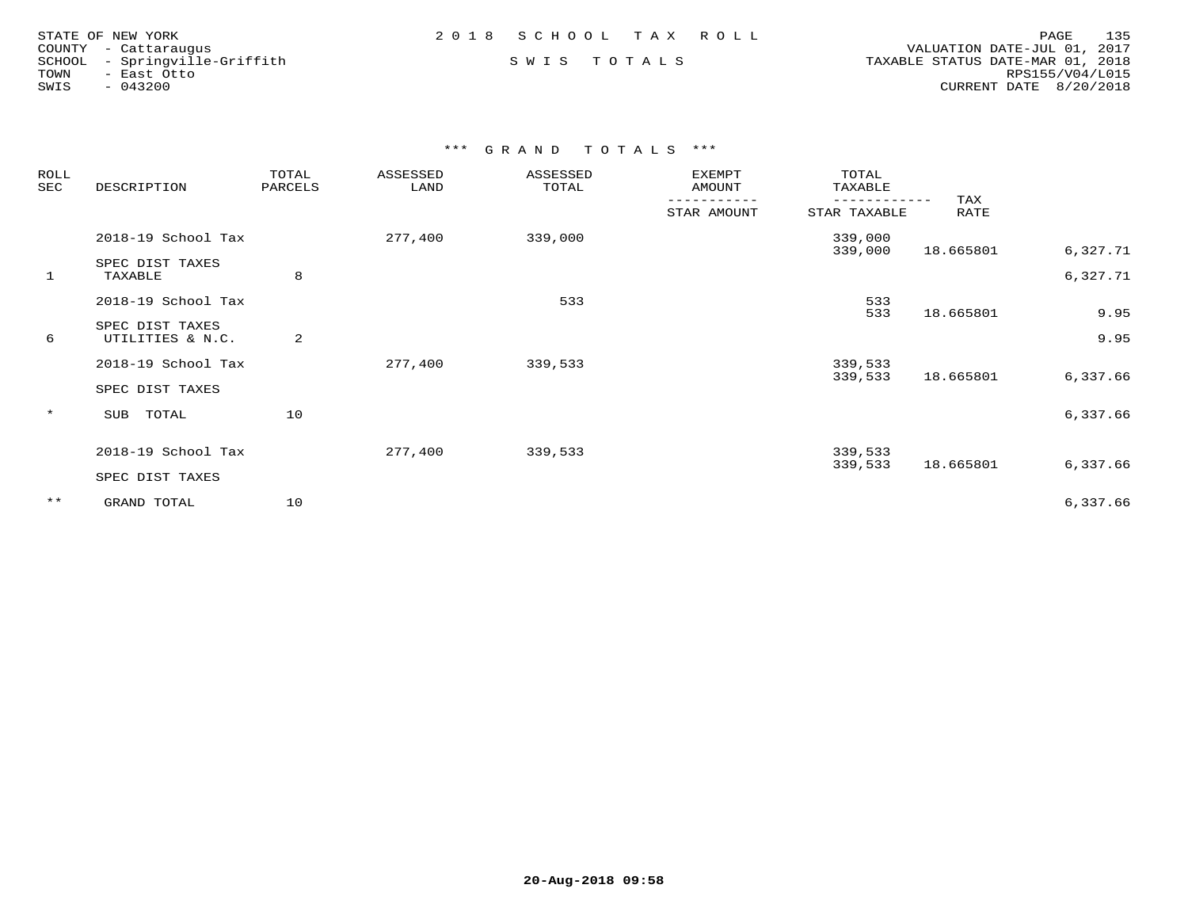STATE OF NEW YORK
COUNTY - Cattaraugus
SCHOOL - Springville-Griffith
TOWN - East Otto
SWIS - 043200

2018 SCHOOL TAX ROLL

SWIS TOTALS

VALUATION DATE-JUL 01, 2017
TAXABLE STATUS DATE-MAR 01, 2018
RPS155/V04/L015
CURRENT DATE 8/20/2018

## *** GRAND TOTALS ***

| ROLL SEC | DESCRIPTION | TOTAL PARCELS | ASSESSED LAND | ASSESSED TOTAL | EXEMPT AMOUNT / STAR AMOUNT | TOTAL TAXABLE / STAR TAXABLE | TAX RATE | |
|---|---|---|---|---|---|---|---|---|
| | 2018-19 School Tax | | 277,400 | 339,000 | | 339,000 | | |
| | | | | | | 339,000 | 18.665801 | 6,327.71 |
| | SPEC DIST TAXES | | | | | | | |
| 1 | TAXABLE | 8 | | | | | | 6,327.71 |
| | 2018-19 School Tax | | | 533 | | 533 | | |
| | | | | | | 533 | 18.665801 | 9.95 |
| | SPEC DIST TAXES | | | | | | | |
| 6 | UTILITIES & N.C. | 2 | | | | | | 9.95 |
| | 2018-19 School Tax | | 277,400 | 339,533 | | 339,533 | | |
| | | | | | | 339,533 | 18.665801 | 6,337.66 |
| | SPEC DIST TAXES | | | | | | | |
| * | SUB TOTAL | 10 | | | | | | 6,337.66 |
| | 2018-19 School Tax | | 277,400 | 339,533 | | 339,533 | | |
| | | | | | | 339,533 | 18.665801 | 6,337.66 |
| | SPEC DIST TAXES | | | | | | | |
| ** | GRAND TOTAL | 10 | | | | | | 6,337.66 |

20-Aug-2018 09:58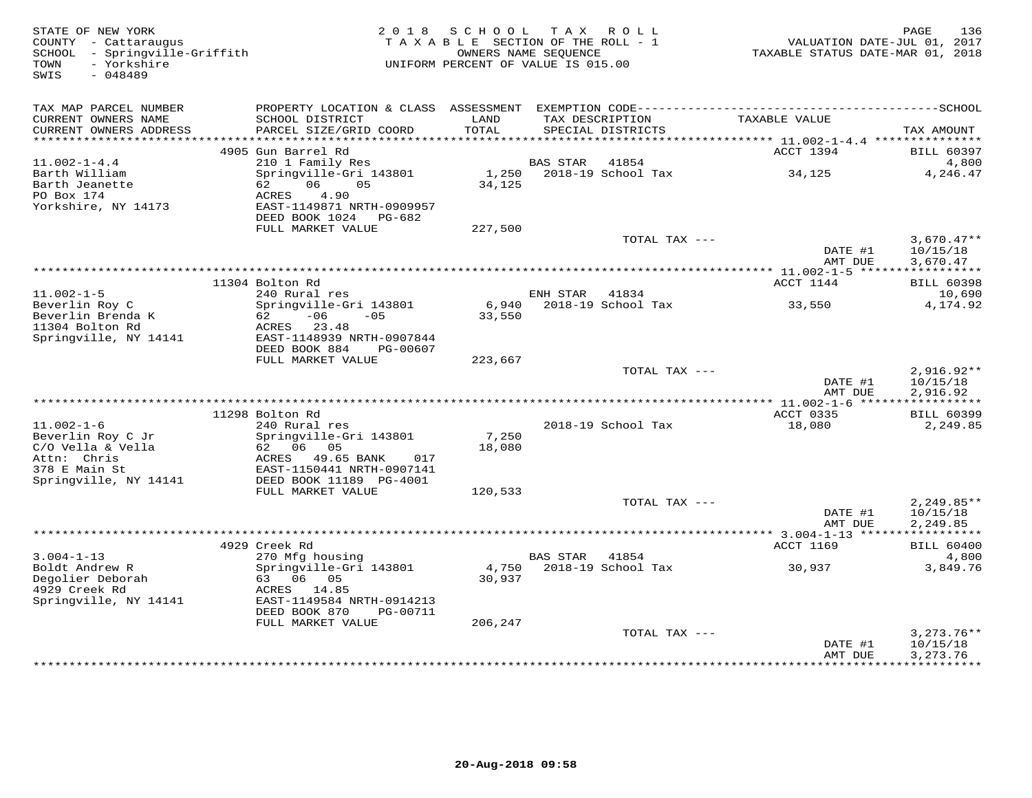STATE OF NEW YORK
COUNTY - Cattaraugus
SCHOOL - Springville-Griffith
TOWN - Yorkshire
SWIS - 048489

2018 SCHOOL TAX ROLL
TAXABLE SECTION OF THE ROLL - 1
OWNERS NAME SEQUENCE
UNIFORM PERCENT OF VALUE IS 015.00

VALUATION DATE-JUL 01, 2017
TAXABLE STATUS DATE-MAR 01, 2018

| TAX MAP PARCEL NUMBER / CURRENT OWNERS NAME / CURRENT OWNERS ADDRESS | PROPERTY LOCATION & CLASS / SCHOOL DISTRICT / PARCEL SIZE/GRID COORD | ASSESSMENT LAND / TOTAL | EXEMPTION CODE / TAX DESCRIPTION / SPECIAL DISTRICTS | TAXABLE VALUE | TAX AMOUNT |
|---|---|---|---|---|---|
| 11.002-1-4.4 | 4905 Gun Barrel Rd | | | ACCT 1394 | BILL 60397 |
| 11.002-1-4.4 | 210 1 Family Res | | BAS STAR 41854 | | 4,800 |
| Barth William | Springville-Gri 143801 | 1,250 | 2018-19 School Tax | 34,125 | 4,246.47 |
| Barth Jeanette | 62 06 05 | 34,125 | | | |
| PO Box 174 | ACRES 4.90 | | | | |
| Yorkshire, NY 14173 | EAST-1149871 NRTH-0909957 | | | | |
| | DEED BOOK 1024 PG-682 | | | | |
| | FULL MARKET VALUE | 227,500 | | | |
| | | | TOTAL TAX --- | | 3,670.47** |
| | | | | DATE #1 | 10/15/18 |
| | | | | AMT DUE | 3,670.47 |
| 11.002-1-5 | 11304 Bolton Rd | | | ACCT 1144 | BILL 60398 |
| 11.002-1-5 | 240 Rural res | | ENH STAR 41834 | | 10,690 |
| Beverlin Roy C | Springville-Gri 143801 | 6,940 | 2018-19 School Tax | 33,550 | 4,174.92 |
| Beverlin Brenda K | 62 -06 -05 | 33,550 | | | |
| 11304 Bolton Rd | ACRES 23.48 | | | | |
| Springville, NY 14141 | EAST-1148939 NRTH-0907844 | | | | |
| | DEED BOOK 884 PG-00607 | | | | |
| | FULL MARKET VALUE | 223,667 | | | |
| | | | TOTAL TAX --- | | 2,916.92** |
| | | | | DATE #1 | 10/15/18 |
| | | | | AMT DUE | 2,916.92 |
| 11.002-1-6 | 11298 Bolton Rd | | | ACCT 0335 | BILL 60399 |
| 11.002-1-6 | 240 Rural res | | 2018-19 School Tax | 18,080 | 2,249.85 |
| Beverlin Roy C Jr | Springville-Gri 143801 | 7,250 | | | |
| C/O Vella & Vella | 62 06 05 | 18,080 | | | |
| Attn: Chris | ACRES 49.65 BANK 017 | | | | |
| 378 E Main St | EAST-1150441 NRTH-0907141 | | | | |
| Springville, NY 14141 | DEED BOOK 11189 PG-4001 | | | | |
| | FULL MARKET VALUE | 120,533 | | | |
| | | | TOTAL TAX --- | | 2,249.85** |
| | | | | DATE #1 | 10/15/18 |
| | | | | AMT DUE | 2,249.85 |
| 3.004-1-13 | 4929 Creek Rd | | | ACCT 1169 | BILL 60400 |
| 3.004-1-13 | 270 Mfg housing | | BAS STAR 41854 | | 4,800 |
| Boldt Andrew R | Springville-Gri 143801 | 4,750 | 2018-19 School Tax | 30,937 | 3,849.76 |
| Degolier Deborah | 63 06 05 | 30,937 | | | |
| 4929 Creek Rd | ACRES 14.85 | | | | |
| Springville, NY 14141 | EAST-1149584 NRTH-0914213 | | | | |
| | DEED BOOK 870 PG-00711 | | | | |
| | FULL MARKET VALUE | 206,247 | | | |
| | | | TOTAL TAX --- | | 3,273.76** |
| | | | | DATE #1 | 10/15/18 |
| | | | | AMT DUE | 3,273.76 |

20-Aug-2018 09:58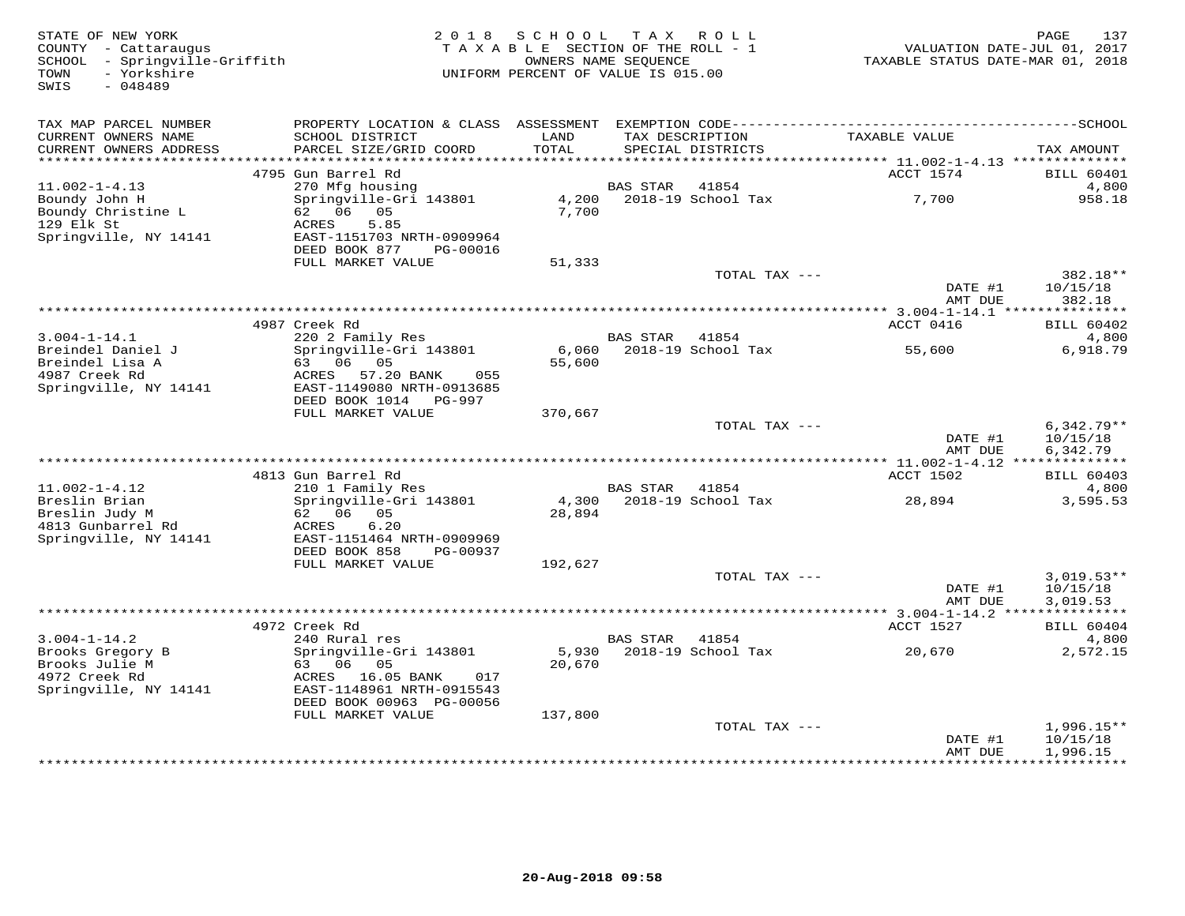STATE OF NEW YORK
COUNTY - Cattaraugus
SCHOOL - Springville-Griffith
TOWN - Yorkshire
SWIS - 048489

2018 SCHOOL TAX ROLL
TAXABLE SECTION OF THE ROLL - 1
OWNERS NAME SEQUENCE
UNIFORM PERCENT OF VALUE IS 015.00

VALUATION DATE-JUL 01, 2017
TAXABLE STATUS DATE-MAR 01, 2018

| TAX MAP PARCEL NUMBER / CURRENT OWNERS NAME / CURRENT OWNERS ADDRESS | PROPERTY LOCATION & CLASS / SCHOOL DISTRICT / PARCEL SIZE/GRID COORD | ASSESSMENT LAND / TOTAL | EXEMPTION CODE / TAX DESCRIPTION / SPECIAL DISTRICTS | TAXABLE VALUE | SCHOOL TAX AMOUNT |
|---|---|---|---|---|---|
| | 4795 Gun Barrel Rd | | | ACCT 1574 | BILL 60401 |
| 11.002-1-4.13 | 270 Mfg housing | | BAS STAR 41854 | | 4,800 |
| Boundy John H | Springville-Gri 143801 | 4,200 | 2018-19 School Tax | 7,700 | 958.18 |
| Boundy Christine L | 62 06 05 | 7,700 | | | |
| 129 Elk St | ACRES 5.85 | | | | |
| Springville, NY 14141 | EAST-1151703 NRTH-0909964 | | | | |
| | DEED BOOK 877 PG-00016 | | | | |
| | FULL MARKET VALUE | 51,333 | | | |
| | | | TOTAL TAX --- | | 382.18** |
| | | | | DATE #1 | 10/15/18 |
| | | | | AMT DUE | 382.18 |
| | 4987 Creek Rd | | | ACCT 0416 | BILL 60402 |
| 3.004-1-14.1 | 220 2 Family Res | | BAS STAR 41854 | | 4,800 |
| Breindel Daniel J | Springville-Gri 143801 | 6,060 | 2018-19 School Tax | 55,600 | 6,918.79 |
| Breindel Lisa A | 63 06 05 | 55,600 | | | |
| 4987 Creek Rd | ACRES 57.20 BANK 055 | | | | |
| Springville, NY 14141 | EAST-1149080 NRTH-0913685 | | | | |
| | DEED BOOK 1014 PG-997 | | | | |
| | FULL MARKET VALUE | 370,667 | | | |
| | | | TOTAL TAX --- | | 6,342.79** |
| | | | | DATE #1 | 10/15/18 |
| | | | | AMT DUE | 6,342.79 |
| | 4813 Gun Barrel Rd | | | ACCT 1502 | BILL 60403 |
| 11.002-1-4.12 | 210 1 Family Res | | BAS STAR 41854 | | 4,800 |
| Breslin Brian | Springville-Gri 143801 | 4,300 | 2018-19 School Tax | 28,894 | 3,595.53 |
| Breslin Judy M | 62 06 05 | 28,894 | | | |
| 4813 Gunbarrel Rd | ACRES 6.20 | | | | |
| Springville, NY 14141 | EAST-1151464 NRTH-0909969 | | | | |
| | DEED BOOK 858 PG-00937 | | | | |
| | FULL MARKET VALUE | 192,627 | | | |
| | | | TOTAL TAX --- | | 3,019.53** |
| | | | | DATE #1 | 10/15/18 |
| | | | | AMT DUE | 3,019.53 |
| | 4972 Creek Rd | | | ACCT 1527 | BILL 60404 |
| 3.004-1-14.2 | 240 Rural res | | BAS STAR 41854 | | 4,800 |
| Brooks Gregory B | Springville-Gri 143801 | 5,930 | 2018-19 School Tax | 20,670 | 2,572.15 |
| Brooks Julie M | 63 06 05 | 20,670 | | | |
| 4972 Creek Rd | ACRES 16.05 BANK 017 | | | | |
| Springville, NY 14141 | EAST-1148961 NRTH-0915543 | | | | |
| | DEED BOOK 00963 PG-00056 | | | | |
| | FULL MARKET VALUE | 137,800 | | | |
| | | | TOTAL TAX --- | | 1,996.15** |
| | | | | DATE #1 | 10/15/18 |
| | | | | AMT DUE | 1,996.15 |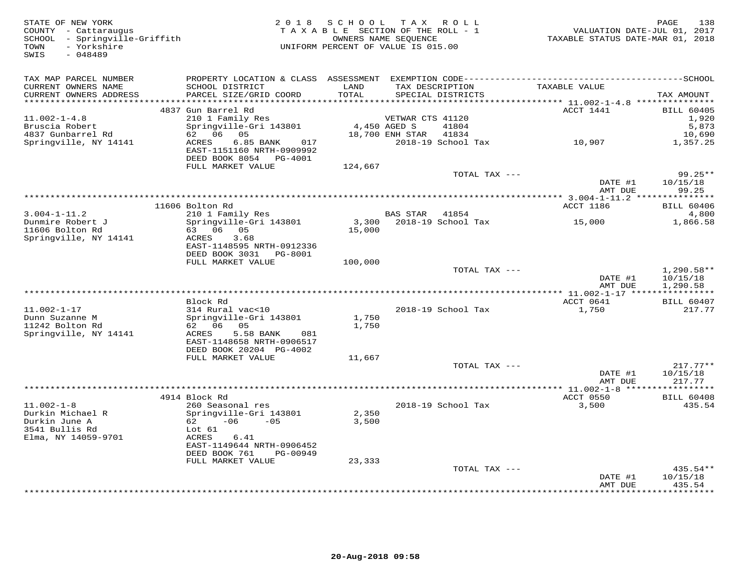STATE OF NEW YORK
COUNTY - Cattaraugus
SCHOOL - Springville-Griffith
TOWN - Yorkshire
SWIS - 048489

2018 SCHOOL TAX ROLL
TAXABLE SECTION OF THE ROLL - 1
OWNERS NAME SEQUENCE
UNIFORM PERCENT OF VALUE IS 015.00

VALUATION DATE-JUL 01, 2017
TAXABLE STATUS DATE-MAR 01, 2018

| TAX MAP PARCEL NUMBER / CURRENT OWNERS NAME / CURRENT OWNERS ADDRESS | PROPERTY LOCATION & CLASS / SCHOOL DISTRICT / PARCEL SIZE/GRID COORD | ASSESSMENT LAND / TOTAL | EXEMPTION CODE / TAX DESCRIPTION / SPECIAL DISTRICTS | TAXABLE VALUE | TAX AMOUNT |
|---|---|---|---|---|---|
| 11.002-1-4.8 | 4837 Gun Barrel Rd | | | ACCT 1441 | BILL 60405 |
| Bruscia Robert | 210 1 Family Res | | VETWAR CTS 41120 | | 1,920 |
| 4837 Gunbarrel Rd | Springville-Gri 143801 | 4,450 | AGED S 41804 | | 5,873 |
| Springville, NY 14141 | 62 06 05 | 18,700 | ENH STAR 41834 | | 10,690 |
| | ACRES 6.85 BANK 017 | | 2018-19 School Tax | 10,907 | 1,357.25 |
| | EAST-1151160 NRTH-0909992 | | | | |
| | DEED BOOK 8054 PG-4001 | | | | |
| | FULL MARKET VALUE | 124,667 | | | |
| | | | TOTAL TAX --- | | 99.25** |
| | | | | DATE #1 | 10/15/18 |
| | | | | AMT DUE | 99.25 |
| 3.004-1-11.2 | 11606 Bolton Rd | | | ACCT 1186 | BILL 60406 |
| Dunmire Robert J | 210 1 Family Res | | BAS STAR 41854 | | 4,800 |
| 11606 Bolton Rd | Springville-Gri 143801 | 3,300 | 2018-19 School Tax | 15,000 | 1,866.58 |
| Springville, NY 14141 | 63 06 05 | 15,000 | | | |
| | ACRES 3.68 | | | | |
| | EAST-1148595 NRTH-0912336 | | | | |
| | DEED BOOK 3031 PG-8001 | | | | |
| | FULL MARKET VALUE | 100,000 | | | |
| | | | TOTAL TAX --- | | 1,290.58** |
| | | | | DATE #1 | 10/15/18 |
| | | | | AMT DUE | 1,290.58 |
| 11.002-1-17 | Block Rd | | | ACCT 0641 | BILL 60407 |
| Dunn Suzanne M | 314 Rural vac<10 | | 2018-19 School Tax | 1,750 | 217.77 |
| 11242 Bolton Rd | Springville-Gri 143801 | 1,750 | | | |
| Springville, NY 14141 | 62 06 05 | 1,750 | | | |
| | ACRES 5.58 BANK 081 | | | | |
| | EAST-1148658 NRTH-0906517 | | | | |
| | DEED BOOK 20204 PG-4002 | | | | |
| | FULL MARKET VALUE | 11,667 | | | |
| | | | TOTAL TAX --- | | 217.77** |
| | | | | DATE #1 | 10/15/18 |
| | | | | AMT DUE | 217.77 |
| 11.002-1-8 | 4914 Block Rd | | | ACCT 0550 | BILL 60408 |
| Durkin Michael R | 260 Seasonal res | | 2018-19 School Tax | 3,500 | 435.54 |
| Durkin June A | Springville-Gri 143801 | 2,350 | | | |
| 3541 Bullis Rd | 62 -06 -05 | 3,500 | | | |
| Elma, NY 14059-9701 | Lot 61 | | | | |
| | ACRES 6.41 | | | | |
| | EAST-1149644 NRTH-0906452 | | | | |
| | DEED BOOK 761 PG-00949 | | | | |
| | FULL MARKET VALUE | 23,333 | | | |
| | | | TOTAL TAX --- | | 435.54** |
| | | | | DATE #1 | 10/15/18 |
| | | | | AMT DUE | 435.54 |

20-Aug-2018 09:58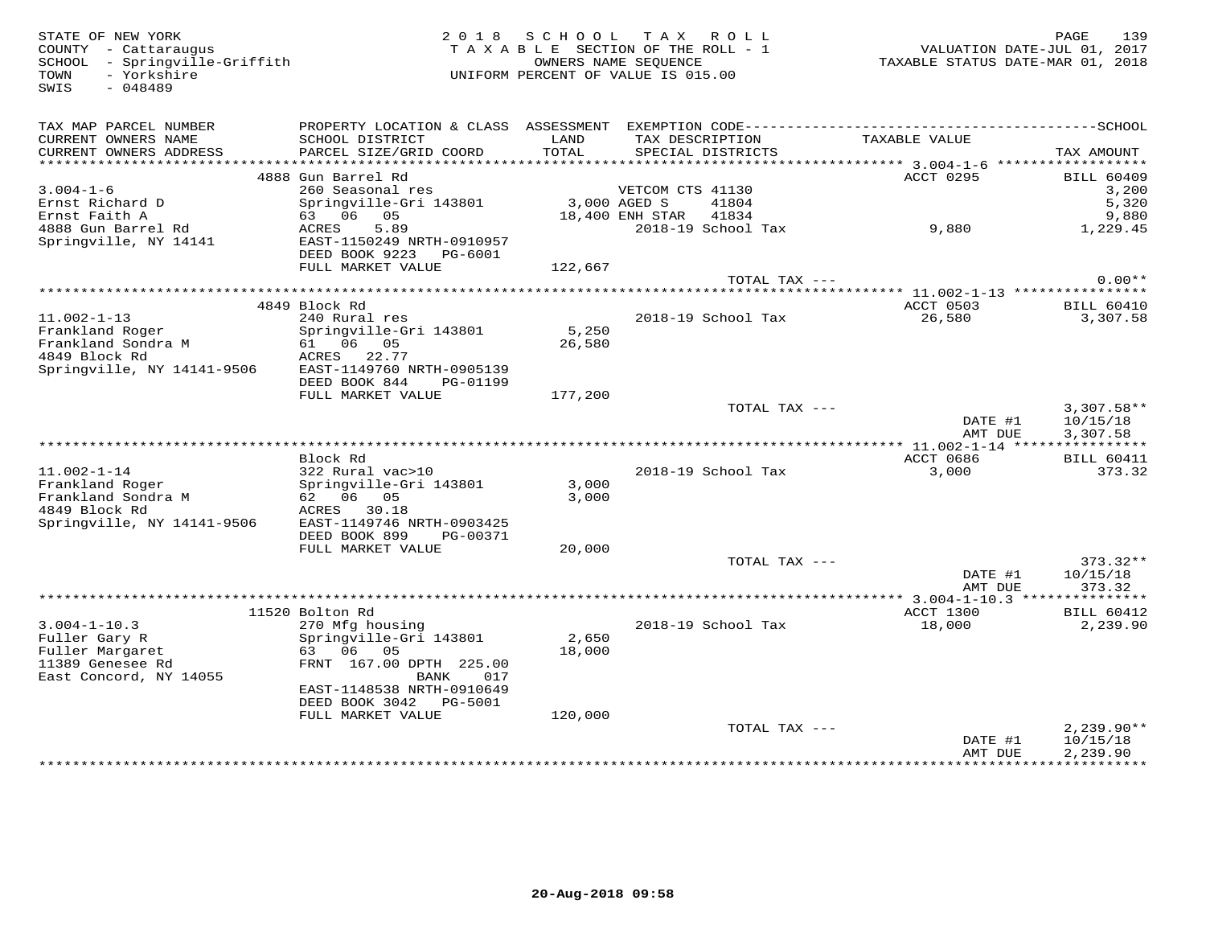STATE OF NEW YORK
COUNTY - Cattaraugus
SCHOOL - Springville-Griffith
TOWN - Yorkshire
SWIS - 048489

2018 SCHOOL TAX ROLL
TAXABLE SECTION OF THE ROLL - 1
OWNERS NAME SEQUENCE
UNIFORM PERCENT OF VALUE IS 015.00

VALUATION DATE-JUL 01, 2017
TAXABLE STATUS DATE-MAR 01, 2018

| TAX MAP PARCEL NUMBER / CURRENT OWNERS NAME / CURRENT OWNERS ADDRESS | PROPERTY LOCATION & CLASS / SCHOOL DISTRICT / PARCEL SIZE/GRID COORD | ASSESSMENT LAND / TOTAL | EXEMPTION CODE / TAX DESCRIPTION / SPECIAL DISTRICTS | TAXABLE VALUE | TAX AMOUNT (SCHOOL) |
|---|---|---|---|---|---|
| | 4888 Gun Barrel Rd | | | ACCT 0295 | BILL 60409 |
| 3.004-1-6 | 260 Seasonal res | | VETCOM CTS 41130 | | 3,200 |
| Ernst Richard D | Springville-Gri 143801 | 3,000 | AGED S 41804 | | 5,320 |
| Ernst Faith A | 63 06 05 | 18,400 | ENH STAR 41834 | | 9,880 |
| 4888 Gun Barrel Rd | ACRES 5.89 | | 2018-19 School Tax | 9,880 | 1,229.45 |
| Springville, NY 14141 | EAST-1150249 NRTH-0910957 | | | | |
| | DEED BOOK 9223 PG-6001 | | | | |
| | FULL MARKET VALUE | 122,667 | | | |
| | | | TOTAL TAX --- | | 0.00** |
| | 4849 Block Rd | | | ACCT 0503 | BILL 60410 |
| 11.002-1-13 | 240 Rural res | | 2018-19 School Tax | 26,580 | 3,307.58 |
| Frankland Roger | Springville-Gri 143801 | 5,250 | | | |
| Frankland Sondra M | 61 06 05 | 26,580 | | | |
| 4849 Block Rd | ACRES 22.77 | | | | |
| Springville, NY 14141-9506 | EAST-1149760 NRTH-0905139 | | | | |
| | DEED BOOK 844 PG-01199 | | | | |
| | FULL MARKET VALUE | 177,200 | | | |
| | | | TOTAL TAX --- | | 3,307.58** |
| | | | | DATE #1 | 10/15/18 |
| | | | | AMT DUE | 3,307.58 |
| | Block Rd | | | ACCT 0686 | BILL 60411 |
| 11.002-1-14 | 322 Rural vac>10 | | 2018-19 School Tax | 3,000 | 373.32 |
| Frankland Roger | Springville-Gri 143801 | 3,000 | | | |
| Frankland Sondra M | 62 06 05 | 3,000 | | | |
| 4849 Block Rd | ACRES 30.18 | | | | |
| Springville, NY 14141-9506 | EAST-1149746 NRTH-0903425 | | | | |
| | DEED BOOK 899 PG-00371 | | | | |
| | FULL MARKET VALUE | 20,000 | | | |
| | | | TOTAL TAX --- | | 373.32** |
| | | | | DATE #1 | 10/15/18 |
| | | | | AMT DUE | 373.32 |
| | 11520 Bolton Rd | | | ACCT 1300 | BILL 60412 |
| 3.004-1-10.3 | 270 Mfg housing | | 2018-19 School Tax | 18,000 | 2,239.90 |
| Fuller Gary R | Springville-Gri 143801 | 2,650 | | | |
| Fuller Margaret | 63 06 05 | 18,000 | | | |
| 11389 Genesee Rd | FRNT 167.00 DPTH 225.00 | | | | |
| East Concord, NY 14055 | BANK 017 | | | | |
| | EAST-1148538 NRTH-0910649 | | | | |
| | DEED BOOK 3042 PG-5001 | | | | |
| | FULL MARKET VALUE | 120,000 | | | |
| | | | TOTAL TAX --- | | 2,239.90** |
| | | | | DATE #1 | 10/15/18 |
| | | | | AMT DUE | 2,239.90 |

20-Aug-2018 09:58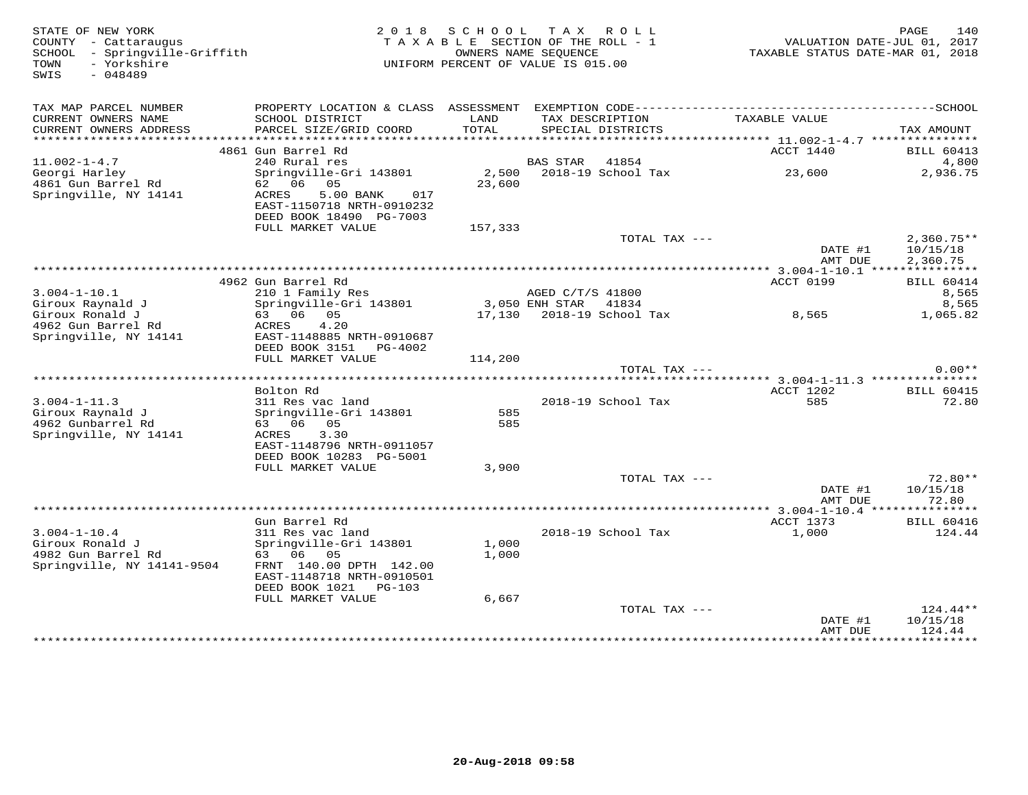STATE OF NEW YORK
COUNTY - Cattaraugus
SCHOOL - Springville-Griffith
TOWN - Yorkshire
SWIS - 048489

2018 SCHOOL TAX ROLL
TAXABLE SECTION OF THE ROLL - 1
OWNERS NAME SEQUENCE
UNIFORM PERCENT OF VALUE IS 015.00

VALUATION DATE-JUL 01, 2017
TAXABLE STATUS DATE-MAR 01, 2018

| TAX MAP PARCEL NUMBER / CURRENT OWNERS NAME / CURRENT OWNERS ADDRESS | PROPERTY LOCATION & CLASS / SCHOOL DISTRICT / PARCEL SIZE/GRID COORD | ASSESSMENT LAND / TOTAL | EXEMPTION CODE / TAX DESCRIPTION / SPECIAL DISTRICTS | TAXABLE VALUE | TAX AMOUNT |
|---|---|---|---|---|---|
| 11.002-1-4.7 | 4861 Gun Barrel Rd | | | ACCT 1440 | BILL 60413 |
| | 240 Rural res | | BAS STAR 41854 | | 4,800 |
| Georgi Harley | Springville-Gri 143801 | 2,500 | 2018-19 School Tax | 23,600 | 2,936.75 |
| 4861 Gun Barrel Rd | 62 06 05 | 23,600 | | | |
| Springville, NY 14141 | ACRES 5.00 BANK 017 | | | | |
| | EAST-1150718 NRTH-0910232 | | | | |
| | DEED BOOK 18490 PG-7003 | | | | |
| | FULL MARKET VALUE | 157,333 | | | |
| | | | TOTAL TAX --- | | 2,360.75** |
| | | | | DATE #1 | 10/15/18 |
| | | | | AMT DUE | 2,360.75 |
| 3.004-1-10.1 | 4962 Gun Barrel Rd | | | ACCT 0199 | BILL 60414 |
| | 210 1 Family Res | | AGED C/T/S 41800 | | 8,565 |
| Giroux Raynald J | Springville-Gri 143801 | 3,050 | ENH STAR 41834 | | 8,565 |
| Giroux Ronald J | 63 06 05 | 17,130 | 2018-19 School Tax | 8,565 | 1,065.82 |
| 4962 Gun Barrel Rd | ACRES 4.20 | | | | |
| Springville, NY 14141 | EAST-1148885 NRTH-0910687 | | | | |
| | DEED BOOK 3151 PG-4002 | | | | |
| | FULL MARKET VALUE | 114,200 | | | |
| | | | TOTAL TAX --- | | 0.00** |
| 3.004-1-11.3 | Bolton Rd | | | ACCT 1202 | BILL 60415 |
| | 311 Res vac land | | 2018-19 School Tax | 585 | 72.80 |
| Giroux Raynald J | Springville-Gri 143801 | 585 | | | |
| 4962 Gunbarrel Rd | 63 06 05 | 585 | | | |
| Springville, NY 14141 | ACRES 3.30 | | | | |
| | EAST-1148796 NRTH-0911057 | | | | |
| | DEED BOOK 10283 PG-5001 | | | | |
| | FULL MARKET VALUE | 3,900 | | | |
| | | | TOTAL TAX --- | | 72.80** |
| | | | | DATE #1 | 10/15/18 |
| | | | | AMT DUE | 72.80 |
| 3.004-1-10.4 | Gun Barrel Rd | | | ACCT 1373 | BILL 60416 |
| | 311 Res vac land | | 2018-19 School Tax | 1,000 | 124.44 |
| Giroux Ronald J | Springville-Gri 143801 | 1,000 | | | |
| 4982 Gun Barrel Rd | 63 06 05 | 1,000 | | | |
| Springville, NY 14141-9504 | FRNT 140.00 DPTH 142.00 | | | | |
| | EAST-1148718 NRTH-0910501 | | | | |
| | DEED BOOK 1021 PG-103 | | | | |
| | FULL MARKET VALUE | 6,667 | | | |
| | | | TOTAL TAX --- | | 124.44** |
| | | | | DATE #1 | 10/15/18 |
| | | | | AMT DUE | 124.44 |

20-Aug-2018 09:58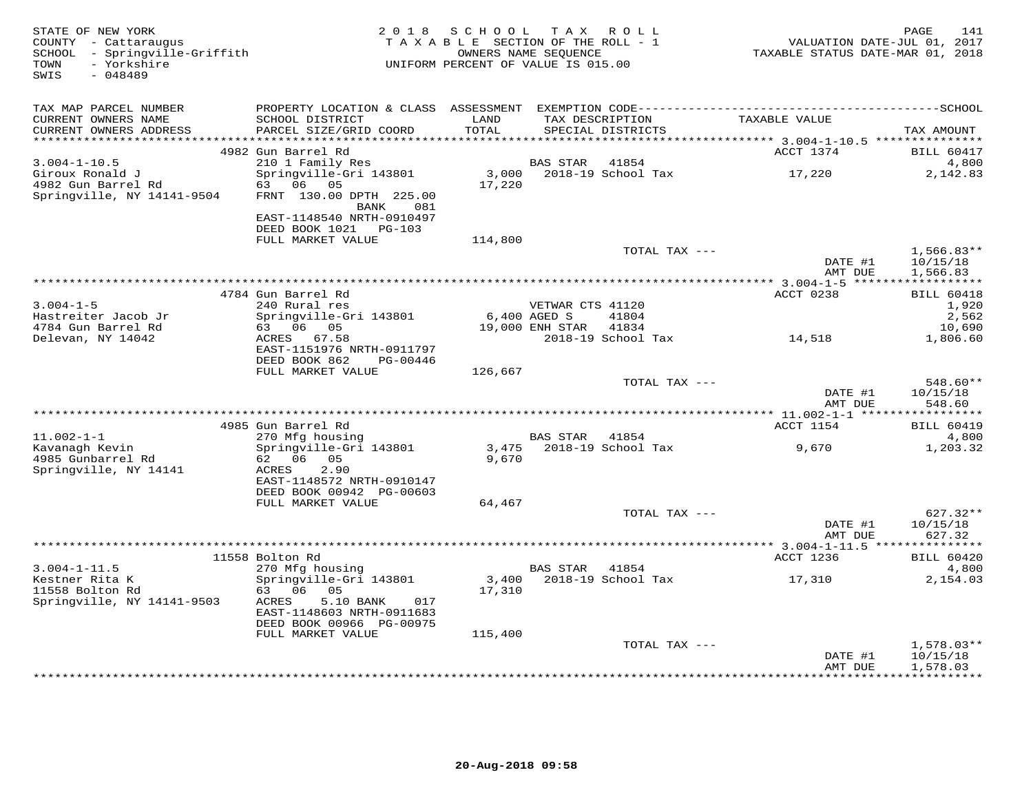STATE OF NEW YORK
COUNTY - Cattaraugus
SCHOOL - Springville-Griffith
TOWN - Yorkshire
SWIS - 048489

2018 SCHOOL TAX ROLL
TAXABLE SECTION OF THE ROLL - 1
OWNERS NAME SEQUENCE
UNIFORM PERCENT OF VALUE IS 015.00

VALUATION DATE-JUL 01, 2017
TAXABLE STATUS DATE-MAR 01, 2018

| TAX MAP PARCEL NUMBER / CURRENT OWNERS NAME / CURRENT OWNERS ADDRESS | PROPERTY LOCATION & CLASS / SCHOOL DISTRICT / PARCEL SIZE/GRID COORD | ASSESSMENT LAND / TOTAL | EXEMPTION CODE / TAX DESCRIPTION / SPECIAL DISTRICTS | TAXABLE VALUE | TAX AMOUNT |
|---|---|---|---|---|---|
| | 4982 Gun Barrel Rd | | | ACCT 1374 | BILL 60417 |
| 3.004-1-10.5 | 210 1 Family Res | | BAS STAR 41854 | | 4,800 |
| Giroux Ronald J | Springville-Gri 143801 | 3,000 | 2018-19 School Tax | 17,220 | 2,142.83 |
| 4982 Gun Barrel Rd | 63 06 05 | 17,220 | | | |
| Springville, NY 14141-9504 | FRNT 130.00 DPTH 225.00 BANK 081 | | | | |
| | EAST-1148540 NRTH-0910497 | | | | |
| | DEED BOOK 1021 PG-103 | | | | |
| | FULL MARKET VALUE | 114,800 | | | |
| | | | TOTAL TAX --- | | 1,566.83** |
| | | | | DATE #1 | 10/15/18 |
| | | | | AMT DUE | 1,566.83 |
| | 4784 Gun Barrel Rd | | | ACCT 0238 | BILL 60418 |
| 3.004-1-5 | 240 Rural res | | VETWAR CTS 41120 | | 1,920 |
| Hastreiter Jacob Jr | Springville-Gri 143801 | 6,400 | AGED S 41804 | | 2,562 |
| 4784 Gun Barrel Rd | 63 06 05 | 19,000 | ENH STAR 41834 | | 10,690 |
| Delevan, NY 14042 | ACRES 67.58 | | 2018-19 School Tax | 14,518 | 1,806.60 |
| | EAST-1151976 NRTH-0911797 | | | | |
| | DEED BOOK 862 PG-00446 | | | | |
| | FULL MARKET VALUE | 126,667 | | | |
| | | | TOTAL TAX --- | | 548.60** |
| | | | | DATE #1 | 10/15/18 |
| | | | | AMT DUE | 548.60 |
| | 4985 Gun Barrel Rd | | | ACCT 1154 | BILL 60419 |
| 11.002-1-1 | 270 Mfg housing | | BAS STAR 41854 | | 4,800 |
| Kavanagh Kevin | Springville-Gri 143801 | 3,475 | 2018-19 School Tax | 9,670 | 1,203.32 |
| 4985 Gunbarrel Rd | 62 06 05 | 9,670 | | | |
| Springville, NY 14141 | ACRES 2.90 | | | | |
| | EAST-1148572 NRTH-0910147 | | | | |
| | DEED BOOK 00942 PG-00603 | | | | |
| | FULL MARKET VALUE | 64,467 | | | |
| | | | TOTAL TAX --- | | 627.32** |
| | | | | DATE #1 | 10/15/18 |
| | | | | AMT DUE | 627.32 |
| | 11558 Bolton Rd | | | ACCT 1236 | BILL 60420 |
| 3.004-1-11.5 | 270 Mfg housing | | BAS STAR 41854 | | 4,800 |
| Kestner Rita K | Springville-Gri 143801 | 3,400 | 2018-19 School Tax | 17,310 | 2,154.03 |
| 11558 Bolton Rd | 63 06 05 | 17,310 | | | |
| Springville, NY 14141-9503 | ACRES 5.10 BANK 017 | | | | |
| | EAST-1148603 NRTH-0911683 | | | | |
| | DEED BOOK 00966 PG-00975 | | | | |
| | FULL MARKET VALUE | 115,400 | | | |
| | | | TOTAL TAX --- | | 1,578.03** |
| | | | | DATE #1 | 10/15/18 |
| | | | | AMT DUE | 1,578.03 |

20-Aug-2018 09:58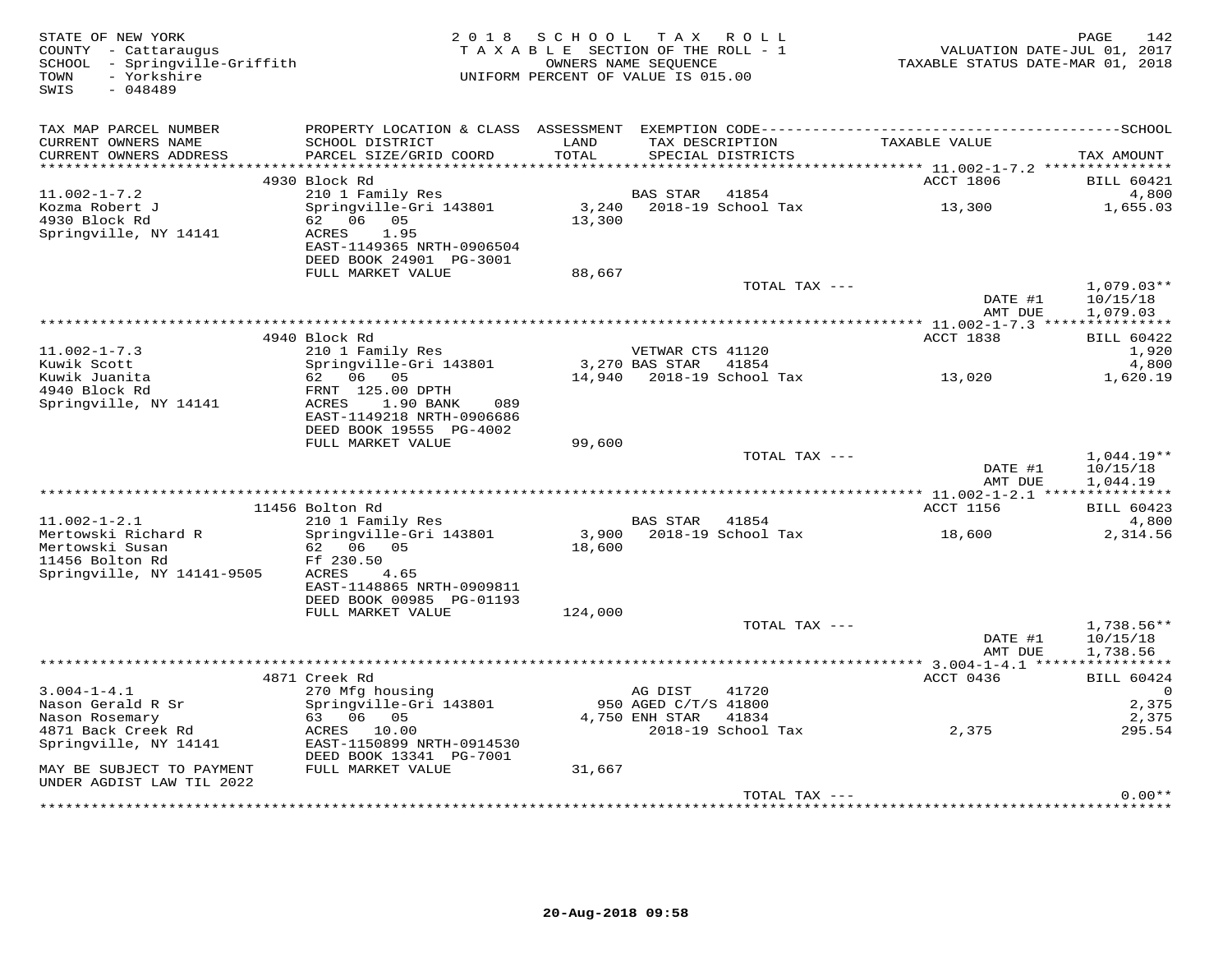STATE OF NEW YORK
COUNTY - Cattaraugus
SCHOOL - Springville-Griffith
TOWN - Yorkshire
SWIS - 048489

2018 SCHOOL TAX ROLL
TAXABLE SECTION OF THE ROLL - 1
OWNERS NAME SEQUENCE
UNIFORM PERCENT OF VALUE IS 015.00

VALUATION DATE-JUL 01, 2017
TAXABLE STATUS DATE-MAR 01, 2018

| TAX MAP PARCEL NUMBER / CURRENT OWNERS NAME / CURRENT OWNERS ADDRESS | PROPERTY LOCATION & CLASS / SCHOOL DISTRICT / PARCEL SIZE/GRID COORD | ASSESSMENT LAND / TOTAL | EXEMPTION CODE / TAX DESCRIPTION / SPECIAL DISTRICTS | TAXABLE VALUE | TAX AMOUNT |
|---|---|---|---|---|---|
| 11.002-1-7.2 | 4930 Block Rd | | | ACCT 1806 | BILL 60421 |
| | 210 1 Family Res | | BAS STAR 41854 | | 4,800 |
| Kozma Robert J | Springville-Gri 143801 | 3,240 | 2018-19 School Tax | 13,300 | 1,655.03 |
| 4930 Block Rd | 62 06 05 | 13,300 | | | |
| Springville, NY 14141 | ACRES 1.95 | | | | |
| | EAST-1149365 NRTH-0906504 | | | | |
| | DEED BOOK 24901 PG-3001 | | | | |
| | FULL MARKET VALUE | 88,667 | | | |
| | | | TOTAL TAX --- | | 1,079.03** |
| | | | | DATE #1 | 10/15/18 |
| | | | | AMT DUE | 1,079.03 |
| 11.002-1-7.3 | 4940 Block Rd | | | ACCT 1838 | BILL 60422 |
| | 210 1 Family Res | | VETWAR CTS 41120 | | 1,920 |
| Kuwik Scott | Springville-Gri 143801 | 3,270 | BAS STAR 41854 | | 4,800 |
| Kuwik Juanita | 62 06 05 | 14,940 | 2018-19 School Tax | 13,020 | 1,620.19 |
| 4940 Block Rd | FRNT 125.00 DPTH | | | | |
| Springville, NY 14141 | ACRES 1.90 BANK 089 | | | | |
| | EAST-1149218 NRTH-0906686 | | | | |
| | DEED BOOK 19555 PG-4002 | | | | |
| | FULL MARKET VALUE | 99,600 | | | |
| | | | TOTAL TAX --- | | 1,044.19** |
| | | | | DATE #1 | 10/15/18 |
| | | | | AMT DUE | 1,044.19 |
| 11.002-1-2.1 | 11456 Bolton Rd | | | ACCT 1156 | BILL 60423 |
| | 210 1 Family Res | | BAS STAR 41854 | | 4,800 |
| Mertowski Richard R | Springville-Gri 143801 | 3,900 | 2018-19 School Tax | 18,600 | 2,314.56 |
| Mertowski Susan | 62 06 05 | 18,600 | | | |
| 11456 Bolton Rd | Ff 230.50 | | | | |
| Springville, NY 14141-9505 | ACRES 4.65 | | | | |
| | EAST-1148865 NRTH-0909811 | | | | |
| | DEED BOOK 00985 PG-01193 | | | | |
| | FULL MARKET VALUE | 124,000 | | | |
| | | | TOTAL TAX --- | | 1,738.56** |
| | | | | DATE #1 | 10/15/18 |
| | | | | AMT DUE | 1,738.56 |
| 3.004-1-4.1 | 4871 Creek Rd | | | ACCT 0436 | BILL 60424 |
| | 270 Mfg housing | | AG DIST 41720 | | 0 |
| Nason Gerald R Sr | Springville-Gri 143801 | 950 | AGED C/T/S 41800 | | 2,375 |
| Nason Rosemary | 63 06 05 | 4,750 | ENH STAR 41834 | | 2,375 |
| 4871 Back Creek Rd | ACRES 10.00 | | 2018-19 School Tax | 2,375 | 295.54 |
| Springville, NY 14141 | EAST-1150899 NRTH-0914530 | | | | |
| | DEED BOOK 13341 PG-7001 | | | | |
| MAY BE SUBJECT TO PAYMENT | FULL MARKET VALUE | 31,667 | | | |
| UNDER AGDIST LAW TIL 2022 | | | | | |
| | | | TOTAL TAX --- | | 0.00** |

20-Aug-2018 09:58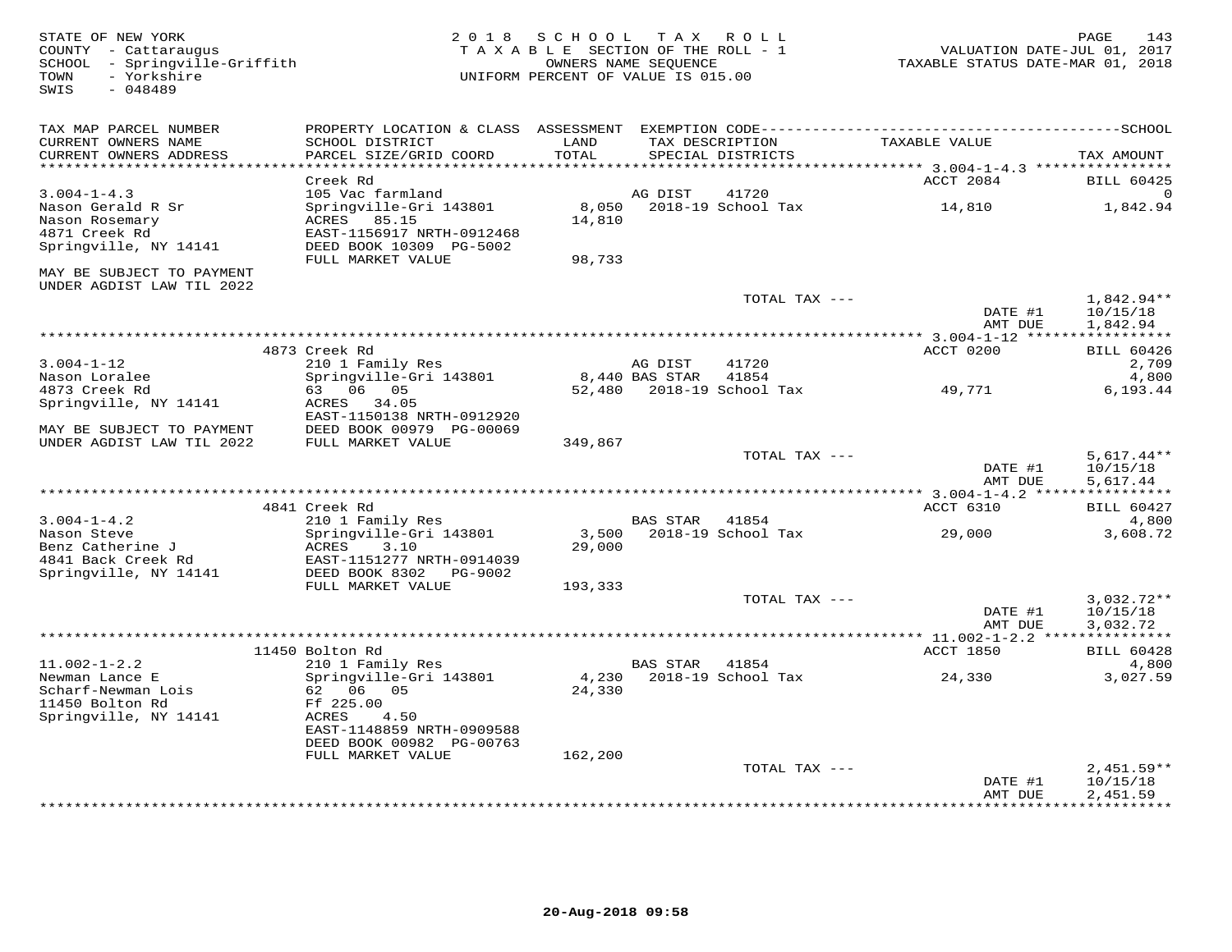STATE OF NEW YORK
COUNTY - Cattaraugus
SCHOOL - Springville-Griffith
TOWN - Yorkshire
SWIS - 048489

2018 SCHOOL TAX ROLL
TAXABLE SECTION OF THE ROLL - 1
OWNERS NAME SEQUENCE
UNIFORM PERCENT OF VALUE IS 015.00

VALUATION DATE-JUL 01, 2017
TAXABLE STATUS DATE-MAR 01, 2018

| TAX MAP PARCEL NUMBER / CURRENT OWNERS NAME / CURRENT OWNERS ADDRESS | PROPERTY LOCATION & CLASS / SCHOOL DISTRICT / PARCEL SIZE/GRID COORD | ASSESSMENT LAND / TOTAL | EXEMPTION CODE / TAX DESCRIPTION / SPECIAL DISTRICTS | TAXABLE VALUE | SCHOOL TAX AMOUNT |
|---|---|---|---|---|---|
| 3.004-1-4.3 | Creek Rd | | | ACCT 2084 | BILL 60425 |
| 3.004-1-4.3 | 105 Vac farmland | | AG DIST 41720 | | 0 |
| Nason Gerald R Sr | Springville-Gri 143801 | 8,050 | 2018-19 School Tax | 14,810 | 1,842.94 |
| Nason Rosemary | ACRES 85.15 | 14,810 | | | |
| 4871 Creek Rd | EAST-1156917 NRTH-0912468 | | | | |
| Springville, NY 14141 | DEED BOOK 10309 PG-5002 | | | | |
| | FULL MARKET VALUE | 98,733 | | | |
| MAY BE SUBJECT TO PAYMENT UNDER AGDIST LAW TIL 2022 | | | | | |
| | | | TOTAL TAX --- | | 1,842.94** |
| | | | | DATE #1 | 10/15/18 |
| | | | | AMT DUE | 1,842.94 |
| 3.004-1-12 | 4873 Creek Rd | | | ACCT 0200 | BILL 60426 |
| 3.004-1-12 | 210 1 Family Res | | AG DIST 41720 | | 2,709 |
| Nason Loralee | Springville-Gri 143801 | 8,440 | BAS STAR 41854 | | 4,800 |
| 4873 Creek Rd | 63 06 05 | 52,480 | 2018-19 School Tax | 49,771 | 6,193.44 |
| Springville, NY 14141 | ACRES 34.05 | | | | |
| | EAST-1150138 NRTH-0912920 | | | | |
| MAY BE SUBJECT TO PAYMENT | DEED BOOK 00979 PG-00069 | | | | |
| UNDER AGDIST LAW TIL 2022 | FULL MARKET VALUE | 349,867 | | | |
| | | | TOTAL TAX --- | | 5,617.44** |
| | | | | DATE #1 | 10/15/18 |
| | | | | AMT DUE | 5,617.44 |
| 3.004-1-4.2 | 4841 Creek Rd | | | ACCT 6310 | BILL 60427 |
| 3.004-1-4.2 | 210 1 Family Res | | BAS STAR 41854 | | 4,800 |
| Nason Steve | Springville-Gri 143801 | 3,500 | 2018-19 School Tax | 29,000 | 3,608.72 |
| Benz Catherine J | ACRES 3.10 | 29,000 | | | |
| 4841 Back Creek Rd | EAST-1151277 NRTH-0914039 | | | | |
| Springville, NY 14141 | DEED BOOK 8302 PG-9002 | | | | |
| | FULL MARKET VALUE | 193,333 | | | |
| | | | TOTAL TAX --- | | 3,032.72** |
| | | | | DATE #1 | 10/15/18 |
| | | | | AMT DUE | 3,032.72 |
| 11.002-1-2.2 | 11450 Bolton Rd | | | ACCT 1850 | BILL 60428 |
| 11.002-1-2.2 | 210 1 Family Res | | BAS STAR 41854 | | 4,800 |
| Newman Lance E | Springville-Gri 143801 | 4,230 | 2018-19 School Tax | 24,330 | 3,027.59 |
| Scharf-Newman Lois | 62 06 05 | 24,330 | | | |
| 11450 Bolton Rd | Ff 225.00 | | | | |
| Springville, NY 14141 | ACRES 4.50 | | | | |
| | EAST-1148859 NRTH-0909588 | | | | |
| | DEED BOOK 00982 PG-00763 | | | | |
| | FULL MARKET VALUE | 162,200 | | | |
| | | | TOTAL TAX --- | | 2,451.59** |
| | | | | DATE #1 | 10/15/18 |
| | | | | AMT DUE | 2,451.59 |

20-Aug-2018 09:58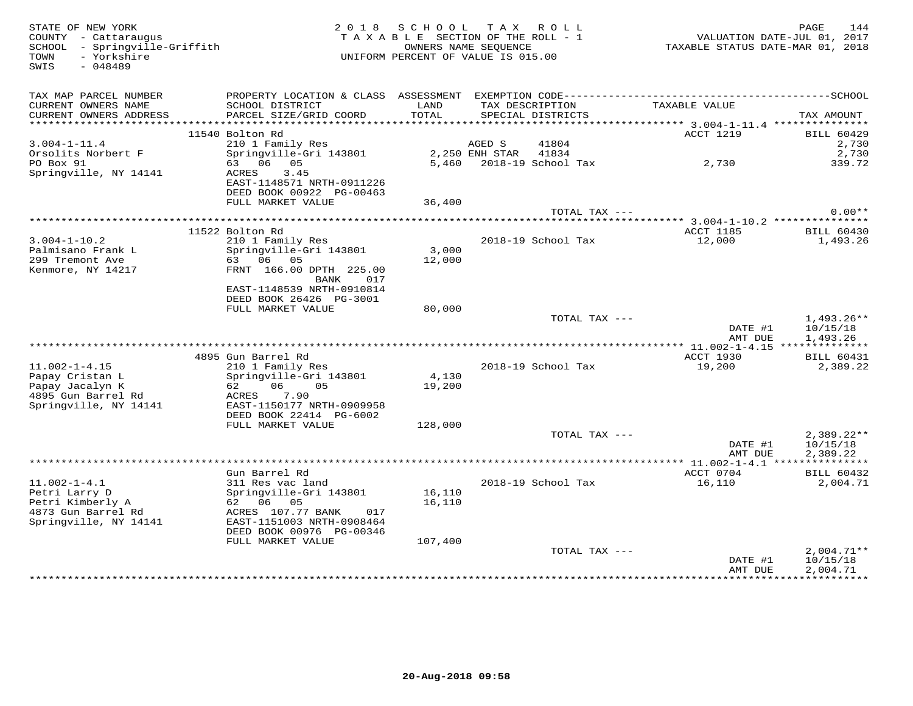STATE OF NEW YORK
COUNTY - Cattaraugus
SCHOOL - Springville-Griffith
TOWN - Yorkshire
SWIS - 048489

2018 SCHOOL TAX ROLL
TAXABLE SECTION OF THE ROLL - 1
OWNERS NAME SEQUENCE
UNIFORM PERCENT OF VALUE IS 015.00

VALUATION DATE-JUL 01, 2017
TAXABLE STATUS DATE-MAR 01, 2018

| TAX MAP PARCEL NUMBER / CURRENT OWNERS NAME / CURRENT OWNERS ADDRESS | PROPERTY LOCATION & CLASS / SCHOOL DISTRICT / PARCEL SIZE/GRID COORD | ASSESSMENT LAND / TOTAL | EXEMPTION CODE / TAX DESCRIPTION / SPECIAL DISTRICTS | TAXABLE VALUE | TAX AMOUNT |
|---|---|---|---|---|---|
| 3.004-1-11.4 | 11540 Bolton Rd | | | ACCT 1219 | BILL 60429 |
| Orsolits Norbert F | 210 1 Family Res | | AGED S 41804 | | 2,730 |
| PO Box 91 | Springville-Gri 143801 | 2,250 | ENH STAR 41834 | | 2,730 |
| Springville, NY 14141 | 63 06 05 | 5,460 | 2018-19 School Tax | 2,730 | 339.72 |
| | ACRES 3.45 | | | | |
| | EAST-1148571 NRTH-0911226 | | | | |
| | DEED BOOK 00922 PG-00463 | | | | |
| | FULL MARKET VALUE | 36,400 | | | |
| | | | TOTAL TAX --- | | 0.00** |
| 3.004-1-10.2 | 11522 Bolton Rd | | | ACCT 1185 | BILL 60430 |
| Palmisano Frank L | 210 1 Family Res | | 2018-19 School Tax | 12,000 | 1,493.26 |
| 299 Tremont Ave | Springville-Gri 143801 | 3,000 | | | |
| Kenmore, NY 14217 | 63 06 05 | 12,000 | | | |
| | FRNT 166.00 DPTH 225.00 | | | | |
| | BANK 017 | | | | |
| | EAST-1148539 NRTH-0910814 | | | | |
| | DEED BOOK 26426 PG-3001 | | | | |
| | FULL MARKET VALUE | 80,000 | | | |
| | | | TOTAL TAX --- | | 1,493.26** |
| | | | | DATE #1 | 10/15/18 |
| | | | | AMT DUE | 1,493.26 |
| 11.002-1-4.15 | 4895 Gun Barrel Rd | | | ACCT 1930 | BILL 60431 |
| Papay Cristan L | 210 1 Family Res | | 2018-19 School Tax | 19,200 | 2,389.22 |
| Papay Jacalyn K | Springville-Gri 143801 | 4,130 | | | |
| 4895 Gun Barrel Rd | 62 06 05 | 19,200 | | | |
| Springville, NY 14141 | ACRES 7.90 | | | | |
| | EAST-1150177 NRTH-0909958 | | | | |
| | DEED BOOK 22414 PG-6002 | | | | |
| | FULL MARKET VALUE | 128,000 | | | |
| | | | TOTAL TAX --- | | 2,389.22** |
| | | | | DATE #1 | 10/15/18 |
| | | | | AMT DUE | 2,389.22 |
| 11.002-1-4.1 | Gun Barrel Rd | | | ACCT 0704 | BILL 60432 |
| Petri Larry D | 311 Res vac land | | 2018-19 School Tax | 16,110 | 2,004.71 |
| Petri Kimberly A | Springville-Gri 143801 | 16,110 | | | |
| 4873 Gun Barrel Rd | 62 06 05 | 16,110 | | | |
| Springville, NY 14141 | ACRES 107.77 BANK 017 | | | | |
| | EAST-1151003 NRTH-0908464 | | | | |
| | DEED BOOK 00976 PG-00346 | | | | |
| | FULL MARKET VALUE | 107,400 | | | |
| | | | TOTAL TAX --- | | 2,004.71** |
| | | | | DATE #1 | 10/15/18 |
| | | | | AMT DUE | 2,004.71 |

20-Aug-2018 09:58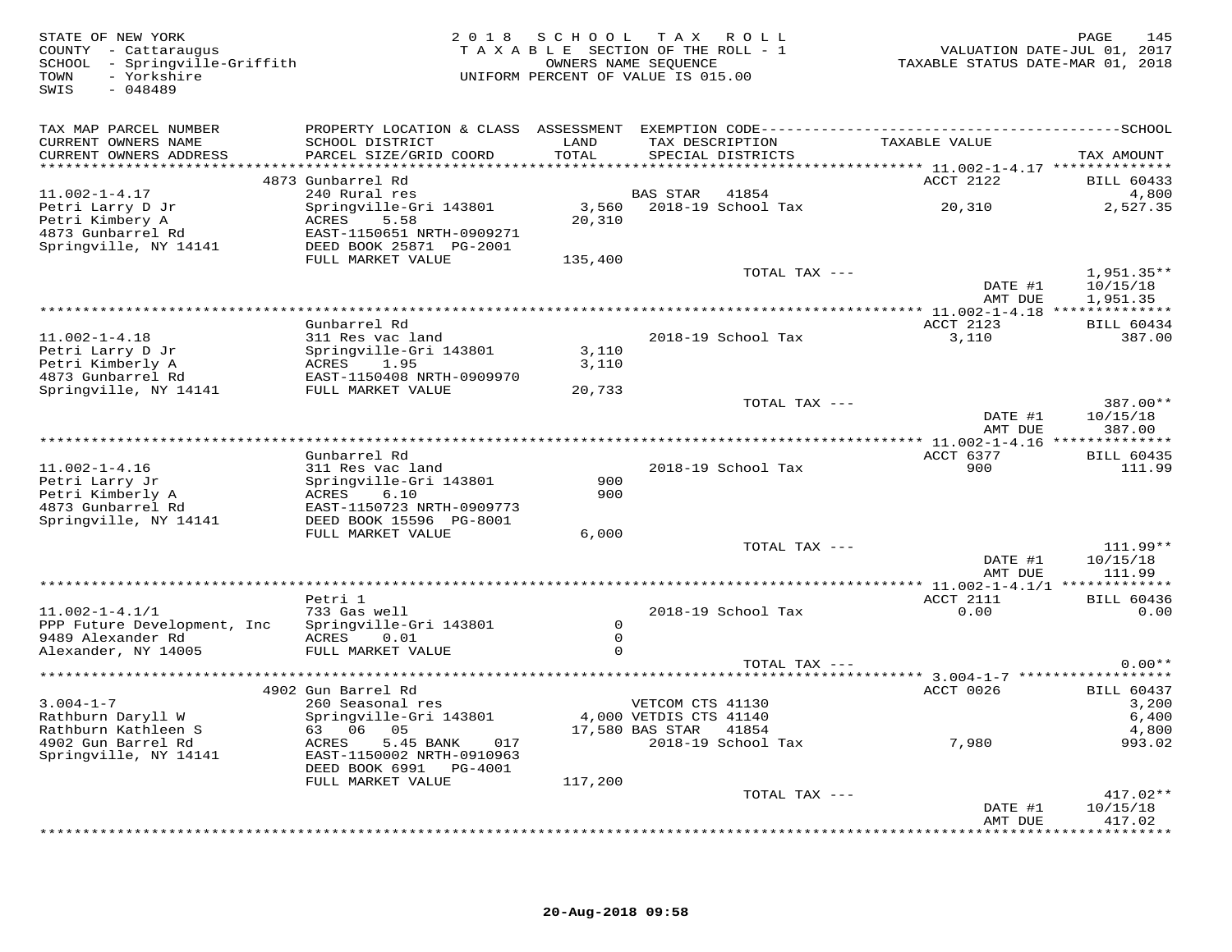STATE OF NEW YORK
COUNTY - Cattaraugus
SCHOOL - Springville-Griffith
TOWN - Yorkshire
SWIS - 048489

2018 SCHOOL TAX ROLL
TAXABLE SECTION OF THE ROLL - 1
OWNERS NAME SEQUENCE
UNIFORM PERCENT OF VALUE IS 015.00

VALUATION DATE-JUL 01, 2017
TAXABLE STATUS DATE-MAR 01, 2018

| TAX MAP PARCEL NUMBER / CURRENT OWNERS NAME / CURRENT OWNERS ADDRESS | PROPERTY LOCATION & CLASS / SCHOOL DISTRICT / PARCEL SIZE/GRID COORD | ASSESSMENT LAND / TOTAL | EXEMPTION CODE / TAX DESCRIPTION / SPECIAL DISTRICTS | TAXABLE VALUE | TAX AMOUNT |
|---|---|---|---|---|---|
| | 4873 Gunbarrel Rd | | | ACCT 2122 | BILL 60433 |
| 11.002-1-4.17 | 240 Rural res | | BAS STAR 41854 | | 4,800 |
| Petri Larry D Jr | Springville-Gri 143801 | 3,560 | 2018-19 School Tax | 20,310 | 2,527.35 |
| Petri Kimbery A | ACRES 5.58 | 20,310 | | | |
| 4873 Gunbarrel Rd | EAST-1150651 NRTH-0909271 | | | | |
| Springville, NY 14141 | DEED BOOK 25871 PG-2001 | | | | |
| | FULL MARKET VALUE | 135,400 | | | |
| | | | TOTAL TAX --- | | 1,951.35** |
| | | | | DATE #1 | 10/15/18 |
| | | | | AMT DUE | 1,951.35 |
| | Gunbarrel Rd | | | ACCT 2123 | BILL 60434 |
| 11.002-1-4.18 | 311 Res vac land | | 2018-19 School Tax | 3,110 | 387.00 |
| Petri Larry D Jr | Springville-Gri 143801 | 3,110 | | | |
| Petri Kimberly A | ACRES 1.95 | 3,110 | | | |
| 4873 Gunbarrel Rd | EAST-1150408 NRTH-0909970 | | | | |
| Springville, NY 14141 | FULL MARKET VALUE | 20,733 | | | |
| | | | TOTAL TAX --- | | 387.00** |
| | | | | DATE #1 | 10/15/18 |
| | | | | AMT DUE | 387.00 |
| | Gunbarrel Rd | | | ACCT 6377 | BILL 60435 |
| 11.002-1-4.16 | 311 Res vac land | | 2018-19 School Tax | 900 | 111.99 |
| Petri Larry Jr | Springville-Gri 143801 | 900 | | | |
| Petri Kimberly A | ACRES 6.10 | 900 | | | |
| 4873 Gunbarrel Rd | EAST-1150723 NRTH-0909773 | | | | |
| Springville, NY 14141 | DEED BOOK 15596 PG-8001 | | | | |
| | FULL MARKET VALUE | 6,000 | | | |
| | | | TOTAL TAX --- | | 111.99** |
| | | | | DATE #1 | 10/15/18 |
| | | | | AMT DUE | 111.99 |
| | Petri 1 | | | ACCT 2111 | BILL 60436 |
| 11.002-1-4.1/1 | 733 Gas well | | 2018-19 School Tax | 0.00 | 0.00 |
| PPP Future Development, Inc | Springville-Gri 143801 | 0 | | | |
| 9489 Alexander Rd | ACRES 0.01 | 0 | | | |
| Alexander, NY 14005 | FULL MARKET VALUE | 0 | | | |
| | | | TOTAL TAX --- | | 0.00** |
| | 4902 Gun Barrel Rd | | | ACCT 0026 | BILL 60437 |
| 3.004-1-7 | 260 Seasonal res | | VETCOM CTS 41130 | | 3,200 |
| Rathburn Daryll W | Springville-Gri 143801 | 4,000 | VETDIS CTS 41140 | | 6,400 |
| Rathburn Kathleen S | 63 06 05 | 17,580 | BAS STAR 41854 | | 4,800 |
| 4902 Gun Barrel Rd | ACRES 5.45 BANK 017 | | 2018-19 School Tax | 7,980 | 993.02 |
| Springville, NY 14141 | EAST-1150002 NRTH-0910963 | | | | |
| | DEED BOOK 6991 PG-4001 | | | | |
| | FULL MARKET VALUE | 117,200 | | | |
| | | | TOTAL TAX --- | | 417.02** |
| | | | | DATE #1 | 10/15/18 |
| | | | | AMT DUE | 417.02 |

20-Aug-2018 09:58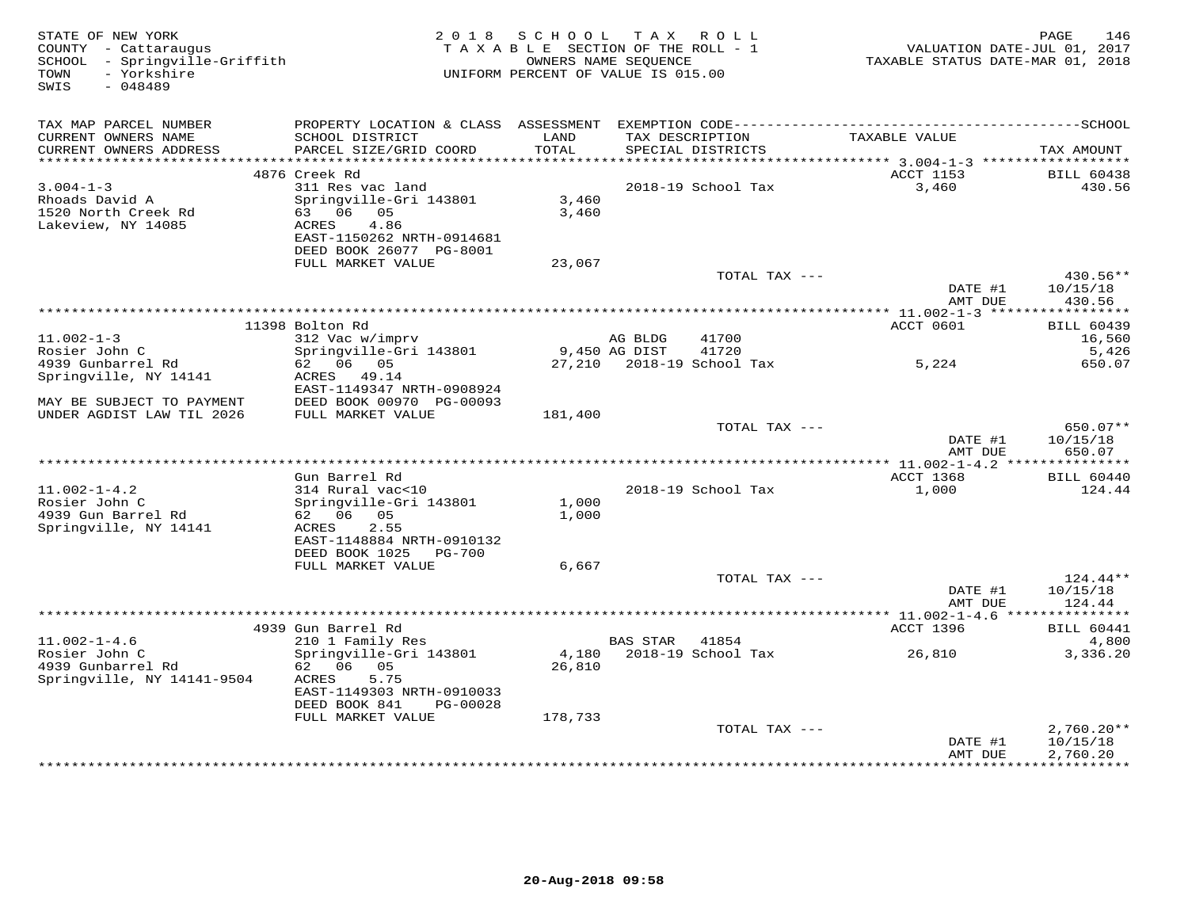STATE OF NEW YORK
COUNTY - Cattaraugus
SCHOOL - Springville-Griffith
TOWN - Yorkshire
SWIS - 048489

2018 SCHOOL TAX ROLL
TAXABLE SECTION OF THE ROLL - 1
OWNERS NAME SEQUENCE
UNIFORM PERCENT OF VALUE IS 015.00

VALUATION DATE-JUL 01, 2017
TAXABLE STATUS DATE-MAR 01, 2018

| TAX MAP PARCEL NUMBER / CURRENT OWNERS NAME / CURRENT OWNERS ADDRESS | PROPERTY LOCATION & CLASS / SCHOOL DISTRICT / PARCEL SIZE/GRID COORD | ASSESSMENT LAND / TOTAL | EXEMPTION CODE / TAX DESCRIPTION / SPECIAL DISTRICTS | TAXABLE VALUE | TAX AMOUNT |
|---|---|---|---|---|---|
| 3.004-1-3 | 4876 Creek Rd | | | ACCT 1153 | BILL 60438 |
| Rhoads David A | 311 Res vac land | | 2018-19 School Tax | 3,460 | 430.56 |
| 1520 North Creek Rd | Springville-Gri 143801 | 3,460 | | | |
| Lakeview, NY 14085 | 63 06 05 | 3,460 | | | |
| | ACRES 4.86 | | | | |
| | EAST-1150262 NRTH-0914681 | | | | |
| | DEED BOOK 26077 PG-8001 | | | | |
| | FULL MARKET VALUE | 23,067 | | | |
| | | | TOTAL TAX --- | | 430.56** |
| | | | | DATE #1 | 10/15/18 |
| | | | | AMT DUE | 430.56 |
| 11.002-1-3 | 11398 Bolton Rd | | | ACCT 0601 | BILL 60439 |
| Rosier John C | 312 Vac w/imprv | | AG BLDG 41700 | | 16,560 |
| 4939 Gunbarrel Rd | Springville-Gri 143801 | 9,450 | AG DIST 41720 | | 5,426 |
| Springville, NY 14141 | 62 06 05 | 27,210 | 2018-19 School Tax | 5,224 | 650.07 |
| | ACRES 49.14 | | | | |
| | EAST-1149347 NRTH-0908924 | | | | |
| MAY BE SUBJECT TO PAYMENT | DEED BOOK 00970 PG-00093 | | | | |
| UNDER AGDIST LAW TIL 2026 | FULL MARKET VALUE | 181,400 | | | |
| | | | TOTAL TAX --- | | 650.07** |
| | | | | DATE #1 | 10/15/18 |
| | | | | AMT DUE | 650.07 |
| 11.002-1-4.2 | Gun Barrel Rd | | | ACCT 1368 | BILL 60440 |
| Rosier John C | 314 Rural vac<10 | | 2018-19 School Tax | 1,000 | 124.44 |
| 4939 Gun Barrel Rd | Springville-Gri 143801 | 1,000 | | | |
| Springville, NY 14141 | 62 06 05 | 1,000 | | | |
| | ACRES 2.55 | | | | |
| | EAST-1148884 NRTH-0910132 | | | | |
| | DEED BOOK 1025 PG-700 | | | | |
| | FULL MARKET VALUE | 6,667 | | | |
| | | | TOTAL TAX --- | | 124.44** |
| | | | | DATE #1 | 10/15/18 |
| | | | | AMT DUE | 124.44 |
| 11.002-1-4.6 | 4939 Gun Barrel Rd | | | ACCT 1396 | BILL 60441 |
| Rosier John C | 210 1 Family Res | | BAS STAR 41854 | | 4,800 |
| 4939 Gunbarrel Rd | Springville-Gri 143801 | 4,180 | 2018-19 School Tax | 26,810 | 3,336.20 |
| Springville, NY 14141-9504 | 62 06 05 | 26,810 | | | |
| | ACRES 5.75 | | | | |
| | EAST-1149303 NRTH-0910033 | | | | |
| | DEED BOOK 841 PG-00028 | | | | |
| | FULL MARKET VALUE | 178,733 | | | |
| | | | TOTAL TAX --- | | 2,760.20** |
| | | | | DATE #1 | 10/15/18 |
| | | | | AMT DUE | 2,760.20 |

20-Aug-2018 09:58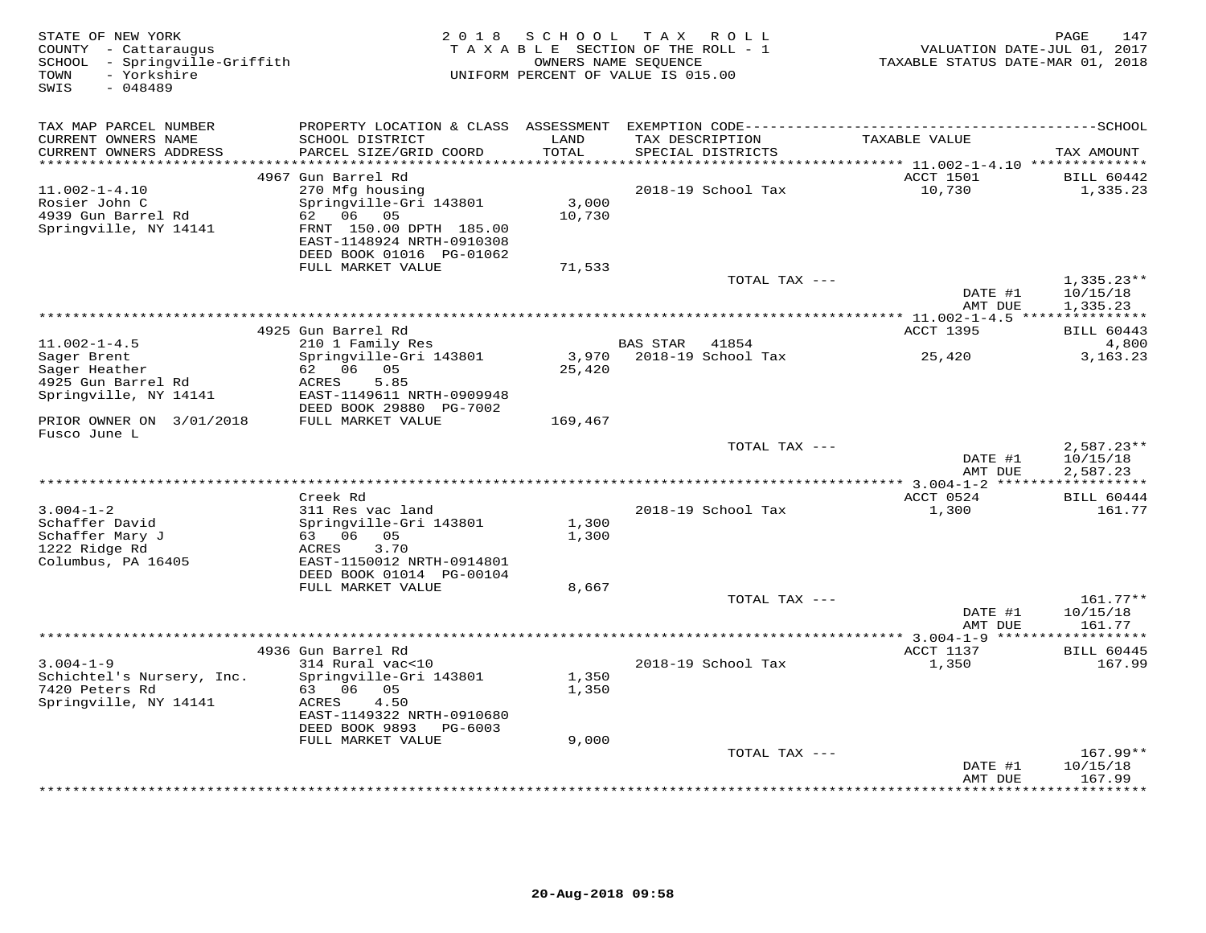STATE OF NEW YORK
COUNTY - Cattaraugus
SCHOOL - Springville-Griffith
TOWN - Yorkshire
SWIS - 048489

2018 SCHOOL TAX ROLL
TAXABLE SECTION OF THE ROLL - 1
OWNERS NAME SEQUENCE
UNIFORM PERCENT OF VALUE IS 015.00

VALUATION DATE-JUL 01, 2017
TAXABLE STATUS DATE-MAR 01, 2018

| TAX MAP PARCEL NUMBER / CURRENT OWNERS NAME / CURRENT OWNERS ADDRESS | PROPERTY LOCATION & CLASS / SCHOOL DISTRICT / PARCEL SIZE/GRID COORD | ASSESSMENT LAND / TOTAL | EXEMPTION CODE / TAX DESCRIPTION / SPECIAL DISTRICTS | TAXABLE VALUE | TAX AMOUNT |
|---|---|---|---|---|---|
| | 4967 Gun Barrel Rd | | | ACCT 1501 | BILL 60442 |
| 11.002-1-4.10 | 270 Mfg housing | | 2018-19 School Tax | 10,730 | 1,335.23 |
| Rosier John C | Springville-Gri 143801 | 3,000 | | | |
| 4939 Gun Barrel Rd | 62 06 05 | 10,730 | | | |
| Springville, NY 14141 | FRNT 150.00 DPTH 185.00 | | | | |
| | EAST-1148924 NRTH-0910308 | | | | |
| | DEED BOOK 01016 PG-01062 | | | | |
| | FULL MARKET VALUE | 71,533 | | | |
| | | | TOTAL TAX --- | | 1,335.23** |
| | | | | DATE #1 | 10/15/18 |
| | | | | AMT DUE | 1,335.23 |
| | 4925 Gun Barrel Rd | | | ACCT 1395 | BILL 60443 |
| 11.002-1-4.5 | 210 1 Family Res | | BAS STAR 41854 | | 4,800 |
| Sager Brent | Springville-Gri 143801 | 3,970 | 2018-19 School Tax | 25,420 | 3,163.23 |
| Sager Heather | 62 06 05 | 25,420 | | | |
| 4925 Gun Barrel Rd | ACRES 5.85 | | | | |
| Springville, NY 14141 | EAST-1149611 NRTH-0909948 | | | | |
| | DEED BOOK 29880 PG-7002 | | | | |
| PRIOR OWNER ON 3/01/2018 | FULL MARKET VALUE | 169,467 | | | |
| Fusco June L | | | | | |
| | | | TOTAL TAX --- | | 2,587.23** |
| | | | | DATE #1 | 10/15/18 |
| | | | | AMT DUE | 2,587.23 |
| | Creek Rd | | | ACCT 0524 | BILL 60444 |
| 3.004-1-2 | 311 Res vac land | | 2018-19 School Tax | 1,300 | 161.77 |
| Schaffer David | Springville-Gri 143801 | 1,300 | | | |
| Schaffer Mary J | 63 06 05 | 1,300 | | | |
| 1222 Ridge Rd | ACRES 3.70 | | | | |
| Columbus, PA 16405 | EAST-1150012 NRTH-0914801 | | | | |
| | DEED BOOK 01014 PG-00104 | | | | |
| | FULL MARKET VALUE | 8,667 | | | |
| | | | TOTAL TAX --- | | 161.77** |
| | | | | DATE #1 | 10/15/18 |
| | | | | AMT DUE | 161.77 |
| | 4936 Gun Barrel Rd | | | ACCT 1137 | BILL 60445 |
| 3.004-1-9 | 314 Rural vac<10 | | 2018-19 School Tax | 1,350 | 167.99 |
| Schichtel's Nursery, Inc. | Springville-Gri 143801 | 1,350 | | | |
| 7420 Peters Rd | 63 06 05 | 1,350 | | | |
| Springville, NY 14141 | ACRES 4.50 | | | | |
| | EAST-1149322 NRTH-0910680 | | | | |
| | DEED BOOK 9893 PG-6003 | | | | |
| | FULL MARKET VALUE | 9,000 | | | |
| | | | TOTAL TAX --- | | 167.99** |
| | | | | DATE #1 | 10/15/18 |
| | | | | AMT DUE | 167.99 |

20-Aug-2018 09:58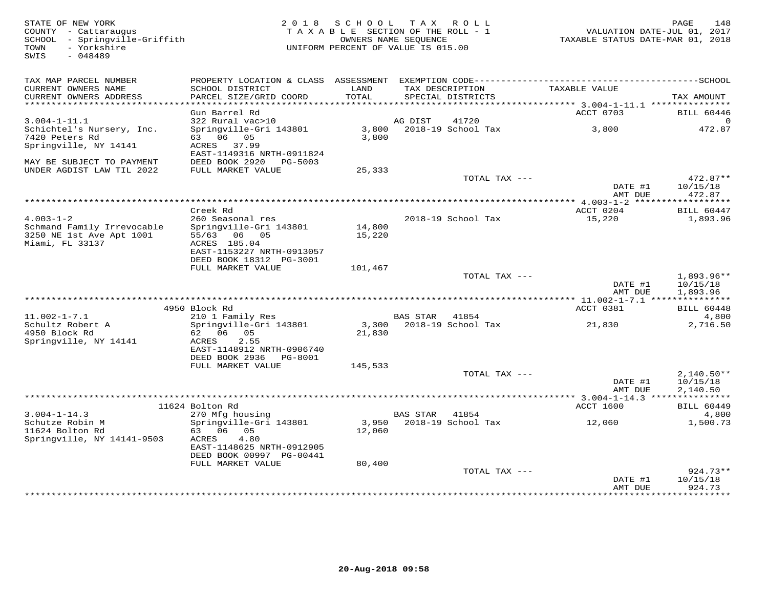STATE OF NEW YORK
COUNTY - Cattaraugus
SCHOOL - Springville-Griffith
TOWN - Yorkshire
SWIS - 048489

2018 SCHOOL TAX ROLL
TAXABLE SECTION OF THE ROLL - 1
OWNERS NAME SEQUENCE
UNIFORM PERCENT OF VALUE IS 015.00

VALUATION DATE-JUL 01, 2017
TAXABLE STATUS DATE-MAR 01, 2018

| TAX MAP PARCEL NUMBER / CURRENT OWNERS NAME / CURRENT OWNERS ADDRESS | PROPERTY LOCATION & CLASS / SCHOOL DISTRICT / PARCEL SIZE/GRID COORD | ASSESSMENT LAND / TOTAL | EXEMPTION CODE / TAX DESCRIPTION / SPECIAL DISTRICTS | TAXABLE VALUE | TAX AMOUNT |
|---|---|---|---|---|---|
| 3.004-1-11.1 | Gun Barrel Rd | | | ACCT 0703 | BILL 60446 |
| | 322 Rural vac>10 | | AG DIST 41720 | | 0 |
| Schichtel's Nursery, Inc. | Springville-Gri 143801 | 3,800 | 2018-19 School Tax | 3,800 | 472.87 |
| 7420 Peters Rd | 63 06 05 | 3,800 | | | |
| Springville, NY 14141 | ACRES 37.99 | | | | |
| | EAST-1149316 NRTH-0911824 | | | | |
| MAY BE SUBJECT TO PAYMENT | DEED BOOK 2920 PG-5003 | | | | |
| UNDER AGDIST LAW TIL 2022 | FULL MARKET VALUE | 25,333 | | | |
| | | | TOTAL TAX --- | | 472.87** |
| | | | | DATE #1 | 10/15/18 |
| | | | | AMT DUE | 472.87 |
| 4.003-1-2 | Creek Rd | | | ACCT 0204 | BILL 60447 |
| | 260 Seasonal res | | 2018-19 School Tax | 15,220 | 1,893.96 |
| Schmand Family Irrevocable | Springville-Gri 143801 | 14,800 | | | |
| 3250 NE 1st Ave Apt 1001 | 55/63 06 05 | 15,220 | | | |
| Miami, FL 33137 | ACRES 185.04 | | | | |
| | EAST-1153227 NRTH-0913057 | | | | |
| | DEED BOOK 18312 PG-3001 | | | | |
| | FULL MARKET VALUE | 101,467 | | | |
| | | | TOTAL TAX --- | | 1,893.96** |
| | | | | DATE #1 | 10/15/18 |
| | | | | AMT DUE | 1,893.96 |
| 11.002-1-7.1 | 4950 Block Rd | | | ACCT 0381 | BILL 60448 |
| | 210 1 Family Res | | BAS STAR 41854 | | 4,800 |
| Schultz Robert A | Springville-Gri 143801 | 3,300 | 2018-19 School Tax | 21,830 | 2,716.50 |
| 4950 Block Rd | 62 06 05 | 21,830 | | | |
| Springville, NY 14141 | ACRES 2.55 | | | | |
| | EAST-1148912 NRTH-0906740 | | | | |
| | DEED BOOK 2936 PG-8001 | | | | |
| | FULL MARKET VALUE | 145,533 | | | |
| | | | TOTAL TAX --- | | 2,140.50** |
| | | | | DATE #1 | 10/15/18 |
| | | | | AMT DUE | 2,140.50 |
| 3.004-1-14.3 | 11624 Bolton Rd | | | ACCT 1600 | BILL 60449 |
| | 270 Mfg housing | | BAS STAR 41854 | | 4,800 |
| Schutze Robin M | Springville-Gri 143801 | 3,950 | 2018-19 School Tax | 12,060 | 1,500.73 |
| 11624 Bolton Rd | 63 06 05 | 12,060 | | | |
| Springville, NY 14141-9503 | ACRES 4.80 | | | | |
| | EAST-1148625 NRTH-0912905 | | | | |
| | DEED BOOK 00997 PG-00441 | | | | |
| | FULL MARKET VALUE | 80,400 | | | |
| | | | TOTAL TAX --- | | 924.73** |
| | | | | DATE #1 | 10/15/18 |
| | | | | AMT DUE | 924.73 |

20-Aug-2018 09:58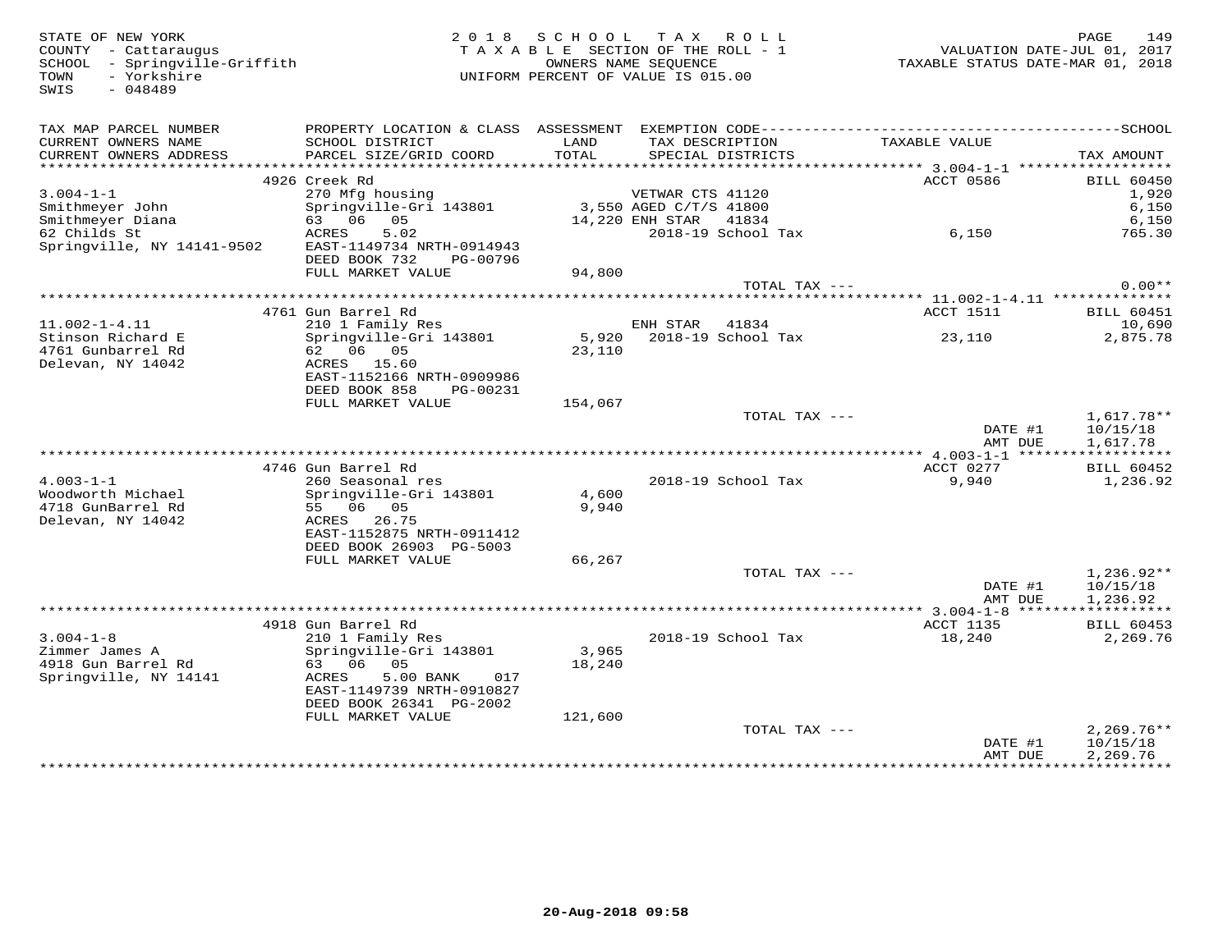STATE OF NEW YORK
COUNTY - Cattaraugus
SCHOOL - Springville-Griffith
TOWN - Yorkshire
SWIS - 048489

2 0 1 8 S C H O O L T A X R O L L
T A X A B L E SECTION OF THE ROLL - 1
OWNERS NAME SEQUENCE
UNIFORM PERCENT OF VALUE IS 015.00

VALUATION DATE-JUL 01, 2017
TAXABLE STATUS DATE-MAR 01, 2018

| TAX MAP PARCEL NUMBER / CURRENT OWNERS NAME / CURRENT OWNERS ADDRESS | PROPERTY LOCATION & CLASS / SCHOOL DISTRICT / PARCEL SIZE/GRID COORD | ASSESSMENT LAND / TOTAL | EXEMPTION CODE / TAX DESCRIPTION / SPECIAL DISTRICTS | TAXABLE VALUE | SCHOOL / TAX AMOUNT |
|---|---|---|---|---|---|
| | 4926 Creek Rd | | | ACCT 0586 | BILL 60450 |
| 3.004-1-1 | 270 Mfg housing | | VETWAR CTS 41120 | | 1,920 |
| Smithmeyer John | Springville-Gri 143801 | 3,550 | AGED C/T/S 41800 | | 6,150 |
| Smithmeyer Diana | 63 06 05 | 14,220 | ENH STAR 41834 | | 6,150 |
| 62 Childs St | ACRES 5.02 | | 2018-19 School Tax | 6,150 | 765.30 |
| Springville, NY 14141-9502 | EAST-1149734 NRTH-0914943 | | | | |
| | DEED BOOK 732 PG-00796 | | | | |
| | FULL MARKET VALUE | 94,800 | | | |
| | | | TOTAL TAX --- | | 0.00** |
| | 4761 Gun Barrel Rd | | | ACCT 1511 | BILL 60451 |
| 11.002-1-4.11 | 210 1 Family Res | | ENH STAR 41834 | | 10,690 |
| Stinson Richard E | Springville-Gri 143801 | 5,920 | 2018-19 School Tax | 23,110 | 2,875.78 |
| 4761 Gunbarrel Rd | 62 06 05 | 23,110 | | | |
| Delevan, NY 14042 | ACRES 15.60 | | | | |
| | EAST-1152166 NRTH-0909986 | | | | |
| | DEED BOOK 858 PG-00231 | | | | |
| | FULL MARKET VALUE | 154,067 | | | |
| | | | TOTAL TAX --- | | 1,617.78** |
| | | | | DATE #1 | 10/15/18 |
| | | | | AMT DUE | 1,617.78 |
| | 4746 Gun Barrel Rd | | | ACCT 0277 | BILL 60452 |
| 4.003-1-1 | 260 Seasonal res | | 2018-19 School Tax | 9,940 | 1,236.92 |
| Woodworth Michael | Springville-Gri 143801 | 4,600 | | | |
| 4718 GunBarrel Rd | 55 06 05 | 9,940 | | | |
| Delevan, NY 14042 | ACRES 26.75 | | | | |
| | EAST-1152875 NRTH-0911412 | | | | |
| | DEED BOOK 26903 PG-5003 | | | | |
| | FULL MARKET VALUE | 66,267 | | | |
| | | | TOTAL TAX --- | | 1,236.92** |
| | | | | DATE #1 | 10/15/18 |
| | | | | AMT DUE | 1,236.92 |
| | 4918 Gun Barrel Rd | | | ACCT 1135 | BILL 60453 |
| 3.004-1-8 | 210 1 Family Res | | 2018-19 School Tax | 18,240 | 2,269.76 |
| Zimmer James A | Springville-Gri 143801 | 3,965 | | | |
| 4918 Gun Barrel Rd | 63 06 05 | 18,240 | | | |
| Springville, NY 14141 | ACRES 5.00 BANK 017 | | | | |
| | EAST-1149739 NRTH-0910827 | | | | |
| | DEED BOOK 26341 PG-2002 | | | | |
| | FULL MARKET VALUE | 121,600 | | | |
| | | | TOTAL TAX --- | | 2,269.76** |
| | | | | DATE #1 | 10/15/18 |
| | | | | AMT DUE | 2,269.76 |

20-Aug-2018 09:58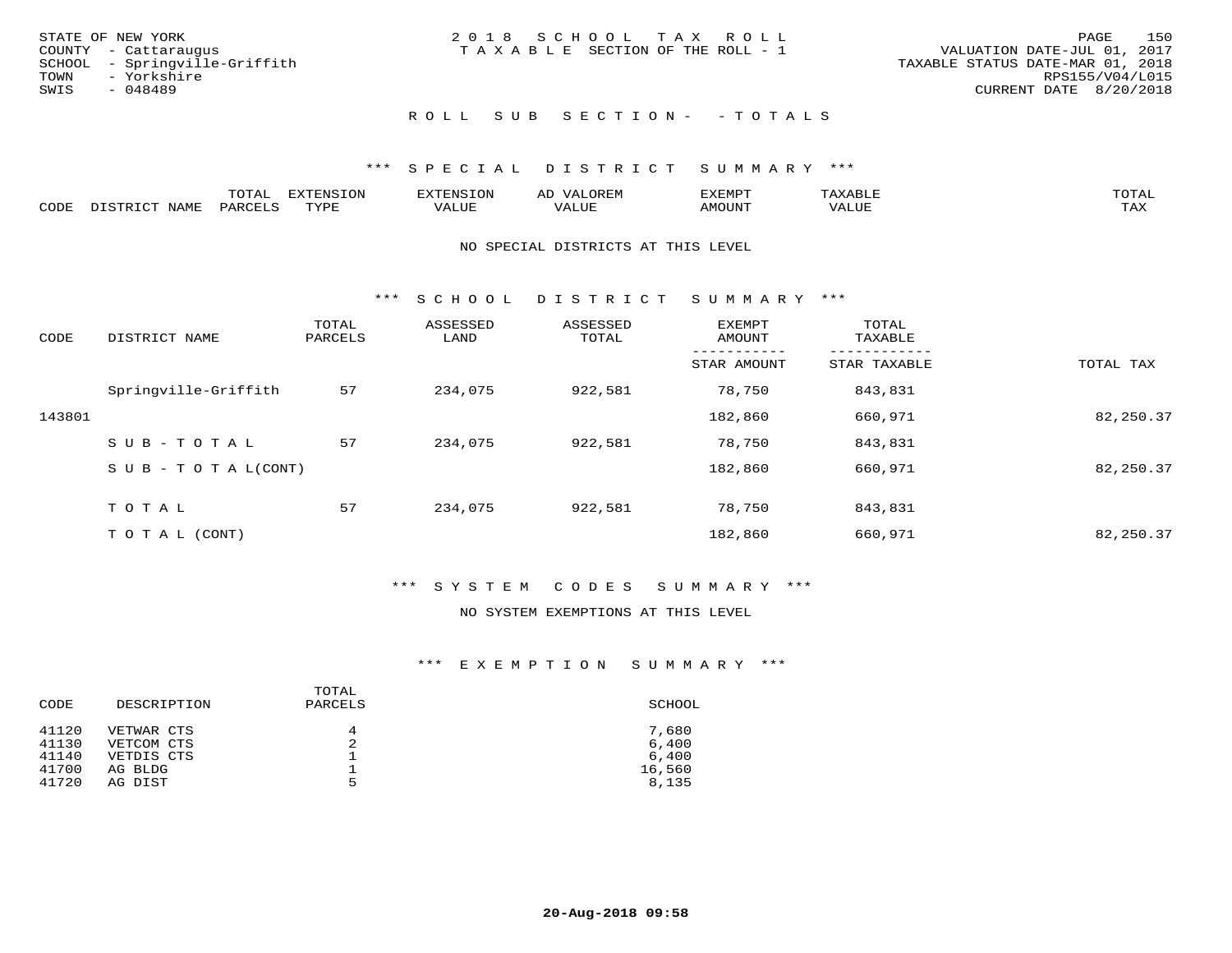STATE OF NEW YORK
COUNTY - Cattaraugus
SCHOOL - Springville-Griffith
TOWN - Yorkshire
SWIS - 048489

2018 SCHOOL TAX ROLL
TAXABLE SECTION OF THE ROLL - 1

VALUATION DATE-JUL 01, 2017
TAXABLE STATUS DATE-MAR 01, 2018
RPS155/V04/L015
CURRENT DATE 8/20/2018

ROLL SUB SECTION - - TOTALS

*** SPECIAL DISTRICT SUMMARY ***

| CODE | DISTRICT NAME | TOTAL PARCELS | EXTENSION TYPE | EXTENSION VALUE | AD VALOREM VALUE | EXEMPT AMOUNT | TAXABLE VALUE | TOTAL TAX |
|---|---|---|---|---|---|---|---|---|

NO SPECIAL DISTRICTS AT THIS LEVEL

*** SCHOOL DISTRICT SUMMARY ***

| CODE | DISTRICT NAME | TOTAL PARCELS | ASSESSED LAND | ASSESSED TOTAL | EXEMPT AMOUNT / STAR AMOUNT | TOTAL TAXABLE / STAR TAXABLE | TOTAL TAX |
|---|---|---|---|---|---|---|---|
| | Springville-Griffith | 57 | 234,075 | 922,581 | 78,750 | 843,831 | |
| 143801 | | | | | 182,860 | 660,971 | 82,250.37 |
| | SUB-TOTAL | 57 | 234,075 | 922,581 | 78,750 | 843,831 | |
| | SUB-TOTAL(CONT) | | | | 182,860 | 660,971 | 82,250.37 |
| | TOTAL | 57 | 234,075 | 922,581 | 78,750 | 843,831 | |
| | TOTAL (CONT) | | | | 182,860 | 660,971 | 82,250.37 |

*** SYSTEM CODES SUMMARY ***

NO SYSTEM EXEMPTIONS AT THIS LEVEL

*** EXEMPTION SUMMARY ***

| CODE | DESCRIPTION | TOTAL PARCELS | SCHOOL |
|---|---|---|---|
| 41120 | VETWAR CTS | 4 | 7,680 |
| 41130 | VETCOM CTS | 2 | 6,400 |
| 41140 | VETDIS CTS | 1 | 6,400 |
| 41700 | AG BLDG | 1 | 16,560 |
| 41720 | AG DIST | 5 | 8,135 |

20-Aug-2018 09:58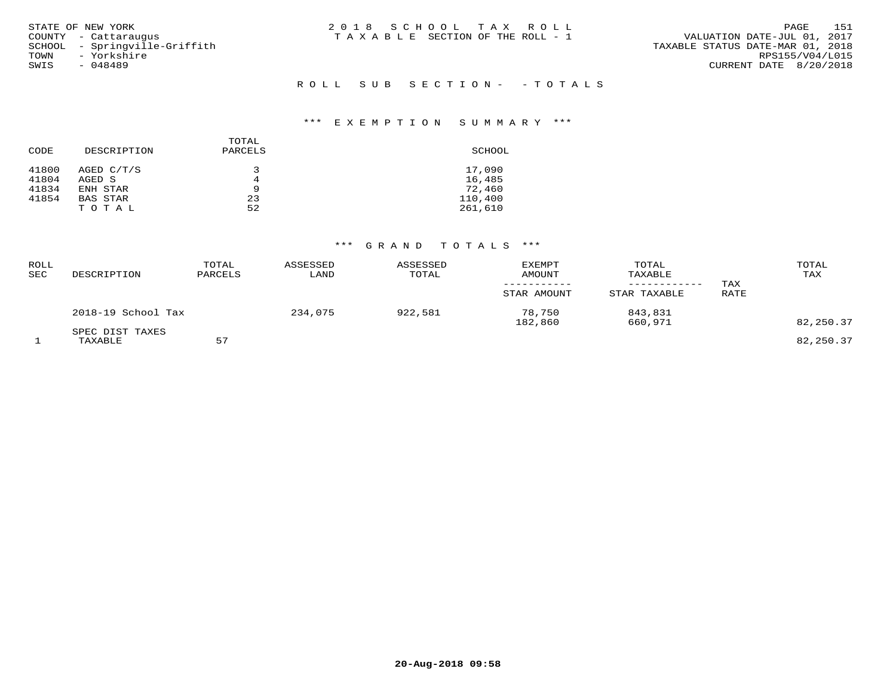STATE OF NEW YORK
COUNTY - Cattaraugus
SCHOOL - Springville-Griffith
TOWN - Yorkshire
SWIS - 048489

2 0 1 8 S C H O O L T A X R O L L
T A X A B L E SECTION OF THE ROLL - 1

VALUATION DATE-JUL 01, 2017
TAXABLE STATUS DATE-MAR 01, 2018
RPS155/V04/L015
CURRENT DATE 8/20/2018

R O L L S U B S E C T I O N - - T O T A L S

*** E X E M P T I O N S U M M A R Y ***

| CODE | DESCRIPTION | TOTAL PARCELS | SCHOOL |
|---|---|---|---|
| 41800 | AGED C/T/S | 3 | 17,090 |
| 41804 | AGED S | 4 | 16,485 |
| 41834 | ENH STAR | 9 | 72,460 |
| 41854 | BAS STAR | 23 | 110,400 |
| | T O T A L | 52 | 261,610 |

*** G R A N D T O T A L S ***

| ROLL SEC | DESCRIPTION | TOTAL PARCELS | ASSESSED LAND | ASSESSED TOTAL | EXEMPT AMOUNT / STAR AMOUNT | TOTAL TAXABLE / STAR TAXABLE | TAX RATE | TOTAL TAX |
|---|---|---|---|---|---|---|---|---|
| | 2018-19 School Tax | | 234,075 | 922,581 | 78,750 | 843,831 | | |
| | | | | | 182,860 | 660,971 | | 82,250.37 |
| | SPEC DIST TAXES | | | | | | | |
| 1 | TAXABLE | 57 | | | | | | 82,250.37 |

20-Aug-2018 09:58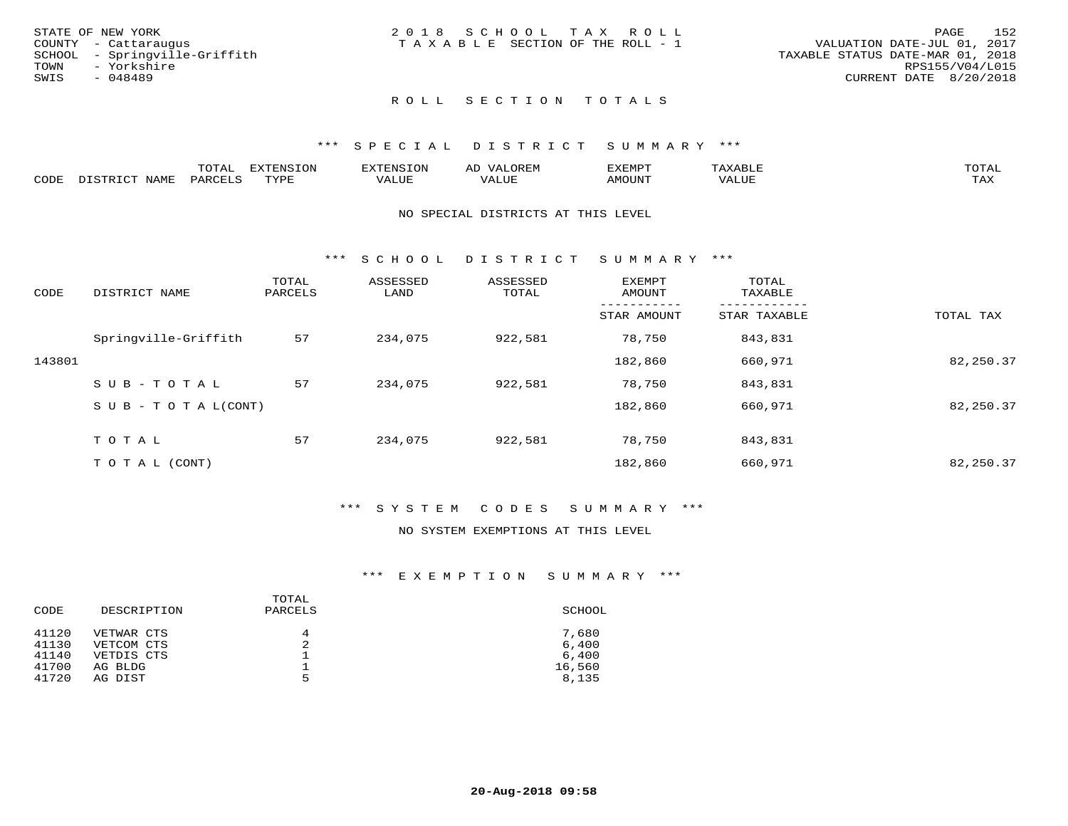STATE OF NEW YORK
COUNTY - Cattaraugus
SCHOOL - Springville-Griffith
TOWN - Yorkshire
SWIS - 048489

2018 SCHOOL TAX ROLL
TAXABLE SECTION OF THE ROLL - 1

VALUATION DATE-JUL 01, 2017
TAXABLE STATUS DATE-MAR 01, 2018
RPS155/V04/L015
CURRENT DATE 8/20/2018

## ROLL SECTION TOTALS

### *** SPECIAL DISTRICT SUMMARY ***

| CODE | DISTRICT NAME | TOTAL PARCELS | EXTENSION TYPE | EXTENSION VALUE | AD VALOREM VALUE | EXEMPT AMOUNT | TAXABLE VALUE | TOTAL TAX |
|---|---|---|---|---|---|---|---|---|

NO SPECIAL DISTRICTS AT THIS LEVEL

### *** SCHOOL DISTRICT SUMMARY ***

| CODE | DISTRICT NAME | TOTAL PARCELS | ASSESSED LAND | ASSESSED TOTAL | EXEMPT AMOUNT / STAR AMOUNT | TOTAL TAXABLE / STAR TAXABLE | TOTAL TAX |
|---|---|---|---|---|---|---|---|
| | Springville-Griffith | 57 | 234,075 | 922,581 | 78,750 | 843,831 | |
| 143801 | | | | | 182,860 | 660,971 | 82,250.37 |
| | SUB-TOTAL | 57 | 234,075 | 922,581 | 78,750 | 843,831 | |
| | SUB-TOTAL(CONT) | | | | 182,860 | 660,971 | 82,250.37 |
| | TOTAL | 57 | 234,075 | 922,581 | 78,750 | 843,831 | |
| | TOTAL (CONT) | | | | 182,860 | 660,971 | 82,250.37 |

### *** SYSTEM CODES SUMMARY ***

NO SYSTEM EXEMPTIONS AT THIS LEVEL

### *** EXEMPTION SUMMARY ***

| CODE | DESCRIPTION | TOTAL PARCELS | SCHOOL |
|---|---|---|---|
| 41120 | VETWAR CTS | 4 | 7,680 |
| 41130 | VETCOM CTS | 2 | 6,400 |
| 41140 | VETDIS CTS | 1 | 6,400 |
| 41700 | AG BLDG | 1 | 16,560 |
| 41720 | AG DIST | 5 | 8,135 |

**20-Aug-2018 09:58**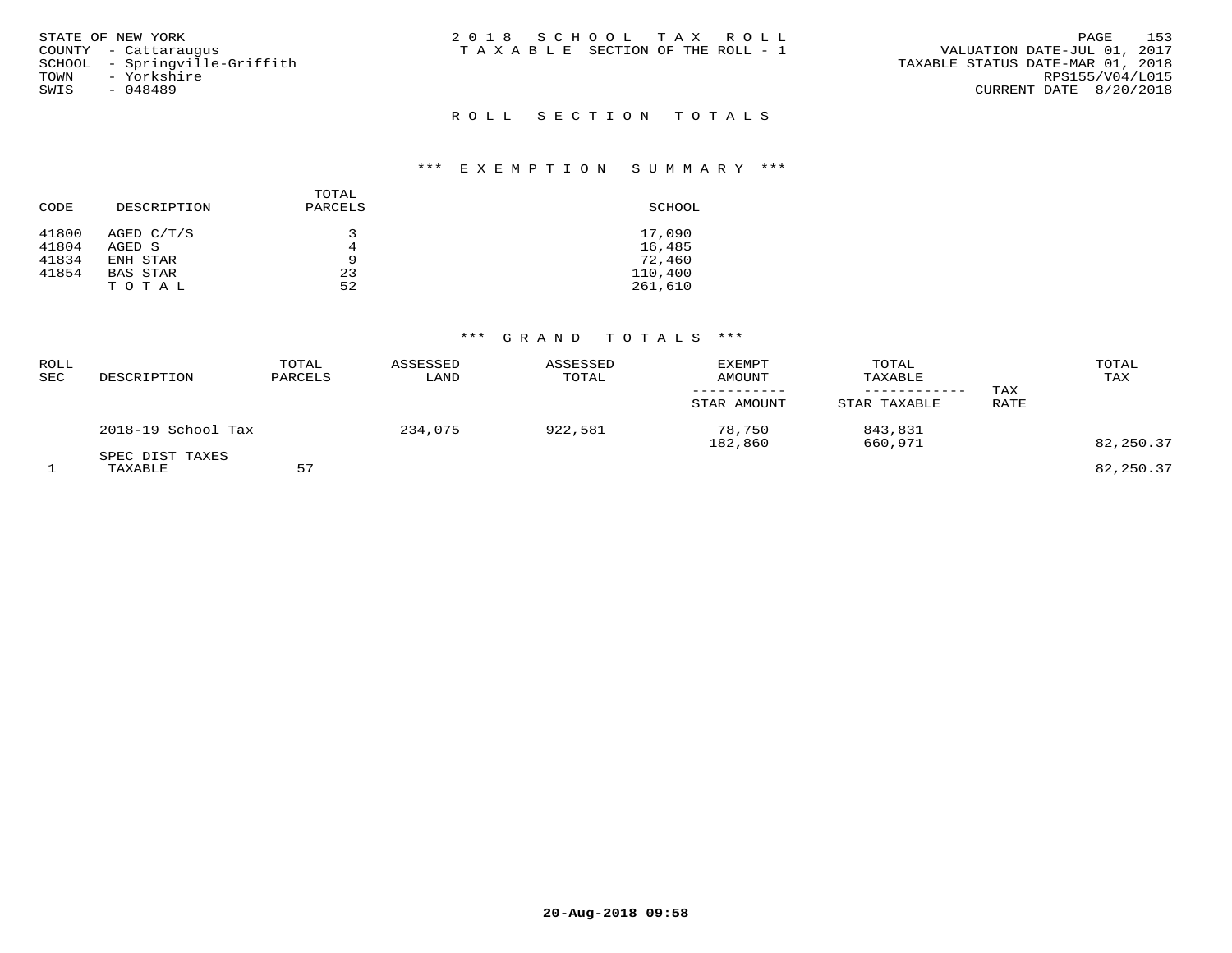STATE OF NEW YORK
COUNTY - Cattaraugus
SCHOOL - Springville-Griffith
TOWN - Yorkshire
SWIS - 048489

2 0 1 8 S C H O O L T A X R O L L
T A X A B L E SECTION OF THE ROLL - 1

VALUATION DATE-JUL 01, 2017
TAXABLE STATUS DATE-MAR 01, 2018
RPS155/V04/L015
CURRENT DATE 8/20/2018

## R O L L S E C T I O N T O T A L S

### *** E X E M P T I O N S U M M A R Y ***

| CODE | DESCRIPTION | TOTAL PARCELS | SCHOOL |
|---|---|---|---|
| 41800 | AGED C/T/S | 3 | 17,090 |
| 41804 | AGED S | 4 | 16,485 |
| 41834 | ENH STAR | 9 | 72,460 |
| 41854 | BAS STAR | 23 | 110,400 |
| | T O T A L | 52 | 261,610 |

### *** G R A N D T O T A L S ***

| ROLL SEC | DESCRIPTION | TOTAL PARCELS | ASSESSED LAND | ASSESSED TOTAL | EXEMPT AMOUNT / STAR AMOUNT | TOTAL TAXABLE / STAR TAXABLE | TAX RATE | TOTAL TAX |
|---|---|---|---|---|---|---|---|---|
| | 2018-19 School Tax | | 234,075 | 922,581 | 78,750 | 843,831 | | |
| | | | | | 182,860 | 660,971 | | 82,250.37 |
| | SPEC DIST TAXES | | | | | | | |
| 1 | TAXABLE | 57 | | | | | | 82,250.37 |

20-Aug-2018 09:58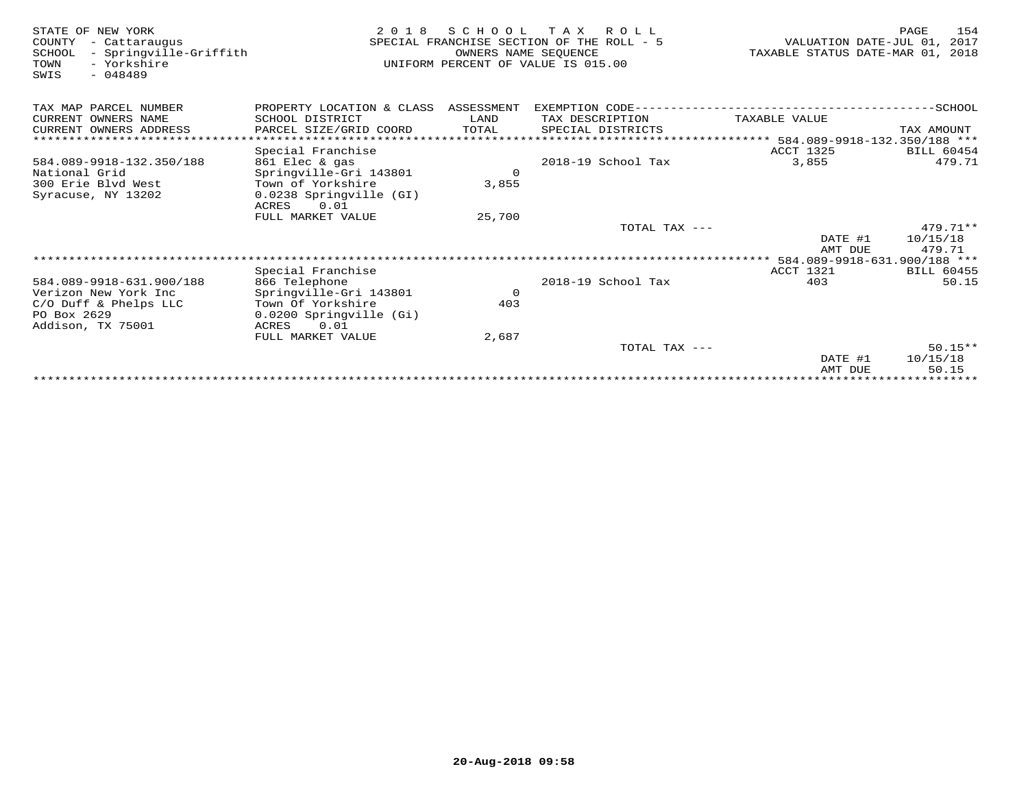STATE OF NEW YORK
COUNTY - Cattaraugus
SCHOOL - Springville-Griffith
TOWN - Yorkshire
SWIS - 048489

2 0 1 8 S C H O O L T A X R O L L
SPECIAL FRANCHISE SECTION OF THE ROLL - 5
OWNERS NAME SEQUENCE
UNIFORM PERCENT OF VALUE IS 015.00

VALUATION DATE-JUL 01, 2017
TAXABLE STATUS DATE-MAR 01, 2018

| TAX MAP PARCEL NUMBER / CURRENT OWNERS NAME / CURRENT OWNERS ADDRESS | PROPERTY LOCATION & CLASS / SCHOOL DISTRICT / PARCEL SIZE/GRID COORD | ASSESSMENT LAND / TOTAL | EXEMPTION CODE / TAX DESCRIPTION / SPECIAL DISTRICTS | TAXABLE VALUE | SCHOOL TAX AMOUNT |
|---|---|---|---|---|---|
| | | | | 584.089-9918-132.350/188 *** | |
| | Special Franchise | | | ACCT 1325 | BILL 60454 |
| 584.089-9918-132.350/188 | 861 Elec & gas | | 2018-19 School Tax | 3,855 | 479.71 |
| National Grid | Springville-Gri 143801 | 0 | | | |
| 300 Erie Blvd West | Town of Yorkshire | 3,855 | | | |
| Syracuse, NY 13202 | 0.0238 Springville (GI) | | | | |
| | ACRES 0.01 | | | | |
| | FULL MARKET VALUE | 25,700 | | | |
| | | | TOTAL TAX --- | | 479.71** |
| | | | | DATE #1 | 10/15/18 |
| | | | | AMT DUE | 479.71 |
| | | | | 584.089-9918-631.900/188 *** | |
| | Special Franchise | | | ACCT 1321 | BILL 60455 |
| 584.089-9918-631.900/188 | 866 Telephone | | 2018-19 School Tax | 403 | 50.15 |
| Verizon New York Inc | Springville-Gri 143801 | 0 | | | |
| C/O Duff & Phelps LLC | Town Of Yorkshire | 403 | | | |
| PO Box 2629 | 0.0200 Springville (Gi) | | | | |
| Addison, TX 75001 | ACRES 0.01 | | | | |
| | FULL MARKET VALUE | 2,687 | | | |
| | | | TOTAL TAX --- | | 50.15** |
| | | | | DATE #1 | 10/15/18 |
| | | | | AMT DUE | 50.15 |

20-Aug-2018 09:58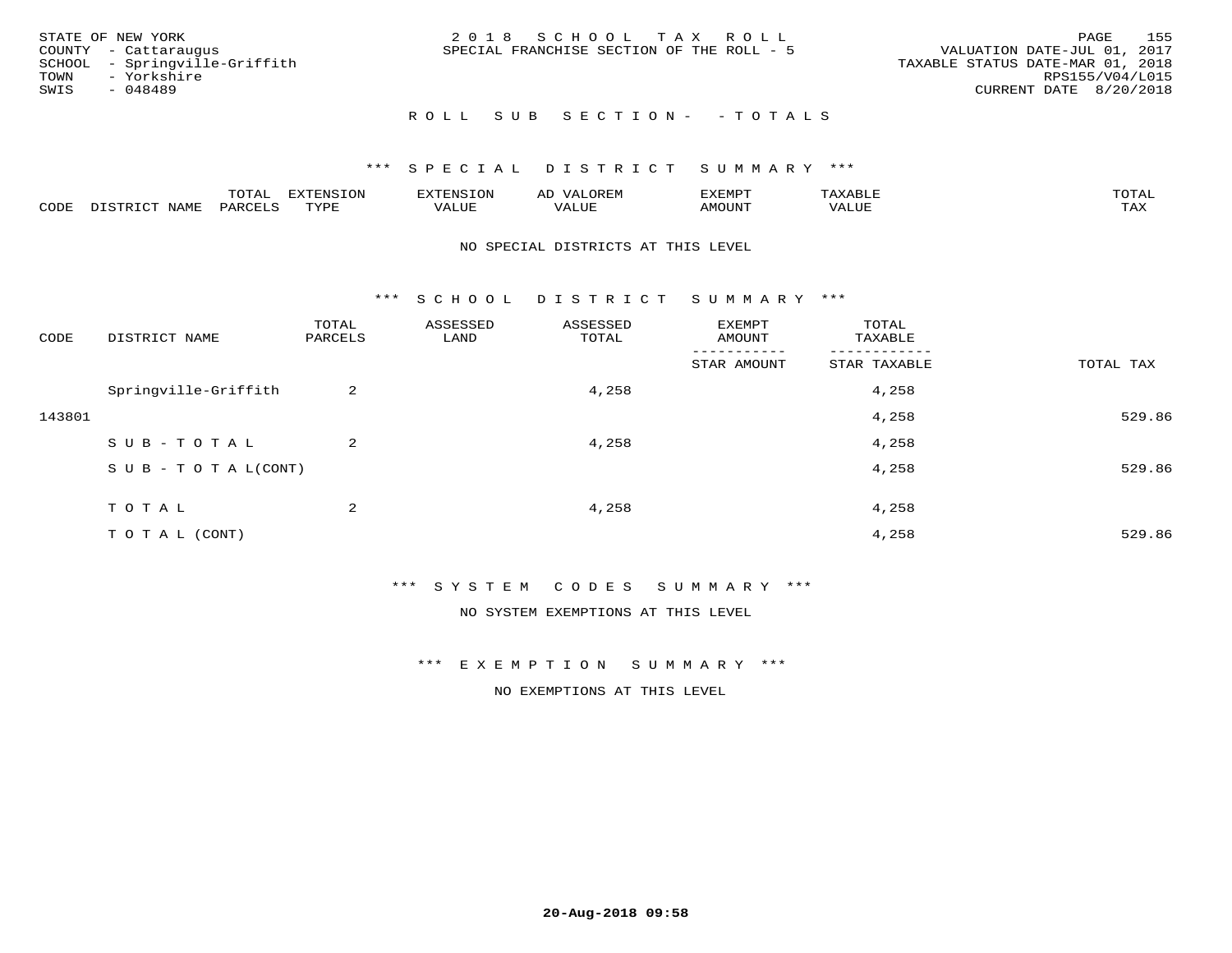STATE OF NEW YORK
COUNTY - Cattaraugus
SCHOOL - Springville-Griffith
TOWN - Yorkshire
SWIS - 048489

2 0 1 8 S C H O O L T A X R O L L
SPECIAL FRANCHISE SECTION OF THE ROLL - 5

VALUATION DATE-JUL 01, 2017
TAXABLE STATUS DATE-MAR 01, 2018
RPS155/V04/L015
CURRENT DATE 8/20/2018

R O L L S U B S E C T I O N - - T O T A L S

*** S P E C I A L D I S T R I C T S U M M A R Y ***

| CODE | DISTRICT NAME | TOTAL PARCELS | EXTENSION TYPE | EXTENSION VALUE | AD VALOREM VALUE | EXEMPT AMOUNT | TAXABLE VALUE | TOTAL TAX |
|---|---|---|---|---|---|---|---|---|

NO SPECIAL DISTRICTS AT THIS LEVEL

*** S C H O O L D I S T R I C T S U M M A R Y ***

| CODE | DISTRICT NAME | TOTAL PARCELS | ASSESSED LAND | ASSESSED TOTAL | EXEMPT AMOUNT / STAR AMOUNT | TOTAL TAXABLE / STAR TAXABLE | TOTAL TAX |
|---|---|---|---|---|---|---|---|
| | Springville-Griffith | 2 | | 4,258 | | 4,258 | |
| 143801 | | | | | | 4,258 | 529.86 |
| | S U B - T O T A L | 2 | | 4,258 | | 4,258 | |
| | S U B - T O T A L(CONT) | | | | | 4,258 | 529.86 |
| | T O T A L | 2 | | 4,258 | | 4,258 | |
| | T O T A L (CONT) | | | | | 4,258 | 529.86 |

*** S Y S T E M C O D E S S U M M A R Y ***

NO SYSTEM EXEMPTIONS AT THIS LEVEL

*** E X E M P T I O N S U M M A R Y ***

NO EXEMPTIONS AT THIS LEVEL

20-Aug-2018 09:58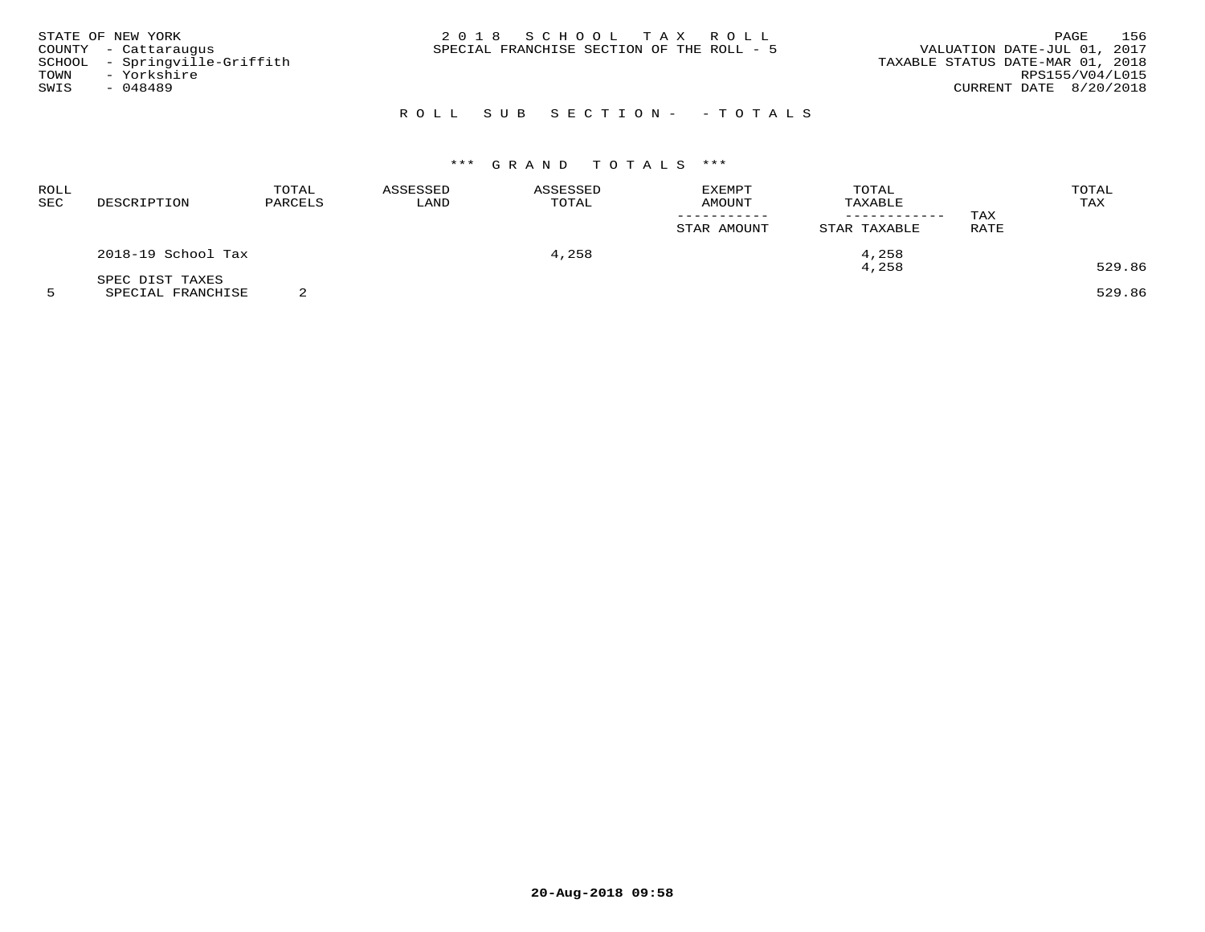STATE OF NEW YORK
COUNTY - Cattaraugus
SCHOOL - Springville-Griffith
TOWN - Yorkshire
SWIS - 048489

2 0 1 8 S C H O O L T A X R O L L
SPECIAL FRANCHISE SECTION OF THE ROLL - 5

VALUATION DATE-JUL 01, 2017
TAXABLE STATUS DATE-MAR 01, 2018
RPS155/V04/L015
CURRENT DATE 8/20/2018

R O L L S U B S E C T I O N - - T O T A L S

*** G R A N D T O T A L S ***

| ROLL SEC | DESCRIPTION | TOTAL PARCELS | ASSESSED LAND | ASSESSED TOTAL | EXEMPT AMOUNT / STAR AMOUNT | TOTAL TAXABLE / STAR TAXABLE | TAX RATE | TOTAL TAX |
|---|---|---|---|---|---|---|---|---|
| | 2018-19 School Tax | | | 4,258 | | 4,258 | | |
| | | | | | | 4,258 | | 529.86 |
| | SPEC DIST TAXES | | | | | | | |
| 5 | SPECIAL FRANCHISE | 2 | | | | | | 529.86 |

20-Aug-2018 09:58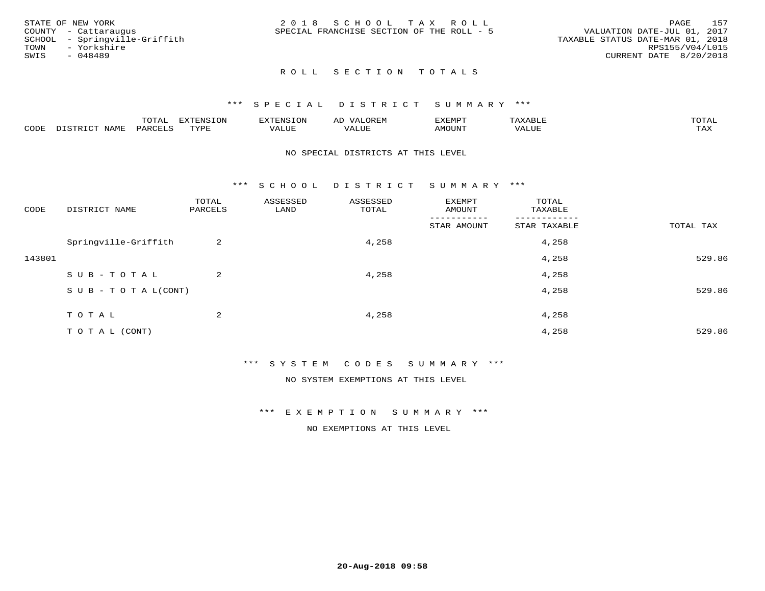STATE OF NEW YORK
COUNTY - Cattaraugus
SCHOOL - Springville-Griffith
TOWN - Yorkshire
SWIS - 048489

2018 SCHOOL TAX ROLL
SPECIAL FRANCHISE SECTION OF THE ROLL - 5

VALUATION DATE-JUL 01, 2017
TAXABLE STATUS DATE-MAR 01, 2018
RPS155/V04/L015
CURRENT DATE 8/20/2018

## ROLL SECTION TOTALS

### *** SPECIAL DISTRICT SUMMARY ***

| CODE | DISTRICT NAME | TOTAL PARCELS | EXTENSION TYPE | EXTENSION VALUE | AD VALOREM VALUE | EXEMPT AMOUNT | TAXABLE VALUE | TOTAL TAX |
|---|---|---|---|---|---|---|---|---|

NO SPECIAL DISTRICTS AT THIS LEVEL

### *** SCHOOL DISTRICT SUMMARY ***

| CODE | DISTRICT NAME | TOTAL PARCELS | ASSESSED LAND | ASSESSED TOTAL | EXEMPT AMOUNT / STAR AMOUNT | TOTAL TAXABLE / STAR TAXABLE | TOTAL TAX |
|---|---|---|---|---|---|---|---|
| | Springville-Griffith | 2 | | 4,258 | | 4,258 | |
| 143801 | | | | | | 4,258 | 529.86 |
| | SUB-TOTAL | 2 | | 4,258 | | 4,258 | |
| | SUB-TOTAL(CONT) | | | | | 4,258 | 529.86 |
| | TOTAL | 2 | | 4,258 | | 4,258 | |
| | TOTAL (CONT) | | | | | 4,258 | 529.86 |

### *** SYSTEM CODES SUMMARY ***

NO SYSTEM EXEMPTIONS AT THIS LEVEL

### *** EXEMPTION SUMMARY ***

NO EXEMPTIONS AT THIS LEVEL

20-Aug-2018 09:58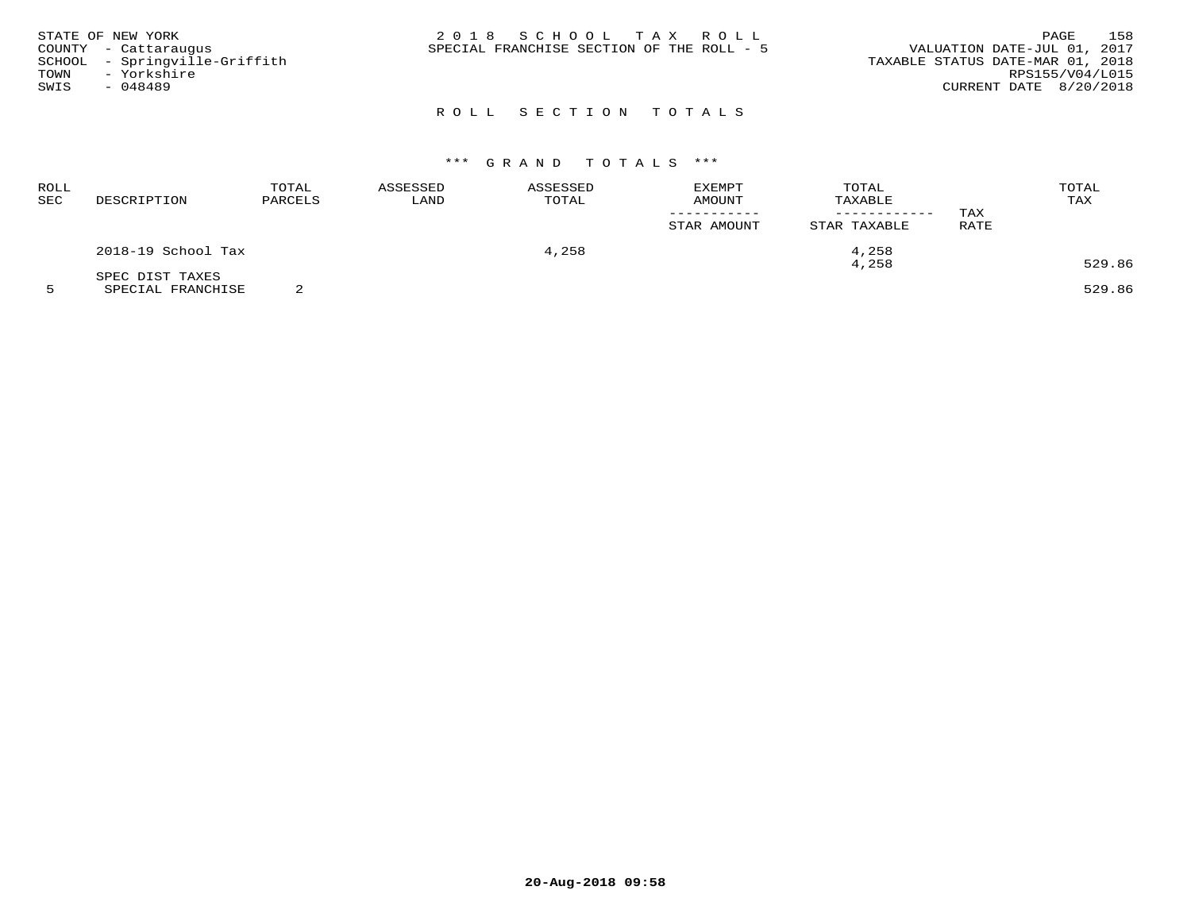STATE OF NEW YORK
COUNTY - Cattaraugus
SCHOOL - Springville-Griffith
TOWN - Yorkshire
SWIS - 048489

# 2018 SCHOOL TAX ROLL

SPECIAL FRANCHISE SECTION OF THE ROLL - 5

VALUATION DATE-JUL 01, 2017
TAXABLE STATUS DATE-MAR 01, 2018
RPS155/V04/L015
CURRENT DATE 8/20/2018

## ROLL SECTION TOTALS

### *** GRAND TOTALS ***

| ROLL SEC | DESCRIPTION | TOTAL PARCELS | ASSESSED LAND | ASSESSED TOTAL | EXEMPT AMOUNT / STAR AMOUNT | TOTAL TAXABLE / STAR TAXABLE | TAX RATE | TOTAL TAX |
|---|---|---|---|---|---|---|---|---|
| | 2018-19 School Tax | | | 4,258 | | 4,258 | | |
| | | | | | | 4,258 | | 529.86 |
| | SPEC DIST TAXES | | | | | | | |
| 5 | SPECIAL FRANCHISE | 2 | | | | | | 529.86 |

20-Aug-2018 09:58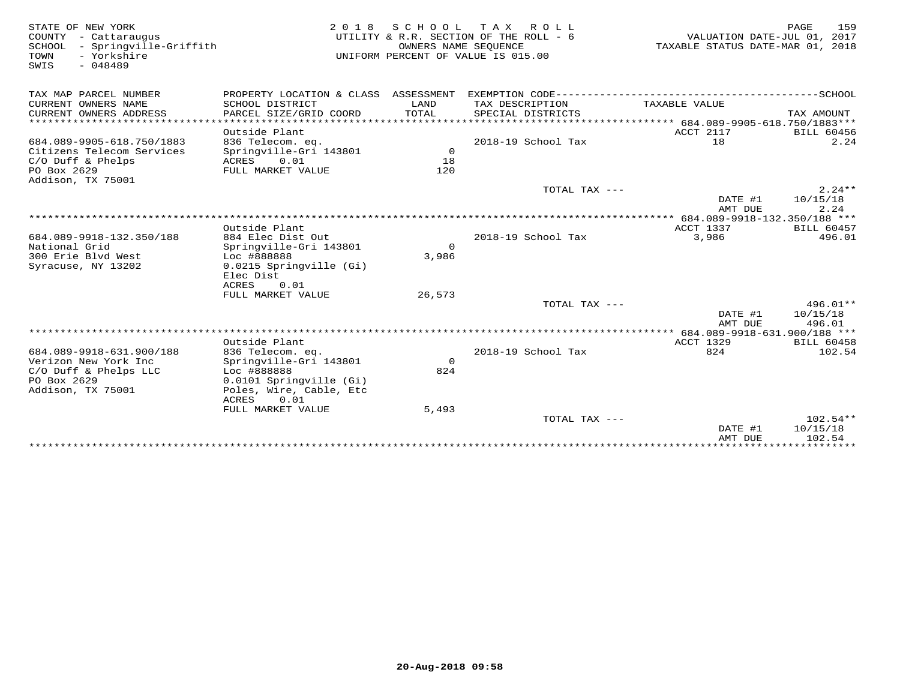STATE OF NEW YORK
COUNTY - Cattaraugus
SCHOOL - Springville-Griffith
TOWN - Yorkshire
SWIS - 048489

2018 SCHOOL TAX ROLL
UTILITY & R.R. SECTION OF THE ROLL - 6
OWNERS NAME SEQUENCE
UNIFORM PERCENT OF VALUE IS 015.00

VALUATION DATE-JUL 01, 2017
TAXABLE STATUS DATE-MAR 01, 2018

| TAX MAP PARCEL NUMBER / CURRENT OWNERS NAME / CURRENT OWNERS ADDRESS | PROPERTY LOCATION & CLASS / SCHOOL DISTRICT / PARCEL SIZE/GRID COORD | ASSESSMENT LAND / TOTAL | EXEMPTION CODE / TAX DESCRIPTION / SPECIAL DISTRICTS | TAXABLE VALUE | TAX AMOUNT |
|---|---|---|---|---|---|
| **684.089-9905-618.750/1883** | | | | | |
| | Outside Plant | | | ACCT 2117 | BILL 60456 |
| 684.089-9905-618.750/1883 | 836 Telecom. eq. | | 2018-19 School Tax | 18 | 2.24 |
| Citizens Telecom Services | Springville-Gri 143801 | 0 | | | |
| C/O Duff & Phelps | ACRES 0.01 | 18 | | | |
| PO Box 2629 | FULL MARKET VALUE | 120 | | | |
| Addison, TX 75001 | | | | | |
| | | | TOTAL TAX --- | | 2.24** |
| | | | | DATE #1 | 10/15/18 |
| | | | | AMT DUE | 2.24 |
| **684.089-9918-132.350/188** | | | | | |
| | Outside Plant | | | ACCT 1337 | BILL 60457 |
| 684.089-9918-132.350/188 | 884 Elec Dist Out | | 2018-19 School Tax | 3,986 | 496.01 |
| National Grid | Springville-Gri 143801 | 0 | | | |
| 300 Erie Blvd West | Loc #888888 | 3,986 | | | |
| Syracuse, NY 13202 | 0.0215 Springville (Gi) | | | | |
| | Elec Dist | | | | |
| | ACRES 0.01 | | | | |
| | FULL MARKET VALUE | 26,573 | | | |
| | | | TOTAL TAX --- | | 496.01** |
| | | | | DATE #1 | 10/15/18 |
| | | | | AMT DUE | 496.01 |
| **684.089-9918-631.900/188** | | | | | |
| | Outside Plant | | | ACCT 1329 | BILL 60458 |
| 684.089-9918-631.900/188 | 836 Telecom. eq. | | 2018-19 School Tax | 824 | 102.54 |
| Verizon New York Inc | Springville-Gri 143801 | 0 | | | |
| C/O Duff & Phelps LLC | Loc #888888 | 824 | | | |
| PO Box 2629 | 0.0101 Springville (Gi) | | | | |
| Addison, TX 75001 | Poles, Wire, Cable, Etc | | | | |
| | ACRES 0.01 | | | | |
| | FULL MARKET VALUE | 5,493 | | | |
| | | | TOTAL TAX --- | | 102.54** |
| | | | | DATE #1 | 10/15/18 |
| | | | | AMT DUE | 102.54 |

20-Aug-2018 09:58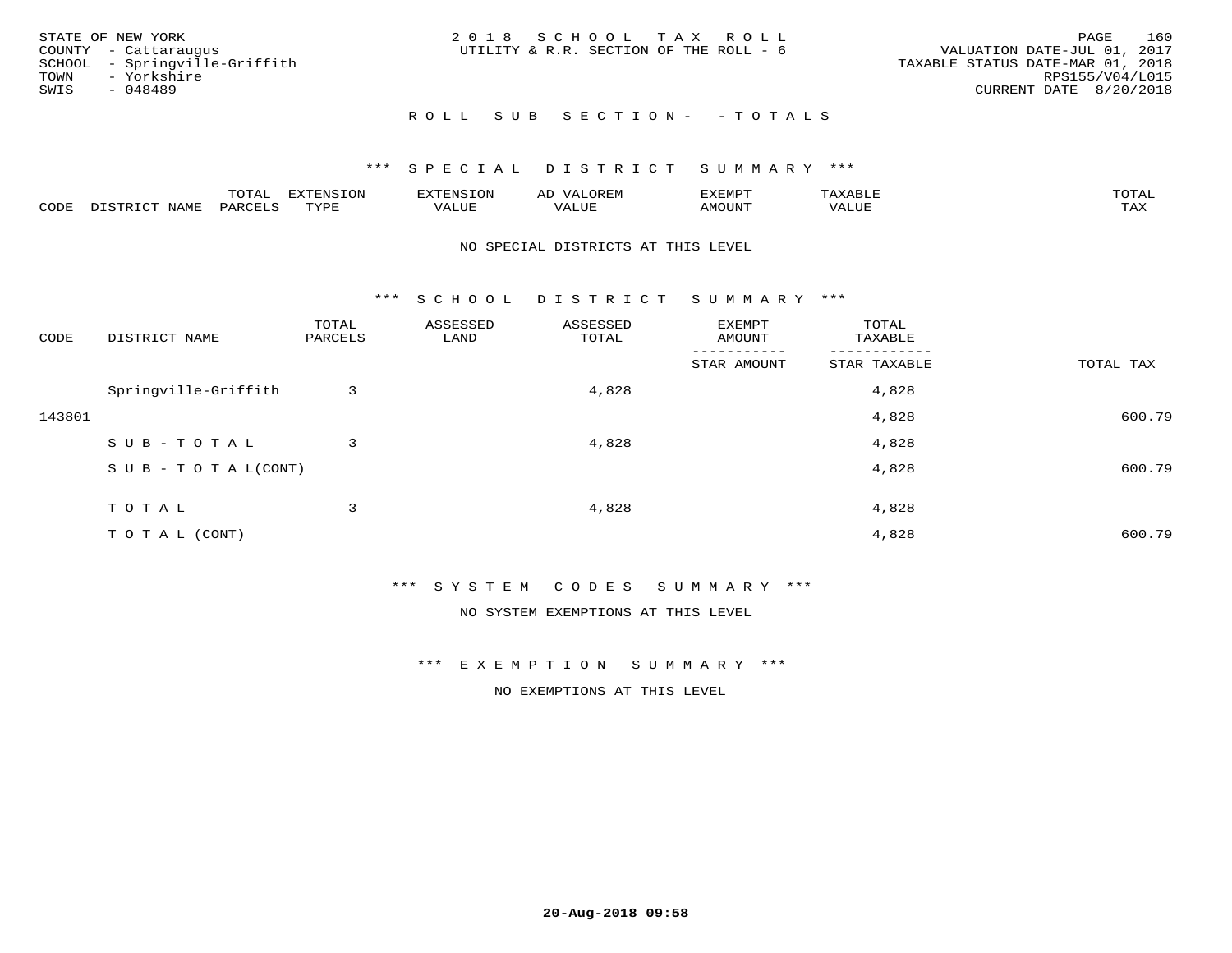STATE OF NEW YORK
COUNTY - Cattaraugus
SCHOOL - Springville-Griffith
TOWN - Yorkshire
SWIS - 048489

2018 SCHOOL TAX ROLL
UTILITY & R.R. SECTION OF THE ROLL - 6

VALUATION DATE-JUL 01, 2017
TAXABLE STATUS DATE-MAR 01, 2018
RPS155/V04/L015
CURRENT DATE 8/20/2018

ROLL SUB SECTION- - TOTALS

*** SPECIAL DISTRICT SUMMARY ***

| CODE | DISTRICT NAME | TOTAL PARCELS | EXTENSION TYPE | EXTENSION VALUE | AD VALOREM VALUE | EXEMPT AMOUNT | TAXABLE VALUE | TOTAL TAX |
|---|---|---|---|---|---|---|---|---|

NO SPECIAL DISTRICTS AT THIS LEVEL

*** SCHOOL DISTRICT SUMMARY ***

| CODE | DISTRICT NAME | TOTAL PARCELS | ASSESSED LAND | ASSESSED TOTAL | EXEMPT AMOUNT / STAR AMOUNT | TOTAL TAXABLE / STAR TAXABLE | TOTAL TAX |
|---|---|---|---|---|---|---|---|
| | Springville-Griffith | 3 | | 4,828 | | 4,828 | |
| 143801 | | | | | | 4,828 | 600.79 |
| | SUB-TOTAL | 3 | | 4,828 | | 4,828 | |
| | SUB-TOTAL(CONT) | | | | | 4,828 | 600.79 |
| | TOTAL | 3 | | 4,828 | | 4,828 | |
| | TOTAL (CONT) | | | | | 4,828 | 600.79 |

*** SYSTEM CODES SUMMARY ***

NO SYSTEM EXEMPTIONS AT THIS LEVEL

*** EXEMPTION SUMMARY ***

NO EXEMPTIONS AT THIS LEVEL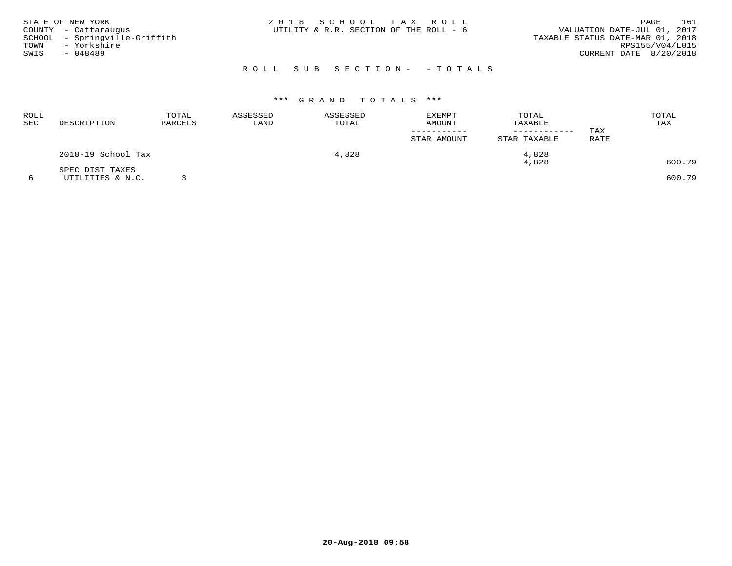STATE OF NEW YORK
COUNTY - Cattaraugus
SCHOOL - Springville-Griffith
TOWN - Yorkshire
SWIS - 048489

2 0 1 8 S C H O O L T A X R O L L
UTILITY & R.R. SECTION OF THE ROLL - 6

VALUATION DATE-JUL 01, 2017
TAXABLE STATUS DATE-MAR 01, 2018
RPS155/V04/L015
CURRENT DATE 8/20/2018

R O L L S U B S E C T I O N - - T O T A L S

\*\*\* G R A N D T O T A L S \*\*\*

| ROLL SEC | DESCRIPTION | TOTAL PARCELS | ASSESSED LAND | ASSESSED TOTAL | EXEMPT AMOUNT / STAR AMOUNT | TOTAL TAXABLE / STAR TAXABLE | TAX RATE | TOTAL TAX |
|---|---|---|---|---|---|---|---|---|
| | 2018-19 School Tax | | | 4,828 | | 4,828 | | |
| | | | | | | 4,828 | | 600.79 |
| | SPEC DIST TAXES | | | | | | | |
| 6 | UTILITIES & N.C. | 3 | | | | | | 600.79 |

20-Aug-2018 09:58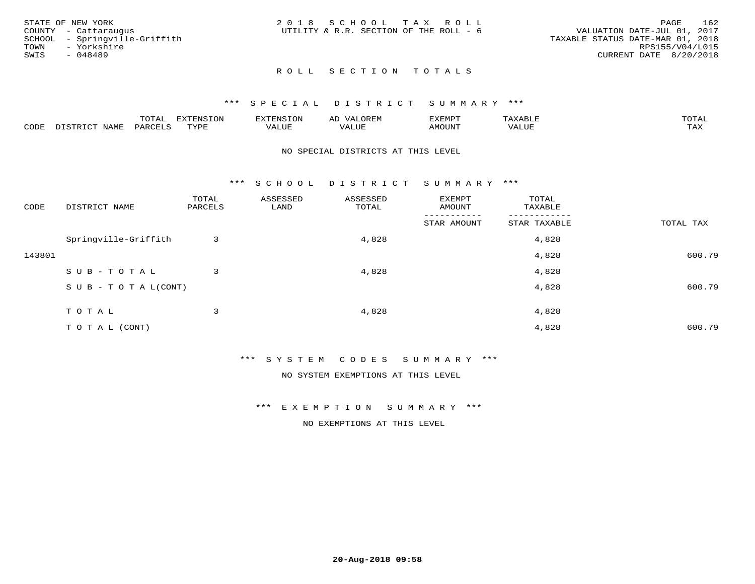STATE OF NEW YORK
COUNTY - Cattaraugus
SCHOOL - Springville-Griffith
TOWN - Yorkshire
SWIS - 048489

2 0 1 8 S C H O O L T A X R O L L
UTILITY & R.R. SECTION OF THE ROLL - 6

VALUATION DATE-JUL 01, 2017
TAXABLE STATUS DATE-MAR 01, 2018
RPS155/V04/L015
CURRENT DATE 8/20/2018

## R O L L S E C T I O N T O T A L S

### *** S P E C I A L D I S T R I C T S U M M A R Y ***

| CODE | DISTRICT NAME | TOTAL PARCELS | EXTENSION TYPE | EXTENSION VALUE | AD VALOREM VALUE | EXEMPT AMOUNT | TAXABLE VALUE | TOTAL TAX |
|---|---|---|---|---|---|---|---|---|

NO SPECIAL DISTRICTS AT THIS LEVEL

### *** S C H O O L D I S T R I C T S U M M A R Y ***

| CODE | DISTRICT NAME | TOTAL PARCELS | ASSESSED LAND | ASSESSED TOTAL | EXEMPT AMOUNT / STAR AMOUNT | TOTAL TAXABLE / STAR TAXABLE | TOTAL TAX |
|---|---|---|---|---|---|---|---|
| | Springville-Griffith | 3 | | 4,828 | | 4,828 | |
| 143801 | | | | | | 4,828 | 600.79 |
| | S U B - T O T A L | 3 | | 4,828 | | 4,828 | |
| | S U B - T O T A L(CONT) | | | | | 4,828 | 600.79 |
| | T O T A L | 3 | | 4,828 | | 4,828 | |
| | T O T A L (CONT) | | | | | 4,828 | 600.79 |

### *** S Y S T E M C O D E S S U M M A R Y ***

NO SYSTEM EXEMPTIONS AT THIS LEVEL

### *** E X E M P T I O N S U M M A R Y ***

NO EXEMPTIONS AT THIS LEVEL

20-Aug-2018 09:58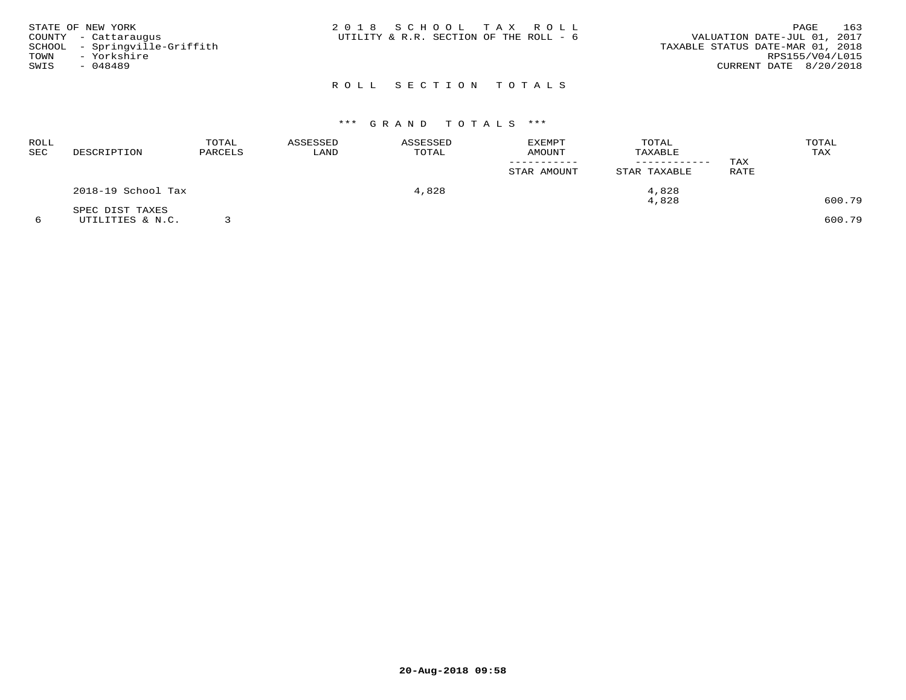STATE OF NEW YORK
COUNTY - Cattaraugus
SCHOOL - Springville-Griffith
TOWN - Yorkshire
SWIS - 048489

2018 SCHOOL TAX ROLL
UTILITY & R.R. SECTION OF THE ROLL - 6

VALUATION DATE-JUL 01, 2017
TAXABLE STATUS DATE-MAR 01, 2018
RPS155/V04/L015
CURRENT DATE 8/20/2018

## ROLL SECTION TOTALS

### *** GRAND TOTALS ***

| ROLL SEC | DESCRIPTION | TOTAL PARCELS | ASSESSED LAND | ASSESSED TOTAL | EXEMPT AMOUNT / STAR AMOUNT | TOTAL TAXABLE / STAR TAXABLE | TAX RATE | TOTAL TAX |
|---|---|---|---|---|---|---|---|---|
| | 2018-19 School Tax | | | 4,828 | | 4,828 | | |
| | | | | | | 4,828 | | 600.79 |
| | SPEC DIST TAXES | | | | | | | |
| 6 | UTILITIES & N.C. | 3 | | | | | | 600.79 |

20-Aug-2018 09:58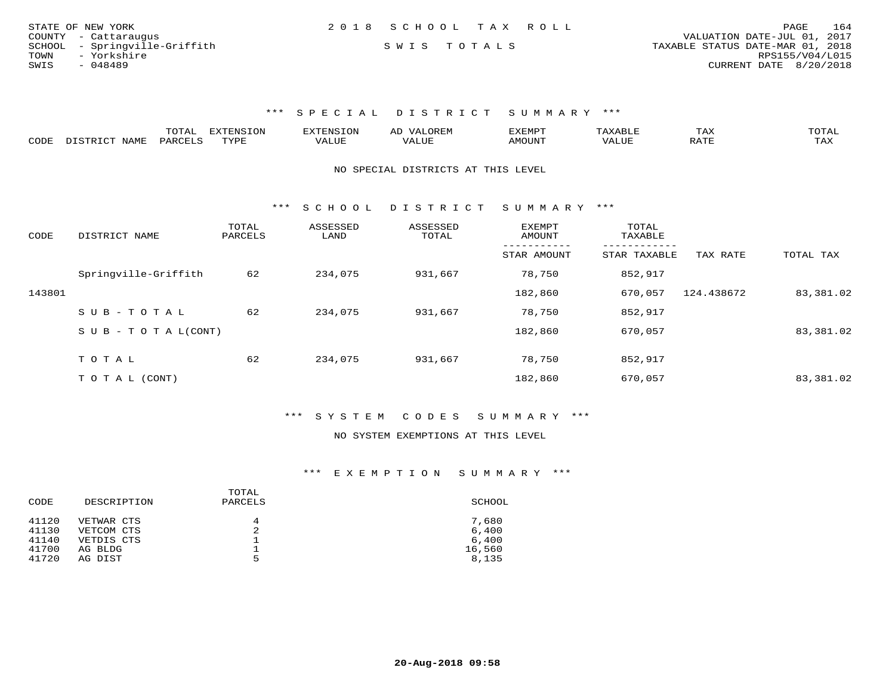STATE OF NEW YORK
COUNTY - Cattaraugus
SCHOOL - Springville-Griffith
TOWN - Yorkshire
SWIS - 048489

2 0 1 8 S C H O O L T A X R O L L

S W I S T O T A L S

VALUATION DATE-JUL 01, 2017
TAXABLE STATUS DATE-MAR 01, 2018
RPS155/V04/L015
CURRENT DATE 8/20/2018

### *** S P E C I A L D I S T R I C T S U M M A R Y ***

| CODE | DISTRICT NAME | TOTAL PARCELS | EXTENSION TYPE | EXTENSION VALUE | AD VALOREM VALUE | EXEMPT AMOUNT | TAXABLE VALUE | TAX RATE | TOTAL TAX |
|---|---|---|---|---|---|---|---|---|---|

NO SPECIAL DISTRICTS AT THIS LEVEL

### *** S C H O O L D I S T R I C T S U M M A R Y ***

| CODE | DISTRICT NAME | TOTAL PARCELS | ASSESSED LAND | ASSESSED TOTAL | EXEMPT AMOUNT / STAR AMOUNT | TOTAL TAXABLE / STAR TAXABLE | TAX RATE | TOTAL TAX |
|---|---|---|---|---|---|---|---|---|
| | Springville-Griffith | 62 | 234,075 | 931,667 | 78,750 | 852,917 | | |
| 143801 | | | | | 182,860 | 670,057 | 124.438672 | 83,381.02 |
| | S U B - T O T A L | 62 | 234,075 | 931,667 | 78,750 | 852,917 | | |
| | S U B - T O T A L(CONT) | | | | 182,860 | 670,057 | | 83,381.02 |
| | T O T A L | 62 | 234,075 | 931,667 | 78,750 | 852,917 | | |
| | T O T A L (CONT) | | | | 182,860 | 670,057 | | 83,381.02 |

### *** S Y S T E M C O D E S S U M M A R Y ***

NO SYSTEM EXEMPTIONS AT THIS LEVEL

### *** E X E M P T I O N S U M M A R Y ***

| CODE | DESCRIPTION | TOTAL PARCELS | SCHOOL |
|---|---|---|---|
| 41120 | VETWAR CTS | 4 | 7,680 |
| 41130 | VETCOM CTS | 2 | 6,400 |
| 41140 | VETDIS CTS | 1 | 6,400 |
| 41700 | AG BLDG | 1 | 16,560 |
| 41720 | AG DIST | 5 | 8,135 |

20-Aug-2018 09:58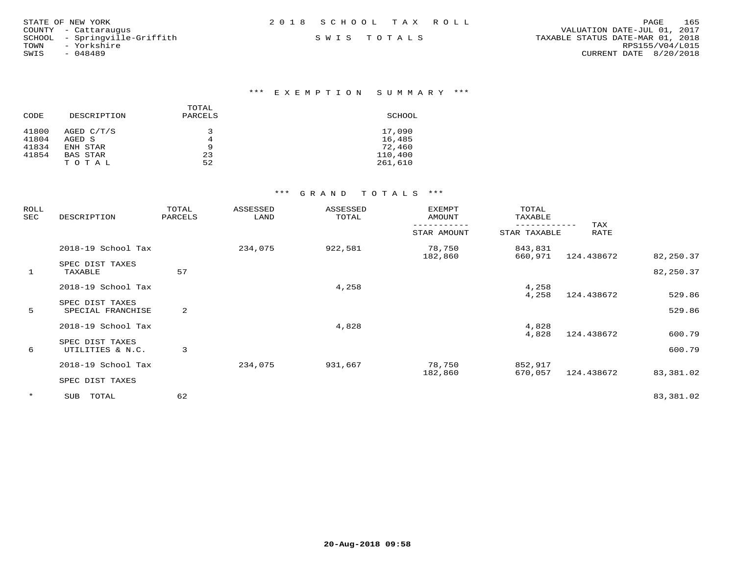STATE OF NEW YORK
COUNTY - Cattaraugus
SCHOOL - Springville-Griffith
TOWN - Yorkshire
SWIS - 048489

# 2018 SCHOOL TAX ROLL

SWIS TOTALS

VALUATION DATE-JUL 01, 2017
TAXABLE STATUS DATE-MAR 01, 2018
RPS155/V04/L015
CURRENT DATE 8/20/2018

## *** EXEMPTION SUMMARY ***

| CODE | DESCRIPTION | TOTAL PARCELS | SCHOOL |
|---|---|---|---|
| 41800 | AGED C/T/S | 3 | 17,090 |
| 41804 | AGED S | 4 | 16,485 |
| 41834 | ENH STAR | 9 | 72,460 |
| 41854 | BAS STAR | 23 | 110,400 |
| | T O T A L | 52 | 261,610 |

## *** GRAND TOTALS ***

| ROLL SEC | DESCRIPTION | TOTAL PARCELS | ASSESSED LAND | ASSESSED TOTAL | EXEMPT AMOUNT / STAR AMOUNT | TOTAL TAXABLE / STAR TAXABLE | TAX RATE | |
|---|---|---|---|---|---|---|---|---|
| | 2018-19 School Tax | | 234,075 | 922,581 | 78,750 | 843,831 | | |
| | | | | | 182,860 | 660,971 | 124.438672 | 82,250.37 |
| | SPEC DIST TAXES | | | | | | | |
| 1 | TAXABLE | 57 | | | | | | 82,250.37 |
| | 2018-19 School Tax | | | 4,258 | | 4,258 | | |
| | | | | | | 4,258 | 124.438672 | 529.86 |
| | SPEC DIST TAXES | | | | | | | |
| 5 | SPECIAL FRANCHISE | 2 | | | | | | 529.86 |
| | 2018-19 School Tax | | | 4,828 | | 4,828 | | |
| | | | | | | 4,828 | 124.438672 | 600.79 |
| | SPEC DIST TAXES | | | | | | | |
| 6 | UTILITIES & N.C. | 3 | | | | | | 600.79 |
| | 2018-19 School Tax | | 234,075 | 931,667 | 78,750 | 852,917 | | |
| | | | | | 182,860 | 670,057 | 124.438672 | 83,381.02 |
| | SPEC DIST TAXES | | | | | | | |
| * | SUB TOTAL | 62 | | | | | | 83,381.02 |

20-Aug-2018 09:58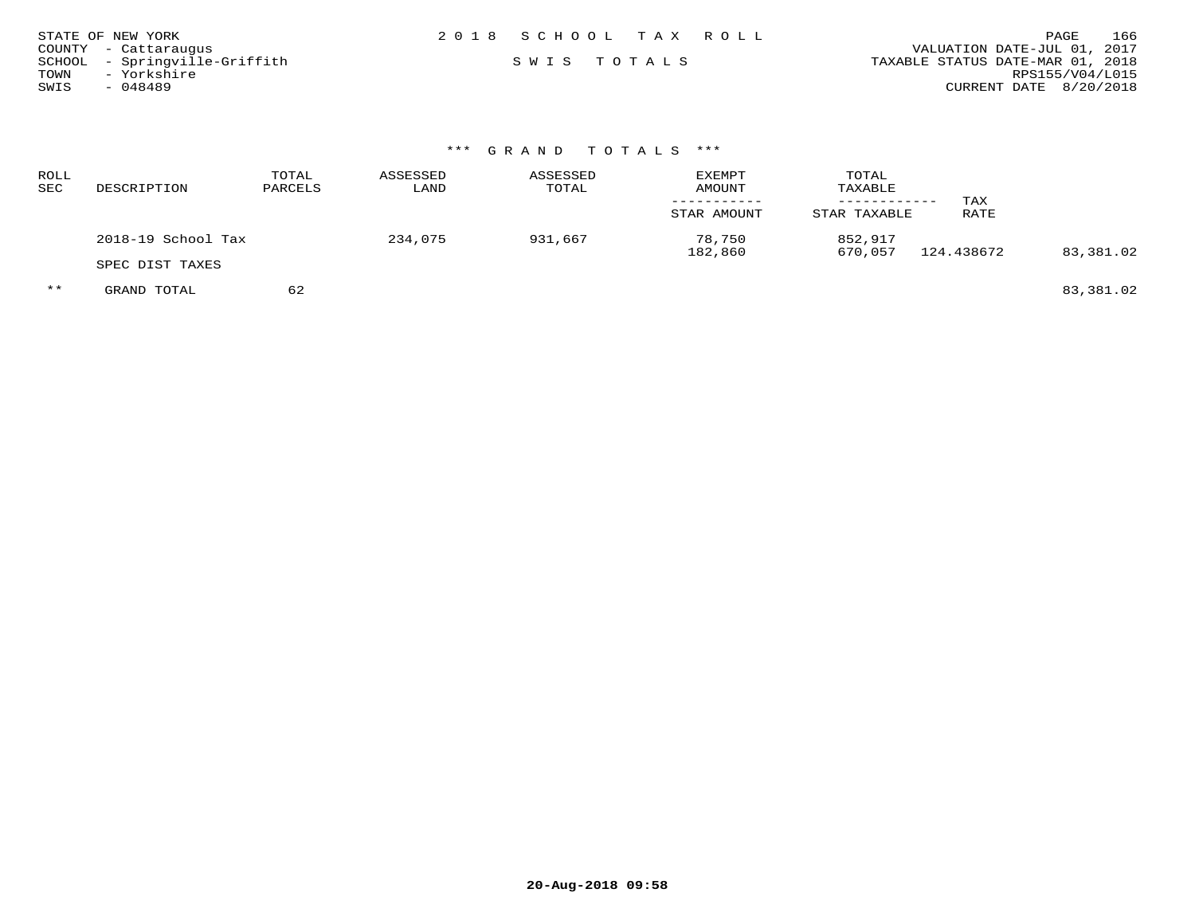STATE OF NEW YORK
COUNTY - Cattaraugus
SCHOOL - Springville-Griffith
TOWN - Yorkshire
SWIS - 048489

2 0 1 8 S C H O O L T A X R O L L

S W I S T O T A L S

VALUATION DATE-JUL 01, 2017
TAXABLE STATUS DATE-MAR 01, 2018
RPS155/V04/L015
CURRENT DATE 8/20/2018

### *** G R A N D T O T A L S ***

| ROLL SEC | DESCRIPTION | TOTAL PARCELS | ASSESSED LAND | ASSESSED TOTAL | EXEMPT AMOUNT / STAR AMOUNT | TOTAL TAXABLE / STAR TAXABLE | TAX RATE | |
|---|---|---|---|---|---|---|---|---|
| | 2018-19 School Tax | | 234,075 | 931,667 | 78,750 | 852,917 | | |
| | | | | | 182,860 | 670,057 | 124.438672 | 83,381.02 |
| | SPEC DIST TAXES | | | | | | | |
| ** | GRAND TOTAL | 62 | | | | | | 83,381.02 |

20-Aug-2018 09:58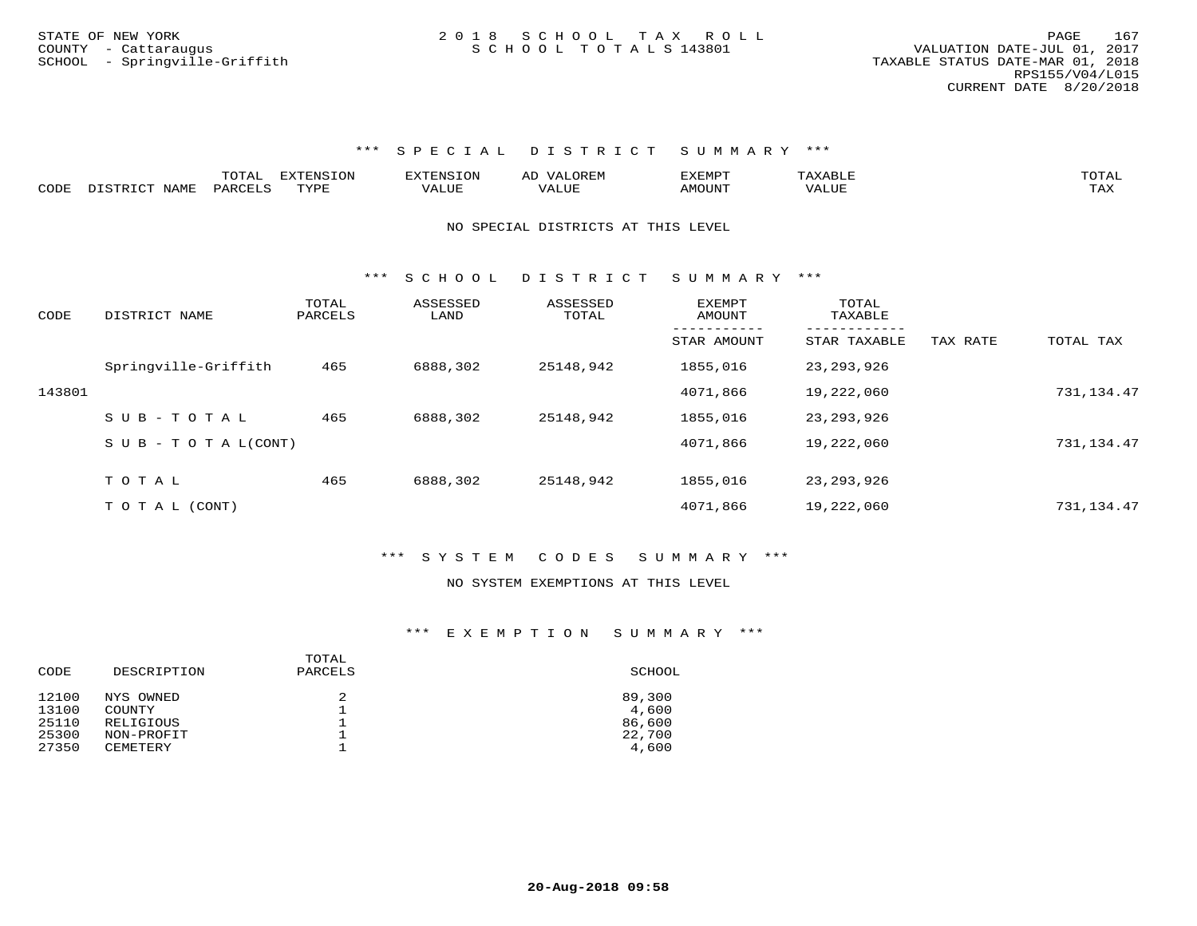STATE OF NEW YORK
COUNTY - Cattaraugus
SCHOOL - Springville-Griffith

2018 SCHOOL TAX ROLL
SCHOOL TOTALS 143801

VALUATION DATE-JUL 01, 2017
TAXABLE STATUS DATE-MAR 01, 2018
RPS155/V04/L015
CURRENT DATE 8/20/2018

## *** SPECIAL DISTRICT SUMMARY ***

| CODE | DISTRICT NAME | TOTAL PARCELS | EXTENSION TYPE | EXTENSION VALUE | AD VALOREM VALUE | EXEMPT AMOUNT | TAXABLE VALUE | TOTAL TAX |
|---|---|---|---|---|---|---|---|---|

NO SPECIAL DISTRICTS AT THIS LEVEL

## *** SCHOOL DISTRICT SUMMARY ***

| CODE | DISTRICT NAME | TOTAL PARCELS | ASSESSED LAND | ASSESSED TOTAL | EXEMPT AMOUNT / STAR AMOUNT | TOTAL TAXABLE / STAR TAXABLE | TAX RATE | TOTAL TAX |
|---|---|---|---|---|---|---|---|---|
| | Springville-Griffith | 465 | 6888,302 | 25148,942 | 1855,016 | 23,293,926 | | |
| 143801 | | | | | 4071,866 | 19,222,060 | | 731,134.47 |
| | SUB-TOTAL | 465 | 6888,302 | 25148,942 | 1855,016 | 23,293,926 | | |
| | SUB-TOTAL(CONT) | | | | 4071,866 | 19,222,060 | | 731,134.47 |
| | TOTAL | 465 | 6888,302 | 25148,942 | 1855,016 | 23,293,926 | | |
| | TOTAL (CONT) | | | | 4071,866 | 19,222,060 | | 731,134.47 |

## *** SYSTEM CODES SUMMARY ***

NO SYSTEM EXEMPTIONS AT THIS LEVEL

## *** EXEMPTION SUMMARY ***

| CODE | DESCRIPTION | TOTAL PARCELS | SCHOOL |
|---|---|---|---|
| 12100 | NYS OWNED | 2 | 89,300 |
| 13100 | COUNTY | 1 | 4,600 |
| 25110 | RELIGIOUS | 1 | 86,600 |
| 25300 | NON-PROFIT | 1 | 22,700 |
| 27350 | CEMETERY | 1 | 4,600 |

20-Aug-2018 09:58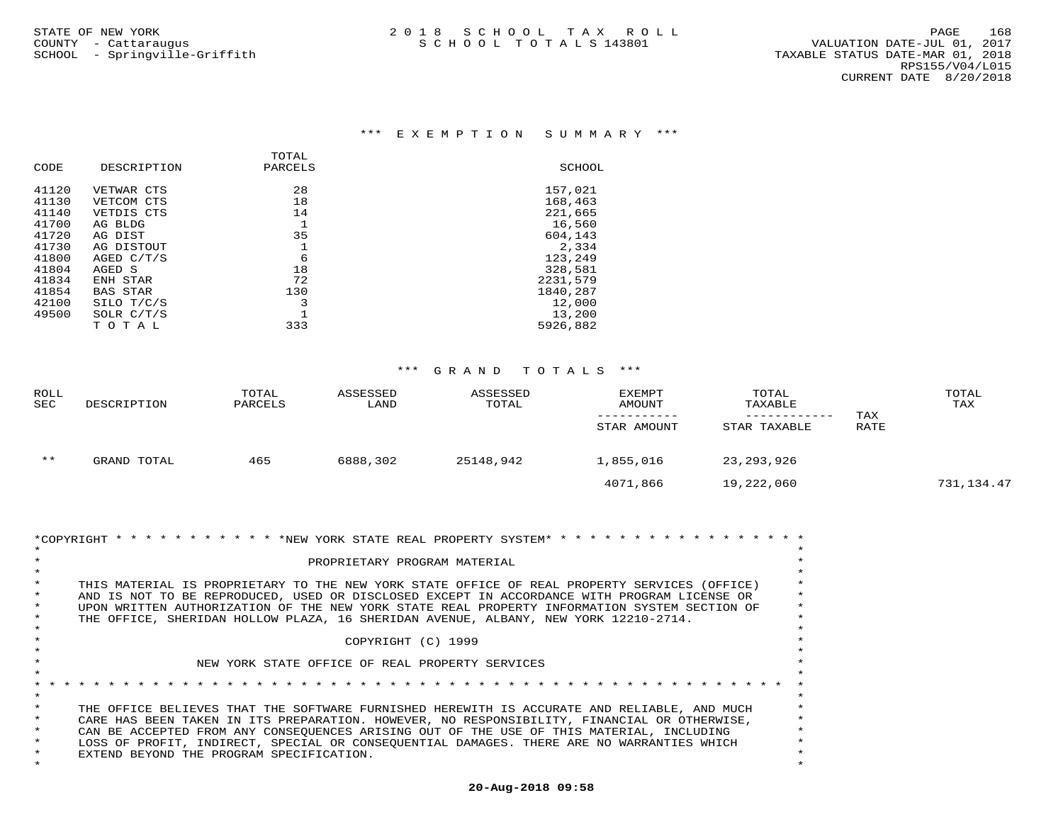STATE OF NEW YORK
COUNTY - Cattaraugus
SCHOOL - Springville-Griffith

2 0 1 8 S C H O O L T A X R O L L
S C H O O L T O T A L S 143801

VALUATION DATE-JUL 01, 2017
TAXABLE STATUS DATE-MAR 01, 2018
RPS155/V04/L015
CURRENT DATE 8/20/2018

## *** E X E M P T I O N S U M M A R Y ***

| CODE | DESCRIPTION | TOTAL PARCELS | SCHOOL |
|---|---|---|---|
| 41120 | VETWAR CTS | 28 | 157,021 |
| 41130 | VETCOM CTS | 18 | 168,463 |
| 41140 | VETDIS CTS | 14 | 221,665 |
| 41700 | AG BLDG | 1 | 16,560 |
| 41720 | AG DIST | 35 | 604,143 |
| 41730 | AG DISTOUT | 1 | 2,334 |
| 41800 | AGED C/T/S | 6 | 123,249 |
| 41804 | AGED S | 18 | 328,581 |
| 41834 | ENH STAR | 72 | 2231,579 |
| 41854 | BAS STAR | 130 | 1840,287 |
| 42100 | SILO T/C/S | 3 | 12,000 |
| 49500 | SOLR C/T/S | 1 | 13,200 |
| | T O T A L | 333 | 5926,882 |

## *** G R A N D T O T A L S ***

| ROLL SEC | DESCRIPTION | TOTAL PARCELS | ASSESSED LAND | ASSESSED TOTAL | EXEMPT AMOUNT / STAR AMOUNT | TOTAL TAXABLE / STAR TAXABLE | TAX RATE | TOTAL TAX |
|---|---|---|---|---|---|---|---|---|
| ** | GRAND TOTAL | 465 | 6888,302 | 25148,942 | 1,855,016 | 23,293,926 | | |
| | | | | | 4071,866 | 19,222,060 | | 731,134.47 |

```
*COPYRIGHT * * * * * * * * * * * *NEW YORK STATE REAL PROPERTY SYSTEM* * * * * * * * * * * * * * * * * *
*                                                                                                        *
*                                    PROPRIETARY PROGRAM MATERIAL                                        *
*                                                                                                        *
*     THIS MATERIAL IS PROPRIETARY TO THE NEW YORK STATE OFFICE OF REAL PROPERTY SERVICES (OFFICE)       *
*     AND IS NOT TO BE REPRODUCED, USED OR DISCLOSED EXCEPT IN ACCORDANCE WITH PROGRAM LICENSE OR        *
*     UPON WRITTEN AUTHORIZATION OF THE NEW YORK STATE REAL PROPERTY INFORMATION SYSTEM SECTION OF       *
*     THE OFFICE, SHERIDAN HOLLOW PLAZA, 16 SHERIDAN AVENUE, ALBANY, NEW YORK 12210-2714.                *
*                                                                                                        *
*                                         COPYRIGHT (C) 1999                                             *
*                                                                                                        *
*                      NEW YORK STATE OFFICE OF REAL PROPERTY SERVICES                                   *
*                                                                                                        *
* * * * * * * * * * * * * * * * * * * * * * * * * * * * * * * * * * * * * * * * * * * * * * * * * * * * *
*                                                                                                        *
*     THE OFFICE BELIEVES THAT THE SOFTWARE FURNISHED HEREWITH IS ACCURATE AND RELIABLE, AND MUCH         *
*     CARE HAS BEEN TAKEN IN ITS PREPARATION. HOWEVER, NO RESPONSIBILITY, FINANCIAL OR OTHERWISE,        *
*     CAN BE ACCEPTED FROM ANY CONSEQUENCES ARISING OUT OF THE USE OF THIS MATERIAL, INCLUDING           *
*     LOSS OF PROFIT, INDIRECT, SPECIAL OR CONSEQUENTIAL DAMAGES. THERE ARE NO WARRANTIES WHICH          *
*     EXTEND BEYOND THE PROGRAM SPECIFICATION.                                                           *
*                                                                                                        *
```

**20-Aug-2018 09:58**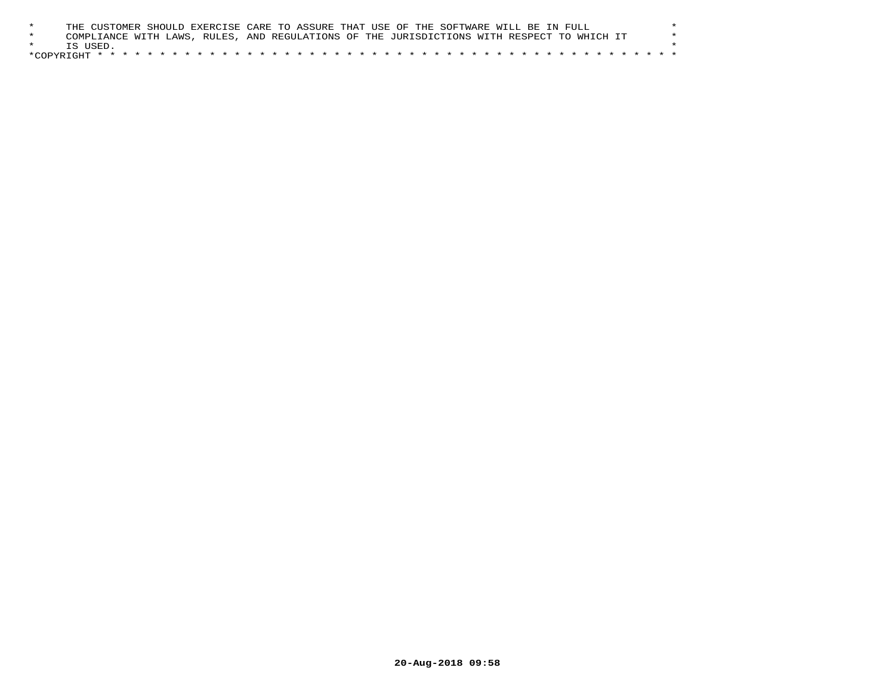```
*     THE CUSTOMER SHOULD EXERCISE CARE TO ASSURE THAT USE OF THE SOFTWARE WILL BE IN FULL          *
*     COMPLIANCE WITH LAWS, RULES, AND REGULATIONS OF THE JURISDICTIONS WITH RESPECT TO WHICH IT    *
*     IS USED.                                                                                      *
*COPYRIGHT * * * * * * * * * * * * * * * * * * * * * * * * * * * * * * * * * * * * * * * * * * * * *
```